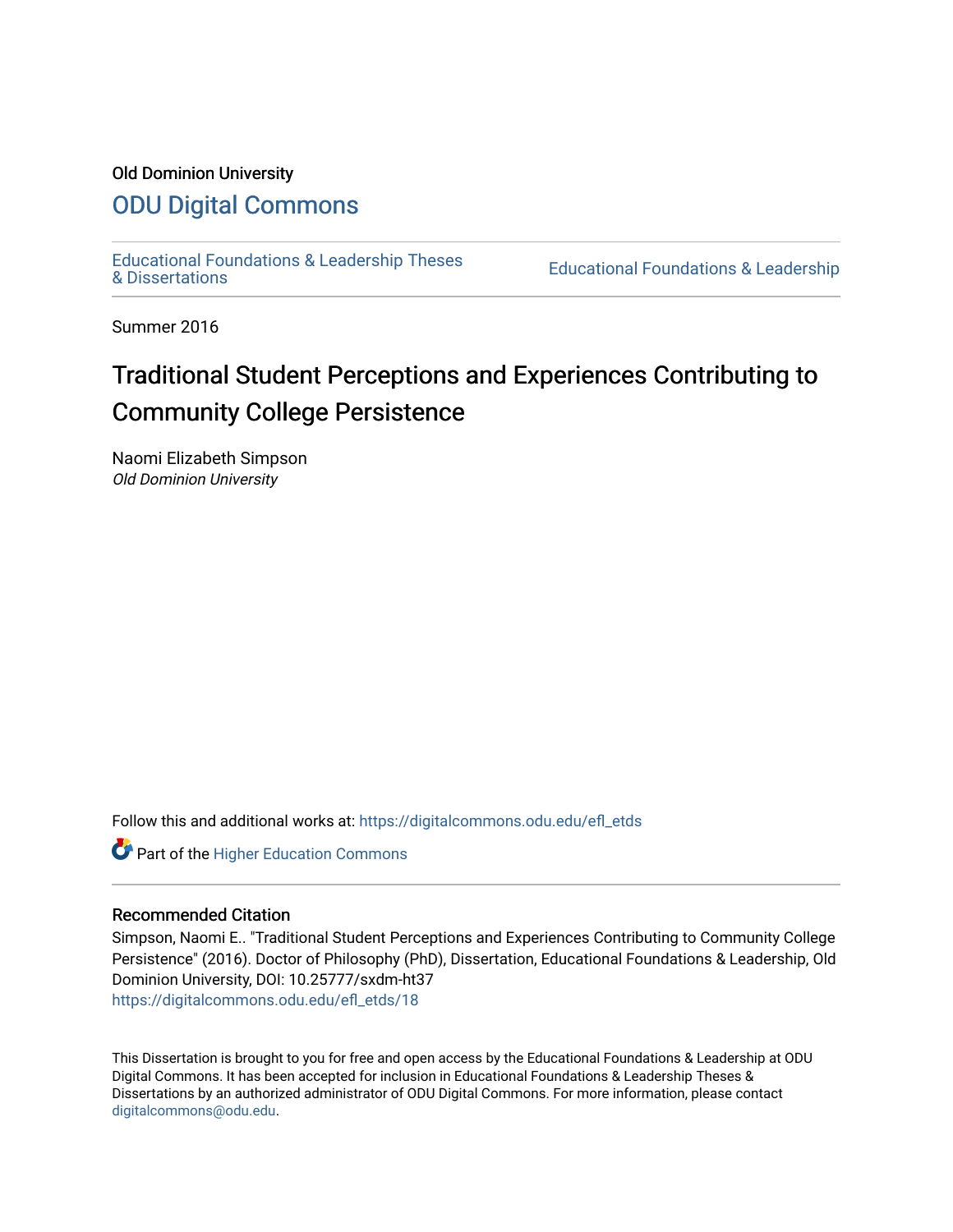Old Dominion University

# ODU Digital Commons

Educational Foundations & Leadership Theses & Dissertations

Educational Foundations & Leadership

Summer 2016

# Traditional Student Perceptions and Experiences Contributing to Community College Persistence

Naomi Elizabeth Simpson
*Old Dominion University*

Follow this and additional works at: https://digitalcommons.odu.edu/efl_etds

Part of the Higher Education Commons

## Recommended Citation

Simpson, Naomi E.. "Traditional Student Perceptions and Experiences Contributing to Community College Persistence" (2016). Doctor of Philosophy (PhD), Dissertation, Educational Foundations & Leadership, Old Dominion University, DOI: 10.25777/sxdm-ht37
https://digitalcommons.odu.edu/efl_etds/18

This Dissertation is brought to you for free and open access by the Educational Foundations & Leadership at ODU Digital Commons. It has been accepted for inclusion in Educational Foundations & Leadership Theses & Dissertations by an authorized administrator of ODU Digital Commons. For more information, please contact digitalcommons@odu.edu.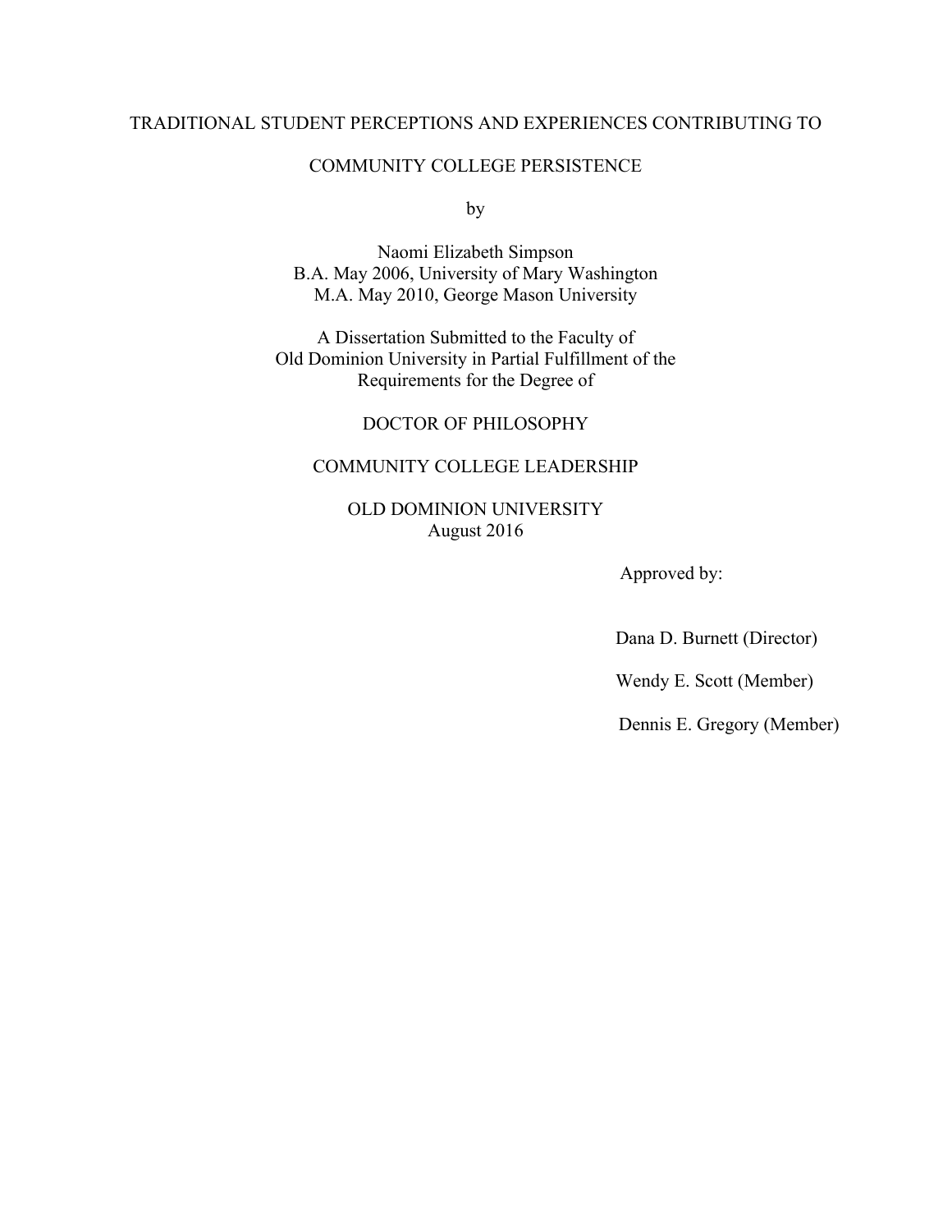TRADITIONAL STUDENT PERCEPTIONS AND EXPERIENCES CONTRIBUTING TO

COMMUNITY COLLEGE PERSISTENCE

by

Naomi Elizabeth Simpson
B.A. May 2006, University of Mary Washington
M.A. May 2010, George Mason University

A Dissertation Submitted to the Faculty of
Old Dominion University in Partial Fulfillment of the
Requirements for the Degree of

DOCTOR OF PHILOSOPHY

COMMUNITY COLLEGE LEADERSHIP

OLD DOMINION UNIVERSITY
August 2016

Approved by:

Dana D. Burnett (Director)

Wendy E. Scott (Member)

Dennis E. Gregory (Member)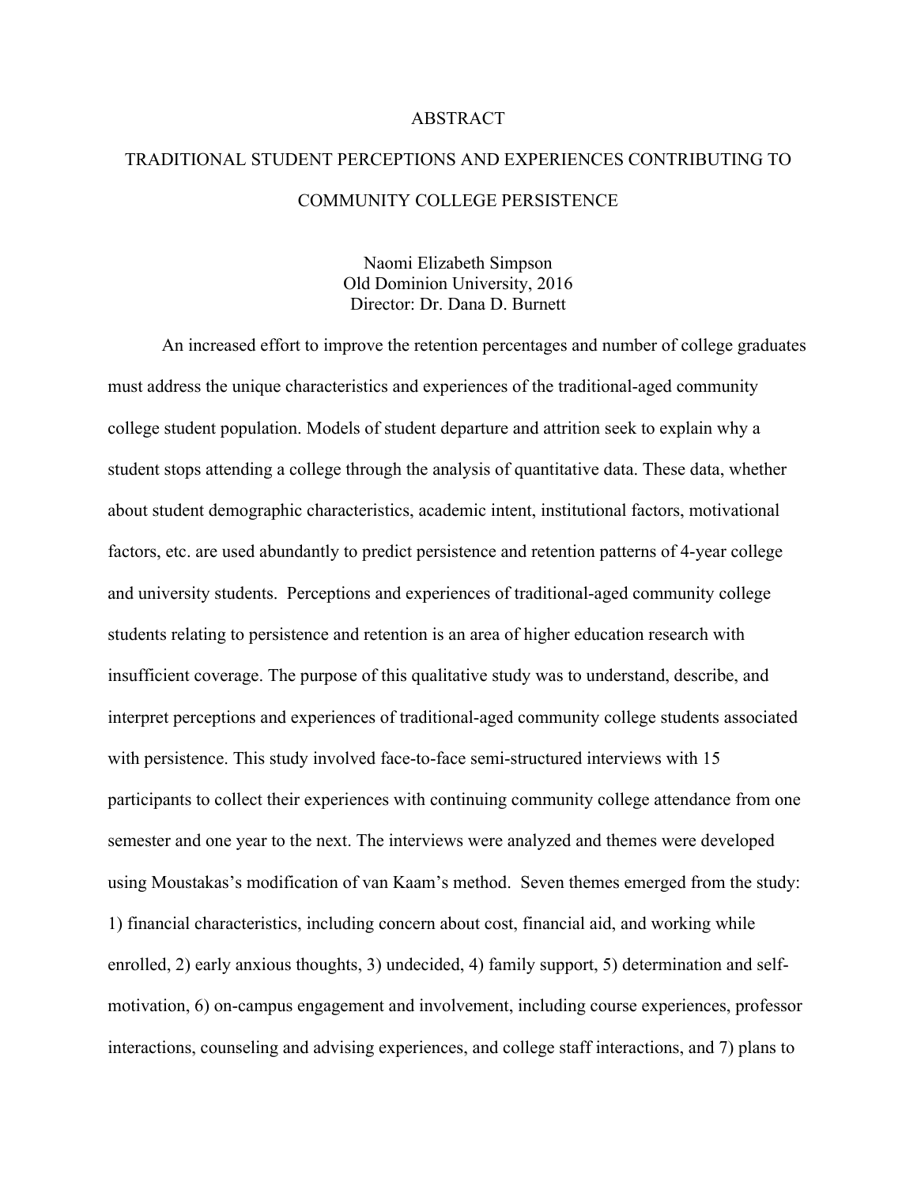# ABSTRACT

## TRADITIONAL STUDENT PERCEPTIONS AND EXPERIENCES CONTRIBUTING TO COMMUNITY COLLEGE PERSISTENCE

Naomi Elizabeth Simpson
Old Dominion University, 2016
Director: Dr. Dana D. Burnett

An increased effort to improve the retention percentages and number of college graduates must address the unique characteristics and experiences of the traditional-aged community college student population. Models of student departure and attrition seek to explain why a student stops attending a college through the analysis of quantitative data. These data, whether about student demographic characteristics, academic intent, institutional factors, motivational factors, etc. are used abundantly to predict persistence and retention patterns of 4-year college and university students. Perceptions and experiences of traditional-aged community college students relating to persistence and retention is an area of higher education research with insufficient coverage. The purpose of this qualitative study was to understand, describe, and interpret perceptions and experiences of traditional-aged community college students associated with persistence. This study involved face-to-face semi-structured interviews with 15 participants to collect their experiences with continuing community college attendance from one semester and one year to the next. The interviews were analyzed and themes were developed using Moustakas's modification of van Kaam's method. Seven themes emerged from the study: 1) financial characteristics, including concern about cost, financial aid, and working while enrolled, 2) early anxious thoughts, 3) undecided, 4) family support, 5) determination and self-motivation, 6) on-campus engagement and involvement, including course experiences, professor interactions, counseling and advising experiences, and college staff interactions, and 7) plans to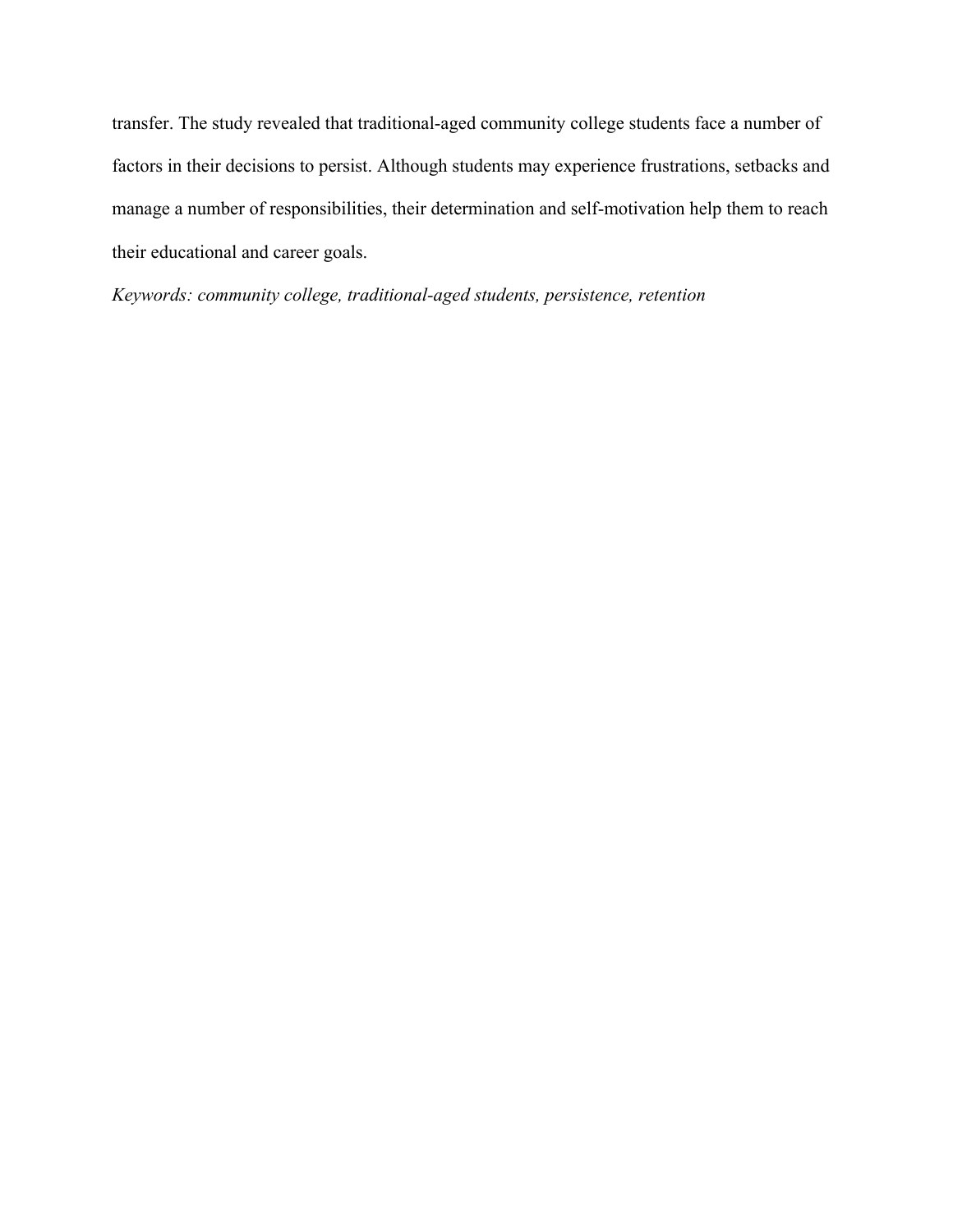transfer. The study revealed that traditional-aged community college students face a number of factors in their decisions to persist. Although students may experience frustrations, setbacks and manage a number of responsibilities, their determination and self-motivation help them to reach their educational and career goals.

*Keywords: community college, traditional-aged students, persistence, retention*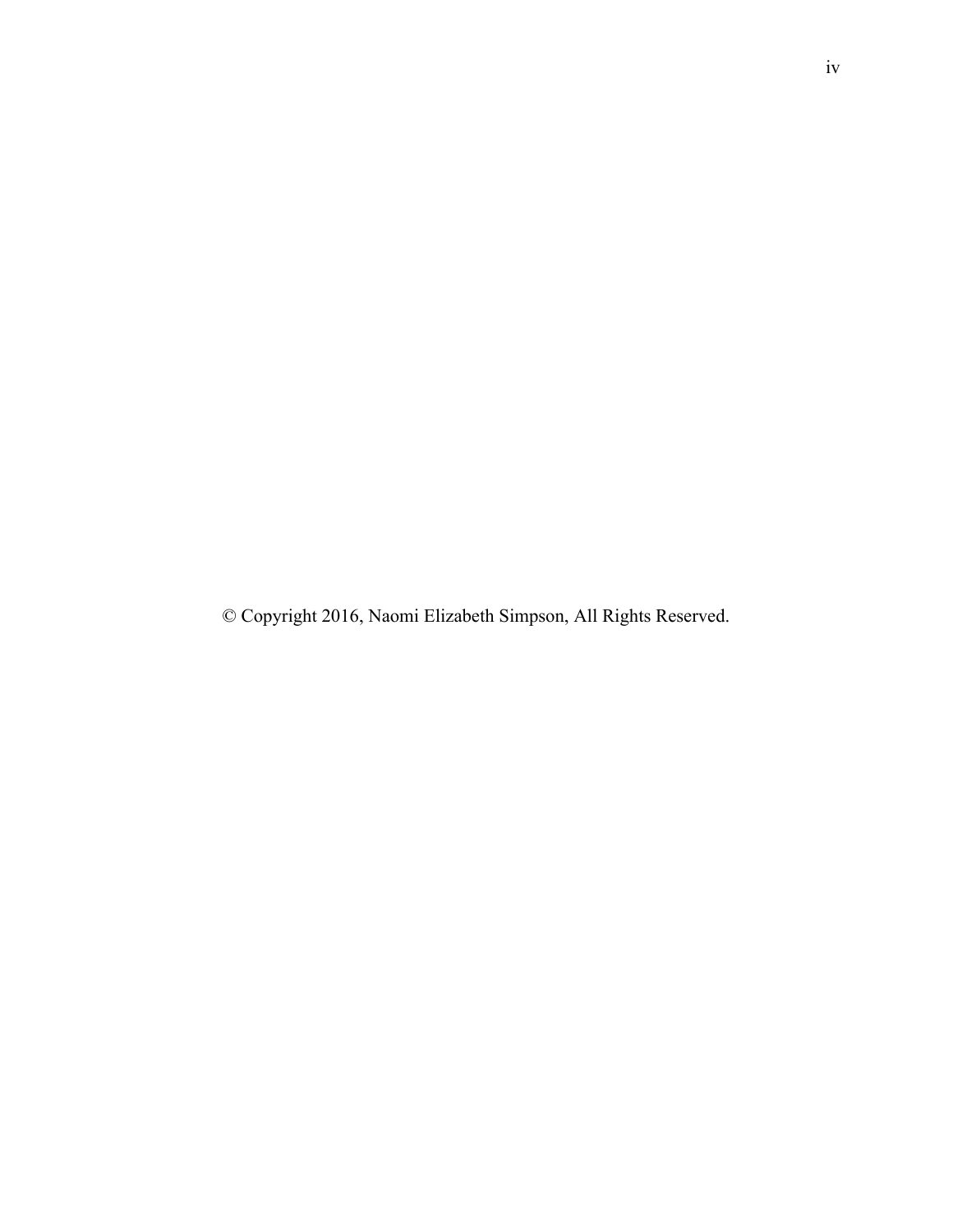© Copyright 2016, Naomi Elizabeth Simpson, All Rights Reserved.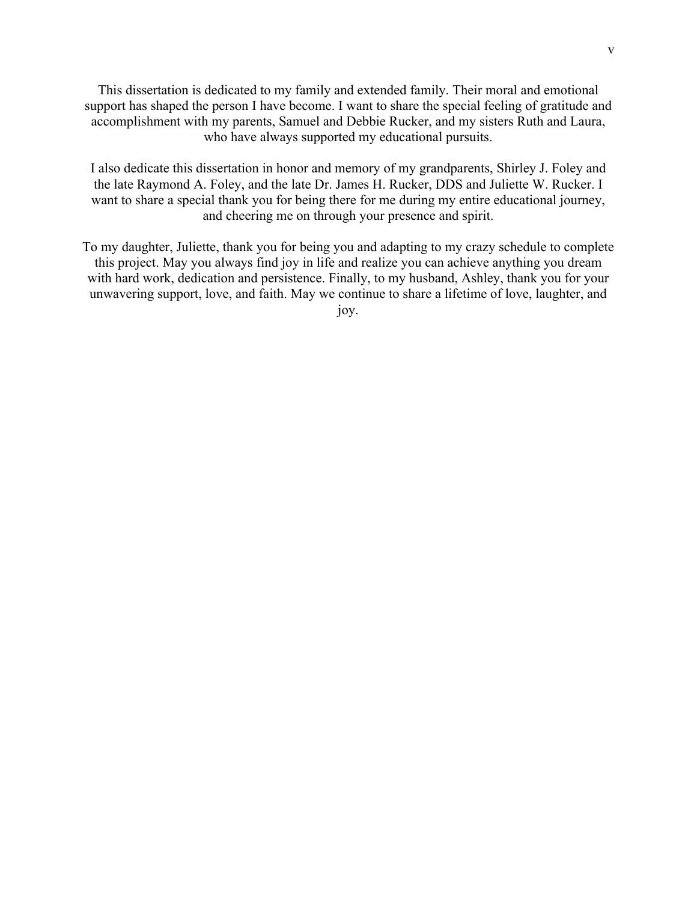This dissertation is dedicated to my family and extended family. Their moral and emotional support has shaped the person I have become. I want to share the special feeling of gratitude and accomplishment with my parents, Samuel and Debbie Rucker, and my sisters Ruth and Laura, who have always supported my educational pursuits.

I also dedicate this dissertation in honor and memory of my grandparents, Shirley J. Foley and the late Raymond A. Foley, and the late Dr. James H. Rucker, DDS and Juliette W. Rucker. I want to share a special thank you for being there for me during my entire educational journey, and cheering me on through your presence and spirit.

To my daughter, Juliette, thank you for being you and adapting to my crazy schedule to complete this project. May you always find joy in life and realize you can achieve anything you dream with hard work, dedication and persistence. Finally, to my husband, Ashley, thank you for your unwavering support, love, and faith. May we continue to share a lifetime of love, laughter, and joy.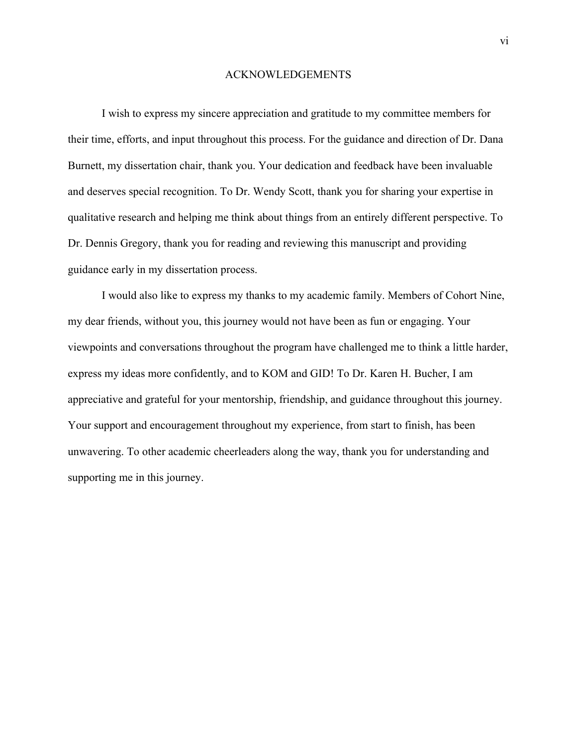# ACKNOWLEDGEMENTS

I wish to express my sincere appreciation and gratitude to my committee members for their time, efforts, and input throughout this process. For the guidance and direction of Dr. Dana Burnett, my dissertation chair, thank you. Your dedication and feedback have been invaluable and deserves special recognition. To Dr. Wendy Scott, thank you for sharing your expertise in qualitative research and helping me think about things from an entirely different perspective. To Dr. Dennis Gregory, thank you for reading and reviewing this manuscript and providing guidance early in my dissertation process.

I would also like to express my thanks to my academic family. Members of Cohort Nine, my dear friends, without you, this journey would not have been as fun or engaging. Your viewpoints and conversations throughout the program have challenged me to think a little harder, express my ideas more confidently, and to KOM and GID! To Dr. Karen H. Bucher, I am appreciative and grateful for your mentorship, friendship, and guidance throughout this journey. Your support and encouragement throughout my experience, from start to finish, has been unwavering. To other academic cheerleaders along the way, thank you for understanding and supporting me in this journey.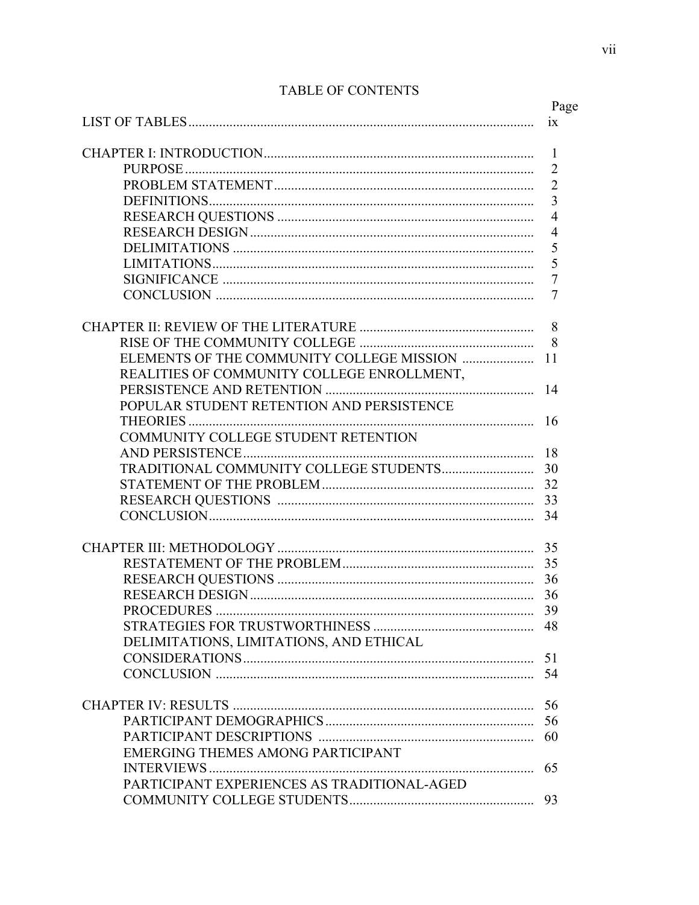# TABLE OF CONTENTS

| | Page |
|---|---|
| LIST OF TABLES | ix |
| | |
| CHAPTER I: INTRODUCTION | 1 |
| PURPOSE | 2 |
| PROBLEM STATEMENT | 2 |
| DEFINITIONS | 3 |
| RESEARCH QUESTIONS | 4 |
| RESEARCH DESIGN | 4 |
| DELIMITATIONS | 5 |
| LIMITATIONS | 5 |
| SIGNIFICANCE | 7 |
| CONCLUSION | 7 |
| | |
| CHAPTER II: REVIEW OF THE LITERATURE | 8 |
| RISE OF THE COMMUNITY COLLEGE | 8 |
| ELEMENTS OF THE COMMUNITY COLLEGE MISSION | 11 |
| REALITIES OF COMMUNITY COLLEGE ENROLLMENT, PERSISTENCE AND RETENTION | 14 |
| POPULAR STUDENT RETENTION AND PERSISTENCE THEORIES | 16 |
| COMMUNITY COLLEGE STUDENT RETENTION AND PERSISTENCE | 18 |
| TRADITIONAL COMMUNITY COLLEGE STUDENTS | 30 |
| STATEMENT OF THE PROBLEM | 32 |
| RESEARCH QUESTIONS | 33 |
| CONCLUSION | 34 |
| | |
| CHAPTER III: METHODOLOGY | 35 |
| RESTATEMENT OF THE PROBLEM | 35 |
| RESEARCH QUESTIONS | 36 |
| RESEARCH DESIGN | 36 |
| PROCEDURES | 39 |
| STRATEGIES FOR TRUSTWORTHINESS | 48 |
| DELIMITATIONS, LIMITATIONS, AND ETHICAL CONSIDERATIONS | 51 |
| CONCLUSION | 54 |
| | |
| CHAPTER IV: RESULTS | 56 |
| PARTICIPANT DEMOGRAPHICS | 56 |
| PARTICIPANT DESCRIPTIONS | 60 |
| EMERGING THEMES AMONG PARTICIPANT INTERVIEWS | 65 |
| PARTICIPANT EXPERIENCES AS TRADITIONAL-AGED COMMUNITY COLLEGE STUDENTS | 93 |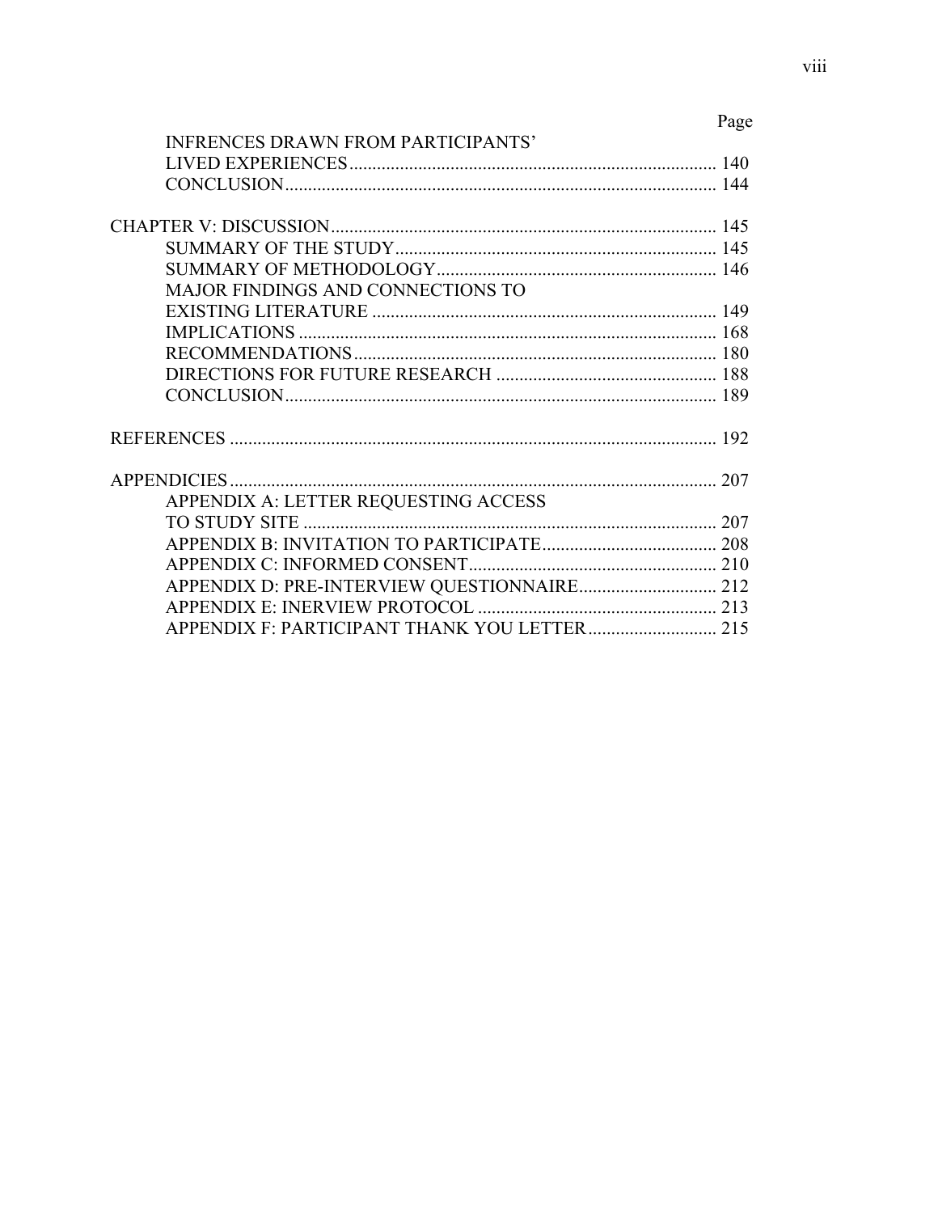| | Page |
|---|---|
| INFRENCES DRAWN FROM PARTICIPANTS' LIVED EXPERIENCES | 140 |
| CONCLUSION | 144 |
| CHAPTER V: DISCUSSION | 145 |
| SUMMARY OF THE STUDY | 145 |
| SUMMARY OF METHODOLOGY | 146 |
| MAJOR FINDINGS AND CONNECTIONS TO EXISTING LITERATURE | 149 |
| IMPLICATIONS | 168 |
| RECOMMENDATIONS | 180 |
| DIRECTIONS FOR FUTURE RESEARCH | 188 |
| CONCLUSION | 189 |
| REFERENCES | 192 |
| APPENDICIES | 207 |
| APPENDIX A: LETTER REQUESTING ACCESS TO STUDY SITE | 207 |
| APPENDIX B: INVITATION TO PARTICIPATE | 208 |
| APPENDIX C: INFORMED CONSENT | 210 |
| APPENDIX D: PRE-INTERVIEW QUESTIONNAIRE | 212 |
| APPENDIX E: INERVIEW PROTOCOL | 213 |
| APPENDIX F: PARTICIPANT THANK YOU LETTER | 215 |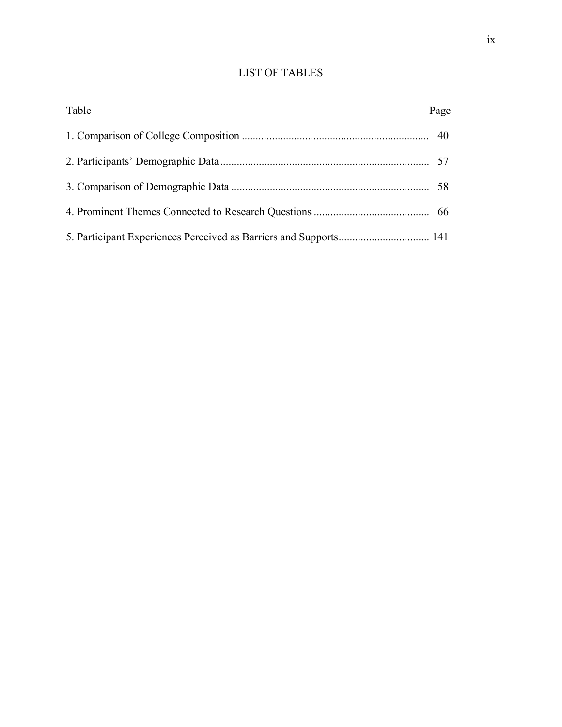# LIST OF TABLES

| Table | Page |
|---|---|
| 1. Comparison of College Composition | 40 |
| 2. Participants' Demographic Data | 57 |
| 3. Comparison of Demographic Data | 58 |
| 4. Prominent Themes Connected to Research Questions | 66 |
| 5. Participant Experiences Perceived as Barriers and Supports | 141 |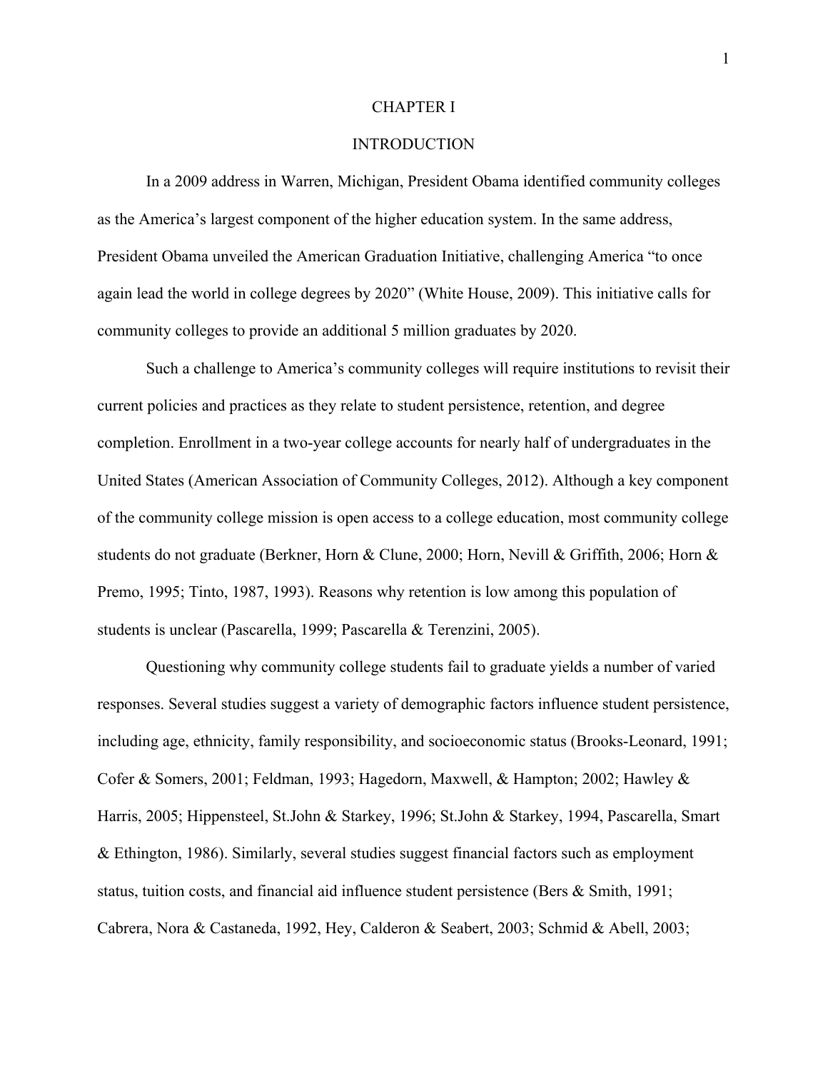# CHAPTER I

## INTRODUCTION

In a 2009 address in Warren, Michigan, President Obama identified community colleges as the America's largest component of the higher education system. In the same address, President Obama unveiled the American Graduation Initiative, challenging America "to once again lead the world in college degrees by 2020" (White House, 2009). This initiative calls for community colleges to provide an additional 5 million graduates by 2020.

Such a challenge to America's community colleges will require institutions to revisit their current policies and practices as they relate to student persistence, retention, and degree completion. Enrollment in a two-year college accounts for nearly half of undergraduates in the United States (American Association of Community Colleges, 2012). Although a key component of the community college mission is open access to a college education, most community college students do not graduate (Berkner, Horn & Clune, 2000; Horn, Nevill & Griffith, 2006; Horn & Premo, 1995; Tinto, 1987, 1993). Reasons why retention is low among this population of students is unclear (Pascarella, 1999; Pascarella & Terenzini, 2005).

Questioning why community college students fail to graduate yields a number of varied responses. Several studies suggest a variety of demographic factors influence student persistence, including age, ethnicity, family responsibility, and socioeconomic status (Brooks-Leonard, 1991; Cofer & Somers, 2001; Feldman, 1993; Hagedorn, Maxwell, & Hampton; 2002; Hawley & Harris, 2005; Hippensteel, St.John & Starkey, 1996; St.John & Starkey, 1994, Pascarella, Smart & Ethington, 1986). Similarly, several studies suggest financial factors such as employment status, tuition costs, and financial aid influence student persistence (Bers & Smith, 1991; Cabrera, Nora & Castaneda, 1992, Hey, Calderon & Seabert, 2003; Schmid & Abell, 2003;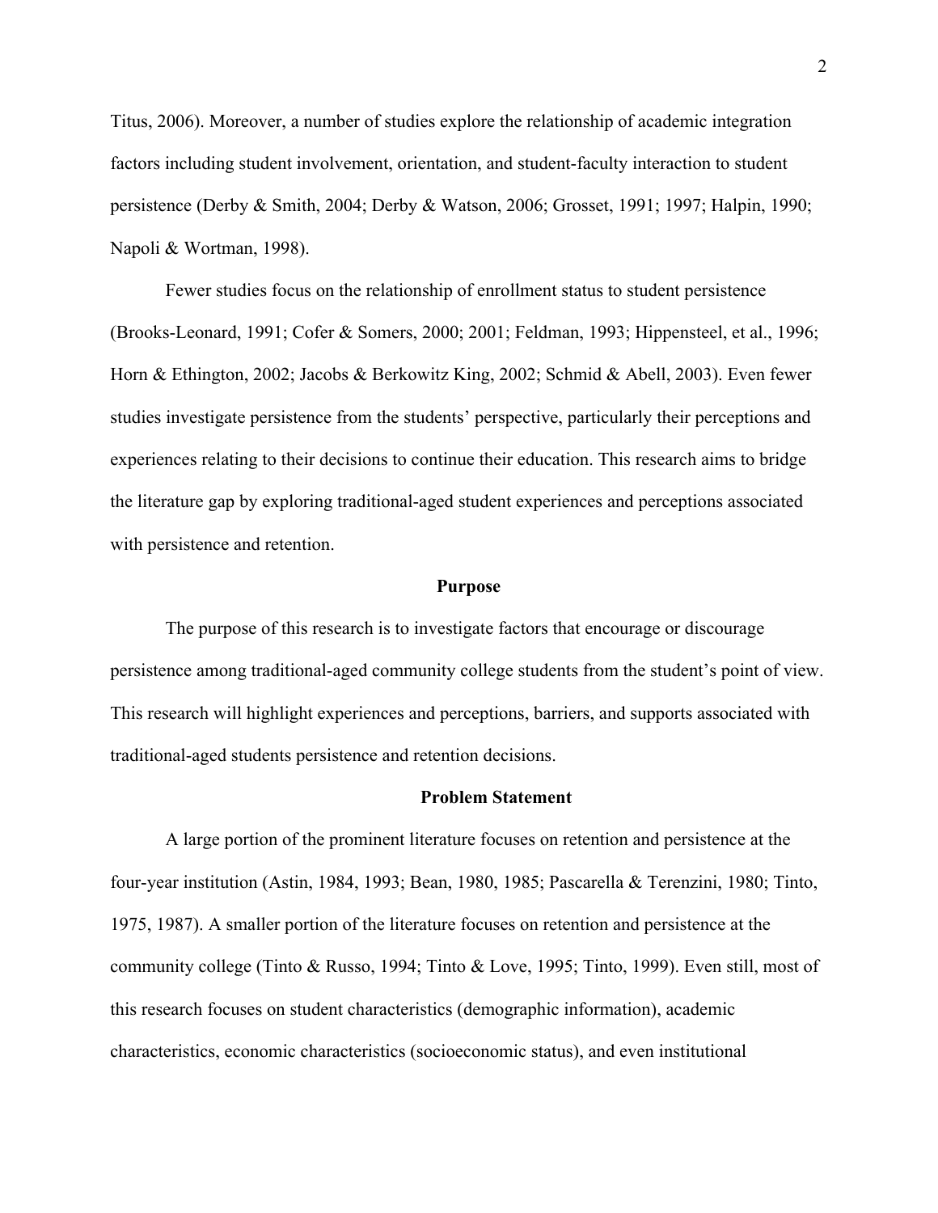Titus, 2006). Moreover, a number of studies explore the relationship of academic integration factors including student involvement, orientation, and student-faculty interaction to student persistence (Derby & Smith, 2004; Derby & Watson, 2006; Grosset, 1991; 1997; Halpin, 1990; Napoli & Wortman, 1998).

Fewer studies focus on the relationship of enrollment status to student persistence (Brooks-Leonard, 1991; Cofer & Somers, 2000; 2001; Feldman, 1993; Hippensteel, et al., 1996; Horn & Ethington, 2002; Jacobs & Berkowitz King, 2002; Schmid & Abell, 2003). Even fewer studies investigate persistence from the students' perspective, particularly their perceptions and experiences relating to their decisions to continue their education. This research aims to bridge the literature gap by exploring traditional-aged student experiences and perceptions associated with persistence and retention.

## Purpose

The purpose of this research is to investigate factors that encourage or discourage persistence among traditional-aged community college students from the student's point of view. This research will highlight experiences and perceptions, barriers, and supports associated with traditional-aged students persistence and retention decisions.

## Problem Statement

A large portion of the prominent literature focuses on retention and persistence at the four-year institution (Astin, 1984, 1993; Bean, 1980, 1985; Pascarella & Terenzini, 1980; Tinto, 1975, 1987). A smaller portion of the literature focuses on retention and persistence at the community college (Tinto & Russo, 1994; Tinto & Love, 1995; Tinto, 1999). Even still, most of this research focuses on student characteristics (demographic information), academic characteristics, economic characteristics (socioeconomic status), and even institutional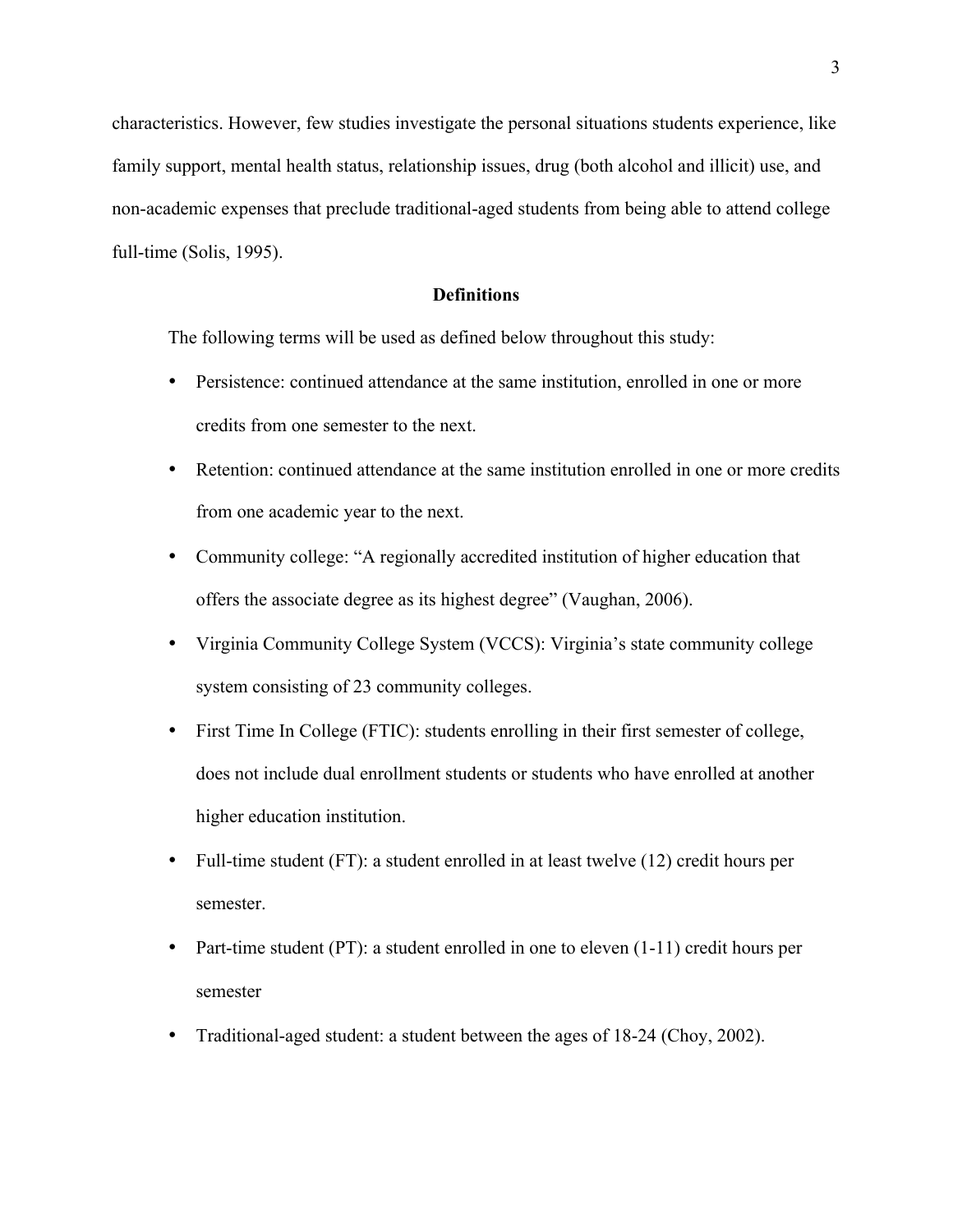characteristics. However, few studies investigate the personal situations students experience, like family support, mental health status, relationship issues, drug (both alcohol and illicit) use, and non-academic expenses that preclude traditional-aged students from being able to attend college full-time (Solis, 1995).

## Definitions

The following terms will be used as defined below throughout this study:

- Persistence: continued attendance at the same institution, enrolled in one or more credits from one semester to the next.
- Retention: continued attendance at the same institution enrolled in one or more credits from one academic year to the next.
- Community college: "A regionally accredited institution of higher education that offers the associate degree as its highest degree" (Vaughan, 2006).
- Virginia Community College System (VCCS): Virginia's state community college system consisting of 23 community colleges.
- First Time In College (FTIC): students enrolling in their first semester of college, does not include dual enrollment students or students who have enrolled at another higher education institution.
- Full-time student (FT): a student enrolled in at least twelve (12) credit hours per semester.
- Part-time student (PT): a student enrolled in one to eleven (1-11) credit hours per semester
- Traditional-aged student: a student between the ages of 18-24 (Choy, 2002).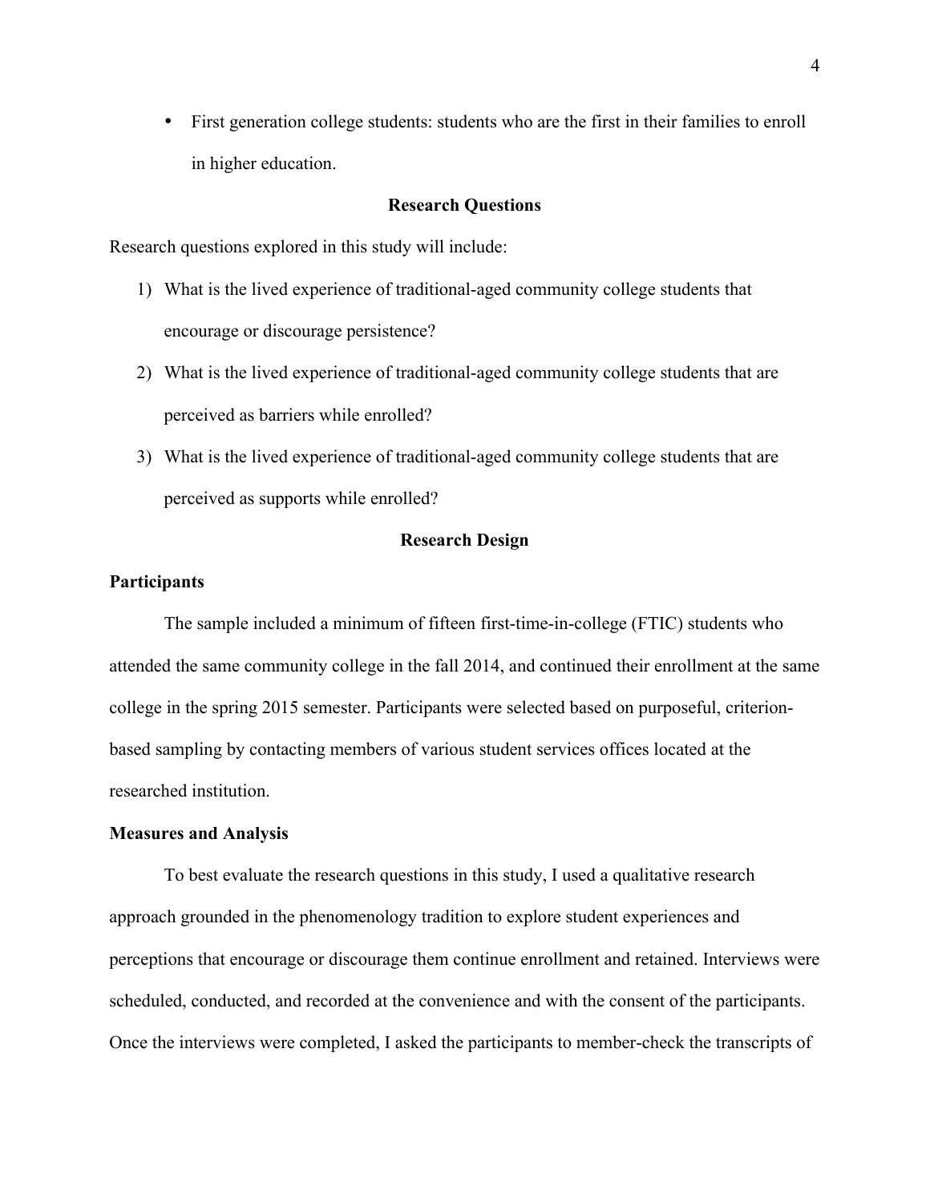- First generation college students: students who are the first in their families to enroll in higher education.

## Research Questions

Research questions explored in this study will include:

1) What is the lived experience of traditional-aged community college students that encourage or discourage persistence?
2) What is the lived experience of traditional-aged community college students that are perceived as barriers while enrolled?
3) What is the lived experience of traditional-aged community college students that are perceived as supports while enrolled?

## Research Design

### Participants

The sample included a minimum of fifteen first-time-in-college (FTIC) students who attended the same community college in the fall 2014, and continued their enrollment at the same college in the spring 2015 semester. Participants were selected based on purposeful, criterion-based sampling by contacting members of various student services offices located at the researched institution.

### Measures and Analysis

To best evaluate the research questions in this study, I used a qualitative research approach grounded in the phenomenology tradition to explore student experiences and perceptions that encourage or discourage them continue enrollment and retained. Interviews were scheduled, conducted, and recorded at the convenience and with the consent of the participants. Once the interviews were completed, I asked the participants to member-check the transcripts of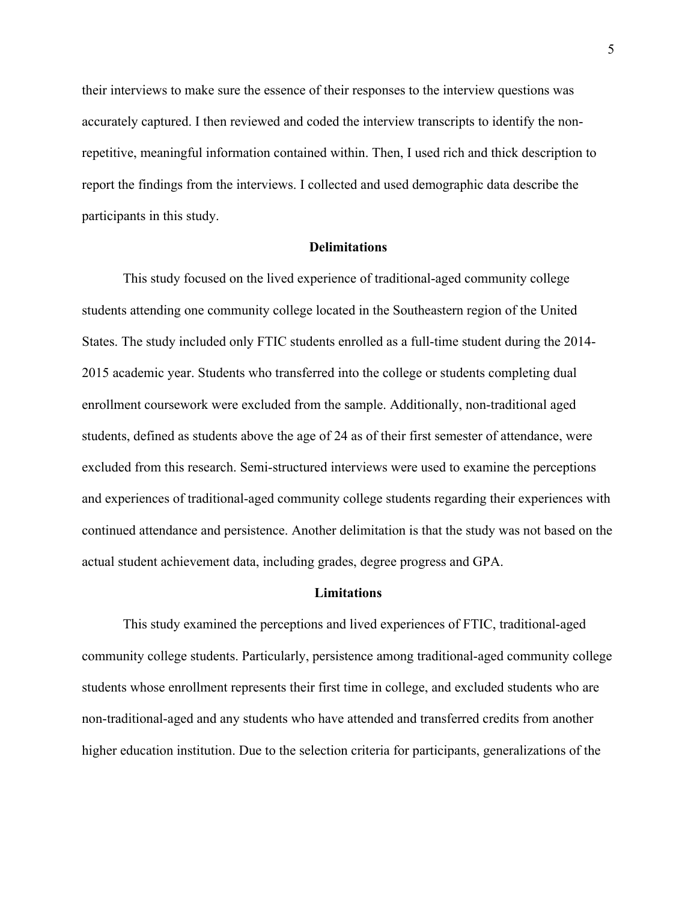their interviews to make sure the essence of their responses to the interview questions was accurately captured. I then reviewed and coded the interview transcripts to identify the non-repetitive, meaningful information contained within. Then, I used rich and thick description to report the findings from the interviews. I collected and used demographic data describe the participants in this study.

## Delimitations

This study focused on the lived experience of traditional-aged community college students attending one community college located in the Southeastern region of the United States. The study included only FTIC students enrolled as a full-time student during the 2014-2015 academic year. Students who transferred into the college or students completing dual enrollment coursework were excluded from the sample. Additionally, non-traditional aged students, defined as students above the age of 24 as of their first semester of attendance, were excluded from this research. Semi-structured interviews were used to examine the perceptions and experiences of traditional-aged community college students regarding their experiences with continued attendance and persistence. Another delimitation is that the study was not based on the actual student achievement data, including grades, degree progress and GPA.

## Limitations

This study examined the perceptions and lived experiences of FTIC, traditional-aged community college students. Particularly, persistence among traditional-aged community college students whose enrollment represents their first time in college, and excluded students who are non-traditional-aged and any students who have attended and transferred credits from another higher education institution. Due to the selection criteria for participants, generalizations of the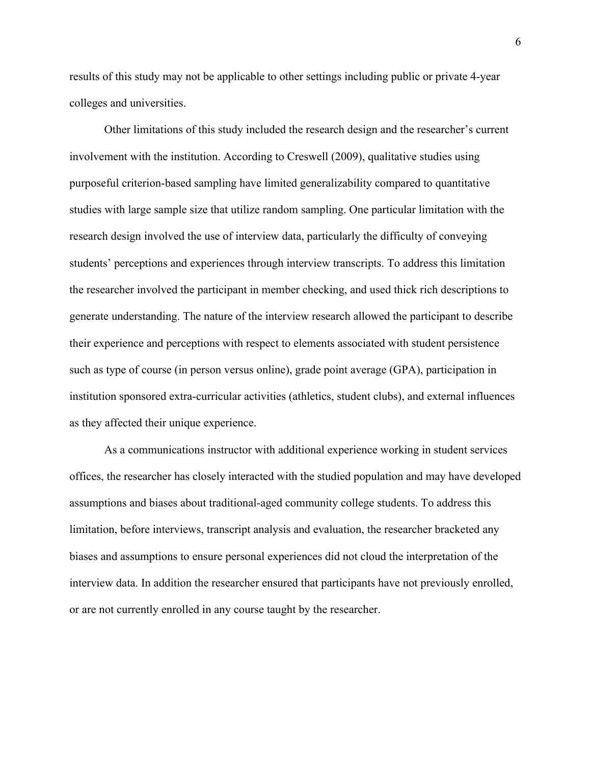results of this study may not be applicable to other settings including public or private 4-year colleges and universities.

Other limitations of this study included the research design and the researcher's current involvement with the institution. According to Creswell (2009), qualitative studies using purposeful criterion-based sampling have limited generalizability compared to quantitative studies with large sample size that utilize random sampling. One particular limitation with the research design involved the use of interview data, particularly the difficulty of conveying students' perceptions and experiences through interview transcripts. To address this limitation the researcher involved the participant in member checking, and used thick rich descriptions to generate understanding. The nature of the interview research allowed the participant to describe their experience and perceptions with respect to elements associated with student persistence such as type of course (in person versus online), grade point average (GPA), participation in institution sponsored extra-curricular activities (athletics, student clubs), and external influences as they affected their unique experience.

As a communications instructor with additional experience working in student services offices, the researcher has closely interacted with the studied population and may have developed assumptions and biases about traditional-aged community college students. To address this limitation, before interviews, transcript analysis and evaluation, the researcher bracketed any biases and assumptions to ensure personal experiences did not cloud the interpretation of the interview data. In addition the researcher ensured that participants have not previously enrolled, or are not currently enrolled in any course taught by the researcher.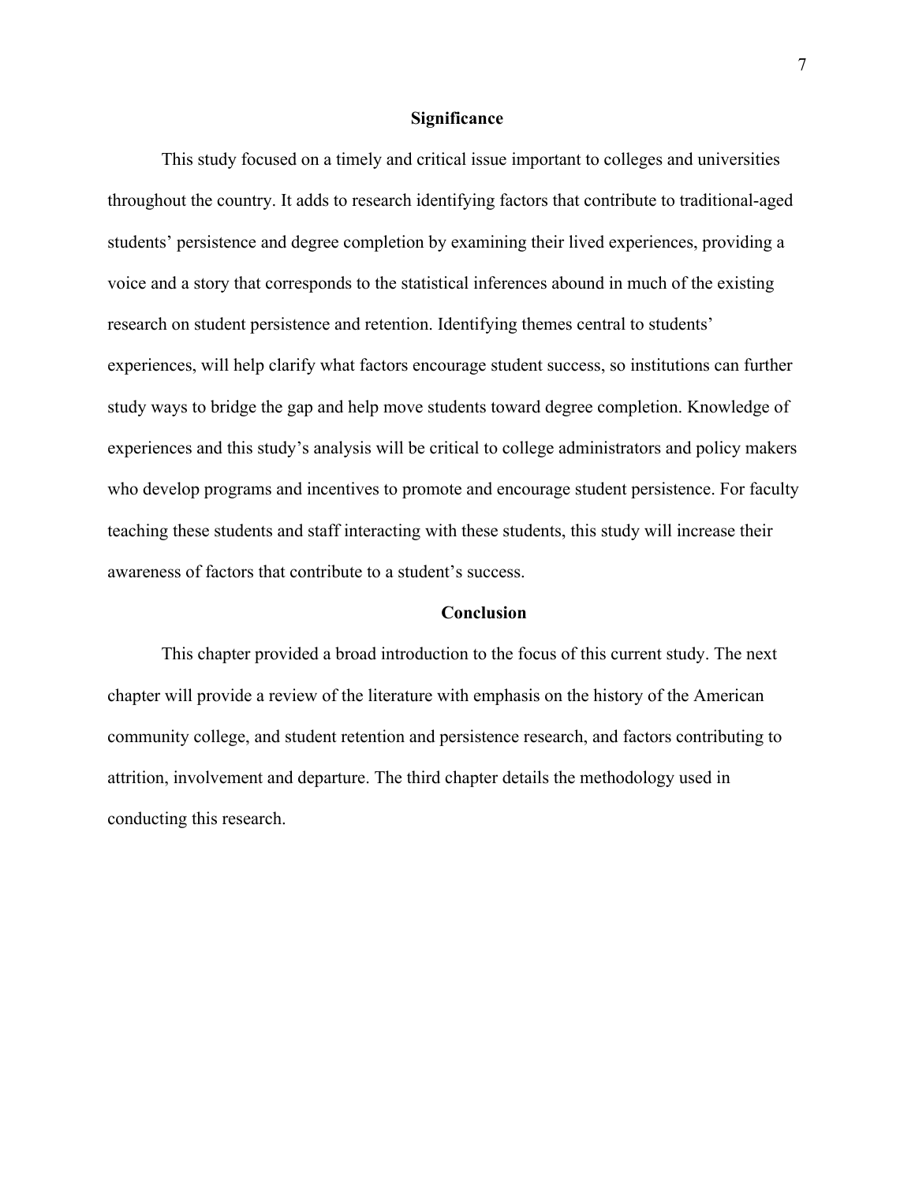## Significance

This study focused on a timely and critical issue important to colleges and universities throughout the country. It adds to research identifying factors that contribute to traditional-aged students' persistence and degree completion by examining their lived experiences, providing a voice and a story that corresponds to the statistical inferences abound in much of the existing research on student persistence and retention. Identifying themes central to students' experiences, will help clarify what factors encourage student success, so institutions can further study ways to bridge the gap and help move students toward degree completion. Knowledge of experiences and this study's analysis will be critical to college administrators and policy makers who develop programs and incentives to promote and encourage student persistence. For faculty teaching these students and staff interacting with these students, this study will increase their awareness of factors that contribute to a student's success.

## Conclusion

This chapter provided a broad introduction to the focus of this current study. The next chapter will provide a review of the literature with emphasis on the history of the American community college, and student retention and persistence research, and factors contributing to attrition, involvement and departure. The third chapter details the methodology used in conducting this research.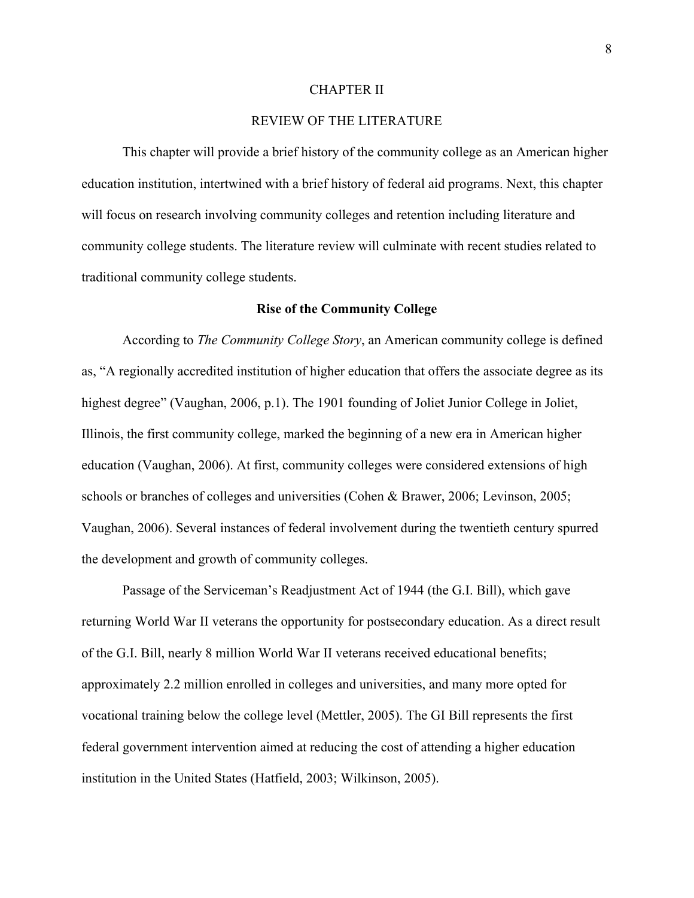# CHAPTER II

# REVIEW OF THE LITERATURE

This chapter will provide a brief history of the community college as an American higher education institution, intertwined with a brief history of federal aid programs. Next, this chapter will focus on research involving community colleges and retention including literature and community college students. The literature review will culminate with recent studies related to traditional community college students.

## Rise of the Community College

According to *The Community College Story*, an American community college is defined as, "A regionally accredited institution of higher education that offers the associate degree as its highest degree" (Vaughan, 2006, p.1). The 1901 founding of Joliet Junior College in Joliet, Illinois, the first community college, marked the beginning of a new era in American higher education (Vaughan, 2006). At first, community colleges were considered extensions of high schools or branches of colleges and universities (Cohen & Brawer, 2006; Levinson, 2005; Vaughan, 2006). Several instances of federal involvement during the twentieth century spurred the development and growth of community colleges.

Passage of the Serviceman's Readjustment Act of 1944 (the G.I. Bill), which gave returning World War II veterans the opportunity for postsecondary education. As a direct result of the G.I. Bill, nearly 8 million World War II veterans received educational benefits; approximately 2.2 million enrolled in colleges and universities, and many more opted for vocational training below the college level (Mettler, 2005). The GI Bill represents the first federal government intervention aimed at reducing the cost of attending a higher education institution in the United States (Hatfield, 2003; Wilkinson, 2005).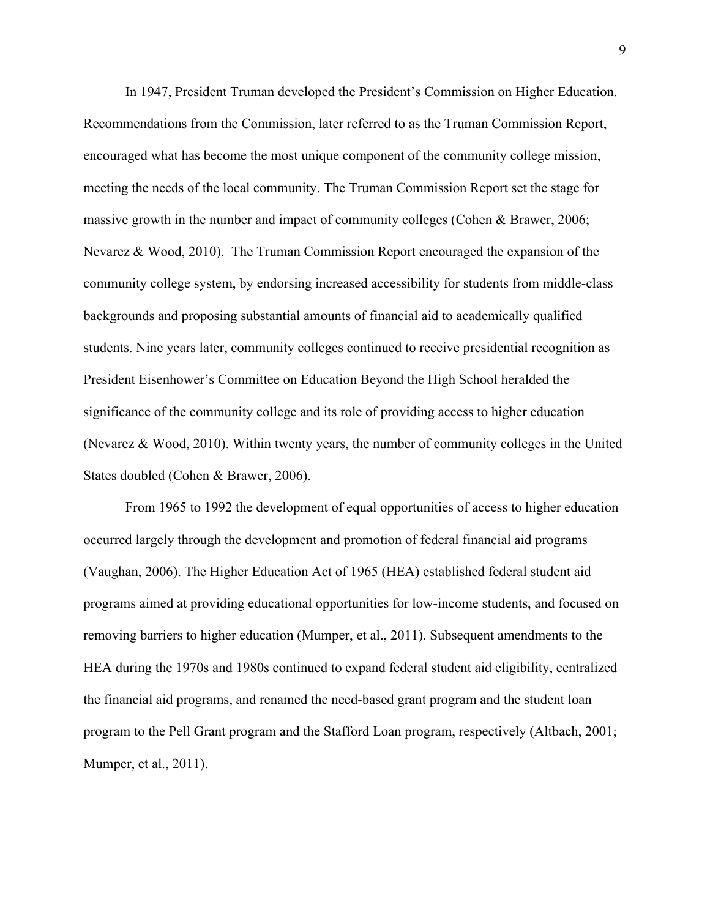In 1947, President Truman developed the President's Commission on Higher Education. Recommendations from the Commission, later referred to as the Truman Commission Report, encouraged what has become the most unique component of the community college mission, meeting the needs of the local community. The Truman Commission Report set the stage for massive growth in the number and impact of community colleges (Cohen & Brawer, 2006; Nevarez & Wood, 2010). The Truman Commission Report encouraged the expansion of the community college system, by endorsing increased accessibility for students from middle-class backgrounds and proposing substantial amounts of financial aid to academically qualified students. Nine years later, community colleges continued to receive presidential recognition as President Eisenhower's Committee on Education Beyond the High School heralded the significance of the community college and its role of providing access to higher education (Nevarez & Wood, 2010). Within twenty years, the number of community colleges in the United States doubled (Cohen & Brawer, 2006).

From 1965 to 1992 the development of equal opportunities of access to higher education occurred largely through the development and promotion of federal financial aid programs (Vaughan, 2006). The Higher Education Act of 1965 (HEA) established federal student aid programs aimed at providing educational opportunities for low-income students, and focused on removing barriers to higher education (Mumper, et al., 2011). Subsequent amendments to the HEA during the 1970s and 1980s continued to expand federal student aid eligibility, centralized the financial aid programs, and renamed the need-based grant program and the student loan program to the Pell Grant program and the Stafford Loan program, respectively (Altbach, 2001; Mumper, et al., 2011).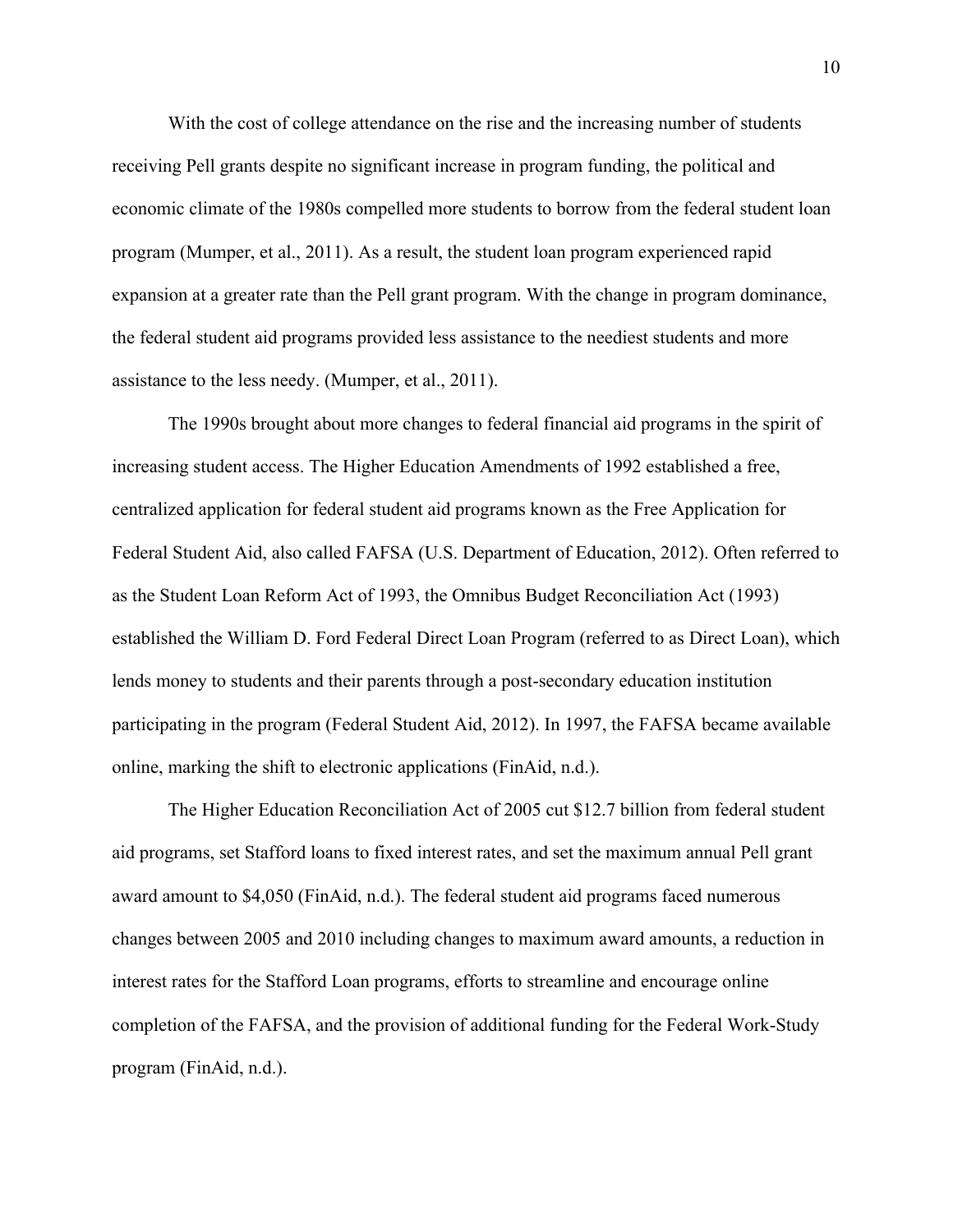With the cost of college attendance on the rise and the increasing number of students receiving Pell grants despite no significant increase in program funding, the political and economic climate of the 1980s compelled more students to borrow from the federal student loan program (Mumper, et al., 2011). As a result, the student loan program experienced rapid expansion at a greater rate than the Pell grant program. With the change in program dominance, the federal student aid programs provided less assistance to the neediest students and more assistance to the less needy. (Mumper, et al., 2011).

The 1990s brought about more changes to federal financial aid programs in the spirit of increasing student access. The Higher Education Amendments of 1992 established a free, centralized application for federal student aid programs known as the Free Application for Federal Student Aid, also called FAFSA (U.S. Department of Education, 2012). Often referred to as the Student Loan Reform Act of 1993, the Omnibus Budget Reconciliation Act (1993) established the William D. Ford Federal Direct Loan Program (referred to as Direct Loan), which lends money to students and their parents through a post-secondary education institution participating in the program (Federal Student Aid, 2012). In 1997, the FAFSA became available online, marking the shift to electronic applications (FinAid, n.d.).

The Higher Education Reconciliation Act of 2005 cut $12.7 billion from federal student aid programs, set Stafford loans to fixed interest rates, and set the maximum annual Pell grant award amount to $4,050 (FinAid, n.d.). The federal student aid programs faced numerous changes between 2005 and 2010 including changes to maximum award amounts, a reduction in interest rates for the Stafford Loan programs, efforts to streamline and encourage online completion of the FAFSA, and the provision of additional funding for the Federal Work-Study program (FinAid, n.d.).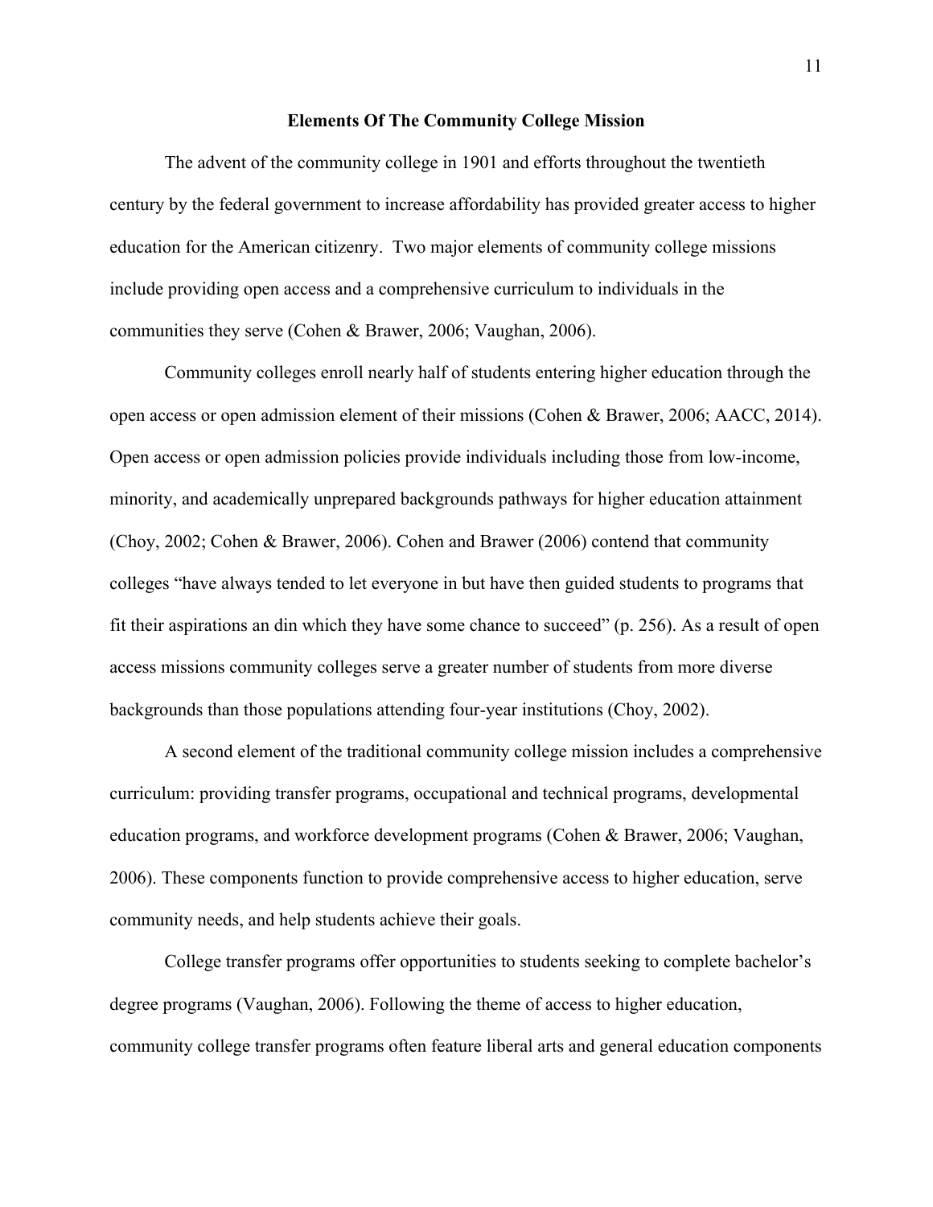## Elements Of The Community College Mission

The advent of the community college in 1901 and efforts throughout the twentieth century by the federal government to increase affordability has provided greater access to higher education for the American citizenry. Two major elements of community college missions include providing open access and a comprehensive curriculum to individuals in the communities they serve (Cohen & Brawer, 2006; Vaughan, 2006).

Community colleges enroll nearly half of students entering higher education through the open access or open admission element of their missions (Cohen & Brawer, 2006; AACC, 2014). Open access or open admission policies provide individuals including those from low-income, minority, and academically unprepared backgrounds pathways for higher education attainment (Choy, 2002; Cohen & Brawer, 2006). Cohen and Brawer (2006) contend that community colleges "have always tended to let everyone in but have then guided students to programs that fit their aspirations an din which they have some chance to succeed" (p. 256). As a result of open access missions community colleges serve a greater number of students from more diverse backgrounds than those populations attending four-year institutions (Choy, 2002).

A second element of the traditional community college mission includes a comprehensive curriculum: providing transfer programs, occupational and technical programs, developmental education programs, and workforce development programs (Cohen & Brawer, 2006; Vaughan, 2006). These components function to provide comprehensive access to higher education, serve community needs, and help students achieve their goals.

College transfer programs offer opportunities to students seeking to complete bachelor's degree programs (Vaughan, 2006). Following the theme of access to higher education, community college transfer programs often feature liberal arts and general education components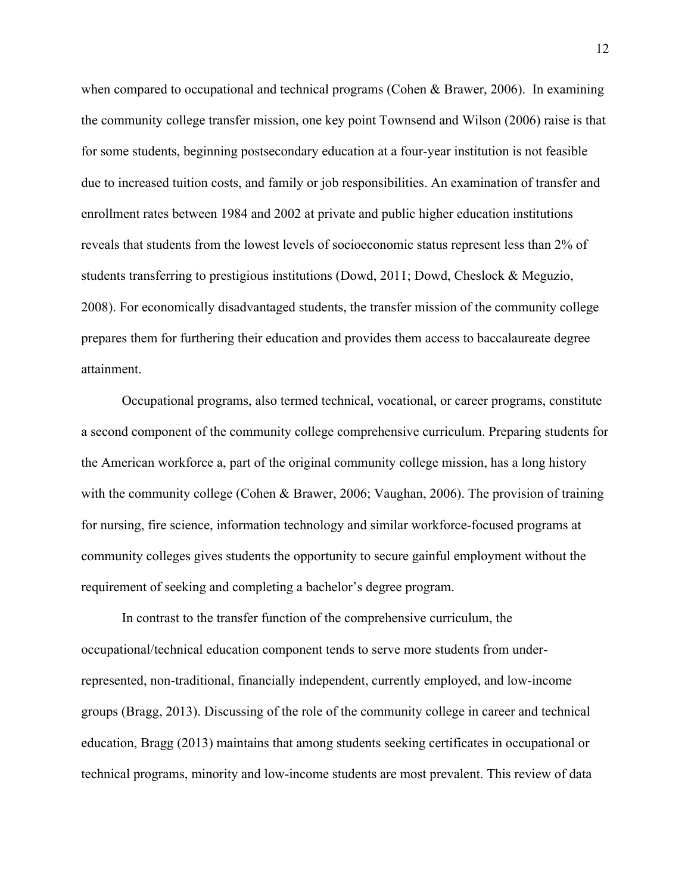when compared to occupational and technical programs (Cohen & Brawer, 2006). In examining the community college transfer mission, one key point Townsend and Wilson (2006) raise is that for some students, beginning postsecondary education at a four-year institution is not feasible due to increased tuition costs, and family or job responsibilities. An examination of transfer and enrollment rates between 1984 and 2002 at private and public higher education institutions reveals that students from the lowest levels of socioeconomic status represent less than 2% of students transferring to prestigious institutions (Dowd, 2011; Dowd, Cheslock & Meguzio, 2008). For economically disadvantaged students, the transfer mission of the community college prepares them for furthering their education and provides them access to baccalaureate degree attainment.

Occupational programs, also termed technical, vocational, or career programs, constitute a second component of the community college comprehensive curriculum. Preparing students for the American workforce a, part of the original community college mission, has a long history with the community college (Cohen & Brawer, 2006; Vaughan, 2006). The provision of training for nursing, fire science, information technology and similar workforce-focused programs at community colleges gives students the opportunity to secure gainful employment without the requirement of seeking and completing a bachelor's degree program.

In contrast to the transfer function of the comprehensive curriculum, the occupational/technical education component tends to serve more students from under-represented, non-traditional, financially independent, currently employed, and low-income groups (Bragg, 2013). Discussing of the role of the community college in career and technical education, Bragg (2013) maintains that among students seeking certificates in occupational or technical programs, minority and low-income students are most prevalent. This review of data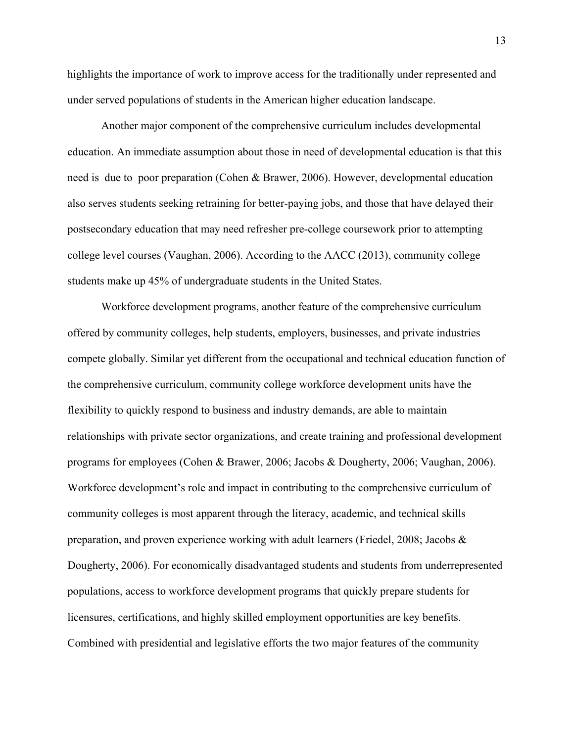highlights the importance of work to improve access for the traditionally under represented and under served populations of students in the American higher education landscape.

Another major component of the comprehensive curriculum includes developmental education. An immediate assumption about those in need of developmental education is that this need is due to poor preparation (Cohen & Brawer, 2006). However, developmental education also serves students seeking retraining for better-paying jobs, and those that have delayed their postsecondary education that may need refresher pre-college coursework prior to attempting college level courses (Vaughan, 2006). According to the AACC (2013), community college students make up 45% of undergraduate students in the United States.

Workforce development programs, another feature of the comprehensive curriculum offered by community colleges, help students, employers, businesses, and private industries compete globally. Similar yet different from the occupational and technical education function of the comprehensive curriculum, community college workforce development units have the flexibility to quickly respond to business and industry demands, are able to maintain relationships with private sector organizations, and create training and professional development programs for employees (Cohen & Brawer, 2006; Jacobs & Dougherty, 2006; Vaughan, 2006). Workforce development's role and impact in contributing to the comprehensive curriculum of community colleges is most apparent through the literacy, academic, and technical skills preparation, and proven experience working with adult learners (Friedel, 2008; Jacobs & Dougherty, 2006). For economically disadvantaged students and students from underrepresented populations, access to workforce development programs that quickly prepare students for licensures, certifications, and highly skilled employment opportunities are key benefits. Combined with presidential and legislative efforts the two major features of the community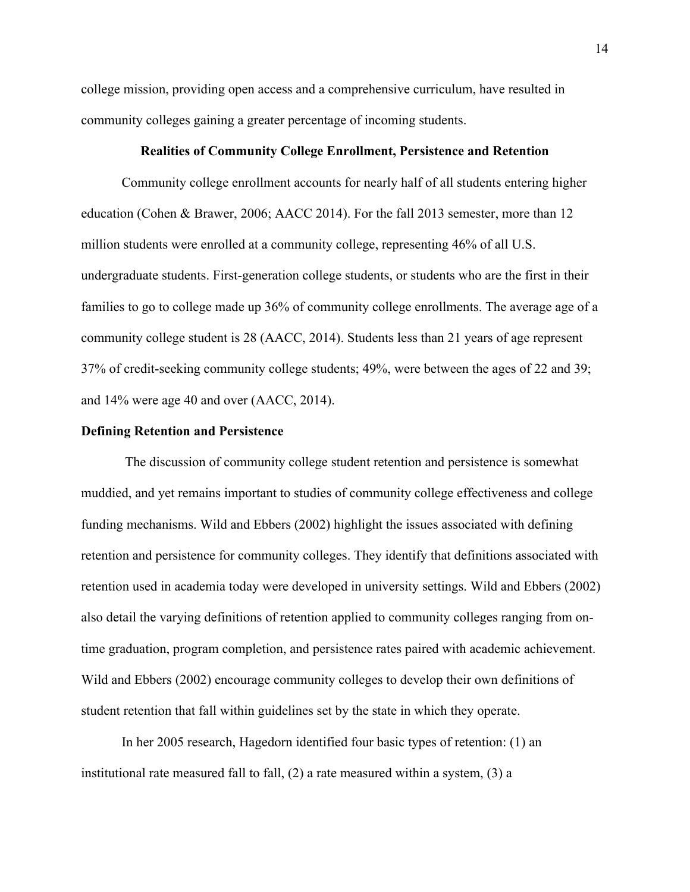college mission, providing open access and a comprehensive curriculum, have resulted in community colleges gaining a greater percentage of incoming students.

## Realities of Community College Enrollment, Persistence and Retention

Community college enrollment accounts for nearly half of all students entering higher education (Cohen & Brawer, 2006; AACC 2014). For the fall 2013 semester, more than 12 million students were enrolled at a community college, representing 46% of all U.S. undergraduate students. First-generation college students, or students who are the first in their families to go to college made up 36% of community college enrollments. The average age of a community college student is 28 (AACC, 2014). Students less than 21 years of age represent 37% of credit-seeking community college students; 49%, were between the ages of 22 and 39; and 14% were age 40 and over (AACC, 2014).

### Defining Retention and Persistence

The discussion of community college student retention and persistence is somewhat muddied, and yet remains important to studies of community college effectiveness and college funding mechanisms. Wild and Ebbers (2002) highlight the issues associated with defining retention and persistence for community colleges. They identify that definitions associated with retention used in academia today were developed in university settings. Wild and Ebbers (2002) also detail the varying definitions of retention applied to community colleges ranging from on-time graduation, program completion, and persistence rates paired with academic achievement. Wild and Ebbers (2002) encourage community colleges to develop their own definitions of student retention that fall within guidelines set by the state in which they operate.

In her 2005 research, Hagedorn identified four basic types of retention: (1) an institutional rate measured fall to fall, (2) a rate measured within a system, (3) a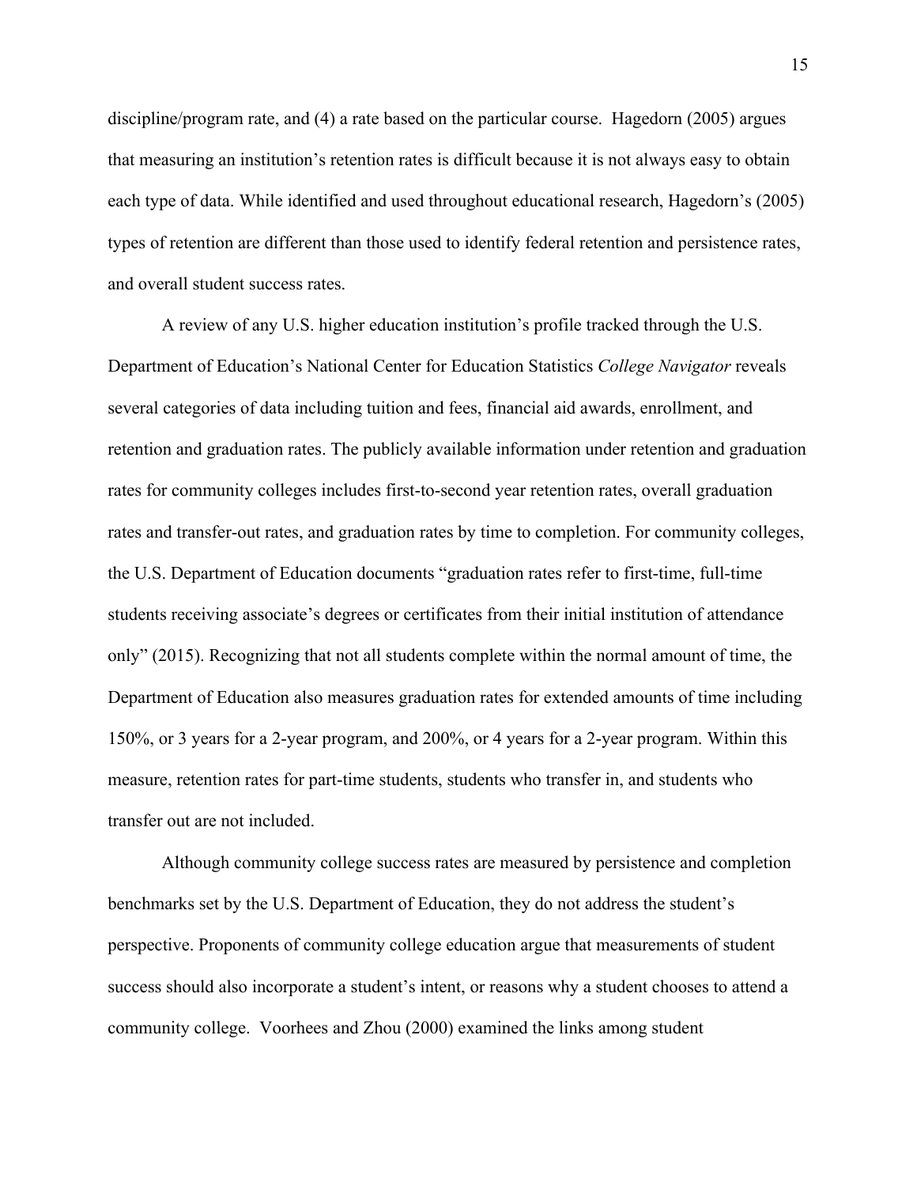discipline/program rate, and (4) a rate based on the particular course. Hagedorn (2005) argues that measuring an institution's retention rates is difficult because it is not always easy to obtain each type of data. While identified and used throughout educational research, Hagedorn's (2005) types of retention are different than those used to identify federal retention and persistence rates, and overall student success rates.

A review of any U.S. higher education institution's profile tracked through the U.S. Department of Education's National Center for Education Statistics *College Navigator* reveals several categories of data including tuition and fees, financial aid awards, enrollment, and retention and graduation rates. The publicly available information under retention and graduation rates for community colleges includes first-to-second year retention rates, overall graduation rates and transfer-out rates, and graduation rates by time to completion. For community colleges, the U.S. Department of Education documents "graduation rates refer to first-time, full-time students receiving associate's degrees or certificates from their initial institution of attendance only" (2015). Recognizing that not all students complete within the normal amount of time, the Department of Education also measures graduation rates for extended amounts of time including 150%, or 3 years for a 2-year program, and 200%, or 4 years for a 2-year program. Within this measure, retention rates for part-time students, students who transfer in, and students who transfer out are not included.

Although community college success rates are measured by persistence and completion benchmarks set by the U.S. Department of Education, they do not address the student's perspective. Proponents of community college education argue that measurements of student success should also incorporate a student's intent, or reasons why a student chooses to attend a community college. Voorhees and Zhou (2000) examined the links among student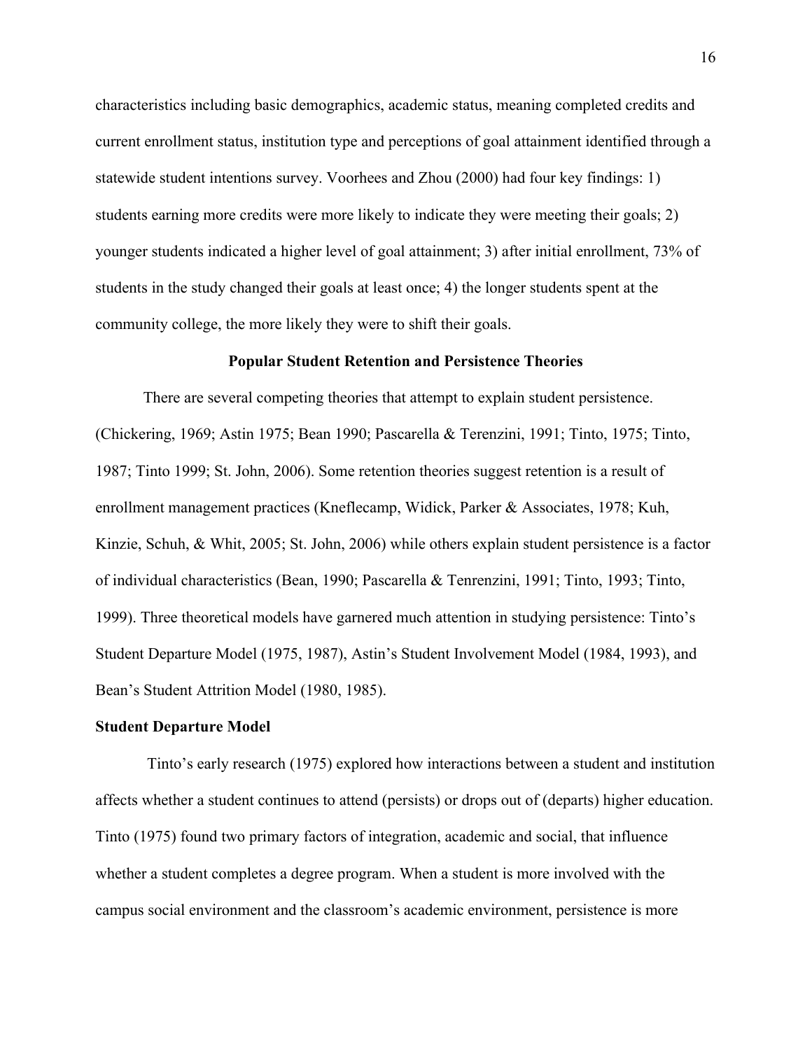characteristics including basic demographics, academic status, meaning completed credits and current enrollment status, institution type and perceptions of goal attainment identified through a statewide student intentions survey. Voorhees and Zhou (2000) had four key findings: 1) students earning more credits were more likely to indicate they were meeting their goals; 2) younger students indicated a higher level of goal attainment; 3) after initial enrollment, 73% of students in the study changed their goals at least once; 4) the longer students spent at the community college, the more likely they were to shift their goals.

## Popular Student Retention and Persistence Theories

There are several competing theories that attempt to explain student persistence. (Chickering, 1969; Astin 1975; Bean 1990; Pascarella & Terenzini, 1991; Tinto, 1975; Tinto, 1987; Tinto 1999; St. John, 2006). Some retention theories suggest retention is a result of enrollment management practices (Kneflecamp, Widick, Parker & Associates, 1978; Kuh, Kinzie, Schuh, & Whit, 2005; St. John, 2006) while others explain student persistence is a factor of individual characteristics (Bean, 1990; Pascarella & Tenrenzini, 1991; Tinto, 1993; Tinto, 1999). Three theoretical models have garnered much attention in studying persistence: Tinto's Student Departure Model (1975, 1987), Astin's Student Involvement Model (1984, 1993), and Bean's Student Attrition Model (1980, 1985).

### Student Departure Model

Tinto's early research (1975) explored how interactions between a student and institution affects whether a student continues to attend (persists) or drops out of (departs) higher education. Tinto (1975) found two primary factors of integration, academic and social, that influence whether a student completes a degree program. When a student is more involved with the campus social environment and the classroom's academic environment, persistence is more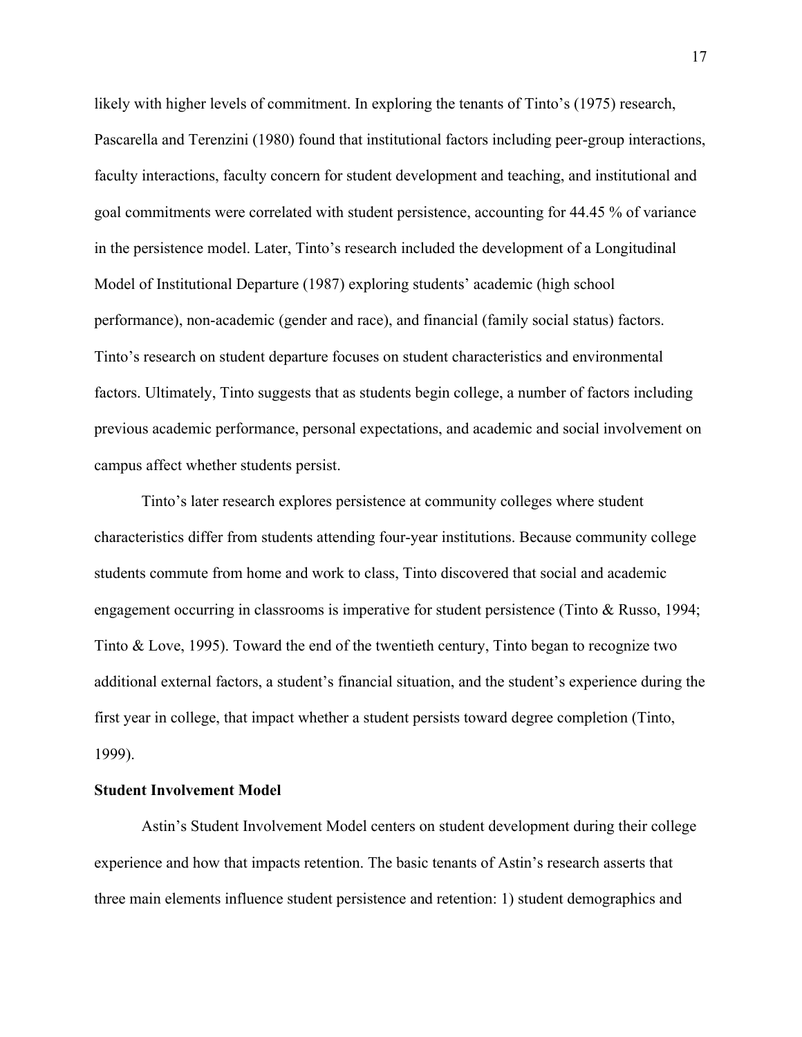likely with higher levels of commitment. In exploring the tenants of Tinto's (1975) research, Pascarella and Terenzini (1980) found that institutional factors including peer-group interactions, faculty interactions, faculty concern for student development and teaching, and institutional and goal commitments were correlated with student persistence, accounting for 44.45 % of variance in the persistence model. Later, Tinto's research included the development of a Longitudinal Model of Institutional Departure (1987) exploring students' academic (high school performance), non-academic (gender and race), and financial (family social status) factors. Tinto's research on student departure focuses on student characteristics and environmental factors. Ultimately, Tinto suggests that as students begin college, a number of factors including previous academic performance, personal expectations, and academic and social involvement on campus affect whether students persist.

Tinto's later research explores persistence at community colleges where student characteristics differ from students attending four-year institutions. Because community college students commute from home and work to class, Tinto discovered that social and academic engagement occurring in classrooms is imperative for student persistence (Tinto & Russo, 1994; Tinto & Love, 1995). Toward the end of the twentieth century, Tinto began to recognize two additional external factors, a student's financial situation, and the student's experience during the first year in college, that impact whether a student persists toward degree completion (Tinto, 1999).

**Student Involvement Model**

Astin's Student Involvement Model centers on student development during their college experience and how that impacts retention. The basic tenants of Astin's research asserts that three main elements influence student persistence and retention: 1) student demographics and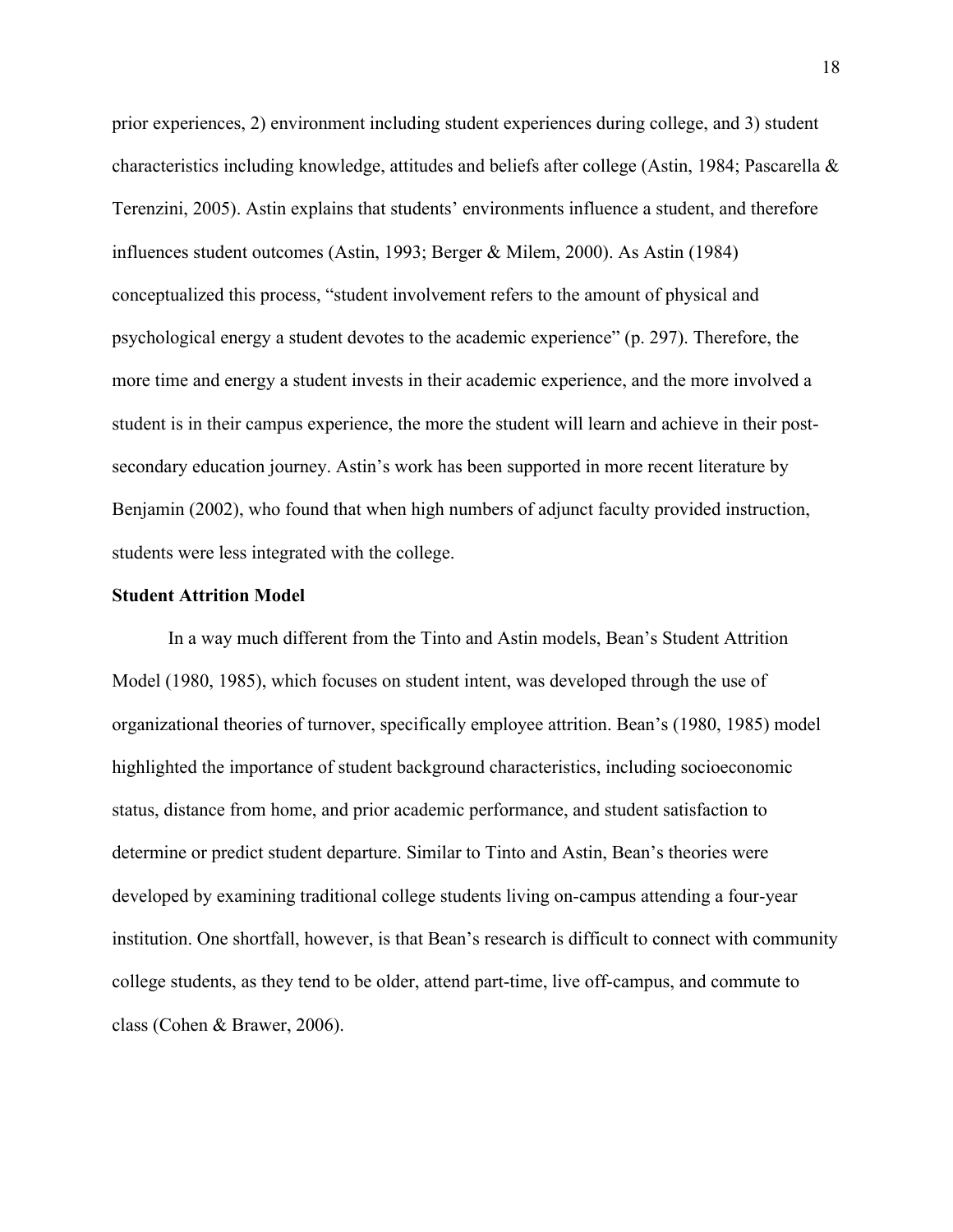prior experiences, 2) environment including student experiences during college, and 3) student characteristics including knowledge, attitudes and beliefs after college (Astin, 1984; Pascarella & Terenzini, 2005). Astin explains that students' environments influence a student, and therefore influences student outcomes (Astin, 1993; Berger & Milem, 2000). As Astin (1984) conceptualized this process, "student involvement refers to the amount of physical and psychological energy a student devotes to the academic experience" (p. 297). Therefore, the more time and energy a student invests in their academic experience, and the more involved a student is in their campus experience, the more the student will learn and achieve in their post-secondary education journey. Astin's work has been supported in more recent literature by Benjamin (2002), who found that when high numbers of adjunct faculty provided instruction, students were less integrated with the college.

**Student Attrition Model**

In a way much different from the Tinto and Astin models, Bean's Student Attrition Model (1980, 1985), which focuses on student intent, was developed through the use of organizational theories of turnover, specifically employee attrition. Bean's (1980, 1985) model highlighted the importance of student background characteristics, including socioeconomic status, distance from home, and prior academic performance, and student satisfaction to determine or predict student departure. Similar to Tinto and Astin, Bean's theories were developed by examining traditional college students living on-campus attending a four-year institution. One shortfall, however, is that Bean's research is difficult to connect with community college students, as they tend to be older, attend part-time, live off-campus, and commute to class (Cohen & Brawer, 2006).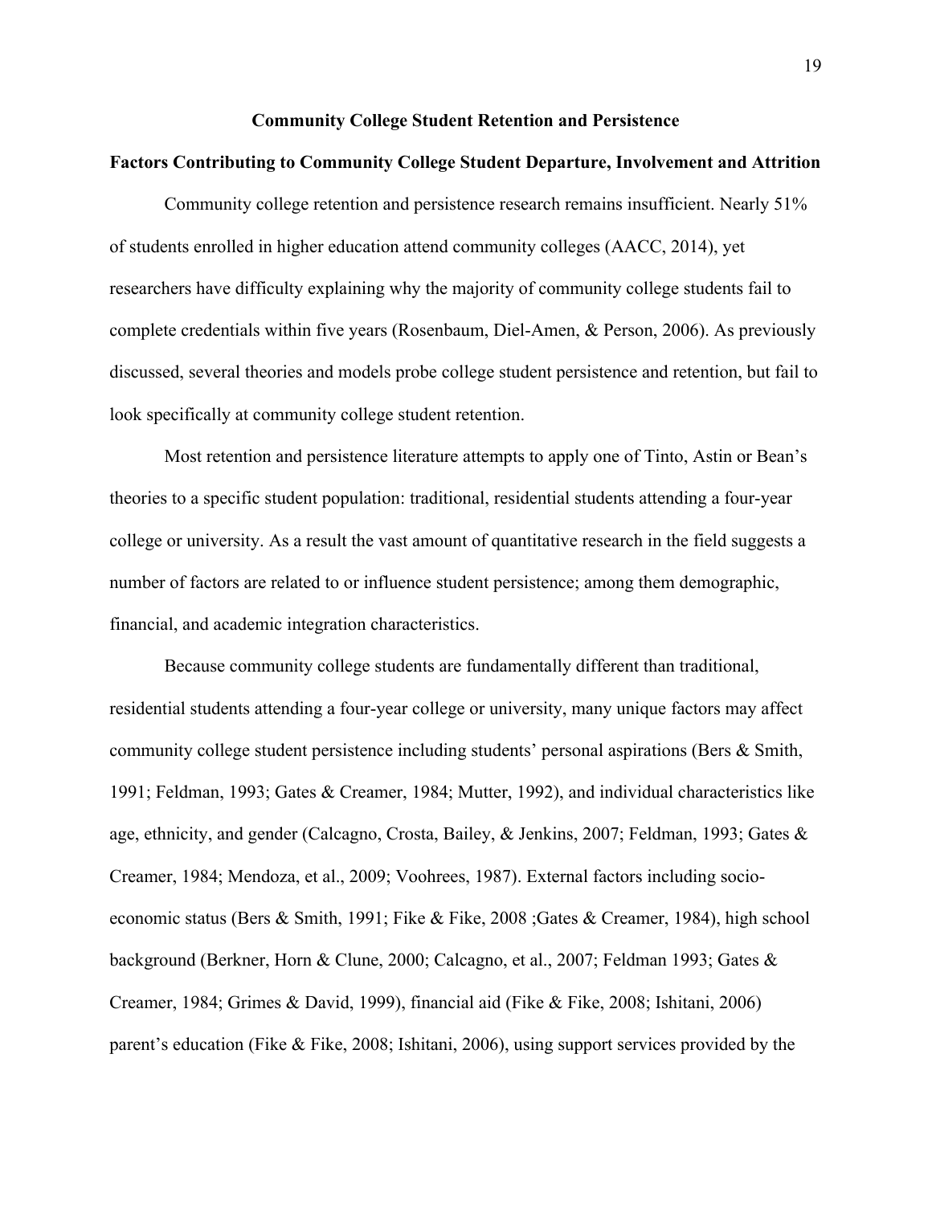## Community College Student Retention and Persistence

### Factors Contributing to Community College Student Departure, Involvement and Attrition

Community college retention and persistence research remains insufficient. Nearly 51% of students enrolled in higher education attend community colleges (AACC, 2014), yet researchers have difficulty explaining why the majority of community college students fail to complete credentials within five years (Rosenbaum, Diel-Amen, & Person, 2006). As previously discussed, several theories and models probe college student persistence and retention, but fail to look specifically at community college student retention.

Most retention and persistence literature attempts to apply one of Tinto, Astin or Bean's theories to a specific student population: traditional, residential students attending a four-year college or university. As a result the vast amount of quantitative research in the field suggests a number of factors are related to or influence student persistence; among them demographic, financial, and academic integration characteristics.

Because community college students are fundamentally different than traditional, residential students attending a four-year college or university, many unique factors may affect community college student persistence including students' personal aspirations (Bers & Smith, 1991; Feldman, 1993; Gates & Creamer, 1984; Mutter, 1992), and individual characteristics like age, ethnicity, and gender (Calcagno, Crosta, Bailey, & Jenkins, 2007; Feldman, 1993; Gates & Creamer, 1984; Mendoza, et al., 2009; Voohrees, 1987). External factors including socio-economic status (Bers & Smith, 1991; Fike & Fike, 2008 ;Gates & Creamer, 1984), high school background (Berkner, Horn & Clune, 2000; Calcagno, et al., 2007; Feldman 1993; Gates & Creamer, 1984; Grimes & David, 1999), financial aid (Fike & Fike, 2008; Ishitani, 2006) parent's education (Fike & Fike, 2008; Ishitani, 2006), using support services provided by the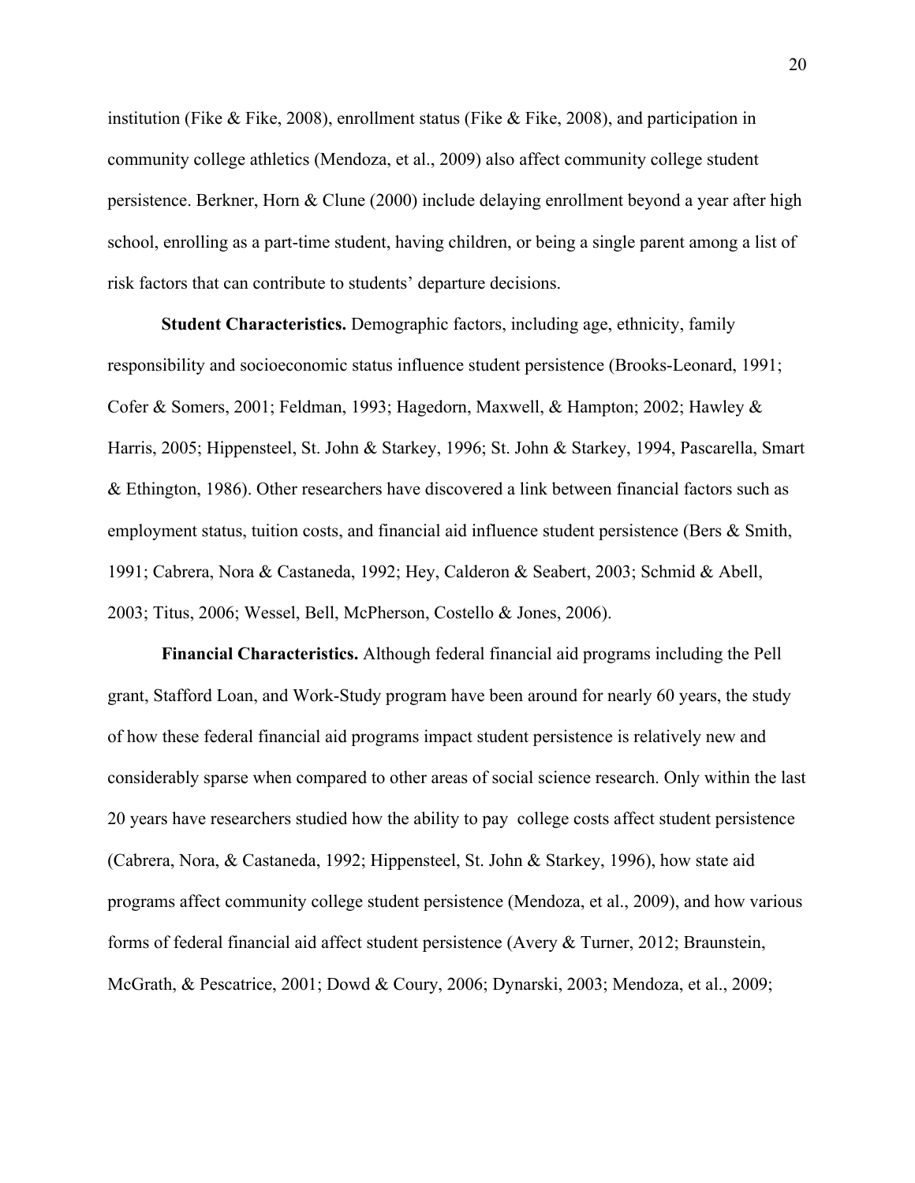institution (Fike & Fike, 2008), enrollment status (Fike & Fike, 2008), and participation in community college athletics (Mendoza, et al., 2009) also affect community college student persistence. Berkner, Horn & Clune (2000) include delaying enrollment beyond a year after high school, enrolling as a part-time student, having children, or being a single parent among a list of risk factors that can contribute to students' departure decisions.

**Student Characteristics.** Demographic factors, including age, ethnicity, family responsibility and socioeconomic status influence student persistence (Brooks-Leonard, 1991; Cofer & Somers, 2001; Feldman, 1993; Hagedorn, Maxwell, & Hampton; 2002; Hawley & Harris, 2005; Hippensteel, St. John & Starkey, 1996; St. John & Starkey, 1994, Pascarella, Smart & Ethington, 1986). Other researchers have discovered a link between financial factors such as employment status, tuition costs, and financial aid influence student persistence (Bers & Smith, 1991; Cabrera, Nora & Castaneda, 1992; Hey, Calderon & Seabert, 2003; Schmid & Abell, 2003; Titus, 2006; Wessel, Bell, McPherson, Costello & Jones, 2006).

**Financial Characteristics.** Although federal financial aid programs including the Pell grant, Stafford Loan, and Work-Study program have been around for nearly 60 years, the study of how these federal financial aid programs impact student persistence is relatively new and considerably sparse when compared to other areas of social science research. Only within the last 20 years have researchers studied how the ability to pay  college costs affect student persistence (Cabrera, Nora, & Castaneda, 1992; Hippensteel, St. John & Starkey, 1996), how state aid programs affect community college student persistence (Mendoza, et al., 2009), and how various forms of federal financial aid affect student persistence (Avery & Turner, 2012; Braunstein, McGrath, & Pescatrice, 2001; Dowd & Coury, 2006; Dynarski, 2003; Mendoza, et al., 2009;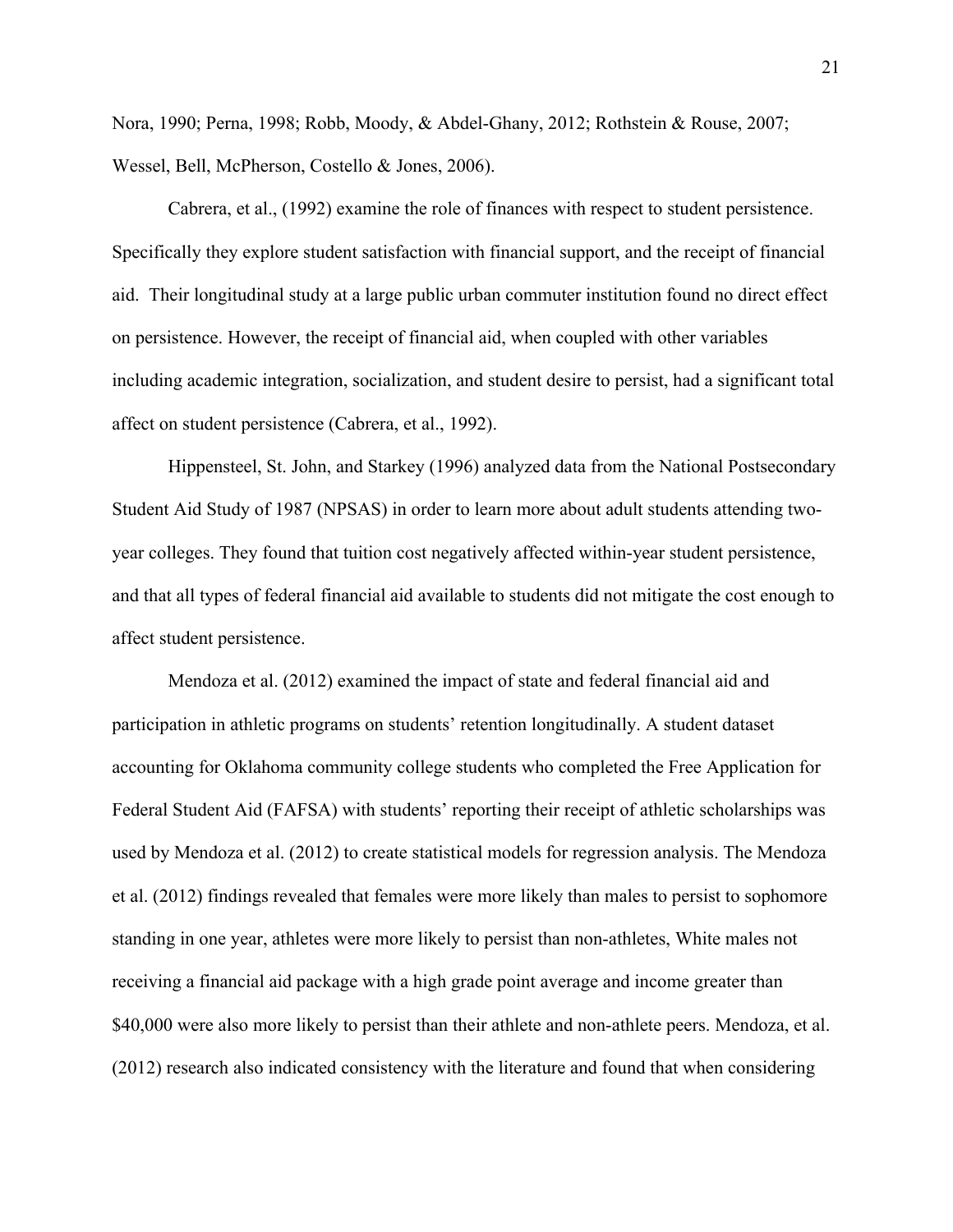Nora, 1990; Perna, 1998; Robb, Moody, & Abdel-Ghany, 2012; Rothstein & Rouse, 2007; Wessel, Bell, McPherson, Costello & Jones, 2006).

Cabrera, et al., (1992) examine the role of finances with respect to student persistence. Specifically they explore student satisfaction with financial support, and the receipt of financial aid. Their longitudinal study at a large public urban commuter institution found no direct effect on persistence. However, the receipt of financial aid, when coupled with other variables including academic integration, socialization, and student desire to persist, had a significant total affect on student persistence (Cabrera, et al., 1992).

Hippensteel, St. John, and Starkey (1996) analyzed data from the National Postsecondary Student Aid Study of 1987 (NPSAS) in order to learn more about adult students attending two-year colleges. They found that tuition cost negatively affected within-year student persistence, and that all types of federal financial aid available to students did not mitigate the cost enough to affect student persistence.

Mendoza et al. (2012) examined the impact of state and federal financial aid and participation in athletic programs on students' retention longitudinally. A student dataset accounting for Oklahoma community college students who completed the Free Application for Federal Student Aid (FAFSA) with students' reporting their receipt of athletic scholarships was used by Mendoza et al. (2012) to create statistical models for regression analysis. The Mendoza et al. (2012) findings revealed that females were more likely than males to persist to sophomore standing in one year, athletes were more likely to persist than non-athletes, White males not receiving a financial aid package with a high grade point average and income greater than $40,000 were also more likely to persist than their athlete and non-athlete peers. Mendoza, et al. (2012) research also indicated consistency with the literature and found that when considering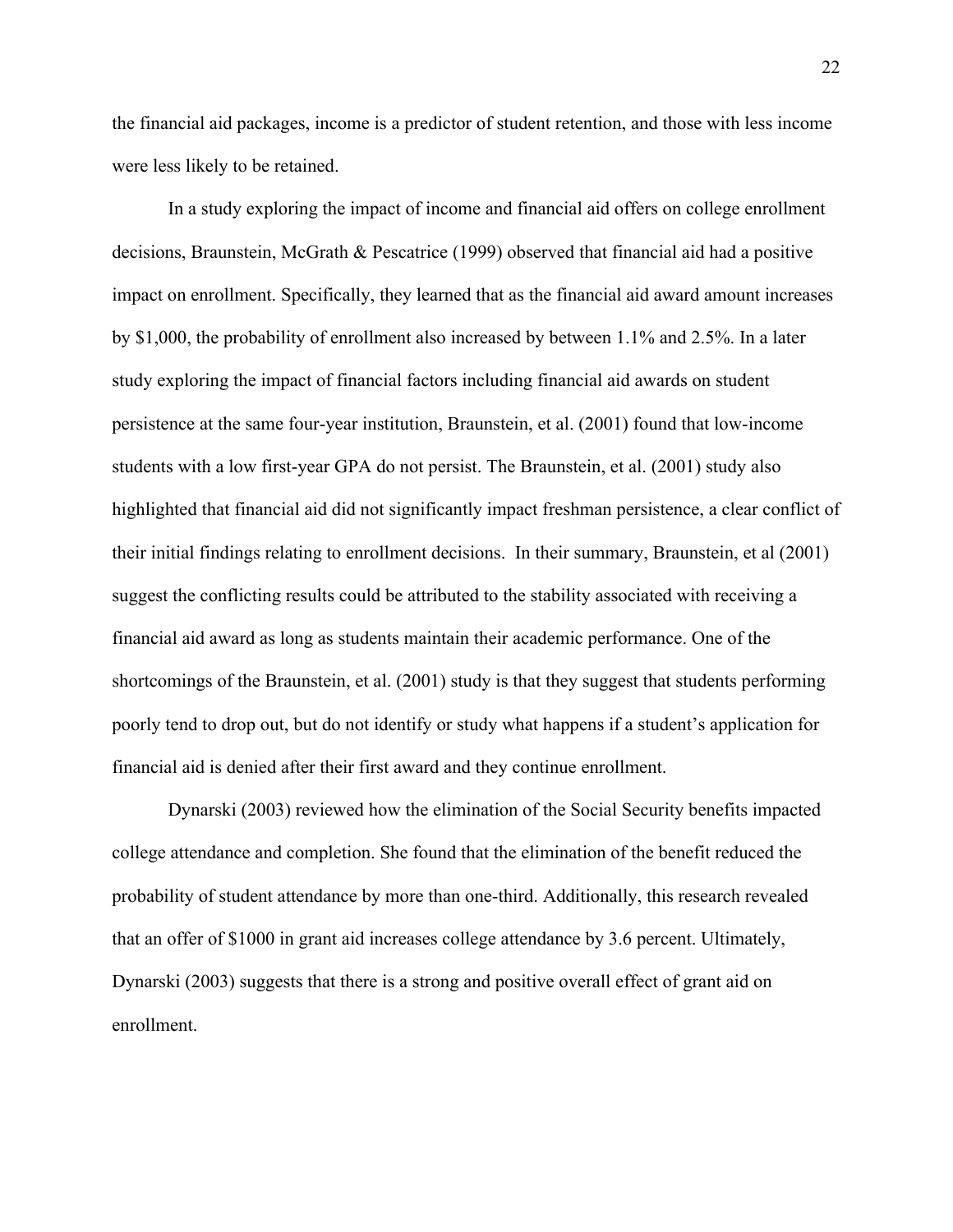the financial aid packages, income is a predictor of student retention, and those with less income were less likely to be retained.

In a study exploring the impact of income and financial aid offers on college enrollment decisions, Braunstein, McGrath & Pescatrice (1999) observed that financial aid had a positive impact on enrollment. Specifically, they learned that as the financial aid award amount increases by $1,000, the probability of enrollment also increased by between 1.1% and 2.5%. In a later study exploring the impact of financial factors including financial aid awards on student persistence at the same four-year institution, Braunstein, et al. (2001) found that low-income students with a low first-year GPA do not persist. The Braunstein, et al. (2001) study also highlighted that financial aid did not significantly impact freshman persistence, a clear conflict of their initial findings relating to enrollment decisions. In their summary, Braunstein, et al (2001) suggest the conflicting results could be attributed to the stability associated with receiving a financial aid award as long as students maintain their academic performance. One of the shortcomings of the Braunstein, et al. (2001) study is that they suggest that students performing poorly tend to drop out, but do not identify or study what happens if a student's application for financial aid is denied after their first award and they continue enrollment.

Dynarski (2003) reviewed how the elimination of the Social Security benefits impacted college attendance and completion. She found that the elimination of the benefit reduced the probability of student attendance by more than one-third. Additionally, this research revealed that an offer of $1000 in grant aid increases college attendance by 3.6 percent. Ultimately, Dynarski (2003) suggests that there is a strong and positive overall effect of grant aid on enrollment.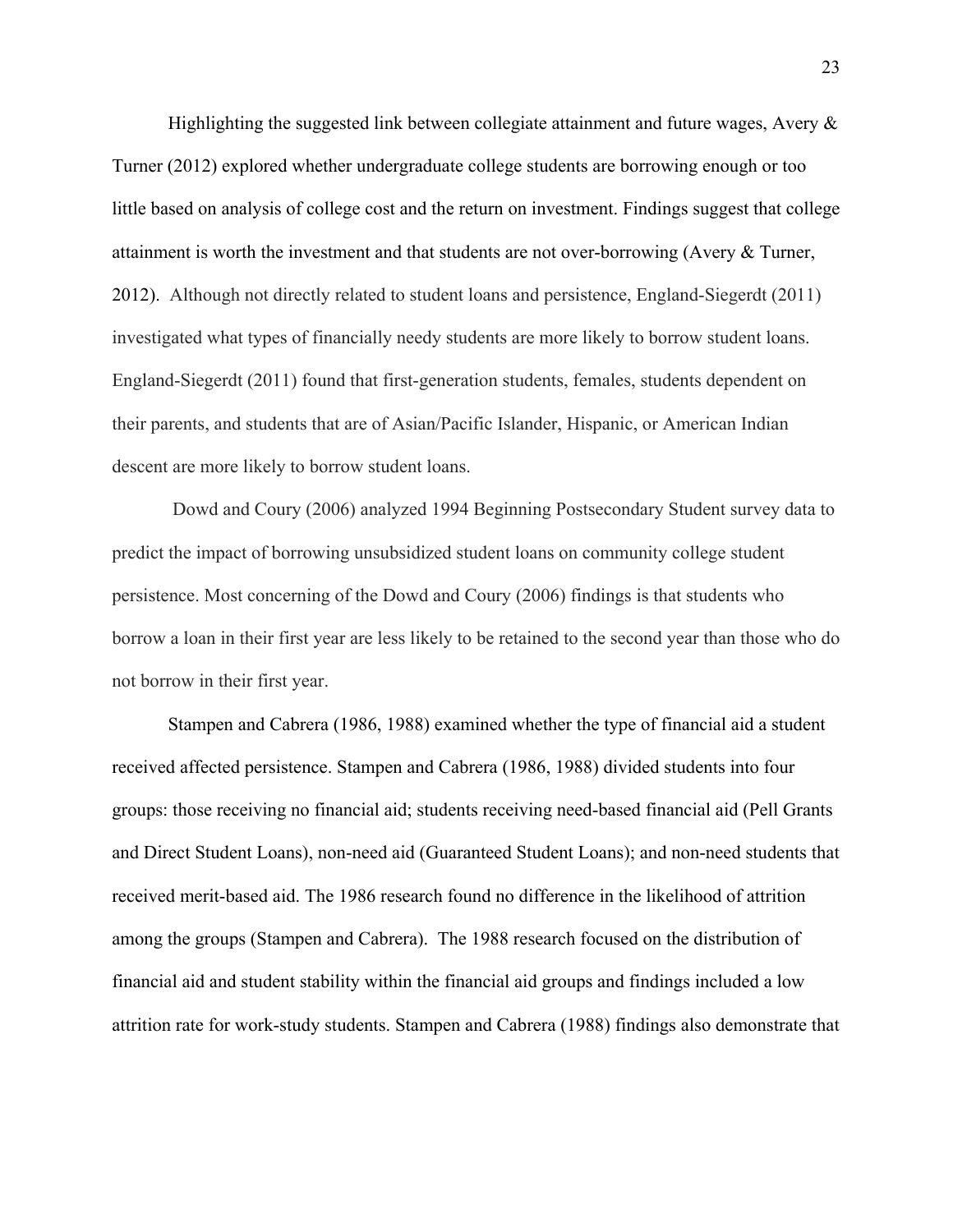Highlighting the suggested link between collegiate attainment and future wages, Avery & Turner (2012) explored whether undergraduate college students are borrowing enough or too little based on analysis of college cost and the return on investment. Findings suggest that college attainment is worth the investment and that students are not over-borrowing (Avery & Turner, 2012). Although not directly related to student loans and persistence, England-Siegerdt (2011) investigated what types of financially needy students are more likely to borrow student loans. England-Siegerdt (2011) found that first-generation students, females, students dependent on their parents, and students that are of Asian/Pacific Islander, Hispanic, or American Indian descent are more likely to borrow student loans.

Dowd and Coury (2006) analyzed 1994 Beginning Postsecondary Student survey data to predict the impact of borrowing unsubsidized student loans on community college student persistence. Most concerning of the Dowd and Coury (2006) findings is that students who borrow a loan in their first year are less likely to be retained to the second year than those who do not borrow in their first year.

Stampen and Cabrera (1986, 1988) examined whether the type of financial aid a student received affected persistence. Stampen and Cabrera (1986, 1988) divided students into four groups: those receiving no financial aid; students receiving need-based financial aid (Pell Grants and Direct Student Loans), non-need aid (Guaranteed Student Loans); and non-need students that received merit-based aid. The 1986 research found no difference in the likelihood of attrition among the groups (Stampen and Cabrera). The 1988 research focused on the distribution of financial aid and student stability within the financial aid groups and findings included a low attrition rate for work-study students. Stampen and Cabrera (1988) findings also demonstrate that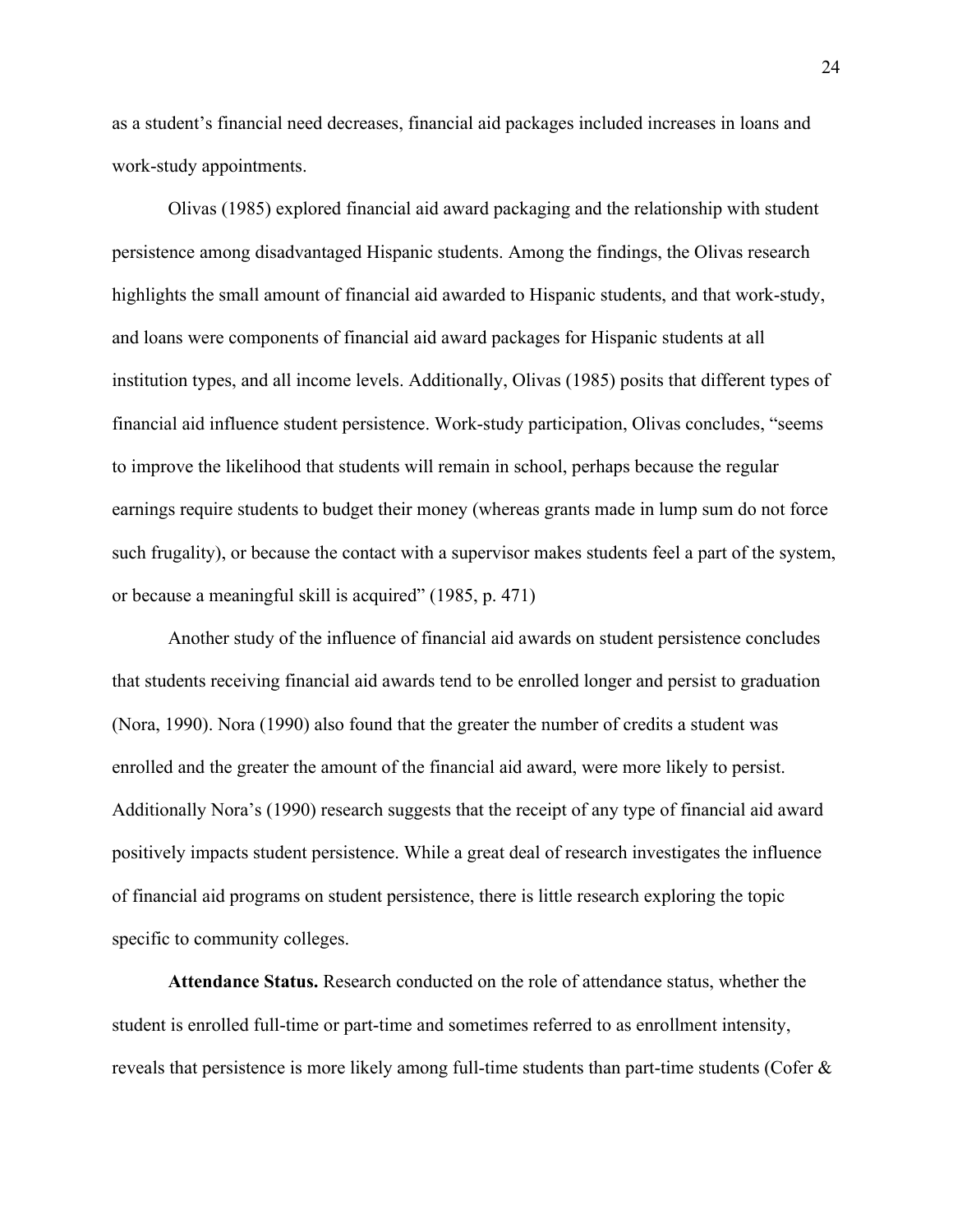as a student's financial need decreases, financial aid packages included increases in loans and work-study appointments.

Olivas (1985) explored financial aid award packaging and the relationship with student persistence among disadvantaged Hispanic students. Among the findings, the Olivas research highlights the small amount of financial aid awarded to Hispanic students, and that work-study, and loans were components of financial aid award packages for Hispanic students at all institution types, and all income levels. Additionally, Olivas (1985) posits that different types of financial aid influence student persistence. Work-study participation, Olivas concludes, "seems to improve the likelihood that students will remain in school, perhaps because the regular earnings require students to budget their money (whereas grants made in lump sum do not force such frugality), or because the contact with a supervisor makes students feel a part of the system, or because a meaningful skill is acquired" (1985, p. 471)

Another study of the influence of financial aid awards on student persistence concludes that students receiving financial aid awards tend to be enrolled longer and persist to graduation (Nora, 1990). Nora (1990) also found that the greater the number of credits a student was enrolled and the greater the amount of the financial aid award, were more likely to persist. Additionally Nora's (1990) research suggests that the receipt of any type of financial aid award positively impacts student persistence. While a great deal of research investigates the influence of financial aid programs on student persistence, there is little research exploring the topic specific to community colleges.

**Attendance Status.** Research conducted on the role of attendance status, whether the student is enrolled full-time or part-time and sometimes referred to as enrollment intensity, reveals that persistence is more likely among full-time students than part-time students (Cofer &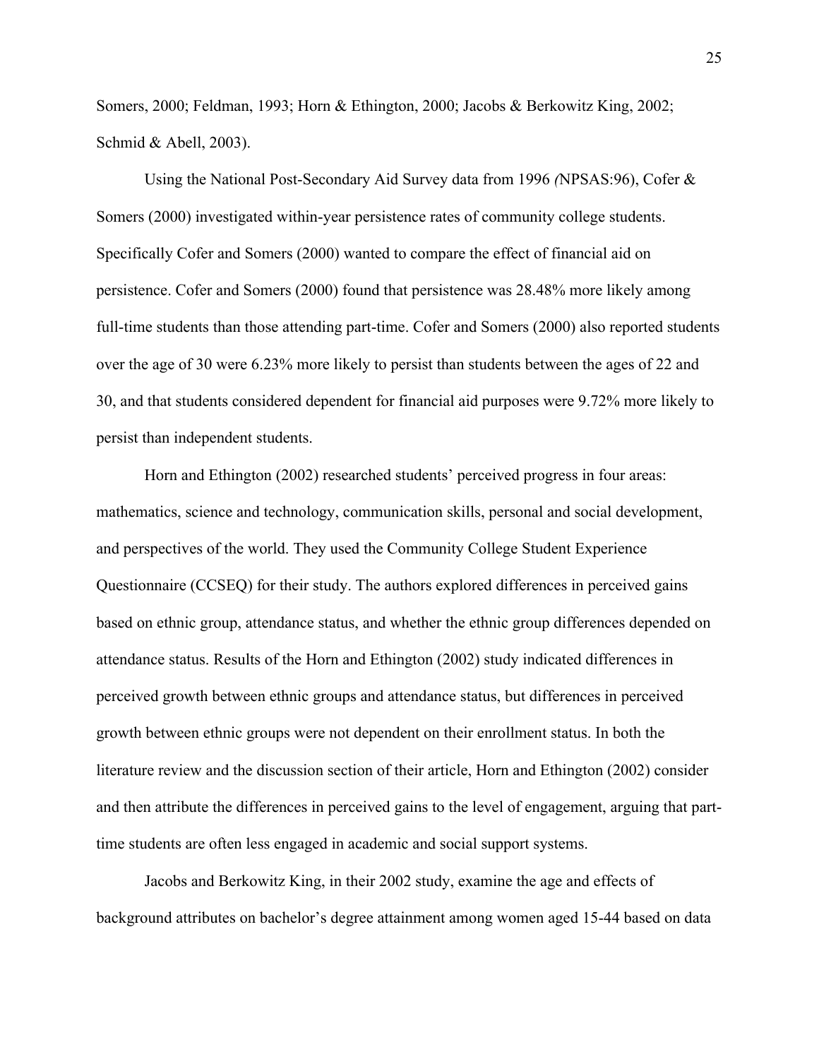Somers, 2000; Feldman, 1993; Horn & Ethington, 2000; Jacobs & Berkowitz King, 2002; Schmid & Abell, 2003).

Using the National Post-Secondary Aid Survey data from 1996 *(*NPSAS:96), Cofer & Somers (2000) investigated within-year persistence rates of community college students. Specifically Cofer and Somers (2000) wanted to compare the effect of financial aid on persistence. Cofer and Somers (2000) found that persistence was 28.48% more likely among full-time students than those attending part-time. Cofer and Somers (2000) also reported students over the age of 30 were 6.23% more likely to persist than students between the ages of 22 and 30, and that students considered dependent for financial aid purposes were 9.72% more likely to persist than independent students.

Horn and Ethington (2002) researched students' perceived progress in four areas: mathematics, science and technology, communication skills, personal and social development, and perspectives of the world. They used the Community College Student Experience Questionnaire (CCSEQ) for their study. The authors explored differences in perceived gains based on ethnic group, attendance status, and whether the ethnic group differences depended on attendance status. Results of the Horn and Ethington (2002) study indicated differences in perceived growth between ethnic groups and attendance status, but differences in perceived growth between ethnic groups were not dependent on their enrollment status. In both the literature review and the discussion section of their article, Horn and Ethington (2002) consider and then attribute the differences in perceived gains to the level of engagement, arguing that part-time students are often less engaged in academic and social support systems.

Jacobs and Berkowitz King, in their 2002 study, examine the age and effects of background attributes on bachelor's degree attainment among women aged 15-44 based on data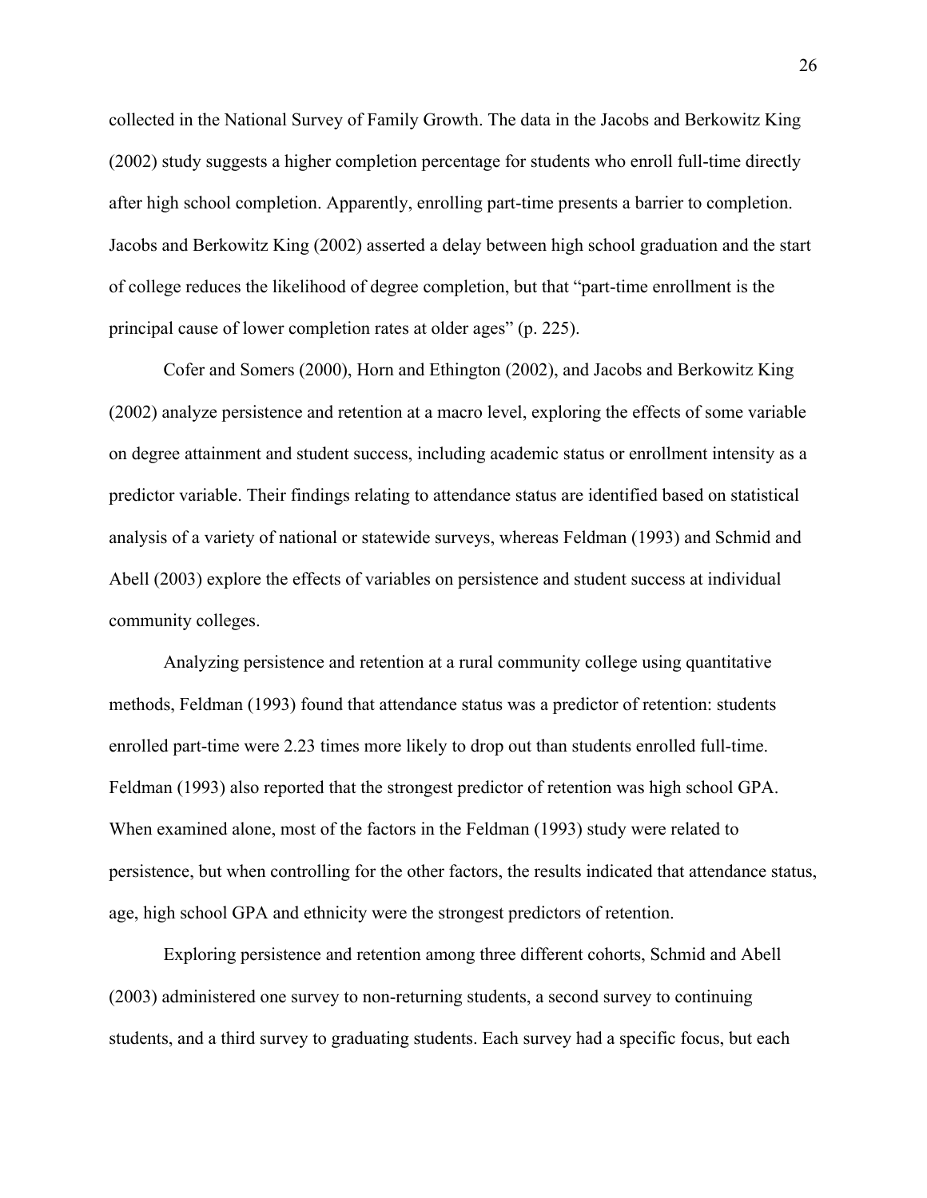collected in the National Survey of Family Growth. The data in the Jacobs and Berkowitz King (2002) study suggests a higher completion percentage for students who enroll full-time directly after high school completion. Apparently, enrolling part-time presents a barrier to completion. Jacobs and Berkowitz King (2002) asserted a delay between high school graduation and the start of college reduces the likelihood of degree completion, but that "part-time enrollment is the principal cause of lower completion rates at older ages" (p. 225).

Cofer and Somers (2000), Horn and Ethington (2002), and Jacobs and Berkowitz King (2002) analyze persistence and retention at a macro level, exploring the effects of some variable on degree attainment and student success, including academic status or enrollment intensity as a predictor variable. Their findings relating to attendance status are identified based on statistical analysis of a variety of national or statewide surveys, whereas Feldman (1993) and Schmid and Abell (2003) explore the effects of variables on persistence and student success at individual community colleges.

Analyzing persistence and retention at a rural community college using quantitative methods, Feldman (1993) found that attendance status was a predictor of retention: students enrolled part-time were 2.23 times more likely to drop out than students enrolled full-time. Feldman (1993) also reported that the strongest predictor of retention was high school GPA. When examined alone, most of the factors in the Feldman (1993) study were related to persistence, but when controlling for the other factors, the results indicated that attendance status, age, high school GPA and ethnicity were the strongest predictors of retention.

Exploring persistence and retention among three different cohorts, Schmid and Abell (2003) administered one survey to non-returning students, a second survey to continuing students, and a third survey to graduating students. Each survey had a specific focus, but each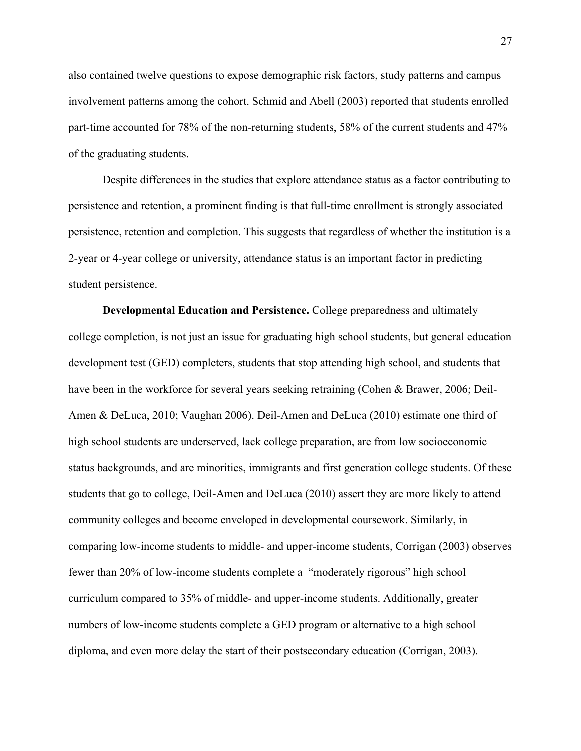also contained twelve questions to expose demographic risk factors, study patterns and campus involvement patterns among the cohort. Schmid and Abell (2003) reported that students enrolled part-time accounted for 78% of the non-returning students, 58% of the current students and 47% of the graduating students.

Despite differences in the studies that explore attendance status as a factor contributing to persistence and retention, a prominent finding is that full-time enrollment is strongly associated persistence, retention and completion. This suggests that regardless of whether the institution is a 2-year or 4-year college or university, attendance status is an important factor in predicting student persistence.

**Developmental Education and Persistence.** College preparedness and ultimately college completion, is not just an issue for graduating high school students, but general education development test (GED) completers, students that stop attending high school, and students that have been in the workforce for several years seeking retraining (Cohen & Brawer, 2006; Deil-Amen & DeLuca, 2010; Vaughan 2006). Deil-Amen and DeLuca (2010) estimate one third of high school students are underserved, lack college preparation, are from low socioeconomic status backgrounds, and are minorities, immigrants and first generation college students. Of these students that go to college, Deil-Amen and DeLuca (2010) assert they are more likely to attend community colleges and become enveloped in developmental coursework. Similarly, in comparing low-income students to middle- and upper-income students, Corrigan (2003) observes fewer than 20% of low-income students complete a "moderately rigorous" high school curriculum compared to 35% of middle- and upper-income students. Additionally, greater numbers of low-income students complete a GED program or alternative to a high school diploma, and even more delay the start of their postsecondary education (Corrigan, 2003).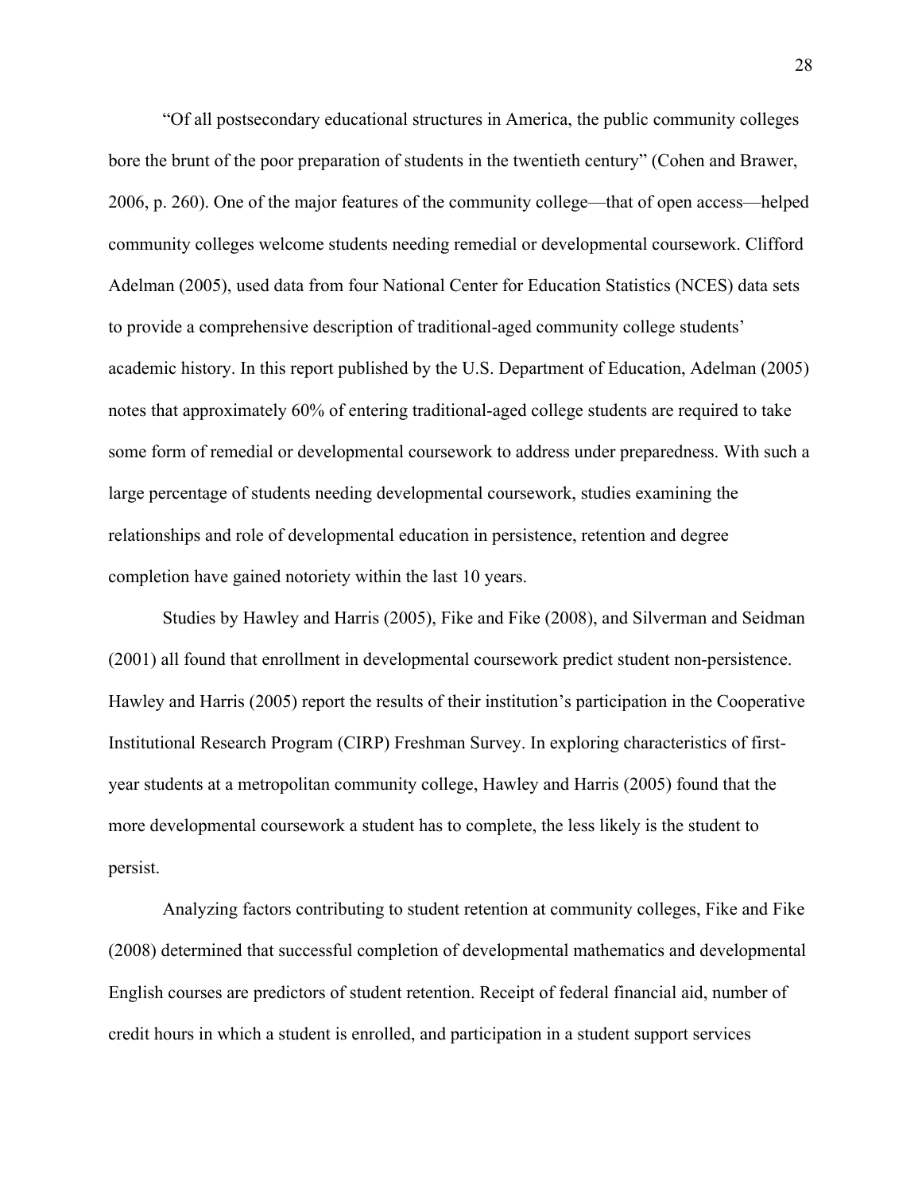“Of all postsecondary educational structures in America, the public community colleges bore the brunt of the poor preparation of students in the twentieth century” (Cohen and Brawer, 2006, p. 260). One of the major features of the community college—that of open access—helped community colleges welcome students needing remedial or developmental coursework. Clifford Adelman (2005), used data from four National Center for Education Statistics (NCES) data sets to provide a comprehensive description of traditional-aged community college students’ academic history. In this report published by the U.S. Department of Education, Adelman (2005) notes that approximately 60% of entering traditional-aged college students are required to take some form of remedial or developmental coursework to address under preparedness. With such a large percentage of students needing developmental coursework, studies examining the relationships and role of developmental education in persistence, retention and degree completion have gained notoriety within the last 10 years.

Studies by Hawley and Harris (2005), Fike and Fike (2008), and Silverman and Seidman (2001) all found that enrollment in developmental coursework predict student non-persistence. Hawley and Harris (2005) report the results of their institution’s participation in the Cooperative Institutional Research Program (CIRP) Freshman Survey. In exploring characteristics of first-year students at a metropolitan community college, Hawley and Harris (2005) found that the more developmental coursework a student has to complete, the less likely is the student to persist.

Analyzing factors contributing to student retention at community colleges, Fike and Fike (2008) determined that successful completion of developmental mathematics and developmental English courses are predictors of student retention. Receipt of federal financial aid, number of credit hours in which a student is enrolled, and participation in a student support services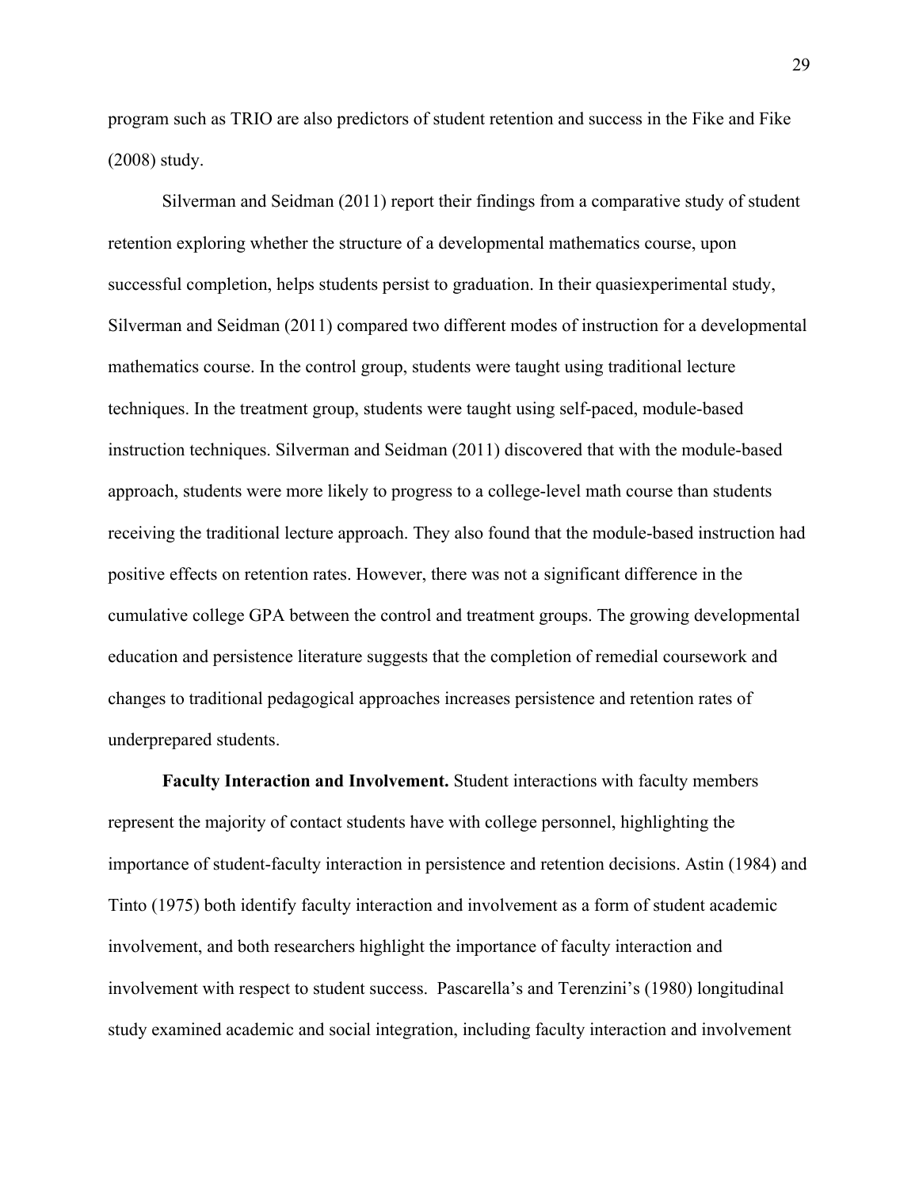program such as TRIO are also predictors of student retention and success in the Fike and Fike (2008) study.

Silverman and Seidman (2011) report their findings from a comparative study of student retention exploring whether the structure of a developmental mathematics course, upon successful completion, helps students persist to graduation. In their quasiexperimental study, Silverman and Seidman (2011) compared two different modes of instruction for a developmental mathematics course. In the control group, students were taught using traditional lecture techniques. In the treatment group, students were taught using self-paced, module-based instruction techniques. Silverman and Seidman (2011) discovered that with the module-based approach, students were more likely to progress to a college-level math course than students receiving the traditional lecture approach. They also found that the module-based instruction had positive effects on retention rates. However, there was not a significant difference in the cumulative college GPA between the control and treatment groups. The growing developmental education and persistence literature suggests that the completion of remedial coursework and changes to traditional pedagogical approaches increases persistence and retention rates of underprepared students.

**Faculty Interaction and Involvement.** Student interactions with faculty members represent the majority of contact students have with college personnel, highlighting the importance of student-faculty interaction in persistence and retention decisions. Astin (1984) and Tinto (1975) both identify faculty interaction and involvement as a form of student academic involvement, and both researchers highlight the importance of faculty interaction and involvement with respect to student success. Pascarella's and Terenzini's (1980) longitudinal study examined academic and social integration, including faculty interaction and involvement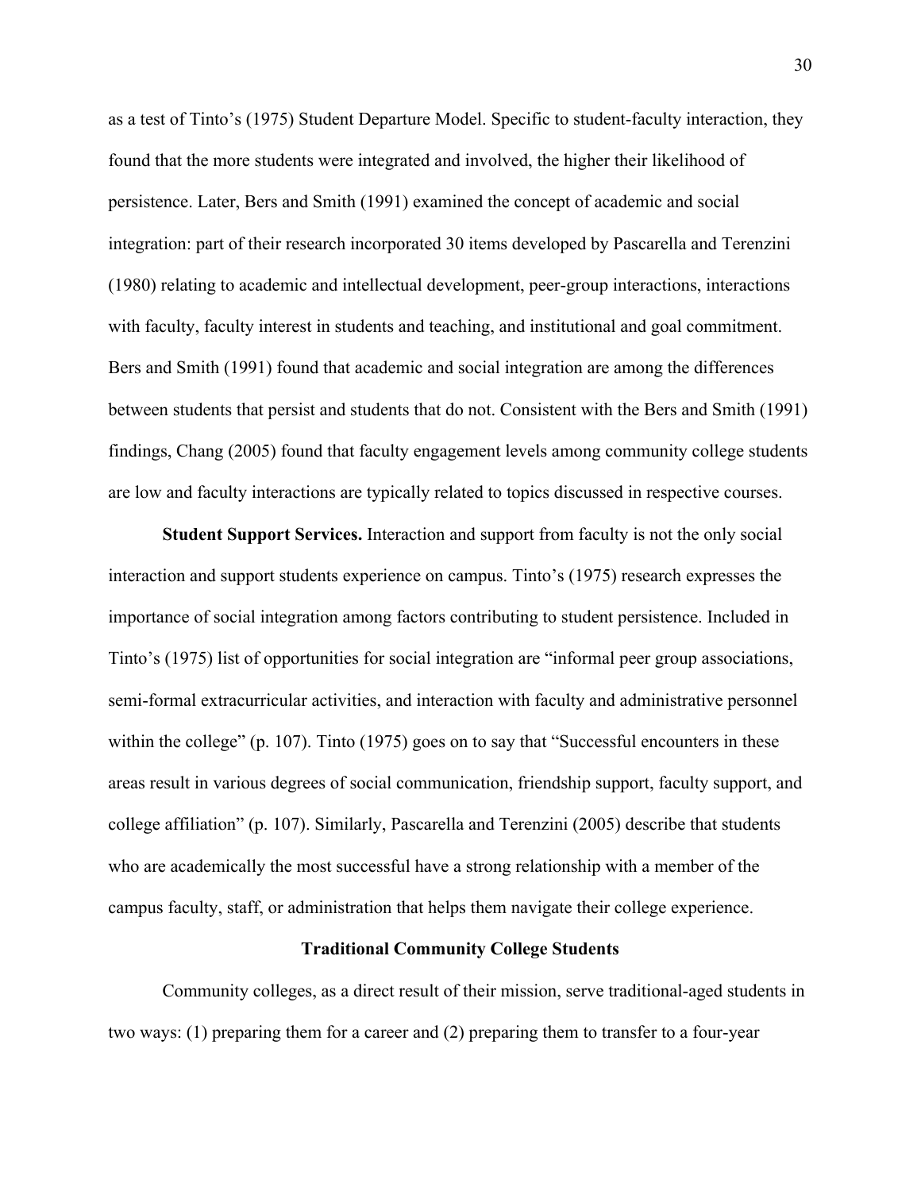as a test of Tinto's (1975) Student Departure Model. Specific to student-faculty interaction, they found that the more students were integrated and involved, the higher their likelihood of persistence. Later, Bers and Smith (1991) examined the concept of academic and social integration: part of their research incorporated 30 items developed by Pascarella and Terenzini (1980) relating to academic and intellectual development, peer-group interactions, interactions with faculty, faculty interest in students and teaching, and institutional and goal commitment. Bers and Smith (1991) found that academic and social integration are among the differences between students that persist and students that do not. Consistent with the Bers and Smith (1991) findings, Chang (2005) found that faculty engagement levels among community college students are low and faculty interactions are typically related to topics discussed in respective courses.

**Student Support Services.** Interaction and support from faculty is not the only social interaction and support students experience on campus. Tinto's (1975) research expresses the importance of social integration among factors contributing to student persistence. Included in Tinto's (1975) list of opportunities for social integration are "informal peer group associations, semi-formal extracurricular activities, and interaction with faculty and administrative personnel within the college" (p. 107). Tinto (1975) goes on to say that "Successful encounters in these areas result in various degrees of social communication, friendship support, faculty support, and college affiliation" (p. 107). Similarly, Pascarella and Terenzini (2005) describe that students who are academically the most successful have a strong relationship with a member of the campus faculty, staff, or administration that helps them navigate their college experience.

## Traditional Community College Students

Community colleges, as a direct result of their mission, serve traditional-aged students in two ways: (1) preparing them for a career and (2) preparing them to transfer to a four-year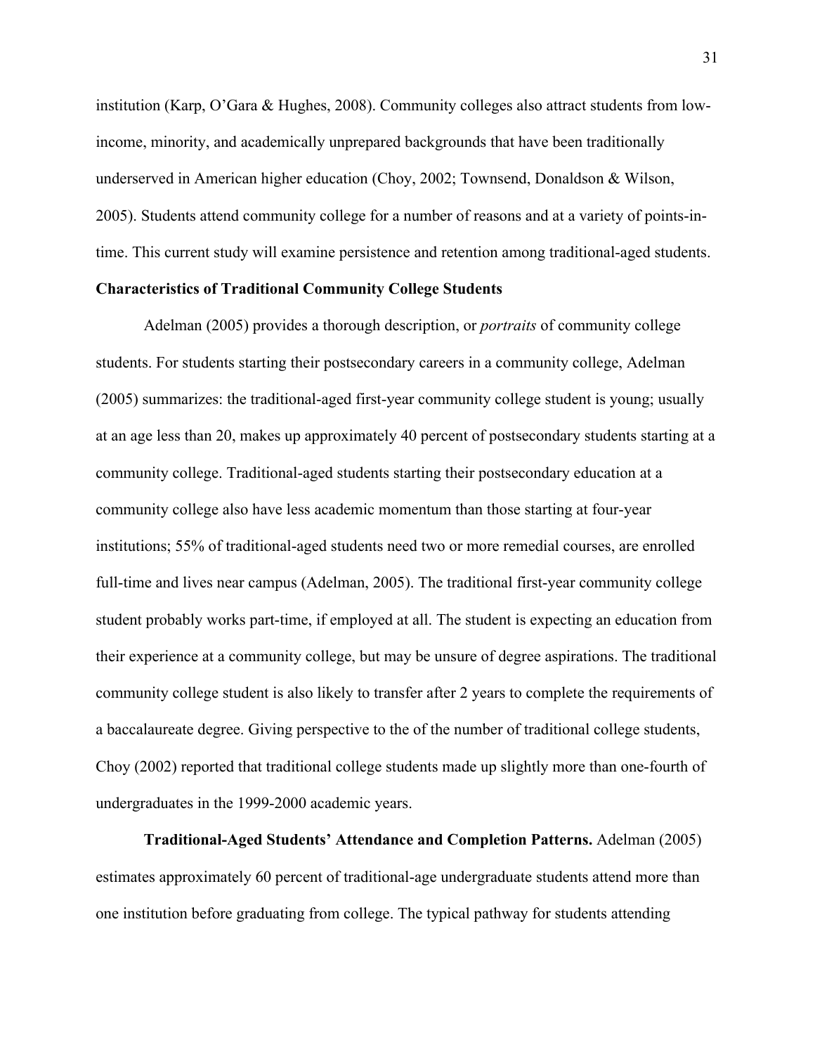institution (Karp, O'Gara & Hughes, 2008). Community colleges also attract students from low-income, minority, and academically unprepared backgrounds that have been traditionally underserved in American higher education (Choy, 2002; Townsend, Donaldson & Wilson, 2005). Students attend community college for a number of reasons and at a variety of points-in-time. This current study will examine persistence and retention among traditional-aged students.

## Characteristics of Traditional Community College Students

Adelman (2005) provides a thorough description, or *portraits* of community college students. For students starting their postsecondary careers in a community college, Adelman (2005) summarizes: the traditional-aged first-year community college student is young; usually at an age less than 20, makes up approximately 40 percent of postsecondary students starting at a community college. Traditional-aged students starting their postsecondary education at a community college also have less academic momentum than those starting at four-year institutions; 55% of traditional-aged students need two or more remedial courses, are enrolled full-time and lives near campus (Adelman, 2005). The traditional first-year community college student probably works part-time, if employed at all. The student is expecting an education from their experience at a community college, but may be unsure of degree aspirations. The traditional community college student is also likely to transfer after 2 years to complete the requirements of a baccalaureate degree. Giving perspective to the of the number of traditional college students, Choy (2002) reported that traditional college students made up slightly more than one-fourth of undergraduates in the 1999-2000 academic years.

**Traditional-Aged Students' Attendance and Completion Patterns.** Adelman (2005) estimates approximately 60 percent of traditional-age undergraduate students attend more than one institution before graduating from college. The typical pathway for students attending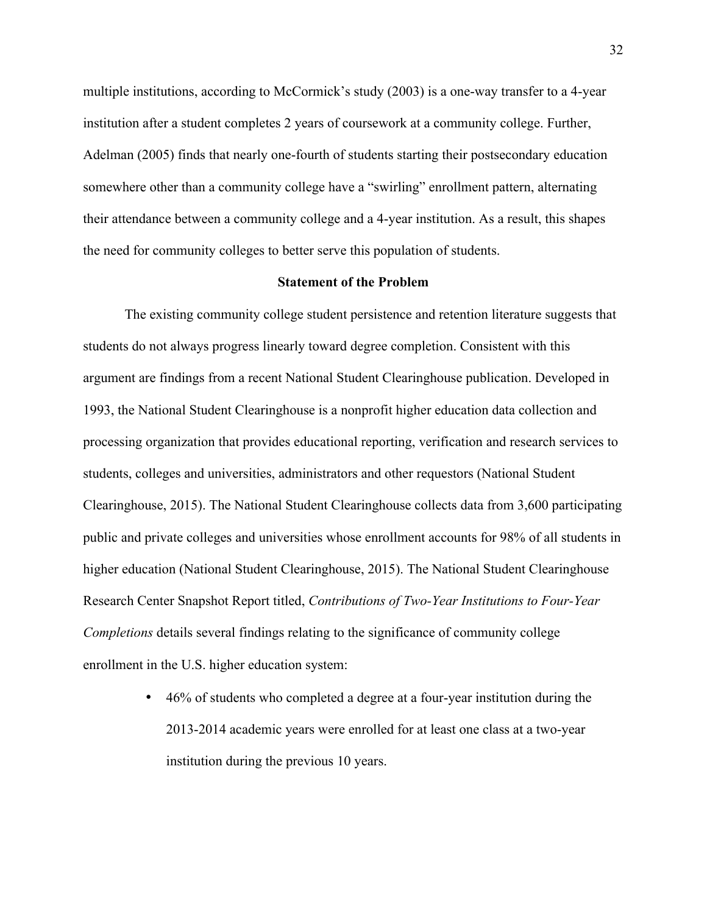multiple institutions, according to McCormick's study (2003) is a one-way transfer to a 4-year institution after a student completes 2 years of coursework at a community college. Further, Adelman (2005) finds that nearly one-fourth of students starting their postsecondary education somewhere other than a community college have a "swirling" enrollment pattern, alternating their attendance between a community college and a 4-year institution. As a result, this shapes the need for community colleges to better serve this population of students.

## Statement of the Problem

The existing community college student persistence and retention literature suggests that students do not always progress linearly toward degree completion. Consistent with this argument are findings from a recent National Student Clearinghouse publication. Developed in 1993, the National Student Clearinghouse is a nonprofit higher education data collection and processing organization that provides educational reporting, verification and research services to students, colleges and universities, administrators and other requestors (National Student Clearinghouse, 2015). The National Student Clearinghouse collects data from 3,600 participating public and private colleges and universities whose enrollment accounts for 98% of all students in higher education (National Student Clearinghouse, 2015). The National Student Clearinghouse Research Center Snapshot Report titled, *Contributions of Two-Year Institutions to Four-Year Completions* details several findings relating to the significance of community college enrollment in the U.S. higher education system:

- 46% of students who completed a degree at a four-year institution during the 2013-2014 academic years were enrolled for at least one class at a two-year institution during the previous 10 years.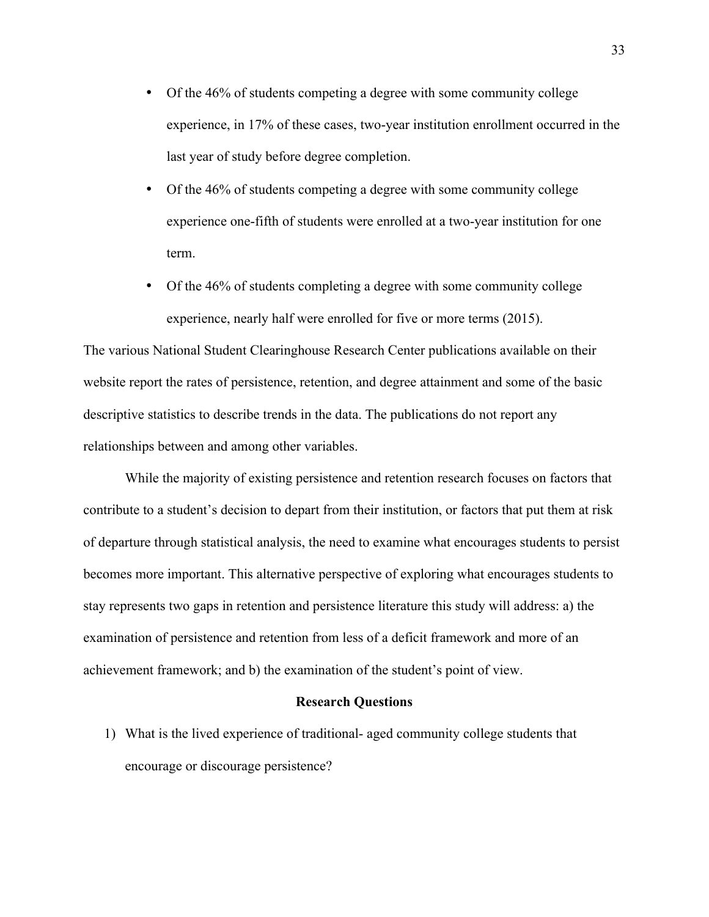- Of the 46% of students competing a degree with some community college experience, in 17% of these cases, two-year institution enrollment occurred in the last year of study before degree completion.
- Of the 46% of students competing a degree with some community college experience one-fifth of students were enrolled at a two-year institution for one term.
- Of the 46% of students completing a degree with some community college experience, nearly half were enrolled for five or more terms (2015).

The various National Student Clearinghouse Research Center publications available on their website report the rates of persistence, retention, and degree attainment and some of the basic descriptive statistics to describe trends in the data. The publications do not report any relationships between and among other variables.

While the majority of existing persistence and retention research focuses on factors that contribute to a student's decision to depart from their institution, or factors that put them at risk of departure through statistical analysis, the need to examine what encourages students to persist becomes more important. This alternative perspective of exploring what encourages students to stay represents two gaps in retention and persistence literature this study will address: a) the examination of persistence and retention from less of a deficit framework and more of an achievement framework; and b) the examination of the student's point of view.

**Research Questions**

1) What is the lived experience of traditional- aged community college students that encourage or discourage persistence?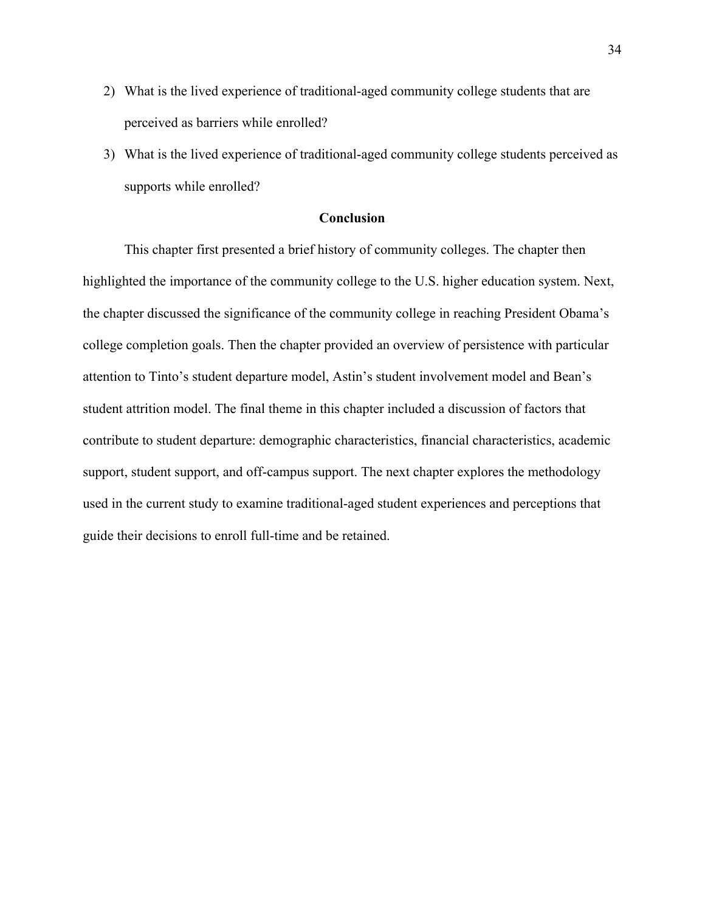2) What is the lived experience of traditional-aged community college students that are perceived as barriers while enrolled?
3) What is the lived experience of traditional-aged community college students perceived as supports while enrolled?

## Conclusion

This chapter first presented a brief history of community colleges. The chapter then highlighted the importance of the community college to the U.S. higher education system. Next, the chapter discussed the significance of the community college in reaching President Obama's college completion goals. Then the chapter provided an overview of persistence with particular attention to Tinto's student departure model, Astin's student involvement model and Bean's student attrition model. The final theme in this chapter included a discussion of factors that contribute to student departure: demographic characteristics, financial characteristics, academic support, student support, and off-campus support. The next chapter explores the methodology used in the current study to examine traditional-aged student experiences and perceptions that guide their decisions to enroll full-time and be retained.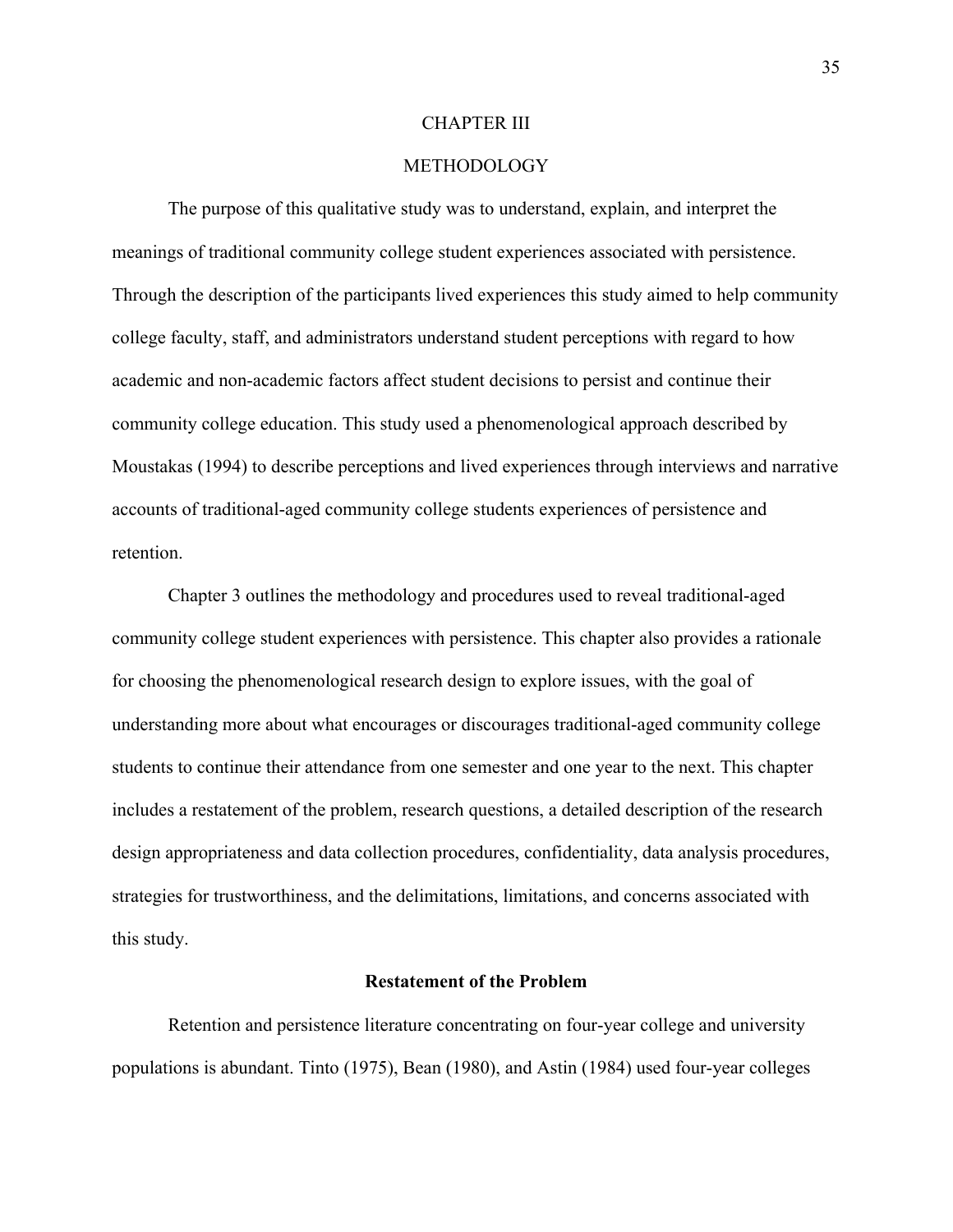# CHAPTER III

# METHODOLOGY

The purpose of this qualitative study was to understand, explain, and interpret the meanings of traditional community college student experiences associated with persistence. Through the description of the participants lived experiences this study aimed to help community college faculty, staff, and administrators understand student perceptions with regard to how academic and non-academic factors affect student decisions to persist and continue their community college education. This study used a phenomenological approach described by Moustakas (1994) to describe perceptions and lived experiences through interviews and narrative accounts of traditional-aged community college students experiences of persistence and retention.

Chapter 3 outlines the methodology and procedures used to reveal traditional-aged community college student experiences with persistence. This chapter also provides a rationale for choosing the phenomenological research design to explore issues, with the goal of understanding more about what encourages or discourages traditional-aged community college students to continue their attendance from one semester and one year to the next. This chapter includes a restatement of the problem, research questions, a detailed description of the research design appropriateness and data collection procedures, confidentiality, data analysis procedures, strategies for trustworthiness, and the delimitations, limitations, and concerns associated with this study.

## Restatement of the Problem

Retention and persistence literature concentrating on four-year college and university populations is abundant. Tinto (1975), Bean (1980), and Astin (1984) used four-year colleges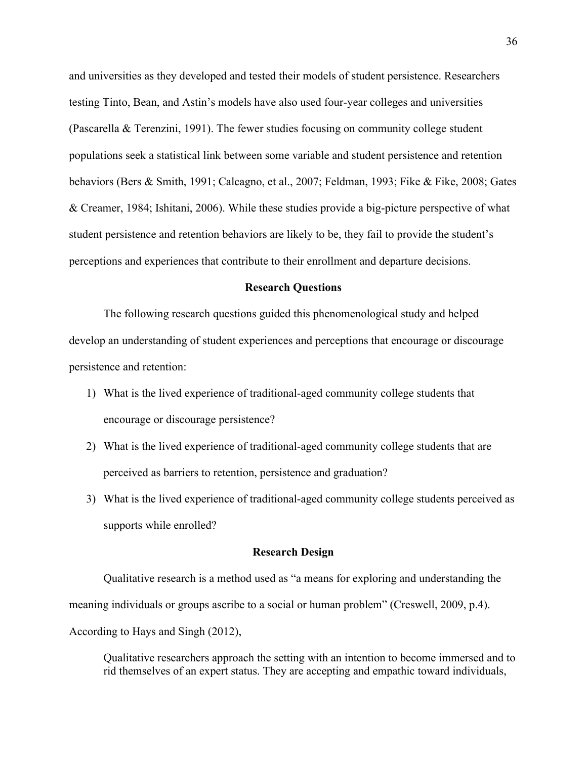and universities as they developed and tested their models of student persistence. Researchers testing Tinto, Bean, and Astin's models have also used four-year colleges and universities (Pascarella & Terenzini, 1991). The fewer studies focusing on community college student populations seek a statistical link between some variable and student persistence and retention behaviors (Bers & Smith, 1991; Calcagno, et al., 2007; Feldman, 1993; Fike & Fike, 2008; Gates & Creamer, 1984; Ishitani, 2006). While these studies provide a big-picture perspective of what student persistence and retention behaviors are likely to be, they fail to provide the student's perceptions and experiences that contribute to their enrollment and departure decisions.

## Research Questions

The following research questions guided this phenomenological study and helped develop an understanding of student experiences and perceptions that encourage or discourage persistence and retention:

1) What is the lived experience of traditional-aged community college students that encourage or discourage persistence?
2) What is the lived experience of traditional-aged community college students that are perceived as barriers to retention, persistence and graduation?
3) What is the lived experience of traditional-aged community college students perceived as supports while enrolled?

## Research Design

Qualitative research is a method used as "a means for exploring and understanding the meaning individuals or groups ascribe to a social or human problem" (Creswell, 2009, p.4). According to Hays and Singh (2012),

> Qualitative researchers approach the setting with an intention to become immersed and to rid themselves of an expert status. They are accepting and empathic toward individuals,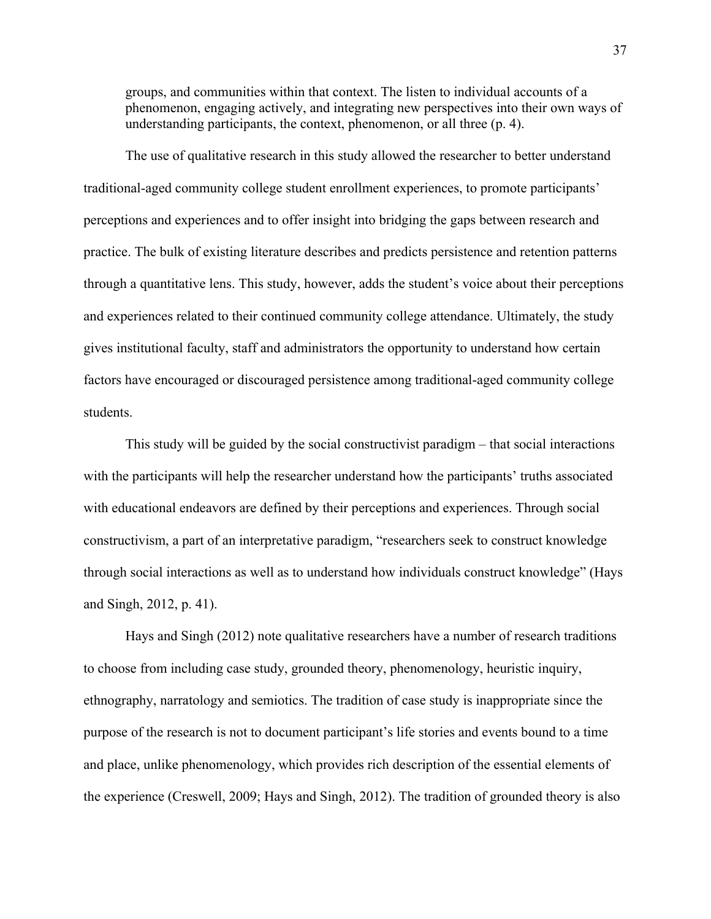> groups, and communities within that context. The listen to individual accounts of a phenomenon, engaging actively, and integrating new perspectives into their own ways of understanding participants, the context, phenomenon, or all three (p. 4).

The use of qualitative research in this study allowed the researcher to better understand traditional-aged community college student enrollment experiences, to promote participants' perceptions and experiences and to offer insight into bridging the gaps between research and practice. The bulk of existing literature describes and predicts persistence and retention patterns through a quantitative lens. This study, however, adds the student's voice about their perceptions and experiences related to their continued community college attendance. Ultimately, the study gives institutional faculty, staff and administrators the opportunity to understand how certain factors have encouraged or discouraged persistence among traditional-aged community college students.

This study will be guided by the social constructivist paradigm – that social interactions with the participants will help the researcher understand how the participants' truths associated with educational endeavors are defined by their perceptions and experiences. Through social constructivism, a part of an interpretative paradigm, "researchers seek to construct knowledge through social interactions as well as to understand how individuals construct knowledge" (Hays and Singh, 2012, p. 41).

Hays and Singh (2012) note qualitative researchers have a number of research traditions to choose from including case study, grounded theory, phenomenology, heuristic inquiry, ethnography, narratology and semiotics. The tradition of case study is inappropriate since the purpose of the research is not to document participant's life stories and events bound to a time and place, unlike phenomenology, which provides rich description of the essential elements of the experience (Creswell, 2009; Hays and Singh, 2012). The tradition of grounded theory is also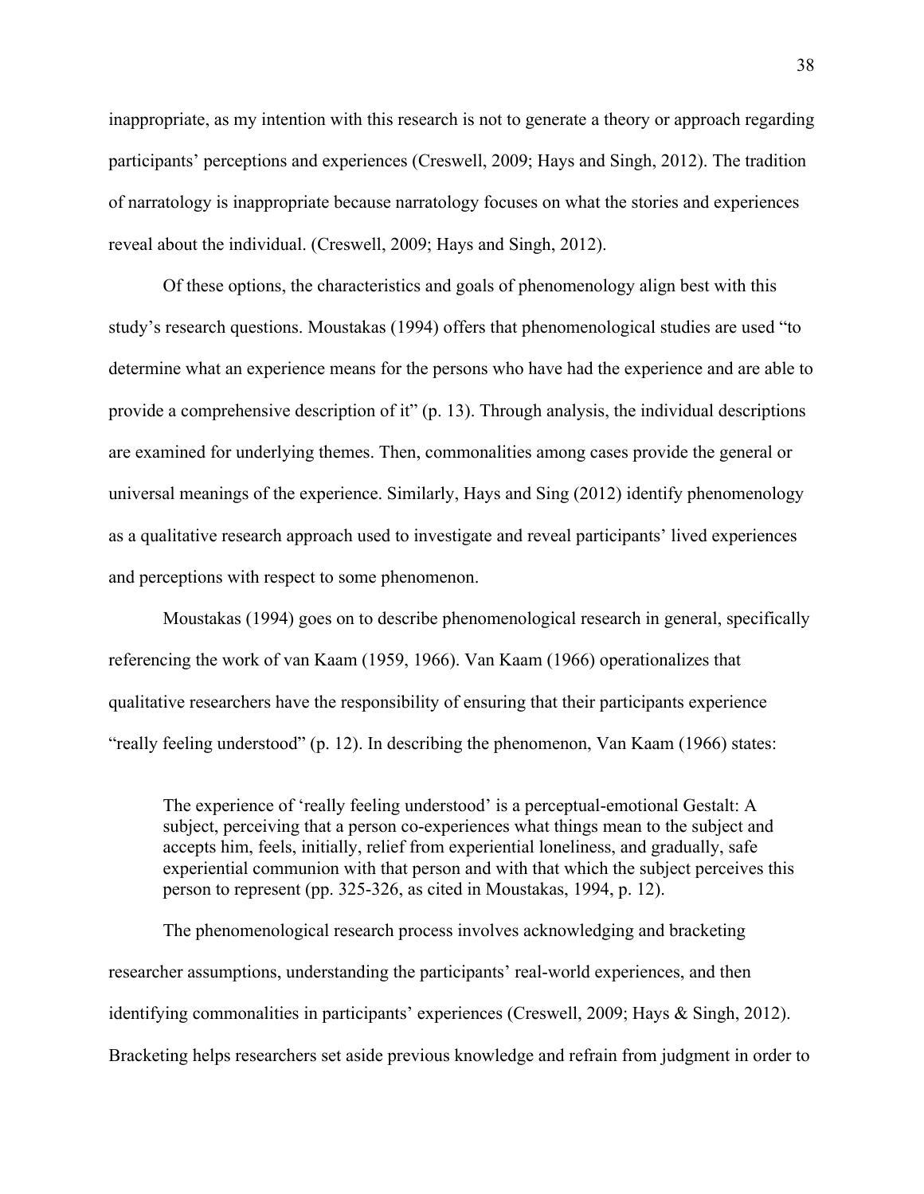inappropriate, as my intention with this research is not to generate a theory or approach regarding participants' perceptions and experiences (Creswell, 2009; Hays and Singh, 2012). The tradition of narratology is inappropriate because narratology focuses on what the stories and experiences reveal about the individual. (Creswell, 2009; Hays and Singh, 2012).

Of these options, the characteristics and goals of phenomenology align best with this study's research questions. Moustakas (1994) offers that phenomenological studies are used "to determine what an experience means for the persons who have had the experience and are able to provide a comprehensive description of it" (p. 13). Through analysis, the individual descriptions are examined for underlying themes. Then, commonalities among cases provide the general or universal meanings of the experience. Similarly, Hays and Sing (2012) identify phenomenology as a qualitative research approach used to investigate and reveal participants' lived experiences and perceptions with respect to some phenomenon.

Moustakas (1994) goes on to describe phenomenological research in general, specifically referencing the work of van Kaam (1959, 1966). Van Kaam (1966) operationalizes that qualitative researchers have the responsibility of ensuring that their participants experience "really feeling understood" (p. 12). In describing the phenomenon, Van Kaam (1966) states:

> The experience of 'really feeling understood' is a perceptual-emotional Gestalt: A subject, perceiving that a person co-experiences what things mean to the subject and accepts him, feels, initially, relief from experiential loneliness, and gradually, safe experiential communion with that person and with that which the subject perceives this person to represent (pp. 325-326, as cited in Moustakas, 1994, p. 12).

The phenomenological research process involves acknowledging and bracketing researcher assumptions, understanding the participants' real-world experiences, and then identifying commonalities in participants' experiences (Creswell, 2009; Hays & Singh, 2012). Bracketing helps researchers set aside previous knowledge and refrain from judgment in order to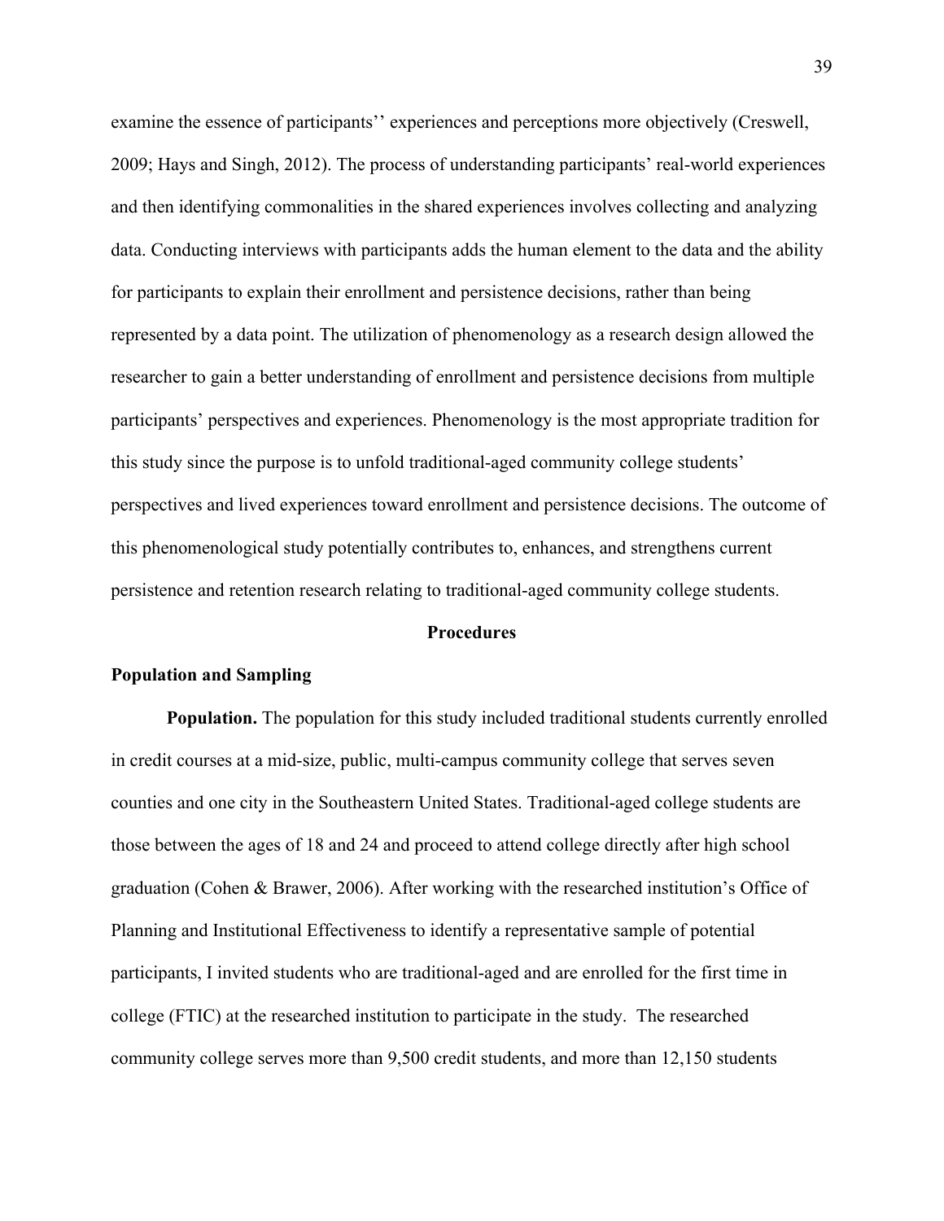examine the essence of participants'' experiences and perceptions more objectively (Creswell, 2009; Hays and Singh, 2012). The process of understanding participants' real-world experiences and then identifying commonalities in the shared experiences involves collecting and analyzing data. Conducting interviews with participants adds the human element to the data and the ability for participants to explain their enrollment and persistence decisions, rather than being represented by a data point. The utilization of phenomenology as a research design allowed the researcher to gain a better understanding of enrollment and persistence decisions from multiple participants' perspectives and experiences. Phenomenology is the most appropriate tradition for this study since the purpose is to unfold traditional-aged community college students' perspectives and lived experiences toward enrollment and persistence decisions. The outcome of this phenomenological study potentially contributes to, enhances, and strengthens current persistence and retention research relating to traditional-aged community college students.

## Procedures

### Population and Sampling

**Population.** The population for this study included traditional students currently enrolled in credit courses at a mid-size, public, multi-campus community college that serves seven counties and one city in the Southeastern United States. Traditional-aged college students are those between the ages of 18 and 24 and proceed to attend college directly after high school graduation (Cohen & Brawer, 2006). After working with the researched institution's Office of Planning and Institutional Effectiveness to identify a representative sample of potential participants, I invited students who are traditional-aged and are enrolled for the first time in college (FTIC) at the researched institution to participate in the study. The researched community college serves more than 9,500 credit students, and more than 12,150 students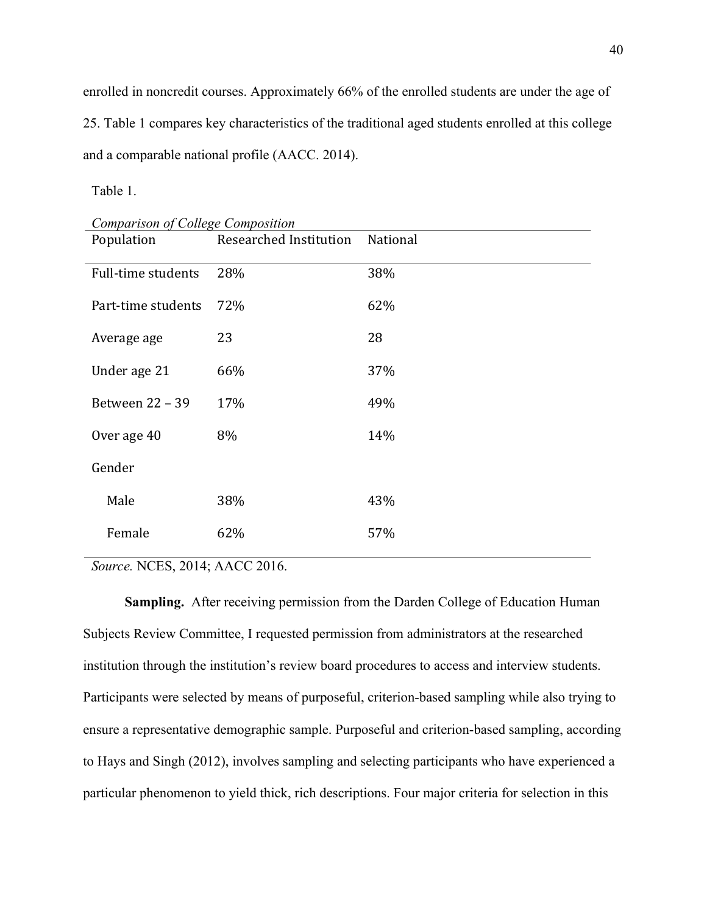enrolled in noncredit courses. Approximately 66% of the enrolled students are under the age of 25. Table 1 compares key characteristics of the traditional aged students enrolled at this college and a comparable national profile (AACC. 2014).

Table 1.

*Comparison of College Composition*

| Population | Researched Institution | National |
|---|---|---|
| Full-time students | 28% | 38% |
| Part-time students | 72% | 62% |
| Average age | 23 | 28 |
| Under age 21 | 66% | 37% |
| Between 22 – 39 | 17% | 49% |
| Over age 40 | 8% | 14% |
| Gender | | |
| Male | 38% | 43% |
| Female | 62% | 57% |

*Source.* NCES, 2014; AACC 2016.

**Sampling.** After receiving permission from the Darden College of Education Human Subjects Review Committee, I requested permission from administrators at the researched institution through the institution's review board procedures to access and interview students. Participants were selected by means of purposeful, criterion-based sampling while also trying to ensure a representative demographic sample. Purposeful and criterion-based sampling, according to Hays and Singh (2012), involves sampling and selecting participants who have experienced a particular phenomenon to yield thick, rich descriptions. Four major criteria for selection in this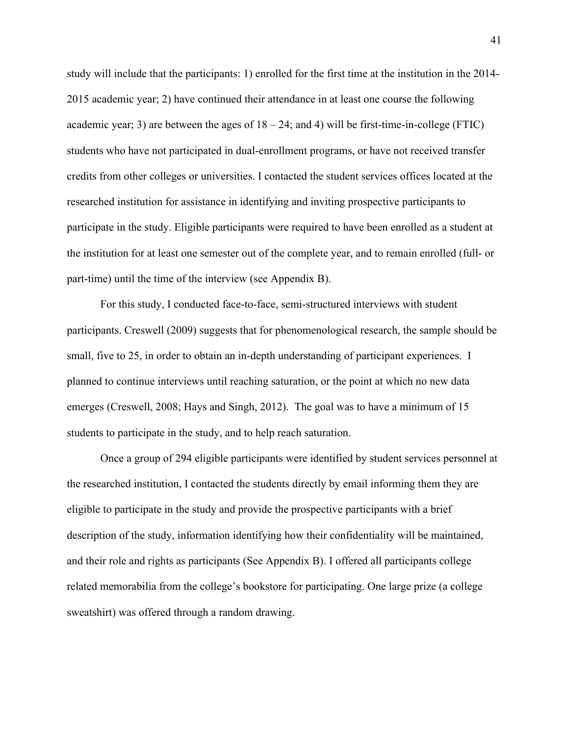study will include that the participants: 1) enrolled for the first time at the institution in the 2014-2015 academic year; 2) have continued their attendance in at least one course the following academic year; 3) are between the ages of 18 – 24; and 4) will be first-time-in-college (FTIC) students who have not participated in dual-enrollment programs, or have not received transfer credits from other colleges or universities. I contacted the student services offices located at the researched institution for assistance in identifying and inviting prospective participants to participate in the study. Eligible participants were required to have been enrolled as a student at the institution for at least one semester out of the complete year, and to remain enrolled (full- or part-time) until the time of the interview (see Appendix B).

For this study, I conducted face-to-face, semi-structured interviews with student participants. Creswell (2009) suggests that for phenomenological research, the sample should be small, five to 25, in order to obtain an in-depth understanding of participant experiences. I planned to continue interviews until reaching saturation, or the point at which no new data emerges (Creswell, 2008; Hays and Singh, 2012). The goal was to have a minimum of 15 students to participate in the study, and to help reach saturation.

Once a group of 294 eligible participants were identified by student services personnel at the researched institution, I contacted the students directly by email informing them they are eligible to participate in the study and provide the prospective participants with a brief description of the study, information identifying how their confidentiality will be maintained, and their role and rights as participants (See Appendix B). I offered all participants college related memorabilia from the college's bookstore for participating. One large prize (a college sweatshirt) was offered through a random drawing.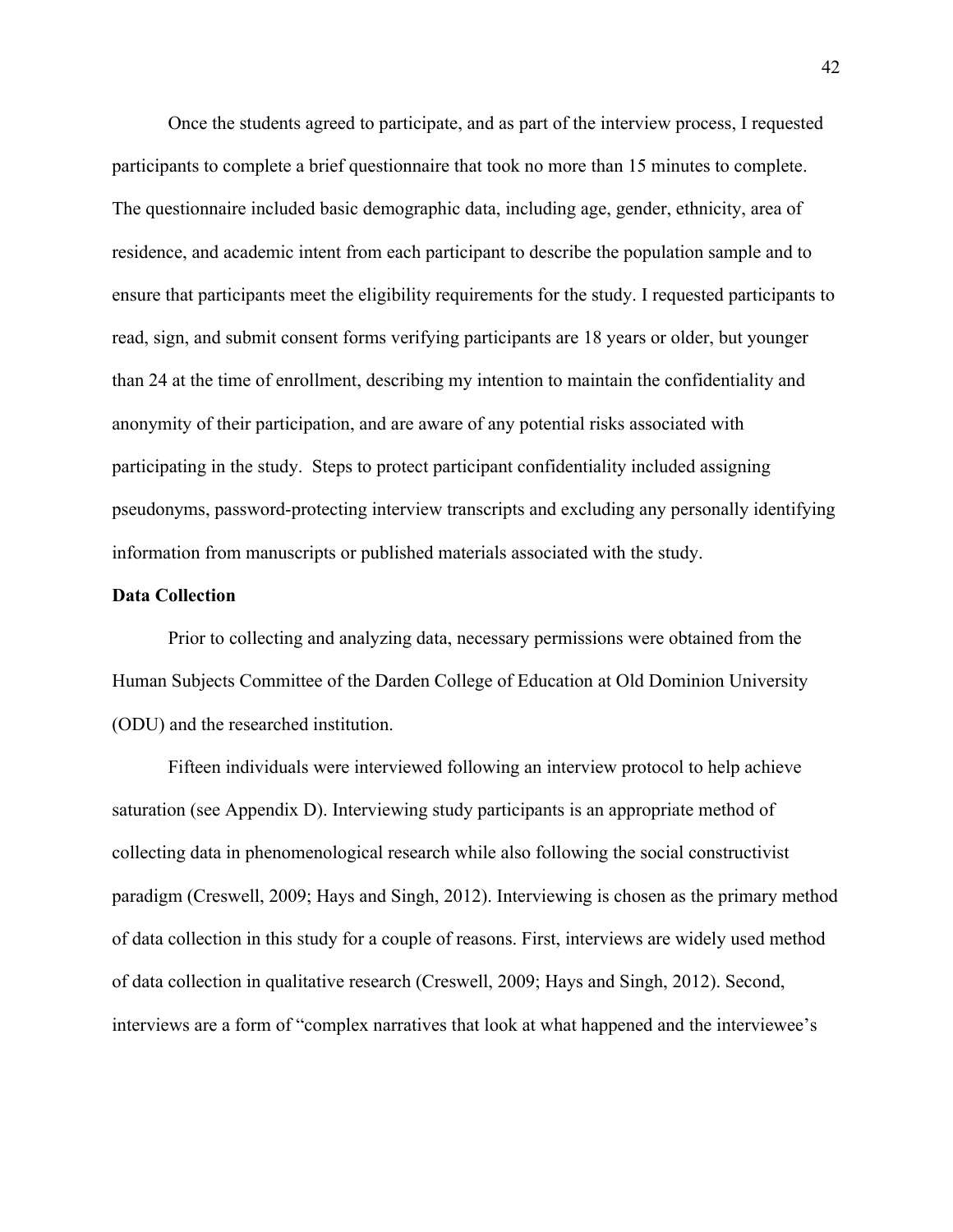Once the students agreed to participate, and as part of the interview process, I requested participants to complete a brief questionnaire that took no more than 15 minutes to complete. The questionnaire included basic demographic data, including age, gender, ethnicity, area of residence, and academic intent from each participant to describe the population sample and to ensure that participants meet the eligibility requirements for the study. I requested participants to read, sign, and submit consent forms verifying participants are 18 years or older, but younger than 24 at the time of enrollment, describing my intention to maintain the confidentiality and anonymity of their participation, and are aware of any potential risks associated with participating in the study.  Steps to protect participant confidentiality included assigning pseudonyms, password-protecting interview transcripts and excluding any personally identifying information from manuscripts or published materials associated with the study.

**Data Collection**

Prior to collecting and analyzing data, necessary permissions were obtained from the Human Subjects Committee of the Darden College of Education at Old Dominion University (ODU) and the researched institution.

Fifteen individuals were interviewed following an interview protocol to help achieve saturation (see Appendix D). Interviewing study participants is an appropriate method of collecting data in phenomenological research while also following the social constructivist paradigm (Creswell, 2009; Hays and Singh, 2012). Interviewing is chosen as the primary method of data collection in this study for a couple of reasons. First, interviews are widely used method of data collection in qualitative research (Creswell, 2009; Hays and Singh, 2012). Second, interviews are a form of "complex narratives that look at what happened and the interviewee's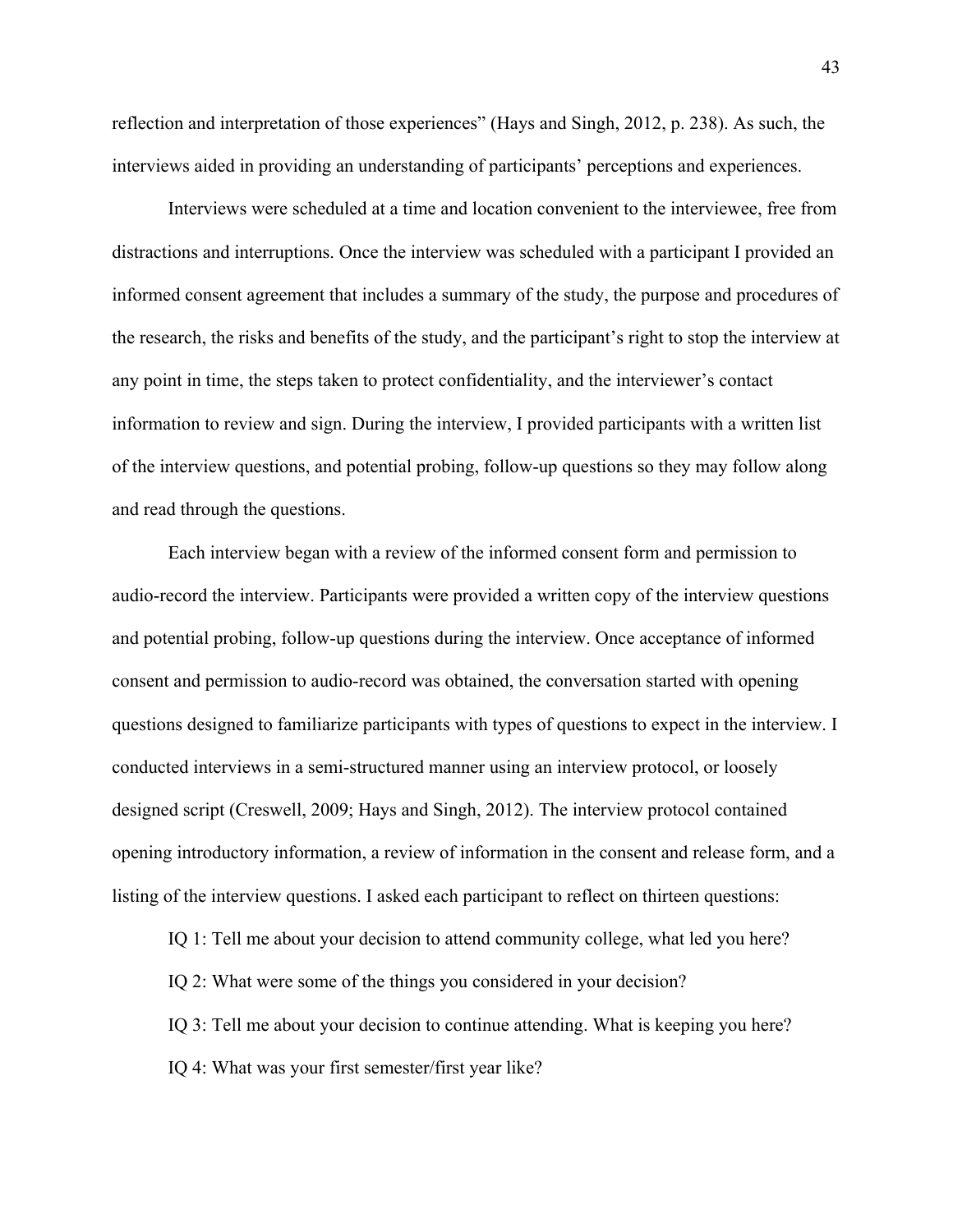reflection and interpretation of those experiences" (Hays and Singh, 2012, p. 238). As such, the interviews aided in providing an understanding of participants' perceptions and experiences.

Interviews were scheduled at a time and location convenient to the interviewee, free from distractions and interruptions. Once the interview was scheduled with a participant I provided an informed consent agreement that includes a summary of the study, the purpose and procedures of the research, the risks and benefits of the study, and the participant's right to stop the interview at any point in time, the steps taken to protect confidentiality, and the interviewer's contact information to review and sign. During the interview, I provided participants with a written list of the interview questions, and potential probing, follow-up questions so they may follow along and read through the questions.

Each interview began with a review of the informed consent form and permission to audio-record the interview. Participants were provided a written copy of the interview questions and potential probing, follow-up questions during the interview. Once acceptance of informed consent and permission to audio-record was obtained, the conversation started with opening questions designed to familiarize participants with types of questions to expect in the interview. I conducted interviews in a semi-structured manner using an interview protocol, or loosely designed script (Creswell, 2009; Hays and Singh, 2012). The interview protocol contained opening introductory information, a review of information in the consent and release form, and a listing of the interview questions. I asked each participant to reflect on thirteen questions:

IQ 1: Tell me about your decision to attend community college, what led you here?

IQ 2: What were some of the things you considered in your decision?

IQ 3: Tell me about your decision to continue attending. What is keeping you here?

IQ 4: What was your first semester/first year like?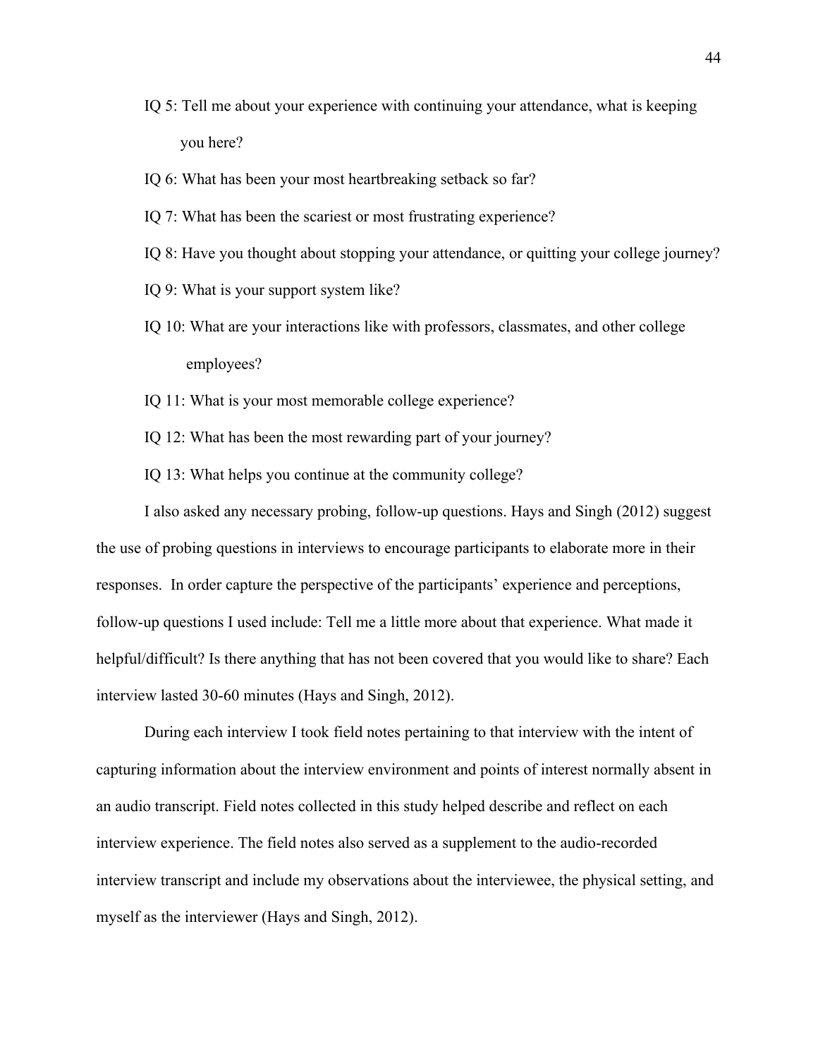IQ 5: Tell me about your experience with continuing your attendance, what is keeping you here?

IQ 6: What has been your most heartbreaking setback so far?

IQ 7: What has been the scariest or most frustrating experience?

IQ 8: Have you thought about stopping your attendance, or quitting your college journey?

IQ 9: What is your support system like?

IQ 10: What are your interactions like with professors, classmates, and other college employees?

IQ 11: What is your most memorable college experience?

IQ 12: What has been the most rewarding part of your journey?

IQ 13: What helps you continue at the community college?

I also asked any necessary probing, follow-up questions. Hays and Singh (2012) suggest the use of probing questions in interviews to encourage participants to elaborate more in their responses. In order capture the perspective of the participants' experience and perceptions, follow-up questions I used include: Tell me a little more about that experience. What made it helpful/difficult? Is there anything that has not been covered that you would like to share? Each interview lasted 30-60 minutes (Hays and Singh, 2012).

During each interview I took field notes pertaining to that interview with the intent of capturing information about the interview environment and points of interest normally absent in an audio transcript. Field notes collected in this study helped describe and reflect on each interview experience. The field notes also served as a supplement to the audio-recorded interview transcript and include my observations about the interviewee, the physical setting, and myself as the interviewer (Hays and Singh, 2012).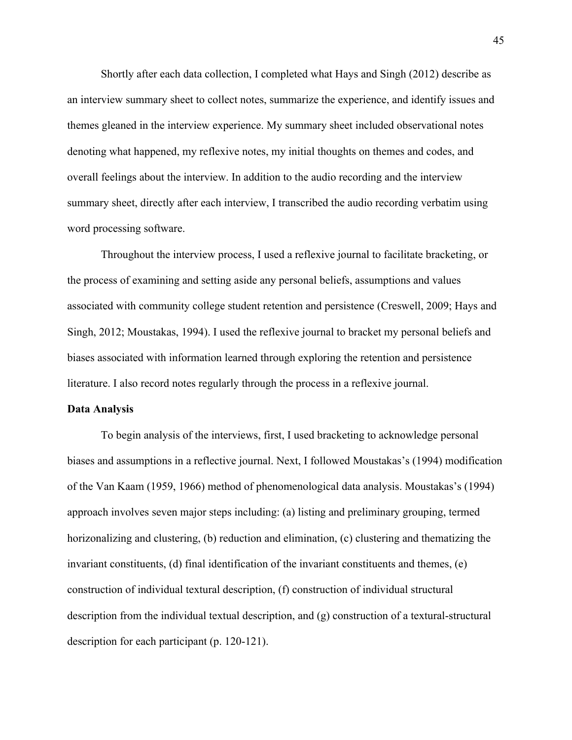Shortly after each data collection, I completed what Hays and Singh (2012) describe as an interview summary sheet to collect notes, summarize the experience, and identify issues and themes gleaned in the interview experience. My summary sheet included observational notes denoting what happened, my reflexive notes, my initial thoughts on themes and codes, and overall feelings about the interview. In addition to the audio recording and the interview summary sheet, directly after each interview, I transcribed the audio recording verbatim using word processing software.

Throughout the interview process, I used a reflexive journal to facilitate bracketing, or the process of examining and setting aside any personal beliefs, assumptions and values associated with community college student retention and persistence (Creswell, 2009; Hays and Singh, 2012; Moustakas, 1994). I used the reflexive journal to bracket my personal beliefs and biases associated with information learned through exploring the retention and persistence literature. I also record notes regularly through the process in a reflexive journal.

**Data Analysis**

To begin analysis of the interviews, first, I used bracketing to acknowledge personal biases and assumptions in a reflective journal. Next, I followed Moustakas's (1994) modification of the Van Kaam (1959, 1966) method of phenomenological data analysis. Moustakas's (1994) approach involves seven major steps including: (a) listing and preliminary grouping, termed horizonalizing and clustering, (b) reduction and elimination, (c) clustering and thematizing the invariant constituents, (d) final identification of the invariant constituents and themes, (e) construction of individual textural description, (f) construction of individual structural description from the individual textual description, and (g) construction of a textural-structural description for each participant (p. 120-121).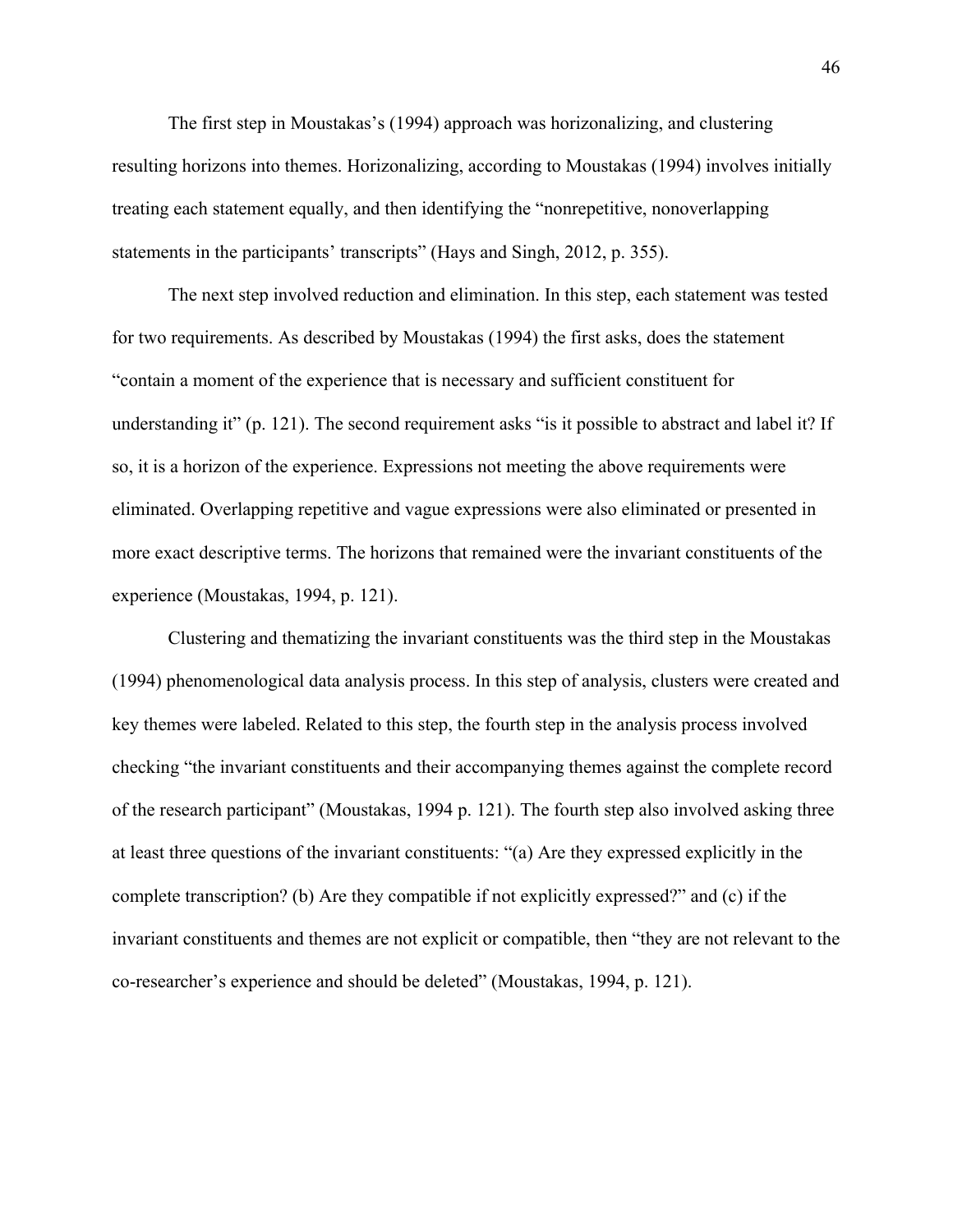The first step in Moustakas's (1994) approach was horizonalizing, and clustering resulting horizons into themes. Horizonalizing, according to Moustakas (1994) involves initially treating each statement equally, and then identifying the "nonrepetitive, nonoverlapping statements in the participants' transcripts" (Hays and Singh, 2012, p. 355).

The next step involved reduction and elimination. In this step, each statement was tested for two requirements. As described by Moustakas (1994) the first asks, does the statement "contain a moment of the experience that is necessary and sufficient constituent for understanding it" (p. 121). The second requirement asks "is it possible to abstract and label it? If so, it is a horizon of the experience. Expressions not meeting the above requirements were eliminated. Overlapping repetitive and vague expressions were also eliminated or presented in more exact descriptive terms. The horizons that remained were the invariant constituents of the experience (Moustakas, 1994, p. 121).

Clustering and thematizing the invariant constituents was the third step in the Moustakas (1994) phenomenological data analysis process. In this step of analysis, clusters were created and key themes were labeled. Related to this step, the fourth step in the analysis process involved checking "the invariant constituents and their accompanying themes against the complete record of the research participant" (Moustakas, 1994 p. 121). The fourth step also involved asking three at least three questions of the invariant constituents: "(a) Are they expressed explicitly in the complete transcription? (b) Are they compatible if not explicitly expressed?" and (c) if the invariant constituents and themes are not explicit or compatible, then "they are not relevant to the co-researcher's experience and should be deleted" (Moustakas, 1994, p. 121).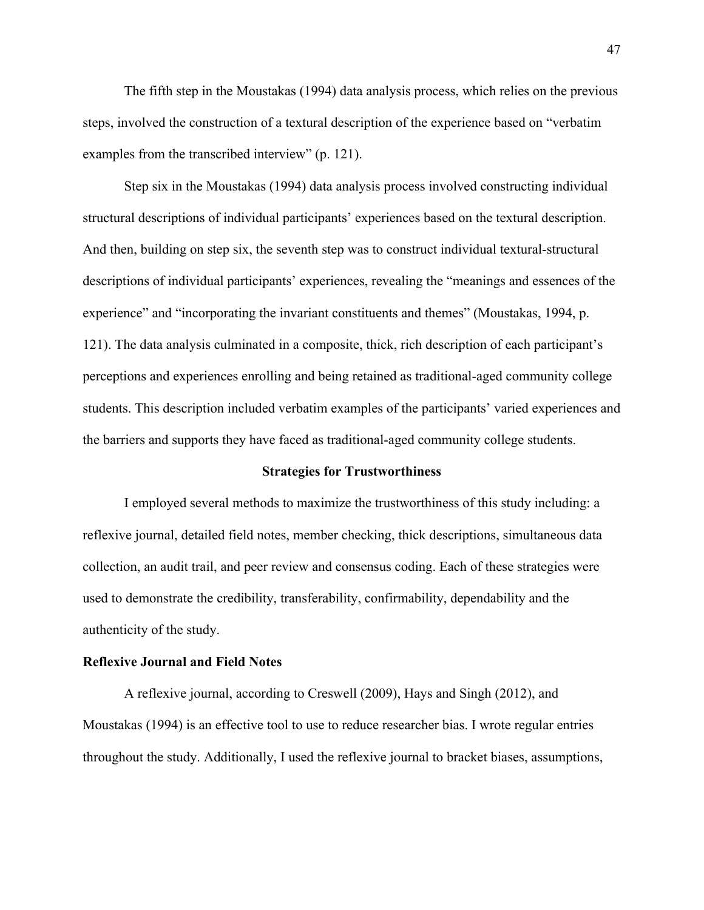The fifth step in the Moustakas (1994) data analysis process, which relies on the previous steps, involved the construction of a textural description of the experience based on "verbatim examples from the transcribed interview" (p. 121).

Step six in the Moustakas (1994) data analysis process involved constructing individual structural descriptions of individual participants' experiences based on the textural description. And then, building on step six, the seventh step was to construct individual textural-structural descriptions of individual participants' experiences, revealing the "meanings and essences of the experience" and "incorporating the invariant constituents and themes" (Moustakas, 1994, p. 121). The data analysis culminated in a composite, thick, rich description of each participant's perceptions and experiences enrolling and being retained as traditional-aged community college students. This description included verbatim examples of the participants' varied experiences and the barriers and supports they have faced as traditional-aged community college students.

## Strategies for Trustworthiness

I employed several methods to maximize the trustworthiness of this study including: a reflexive journal, detailed field notes, member checking, thick descriptions, simultaneous data collection, an audit trail, and peer review and consensus coding. Each of these strategies were used to demonstrate the credibility, transferability, confirmability, dependability and the authenticity of the study.

### Reflexive Journal and Field Notes

A reflexive journal, according to Creswell (2009), Hays and Singh (2012), and Moustakas (1994) is an effective tool to use to reduce researcher bias. I wrote regular entries throughout the study. Additionally, I used the reflexive journal to bracket biases, assumptions,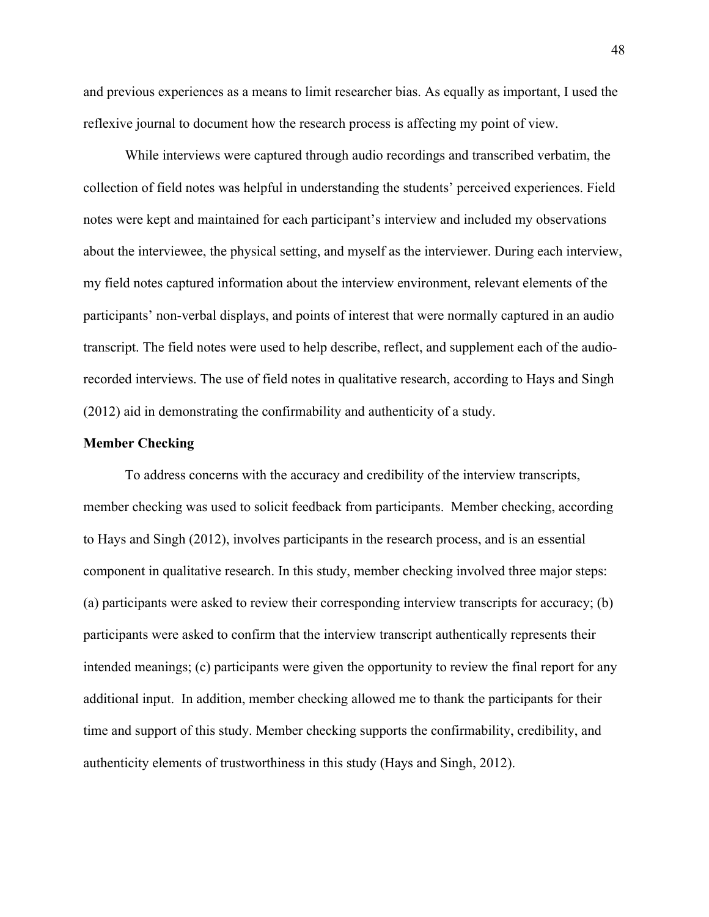and previous experiences as a means to limit researcher bias. As equally as important, I used the reflexive journal to document how the research process is affecting my point of view.

While interviews were captured through audio recordings and transcribed verbatim, the collection of field notes was helpful in understanding the students' perceived experiences. Field notes were kept and maintained for each participant's interview and included my observations about the interviewee, the physical setting, and myself as the interviewer. During each interview, my field notes captured information about the interview environment, relevant elements of the participants' non-verbal displays, and points of interest that were normally captured in an audio transcript. The field notes were used to help describe, reflect, and supplement each of the audio-recorded interviews. The use of field notes in qualitative research, according to Hays and Singh (2012) aid in demonstrating the confirmability and authenticity of a study.

**Member Checking**

To address concerns with the accuracy and credibility of the interview transcripts, member checking was used to solicit feedback from participants. Member checking, according to Hays and Singh (2012), involves participants in the research process, and is an essential component in qualitative research. In this study, member checking involved three major steps: (a) participants were asked to review their corresponding interview transcripts for accuracy; (b) participants were asked to confirm that the interview transcript authentically represents their intended meanings; (c) participants were given the opportunity to review the final report for any additional input. In addition, member checking allowed me to thank the participants for their time and support of this study. Member checking supports the confirmability, credibility, and authenticity elements of trustworthiness in this study (Hays and Singh, 2012).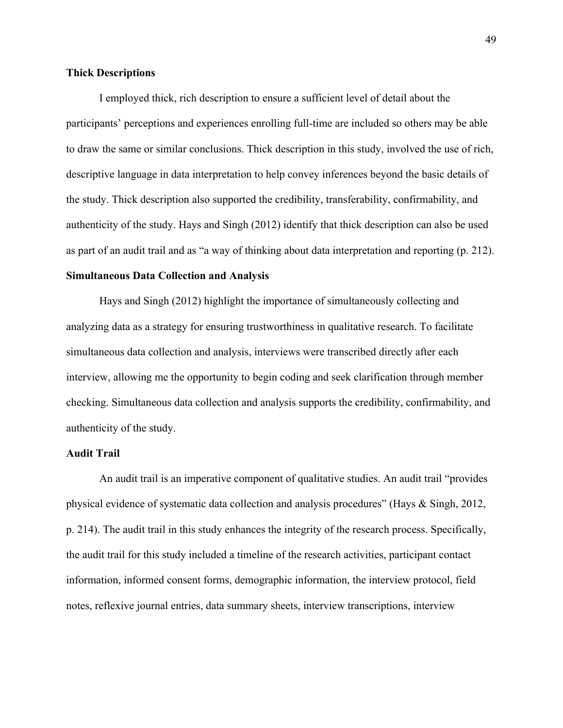### Thick Descriptions

I employed thick, rich description to ensure a sufficient level of detail about the participants' perceptions and experiences enrolling full-time are included so others may be able to draw the same or similar conclusions. Thick description in this study, involved the use of rich, descriptive language in data interpretation to help convey inferences beyond the basic details of the study. Thick description also supported the credibility, transferability, confirmability, and authenticity of the study. Hays and Singh (2012) identify that thick description can also be used as part of an audit trail and as "a way of thinking about data interpretation and reporting (p. 212).

### Simultaneous Data Collection and Analysis

Hays and Singh (2012) highlight the importance of simultaneously collecting and analyzing data as a strategy for ensuring trustworthiness in qualitative research. To facilitate simultaneous data collection and analysis, interviews were transcribed directly after each interview, allowing me the opportunity to begin coding and seek clarification through member checking. Simultaneous data collection and analysis supports the credibility, confirmability, and authenticity of the study.

### Audit Trail

An audit trail is an imperative component of qualitative studies. An audit trail "provides physical evidence of systematic data collection and analysis procedures" (Hays & Singh, 2012, p. 214). The audit trail in this study enhances the integrity of the research process. Specifically, the audit trail for this study included a timeline of the research activities, participant contact information, informed consent forms, demographic information, the interview protocol, field notes, reflexive journal entries, data summary sheets, interview transcriptions, interview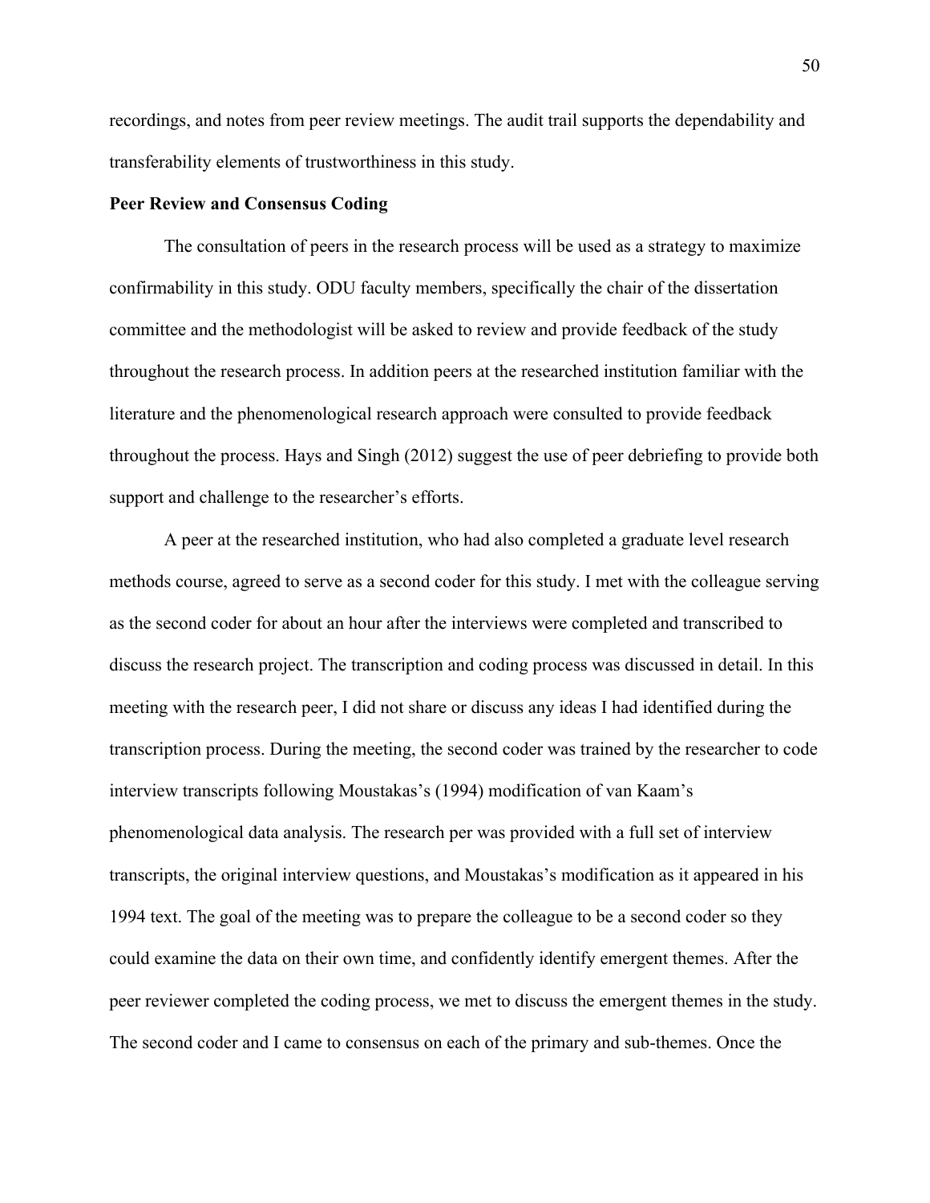recordings, and notes from peer review meetings. The audit trail supports the dependability and transferability elements of trustworthiness in this study.

**Peer Review and Consensus Coding**

The consultation of peers in the research process will be used as a strategy to maximize confirmability in this study. ODU faculty members, specifically the chair of the dissertation committee and the methodologist will be asked to review and provide feedback of the study throughout the research process. In addition peers at the researched institution familiar with the literature and the phenomenological research approach were consulted to provide feedback throughout the process. Hays and Singh (2012) suggest the use of peer debriefing to provide both support and challenge to the researcher's efforts.

A peer at the researched institution, who had also completed a graduate level research methods course, agreed to serve as a second coder for this study. I met with the colleague serving as the second coder for about an hour after the interviews were completed and transcribed to discuss the research project. The transcription and coding process was discussed in detail. In this meeting with the research peer, I did not share or discuss any ideas I had identified during the transcription process. During the meeting, the second coder was trained by the researcher to code interview transcripts following Moustakas's (1994) modification of van Kaam's phenomenological data analysis. The research per was provided with a full set of interview transcripts, the original interview questions, and Moustakas's modification as it appeared in his 1994 text. The goal of the meeting was to prepare the colleague to be a second coder so they could examine the data on their own time, and confidently identify emergent themes. After the peer reviewer completed the coding process, we met to discuss the emergent themes in the study. The second coder and I came to consensus on each of the primary and sub-themes. Once the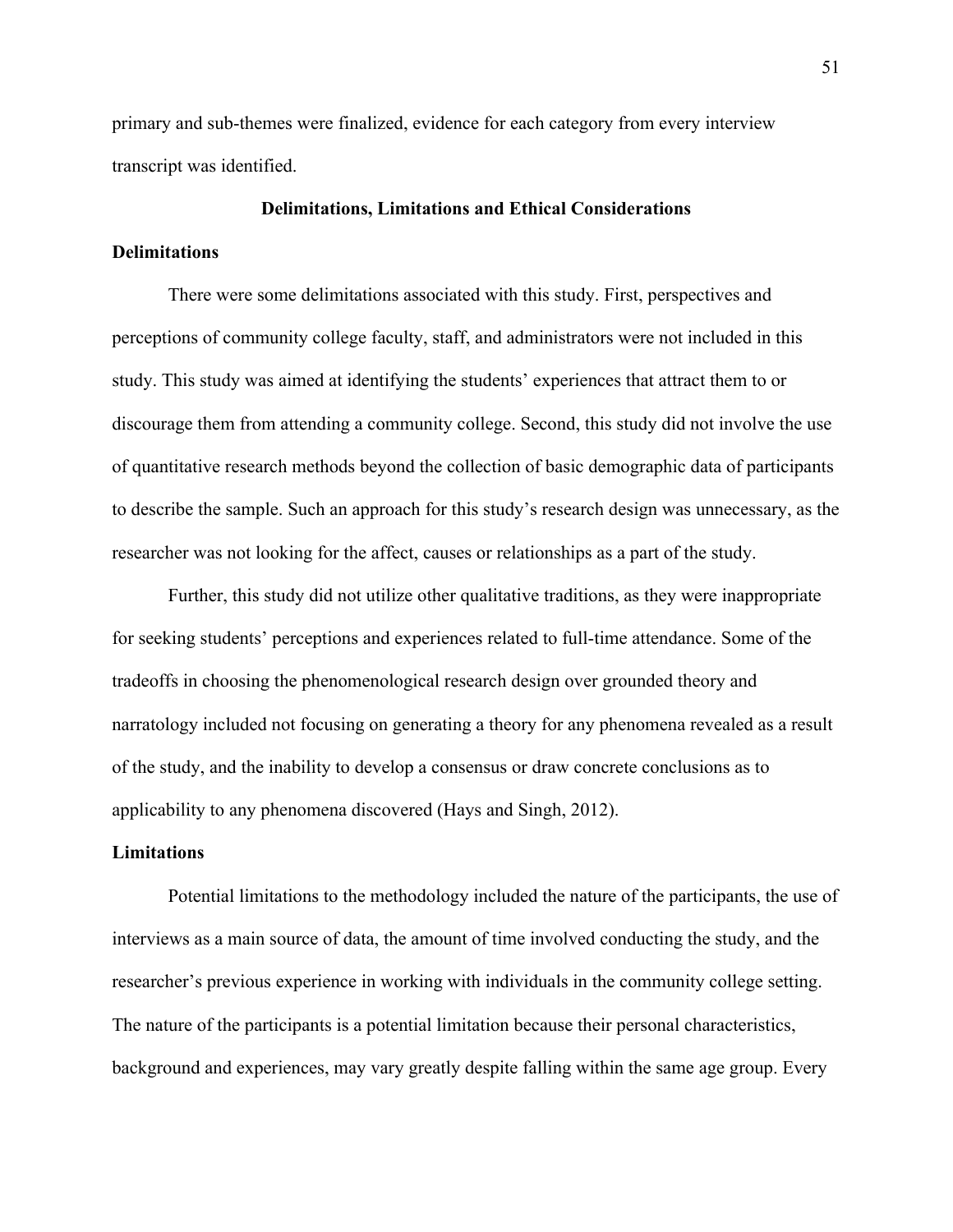primary and sub-themes were finalized, evidence for each category from every interview transcript was identified.

## Delimitations, Limitations and Ethical Considerations

### Delimitations

There were some delimitations associated with this study. First, perspectives and perceptions of community college faculty, staff, and administrators were not included in this study. This study was aimed at identifying the students' experiences that attract them to or discourage them from attending a community college. Second, this study did not involve the use of quantitative research methods beyond the collection of basic demographic data of participants to describe the sample. Such an approach for this study's research design was unnecessary, as the researcher was not looking for the affect, causes or relationships as a part of the study.

Further, this study did not utilize other qualitative traditions, as they were inappropriate for seeking students' perceptions and experiences related to full-time attendance. Some of the tradeoffs in choosing the phenomenological research design over grounded theory and narratology included not focusing on generating a theory for any phenomena revealed as a result of the study, and the inability to develop a consensus or draw concrete conclusions as to applicability to any phenomena discovered (Hays and Singh, 2012).

### Limitations

Potential limitations to the methodology included the nature of the participants, the use of interviews as a main source of data, the amount of time involved conducting the study, and the researcher's previous experience in working with individuals in the community college setting. The nature of the participants is a potential limitation because their personal characteristics, background and experiences, may vary greatly despite falling within the same age group. Every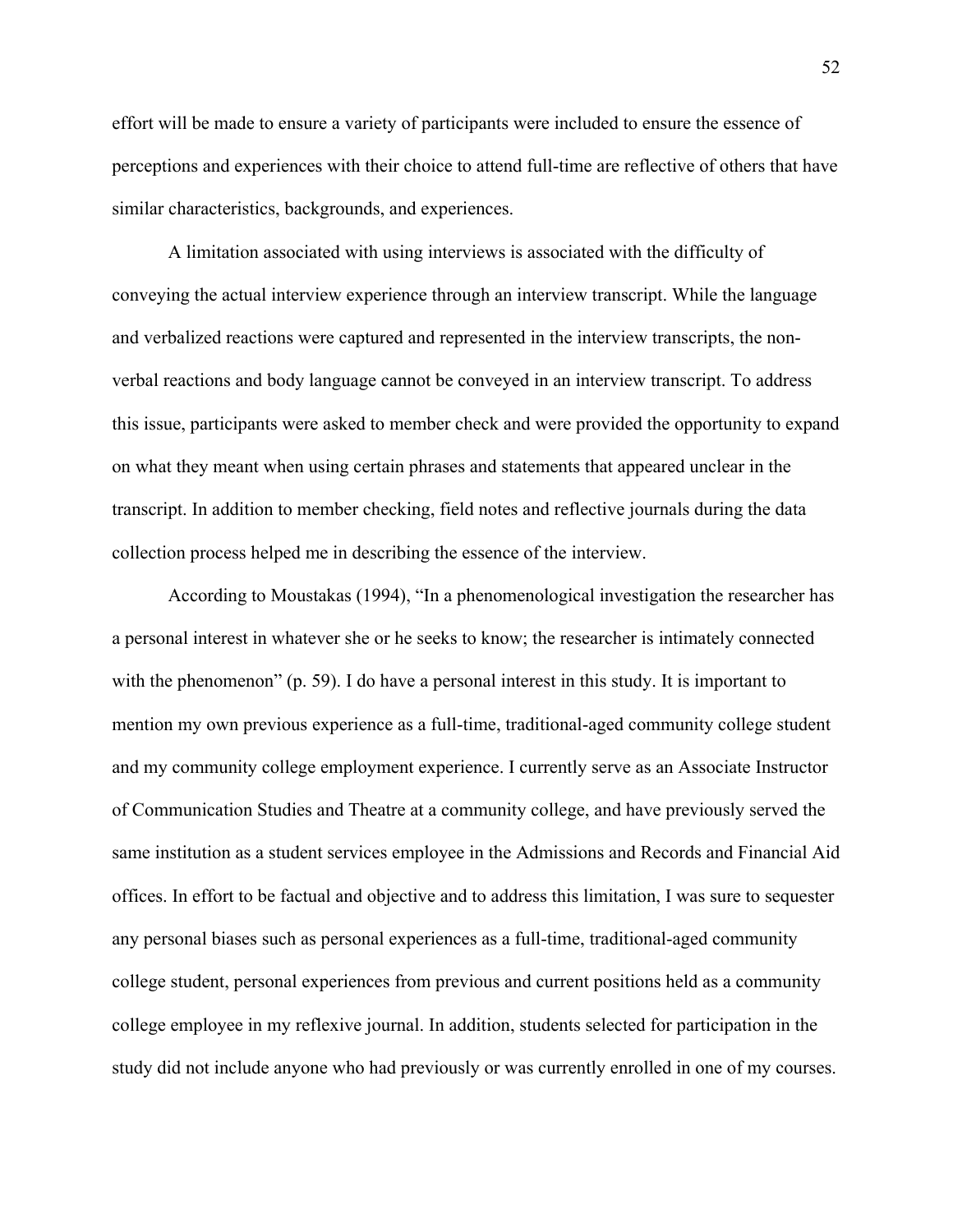effort will be made to ensure a variety of participants were included to ensure the essence of perceptions and experiences with their choice to attend full-time are reflective of others that have similar characteristics, backgrounds, and experiences.

A limitation associated with using interviews is associated with the difficulty of conveying the actual interview experience through an interview transcript. While the language and verbalized reactions were captured and represented in the interview transcripts, the non-verbal reactions and body language cannot be conveyed in an interview transcript. To address this issue, participants were asked to member check and were provided the opportunity to expand on what they meant when using certain phrases and statements that appeared unclear in the transcript. In addition to member checking, field notes and reflective journals during the data collection process helped me in describing the essence of the interview.

According to Moustakas (1994), "In a phenomenological investigation the researcher has a personal interest in whatever she or he seeks to know; the researcher is intimately connected with the phenomenon" (p. 59). I do have a personal interest in this study. It is important to mention my own previous experience as a full-time, traditional-aged community college student and my community college employment experience. I currently serve as an Associate Instructor of Communication Studies and Theatre at a community college, and have previously served the same institution as a student services employee in the Admissions and Records and Financial Aid offices. In effort to be factual and objective and to address this limitation, I was sure to sequester any personal biases such as personal experiences as a full-time, traditional-aged community college student, personal experiences from previous and current positions held as a community college employee in my reflexive journal. In addition, students selected for participation in the study did not include anyone who had previously or was currently enrolled in one of my courses.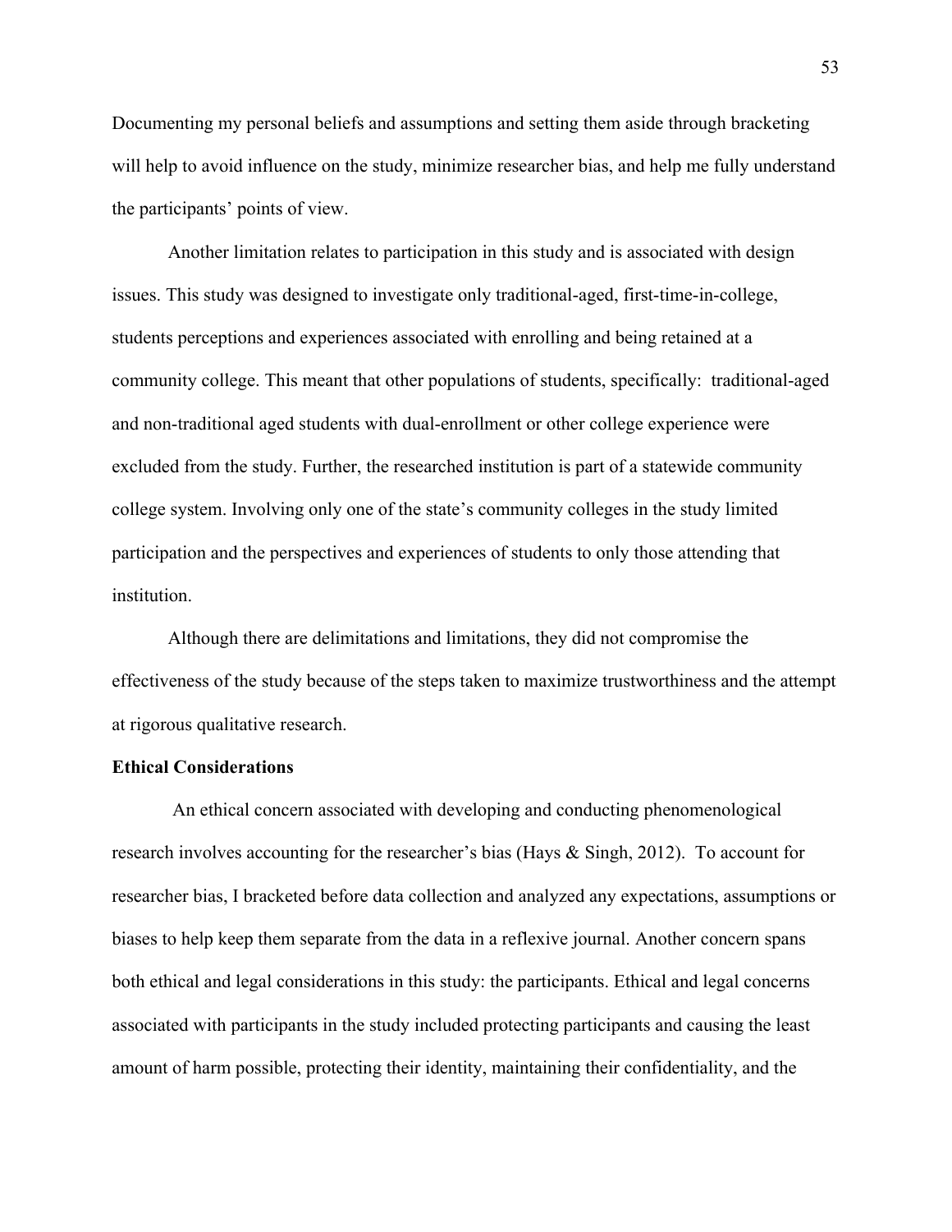Documenting my personal beliefs and assumptions and setting them aside through bracketing will help to avoid influence on the study, minimize researcher bias, and help me fully understand the participants' points of view.

Another limitation relates to participation in this study and is associated with design issues. This study was designed to investigate only traditional-aged, first-time-in-college, students perceptions and experiences associated with enrolling and being retained at a community college. This meant that other populations of students, specifically:  traditional-aged and non-traditional aged students with dual-enrollment or other college experience were excluded from the study. Further, the researched institution is part of a statewide community college system. Involving only one of the state's community colleges in the study limited participation and the perspectives and experiences of students to only those attending that institution.

Although there are delimitations and limitations, they did not compromise the effectiveness of the study because of the steps taken to maximize trustworthiness and the attempt at rigorous qualitative research.

**Ethical Considerations**

An ethical concern associated with developing and conducting phenomenological research involves accounting for the researcher's bias (Hays & Singh, 2012).  To account for researcher bias, I bracketed before data collection and analyzed any expectations, assumptions or biases to help keep them separate from the data in a reflexive journal. Another concern spans both ethical and legal considerations in this study: the participants. Ethical and legal concerns associated with participants in the study included protecting participants and causing the least amount of harm possible, protecting their identity, maintaining their confidentiality, and the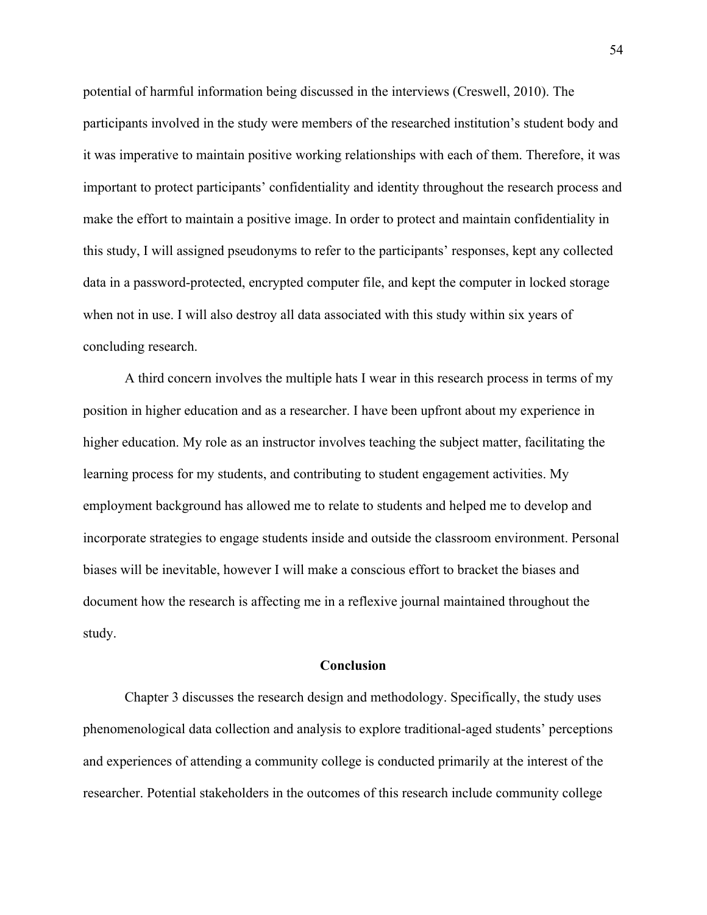potential of harmful information being discussed in the interviews (Creswell, 2010). The participants involved in the study were members of the researched institution's student body and it was imperative to maintain positive working relationships with each of them. Therefore, it was important to protect participants' confidentiality and identity throughout the research process and make the effort to maintain a positive image. In order to protect and maintain confidentiality in this study, I will assigned pseudonyms to refer to the participants' responses, kept any collected data in a password-protected, encrypted computer file, and kept the computer in locked storage when not in use. I will also destroy all data associated with this study within six years of concluding research.

A third concern involves the multiple hats I wear in this research process in terms of my position in higher education and as a researcher. I have been upfront about my experience in higher education. My role as an instructor involves teaching the subject matter, facilitating the learning process for my students, and contributing to student engagement activities. My employment background has allowed me to relate to students and helped me to develop and incorporate strategies to engage students inside and outside the classroom environment. Personal biases will be inevitable, however I will make a conscious effort to bracket the biases and document how the research is affecting me in a reflexive journal maintained throughout the study.

## Conclusion

Chapter 3 discusses the research design and methodology. Specifically, the study uses phenomenological data collection and analysis to explore traditional-aged students' perceptions and experiences of attending a community college is conducted primarily at the interest of the researcher. Potential stakeholders in the outcomes of this research include community college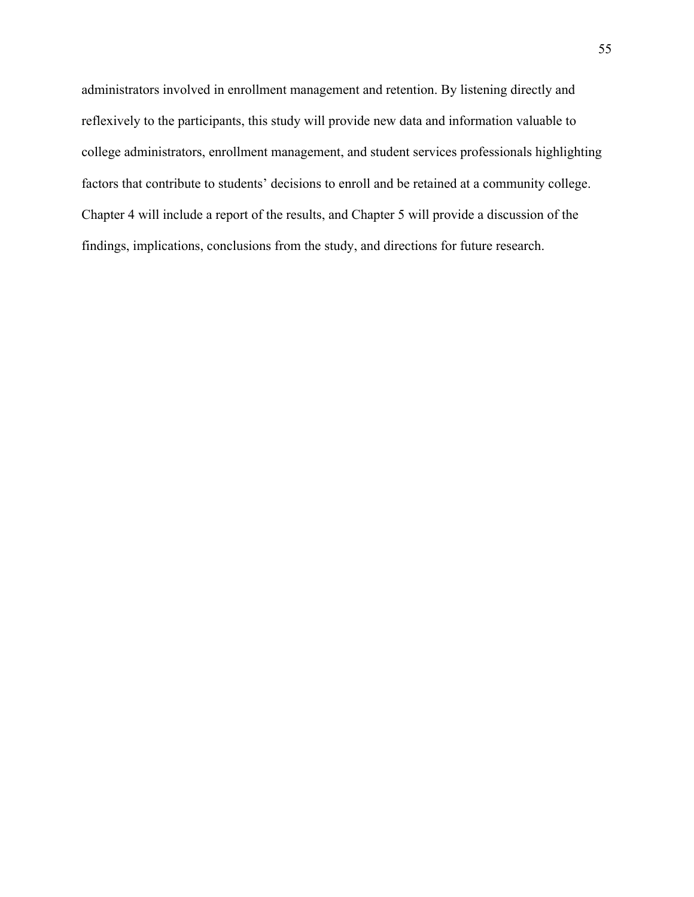administrators involved in enrollment management and retention. By listening directly and reflexively to the participants, this study will provide new data and information valuable to college administrators, enrollment management, and student services professionals highlighting factors that contribute to students' decisions to enroll and be retained at a community college. Chapter 4 will include a report of the results, and Chapter 5 will provide a discussion of the findings, implications, conclusions from the study, and directions for future research.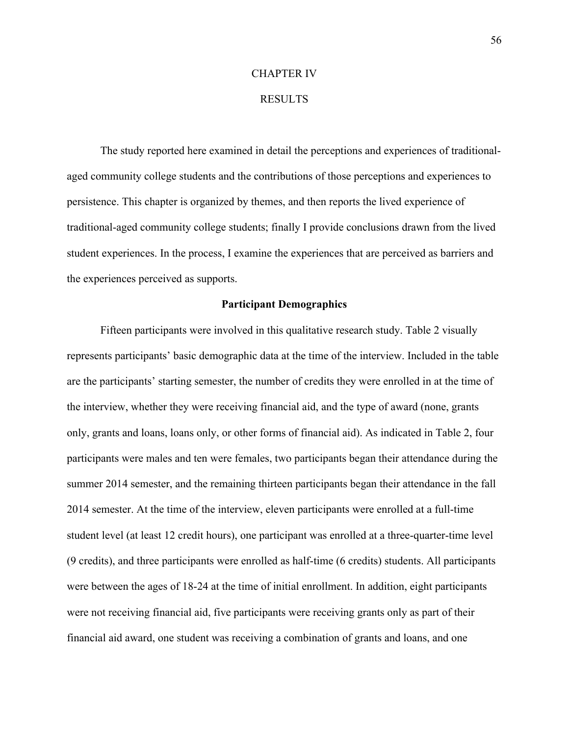# CHAPTER IV

# RESULTS

The study reported here examined in detail the perceptions and experiences of traditional-aged community college students and the contributions of those perceptions and experiences to persistence. This chapter is organized by themes, and then reports the lived experience of traditional-aged community college students; finally I provide conclusions drawn from the lived student experiences. In the process, I examine the experiences that are perceived as barriers and the experiences perceived as supports.

## Participant Demographics

Fifteen participants were involved in this qualitative research study. Table 2 visually represents participants' basic demographic data at the time of the interview. Included in the table are the participants' starting semester, the number of credits they were enrolled in at the time of the interview, whether they were receiving financial aid, and the type of award (none, grants only, grants and loans, loans only, or other forms of financial aid). As indicated in Table 2, four participants were males and ten were females, two participants began their attendance during the summer 2014 semester, and the remaining thirteen participants began their attendance in the fall 2014 semester. At the time of the interview, eleven participants were enrolled at a full-time student level (at least 12 credit hours), one participant was enrolled at a three-quarter-time level (9 credits), and three participants were enrolled as half-time (6 credits) students. All participants were between the ages of 18-24 at the time of initial enrollment. In addition, eight participants were not receiving financial aid, five participants were receiving grants only as part of their financial aid award, one student was receiving a combination of grants and loans, and one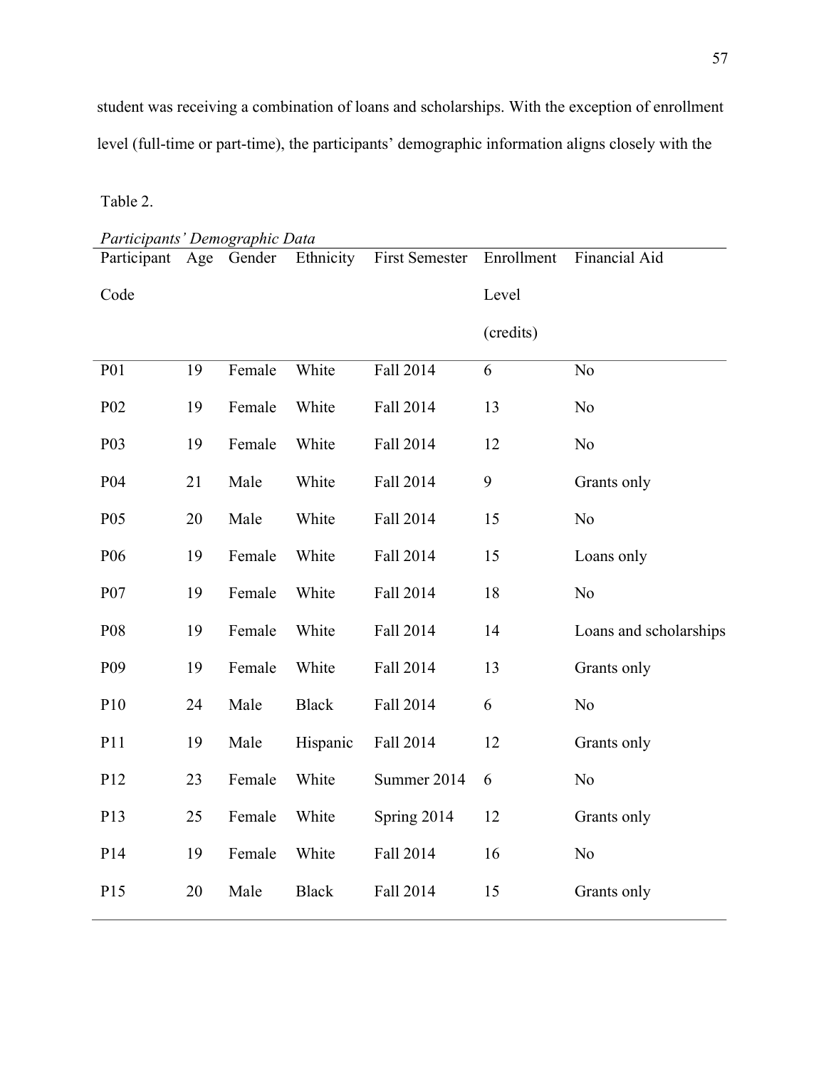student was receiving a combination of loans and scholarships. With the exception of enrollment level (full-time or part-time), the participants' demographic information aligns closely with the

Table 2.

*Participants' Demographic Data*

| Participant Code | Age | Gender | Ethnicity | First Semester | Enrollment Level (credits) | Financial Aid |
|---|---|---|---|---|---|---|
| P01 | 19 | Female | White | Fall 2014 | 6 | No |
| P02 | 19 | Female | White | Fall 2014 | 13 | No |
| P03 | 19 | Female | White | Fall 2014 | 12 | No |
| P04 | 21 | Male | White | Fall 2014 | 9 | Grants only |
| P05 | 20 | Male | White | Fall 2014 | 15 | No |
| P06 | 19 | Female | White | Fall 2014 | 15 | Loans only |
| P07 | 19 | Female | White | Fall 2014 | 18 | No |
| P08 | 19 | Female | White | Fall 2014 | 14 | Loans and scholarships |
| P09 | 19 | Female | White | Fall 2014 | 13 | Grants only |
| P10 | 24 | Male | Black | Fall 2014 | 6 | No |
| P11 | 19 | Male | Hispanic | Fall 2014 | 12 | Grants only |
| P12 | 23 | Female | White | Summer 2014 | 6 | No |
| P13 | 25 | Female | White | Spring 2014 | 12 | Grants only |
| P14 | 19 | Female | White | Fall 2014 | 16 | No |
| P15 | 20 | Male | Black | Fall 2014 | 15 | Grants only |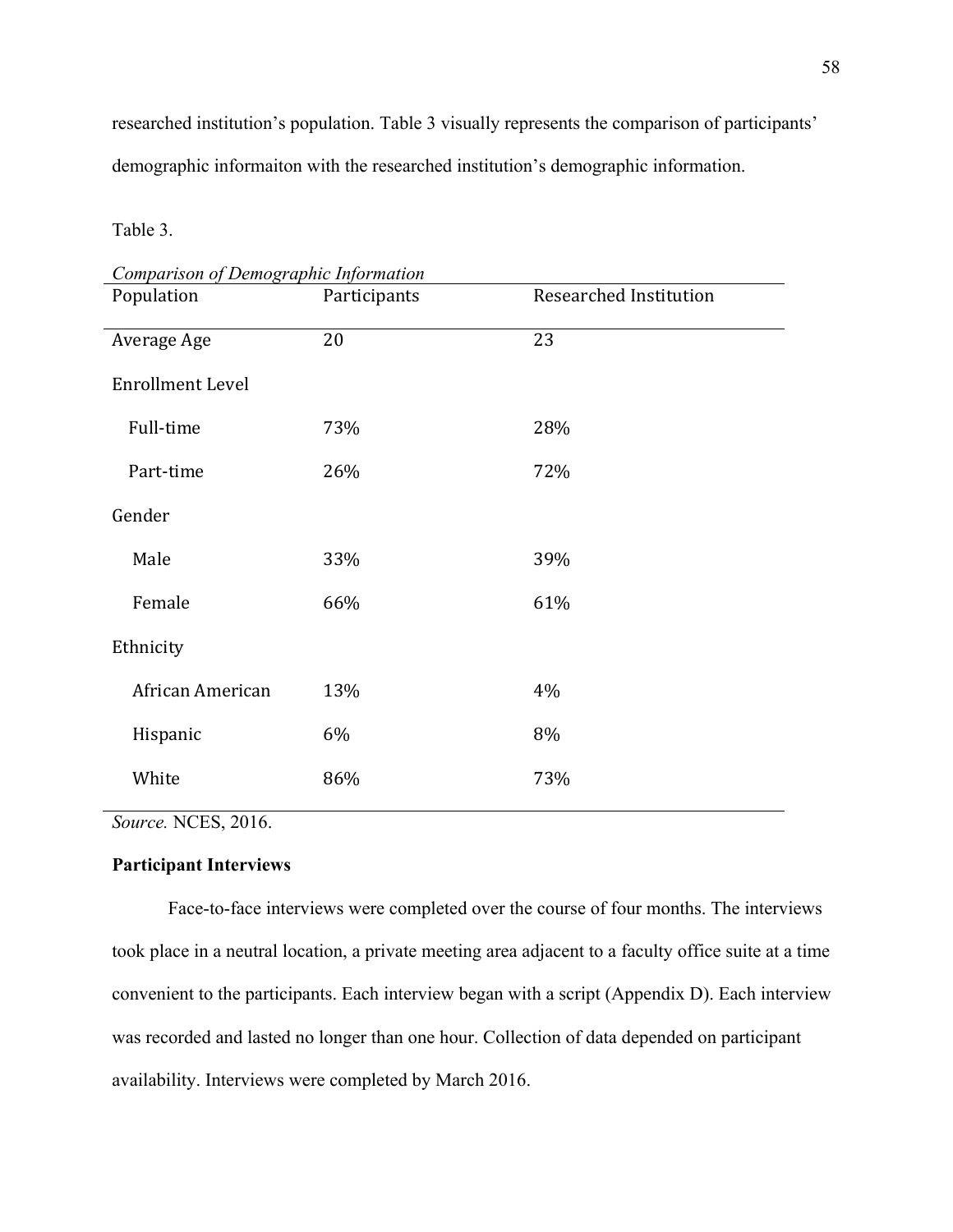researched institution's population. Table 3 visually represents the comparison of participants' demographic informaiton with the researched institution's demographic information.

Table 3.

*Comparison of Demographic Information*

| Population | Participants | Researched Institution |
|---|---|---|
| Average Age | 20 | 23 |
| Enrollment Level | | |
| Full-time | 73% | 28% |
| Part-time | 26% | 72% |
| Gender | | |
| Male | 33% | 39% |
| Female | 66% | 61% |
| Ethnicity | | |
| African American | 13% | 4% |
| Hispanic | 6% | 8% |
| White | 86% | 73% |

*Source.* NCES, 2016.

**Participant Interviews**

Face-to-face interviews were completed over the course of four months. The interviews took place in a neutral location, a private meeting area adjacent to a faculty office suite at a time convenient to the participants. Each interview began with a script (Appendix D). Each interview was recorded and lasted no longer than one hour. Collection of data depended on participant availability. Interviews were completed by March 2016.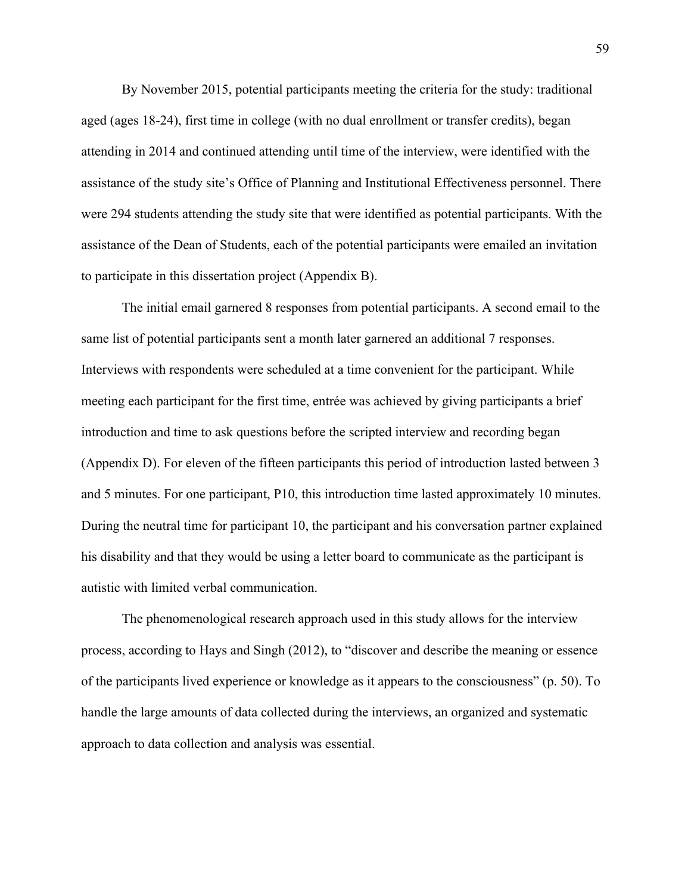By November 2015, potential participants meeting the criteria for the study: traditional aged (ages 18-24), first time in college (with no dual enrollment or transfer credits), began attending in 2014 and continued attending until time of the interview, were identified with the assistance of the study site's Office of Planning and Institutional Effectiveness personnel. There were 294 students attending the study site that were identified as potential participants. With the assistance of the Dean of Students, each of the potential participants were emailed an invitation to participate in this dissertation project (Appendix B).

The initial email garnered 8 responses from potential participants. A second email to the same list of potential participants sent a month later garnered an additional 7 responses. Interviews with respondents were scheduled at a time convenient for the participant. While meeting each participant for the first time, entrée was achieved by giving participants a brief introduction and time to ask questions before the scripted interview and recording began (Appendix D). For eleven of the fifteen participants this period of introduction lasted between 3 and 5 minutes. For one participant, P10, this introduction time lasted approximately 10 minutes. During the neutral time for participant 10, the participant and his conversation partner explained his disability and that they would be using a letter board to communicate as the participant is autistic with limited verbal communication.

The phenomenological research approach used in this study allows for the interview process, according to Hays and Singh (2012), to "discover and describe the meaning or essence of the participants lived experience or knowledge as it appears to the consciousness" (p. 50). To handle the large amounts of data collected during the interviews, an organized and systematic approach to data collection and analysis was essential.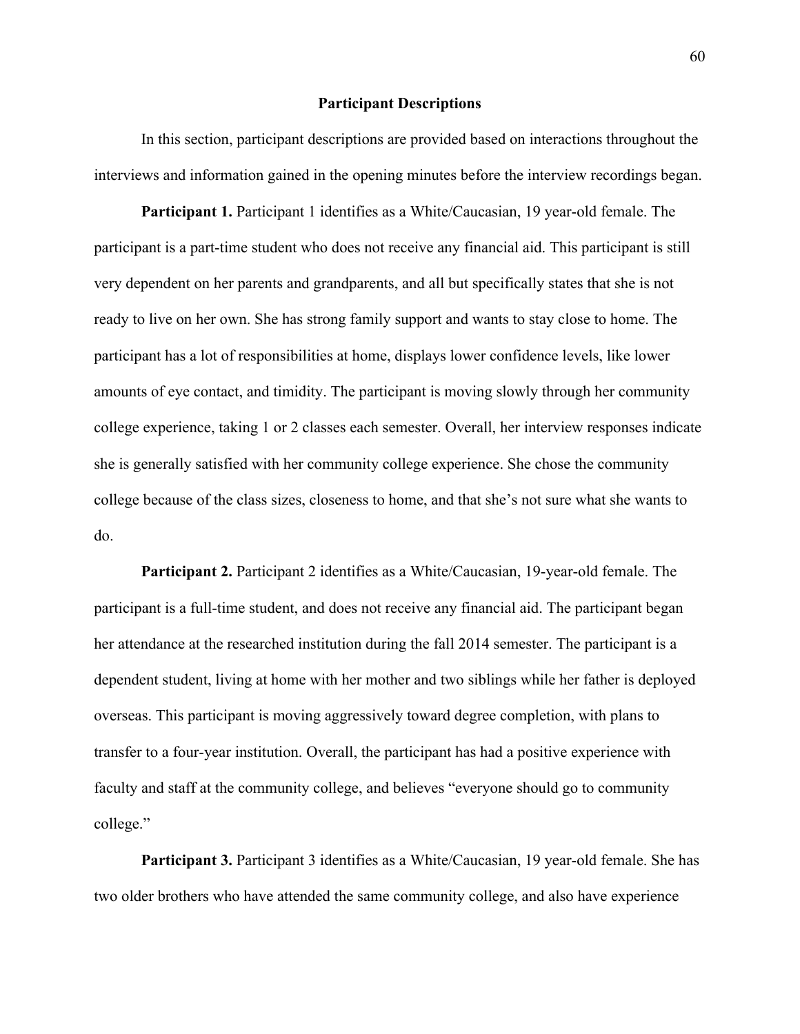## Participant Descriptions

In this section, participant descriptions are provided based on interactions throughout the interviews and information gained in the opening minutes before the interview recordings began.

**Participant 1.** Participant 1 identifies as a White/Caucasian, 19 year-old female. The participant is a part-time student who does not receive any financial aid. This participant is still very dependent on her parents and grandparents, and all but specifically states that she is not ready to live on her own. She has strong family support and wants to stay close to home. The participant has a lot of responsibilities at home, displays lower confidence levels, like lower amounts of eye contact, and timidity. The participant is moving slowly through her community college experience, taking 1 or 2 classes each semester. Overall, her interview responses indicate she is generally satisfied with her community college experience. She chose the community college because of the class sizes, closeness to home, and that she's not sure what she wants to do.

**Participant 2.** Participant 2 identifies as a White/Caucasian, 19-year-old female. The participant is a full-time student, and does not receive any financial aid. The participant began her attendance at the researched institution during the fall 2014 semester. The participant is a dependent student, living at home with her mother and two siblings while her father is deployed overseas. This participant is moving aggressively toward degree completion, with plans to transfer to a four-year institution. Overall, the participant has had a positive experience with faculty and staff at the community college, and believes "everyone should go to community college."

**Participant 3.** Participant 3 identifies as a White/Caucasian, 19 year-old female. She has two older brothers who have attended the same community college, and also have experience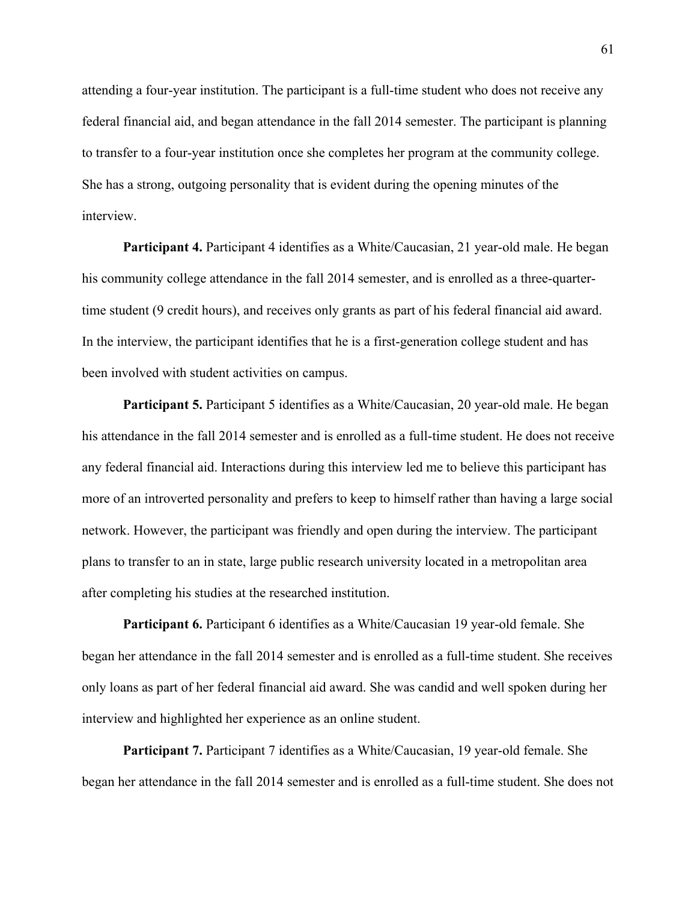attending a four-year institution. The participant is a full-time student who does not receive any federal financial aid, and began attendance in the fall 2014 semester. The participant is planning to transfer to a four-year institution once she completes her program at the community college. She has a strong, outgoing personality that is evident during the opening minutes of the interview.

**Participant 4.** Participant 4 identifies as a White/Caucasian, 21 year-old male. He began his community college attendance in the fall 2014 semester, and is enrolled as a three-quarter-time student (9 credit hours), and receives only grants as part of his federal financial aid award. In the interview, the participant identifies that he is a first-generation college student and has been involved with student activities on campus.

**Participant 5.** Participant 5 identifies as a White/Caucasian, 20 year-old male. He began his attendance in the fall 2014 semester and is enrolled as a full-time student. He does not receive any federal financial aid. Interactions during this interview led me to believe this participant has more of an introverted personality and prefers to keep to himself rather than having a large social network. However, the participant was friendly and open during the interview. The participant plans to transfer to an in state, large public research university located in a metropolitan area after completing his studies at the researched institution.

**Participant 6.** Participant 6 identifies as a White/Caucasian 19 year-old female. She began her attendance in the fall 2014 semester and is enrolled as a full-time student. She receives only loans as part of her federal financial aid award. She was candid and well spoken during her interview and highlighted her experience as an online student.

**Participant 7.** Participant 7 identifies as a White/Caucasian, 19 year-old female. She began her attendance in the fall 2014 semester and is enrolled as a full-time student. She does not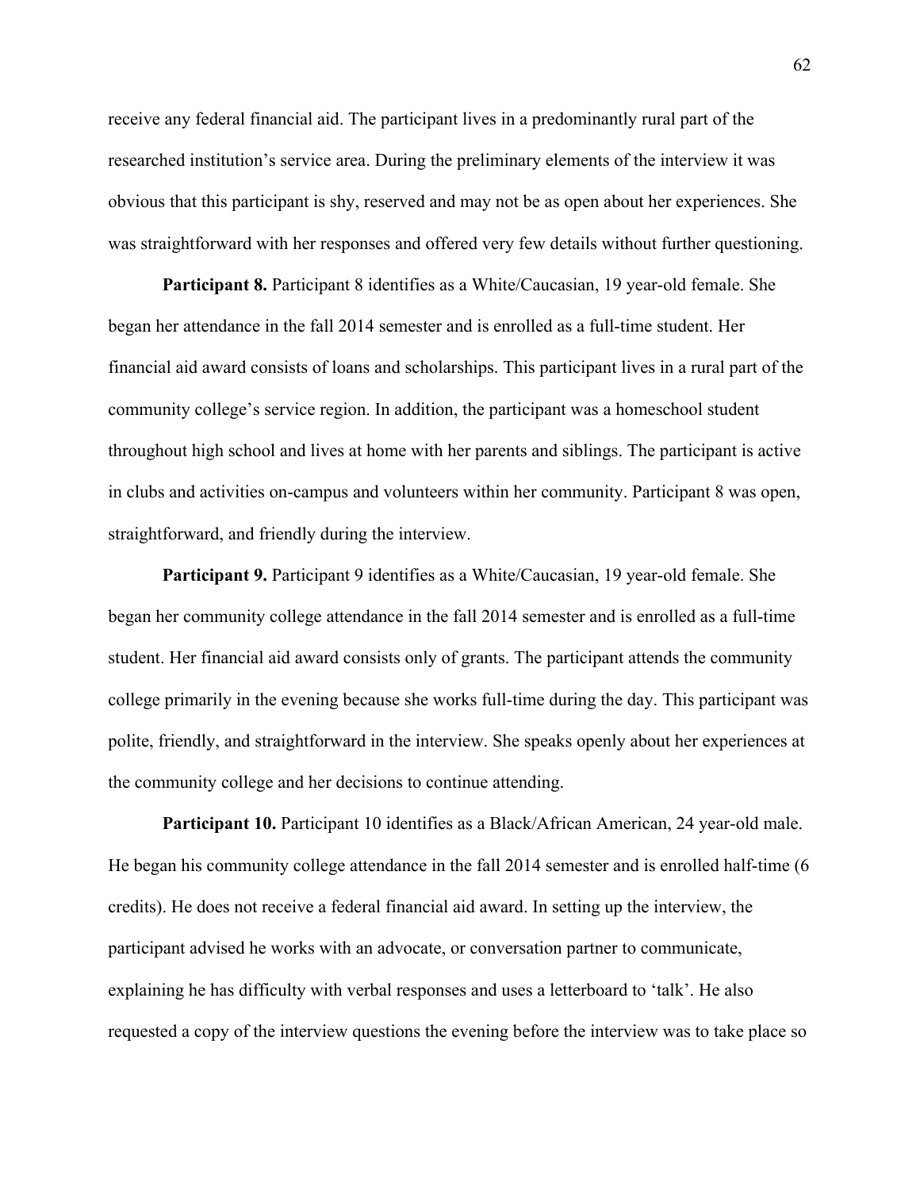receive any federal financial aid. The participant lives in a predominantly rural part of the researched institution's service area. During the preliminary elements of the interview it was obvious that this participant is shy, reserved and may not be as open about her experiences. She was straightforward with her responses and offered very few details without further questioning.

**Participant 8.** Participant 8 identifies as a White/Caucasian, 19 year-old female. She began her attendance in the fall 2014 semester and is enrolled as a full-time student. Her financial aid award consists of loans and scholarships. This participant lives in a rural part of the community college's service region. In addition, the participant was a homeschool student throughout high school and lives at home with her parents and siblings. The participant is active in clubs and activities on-campus and volunteers within her community. Participant 8 was open, straightforward, and friendly during the interview.

**Participant 9.** Participant 9 identifies as a White/Caucasian, 19 year-old female. She began her community college attendance in the fall 2014 semester and is enrolled as a full-time student. Her financial aid award consists only of grants. The participant attends the community college primarily in the evening because she works full-time during the day. This participant was polite, friendly, and straightforward in the interview. She speaks openly about her experiences at the community college and her decisions to continue attending.

**Participant 10.** Participant 10 identifies as a Black/African American, 24 year-old male. He began his community college attendance in the fall 2014 semester and is enrolled half-time (6 credits). He does not receive a federal financial aid award. In setting up the interview, the participant advised he works with an advocate, or conversation partner to communicate, explaining he has difficulty with verbal responses and uses a letterboard to 'talk'. He also requested a copy of the interview questions the evening before the interview was to take place so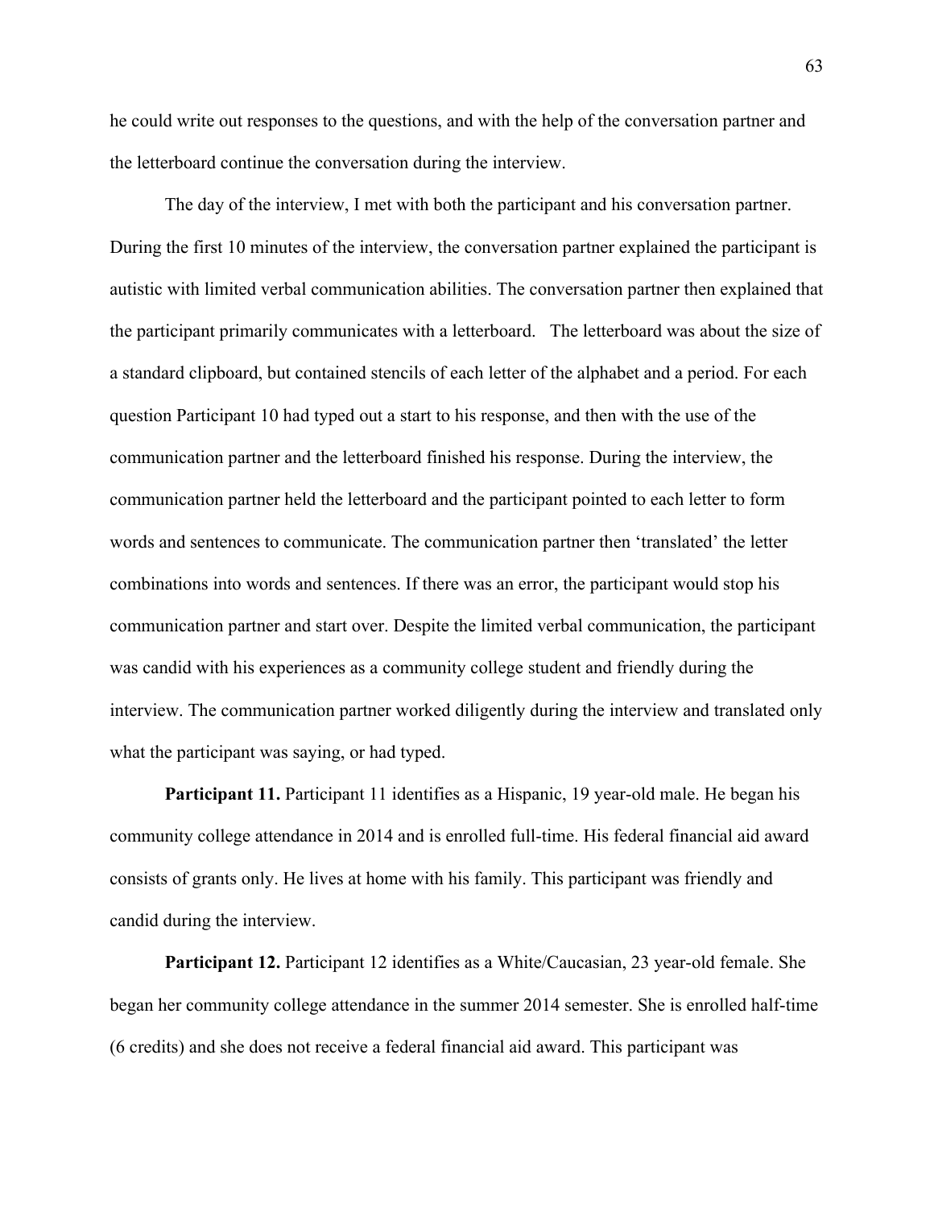he could write out responses to the questions, and with the help of the conversation partner and the letterboard continue the conversation during the interview.

The day of the interview, I met with both the participant and his conversation partner. During the first 10 minutes of the interview, the conversation partner explained the participant is autistic with limited verbal communication abilities. The conversation partner then explained that the participant primarily communicates with a letterboard. The letterboard was about the size of a standard clipboard, but contained stencils of each letter of the alphabet and a period. For each question Participant 10 had typed out a start to his response, and then with the use of the communication partner and the letterboard finished his response. During the interview, the communication partner held the letterboard and the participant pointed to each letter to form words and sentences to communicate. The communication partner then 'translated' the letter combinations into words and sentences. If there was an error, the participant would stop his communication partner and start over. Despite the limited verbal communication, the participant was candid with his experiences as a community college student and friendly during the interview. The communication partner worked diligently during the interview and translated only what the participant was saying, or had typed.

**Participant 11.** Participant 11 identifies as a Hispanic, 19 year-old male. He began his community college attendance in 2014 and is enrolled full-time. His federal financial aid award consists of grants only. He lives at home with his family. This participant was friendly and candid during the interview.

**Participant 12.** Participant 12 identifies as a White/Caucasian, 23 year-old female. She began her community college attendance in the summer 2014 semester. She is enrolled half-time (6 credits) and she does not receive a federal financial aid award. This participant was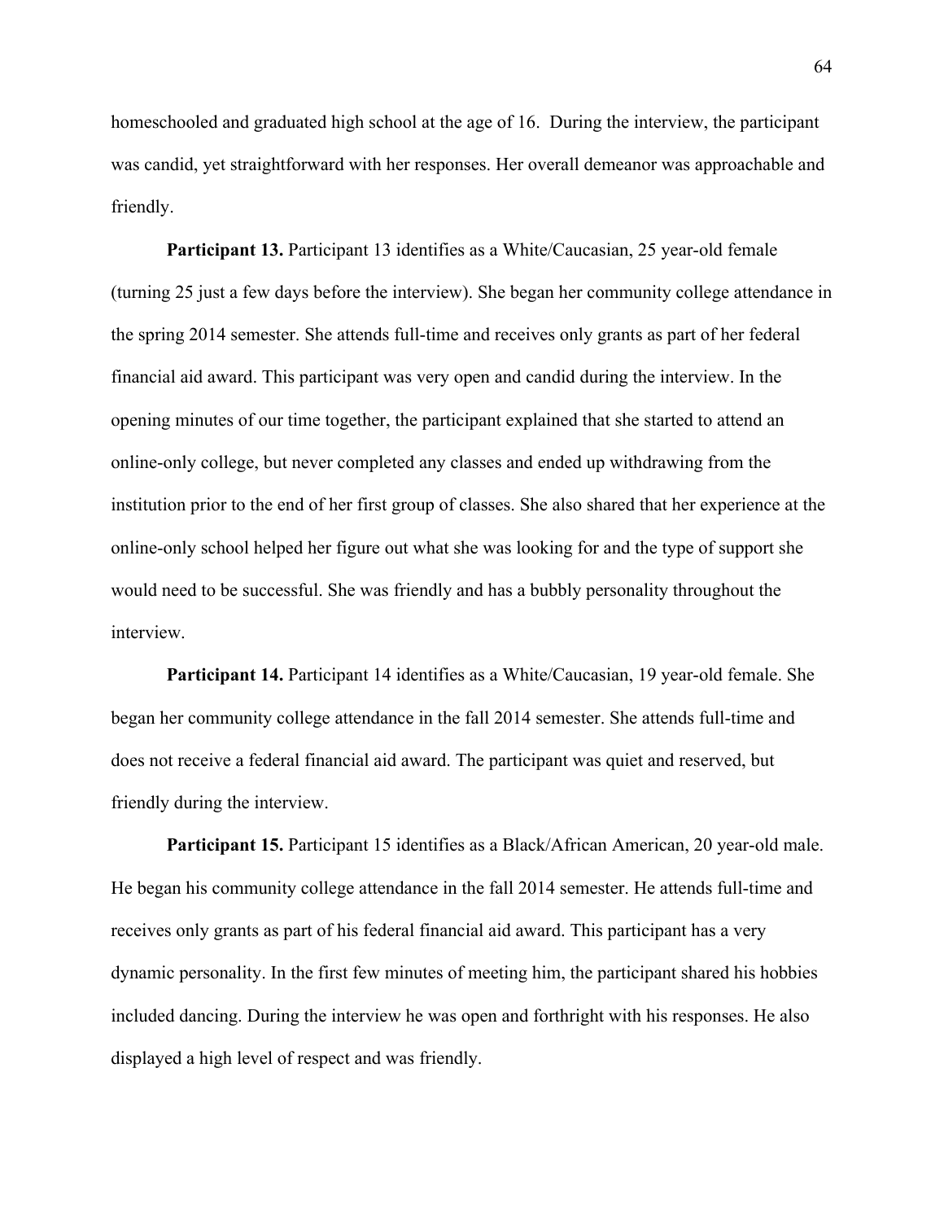homeschooled and graduated high school at the age of 16. During the interview, the participant was candid, yet straightforward with her responses. Her overall demeanor was approachable and friendly.

**Participant 13.** Participant 13 identifies as a White/Caucasian, 25 year-old female (turning 25 just a few days before the interview). She began her community college attendance in the spring 2014 semester. She attends full-time and receives only grants as part of her federal financial aid award. This participant was very open and candid during the interview. In the opening minutes of our time together, the participant explained that she started to attend an online-only college, but never completed any classes and ended up withdrawing from the institution prior to the end of her first group of classes. She also shared that her experience at the online-only school helped her figure out what she was looking for and the type of support she would need to be successful. She was friendly and has a bubbly personality throughout the interview.

**Participant 14.** Participant 14 identifies as a White/Caucasian, 19 year-old female. She began her community college attendance in the fall 2014 semester. She attends full-time and does not receive a federal financial aid award. The participant was quiet and reserved, but friendly during the interview.

**Participant 15.** Participant 15 identifies as a Black/African American, 20 year-old male. He began his community college attendance in the fall 2014 semester. He attends full-time and receives only grants as part of his federal financial aid award. This participant has a very dynamic personality. In the first few minutes of meeting him, the participant shared his hobbies included dancing. During the interview he was open and forthright with his responses. He also displayed a high level of respect and was friendly.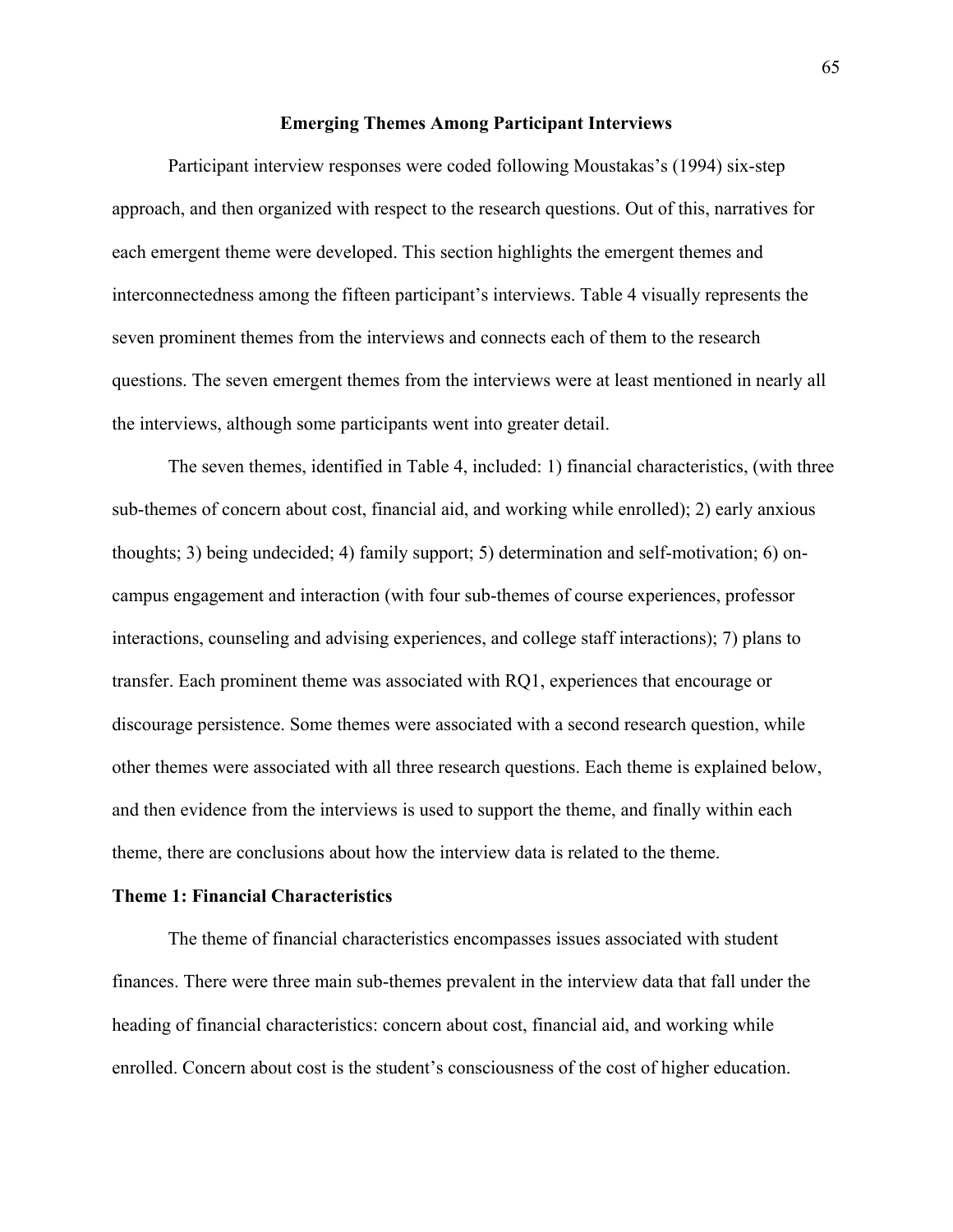## Emerging Themes Among Participant Interviews

Participant interview responses were coded following Moustakas's (1994) six-step approach, and then organized with respect to the research questions. Out of this, narratives for each emergent theme were developed. This section highlights the emergent themes and interconnectedness among the fifteen participant's interviews. Table 4 visually represents the seven prominent themes from the interviews and connects each of them to the research questions. The seven emergent themes from the interviews were at least mentioned in nearly all the interviews, although some participants went into greater detail.

The seven themes, identified in Table 4, included: 1) financial characteristics, (with three sub-themes of concern about cost, financial aid, and working while enrolled); 2) early anxious thoughts; 3) being undecided; 4) family support; 5) determination and self-motivation; 6) on-campus engagement and interaction (with four sub-themes of course experiences, professor interactions, counseling and advising experiences, and college staff interactions); 7) plans to transfer. Each prominent theme was associated with RQ1, experiences that encourage or discourage persistence. Some themes were associated with a second research question, while other themes were associated with all three research questions. Each theme is explained below, and then evidence from the interviews is used to support the theme, and finally within each theme, there are conclusions about how the interview data is related to the theme.

### Theme 1: Financial Characteristics

The theme of financial characteristics encompasses issues associated with student finances. There were three main sub-themes prevalent in the interview data that fall under the heading of financial characteristics: concern about cost, financial aid, and working while enrolled. Concern about cost is the student's consciousness of the cost of higher education.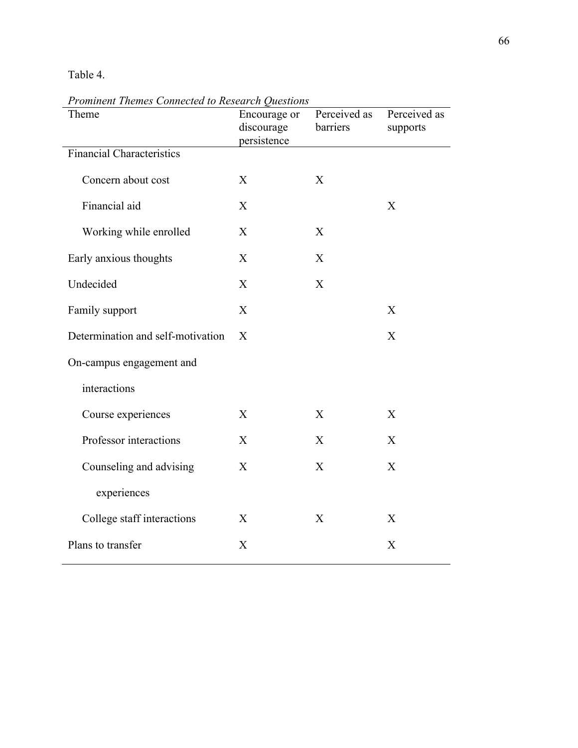Table 4.

*Prominent Themes Connected to Research Questions*

| Theme | Encourage or discourage persistence | Perceived as barriers | Perceived as supports |
|---|---|---|---|
| Financial Characteristics | | | |
| Concern about cost | X | X | |
| Financial aid | X | | X |
| Working while enrolled | X | X | |
| Early anxious thoughts | X | X | |
| Undecided | X | X | |
| Family support | X | | X |
| Determination and self-motivation | X | | X |
| On-campus engagement and interactions | | | |
| Course experiences | X | X | X |
| Professor interactions | X | X | X |
| Counseling and advising experiences | X | X | X |
| College staff interactions | X | X | X |
| Plans to transfer | X | | X |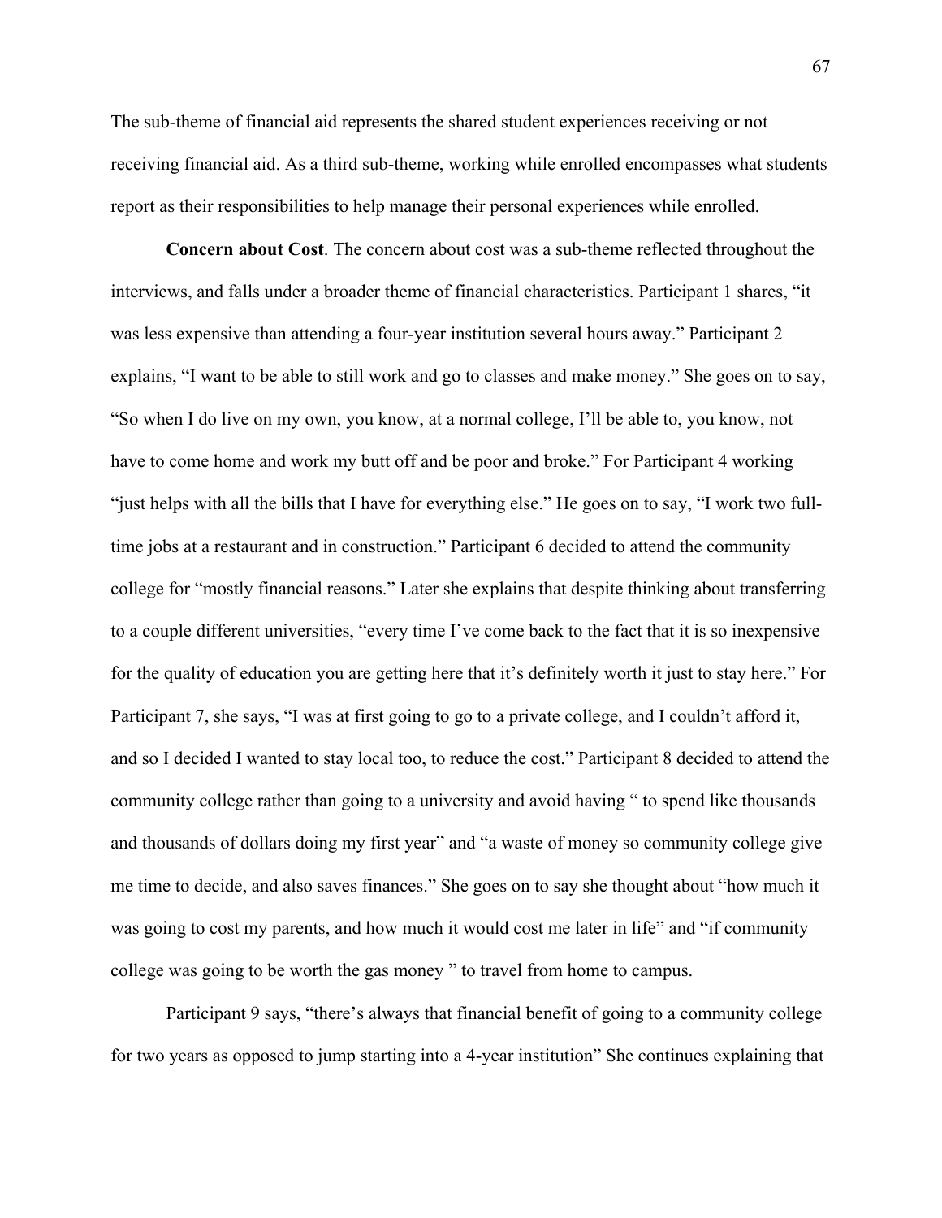The sub-theme of financial aid represents the shared student experiences receiving or not receiving financial aid. As a third sub-theme, working while enrolled encompasses what students report as their responsibilities to help manage their personal experiences while enrolled.

**Concern about Cost**. The concern about cost was a sub-theme reflected throughout the interviews, and falls under a broader theme of financial characteristics. Participant 1 shares, "it was less expensive than attending a four-year institution several hours away." Participant 2 explains, "I want to be able to still work and go to classes and make money." She goes on to say, "So when I do live on my own, you know, at a normal college, I'll be able to, you know, not have to come home and work my butt off and be poor and broke." For Participant 4 working "just helps with all the bills that I have for everything else." He goes on to say, "I work two full-time jobs at a restaurant and in construction." Participant 6 decided to attend the community college for "mostly financial reasons." Later she explains that despite thinking about transferring to a couple different universities, "every time I've come back to the fact that it is so inexpensive for the quality of education you are getting here that it's definitely worth it just to stay here." For Participant 7, she says, "I was at first going to go to a private college, and I couldn't afford it, and so I decided I wanted to stay local too, to reduce the cost." Participant 8 decided to attend the community college rather than going to a university and avoid having " to spend like thousands and thousands of dollars doing my first year" and "a waste of money so community college give me time to decide, and also saves finances." She goes on to say she thought about "how much it was going to cost my parents, and how much it would cost me later in life" and "if community college was going to be worth the gas money " to travel from home to campus.

Participant 9 says, "there's always that financial benefit of going to a community college for two years as opposed to jump starting into a 4-year institution" She continues explaining that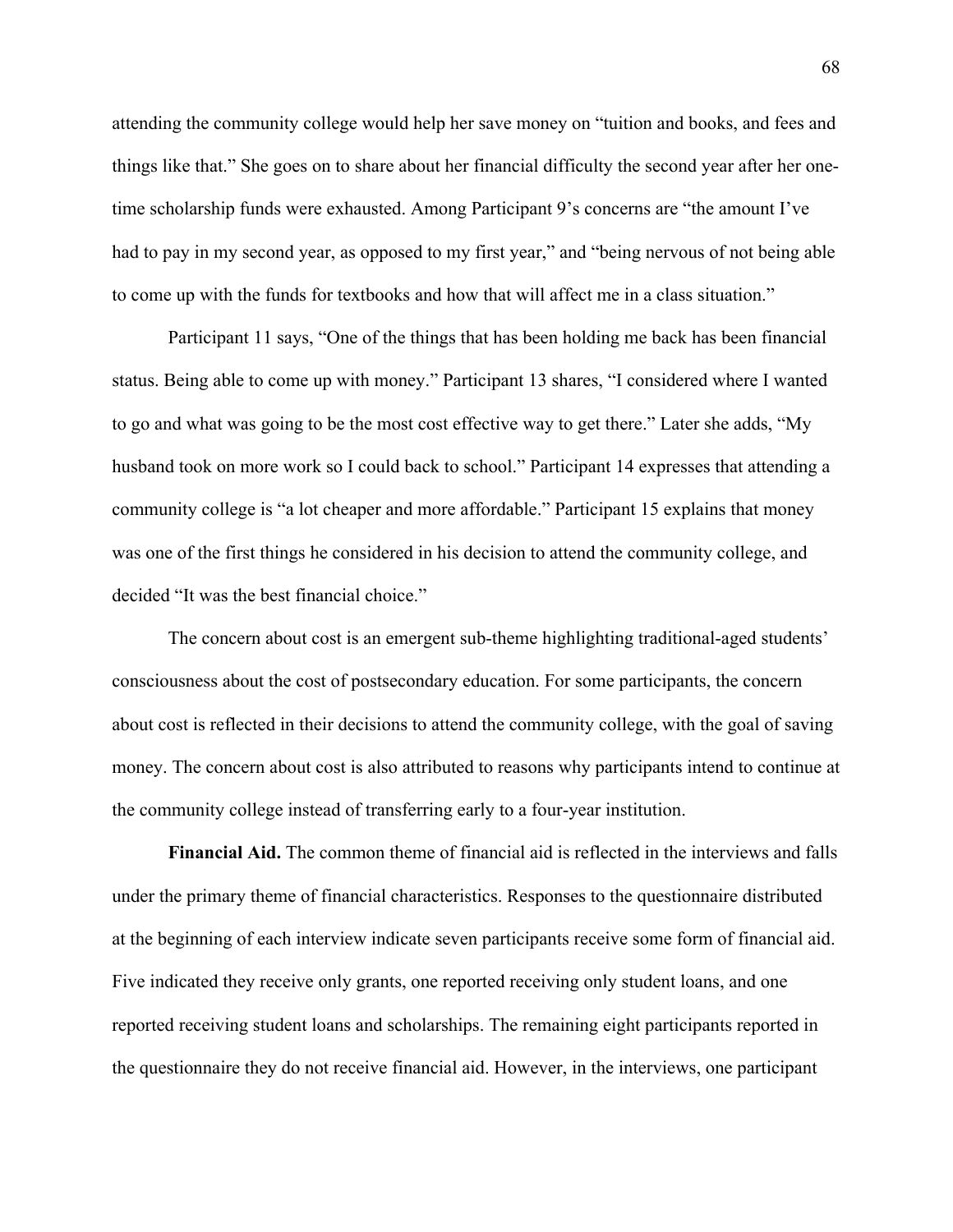attending the community college would help her save money on “tuition and books, and fees and things like that.” She goes on to share about her financial difficulty the second year after her one-time scholarship funds were exhausted. Among Participant 9’s concerns are “the amount I’ve had to pay in my second year, as opposed to my first year,” and “being nervous of not being able to come up with the funds for textbooks and how that will affect me in a class situation.”

Participant 11 says, “One of the things that has been holding me back has been financial status. Being able to come up with money.” Participant 13 shares, “I considered where I wanted to go and what was going to be the most cost effective way to get there.” Later she adds, “My husband took on more work so I could back to school.” Participant 14 expresses that attending a community college is “a lot cheaper and more affordable.” Participant 15 explains that money was one of the first things he considered in his decision to attend the community college, and decided “It was the best financial choice.”

The concern about cost is an emergent sub-theme highlighting traditional-aged students’ consciousness about the cost of postsecondary education. For some participants, the concern about cost is reflected in their decisions to attend the community college, with the goal of saving money. The concern about cost is also attributed to reasons why participants intend to continue at the community college instead of transferring early to a four-year institution.

**Financial Aid.** The common theme of financial aid is reflected in the interviews and falls under the primary theme of financial characteristics. Responses to the questionnaire distributed at the beginning of each interview indicate seven participants receive some form of financial aid. Five indicated they receive only grants, one reported receiving only student loans, and one reported receiving student loans and scholarships. The remaining eight participants reported in the questionnaire they do not receive financial aid. However, in the interviews, one participant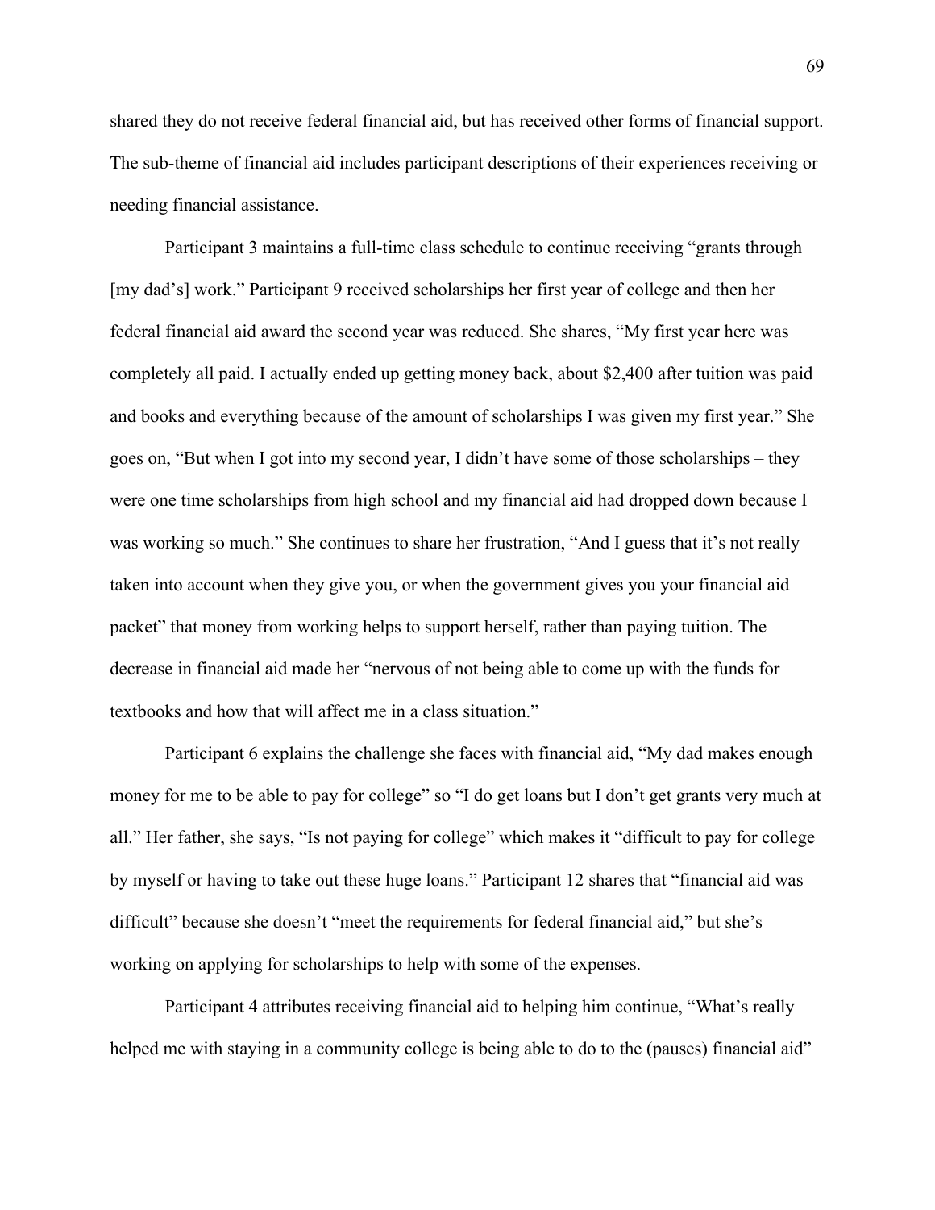shared they do not receive federal financial aid, but has received other forms of financial support. The sub-theme of financial aid includes participant descriptions of their experiences receiving or needing financial assistance.

Participant 3 maintains a full-time class schedule to continue receiving "grants through [my dad's] work." Participant 9 received scholarships her first year of college and then her federal financial aid award the second year was reduced. She shares, "My first year here was completely all paid. I actually ended up getting money back, about $2,400 after tuition was paid and books and everything because of the amount of scholarships I was given my first year." She goes on, "But when I got into my second year, I didn't have some of those scholarships – they were one time scholarships from high school and my financial aid had dropped down because I was working so much." She continues to share her frustration, "And I guess that it's not really taken into account when they give you, or when the government gives you your financial aid packet" that money from working helps to support herself, rather than paying tuition. The decrease in financial aid made her "nervous of not being able to come up with the funds for textbooks and how that will affect me in a class situation."

Participant 6 explains the challenge she faces with financial aid, "My dad makes enough money for me to be able to pay for college" so "I do get loans but I don't get grants very much at all." Her father, she says, "Is not paying for college" which makes it "difficult to pay for college by myself or having to take out these huge loans." Participant 12 shares that "financial aid was difficult" because she doesn't "meet the requirements for federal financial aid," but she's working on applying for scholarships to help with some of the expenses.

Participant 4 attributes receiving financial aid to helping him continue, "What's really helped me with staying in a community college is being able to do to the (pauses) financial aid"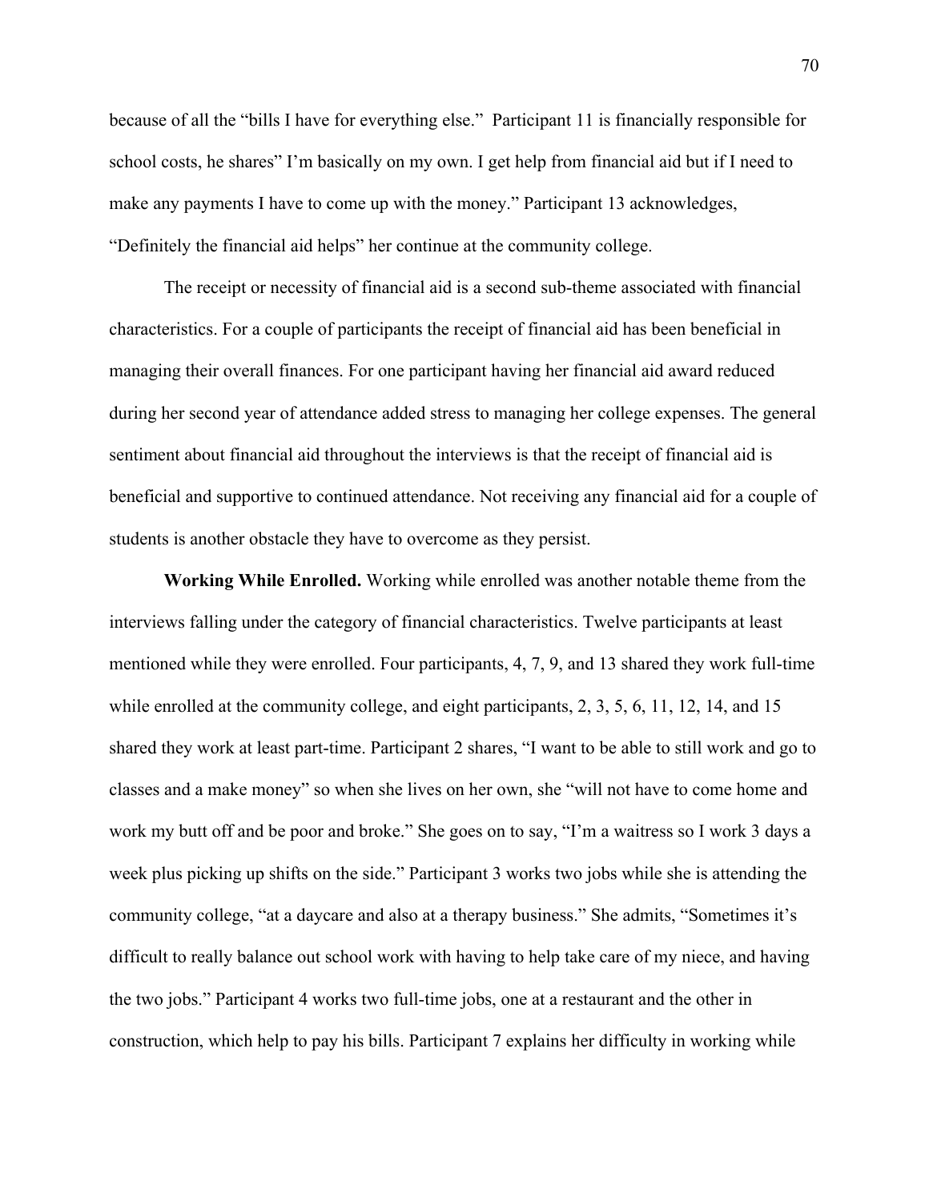because of all the “bills I have for everything else.” Participant 11 is financially responsible for school costs, he shares” I’m basically on my own. I get help from financial aid but if I need to make any payments I have to come up with the money.” Participant 13 acknowledges, “Definitely the financial aid helps” her continue at the community college.

The receipt or necessity of financial aid is a second sub-theme associated with financial characteristics. For a couple of participants the receipt of financial aid has been beneficial in managing their overall finances. For one participant having her financial aid award reduced during her second year of attendance added stress to managing her college expenses. The general sentiment about financial aid throughout the interviews is that the receipt of financial aid is beneficial and supportive to continued attendance. Not receiving any financial aid for a couple of students is another obstacle they have to overcome as they persist.

**Working While Enrolled.** Working while enrolled was another notable theme from the interviews falling under the category of financial characteristics. Twelve participants at least mentioned while they were enrolled. Four participants, 4, 7, 9, and 13 shared they work full-time while enrolled at the community college, and eight participants, 2, 3, 5, 6, 11, 12, 14, and 15 shared they work at least part-time. Participant 2 shares, “I want to be able to still work and go to classes and a make money” so when she lives on her own, she “will not have to come home and work my butt off and be poor and broke.” She goes on to say, “I’m a waitress so I work 3 days a week plus picking up shifts on the side.” Participant 3 works two jobs while she is attending the community college, “at a daycare and also at a therapy business.” She admits, “Sometimes it’s difficult to really balance out school work with having to help take care of my niece, and having the two jobs.” Participant 4 works two full-time jobs, one at a restaurant and the other in construction, which help to pay his bills. Participant 7 explains her difficulty in working while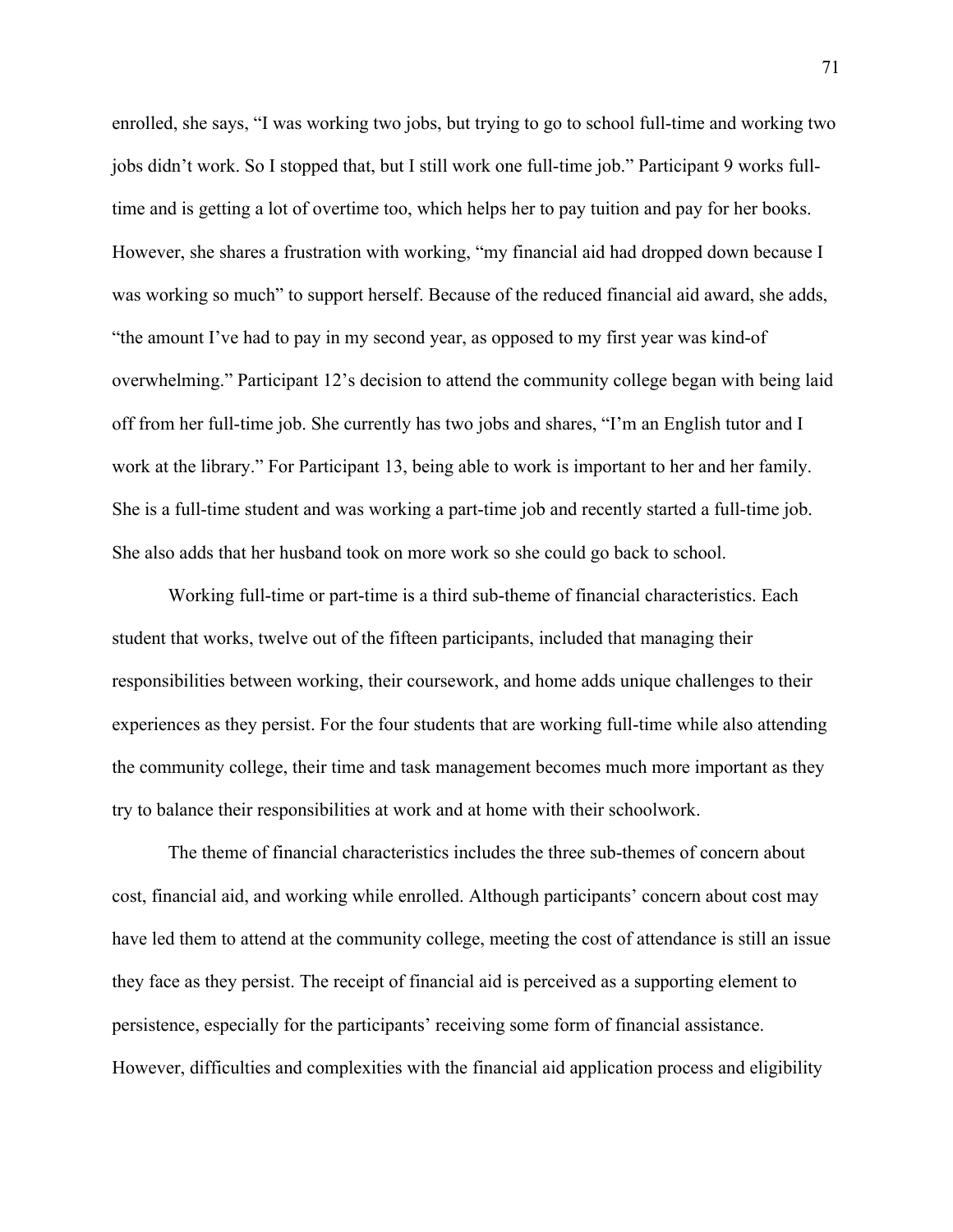enrolled, she says, "I was working two jobs, but trying to go to school full-time and working two jobs didn't work. So I stopped that, but I still work one full-time job." Participant 9 works full-time and is getting a lot of overtime too, which helps her to pay tuition and pay for her books. However, she shares a frustration with working, "my financial aid had dropped down because I was working so much" to support herself. Because of the reduced financial aid award, she adds, "the amount I've had to pay in my second year, as opposed to my first year was kind-of overwhelming." Participant 12's decision to attend the community college began with being laid off from her full-time job. She currently has two jobs and shares, "I'm an English tutor and I work at the library." For Participant 13, being able to work is important to her and her family. She is a full-time student and was working a part-time job and recently started a full-time job. She also adds that her husband took on more work so she could go back to school.

Working full-time or part-time is a third sub-theme of financial characteristics. Each student that works, twelve out of the fifteen participants, included that managing their responsibilities between working, their coursework, and home adds unique challenges to their experiences as they persist. For the four students that are working full-time while also attending the community college, their time and task management becomes much more important as they try to balance their responsibilities at work and at home with their schoolwork.

The theme of financial characteristics includes the three sub-themes of concern about cost, financial aid, and working while enrolled. Although participants' concern about cost may have led them to attend at the community college, meeting the cost of attendance is still an issue they face as they persist. The receipt of financial aid is perceived as a supporting element to persistence, especially for the participants' receiving some form of financial assistance. However, difficulties and complexities with the financial aid application process and eligibility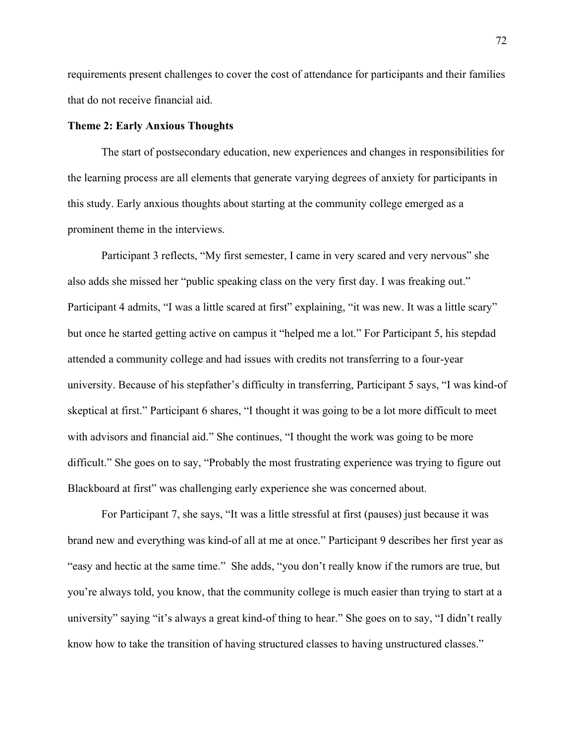requirements present challenges to cover the cost of attendance for participants and their families that do not receive financial aid.

**Theme 2: Early Anxious Thoughts**

The start of postsecondary education, new experiences and changes in responsibilities for the learning process are all elements that generate varying degrees of anxiety for participants in this study. Early anxious thoughts about starting at the community college emerged as a prominent theme in the interviews.

Participant 3 reflects, "My first semester, I came in very scared and very nervous" she also adds she missed her "public speaking class on the very first day. I was freaking out." Participant 4 admits, "I was a little scared at first" explaining, "it was new. It was a little scary" but once he started getting active on campus it "helped me a lot." For Participant 5, his stepdad attended a community college and had issues with credits not transferring to a four-year university. Because of his stepfather's difficulty in transferring, Participant 5 says, "I was kind-of skeptical at first." Participant 6 shares, "I thought it was going to be a lot more difficult to meet with advisors and financial aid." She continues, "I thought the work was going to be more difficult." She goes on to say, "Probably the most frustrating experience was trying to figure out Blackboard at first" was challenging early experience she was concerned about.

For Participant 7, she says, "It was a little stressful at first (pauses) just because it was brand new and everything was kind-of all at me at once." Participant 9 describes her first year as "easy and hectic at the same time." She adds, "you don't really know if the rumors are true, but you're always told, you know, that the community college is much easier than trying to start at a university" saying "it's always a great kind-of thing to hear." She goes on to say, "I didn't really know how to take the transition of having structured classes to having unstructured classes."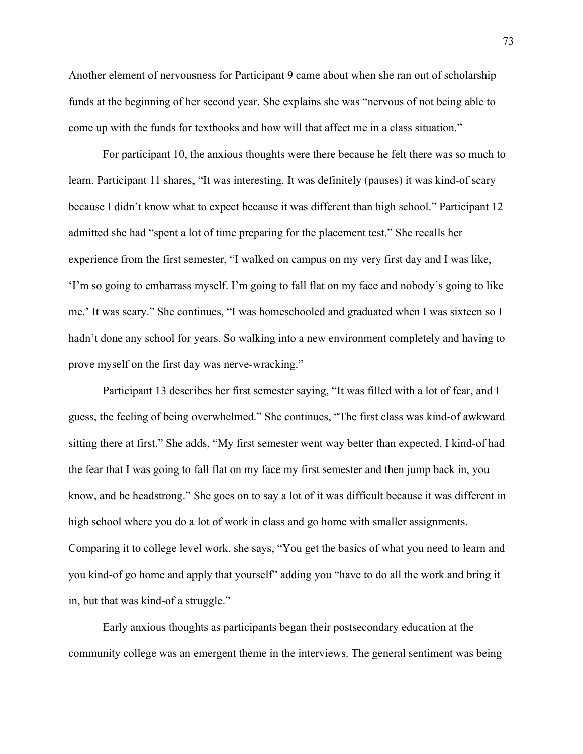Another element of nervousness for Participant 9 came about when she ran out of scholarship funds at the beginning of her second year. She explains she was "nervous of not being able to come up with the funds for textbooks and how will that affect me in a class situation."

For participant 10, the anxious thoughts were there because he felt there was so much to learn. Participant 11 shares, "It was interesting. It was definitely (pauses) it was kind-of scary because I didn't know what to expect because it was different than high school." Participant 12 admitted she had "spent a lot of time preparing for the placement test." She recalls her experience from the first semester, "I walked on campus on my very first day and I was like, 'I'm so going to embarrass myself. I'm going to fall flat on my face and nobody's going to like me.' It was scary." She continues, "I was homeschooled and graduated when I was sixteen so I hadn't done any school for years. So walking into a new environment completely and having to prove myself on the first day was nerve-wracking."

Participant 13 describes her first semester saying, "It was filled with a lot of fear, and I guess, the feeling of being overwhelmed." She continues, "The first class was kind-of awkward sitting there at first." She adds, "My first semester went way better than expected. I kind-of had the fear that I was going to fall flat on my face my first semester and then jump back in, you know, and be headstrong." She goes on to say a lot of it was difficult because it was different in high school where you do a lot of work in class and go home with smaller assignments. Comparing it to college level work, she says, "You get the basics of what you need to learn and you kind-of go home and apply that yourself" adding you "have to do all the work and bring it in, but that was kind-of a struggle."

Early anxious thoughts as participants began their postsecondary education at the community college was an emergent theme in the interviews. The general sentiment was being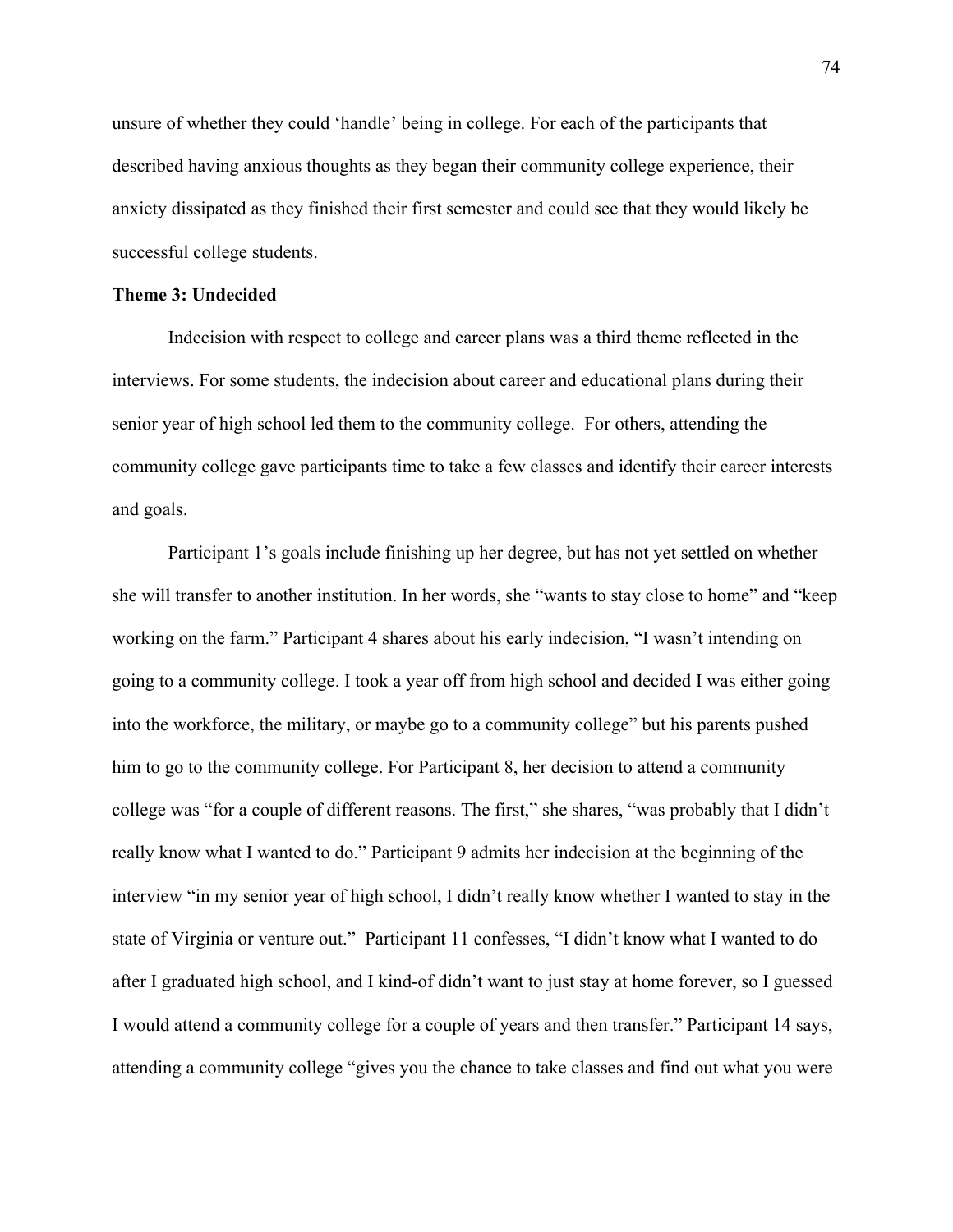unsure of whether they could 'handle' being in college. For each of the participants that described having anxious thoughts as they began their community college experience, their anxiety dissipated as they finished their first semester and could see that they would likely be successful college students.

**Theme 3: Undecided**

Indecision with respect to college and career plans was a third theme reflected in the interviews. For some students, the indecision about career and educational plans during their senior year of high school led them to the community college. For others, attending the community college gave participants time to take a few classes and identify their career interests and goals.

Participant 1's goals include finishing up her degree, but has not yet settled on whether she will transfer to another institution. In her words, she "wants to stay close to home" and "keep working on the farm." Participant 4 shares about his early indecision, "I wasn't intending on going to a community college. I took a year off from high school and decided I was either going into the workforce, the military, or maybe go to a community college" but his parents pushed him to go to the community college. For Participant 8, her decision to attend a community college was "for a couple of different reasons. The first," she shares, "was probably that I didn't really know what I wanted to do." Participant 9 admits her indecision at the beginning of the interview "in my senior year of high school, I didn't really know whether I wanted to stay in the state of Virginia or venture out." Participant 11 confesses, "I didn't know what I wanted to do after I graduated high school, and I kind-of didn't want to just stay at home forever, so I guessed I would attend a community college for a couple of years and then transfer." Participant 14 says, attending a community college "gives you the chance to take classes and find out what you were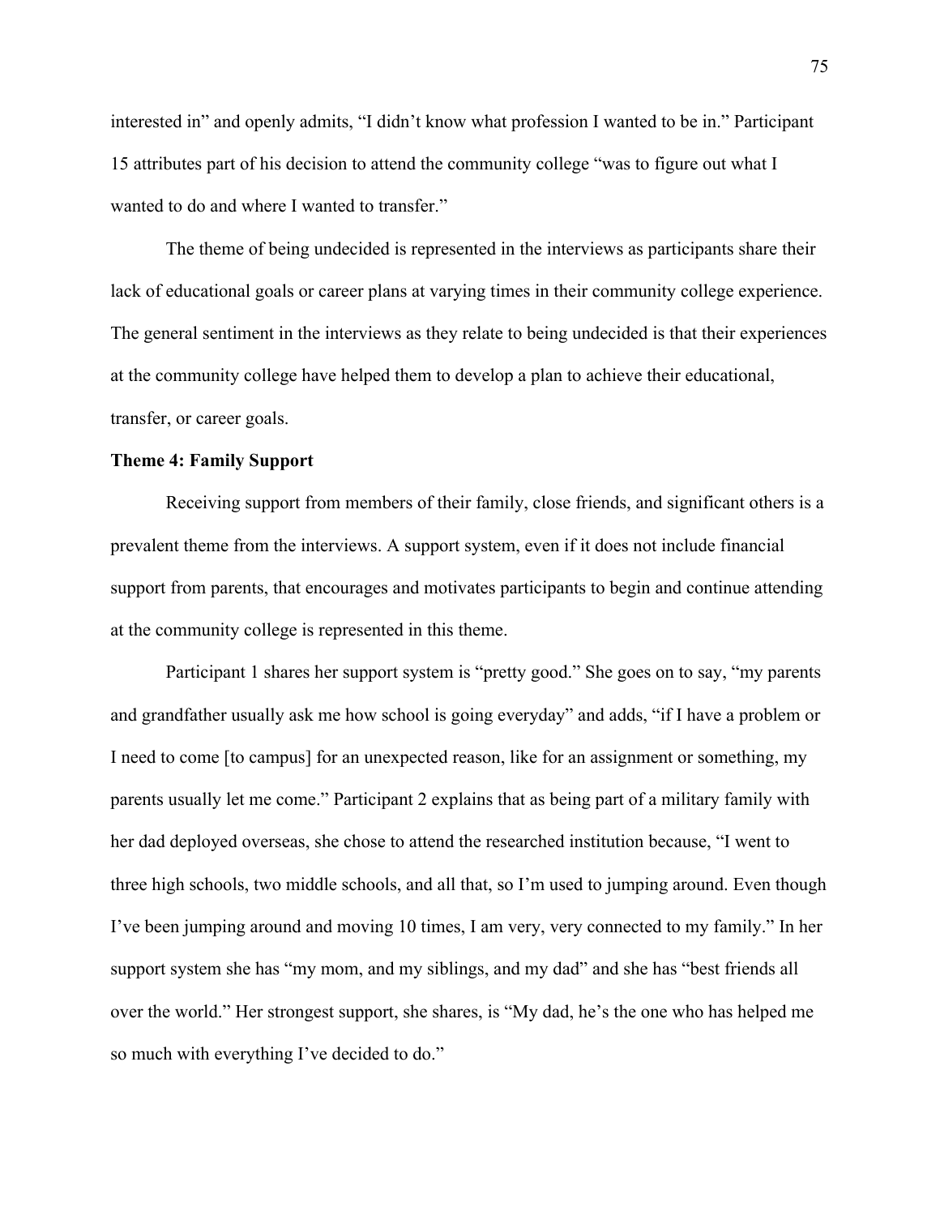interested in" and openly admits, "I didn't know what profession I wanted to be in." Participant 15 attributes part of his decision to attend the community college "was to figure out what I wanted to do and where I wanted to transfer."

The theme of being undecided is represented in the interviews as participants share their lack of educational goals or career plans at varying times in their community college experience. The general sentiment in the interviews as they relate to being undecided is that their experiences at the community college have helped them to develop a plan to achieve their educational, transfer, or career goals.

**Theme 4: Family Support**

Receiving support from members of their family, close friends, and significant others is a prevalent theme from the interviews. A support system, even if it does not include financial support from parents, that encourages and motivates participants to begin and continue attending at the community college is represented in this theme.

Participant 1 shares her support system is "pretty good." She goes on to say, "my parents and grandfather usually ask me how school is going everyday" and adds, "if I have a problem or I need to come [to campus] for an unexpected reason, like for an assignment or something, my parents usually let me come." Participant 2 explains that as being part of a military family with her dad deployed overseas, she chose to attend the researched institution because, "I went to three high schools, two middle schools, and all that, so I'm used to jumping around. Even though I've been jumping around and moving 10 times, I am very, very connected to my family." In her support system she has "my mom, and my siblings, and my dad" and she has "best friends all over the world." Her strongest support, she shares, is "My dad, he's the one who has helped me so much with everything I've decided to do."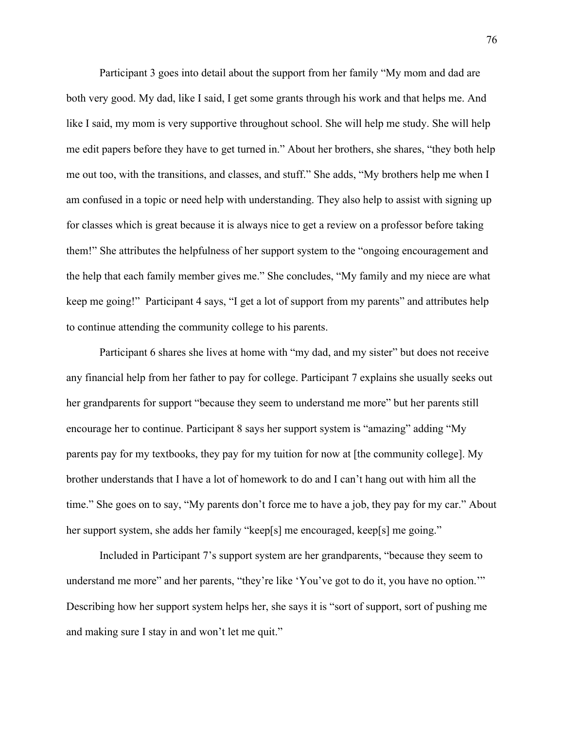Participant 3 goes into detail about the support from her family "My mom and dad are both very good. My dad, like I said, I get some grants through his work and that helps me. And like I said, my mom is very supportive throughout school. She will help me study. She will help me edit papers before they have to get turned in." About her brothers, she shares, "they both help me out too, with the transitions, and classes, and stuff." She adds, "My brothers help me when I am confused in a topic or need help with understanding. They also help to assist with signing up for classes which is great because it is always nice to get a review on a professor before taking them!" She attributes the helpfulness of her support system to the "ongoing encouragement and the help that each family member gives me." She concludes, "My family and my niece are what keep me going!" Participant 4 says, "I get a lot of support from my parents" and attributes help to continue attending the community college to his parents.

Participant 6 shares she lives at home with "my dad, and my sister" but does not receive any financial help from her father to pay for college. Participant 7 explains she usually seeks out her grandparents for support "because they seem to understand me more" but her parents still encourage her to continue. Participant 8 says her support system is "amazing" adding "My parents pay for my textbooks, they pay for my tuition for now at [the community college]. My brother understands that I have a lot of homework to do and I can't hang out with him all the time." She goes on to say, "My parents don't force me to have a job, they pay for my car." About her support system, she adds her family "keep[s] me encouraged, keep[s] me going."

Included in Participant 7's support system are her grandparents, "because they seem to understand me more" and her parents, "they're like 'You've got to do it, you have no option.'" Describing how her support system helps her, she says it is "sort of support, sort of pushing me and making sure I stay in and won't let me quit."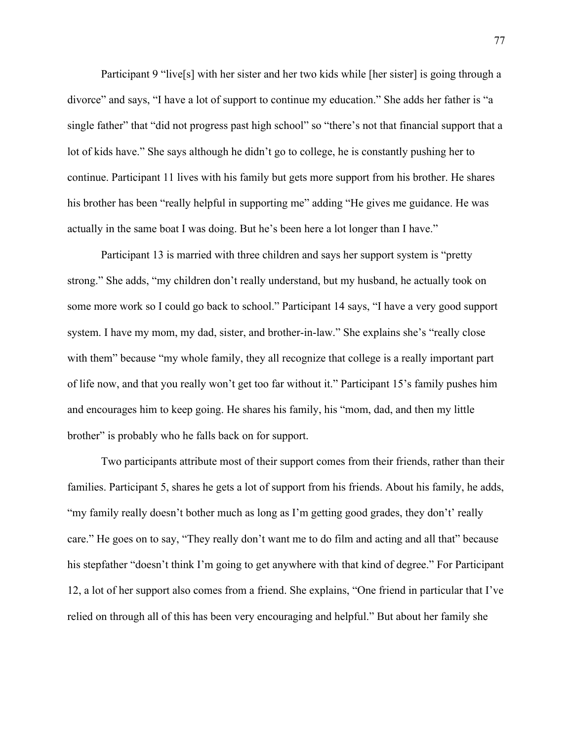Participant 9 "live[s] with her sister and her two kids while [her sister] is going through a divorce" and says, "I have a lot of support to continue my education." She adds her father is "a single father" that "did not progress past high school" so "there's not that financial support that a lot of kids have." She says although he didn't go to college, he is constantly pushing her to continue. Participant 11 lives with his family but gets more support from his brother. He shares his brother has been "really helpful in supporting me" adding "He gives me guidance. He was actually in the same boat I was doing. But he's been here a lot longer than I have."

Participant 13 is married with three children and says her support system is "pretty strong." She adds, "my children don't really understand, but my husband, he actually took on some more work so I could go back to school." Participant 14 says, "I have a very good support system. I have my mom, my dad, sister, and brother-in-law." She explains she's "really close with them" because "my whole family, they all recognize that college is a really important part of life now, and that you really won't get too far without it." Participant 15's family pushes him and encourages him to keep going. He shares his family, his "mom, dad, and then my little brother" is probably who he falls back on for support.

Two participants attribute most of their support comes from their friends, rather than their families. Participant 5, shares he gets a lot of support from his friends. About his family, he adds, "my family really doesn't bother much as long as I'm getting good grades, they don't' really care." He goes on to say, "They really don't want me to do film and acting and all that" because his stepfather "doesn't think I'm going to get anywhere with that kind of degree." For Participant 12, a lot of her support also comes from a friend. She explains, "One friend in particular that I've relied on through all of this has been very encouraging and helpful." But about her family she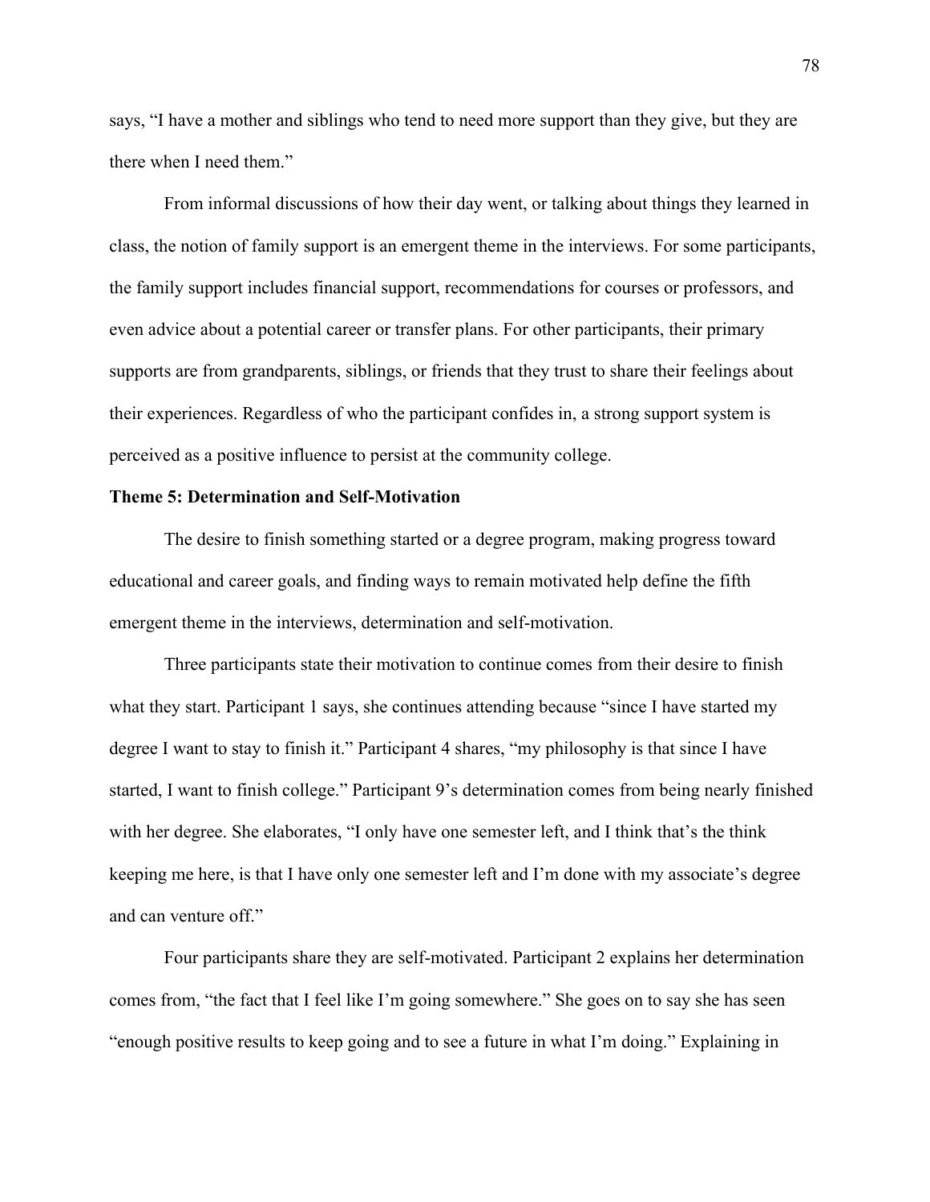says, “I have a mother and siblings who tend to need more support than they give, but they are there when I need them.”

From informal discussions of how their day went, or talking about things they learned in class, the notion of family support is an emergent theme in the interviews. For some participants, the family support includes financial support, recommendations for courses or professors, and even advice about a potential career or transfer plans. For other participants, their primary supports are from grandparents, siblings, or friends that they trust to share their feelings about their experiences. Regardless of who the participant confides in, a strong support system is perceived as a positive influence to persist at the community college.

**Theme 5: Determination and Self-Motivation**

The desire to finish something started or a degree program, making progress toward educational and career goals, and finding ways to remain motivated help define the fifth emergent theme in the interviews, determination and self-motivation.

Three participants state their motivation to continue comes from their desire to finish what they start. Participant 1 says, she continues attending because “since I have started my degree I want to stay to finish it.” Participant 4 shares, “my philosophy is that since I have started, I want to finish college.” Participant 9’s determination comes from being nearly finished with her degree. She elaborates, “I only have one semester left, and I think that’s the think keeping me here, is that I have only one semester left and I’m done with my associate’s degree and can venture off.”

Four participants share they are self-motivated. Participant 2 explains her determination comes from, “the fact that I feel like I’m going somewhere.” She goes on to say she has seen “enough positive results to keep going and to see a future in what I’m doing.” Explaining in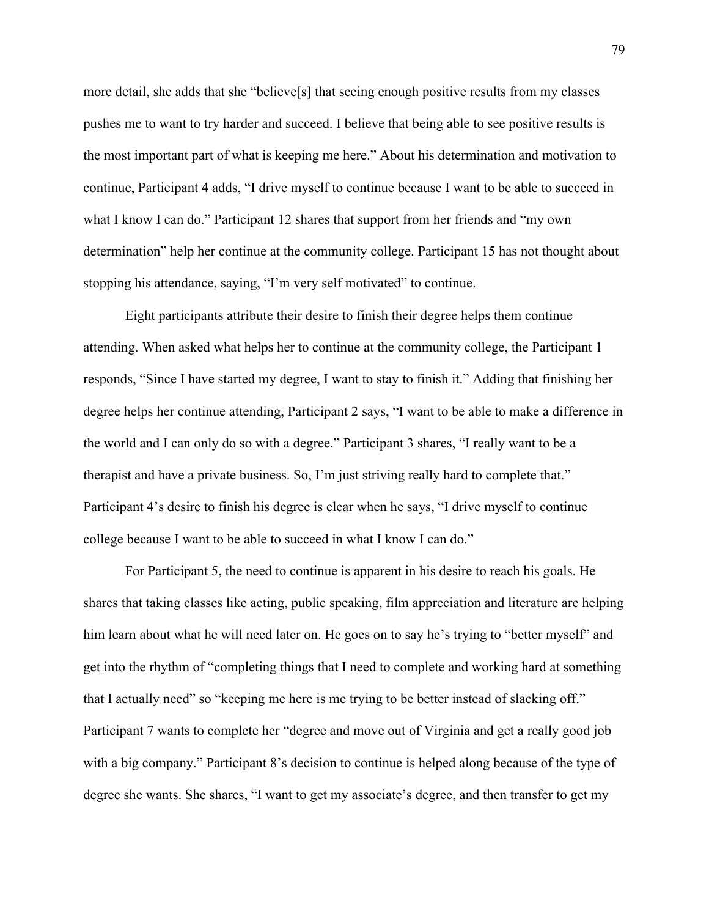more detail, she adds that she "believe[s] that seeing enough positive results from my classes pushes me to want to try harder and succeed. I believe that being able to see positive results is the most important part of what is keeping me here." About his determination and motivation to continue, Participant 4 adds, "I drive myself to continue because I want to be able to succeed in what I know I can do." Participant 12 shares that support from her friends and "my own determination" help her continue at the community college. Participant 15 has not thought about stopping his attendance, saying, "I'm very self motivated" to continue.

Eight participants attribute their desire to finish their degree helps them continue attending. When asked what helps her to continue at the community college, the Participant 1 responds, "Since I have started my degree, I want to stay to finish it." Adding that finishing her degree helps her continue attending, Participant 2 says, "I want to be able to make a difference in the world and I can only do so with a degree." Participant 3 shares, "I really want to be a therapist and have a private business. So, I'm just striving really hard to complete that." Participant 4's desire to finish his degree is clear when he says, "I drive myself to continue college because I want to be able to succeed in what I know I can do."

For Participant 5, the need to continue is apparent in his desire to reach his goals. He shares that taking classes like acting, public speaking, film appreciation and literature are helping him learn about what he will need later on. He goes on to say he's trying to "better myself" and get into the rhythm of "completing things that I need to complete and working hard at something that I actually need" so "keeping me here is me trying to be better instead of slacking off." Participant 7 wants to complete her "degree and move out of Virginia and get a really good job with a big company." Participant 8's decision to continue is helped along because of the type of degree she wants. She shares, "I want to get my associate's degree, and then transfer to get my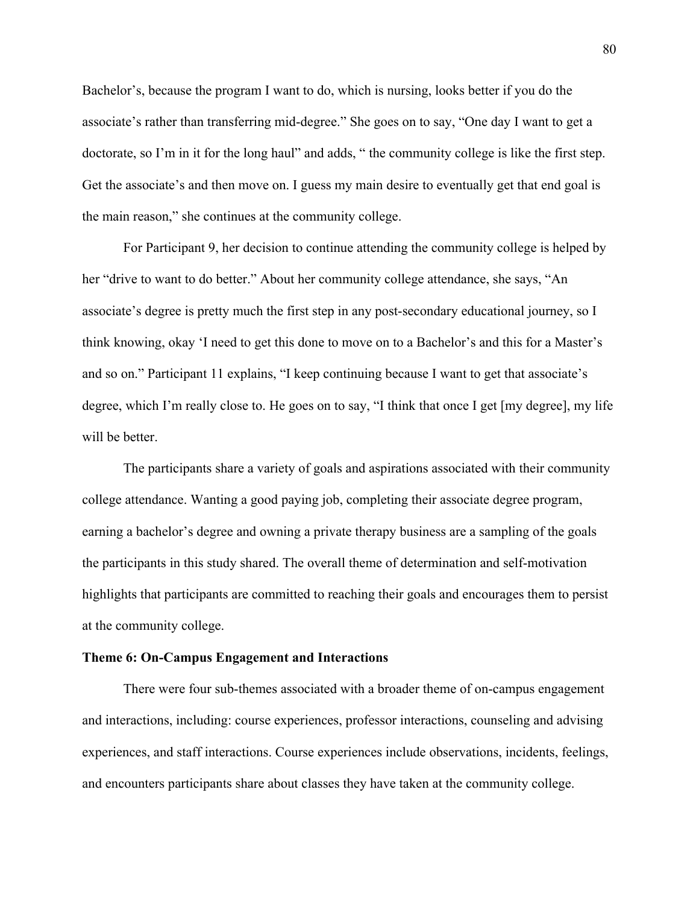Bachelor's, because the program I want to do, which is nursing, looks better if you do the associate's rather than transferring mid-degree." She goes on to say, "One day I want to get a doctorate, so I'm in it for the long haul" and adds, " the community college is like the first step. Get the associate's and then move on. I guess my main desire to eventually get that end goal is the main reason," she continues at the community college.

For Participant 9, her decision to continue attending the community college is helped by her "drive to want to do better." About her community college attendance, she says, "An associate's degree is pretty much the first step in any post-secondary educational journey, so I think knowing, okay 'I need to get this done to move on to a Bachelor's and this for a Master's and so on." Participant 11 explains, "I keep continuing because I want to get that associate's degree, which I'm really close to. He goes on to say, "I think that once I get [my degree], my life will be better.

The participants share a variety of goals and aspirations associated with their community college attendance. Wanting a good paying job, completing their associate degree program, earning a bachelor's degree and owning a private therapy business are a sampling of the goals the participants in this study shared. The overall theme of determination and self-motivation highlights that participants are committed to reaching their goals and encourages them to persist at the community college.

**Theme 6: On-Campus Engagement and Interactions**

There were four sub-themes associated with a broader theme of on-campus engagement and interactions, including: course experiences, professor interactions, counseling and advising experiences, and staff interactions. Course experiences include observations, incidents, feelings, and encounters participants share about classes they have taken at the community college.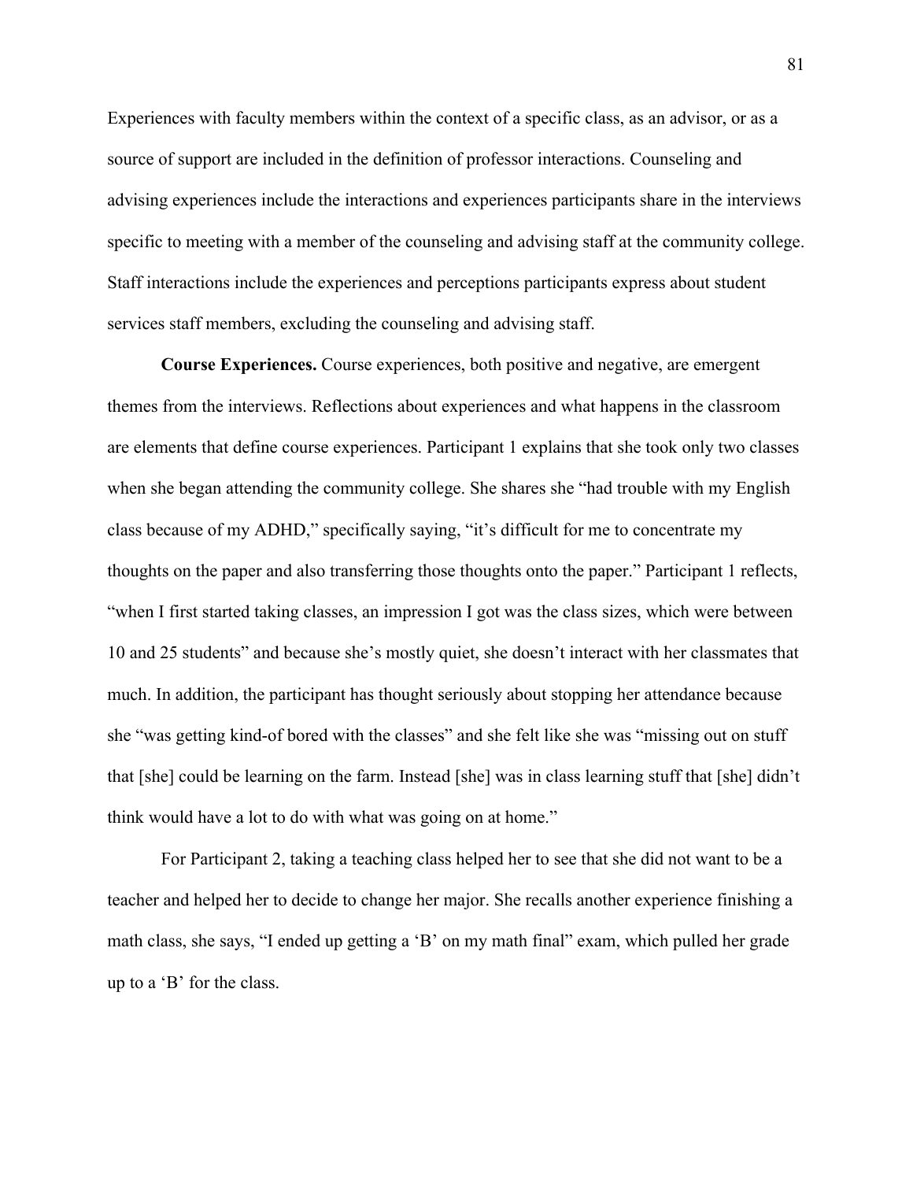Experiences with faculty members within the context of a specific class, as an advisor, or as a source of support are included in the definition of professor interactions. Counseling and advising experiences include the interactions and experiences participants share in the interviews specific to meeting with a member of the counseling and advising staff at the community college. Staff interactions include the experiences and perceptions participants express about student services staff members, excluding the counseling and advising staff.

**Course Experiences.** Course experiences, both positive and negative, are emergent themes from the interviews. Reflections about experiences and what happens in the classroom are elements that define course experiences. Participant 1 explains that she took only two classes when she began attending the community college. She shares she "had trouble with my English class because of my ADHD," specifically saying, "it's difficult for me to concentrate my thoughts on the paper and also transferring those thoughts onto the paper." Participant 1 reflects, "when I first started taking classes, an impression I got was the class sizes, which were between 10 and 25 students" and because she's mostly quiet, she doesn't interact with her classmates that much. In addition, the participant has thought seriously about stopping her attendance because she "was getting kind-of bored with the classes" and she felt like she was "missing out on stuff that [she] could be learning on the farm. Instead [she] was in class learning stuff that [she] didn't think would have a lot to do with what was going on at home."

For Participant 2, taking a teaching class helped her to see that she did not want to be a teacher and helped her to decide to change her major. She recalls another experience finishing a math class, she says, "I ended up getting a 'B' on my math final" exam, which pulled her grade up to a 'B' for the class.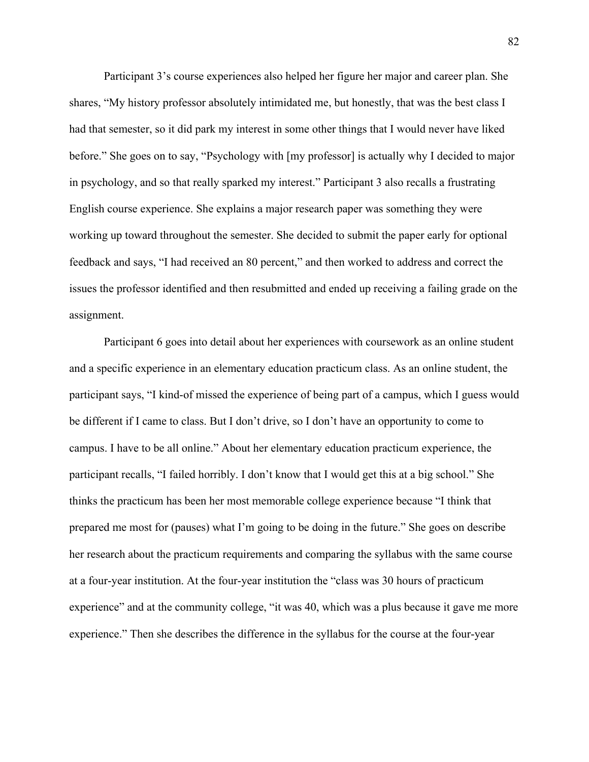Participant 3's course experiences also helped her figure her major and career plan. She shares, "My history professor absolutely intimidated me, but honestly, that was the best class I had that semester, so it did park my interest in some other things that I would never have liked before." She goes on to say, "Psychology with [my professor] is actually why I decided to major in psychology, and so that really sparked my interest." Participant 3 also recalls a frustrating English course experience. She explains a major research paper was something they were working up toward throughout the semester. She decided to submit the paper early for optional feedback and says, "I had received an 80 percent," and then worked to address and correct the issues the professor identified and then resubmitted and ended up receiving a failing grade on the assignment.

Participant 6 goes into detail about her experiences with coursework as an online student and a specific experience in an elementary education practicum class. As an online student, the participant says, "I kind-of missed the experience of being part of a campus, which I guess would be different if I came to class. But I don't drive, so I don't have an opportunity to come to campus. I have to be all online." About her elementary education practicum experience, the participant recalls, "I failed horribly. I don't know that I would get this at a big school." She thinks the practicum has been her most memorable college experience because "I think that prepared me most for (pauses) what I'm going to be doing in the future." She goes on describe her research about the practicum requirements and comparing the syllabus with the same course at a four-year institution. At the four-year institution the "class was 30 hours of practicum experience" and at the community college, "it was 40, which was a plus because it gave me more experience." Then she describes the difference in the syllabus for the course at the four-year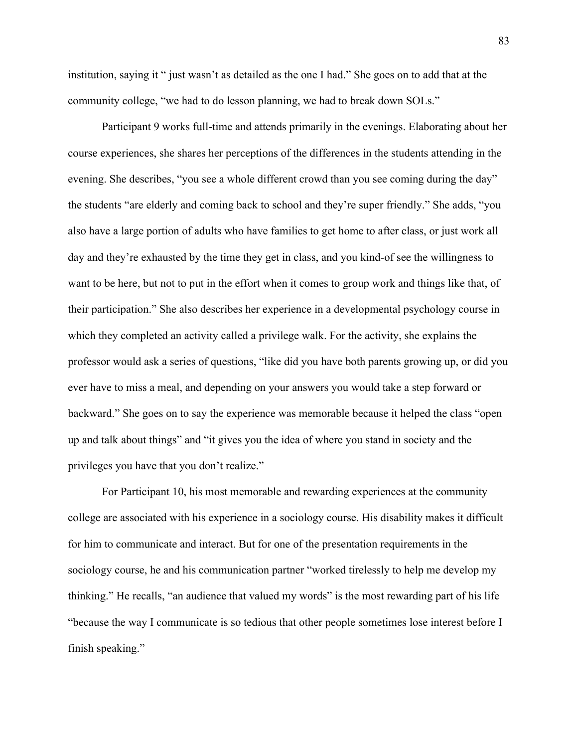institution, saying it " just wasn't as detailed as the one I had." She goes on to add that at the community college, "we had to do lesson planning, we had to break down SOLs."

Participant 9 works full-time and attends primarily in the evenings. Elaborating about her course experiences, she shares her perceptions of the differences in the students attending in the evening. She describes, "you see a whole different crowd than you see coming during the day" the students "are elderly and coming back to school and they're super friendly." She adds, "you also have a large portion of adults who have families to get home to after class, or just work all day and they're exhausted by the time they get in class, and you kind-of see the willingness to want to be here, but not to put in the effort when it comes to group work and things like that, of their participation." She also describes her experience in a developmental psychology course in which they completed an activity called a privilege walk. For the activity, she explains the professor would ask a series of questions, "like did you have both parents growing up, or did you ever have to miss a meal, and depending on your answers you would take a step forward or backward." She goes on to say the experience was memorable because it helped the class "open up and talk about things" and "it gives you the idea of where you stand in society and the privileges you have that you don't realize."

For Participant 10, his most memorable and rewarding experiences at the community college are associated with his experience in a sociology course. His disability makes it difficult for him to communicate and interact. But for one of the presentation requirements in the sociology course, he and his communication partner "worked tirelessly to help me develop my thinking." He recalls, "an audience that valued my words" is the most rewarding part of his life "because the way I communicate is so tedious that other people sometimes lose interest before I finish speaking."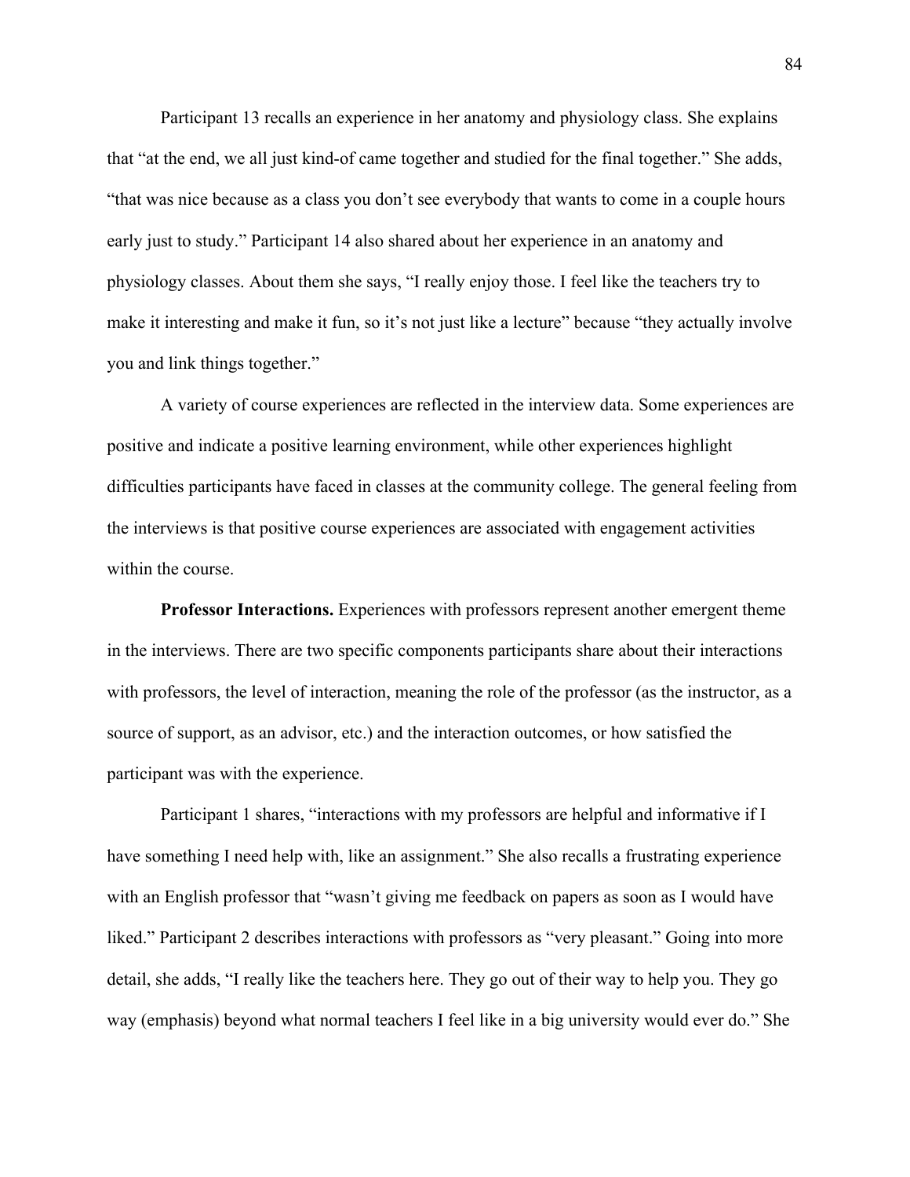Participant 13 recalls an experience in her anatomy and physiology class. She explains that "at the end, we all just kind-of came together and studied for the final together." She adds, "that was nice because as a class you don't see everybody that wants to come in a couple hours early just to study." Participant 14 also shared about her experience in an anatomy and physiology classes. About them she says, "I really enjoy those. I feel like the teachers try to make it interesting and make it fun, so it's not just like a lecture" because "they actually involve you and link things together."

A variety of course experiences are reflected in the interview data. Some experiences are positive and indicate a positive learning environment, while other experiences highlight difficulties participants have faced in classes at the community college. The general feeling from the interviews is that positive course experiences are associated with engagement activities within the course.

**Professor Interactions.** Experiences with professors represent another emergent theme in the interviews. There are two specific components participants share about their interactions with professors, the level of interaction, meaning the role of the professor (as the instructor, as a source of support, as an advisor, etc.) and the interaction outcomes, or how satisfied the participant was with the experience.

Participant 1 shares, "interactions with my professors are helpful and informative if I have something I need help with, like an assignment." She also recalls a frustrating experience with an English professor that "wasn't giving me feedback on papers as soon as I would have liked." Participant 2 describes interactions with professors as "very pleasant." Going into more detail, she adds, "I really like the teachers here. They go out of their way to help you. They go way (emphasis) beyond what normal teachers I feel like in a big university would ever do." She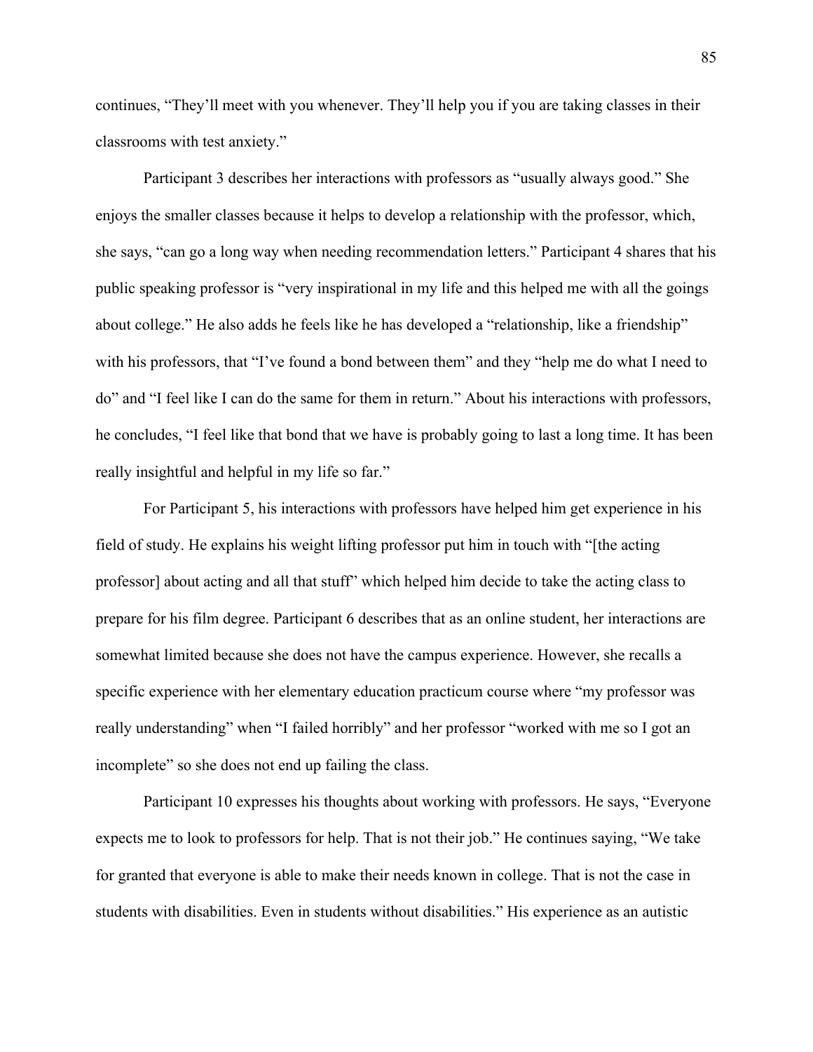continues, "They'll meet with you whenever. They'll help you if you are taking classes in their classrooms with test anxiety."

Participant 3 describes her interactions with professors as "usually always good." She enjoys the smaller classes because it helps to develop a relationship with the professor, which, she says, "can go a long way when needing recommendation letters." Participant 4 shares that his public speaking professor is "very inspirational in my life and this helped me with all the goings about college." He also adds he feels like he has developed a "relationship, like a friendship" with his professors, that "I've found a bond between them" and they "help me do what I need to do" and "I feel like I can do the same for them in return." About his interactions with professors, he concludes, "I feel like that bond that we have is probably going to last a long time. It has been really insightful and helpful in my life so far."

For Participant 5, his interactions with professors have helped him get experience in his field of study. He explains his weight lifting professor put him in touch with "[the acting professor] about acting and all that stuff" which helped him decide to take the acting class to prepare for his film degree. Participant 6 describes that as an online student, her interactions are somewhat limited because she does not have the campus experience. However, she recalls a specific experience with her elementary education practicum course where "my professor was really understanding" when "I failed horribly" and her professor "worked with me so I got an incomplete" so she does not end up failing the class.

Participant 10 expresses his thoughts about working with professors. He says, "Everyone expects me to look to professors for help. That is not their job." He continues saying, "We take for granted that everyone is able to make their needs known in college. That is not the case in students with disabilities. Even in students without disabilities." His experience as an autistic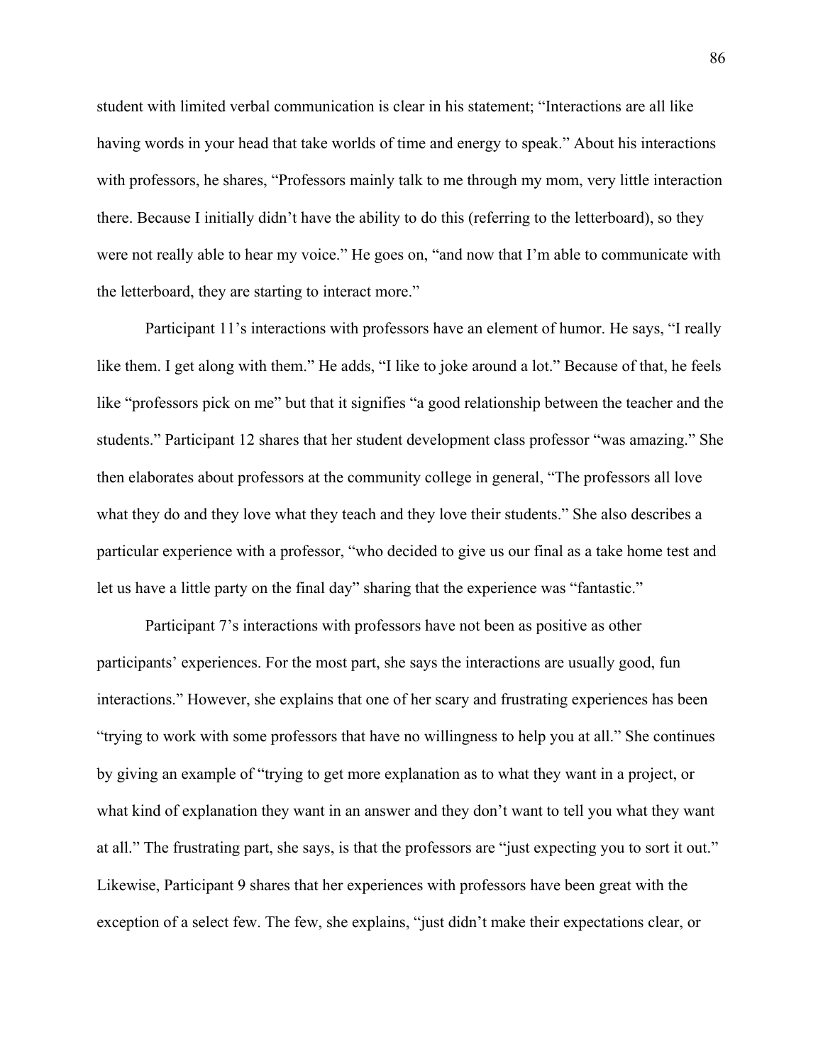student with limited verbal communication is clear in his statement; "Interactions are all like having words in your head that take worlds of time and energy to speak." About his interactions with professors, he shares, "Professors mainly talk to me through my mom, very little interaction there. Because I initially didn't have the ability to do this (referring to the letterboard), so they were not really able to hear my voice." He goes on, "and now that I'm able to communicate with the letterboard, they are starting to interact more."

Participant 11's interactions with professors have an element of humor. He says, "I really like them. I get along with them." He adds, "I like to joke around a lot." Because of that, he feels like "professors pick on me" but that it signifies "a good relationship between the teacher and the students." Participant 12 shares that her student development class professor "was amazing." She then elaborates about professors at the community college in general, "The professors all love what they do and they love what they teach and they love their students." She also describes a particular experience with a professor, "who decided to give us our final as a take home test and let us have a little party on the final day" sharing that the experience was "fantastic."

Participant 7's interactions with professors have not been as positive as other participants' experiences. For the most part, she says the interactions are usually good, fun interactions." However, she explains that one of her scary and frustrating experiences has been "trying to work with some professors that have no willingness to help you at all." She continues by giving an example of "trying to get more explanation as to what they want in a project, or what kind of explanation they want in an answer and they don't want to tell you what they want at all." The frustrating part, she says, is that the professors are "just expecting you to sort it out." Likewise, Participant 9 shares that her experiences with professors have been great with the exception of a select few. The few, she explains, "just didn't make their expectations clear, or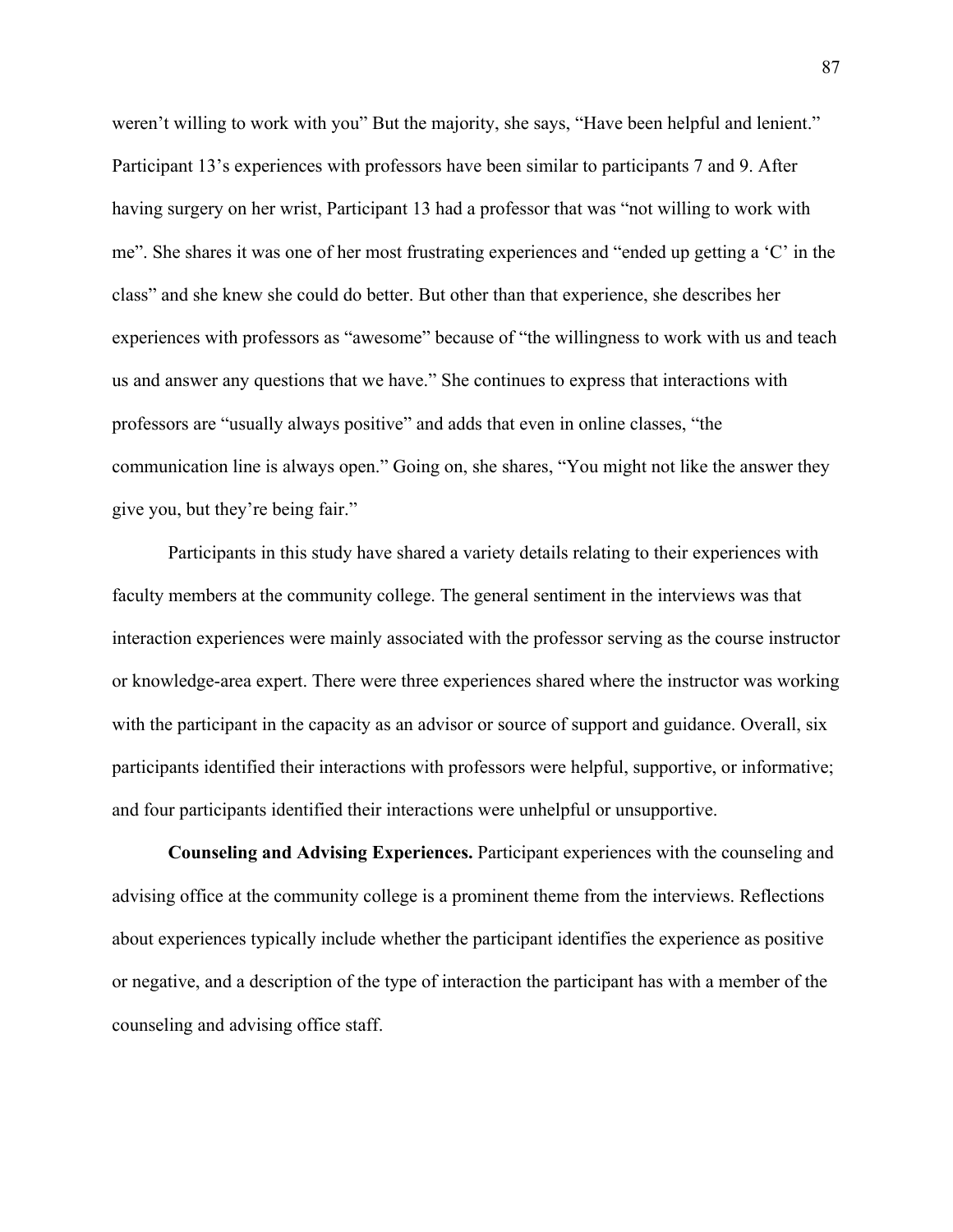weren't willing to work with you" But the majority, she says, "Have been helpful and lenient." Participant 13's experiences with professors have been similar to participants 7 and 9. After having surgery on her wrist, Participant 13 had a professor that was "not willing to work with me". She shares it was one of her most frustrating experiences and "ended up getting a 'C' in the class" and she knew she could do better. But other than that experience, she describes her experiences with professors as "awesome" because of "the willingness to work with us and teach us and answer any questions that we have." She continues to express that interactions with professors are "usually always positive" and adds that even in online classes, "the communication line is always open." Going on, she shares, "You might not like the answer they give you, but they're being fair."

Participants in this study have shared a variety details relating to their experiences with faculty members at the community college. The general sentiment in the interviews was that interaction experiences were mainly associated with the professor serving as the course instructor or knowledge-area expert. There were three experiences shared where the instructor was working with the participant in the capacity as an advisor or source of support and guidance. Overall, six participants identified their interactions with professors were helpful, supportive, or informative; and four participants identified their interactions were unhelpful or unsupportive.

**Counseling and Advising Experiences.** Participant experiences with the counseling and advising office at the community college is a prominent theme from the interviews. Reflections about experiences typically include whether the participant identifies the experience as positive or negative, and a description of the type of interaction the participant has with a member of the counseling and advising office staff.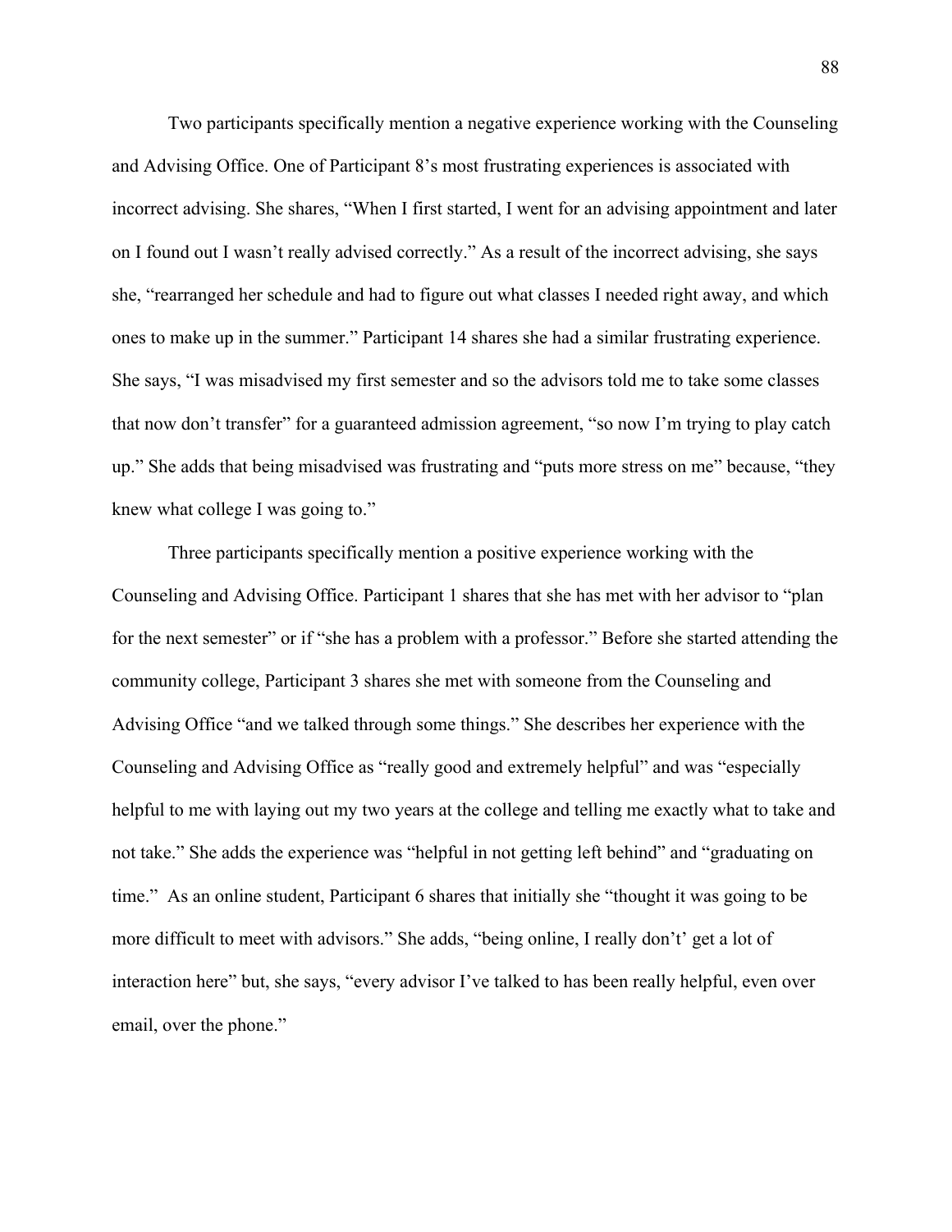Two participants specifically mention a negative experience working with the Counseling and Advising Office. One of Participant 8's most frustrating experiences is associated with incorrect advising. She shares, "When I first started, I went for an advising appointment and later on I found out I wasn't really advised correctly." As a result of the incorrect advising, she says she, "rearranged her schedule and had to figure out what classes I needed right away, and which ones to make up in the summer." Participant 14 shares she had a similar frustrating experience. She says, "I was misadvised my first semester and so the advisors told me to take some classes that now don't transfer" for a guaranteed admission agreement, "so now I'm trying to play catch up." She adds that being misadvised was frustrating and "puts more stress on me" because, "they knew what college I was going to."

Three participants specifically mention a positive experience working with the Counseling and Advising Office. Participant 1 shares that she has met with her advisor to "plan for the next semester" or if "she has a problem with a professor." Before she started attending the community college, Participant 3 shares she met with someone from the Counseling and Advising Office "and we talked through some things." She describes her experience with the Counseling and Advising Office as "really good and extremely helpful" and was "especially helpful to me with laying out my two years at the college and telling me exactly what to take and not take." She adds the experience was "helpful in not getting left behind" and "graduating on time." As an online student, Participant 6 shares that initially she "thought it was going to be more difficult to meet with advisors." She adds, "being online, I really don't' get a lot of interaction here" but, she says, "every advisor I've talked to has been really helpful, even over email, over the phone."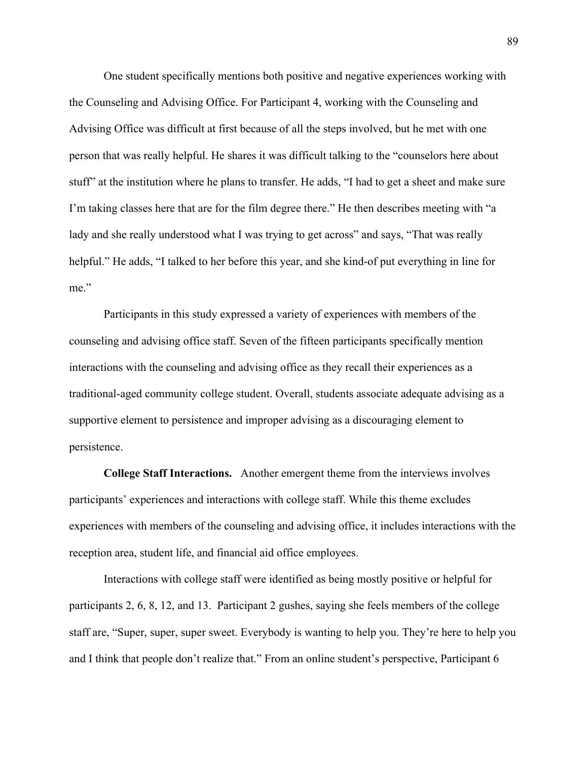One student specifically mentions both positive and negative experiences working with the Counseling and Advising Office. For Participant 4, working with the Counseling and Advising Office was difficult at first because of all the steps involved, but he met with one person that was really helpful. He shares it was difficult talking to the "counselors here about stuff" at the institution where he plans to transfer. He adds, "I had to get a sheet and make sure I'm taking classes here that are for the film degree there." He then describes meeting with "a lady and she really understood what I was trying to get across" and says, "That was really helpful." He adds, "I talked to her before this year, and she kind-of put everything in line for me."

Participants in this study expressed a variety of experiences with members of the counseling and advising office staff. Seven of the fifteen participants specifically mention interactions with the counseling and advising office as they recall their experiences as a traditional-aged community college student. Overall, students associate adequate advising as a supportive element to persistence and improper advising as a discouraging element to persistence.

**College Staff Interactions.** Another emergent theme from the interviews involves participants' experiences and interactions with college staff. While this theme excludes experiences with members of the counseling and advising office, it includes interactions with the reception area, student life, and financial aid office employees.

Interactions with college staff were identified as being mostly positive or helpful for participants 2, 6, 8, 12, and 13. Participant 2 gushes, saying she feels members of the college staff are, "Super, super, super sweet. Everybody is wanting to help you. They're here to help you and I think that people don't realize that." From an online student's perspective, Participant 6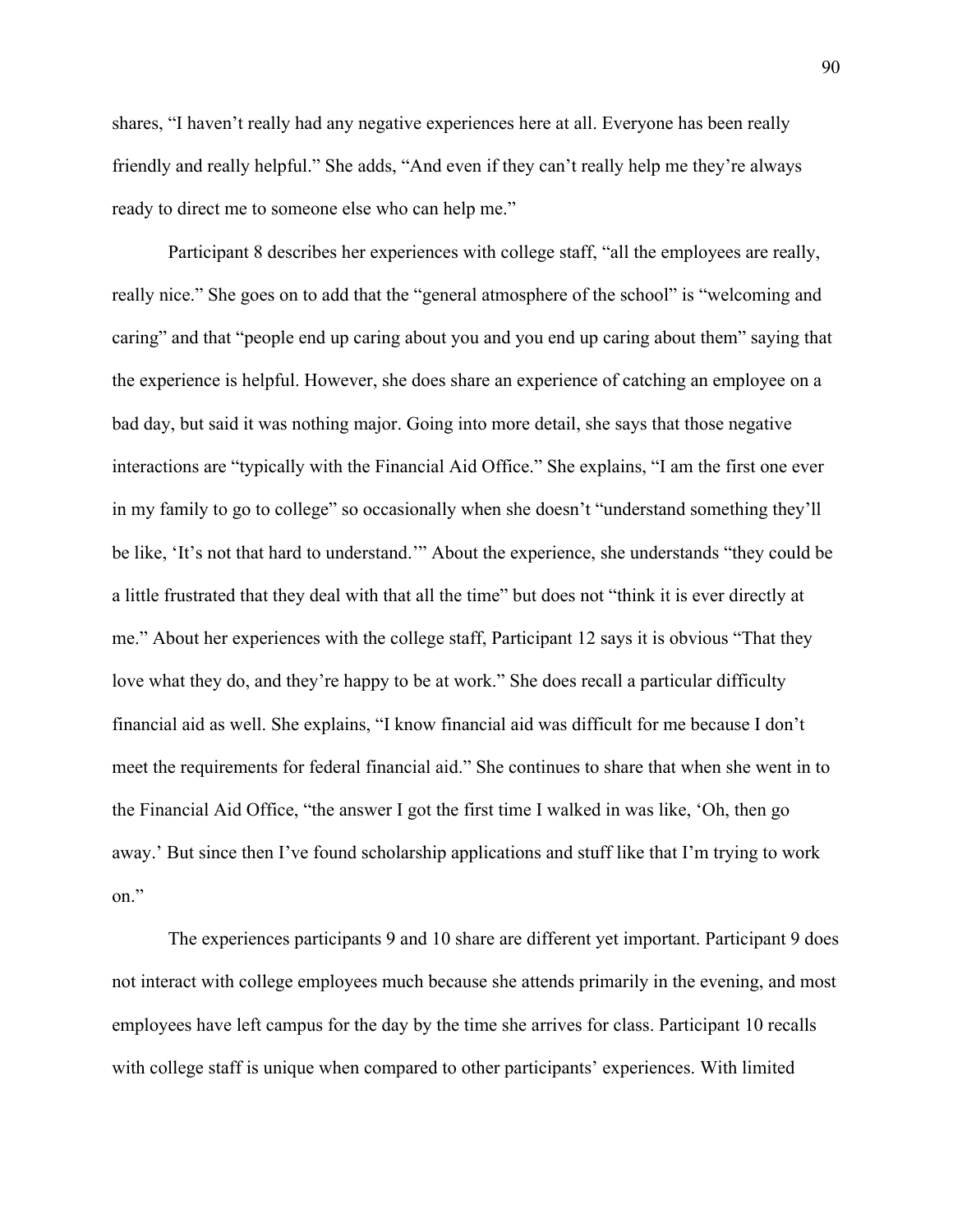shares, "I haven't really had any negative experiences here at all. Everyone has been really friendly and really helpful." She adds, "And even if they can't really help me they're always ready to direct me to someone else who can help me."

Participant 8 describes her experiences with college staff, "all the employees are really, really nice." She goes on to add that the "general atmosphere of the school" is "welcoming and caring" and that "people end up caring about you and you end up caring about them" saying that the experience is helpful. However, she does share an experience of catching an employee on a bad day, but said it was nothing major. Going into more detail, she says that those negative interactions are "typically with the Financial Aid Office." She explains, "I am the first one ever in my family to go to college" so occasionally when she doesn't "understand something they'll be like, 'It's not that hard to understand.'" About the experience, she understands "they could be a little frustrated that they deal with that all the time" but does not "think it is ever directly at me." About her experiences with the college staff, Participant 12 says it is obvious "That they love what they do, and they're happy to be at work." She does recall a particular difficulty financial aid as well. She explains, "I know financial aid was difficult for me because I don't meet the requirements for federal financial aid." She continues to share that when she went in to the Financial Aid Office, "the answer I got the first time I walked in was like, 'Oh, then go away.' But since then I've found scholarship applications and stuff like that I'm trying to work on."

The experiences participants 9 and 10 share are different yet important. Participant 9 does not interact with college employees much because she attends primarily in the evening, and most employees have left campus for the day by the time she arrives for class. Participant 10 recalls with college staff is unique when compared to other participants' experiences. With limited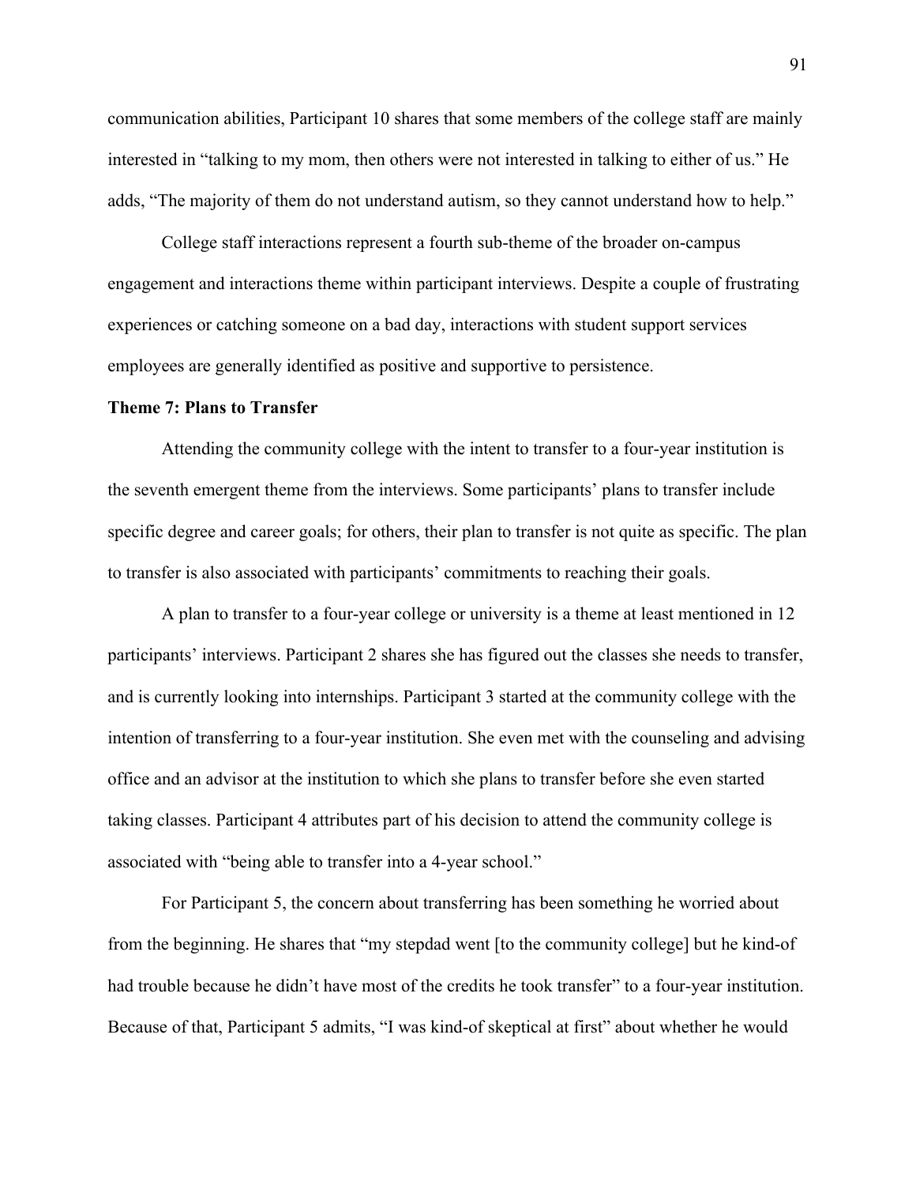communication abilities, Participant 10 shares that some members of the college staff are mainly interested in "talking to my mom, then others were not interested in talking to either of us." He adds, "The majority of them do not understand autism, so they cannot understand how to help."

College staff interactions represent a fourth sub-theme of the broader on-campus engagement and interactions theme within participant interviews. Despite a couple of frustrating experiences or catching someone on a bad day, interactions with student support services employees are generally identified as positive and supportive to persistence.

**Theme 7: Plans to Transfer**

Attending the community college with the intent to transfer to a four-year institution is the seventh emergent theme from the interviews. Some participants' plans to transfer include specific degree and career goals; for others, their plan to transfer is not quite as specific. The plan to transfer is also associated with participants' commitments to reaching their goals.

A plan to transfer to a four-year college or university is a theme at least mentioned in 12 participants' interviews. Participant 2 shares she has figured out the classes she needs to transfer, and is currently looking into internships. Participant 3 started at the community college with the intention of transferring to a four-year institution. She even met with the counseling and advising office and an advisor at the institution to which she plans to transfer before she even started taking classes. Participant 4 attributes part of his decision to attend the community college is associated with "being able to transfer into a 4-year school."

For Participant 5, the concern about transferring has been something he worried about from the beginning. He shares that "my stepdad went [to the community college] but he kind-of had trouble because he didn't have most of the credits he took transfer" to a four-year institution. Because of that, Participant 5 admits, "I was kind-of skeptical at first" about whether he would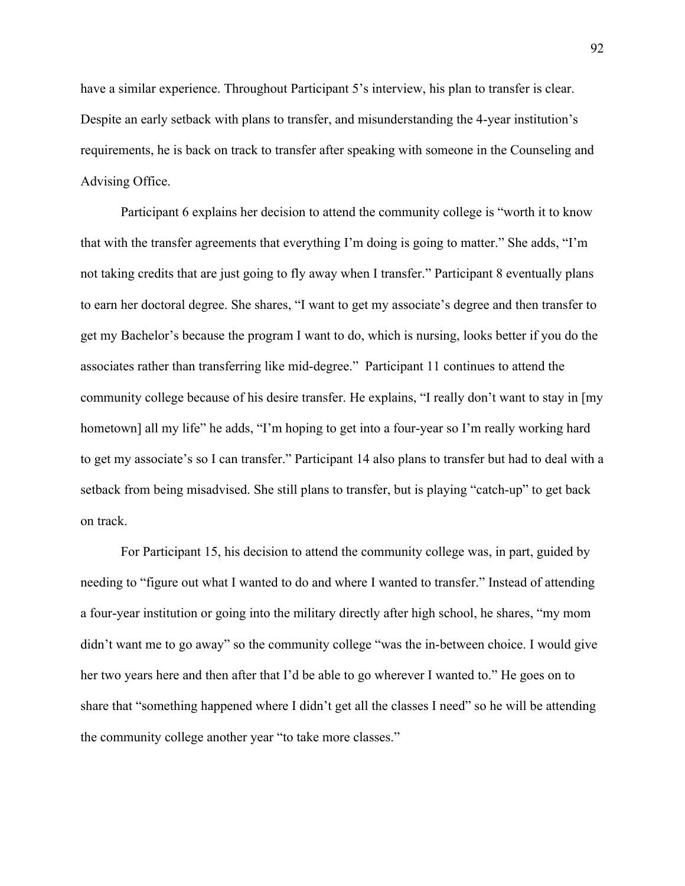have a similar experience. Throughout Participant 5's interview, his plan to transfer is clear. Despite an early setback with plans to transfer, and misunderstanding the 4-year institution's requirements, he is back on track to transfer after speaking with someone in the Counseling and Advising Office.

Participant 6 explains her decision to attend the community college is "worth it to know that with the transfer agreements that everything I'm doing is going to matter." She adds, "I'm not taking credits that are just going to fly away when I transfer." Participant 8 eventually plans to earn her doctoral degree. She shares, "I want to get my associate's degree and then transfer to get my Bachelor's because the program I want to do, which is nursing, looks better if you do the associates rather than transferring like mid-degree." Participant 11 continues to attend the community college because of his desire transfer. He explains, "I really don't want to stay in [my hometown] all my life" he adds, "I'm hoping to get into a four-year so I'm really working hard to get my associate's so I can transfer." Participant 14 also plans to transfer but had to deal with a setback from being misadvised. She still plans to transfer, but is playing "catch-up" to get back on track.

For Participant 15, his decision to attend the community college was, in part, guided by needing to "figure out what I wanted to do and where I wanted to transfer." Instead of attending a four-year institution or going into the military directly after high school, he shares, "my mom didn't want me to go away" so the community college "was the in-between choice. I would give her two years here and then after that I'd be able to go wherever I wanted to." He goes on to share that "something happened where I didn't get all the classes I need" so he will be attending the community college another year "to take more classes."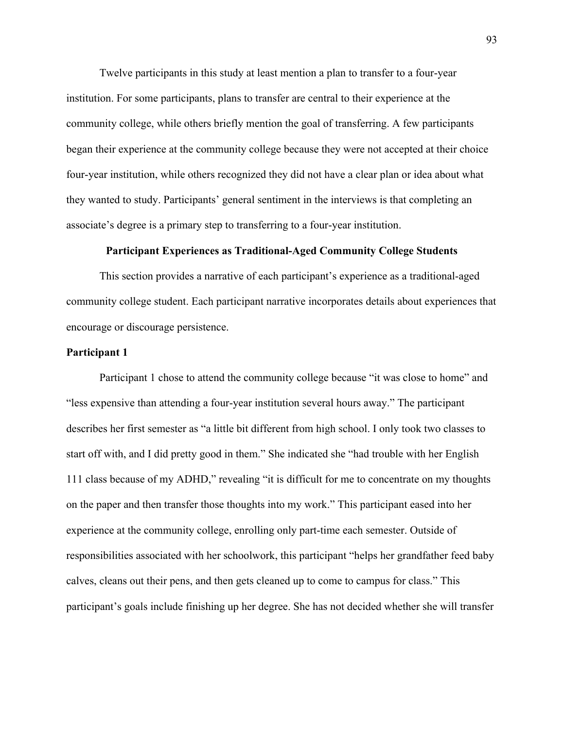Twelve participants in this study at least mention a plan to transfer to a four-year institution. For some participants, plans to transfer are central to their experience at the community college, while others briefly mention the goal of transferring. A few participants began their experience at the community college because they were not accepted at their choice four-year institution, while others recognized they did not have a clear plan or idea about what they wanted to study. Participants' general sentiment in the interviews is that completing an associate's degree is a primary step to transferring to a four-year institution.

## Participant Experiences as Traditional-Aged Community College Students

This section provides a narrative of each participant's experience as a traditional-aged community college student. Each participant narrative incorporates details about experiences that encourage or discourage persistence.

### Participant 1

Participant 1 chose to attend the community college because "it was close to home" and "less expensive than attending a four-year institution several hours away." The participant describes her first semester as "a little bit different from high school. I only took two classes to start off with, and I did pretty good in them." She indicated she "had trouble with her English 111 class because of my ADHD," revealing "it is difficult for me to concentrate on my thoughts on the paper and then transfer those thoughts into my work." This participant eased into her experience at the community college, enrolling only part-time each semester. Outside of responsibilities associated with her schoolwork, this participant "helps her grandfather feed baby calves, cleans out their pens, and then gets cleaned up to come to campus for class." This participant's goals include finishing up her degree. She has not decided whether she will transfer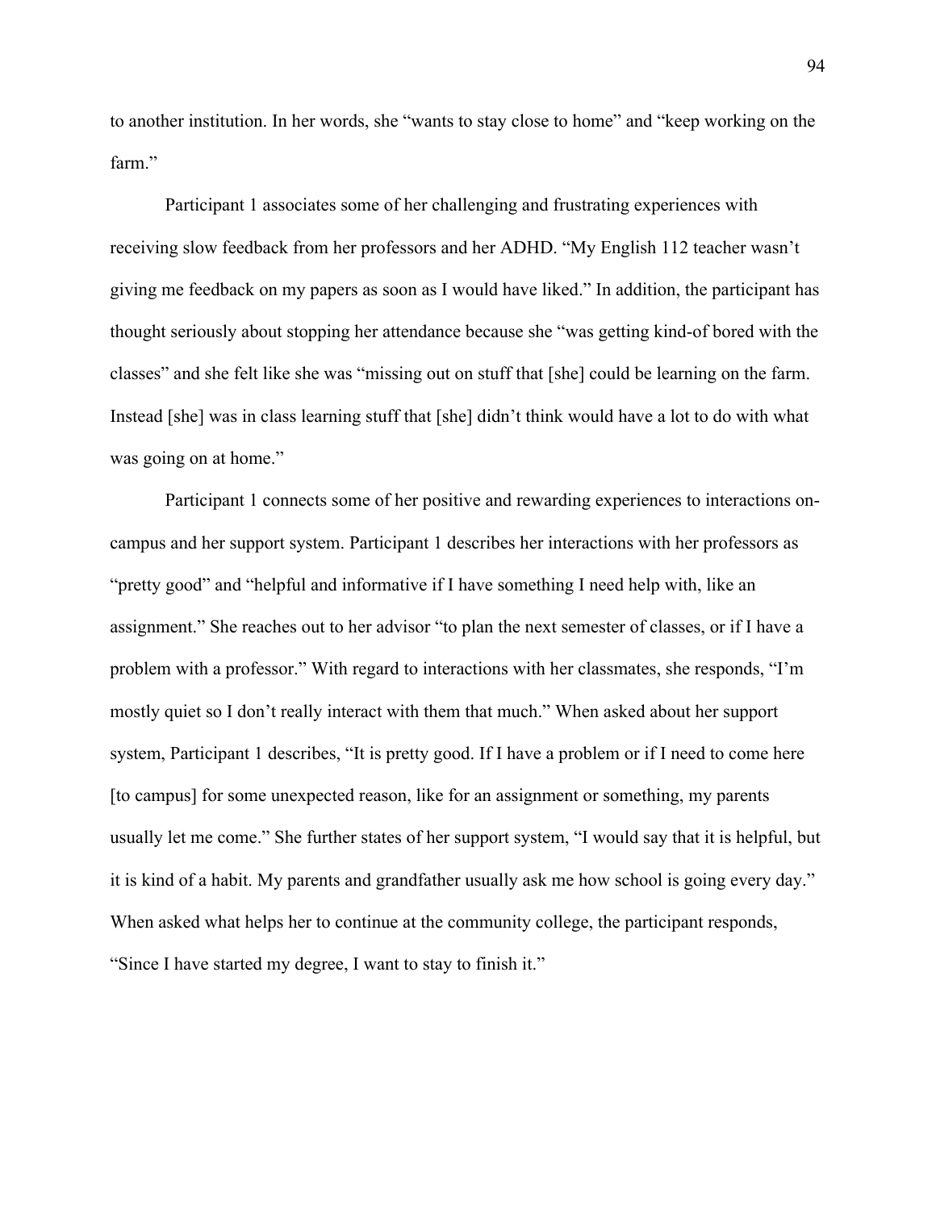to another institution. In her words, she "wants to stay close to home" and "keep working on the farm."

Participant 1 associates some of her challenging and frustrating experiences with receiving slow feedback from her professors and her ADHD. "My English 112 teacher wasn't giving me feedback on my papers as soon as I would have liked." In addition, the participant has thought seriously about stopping her attendance because she "was getting kind-of bored with the classes" and she felt like she was "missing out on stuff that [she] could be learning on the farm. Instead [she] was in class learning stuff that [she] didn't think would have a lot to do with what was going on at home."

Participant 1 connects some of her positive and rewarding experiences to interactions on-campus and her support system. Participant 1 describes her interactions with her professors as "pretty good" and "helpful and informative if I have something I need help with, like an assignment." She reaches out to her advisor "to plan the next semester of classes, or if I have a problem with a professor." With regard to interactions with her classmates, she responds, "I'm mostly quiet so I don't really interact with them that much." When asked about her support system, Participant 1 describes, "It is pretty good. If I have a problem or if I need to come here [to campus] for some unexpected reason, like for an assignment or something, my parents usually let me come." She further states of her support system, "I would say that it is helpful, but it is kind of a habit. My parents and grandfather usually ask me how school is going every day." When asked what helps her to continue at the community college, the participant responds, "Since I have started my degree, I want to stay to finish it."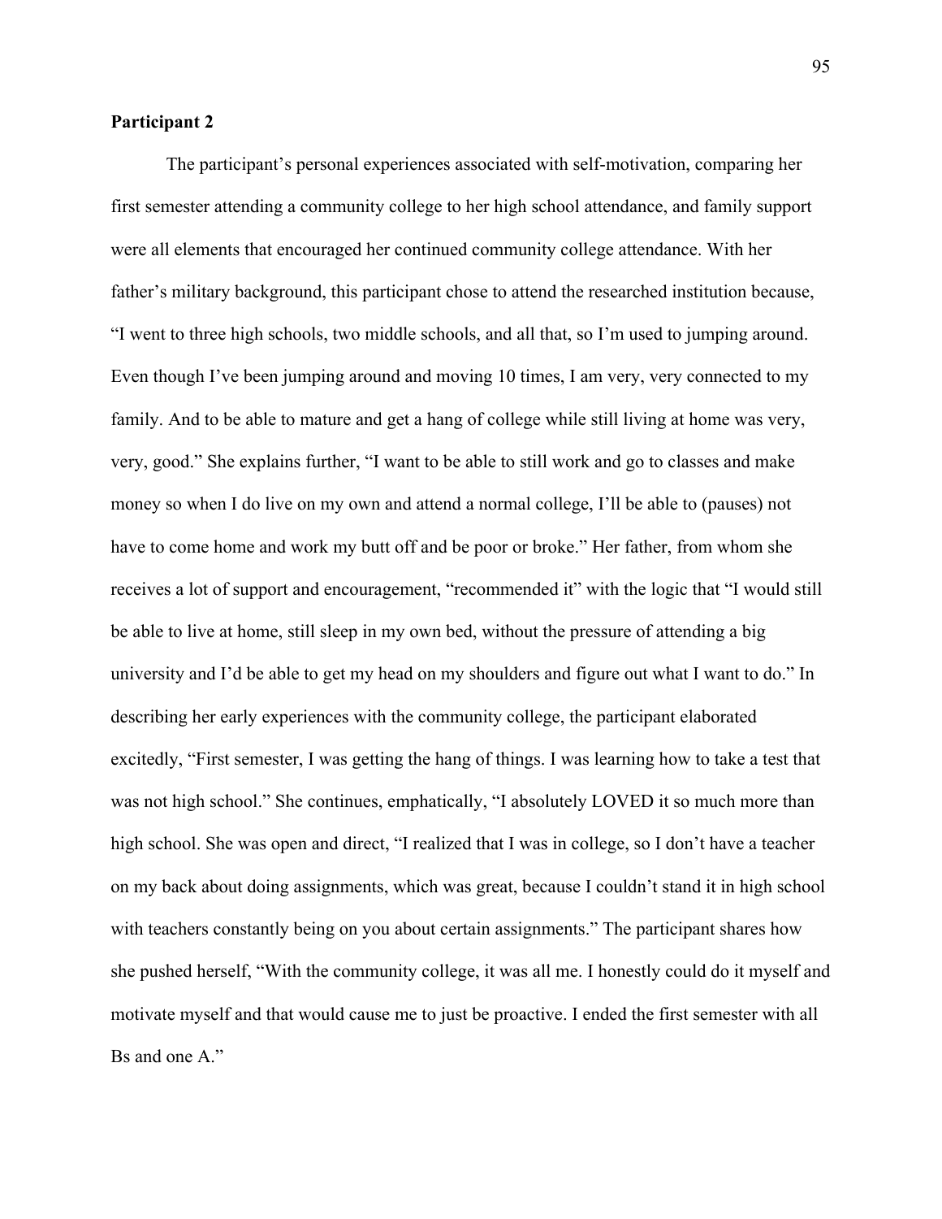**Participant 2**

The participant's personal experiences associated with self-motivation, comparing her first semester attending a community college to her high school attendance, and family support were all elements that encouraged her continued community college attendance. With her father's military background, this participant chose to attend the researched institution because, "I went to three high schools, two middle schools, and all that, so I'm used to jumping around. Even though I've been jumping around and moving 10 times, I am very, very connected to my family. And to be able to mature and get a hang of college while still living at home was very, very, good." She explains further, "I want to be able to still work and go to classes and make money so when I do live on my own and attend a normal college, I'll be able to (pauses) not have to come home and work my butt off and be poor or broke." Her father, from whom she receives a lot of support and encouragement, "recommended it" with the logic that "I would still be able to live at home, still sleep in my own bed, without the pressure of attending a big university and I'd be able to get my head on my shoulders and figure out what I want to do." In describing her early experiences with the community college, the participant elaborated excitedly, "First semester, I was getting the hang of things. I was learning how to take a test that was not high school." She continues, emphatically, "I absolutely LOVED it so much more than high school. She was open and direct, "I realized that I was in college, so I don't have a teacher on my back about doing assignments, which was great, because I couldn't stand it in high school with teachers constantly being on you about certain assignments." The participant shares how she pushed herself, "With the community college, it was all me. I honestly could do it myself and motivate myself and that would cause me to just be proactive. I ended the first semester with all Bs and one A."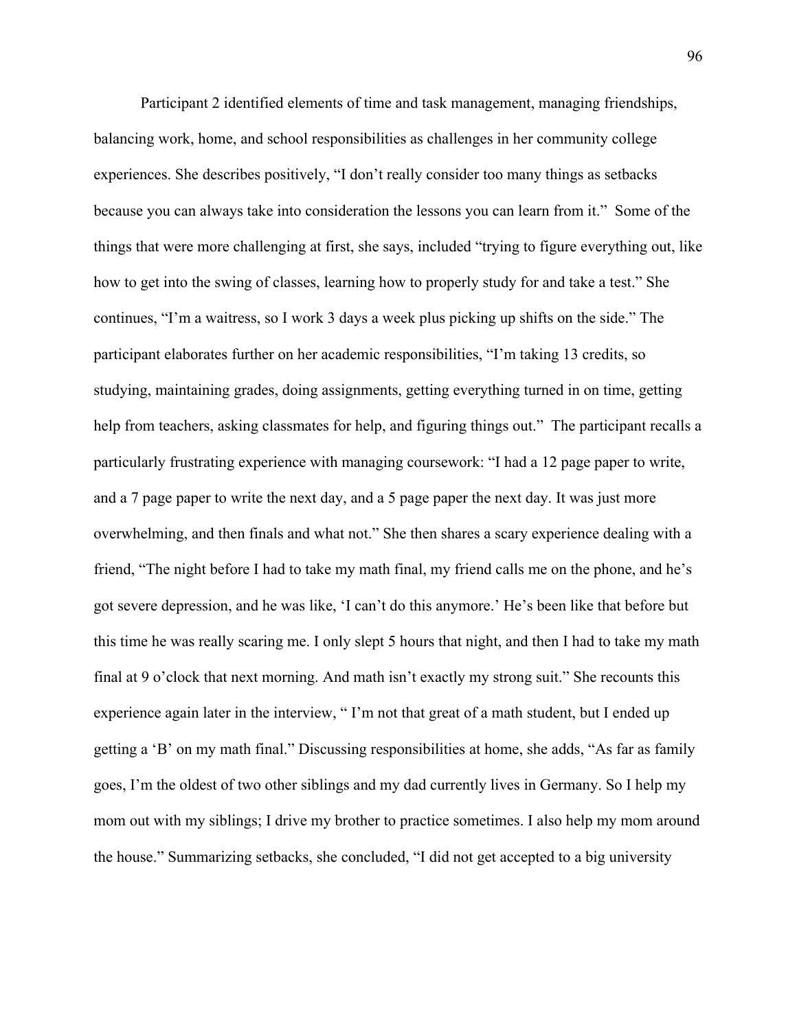Participant 2 identified elements of time and task management, managing friendships, balancing work, home, and school responsibilities as challenges in her community college experiences. She describes positively, "I don't really consider too many things as setbacks because you can always take into consideration the lessons you can learn from it." Some of the things that were more challenging at first, she says, included "trying to figure everything out, like how to get into the swing of classes, learning how to properly study for and take a test." She continues, "I'm a waitress, so I work 3 days a week plus picking up shifts on the side." The participant elaborates further on her academic responsibilities, "I'm taking 13 credits, so studying, maintaining grades, doing assignments, getting everything turned in on time, getting help from teachers, asking classmates for help, and figuring things out." The participant recalls a particularly frustrating experience with managing coursework: "I had a 12 page paper to write, and a 7 page paper to write the next day, and a 5 page paper the next day. It was just more overwhelming, and then finals and what not." She then shares a scary experience dealing with a friend, "The night before I had to take my math final, my friend calls me on the phone, and he's got severe depression, and he was like, 'I can't do this anymore.' He's been like that before but this time he was really scaring me. I only slept 5 hours that night, and then I had to take my math final at 9 o'clock that next morning. And math isn't exactly my strong suit." She recounts this experience again later in the interview, " I'm not that great of a math student, but I ended up getting a 'B' on my math final." Discussing responsibilities at home, she adds, "As far as family goes, I'm the oldest of two other siblings and my dad currently lives in Germany. So I help my mom out with my siblings; I drive my brother to practice sometimes. I also help my mom around the house." Summarizing setbacks, she concluded, "I did not get accepted to a big university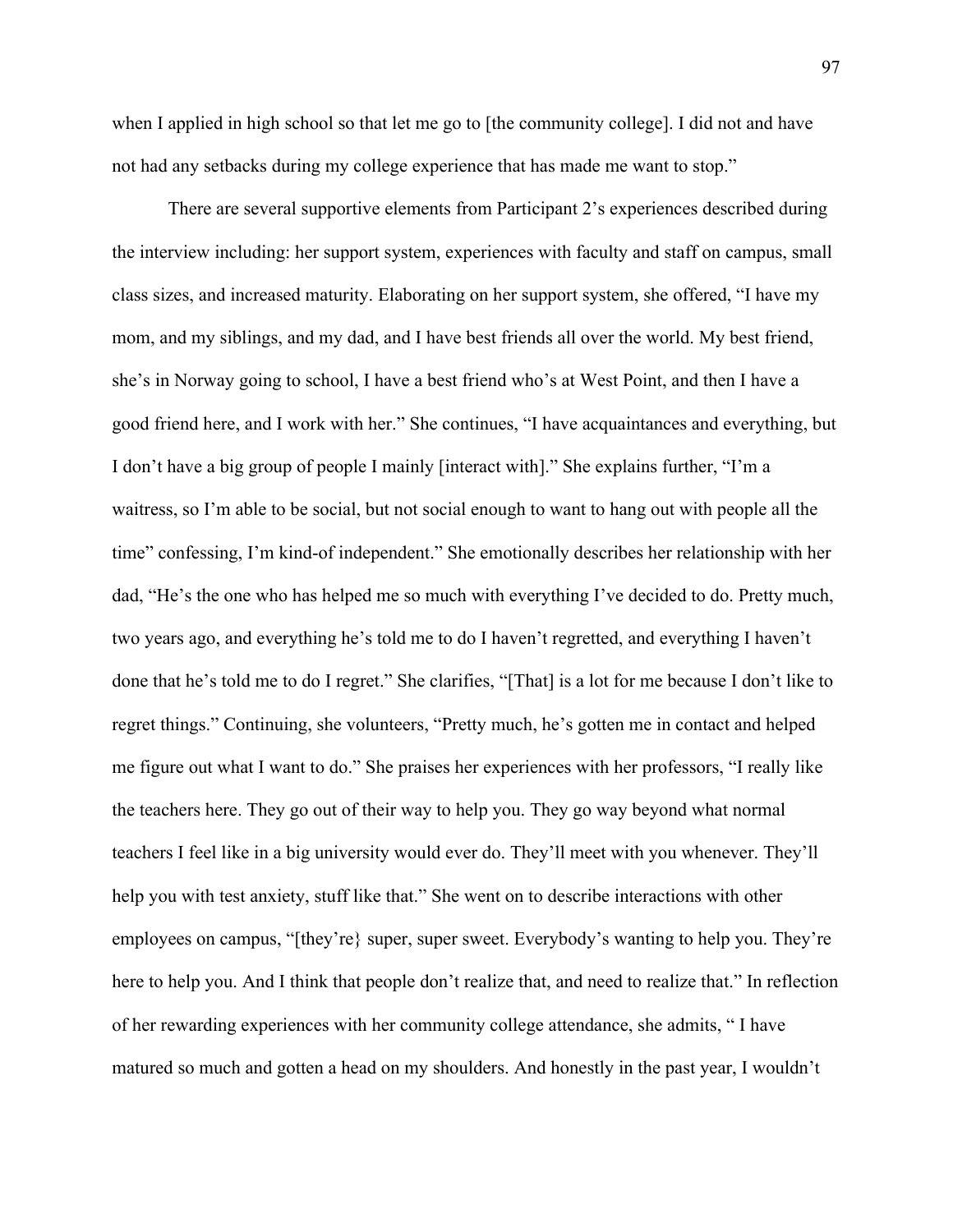when I applied in high school so that let me go to [the community college]. I did not and have not had any setbacks during my college experience that has made me want to stop."

There are several supportive elements from Participant 2's experiences described during the interview including: her support system, experiences with faculty and staff on campus, small class sizes, and increased maturity. Elaborating on her support system, she offered, "I have my mom, and my siblings, and my dad, and I have best friends all over the world. My best friend, she's in Norway going to school, I have a best friend who's at West Point, and then I have a good friend here, and I work with her." She continues, "I have acquaintances and everything, but I don't have a big group of people I mainly [interact with]." She explains further, "I'm a waitress, so I'm able to be social, but not social enough to want to hang out with people all the time" confessing, I'm kind-of independent." She emotionally describes her relationship with her dad, "He's the one who has helped me so much with everything I've decided to do. Pretty much, two years ago, and everything he's told me to do I haven't regretted, and everything I haven't done that he's told me to do I regret." She clarifies, "[That] is a lot for me because I don't like to regret things." Continuing, she volunteers, "Pretty much, he's gotten me in contact and helped me figure out what I want to do." She praises her experiences with her professors, "I really like the teachers here. They go out of their way to help you. They go way beyond what normal teachers I feel like in a big university would ever do. They'll meet with you whenever. They'll help you with test anxiety, stuff like that." She went on to describe interactions with other employees on campus, "[they're} super, super sweet. Everybody's wanting to help you. They're here to help you. And I think that people don't realize that, and need to realize that." In reflection of her rewarding experiences with her community college attendance, she admits, " I have matured so much and gotten a head on my shoulders. And honestly in the past year, I wouldn't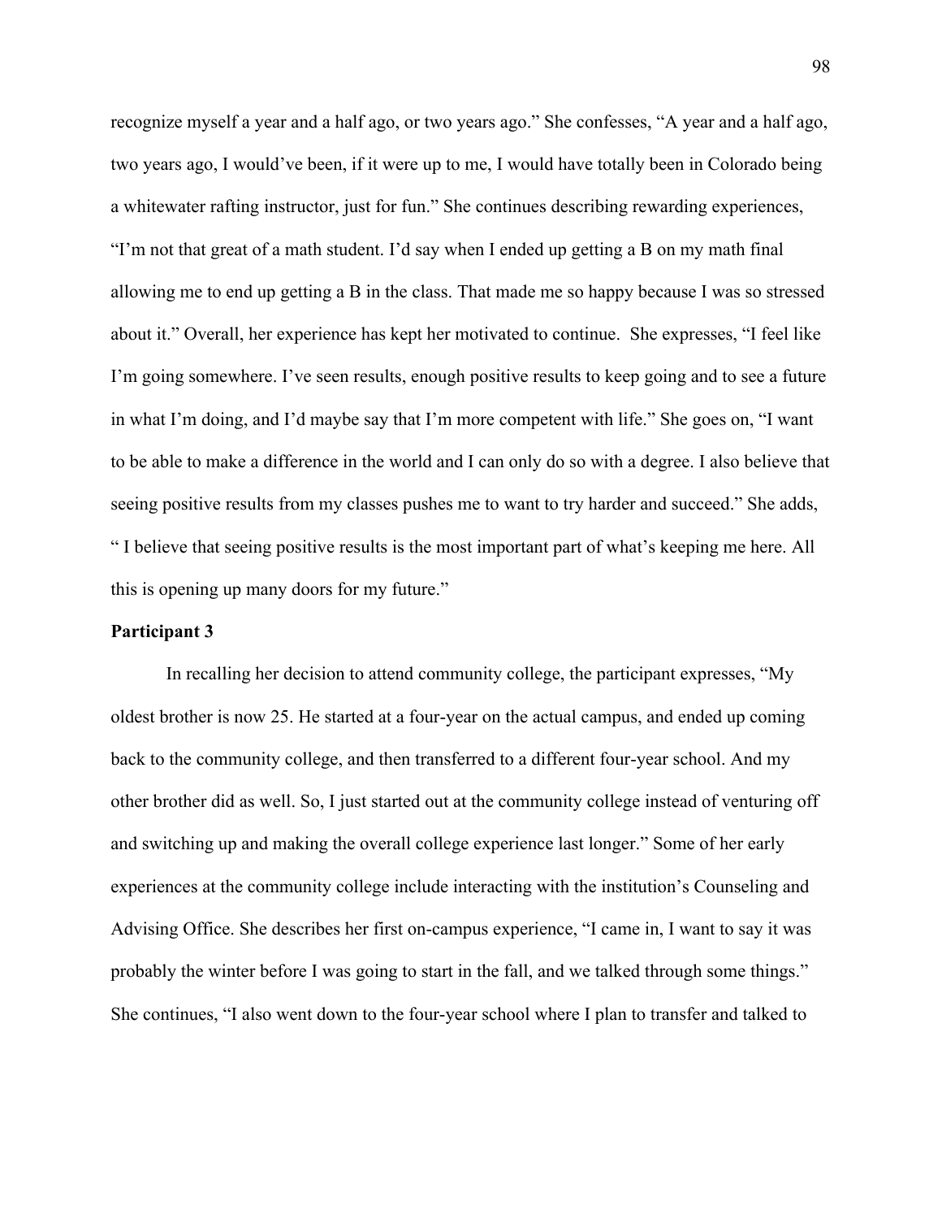recognize myself a year and a half ago, or two years ago." She confesses, "A year and a half ago, two years ago, I would've been, if it were up to me, I would have totally been in Colorado being a whitewater rafting instructor, just for fun." She continues describing rewarding experiences, "I'm not that great of a math student. I'd say when I ended up getting a B on my math final allowing me to end up getting a B in the class. That made me so happy because I was so stressed about it." Overall, her experience has kept her motivated to continue. She expresses, "I feel like I'm going somewhere. I've seen results, enough positive results to keep going and to see a future in what I'm doing, and I'd maybe say that I'm more competent with life." She goes on, "I want to be able to make a difference in the world and I can only do so with a degree. I also believe that seeing positive results from my classes pushes me to want to try harder and succeed." She adds, " I believe that seeing positive results is the most important part of what's keeping me here. All this is opening up many doors for my future."

**Participant 3**

In recalling her decision to attend community college, the participant expresses, "My oldest brother is now 25. He started at a four-year on the actual campus, and ended up coming back to the community college, and then transferred to a different four-year school. And my other brother did as well. So, I just started out at the community college instead of venturing off and switching up and making the overall college experience last longer." Some of her early experiences at the community college include interacting with the institution's Counseling and Advising Office. She describes her first on-campus experience, "I came in, I want to say it was probably the winter before I was going to start in the fall, and we talked through some things." She continues, "I also went down to the four-year school where I plan to transfer and talked to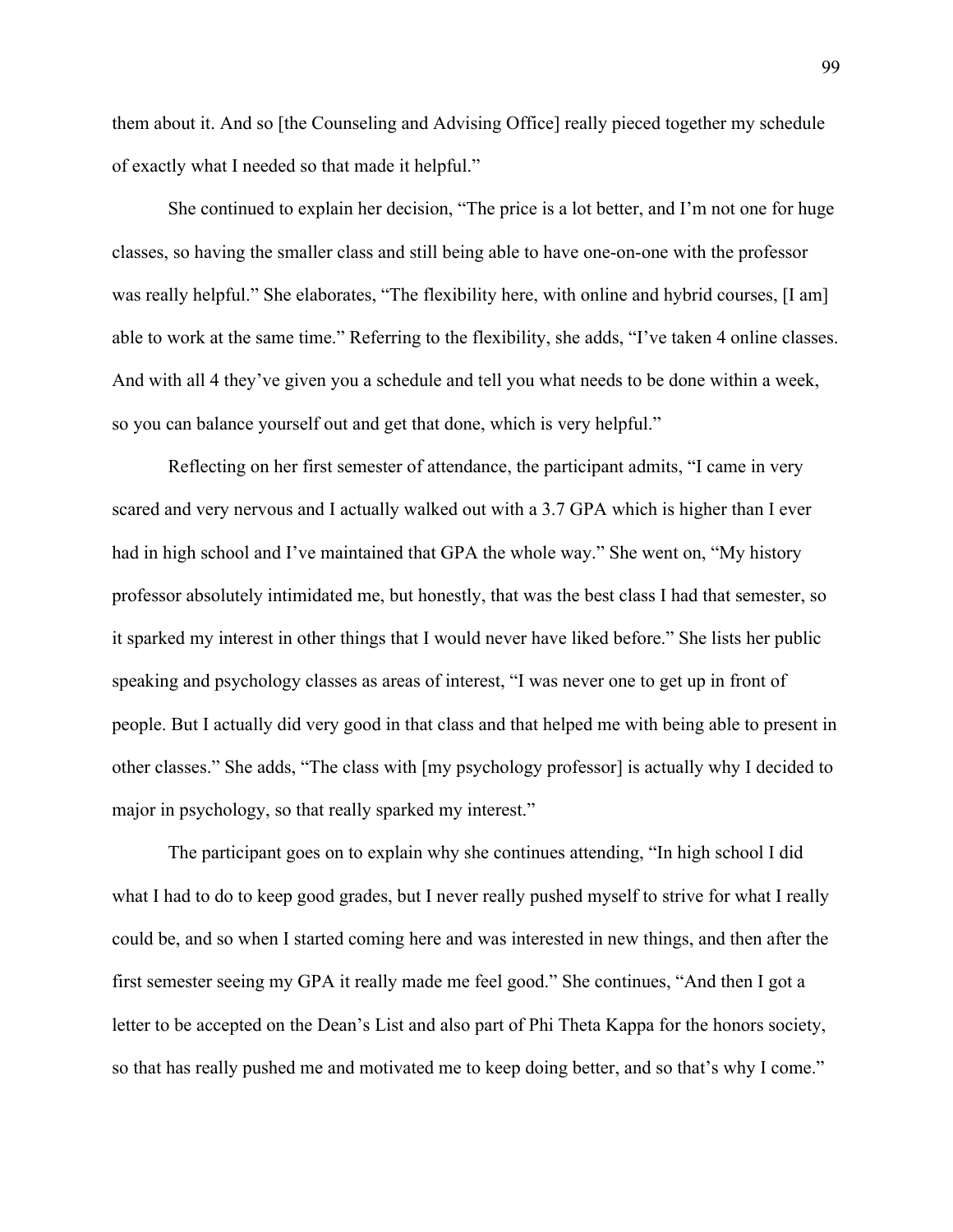them about it. And so [the Counseling and Advising Office] really pieced together my schedule of exactly what I needed so that made it helpful."

She continued to explain her decision, "The price is a lot better, and I'm not one for huge classes, so having the smaller class and still being able to have one-on-one with the professor was really helpful." She elaborates, "The flexibility here, with online and hybrid courses, [I am] able to work at the same time." Referring to the flexibility, she adds, "I've taken 4 online classes. And with all 4 they've given you a schedule and tell you what needs to be done within a week, so you can balance yourself out and get that done, which is very helpful."

Reflecting on her first semester of attendance, the participant admits, "I came in very scared and very nervous and I actually walked out with a 3.7 GPA which is higher than I ever had in high school and I've maintained that GPA the whole way." She went on, "My history professor absolutely intimidated me, but honestly, that was the best class I had that semester, so it sparked my interest in other things that I would never have liked before." She lists her public speaking and psychology classes as areas of interest, "I was never one to get up in front of people. But I actually did very good in that class and that helped me with being able to present in other classes." She adds, "The class with [my psychology professor] is actually why I decided to major in psychology, so that really sparked my interest."

The participant goes on to explain why she continues attending, "In high school I did what I had to do to keep good grades, but I never really pushed myself to strive for what I really could be, and so when I started coming here and was interested in new things, and then after the first semester seeing my GPA it really made me feel good." She continues, "And then I got a letter to be accepted on the Dean's List and also part of Phi Theta Kappa for the honors society, so that has really pushed me and motivated me to keep doing better, and so that's why I come."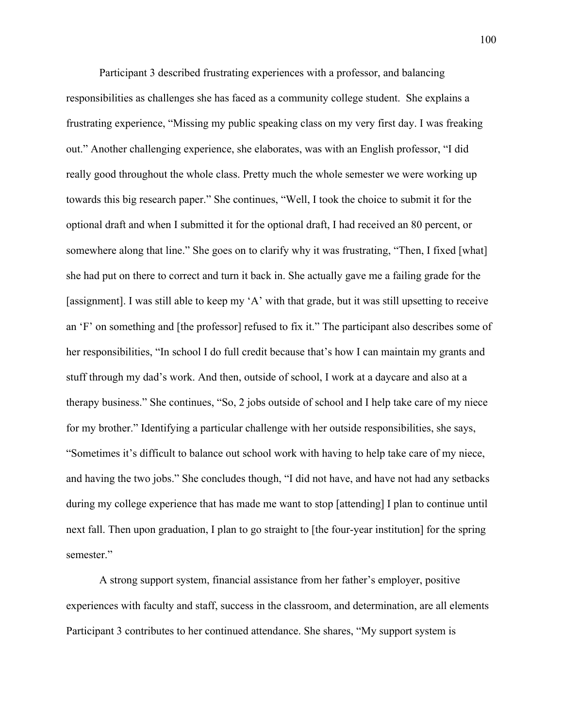Participant 3 described frustrating experiences with a professor, and balancing responsibilities as challenges she has faced as a community college student. She explains a frustrating experience, "Missing my public speaking class on my very first day. I was freaking out." Another challenging experience, she elaborates, was with an English professor, "I did really good throughout the whole class. Pretty much the whole semester we were working up towards this big research paper." She continues, "Well, I took the choice to submit it for the optional draft and when I submitted it for the optional draft, I had received an 80 percent, or somewhere along that line." She goes on to clarify why it was frustrating, "Then, I fixed [what] she had put on there to correct and turn it back in. She actually gave me a failing grade for the [assignment]. I was still able to keep my 'A' with that grade, but it was still upsetting to receive an 'F' on something and [the professor] refused to fix it." The participant also describes some of her responsibilities, "In school I do full credit because that's how I can maintain my grants and stuff through my dad's work. And then, outside of school, I work at a daycare and also at a therapy business." She continues, "So, 2 jobs outside of school and I help take care of my niece for my brother." Identifying a particular challenge with her outside responsibilities, she says, "Sometimes it's difficult to balance out school work with having to help take care of my niece, and having the two jobs." She concludes though, "I did not have, and have not had any setbacks during my college experience that has made me want to stop [attending] I plan to continue until next fall. Then upon graduation, I plan to go straight to [the four-year institution] for the spring semester."

A strong support system, financial assistance from her father's employer, positive experiences with faculty and staff, success in the classroom, and determination, are all elements Participant 3 contributes to her continued attendance. She shares, "My support system is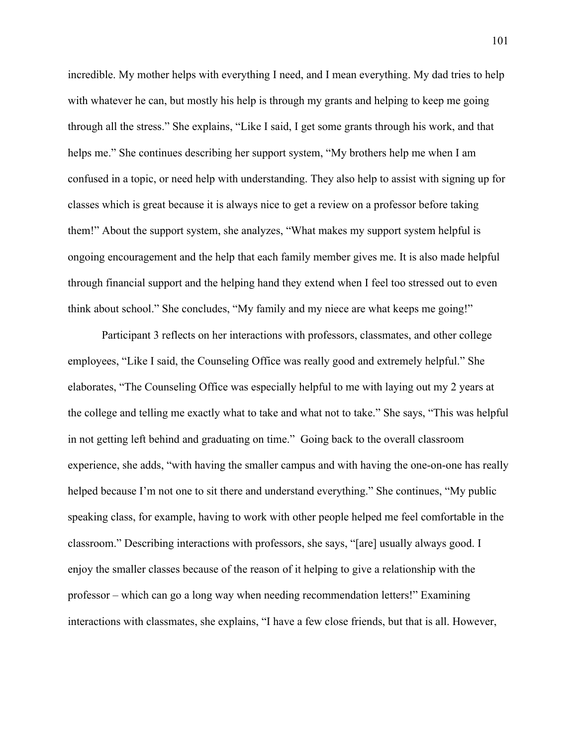incredible. My mother helps with everything I need, and I mean everything. My dad tries to help with whatever he can, but mostly his help is through my grants and helping to keep me going through all the stress." She explains, "Like I said, I get some grants through his work, and that helps me." She continues describing her support system, "My brothers help me when I am confused in a topic, or need help with understanding. They also help to assist with signing up for classes which is great because it is always nice to get a review on a professor before taking them!" About the support system, she analyzes, "What makes my support system helpful is ongoing encouragement and the help that each family member gives me. It is also made helpful through financial support and the helping hand they extend when I feel too stressed out to even think about school." She concludes, "My family and my niece are what keeps me going!"

Participant 3 reflects on her interactions with professors, classmates, and other college employees, "Like I said, the Counseling Office was really good and extremely helpful." She elaborates, "The Counseling Office was especially helpful to me with laying out my 2 years at the college and telling me exactly what to take and what not to take." She says, "This was helpful in not getting left behind and graduating on time." Going back to the overall classroom experience, she adds, "with having the smaller campus and with having the one-on-one has really helped because I'm not one to sit there and understand everything." She continues, "My public speaking class, for example, having to work with other people helped me feel comfortable in the classroom." Describing interactions with professors, she says, "[are] usually always good. I enjoy the smaller classes because of the reason of it helping to give a relationship with the professor – which can go a long way when needing recommendation letters!" Examining interactions with classmates, she explains, "I have a few close friends, but that is all. However,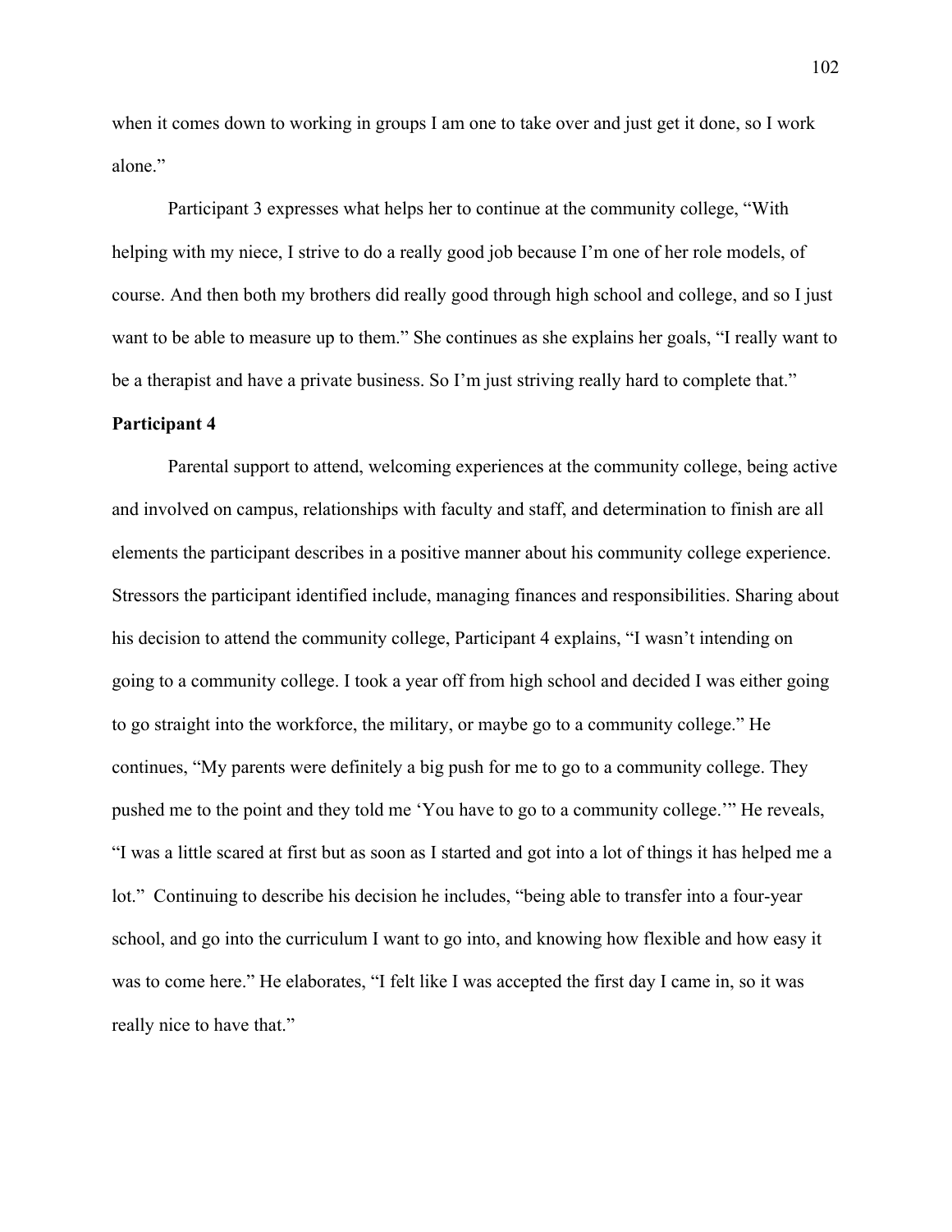when it comes down to working in groups I am one to take over and just get it done, so I work alone."

Participant 3 expresses what helps her to continue at the community college, "With helping with my niece, I strive to do a really good job because I'm one of her role models, of course. And then both my brothers did really good through high school and college, and so I just want to be able to measure up to them." She continues as she explains her goals, "I really want to be a therapist and have a private business. So I'm just striving really hard to complete that."

**Participant 4**

Parental support to attend, welcoming experiences at the community college, being active and involved on campus, relationships with faculty and staff, and determination to finish are all elements the participant describes in a positive manner about his community college experience. Stressors the participant identified include, managing finances and responsibilities. Sharing about his decision to attend the community college, Participant 4 explains, "I wasn't intending on going to a community college. I took a year off from high school and decided I was either going to go straight into the workforce, the military, or maybe go to a community college." He continues, "My parents were definitely a big push for me to go to a community college. They pushed me to the point and they told me 'You have to go to a community college.'" He reveals, "I was a little scared at first but as soon as I started and got into a lot of things it has helped me a lot." Continuing to describe his decision he includes, "being able to transfer into a four-year school, and go into the curriculum I want to go into, and knowing how flexible and how easy it was to come here." He elaborates, "I felt like I was accepted the first day I came in, so it was really nice to have that."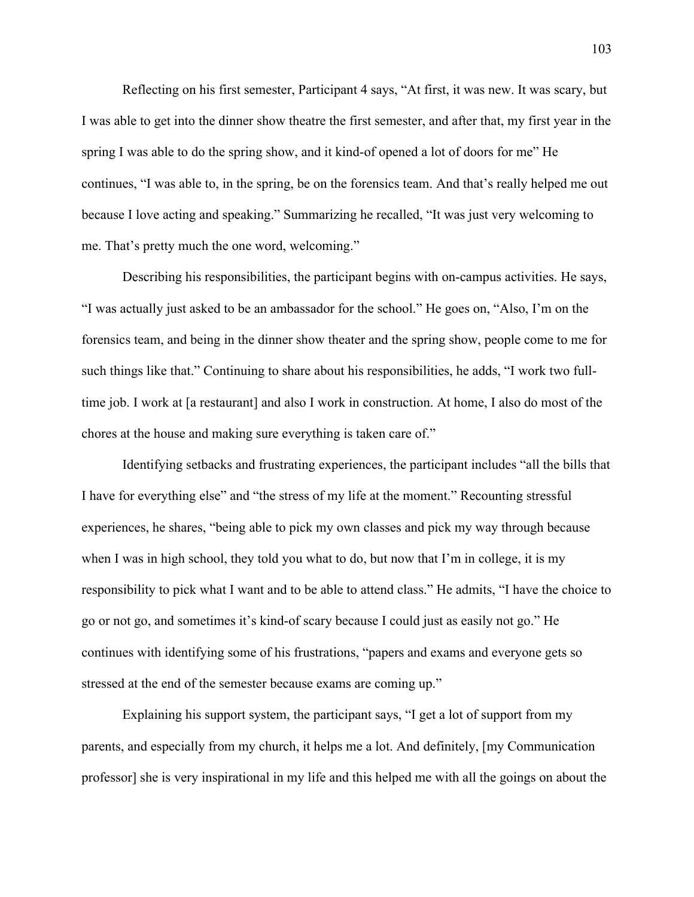Reflecting on his first semester, Participant 4 says, “At first, it was new. It was scary, but I was able to get into the dinner show theatre the first semester, and after that, my first year in the spring I was able to do the spring show, and it kind-of opened a lot of doors for me” He continues, “I was able to, in the spring, be on the forensics team. And that’s really helped me out because I love acting and speaking.” Summarizing he recalled, “It was just very welcoming to me. That’s pretty much the one word, welcoming.”

Describing his responsibilities, the participant begins with on-campus activities. He says, “I was actually just asked to be an ambassador for the school.” He goes on, “Also, I’m on the forensics team, and being in the dinner show theater and the spring show, people come to me for such things like that.” Continuing to share about his responsibilities, he adds, “I work two full-time job. I work at [a restaurant] and also I work in construction. At home, I also do most of the chores at the house and making sure everything is taken care of.”

Identifying setbacks and frustrating experiences, the participant includes “all the bills that I have for everything else” and “the stress of my life at the moment.” Recounting stressful experiences, he shares, “being able to pick my own classes and pick my way through because when I was in high school, they told you what to do, but now that I’m in college, it is my responsibility to pick what I want and to be able to attend class.” He admits, “I have the choice to go or not go, and sometimes it’s kind-of scary because I could just as easily not go.” He continues with identifying some of his frustrations, “papers and exams and everyone gets so stressed at the end of the semester because exams are coming up.”

Explaining his support system, the participant says, “I get a lot of support from my parents, and especially from my church, it helps me a lot. And definitely, [my Communication professor] she is very inspirational in my life and this helped me with all the goings on about the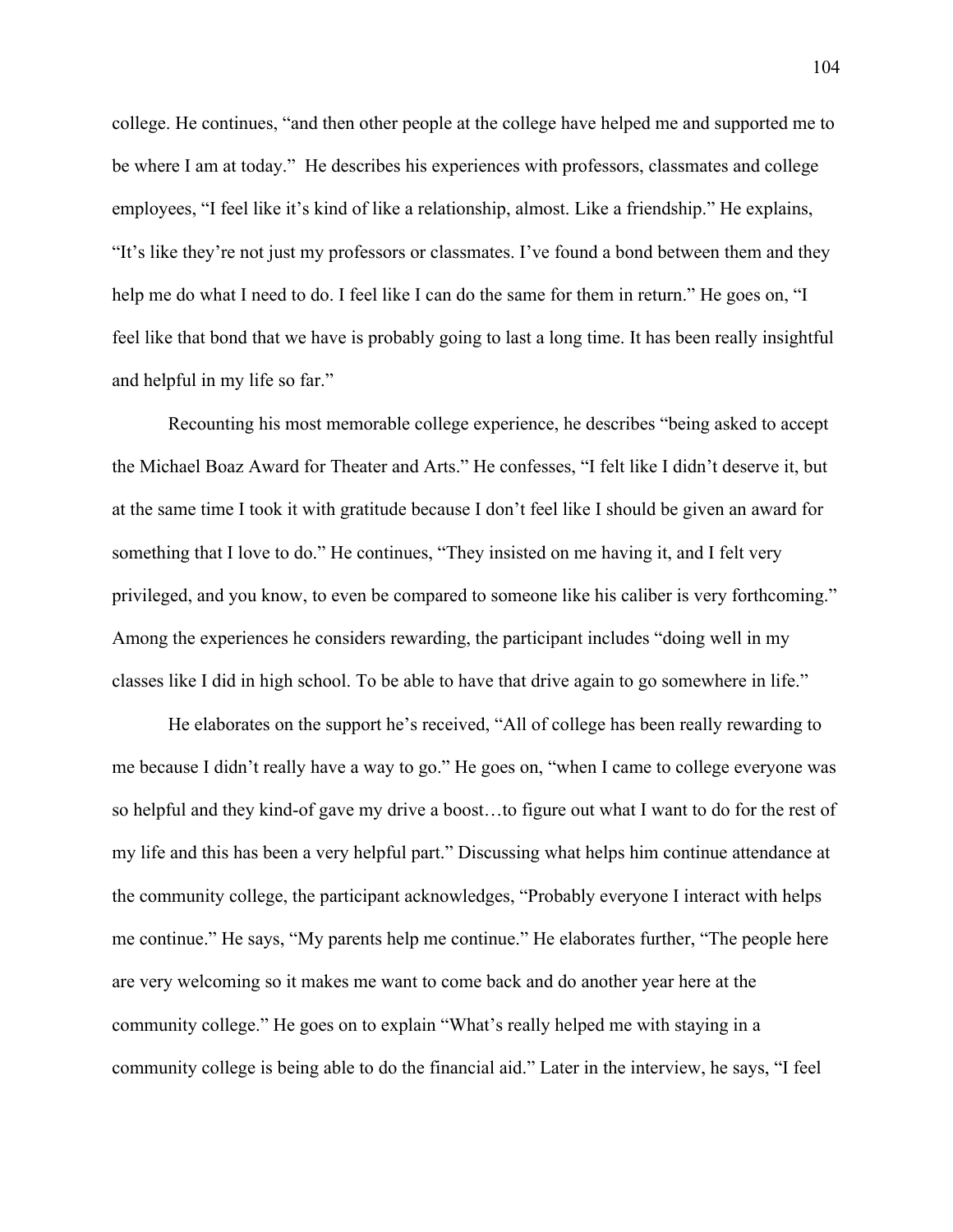college. He continues, "and then other people at the college have helped me and supported me to be where I am at today." He describes his experiences with professors, classmates and college employees, "I feel like it's kind of like a relationship, almost. Like a friendship." He explains, "It's like they're not just my professors or classmates. I've found a bond between them and they help me do what I need to do. I feel like I can do the same for them in return." He goes on, "I feel like that bond that we have is probably going to last a long time. It has been really insightful and helpful in my life so far."

Recounting his most memorable college experience, he describes "being asked to accept the Michael Boaz Award for Theater and Arts." He confesses, "I felt like I didn't deserve it, but at the same time I took it with gratitude because I don't feel like I should be given an award for something that I love to do." He continues, "They insisted on me having it, and I felt very privileged, and you know, to even be compared to someone like his caliber is very forthcoming." Among the experiences he considers rewarding, the participant includes "doing well in my classes like I did in high school. To be able to have that drive again to go somewhere in life."

He elaborates on the support he's received, "All of college has been really rewarding to me because I didn't really have a way to go." He goes on, "when I came to college everyone was so helpful and they kind-of gave my drive a boost…to figure out what I want to do for the rest of my life and this has been a very helpful part." Discussing what helps him continue attendance at the community college, the participant acknowledges, "Probably everyone I interact with helps me continue." He says, "My parents help me continue." He elaborates further, "The people here are very welcoming so it makes me want to come back and do another year here at the community college." He goes on to explain "What's really helped me with staying in a community college is being able to do the financial aid." Later in the interview, he says, "I feel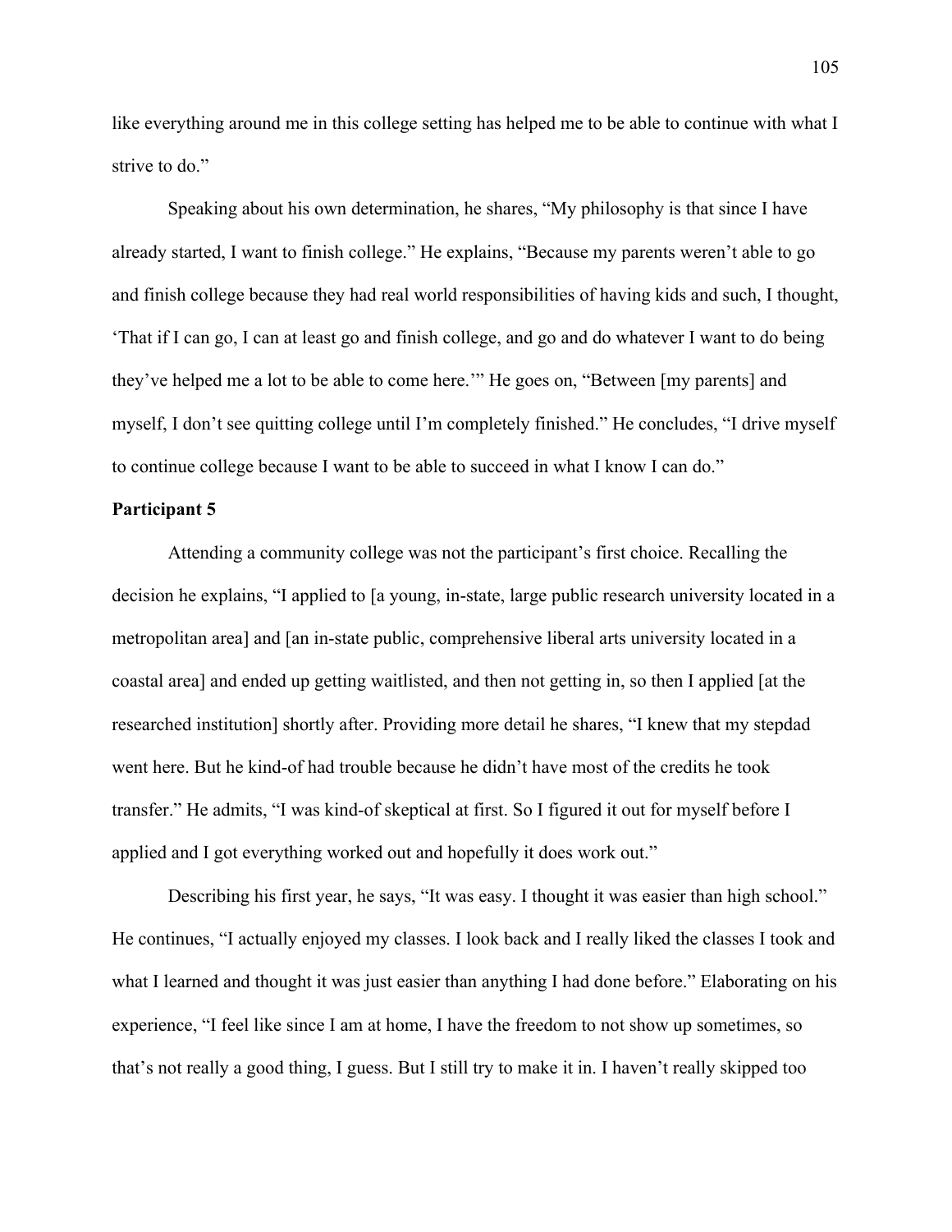like everything around me in this college setting has helped me to be able to continue with what I strive to do."

Speaking about his own determination, he shares, "My philosophy is that since I have already started, I want to finish college." He explains, "Because my parents weren't able to go and finish college because they had real world responsibilities of having kids and such, I thought, 'That if I can go, I can at least go and finish college, and go and do whatever I want to do being they've helped me a lot to be able to come here.'" He goes on, "Between [my parents] and myself, I don't see quitting college until I'm completely finished." He concludes, "I drive myself to continue college because I want to be able to succeed in what I know I can do."

**Participant 5**

Attending a community college was not the participant's first choice. Recalling the decision he explains, "I applied to [a young, in-state, large public research university located in a metropolitan area] and [an in-state public, comprehensive liberal arts university located in a coastal area] and ended up getting waitlisted, and then not getting in, so then I applied [at the researched institution] shortly after. Providing more detail he shares, "I knew that my stepdad went here. But he kind-of had trouble because he didn't have most of the credits he took transfer." He admits, "I was kind-of skeptical at first. So I figured it out for myself before I applied and I got everything worked out and hopefully it does work out."

Describing his first year, he says, "It was easy. I thought it was easier than high school." He continues, "I actually enjoyed my classes. I look back and I really liked the classes I took and what I learned and thought it was just easier than anything I had done before." Elaborating on his experience, "I feel like since I am at home, I have the freedom to not show up sometimes, so that's not really a good thing, I guess. But I still try to make it in. I haven't really skipped too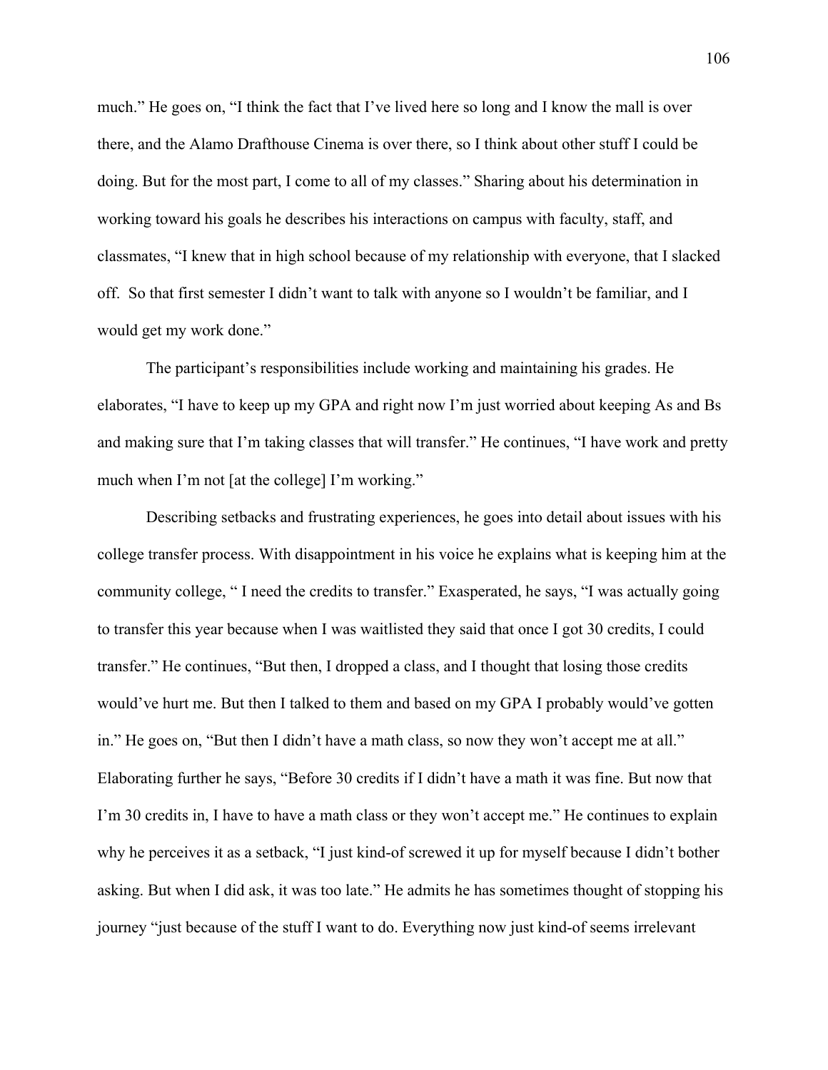much." He goes on, "I think the fact that I've lived here so long and I know the mall is over there, and the Alamo Drafthouse Cinema is over there, so I think about other stuff I could be doing. But for the most part, I come to all of my classes." Sharing about his determination in working toward his goals he describes his interactions on campus with faculty, staff, and classmates, "I knew that in high school because of my relationship with everyone, that I slacked off. So that first semester I didn't want to talk with anyone so I wouldn't be familiar, and I would get my work done."

The participant's responsibilities include working and maintaining his grades. He elaborates, "I have to keep up my GPA and right now I'm just worried about keeping As and Bs and making sure that I'm taking classes that will transfer." He continues, "I have work and pretty much when I'm not [at the college] I'm working."

Describing setbacks and frustrating experiences, he goes into detail about issues with his college transfer process. With disappointment in his voice he explains what is keeping him at the community college, " I need the credits to transfer." Exasperated, he says, "I was actually going to transfer this year because when I was waitlisted they said that once I got 30 credits, I could transfer." He continues, "But then, I dropped a class, and I thought that losing those credits would've hurt me. But then I talked to them and based on my GPA I probably would've gotten in." He goes on, "But then I didn't have a math class, so now they won't accept me at all." Elaborating further he says, "Before 30 credits if I didn't have a math it was fine. But now that I'm 30 credits in, I have to have a math class or they won't accept me." He continues to explain why he perceives it as a setback, "I just kind-of screwed it up for myself because I didn't bother asking. But when I did ask, it was too late." He admits he has sometimes thought of stopping his journey "just because of the stuff I want to do. Everything now just kind-of seems irrelevant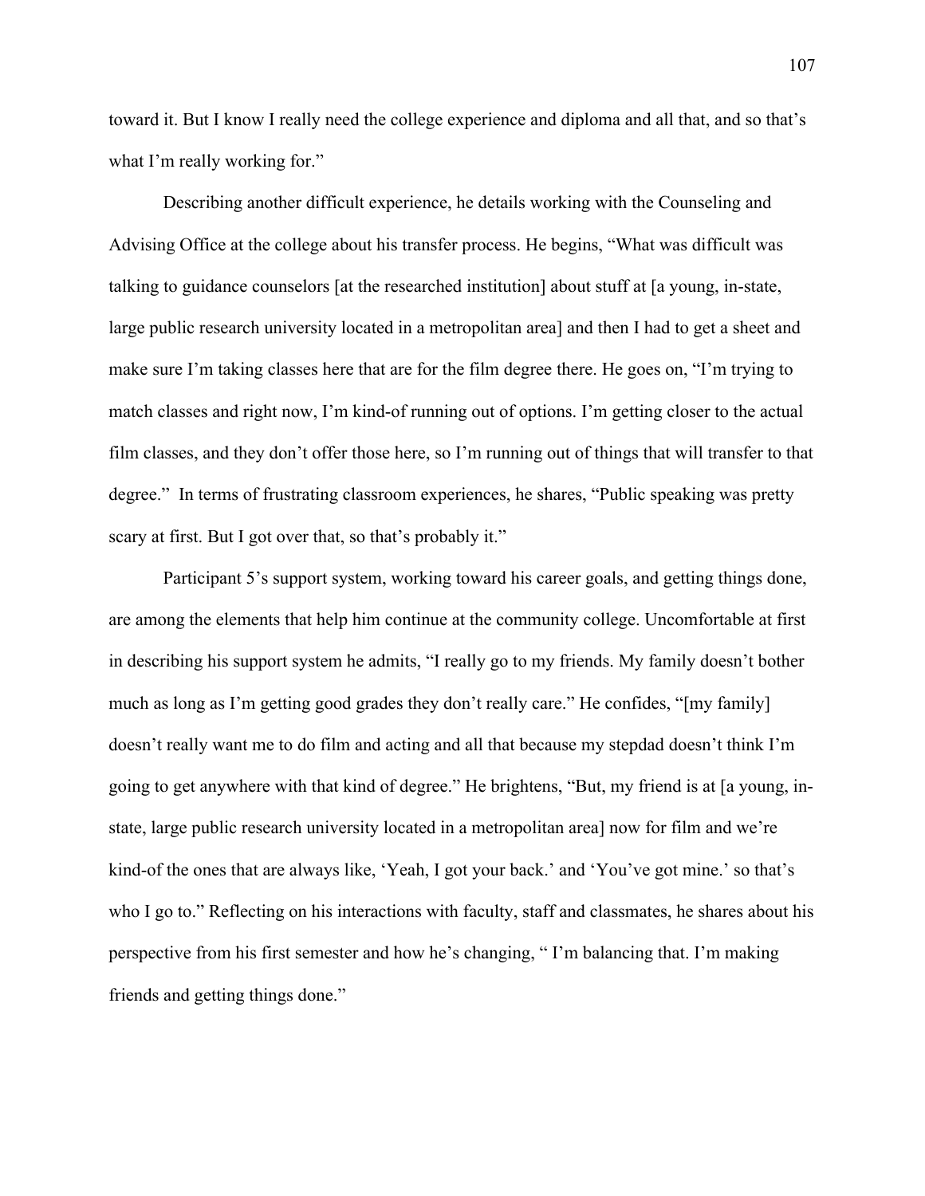toward it. But I know I really need the college experience and diploma and all that, and so that's what I'm really working for."

Describing another difficult experience, he details working with the Counseling and Advising Office at the college about his transfer process. He begins, "What was difficult was talking to guidance counselors [at the researched institution] about stuff at [a young, in-state, large public research university located in a metropolitan area] and then I had to get a sheet and make sure I'm taking classes here that are for the film degree there. He goes on, "I'm trying to match classes and right now, I'm kind-of running out of options. I'm getting closer to the actual film classes, and they don't offer those here, so I'm running out of things that will transfer to that degree." In terms of frustrating classroom experiences, he shares, "Public speaking was pretty scary at first. But I got over that, so that's probably it."

Participant 5's support system, working toward his career goals, and getting things done, are among the elements that help him continue at the community college. Uncomfortable at first in describing his support system he admits, "I really go to my friends. My family doesn't bother much as long as I'm getting good grades they don't really care." He confides, "[my family] doesn't really want me to do film and acting and all that because my stepdad doesn't think I'm going to get anywhere with that kind of degree." He brightens, "But, my friend is at [a young, in-state, large public research university located in a metropolitan area] now for film and we're kind-of the ones that are always like, 'Yeah, I got your back.' and 'You've got mine.' so that's who I go to." Reflecting on his interactions with faculty, staff and classmates, he shares about his perspective from his first semester and how he's changing, " I'm balancing that. I'm making friends and getting things done."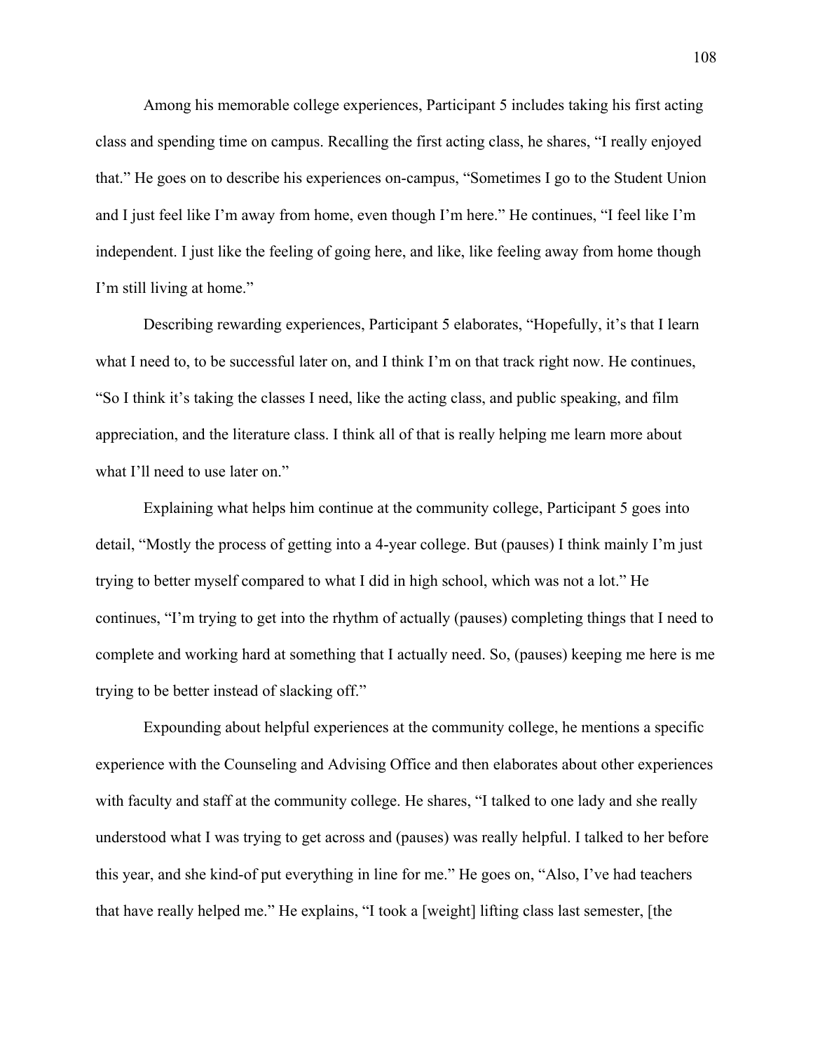Among his memorable college experiences, Participant 5 includes taking his first acting class and spending time on campus. Recalling the first acting class, he shares, “I really enjoyed that.” He goes on to describe his experiences on-campus, “Sometimes I go to the Student Union and I just feel like I’m away from home, even though I’m here.” He continues, “I feel like I’m independent. I just like the feeling of going here, and like, like feeling away from home though I’m still living at home.”

Describing rewarding experiences, Participant 5 elaborates, “Hopefully, it’s that I learn what I need to, to be successful later on, and I think I’m on that track right now. He continues, “So I think it’s taking the classes I need, like the acting class, and public speaking, and film appreciation, and the literature class. I think all of that is really helping me learn more about what I’ll need to use later on.”

Explaining what helps him continue at the community college, Participant 5 goes into detail, “Mostly the process of getting into a 4-year college. But (pauses) I think mainly I’m just trying to better myself compared to what I did in high school, which was not a lot.” He continues, “I’m trying to get into the rhythm of actually (pauses) completing things that I need to complete and working hard at something that I actually need. So, (pauses) keeping me here is me trying to be better instead of slacking off.”

Expounding about helpful experiences at the community college, he mentions a specific experience with the Counseling and Advising Office and then elaborates about other experiences with faculty and staff at the community college. He shares, “I talked to one lady and she really understood what I was trying to get across and (pauses) was really helpful. I talked to her before this year, and she kind-of put everything in line for me.” He goes on, “Also, I’ve had teachers that have really helped me.” He explains, “I took a [weight] lifting class last semester, [the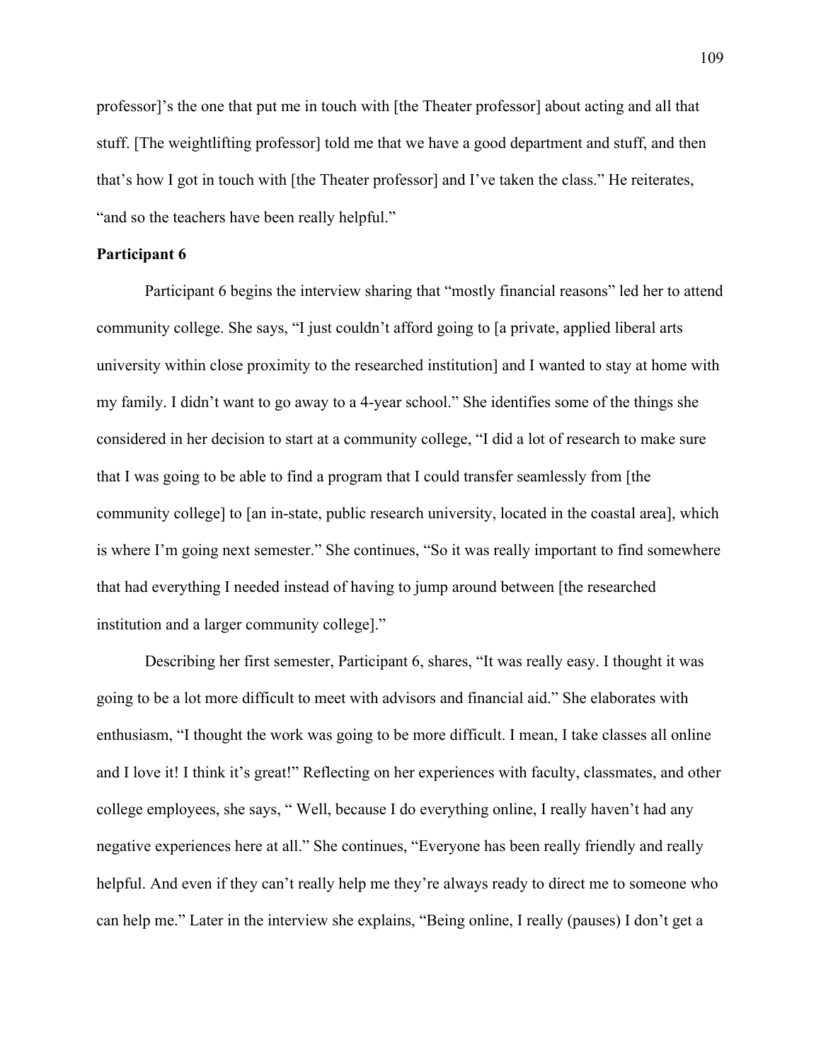professor]'s the one that put me in touch with [the Theater professor] about acting and all that stuff. [The weightlifting professor] told me that we have a good department and stuff, and then that's how I got in touch with [the Theater professor] and I've taken the class." He reiterates, "and so the teachers have been really helpful."

**Participant 6**

Participant 6 begins the interview sharing that "mostly financial reasons" led her to attend community college. She says, "I just couldn't afford going to [a private, applied liberal arts university within close proximity to the researched institution] and I wanted to stay at home with my family. I didn't want to go away to a 4-year school." She identifies some of the things she considered in her decision to start at a community college, "I did a lot of research to make sure that I was going to be able to find a program that I could transfer seamlessly from [the community college] to [an in-state, public research university, located in the coastal area], which is where I'm going next semester." She continues, "So it was really important to find somewhere that had everything I needed instead of having to jump around between [the researched institution and a larger community college]."

Describing her first semester, Participant 6, shares, "It was really easy. I thought it was going to be a lot more difficult to meet with advisors and financial aid." She elaborates with enthusiasm, "I thought the work was going to be more difficult. I mean, I take classes all online and I love it! I think it's great!" Reflecting on her experiences with faculty, classmates, and other college employees, she says, " Well, because I do everything online, I really haven't had any negative experiences here at all." She continues, "Everyone has been really friendly and really helpful. And even if they can't really help me they're always ready to direct me to someone who can help me." Later in the interview she explains, "Being online, I really (pauses) I don't get a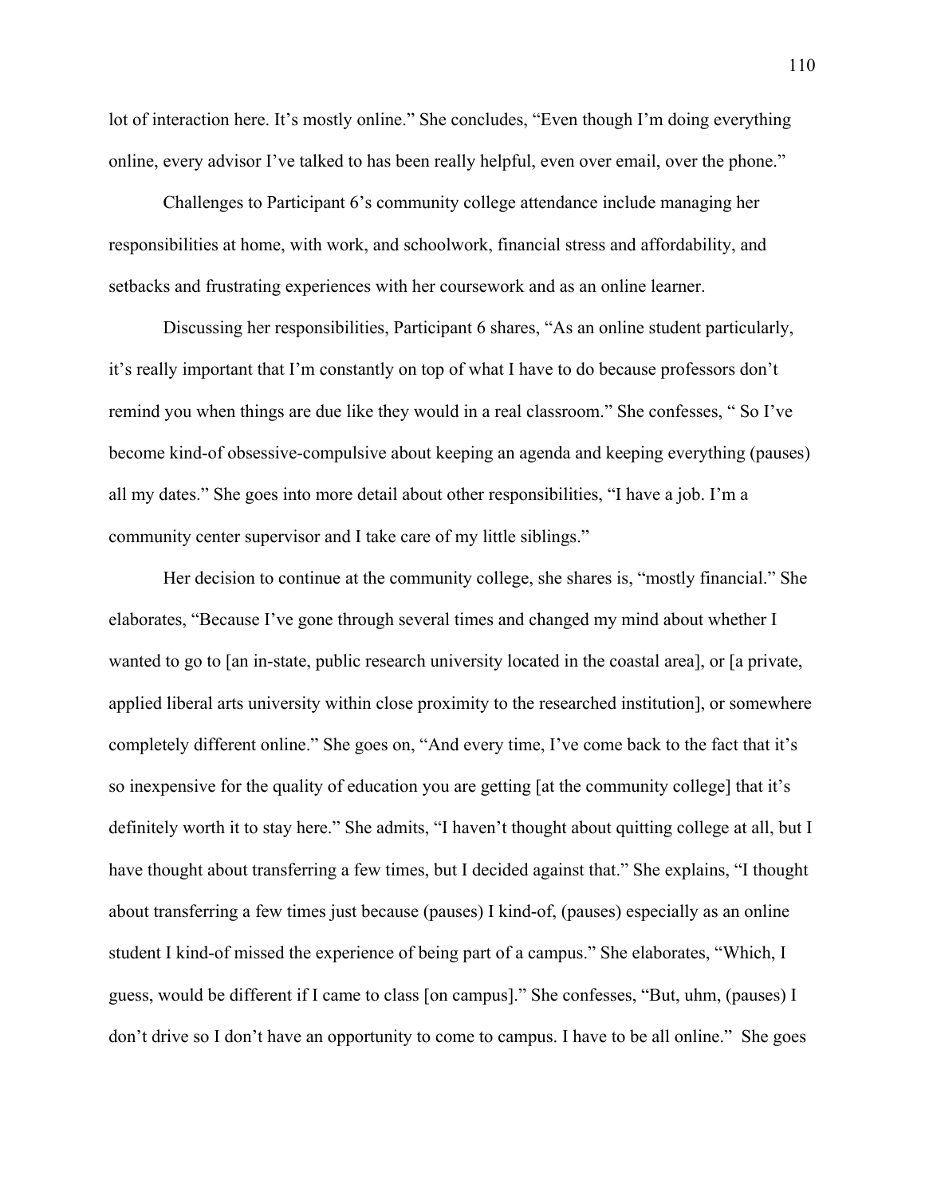lot of interaction here. It's mostly online." She concludes, "Even though I'm doing everything online, every advisor I've talked to has been really helpful, even over email, over the phone."

Challenges to Participant 6's community college attendance include managing her responsibilities at home, with work, and schoolwork, financial stress and affordability, and setbacks and frustrating experiences with her coursework and as an online learner.

Discussing her responsibilities, Participant 6 shares, "As an online student particularly, it's really important that I'm constantly on top of what I have to do because professors don't remind you when things are due like they would in a real classroom." She confesses, " So I've become kind-of obsessive-compulsive about keeping an agenda and keeping everything (pauses) all my dates." She goes into more detail about other responsibilities, "I have a job. I'm a community center supervisor and I take care of my little siblings."

Her decision to continue at the community college, she shares is, "mostly financial." She elaborates, "Because I've gone through several times and changed my mind about whether I wanted to go to [an in-state, public research university located in the coastal area], or [a private, applied liberal arts university within close proximity to the researched institution], or somewhere completely different online." She goes on, "And every time, I've come back to the fact that it's so inexpensive for the quality of education you are getting [at the community college] that it's definitely worth it to stay here." She admits, "I haven't thought about quitting college at all, but I have thought about transferring a few times, but I decided against that." She explains, "I thought about transferring a few times just because (pauses) I kind-of, (pauses) especially as an online student I kind-of missed the experience of being part of a campus." She elaborates, "Which, I guess, would be different if I came to class [on campus]." She confesses, "But, uhm, (pauses) I don't drive so I don't have an opportunity to come to campus. I have to be all online." She goes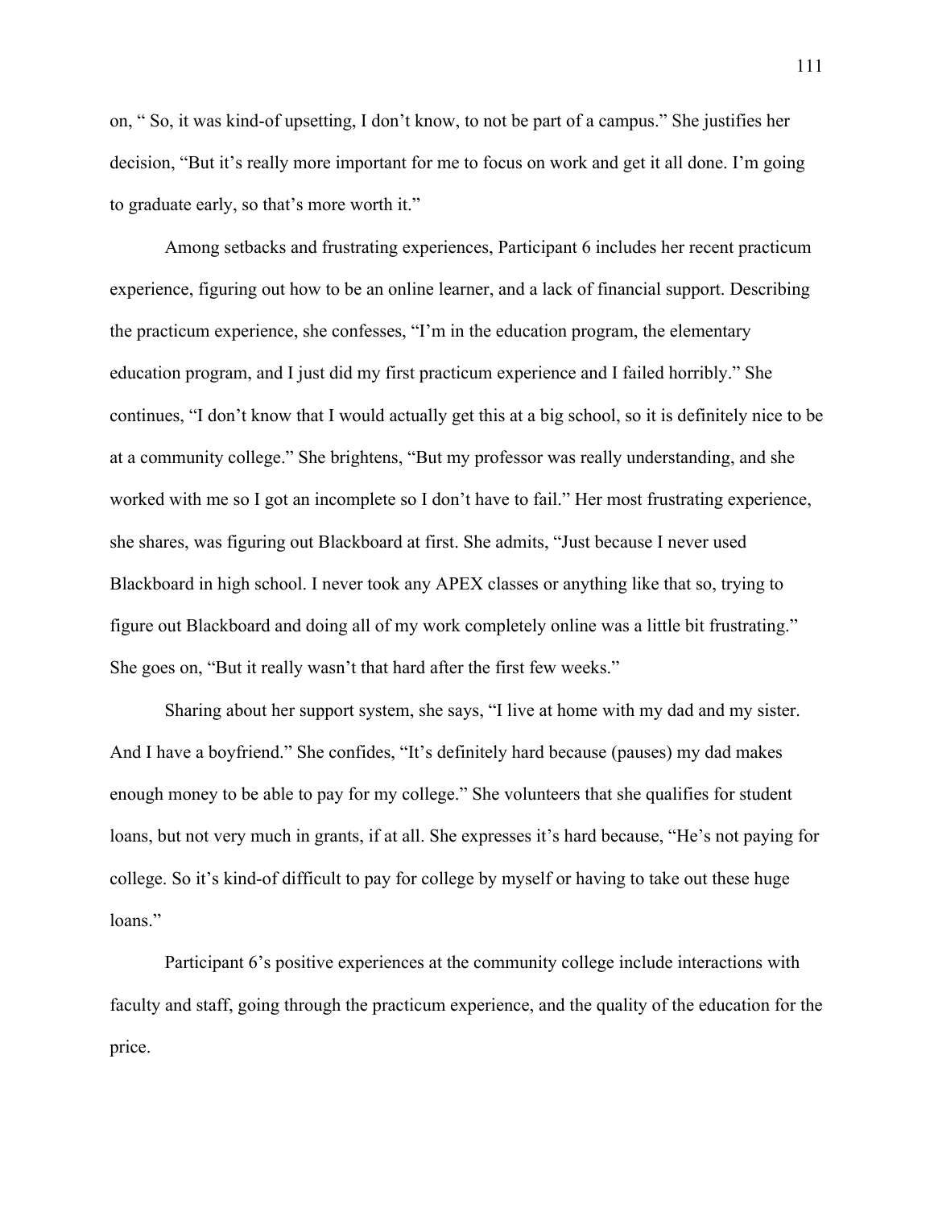on, " So, it was kind-of upsetting, I don't know, to not be part of a campus." She justifies her decision, "But it's really more important for me to focus on work and get it all done. I'm going to graduate early, so that's more worth it."

Among setbacks and frustrating experiences, Participant 6 includes her recent practicum experience, figuring out how to be an online learner, and a lack of financial support. Describing the practicum experience, she confesses, "I'm in the education program, the elementary education program, and I just did my first practicum experience and I failed horribly." She continues, "I don't know that I would actually get this at a big school, so it is definitely nice to be at a community college." She brightens, "But my professor was really understanding, and she worked with me so I got an incomplete so I don't have to fail." Her most frustrating experience, she shares, was figuring out Blackboard at first. She admits, "Just because I never used Blackboard in high school. I never took any APEX classes or anything like that so, trying to figure out Blackboard and doing all of my work completely online was a little bit frustrating." She goes on, "But it really wasn't that hard after the first few weeks."

Sharing about her support system, she says, "I live at home with my dad and my sister. And I have a boyfriend." She confides, "It's definitely hard because (pauses) my dad makes enough money to be able to pay for my college." She volunteers that she qualifies for student loans, but not very much in grants, if at all. She expresses it's hard because, "He's not paying for college. So it's kind-of difficult to pay for college by myself or having to take out these huge loans."

Participant 6's positive experiences at the community college include interactions with faculty and staff, going through the practicum experience, and the quality of the education for the price.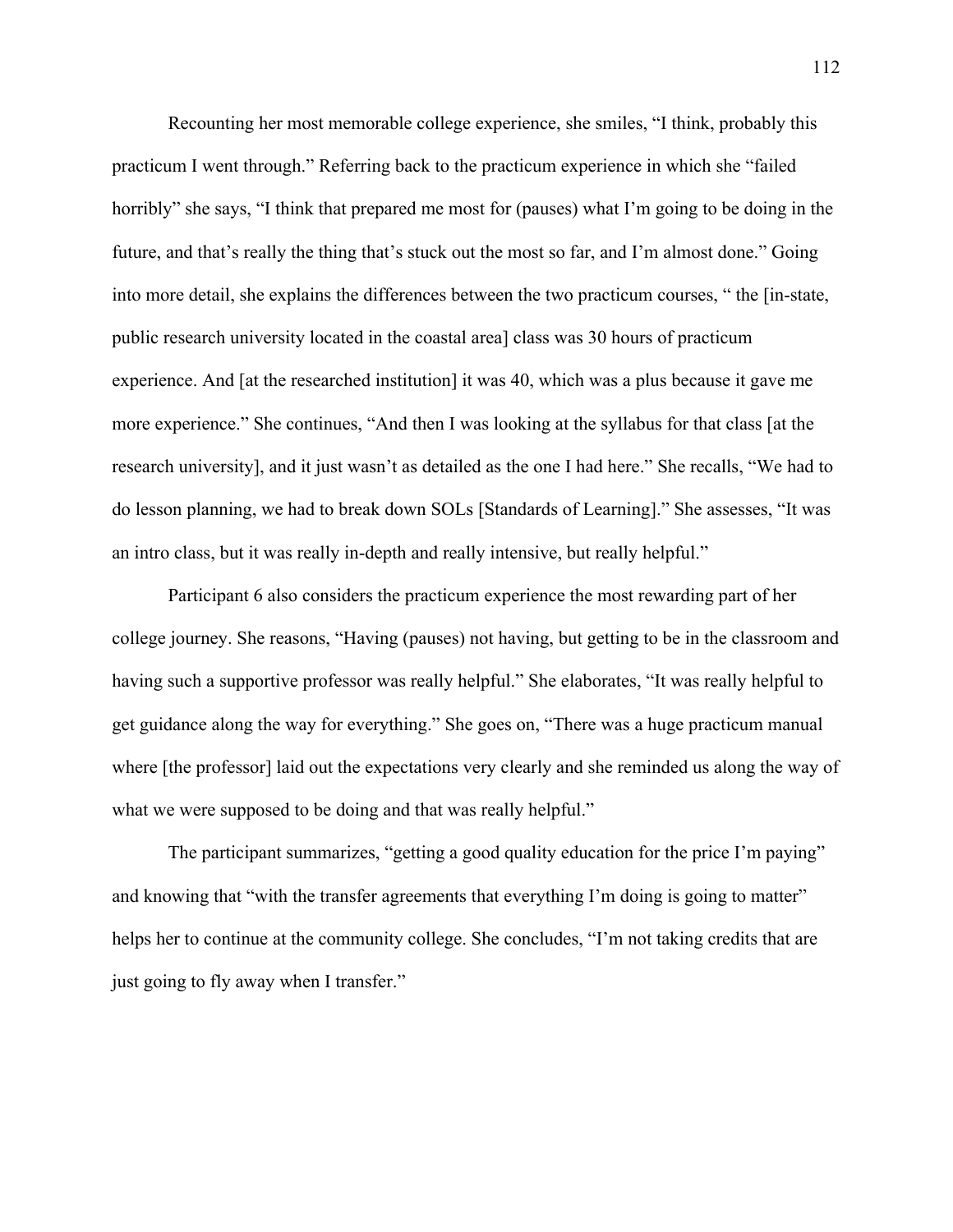Recounting her most memorable college experience, she smiles, “I think, probably this practicum I went through.” Referring back to the practicum experience in which she “failed horribly” she says, “I think that prepared me most for (pauses) what I’m going to be doing in the future, and that’s really the thing that’s stuck out the most so far, and I’m almost done.” Going into more detail, she explains the differences between the two practicum courses, “ the [in-state, public research university located in the coastal area] class was 30 hours of practicum experience. And [at the researched institution] it was 40, which was a plus because it gave me more experience.” She continues, “And then I was looking at the syllabus for that class [at the research university], and it just wasn’t as detailed as the one I had here.” She recalls, “We had to do lesson planning, we had to break down SOLs [Standards of Learning].” She assesses, “It was an intro class, but it was really in-depth and really intensive, but really helpful.”

Participant 6 also considers the practicum experience the most rewarding part of her college journey. She reasons, “Having (pauses) not having, but getting to be in the classroom and having such a supportive professor was really helpful.” She elaborates, “It was really helpful to get guidance along the way for everything.” She goes on, “There was a huge practicum manual where [the professor] laid out the expectations very clearly and she reminded us along the way of what we were supposed to be doing and that was really helpful.”

The participant summarizes, “getting a good quality education for the price I’m paying” and knowing that “with the transfer agreements that everything I’m doing is going to matter” helps her to continue at the community college. She concludes, “I’m not taking credits that are just going to fly away when I transfer.”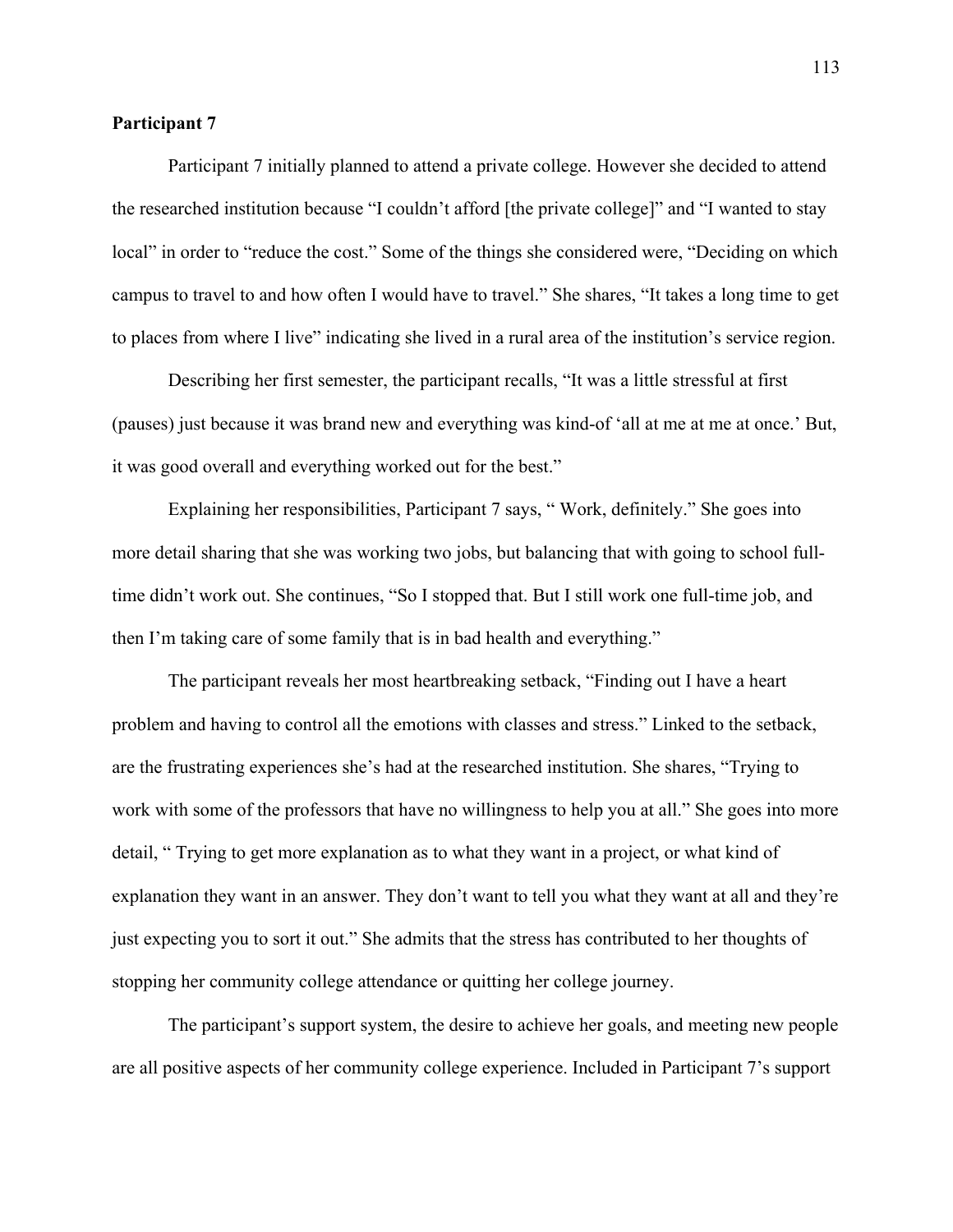**Participant 7**

Participant 7 initially planned to attend a private college. However she decided to attend the researched institution because "I couldn't afford [the private college]" and "I wanted to stay local" in order to "reduce the cost." Some of the things she considered were, "Deciding on which campus to travel to and how often I would have to travel." She shares, "It takes a long time to get to places from where I live" indicating she lived in a rural area of the institution's service region.

Describing her first semester, the participant recalls, "It was a little stressful at first (pauses) just because it was brand new and everything was kind-of 'all at me at me at once.' But, it was good overall and everything worked out for the best."

Explaining her responsibilities, Participant 7 says, " Work, definitely." She goes into more detail sharing that she was working two jobs, but balancing that with going to school full-time didn't work out. She continues, "So I stopped that. But I still work one full-time job, and then I'm taking care of some family that is in bad health and everything."

The participant reveals her most heartbreaking setback, "Finding out I have a heart problem and having to control all the emotions with classes and stress." Linked to the setback, are the frustrating experiences she's had at the researched institution. She shares, "Trying to work with some of the professors that have no willingness to help you at all." She goes into more detail, " Trying to get more explanation as to what they want in a project, or what kind of explanation they want in an answer. They don't want to tell you what they want at all and they're just expecting you to sort it out." She admits that the stress has contributed to her thoughts of stopping her community college attendance or quitting her college journey.

The participant's support system, the desire to achieve her goals, and meeting new people are all positive aspects of her community college experience. Included in Participant 7's support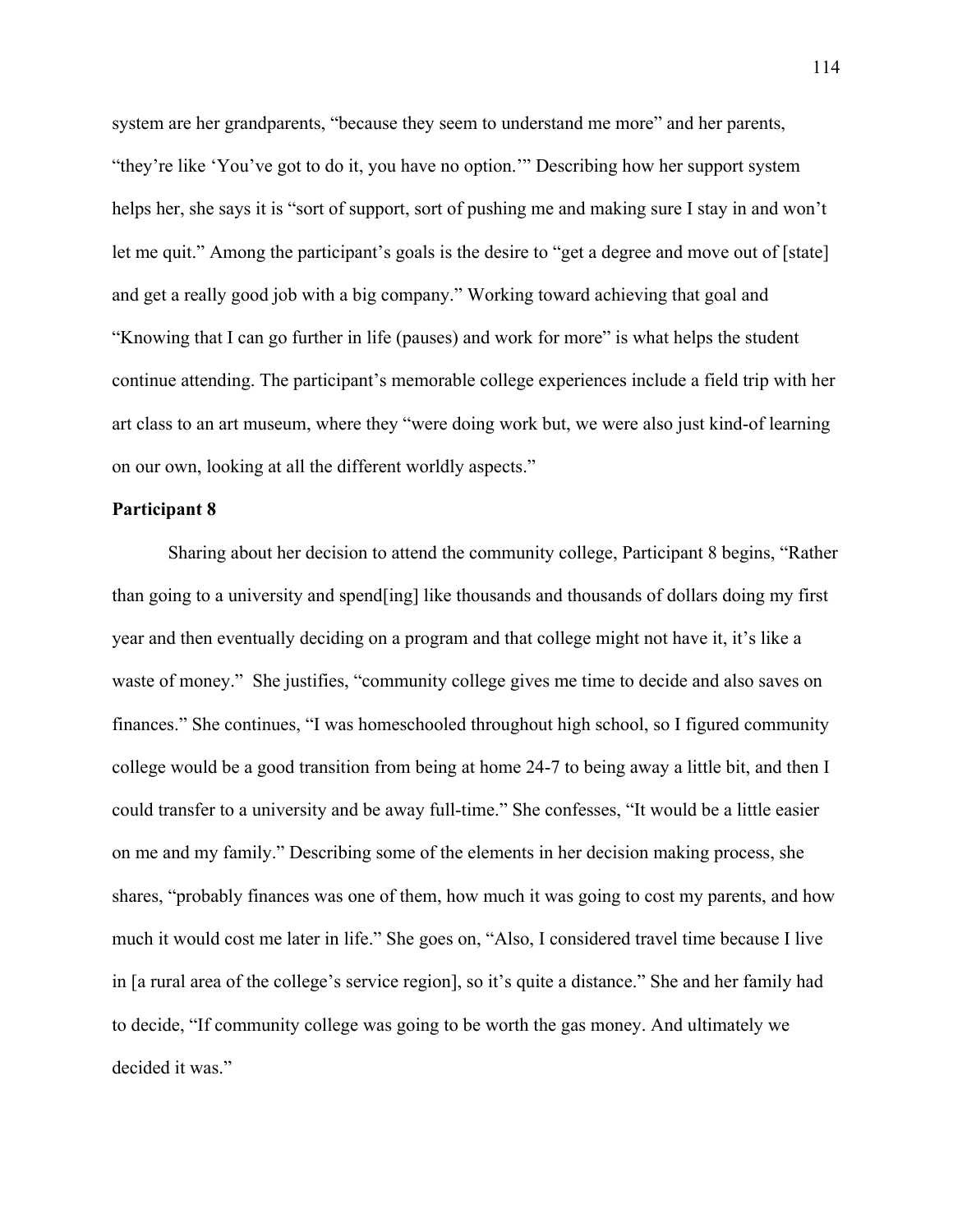system are her grandparents, “because they seem to understand me more” and her parents, “they’re like ‘You’ve got to do it, you have no option.’” Describing how her support system helps her, she says it is “sort of support, sort of pushing me and making sure I stay in and won’t let me quit.” Among the participant’s goals is the desire to “get a degree and move out of [state] and get a really good job with a big company.” Working toward achieving that goal and “Knowing that I can go further in life (pauses) and work for more” is what helps the student continue attending. The participant’s memorable college experiences include a field trip with her art class to an art museum, where they “were doing work but, we were also just kind-of learning on our own, looking at all the different worldly aspects.”

**Participant 8**

Sharing about her decision to attend the community college, Participant 8 begins, “Rather than going to a university and spend[ing] like thousands and thousands of dollars doing my first year and then eventually deciding on a program and that college might not have it, it’s like a waste of money.” She justifies, “community college gives me time to decide and also saves on finances.” She continues, “I was homeschooled throughout high school, so I figured community college would be a good transition from being at home 24-7 to being away a little bit, and then I could transfer to a university and be away full-time.” She confesses, “It would be a little easier on me and my family.” Describing some of the elements in her decision making process, she shares, “probably finances was one of them, how much it was going to cost my parents, and how much it would cost me later in life.” She goes on, “Also, I considered travel time because I live in [a rural area of the college’s service region], so it’s quite a distance.” She and her family had to decide, “If community college was going to be worth the gas money. And ultimately we decided it was.”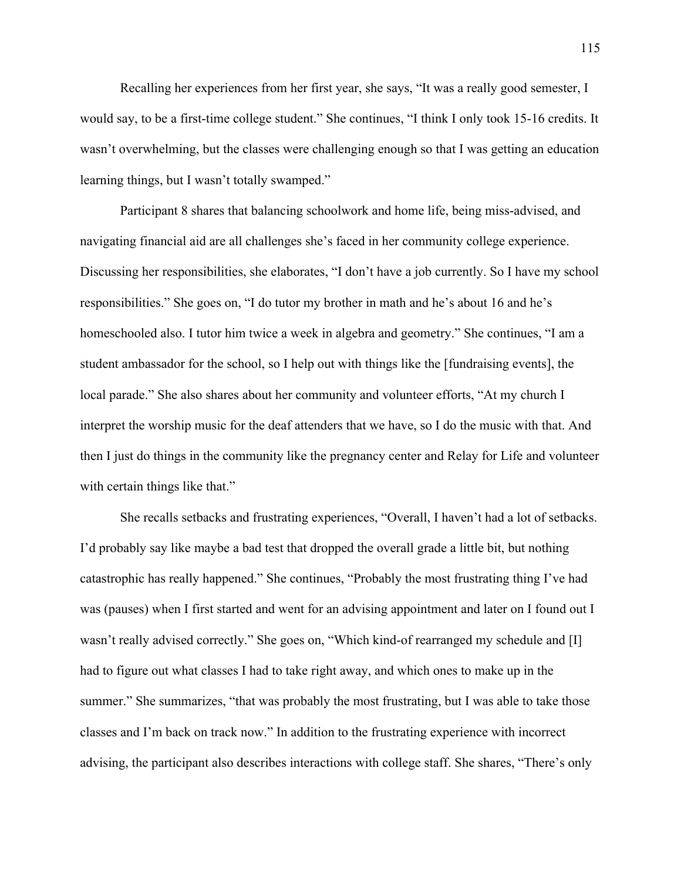Recalling her experiences from her first year, she says, "It was a really good semester, I would say, to be a first-time college student." She continues, "I think I only took 15-16 credits. It wasn't overwhelming, but the classes were challenging enough so that I was getting an education learning things, but I wasn't totally swamped."

Participant 8 shares that balancing schoolwork and home life, being miss-advised, and navigating financial aid are all challenges she's faced in her community college experience. Discussing her responsibilities, she elaborates, "I don't have a job currently. So I have my school responsibilities." She goes on, "I do tutor my brother in math and he's about 16 and he's homeschooled also. I tutor him twice a week in algebra and geometry." She continues, "I am a student ambassador for the school, so I help out with things like the [fundraising events], the local parade." She also shares about her community and volunteer efforts, "At my church I interpret the worship music for the deaf attenders that we have, so I do the music with that. And then I just do things in the community like the pregnancy center and Relay for Life and volunteer with certain things like that."

She recalls setbacks and frustrating experiences, "Overall, I haven't had a lot of setbacks. I'd probably say like maybe a bad test that dropped the overall grade a little bit, but nothing catastrophic has really happened." She continues, "Probably the most frustrating thing I've had was (pauses) when I first started and went for an advising appointment and later on I found out I wasn't really advised correctly." She goes on, "Which kind-of rearranged my schedule and [I] had to figure out what classes I had to take right away, and which ones to make up in the summer." She summarizes, "that was probably the most frustrating, but I was able to take those classes and I'm back on track now." In addition to the frustrating experience with incorrect advising, the participant also describes interactions with college staff. She shares, "There's only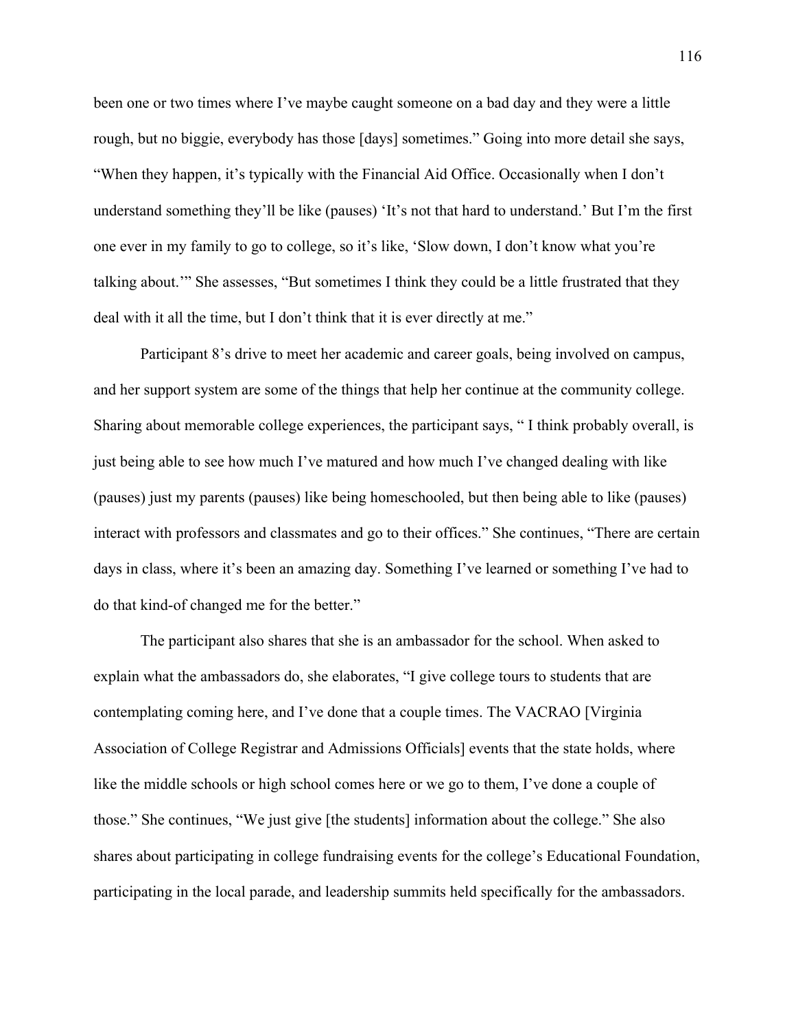been one or two times where I've maybe caught someone on a bad day and they were a little rough, but no biggie, everybody has those [days] sometimes." Going into more detail she says, "When they happen, it's typically with the Financial Aid Office. Occasionally when I don't understand something they'll be like (pauses) 'It's not that hard to understand.' But I'm the first one ever in my family to go to college, so it's like, 'Slow down, I don't know what you're talking about.'" She assesses, "But sometimes I think they could be a little frustrated that they deal with it all the time, but I don't think that it is ever directly at me."

Participant 8's drive to meet her academic and career goals, being involved on campus, and her support system are some of the things that help her continue at the community college. Sharing about memorable college experiences, the participant says, " I think probably overall, is just being able to see how much I've matured and how much I've changed dealing with like (pauses) just my parents (pauses) like being homeschooled, but then being able to like (pauses) interact with professors and classmates and go to their offices." She continues, "There are certain days in class, where it's been an amazing day. Something I've learned or something I've had to do that kind-of changed me for the better."

The participant also shares that she is an ambassador for the school. When asked to explain what the ambassadors do, she elaborates, "I give college tours to students that are contemplating coming here, and I've done that a couple times. The VACRAO [Virginia Association of College Registrar and Admissions Officials] events that the state holds, where like the middle schools or high school comes here or we go to them, I've done a couple of those." She continues, "We just give [the students] information about the college." She also shares about participating in college fundraising events for the college's Educational Foundation, participating in the local parade, and leadership summits held specifically for the ambassadors.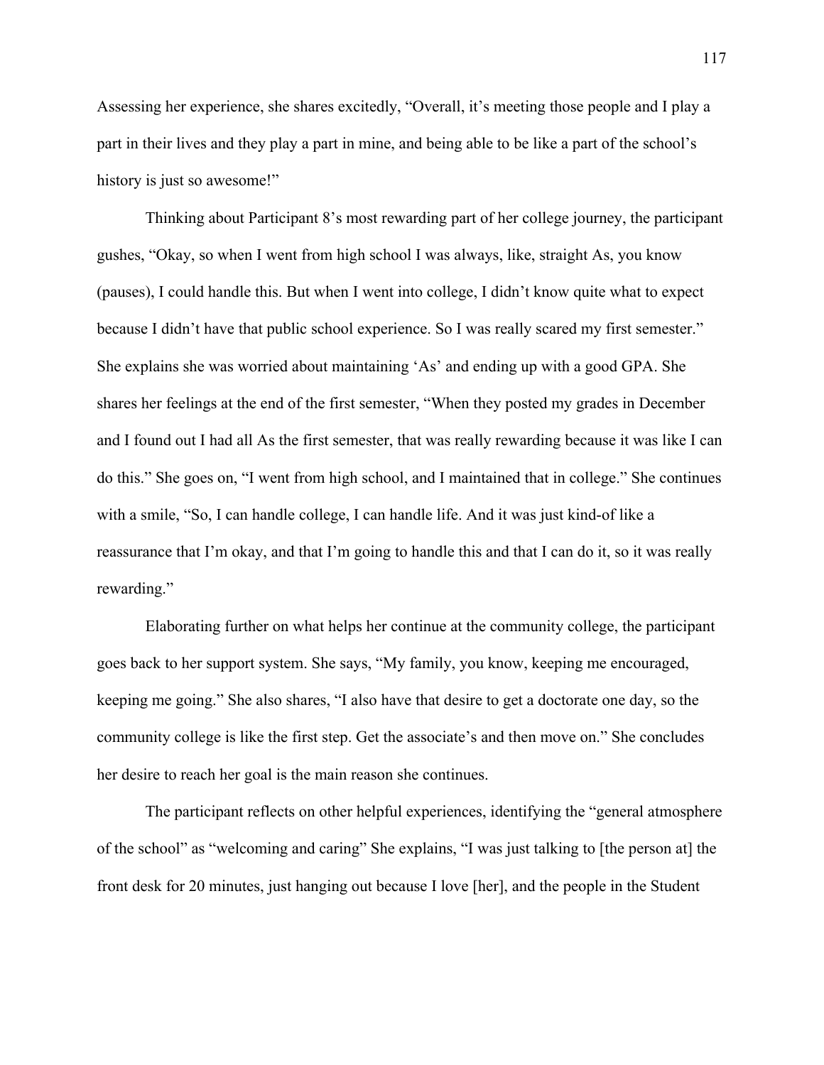Assessing her experience, she shares excitedly, "Overall, it's meeting those people and I play a part in their lives and they play a part in mine, and being able to be like a part of the school's history is just so awesome!"

Thinking about Participant 8's most rewarding part of her college journey, the participant gushes, "Okay, so when I went from high school I was always, like, straight As, you know (pauses), I could handle this. But when I went into college, I didn't know quite what to expect because I didn't have that public school experience. So I was really scared my first semester." She explains she was worried about maintaining 'As' and ending up with a good GPA. She shares her feelings at the end of the first semester, "When they posted my grades in December and I found out I had all As the first semester, that was really rewarding because it was like I can do this." She goes on, "I went from high school, and I maintained that in college." She continues with a smile, "So, I can handle college, I can handle life. And it was just kind-of like a reassurance that I'm okay, and that I'm going to handle this and that I can do it, so it was really rewarding."

Elaborating further on what helps her continue at the community college, the participant goes back to her support system. She says, "My family, you know, keeping me encouraged, keeping me going." She also shares, "I also have that desire to get a doctorate one day, so the community college is like the first step. Get the associate's and then move on." She concludes her desire to reach her goal is the main reason she continues.

The participant reflects on other helpful experiences, identifying the "general atmosphere of the school" as "welcoming and caring" She explains, "I was just talking to [the person at] the front desk for 20 minutes, just hanging out because I love [her], and the people in the Student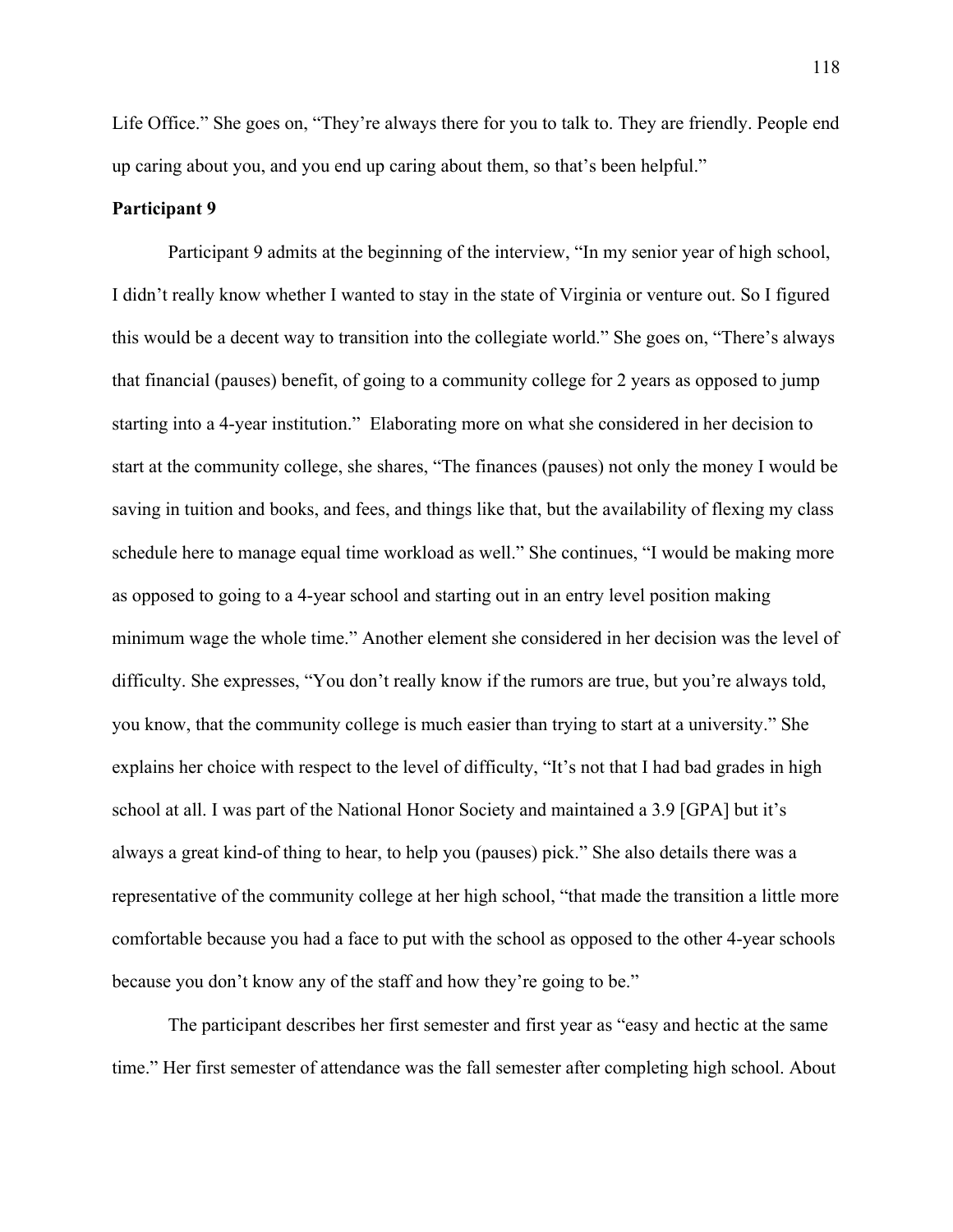Life Office." She goes on, "They're always there for you to talk to. They are friendly. People end up caring about you, and you end up caring about them, so that's been helpful."

**Participant 9**

Participant 9 admits at the beginning of the interview, "In my senior year of high school, I didn't really know whether I wanted to stay in the state of Virginia or venture out. So I figured this would be a decent way to transition into the collegiate world." She goes on, "There's always that financial (pauses) benefit, of going to a community college for 2 years as opposed to jump starting into a 4-year institution." Elaborating more on what she considered in her decision to start at the community college, she shares, "The finances (pauses) not only the money I would be saving in tuition and books, and fees, and things like that, but the availability of flexing my class schedule here to manage equal time workload as well." She continues, "I would be making more as opposed to going to a 4-year school and starting out in an entry level position making minimum wage the whole time." Another element she considered in her decision was the level of difficulty. She expresses, "You don't really know if the rumors are true, but you're always told, you know, that the community college is much easier than trying to start at a university." She explains her choice with respect to the level of difficulty, "It's not that I had bad grades in high school at all. I was part of the National Honor Society and maintained a 3.9 [GPA] but it's always a great kind-of thing to hear, to help you (pauses) pick." She also details there was a representative of the community college at her high school, "that made the transition a little more comfortable because you had a face to put with the school as opposed to the other 4-year schools because you don't know any of the staff and how they're going to be."

The participant describes her first semester and first year as "easy and hectic at the same time." Her first semester of attendance was the fall semester after completing high school. About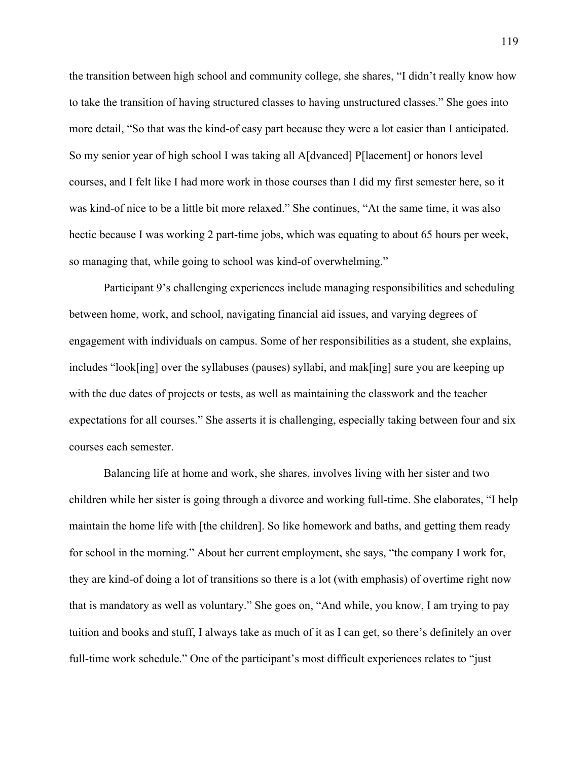the transition between high school and community college, she shares, "I didn't really know how to take the transition of having structured classes to having unstructured classes." She goes into more detail, "So that was the kind-of easy part because they were a lot easier than I anticipated. So my senior year of high school I was taking all A[dvanced] P[lacement] or honors level courses, and I felt like I had more work in those courses than I did my first semester here, so it was kind-of nice to be a little bit more relaxed." She continues, "At the same time, it was also hectic because I was working 2 part-time jobs, which was equating to about 65 hours per week, so managing that, while going to school was kind-of overwhelming."

Participant 9's challenging experiences include managing responsibilities and scheduling between home, work, and school, navigating financial aid issues, and varying degrees of engagement with individuals on campus. Some of her responsibilities as a student, she explains, includes "look[ing] over the syllabuses (pauses) syllabi, and mak[ing] sure you are keeping up with the due dates of projects or tests, as well as maintaining the classwork and the teacher expectations for all courses." She asserts it is challenging, especially taking between four and six courses each semester.

Balancing life at home and work, she shares, involves living with her sister and two children while her sister is going through a divorce and working full-time. She elaborates, "I help maintain the home life with [the children]. So like homework and baths, and getting them ready for school in the morning." About her current employment, she says, "the company I work for, they are kind-of doing a lot of transitions so there is a lot (with emphasis) of overtime right now that is mandatory as well as voluntary." She goes on, "And while, you know, I am trying to pay tuition and books and stuff, I always take as much of it as I can get, so there's definitely an over full-time work schedule." One of the participant's most difficult experiences relates to "just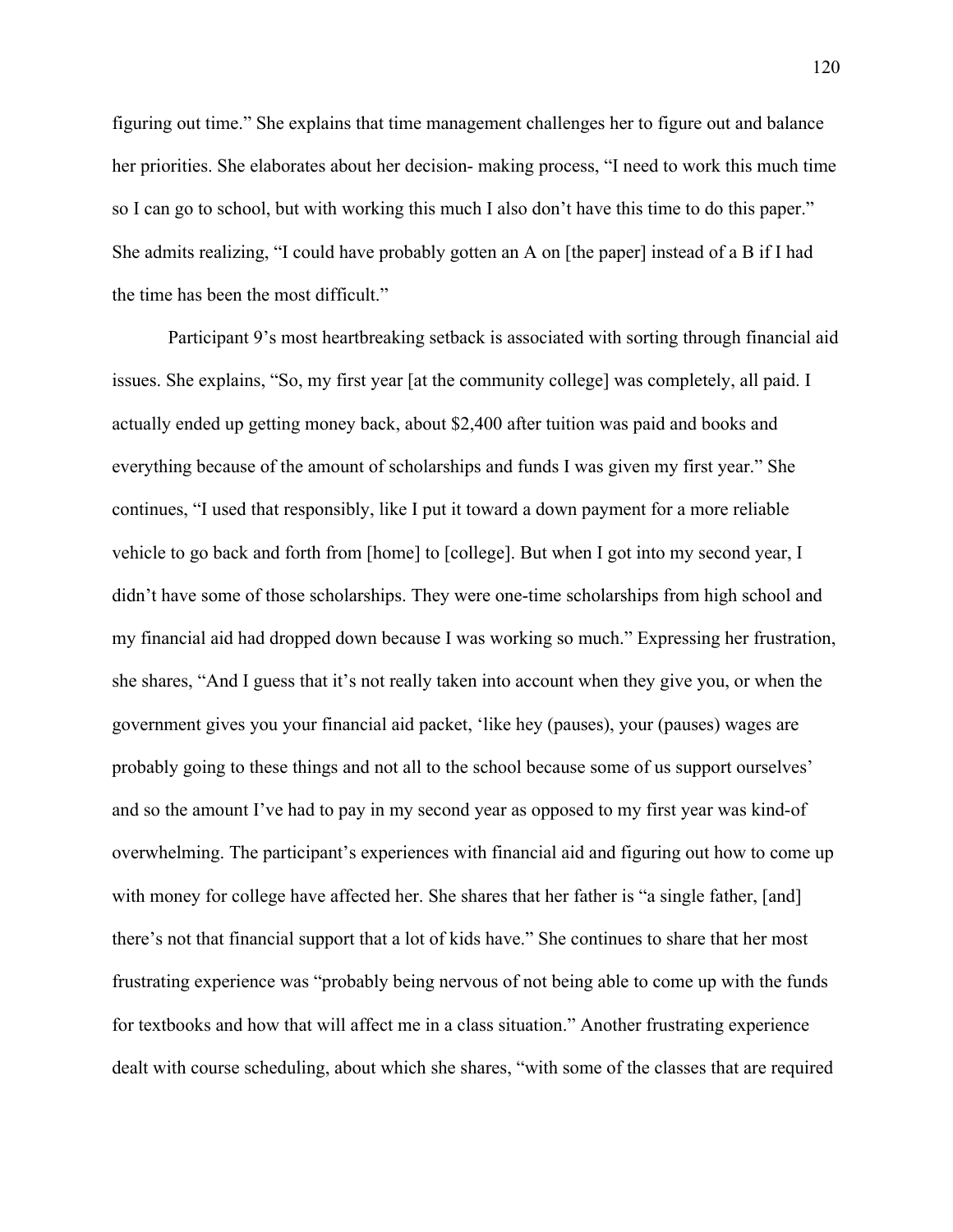figuring out time." She explains that time management challenges her to figure out and balance her priorities. She elaborates about her decision- making process, "I need to work this much time so I can go to school, but with working this much I also don't have this time to do this paper." She admits realizing, "I could have probably gotten an A on [the paper] instead of a B if I had the time has been the most difficult."

Participant 9's most heartbreaking setback is associated with sorting through financial aid issues. She explains, "So, my first year [at the community college] was completely, all paid. I actually ended up getting money back, about $2,400 after tuition was paid and books and everything because of the amount of scholarships and funds I was given my first year." She continues, "I used that responsibly, like I put it toward a down payment for a more reliable vehicle to go back and forth from [home] to [college]. But when I got into my second year, I didn't have some of those scholarships. They were one-time scholarships from high school and my financial aid had dropped down because I was working so much." Expressing her frustration, she shares, "And I guess that it's not really taken into account when they give you, or when the government gives you your financial aid packet, 'like hey (pauses), your (pauses) wages are probably going to these things and not all to the school because some of us support ourselves' and so the amount I've had to pay in my second year as opposed to my first year was kind-of overwhelming. The participant's experiences with financial aid and figuring out how to come up with money for college have affected her. She shares that her father is "a single father, [and] there's not that financial support that a lot of kids have." She continues to share that her most frustrating experience was "probably being nervous of not being able to come up with the funds for textbooks and how that will affect me in a class situation." Another frustrating experience dealt with course scheduling, about which she shares, "with some of the classes that are required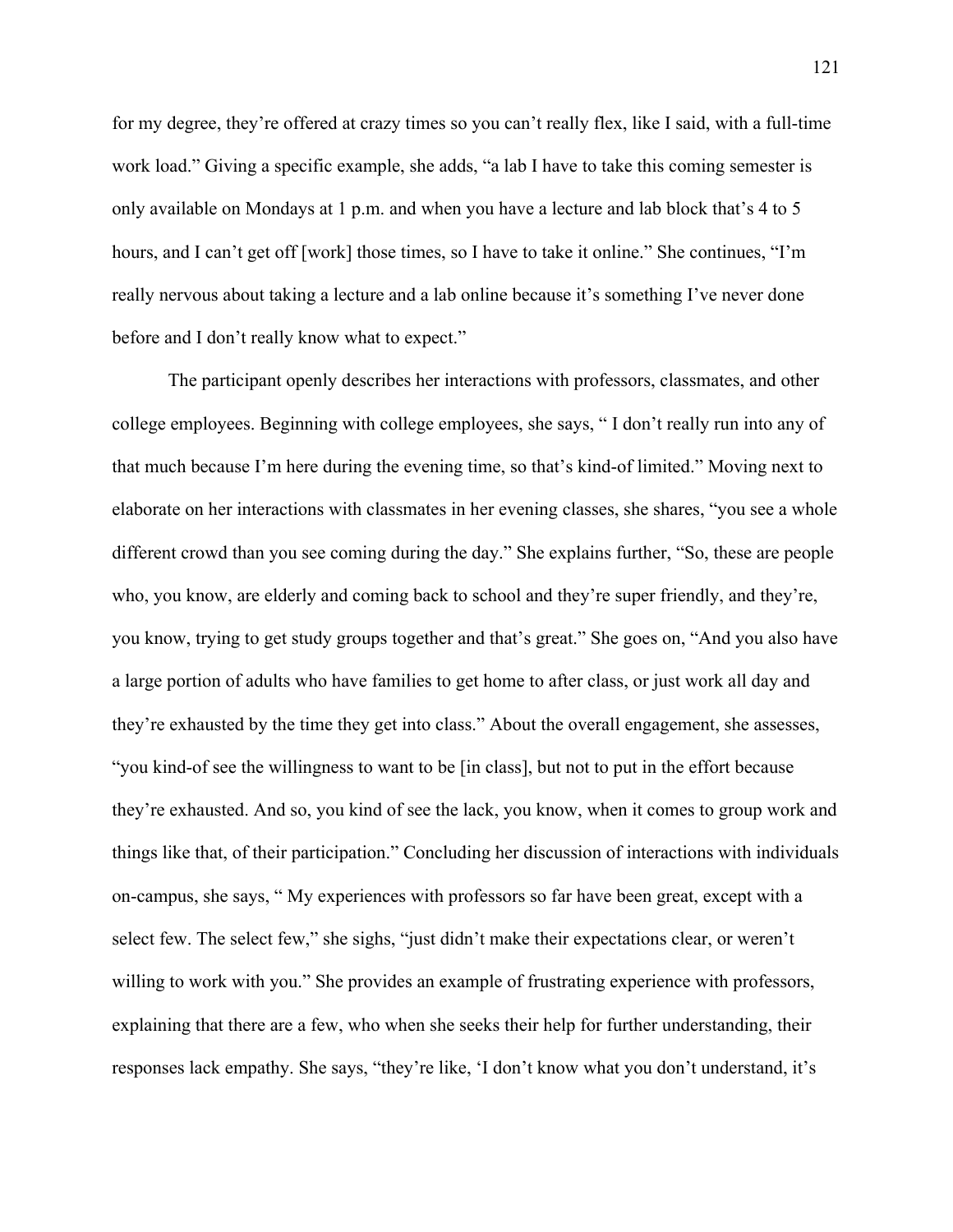for my degree, they're offered at crazy times so you can't really flex, like I said, with a full-time work load." Giving a specific example, she adds, "a lab I have to take this coming semester is only available on Mondays at 1 p.m. and when you have a lecture and lab block that's 4 to 5 hours, and I can't get off [work] those times, so I have to take it online." She continues, "I'm really nervous about taking a lecture and a lab online because it's something I've never done before and I don't really know what to expect."

The participant openly describes her interactions with professors, classmates, and other college employees. Beginning with college employees, she says, " I don't really run into any of that much because I'm here during the evening time, so that's kind-of limited." Moving next to elaborate on her interactions with classmates in her evening classes, she shares, "you see a whole different crowd than you see coming during the day." She explains further, "So, these are people who, you know, are elderly and coming back to school and they're super friendly, and they're, you know, trying to get study groups together and that's great." She goes on, "And you also have a large portion of adults who have families to get home to after class, or just work all day and they're exhausted by the time they get into class." About the overall engagement, she assesses, "you kind-of see the willingness to want to be [in class], but not to put in the effort because they're exhausted. And so, you kind of see the lack, you know, when it comes to group work and things like that, of their participation." Concluding her discussion of interactions with individuals on-campus, she says, " My experiences with professors so far have been great, except with a select few. The select few," she sighs, "just didn't make their expectations clear, or weren't willing to work with you." She provides an example of frustrating experience with professors, explaining that there are a few, who when she seeks their help for further understanding, their responses lack empathy. She says, "they're like, 'I don't know what you don't understand, it's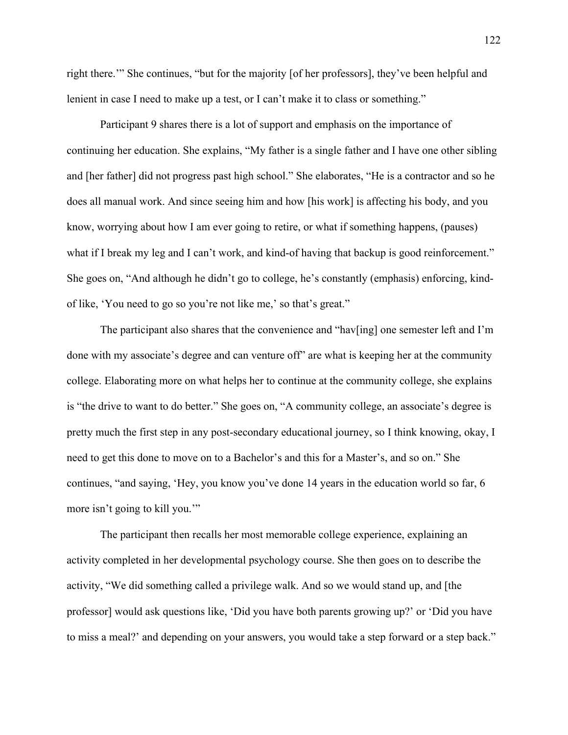right there.'" She continues, "but for the majority [of her professors], they've been helpful and lenient in case I need to make up a test, or I can't make it to class or something."

Participant 9 shares there is a lot of support and emphasis on the importance of continuing her education. She explains, "My father is a single father and I have one other sibling and [her father] did not progress past high school." She elaborates, "He is a contractor and so he does all manual work. And since seeing him and how [his work] is affecting his body, and you know, worrying about how I am ever going to retire, or what if something happens, (pauses) what if I break my leg and I can't work, and kind-of having that backup is good reinforcement." She goes on, "And although he didn't go to college, he's constantly (emphasis) enforcing, kind-of like, 'You need to go so you're not like me,' so that's great."

The participant also shares that the convenience and "hav[ing] one semester left and I'm done with my associate's degree and can venture off" are what is keeping her at the community college. Elaborating more on what helps her to continue at the community college, she explains is "the drive to want to do better." She goes on, "A community college, an associate's degree is pretty much the first step in any post-secondary educational journey, so I think knowing, okay, I need to get this done to move on to a Bachelor's and this for a Master's, and so on." She continues, "and saying, 'Hey, you know you've done 14 years in the education world so far, 6 more isn't going to kill you.'"

The participant then recalls her most memorable college experience, explaining an activity completed in her developmental psychology course. She then goes on to describe the activity, "We did something called a privilege walk. And so we would stand up, and [the professor] would ask questions like, 'Did you have both parents growing up?' or 'Did you have to miss a meal?' and depending on your answers, you would take a step forward or a step back."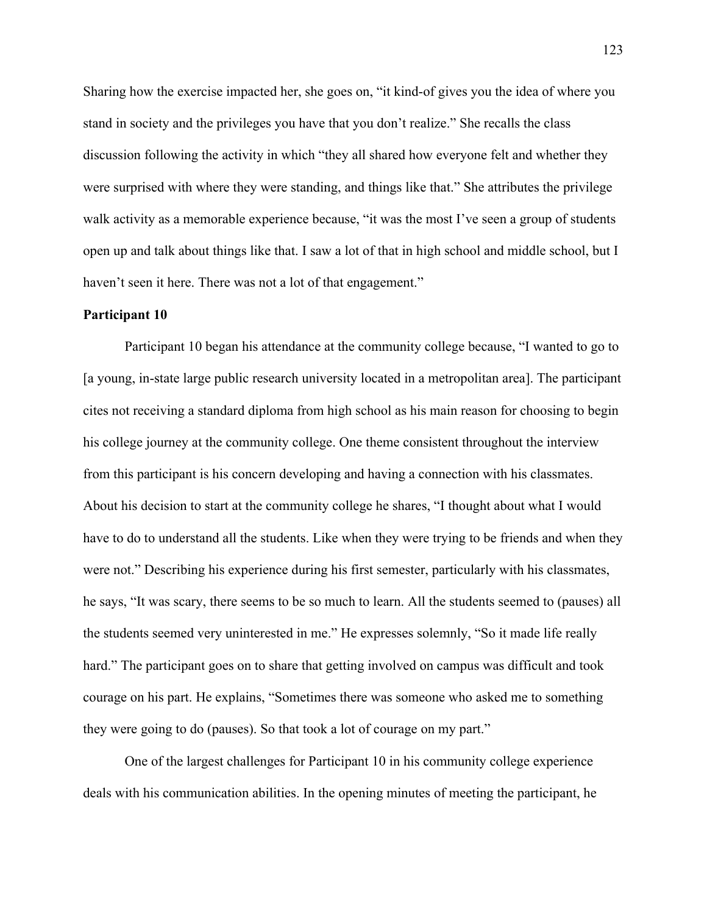Sharing how the exercise impacted her, she goes on, “it kind-of gives you the idea of where you stand in society and the privileges you have that you don’t realize.” She recalls the class discussion following the activity in which “they all shared how everyone felt and whether they were surprised with where they were standing, and things like that.” She attributes the privilege walk activity as a memorable experience because, “it was the most I’ve seen a group of students open up and talk about things like that. I saw a lot of that in high school and middle school, but I haven’t seen it here. There was not a lot of that engagement.”

**Participant 10**

Participant 10 began his attendance at the community college because, “I wanted to go to [a young, in-state large public research university located in a metropolitan area]. The participant cites not receiving a standard diploma from high school as his main reason for choosing to begin his college journey at the community college. One theme consistent throughout the interview from this participant is his concern developing and having a connection with his classmates. About his decision to start at the community college he shares, “I thought about what I would have to do to understand all the students. Like when they were trying to be friends and when they were not.” Describing his experience during his first semester, particularly with his classmates, he says, “It was scary, there seems to be so much to learn. All the students seemed to (pauses) all the students seemed very uninterested in me.” He expresses solemnly, “So it made life really hard.” The participant goes on to share that getting involved on campus was difficult and took courage on his part. He explains, “Sometimes there was someone who asked me to something they were going to do (pauses). So that took a lot of courage on my part.”

One of the largest challenges for Participant 10 in his community college experience deals with his communication abilities. In the opening minutes of meeting the participant, he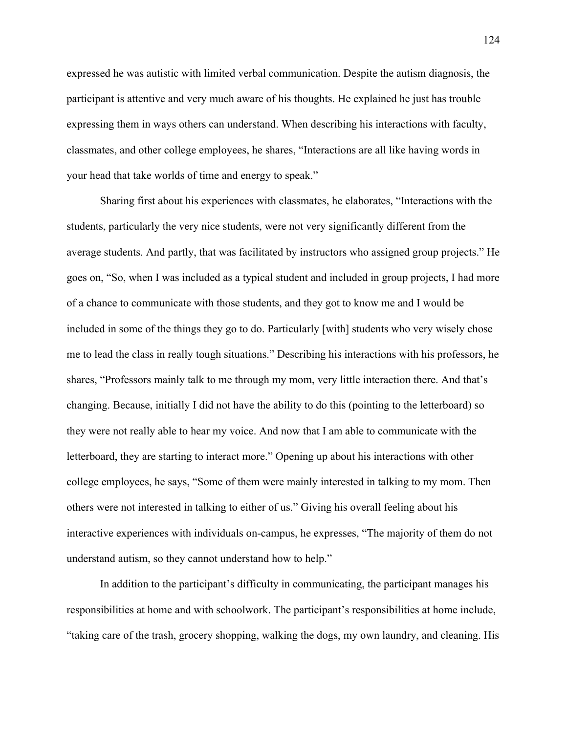expressed he was autistic with limited verbal communication. Despite the autism diagnosis, the participant is attentive and very much aware of his thoughts. He explained he just has trouble expressing them in ways others can understand. When describing his interactions with faculty, classmates, and other college employees, he shares, "Interactions are all like having words in your head that take worlds of time and energy to speak."

Sharing first about his experiences with classmates, he elaborates, "Interactions with the students, particularly the very nice students, were not very significantly different from the average students. And partly, that was facilitated by instructors who assigned group projects." He goes on, "So, when I was included as a typical student and included in group projects, I had more of a chance to communicate with those students, and they got to know me and I would be included in some of the things they go to do. Particularly [with] students who very wisely chose me to lead the class in really tough situations." Describing his interactions with his professors, he shares, "Professors mainly talk to me through my mom, very little interaction there. And that's changing. Because, initially I did not have the ability to do this (pointing to the letterboard) so they were not really able to hear my voice. And now that I am able to communicate with the letterboard, they are starting to interact more." Opening up about his interactions with other college employees, he says, "Some of them were mainly interested in talking to my mom. Then others were not interested in talking to either of us." Giving his overall feeling about his interactive experiences with individuals on-campus, he expresses, "The majority of them do not understand autism, so they cannot understand how to help."

In addition to the participant's difficulty in communicating, the participant manages his responsibilities at home and with schoolwork. The participant's responsibilities at home include, "taking care of the trash, grocery shopping, walking the dogs, my own laundry, and cleaning. His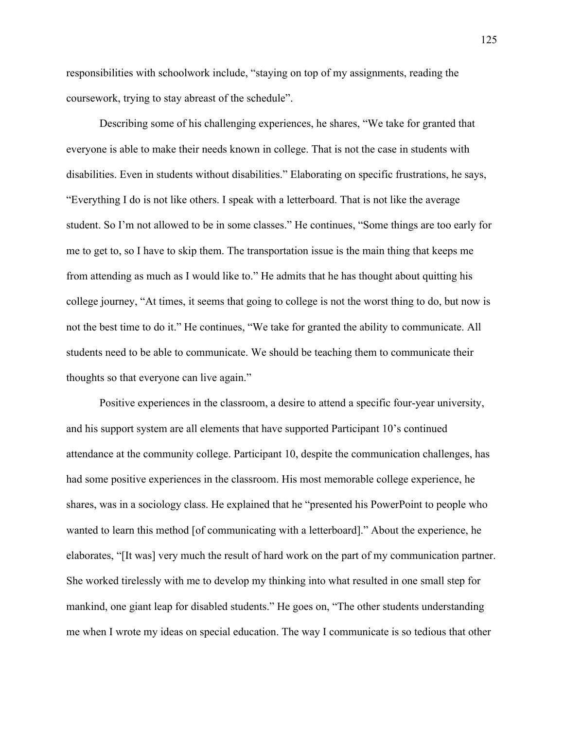responsibilities with schoolwork include, “staying on top of my assignments, reading the coursework, trying to stay abreast of the schedule”.

Describing some of his challenging experiences, he shares, “We take for granted that everyone is able to make their needs known in college. That is not the case in students with disabilities. Even in students without disabilities.” Elaborating on specific frustrations, he says, “Everything I do is not like others. I speak with a letterboard. That is not like the average student. So I’m not allowed to be in some classes.” He continues, “Some things are too early for me to get to, so I have to skip them. The transportation issue is the main thing that keeps me from attending as much as I would like to.” He admits that he has thought about quitting his college journey, “At times, it seems that going to college is not the worst thing to do, but now is not the best time to do it.” He continues, “We take for granted the ability to communicate. All students need to be able to communicate. We should be teaching them to communicate their thoughts so that everyone can live again.”

Positive experiences in the classroom, a desire to attend a specific four-year university, and his support system are all elements that have supported Participant 10’s continued attendance at the community college. Participant 10, despite the communication challenges, has had some positive experiences in the classroom. His most memorable college experience, he shares, was in a sociology class. He explained that he “presented his PowerPoint to people who wanted to learn this method [of communicating with a letterboard].” About the experience, he elaborates, “[It was] very much the result of hard work on the part of my communication partner. She worked tirelessly with me to develop my thinking into what resulted in one small step for mankind, one giant leap for disabled students.” He goes on, “The other students understanding me when I wrote my ideas on special education. The way I communicate is so tedious that other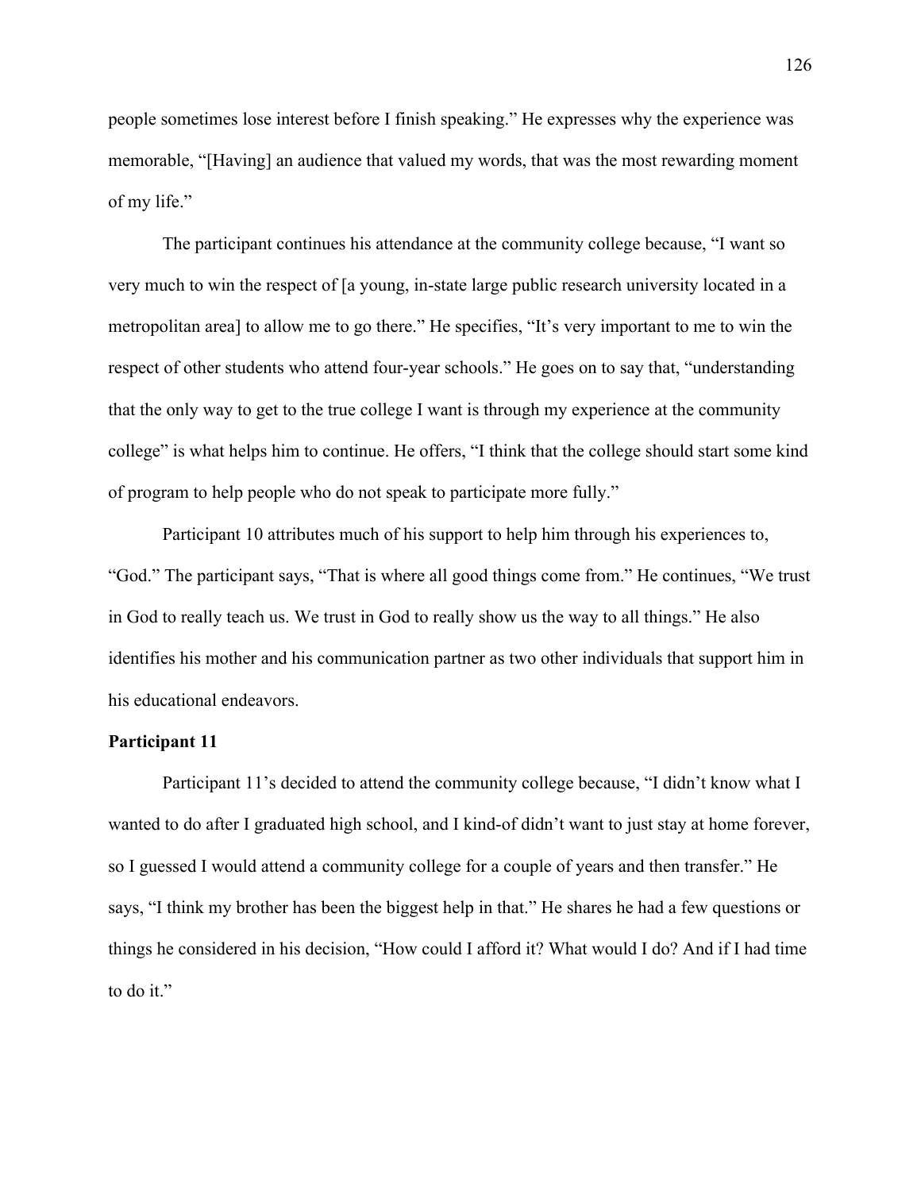people sometimes lose interest before I finish speaking." He expresses why the experience was memorable, "[Having] an audience that valued my words, that was the most rewarding moment of my life."

The participant continues his attendance at the community college because, "I want so very much to win the respect of [a young, in-state large public research university located in a metropolitan area] to allow me to go there." He specifies, "It's very important to me to win the respect of other students who attend four-year schools." He goes on to say that, "understanding that the only way to get to the true college I want is through my experience at the community college" is what helps him to continue. He offers, "I think that the college should start some kind of program to help people who do not speak to participate more fully."

Participant 10 attributes much of his support to help him through his experiences to, "God." The participant says, "That is where all good things come from." He continues, "We trust in God to really teach us. We trust in God to really show us the way to all things." He also identifies his mother and his communication partner as two other individuals that support him in his educational endeavors.

**Participant 11**

Participant 11's decided to attend the community college because, "I didn't know what I wanted to do after I graduated high school, and I kind-of didn't want to just stay at home forever, so I guessed I would attend a community college for a couple of years and then transfer." He says, "I think my brother has been the biggest help in that." He shares he had a few questions or things he considered in his decision, "How could I afford it? What would I do? And if I had time to do it."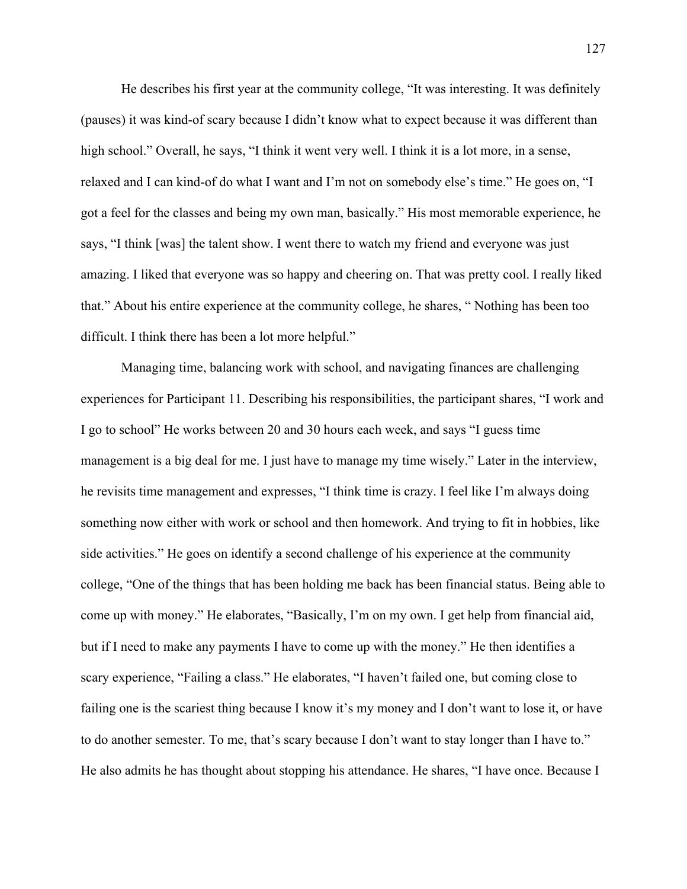He describes his first year at the community college, "It was interesting. It was definitely (pauses) it was kind-of scary because I didn't know what to expect because it was different than high school." Overall, he says, "I think it went very well. I think it is a lot more, in a sense, relaxed and I can kind-of do what I want and I'm not on somebody else's time." He goes on, "I got a feel for the classes and being my own man, basically." His most memorable experience, he says, "I think [was] the talent show. I went there to watch my friend and everyone was just amazing. I liked that everyone was so happy and cheering on. That was pretty cool. I really liked that." About his entire experience at the community college, he shares, " Nothing has been too difficult. I think there has been a lot more helpful."

Managing time, balancing work with school, and navigating finances are challenging experiences for Participant 11. Describing his responsibilities, the participant shares, "I work and I go to school" He works between 20 and 30 hours each week, and says "I guess time management is a big deal for me. I just have to manage my time wisely." Later in the interview, he revisits time management and expresses, "I think time is crazy. I feel like I'm always doing something now either with work or school and then homework. And trying to fit in hobbies, like side activities." He goes on identify a second challenge of his experience at the community college, "One of the things that has been holding me back has been financial status. Being able to come up with money." He elaborates, "Basically, I'm on my own. I get help from financial aid, but if I need to make any payments I have to come up with the money." He then identifies a scary experience, "Failing a class." He elaborates, "I haven't failed one, but coming close to failing one is the scariest thing because I know it's my money and I don't want to lose it, or have to do another semester. To me, that's scary because I don't want to stay longer than I have to." He also admits he has thought about stopping his attendance. He shares, "I have once. Because I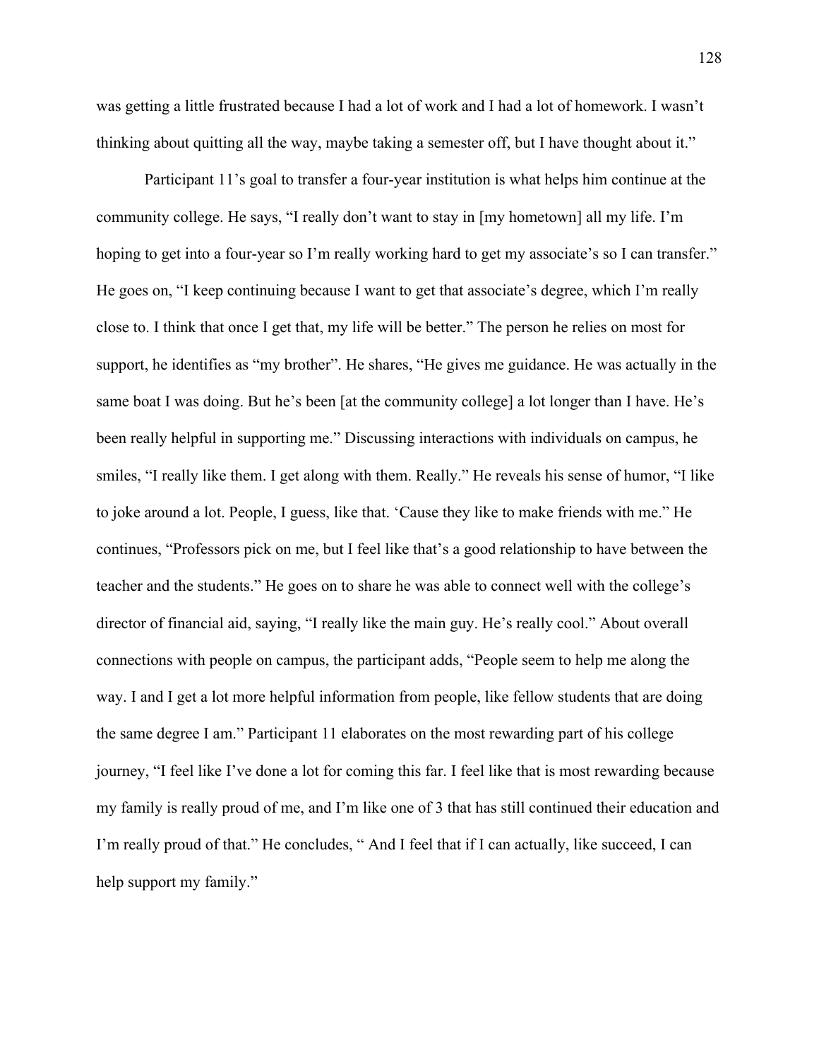was getting a little frustrated because I had a lot of work and I had a lot of homework. I wasn't thinking about quitting all the way, maybe taking a semester off, but I have thought about it."

Participant 11's goal to transfer a four-year institution is what helps him continue at the community college. He says, "I really don't want to stay in [my hometown] all my life. I'm hoping to get into a four-year so I'm really working hard to get my associate's so I can transfer." He goes on, "I keep continuing because I want to get that associate's degree, which I'm really close to. I think that once I get that, my life will be better." The person he relies on most for support, he identifies as "my brother". He shares, "He gives me guidance. He was actually in the same boat I was doing. But he's been [at the community college] a lot longer than I have. He's been really helpful in supporting me." Discussing interactions with individuals on campus, he smiles, "I really like them. I get along with them. Really." He reveals his sense of humor, "I like to joke around a lot. People, I guess, like that. 'Cause they like to make friends with me." He continues, "Professors pick on me, but I feel like that's a good relationship to have between the teacher and the students." He goes on to share he was able to connect well with the college's director of financial aid, saying, "I really like the main guy. He's really cool." About overall connections with people on campus, the participant adds, "People seem to help me along the way. I and I get a lot more helpful information from people, like fellow students that are doing the same degree I am." Participant 11 elaborates on the most rewarding part of his college journey, "I feel like I've done a lot for coming this far. I feel like that is most rewarding because my family is really proud of me, and I'm like one of 3 that has still continued their education and I'm really proud of that." He concludes, " And I feel that if I can actually, like succeed, I can help support my family."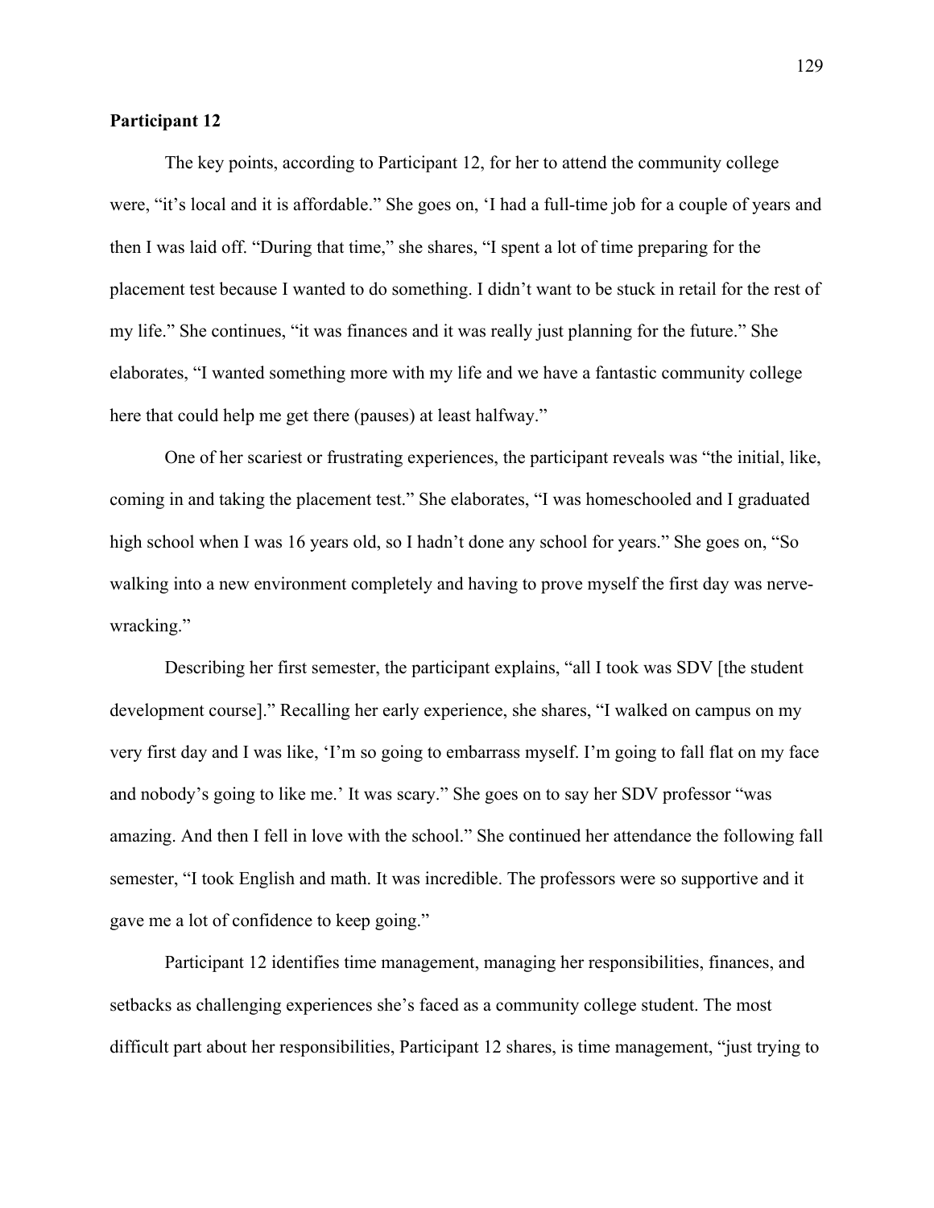**Participant 12**

The key points, according to Participant 12, for her to attend the community college were, “it’s local and it is affordable.” She goes on, ‘I had a full-time job for a couple of years and then I was laid off. “During that time,” she shares, “I spent a lot of time preparing for the placement test because I wanted to do something. I didn’t want to be stuck in retail for the rest of my life.” She continues, “it was finances and it was really just planning for the future.” She elaborates, “I wanted something more with my life and we have a fantastic community college here that could help me get there (pauses) at least halfway.”

One of her scariest or frustrating experiences, the participant reveals was “the initial, like, coming in and taking the placement test.” She elaborates, “I was homeschooled and I graduated high school when I was 16 years old, so I hadn’t done any school for years.” She goes on, “So walking into a new environment completely and having to prove myself the first day was nerve-wracking.”

Describing her first semester, the participant explains, “all I took was SDV [the student development course].” Recalling her early experience, she shares, “I walked on campus on my very first day and I was like, ‘I’m so going to embarrass myself. I’m going to fall flat on my face and nobody’s going to like me.’ It was scary.” She goes on to say her SDV professor “was amazing. And then I fell in love with the school.” She continued her attendance the following fall semester, “I took English and math. It was incredible. The professors were so supportive and it gave me a lot of confidence to keep going.”

Participant 12 identifies time management, managing her responsibilities, finances, and setbacks as challenging experiences she’s faced as a community college student. The most difficult part about her responsibilities, Participant 12 shares, is time management, “just trying to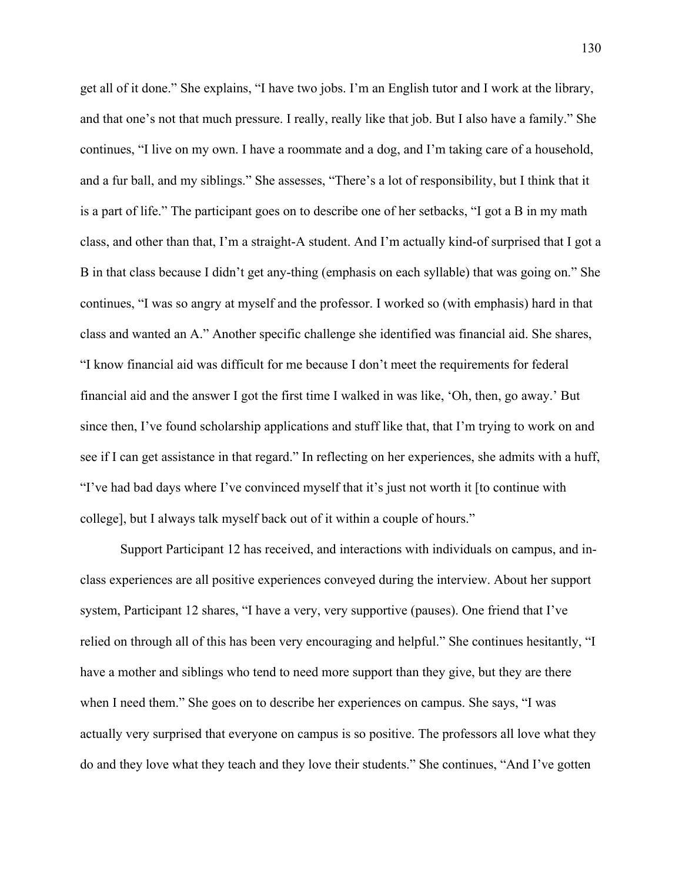get all of it done." She explains, "I have two jobs. I'm an English tutor and I work at the library, and that one's not that much pressure. I really, really like that job. But I also have a family." She continues, "I live on my own. I have a roommate and a dog, and I'm taking care of a household, and a fur ball, and my siblings." She assesses, "There's a lot of responsibility, but I think that it is a part of life." The participant goes on to describe one of her setbacks, "I got a B in my math class, and other than that, I'm a straight-A student. And I'm actually kind-of surprised that I got a B in that class because I didn't get any-thing (emphasis on each syllable) that was going on." She continues, "I was so angry at myself and the professor. I worked so (with emphasis) hard in that class and wanted an A." Another specific challenge she identified was financial aid. She shares, "I know financial aid was difficult for me because I don't meet the requirements for federal financial aid and the answer I got the first time I walked in was like, 'Oh, then, go away.' But since then, I've found scholarship applications and stuff like that, that I'm trying to work on and see if I can get assistance in that regard." In reflecting on her experiences, she admits with a huff, "I've had bad days where I've convinced myself that it's just not worth it [to continue with college], but I always talk myself back out of it within a couple of hours."

Support Participant 12 has received, and interactions with individuals on campus, and in-class experiences are all positive experiences conveyed during the interview. About her support system, Participant 12 shares, "I have a very, very supportive (pauses). One friend that I've relied on through all of this has been very encouraging and helpful." She continues hesitantly, "I have a mother and siblings who tend to need more support than they give, but they are there when I need them." She goes on to describe her experiences on campus. She says, "I was actually very surprised that everyone on campus is so positive. The professors all love what they do and they love what they teach and they love their students." She continues, "And I've gotten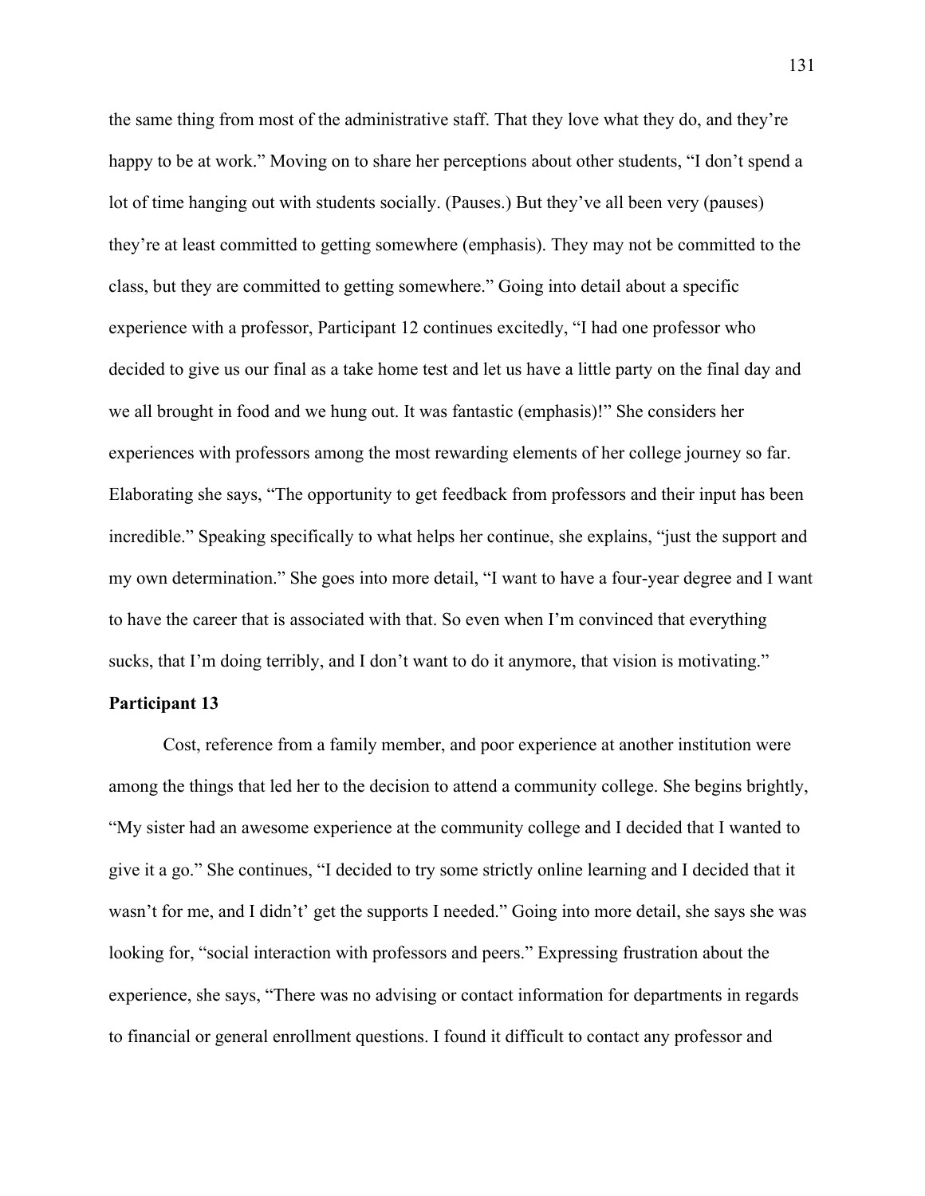the same thing from most of the administrative staff. That they love what they do, and they're happy to be at work." Moving on to share her perceptions about other students, "I don't spend a lot of time hanging out with students socially. (Pauses.) But they've all been very (pauses) they're at least committed to getting somewhere (emphasis). They may not be committed to the class, but they are committed to getting somewhere." Going into detail about a specific experience with a professor, Participant 12 continues excitedly, "I had one professor who decided to give us our final as a take home test and let us have a little party on the final day and we all brought in food and we hung out. It was fantastic (emphasis)!" She considers her experiences with professors among the most rewarding elements of her college journey so far. Elaborating she says, "The opportunity to get feedback from professors and their input has been incredible." Speaking specifically to what helps her continue, she explains, "just the support and my own determination." She goes into more detail, "I want to have a four-year degree and I want to have the career that is associated with that. So even when I'm convinced that everything sucks, that I'm doing terribly, and I don't want to do it anymore, that vision is motivating."

**Participant 13**

Cost, reference from a family member, and poor experience at another institution were among the things that led her to the decision to attend a community college. She begins brightly, "My sister had an awesome experience at the community college and I decided that I wanted to give it a go." She continues, "I decided to try some strictly online learning and I decided that it wasn't for me, and I didn't' get the supports I needed." Going into more detail, she says she was looking for, "social interaction with professors and peers." Expressing frustration about the experience, she says, "There was no advising or contact information for departments in regards to financial or general enrollment questions. I found it difficult to contact any professor and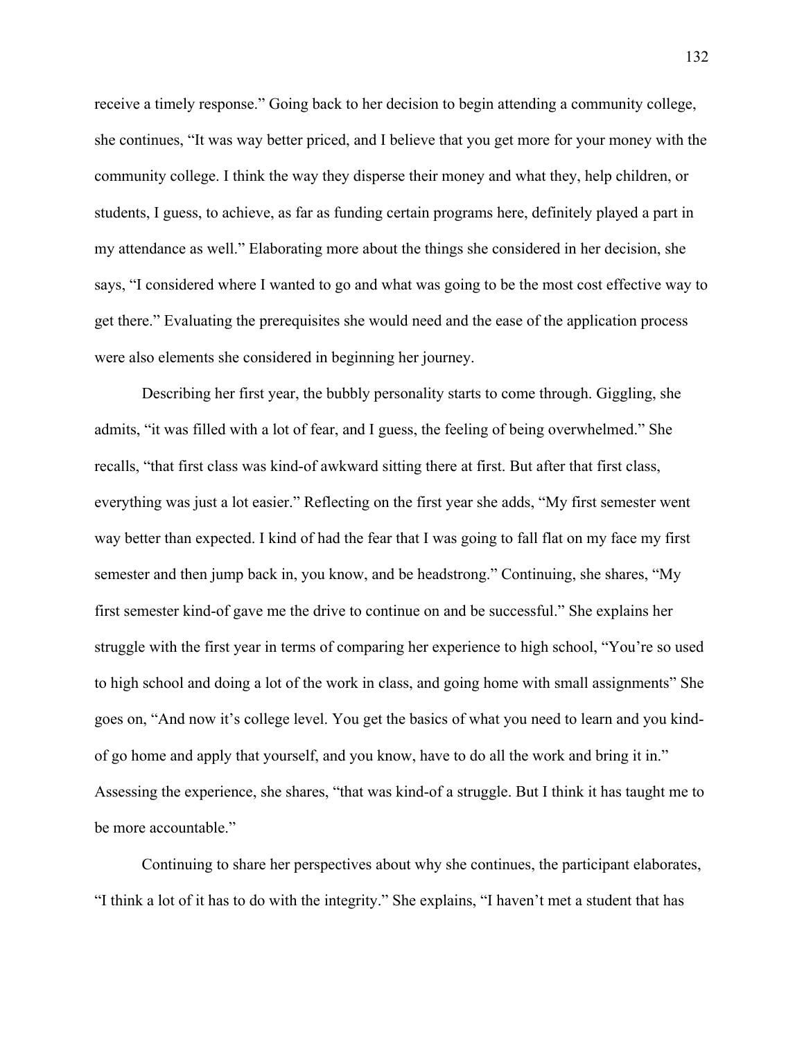receive a timely response." Going back to her decision to begin attending a community college, she continues, "It was way better priced, and I believe that you get more for your money with the community college. I think the way they disperse their money and what they, help children, or students, I guess, to achieve, as far as funding certain programs here, definitely played a part in my attendance as well." Elaborating more about the things she considered in her decision, she says, "I considered where I wanted to go and what was going to be the most cost effective way to get there." Evaluating the prerequisites she would need and the ease of the application process were also elements she considered in beginning her journey.

Describing her first year, the bubbly personality starts to come through. Giggling, she admits, "it was filled with a lot of fear, and I guess, the feeling of being overwhelmed." She recalls, "that first class was kind-of awkward sitting there at first. But after that first class, everything was just a lot easier." Reflecting on the first year she adds, "My first semester went way better than expected. I kind of had the fear that I was going to fall flat on my face my first semester and then jump back in, you know, and be headstrong." Continuing, she shares, "My first semester kind-of gave me the drive to continue on and be successful." She explains her struggle with the first year in terms of comparing her experience to high school, "You're so used to high school and doing a lot of the work in class, and going home with small assignments" She goes on, "And now it's college level. You get the basics of what you need to learn and you kind-of go home and apply that yourself, and you know, have to do all the work and bring it in." Assessing the experience, she shares, "that was kind-of a struggle. But I think it has taught me to be more accountable."

Continuing to share her perspectives about why she continues, the participant elaborates, "I think a lot of it has to do with the integrity." She explains, "I haven't met a student that has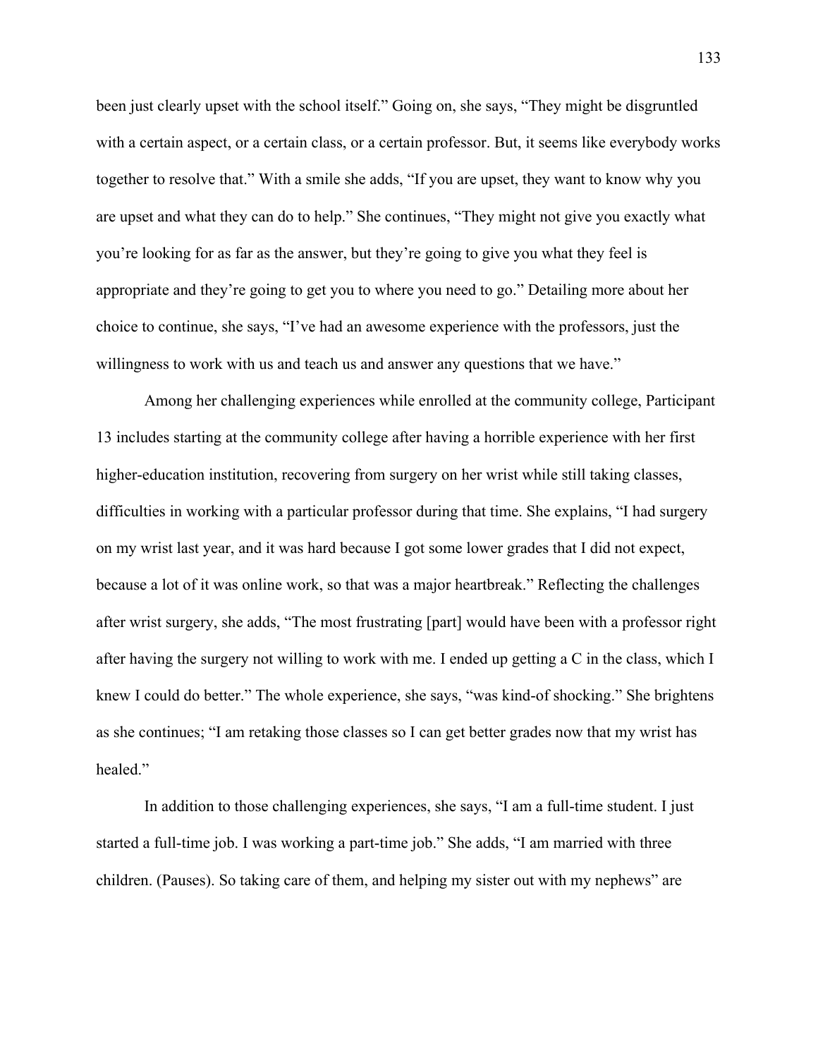been just clearly upset with the school itself." Going on, she says, "They might be disgruntled with a certain aspect, or a certain class, or a certain professor. But, it seems like everybody works together to resolve that." With a smile she adds, "If you are upset, they want to know why you are upset and what they can do to help." She continues, "They might not give you exactly what you're looking for as far as the answer, but they're going to give you what they feel is appropriate and they're going to get you to where you need to go." Detailing more about her choice to continue, she says, "I've had an awesome experience with the professors, just the willingness to work with us and teach us and answer any questions that we have."

Among her challenging experiences while enrolled at the community college, Participant 13 includes starting at the community college after having a horrible experience with her first higher-education institution, recovering from surgery on her wrist while still taking classes, difficulties in working with a particular professor during that time. She explains, "I had surgery on my wrist last year, and it was hard because I got some lower grades that I did not expect, because a lot of it was online work, so that was a major heartbreak." Reflecting the challenges after wrist surgery, she adds, "The most frustrating [part] would have been with a professor right after having the surgery not willing to work with me. I ended up getting a C in the class, which I knew I could do better." The whole experience, she says, "was kind-of shocking." She brightens as she continues; "I am retaking those classes so I can get better grades now that my wrist has healed."

In addition to those challenging experiences, she says, "I am a full-time student. I just started a full-time job. I was working a part-time job." She adds, "I am married with three children. (Pauses). So taking care of them, and helping my sister out with my nephews" are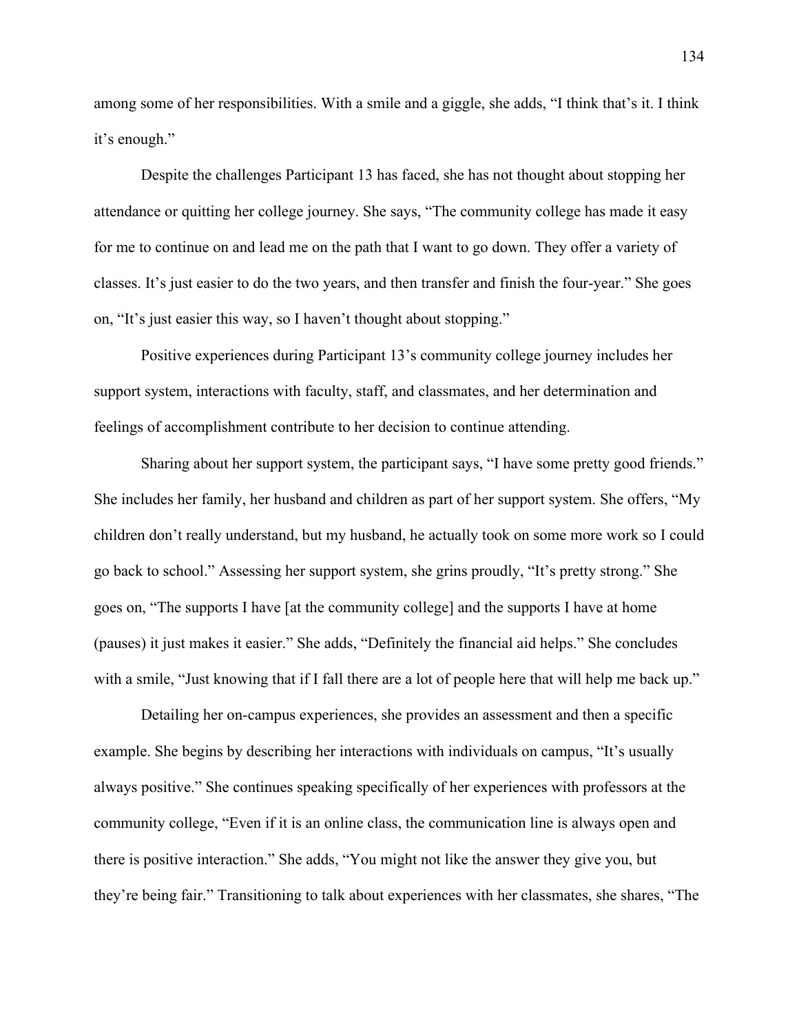among some of her responsibilities. With a smile and a giggle, she adds, “I think that’s it. I think it’s enough.”

Despite the challenges Participant 13 has faced, she has not thought about stopping her attendance or quitting her college journey. She says, “The community college has made it easy for me to continue on and lead me on the path that I want to go down. They offer a variety of classes. It’s just easier to do the two years, and then transfer and finish the four-year.” She goes on, “It’s just easier this way, so I haven’t thought about stopping.”

Positive experiences during Participant 13’s community college journey includes her support system, interactions with faculty, staff, and classmates, and her determination and feelings of accomplishment contribute to her decision to continue attending.

Sharing about her support system, the participant says, “I have some pretty good friends.” She includes her family, her husband and children as part of her support system. She offers, “My children don’t really understand, but my husband, he actually took on some more work so I could go back to school.” Assessing her support system, she grins proudly, “It’s pretty strong.” She goes on, “The supports I have [at the community college] and the supports I have at home (pauses) it just makes it easier.” She adds, “Definitely the financial aid helps.” She concludes with a smile, “Just knowing that if I fall there are a lot of people here that will help me back up.”

Detailing her on-campus experiences, she provides an assessment and then a specific example. She begins by describing her interactions with individuals on campus, “It’s usually always positive.” She continues speaking specifically of her experiences with professors at the community college, “Even if it is an online class, the communication line is always open and there is positive interaction.” She adds, “You might not like the answer they give you, but they’re being fair.” Transitioning to talk about experiences with her classmates, she shares, “The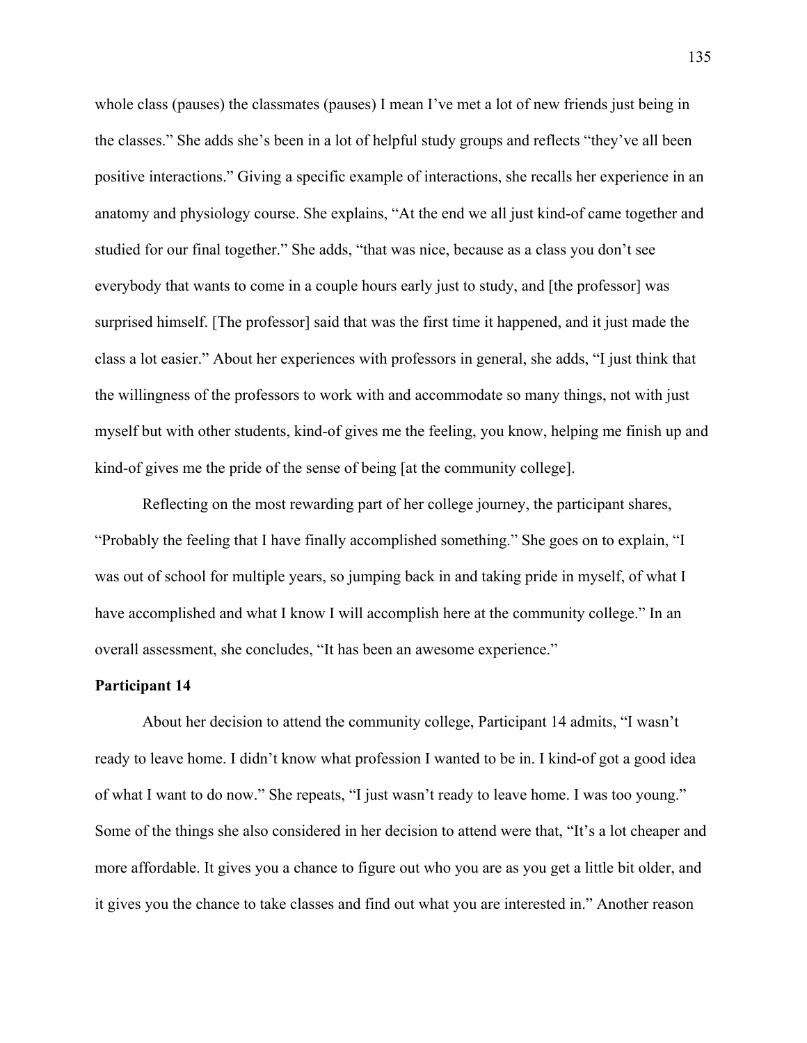whole class (pauses) the classmates (pauses) I mean I’ve met a lot of new friends just being in the classes.” She adds she’s been in a lot of helpful study groups and reflects “they’ve all been positive interactions.” Giving a specific example of interactions, she recalls her experience in an anatomy and physiology course. She explains, “At the end we all just kind-of came together and studied for our final together.” She adds, “that was nice, because as a class you don’t see everybody that wants to come in a couple hours early just to study, and [the professor] was surprised himself. [The professor] said that was the first time it happened, and it just made the class a lot easier.” About her experiences with professors in general, she adds, “I just think that the willingness of the professors to work with and accommodate so many things, not with just myself but with other students, kind-of gives me the feeling, you know, helping me finish up and kind-of gives me the pride of the sense of being [at the community college].

Reflecting on the most rewarding part of her college journey, the participant shares, “Probably the feeling that I have finally accomplished something.” She goes on to explain, “I was out of school for multiple years, so jumping back in and taking pride in myself, of what I have accomplished and what I know I will accomplish here at the community college.” In an overall assessment, she concludes, “It has been an awesome experience.”

**Participant 14**

About her decision to attend the community college, Participant 14 admits, “I wasn’t ready to leave home. I didn’t know what profession I wanted to be in. I kind-of got a good idea of what I want to do now.” She repeats, “I just wasn’t ready to leave home. I was too young.” Some of the things she also considered in her decision to attend were that, “It’s a lot cheaper and more affordable. It gives you a chance to figure out who you are as you get a little bit older, and it gives you the chance to take classes and find out what you are interested in.” Another reason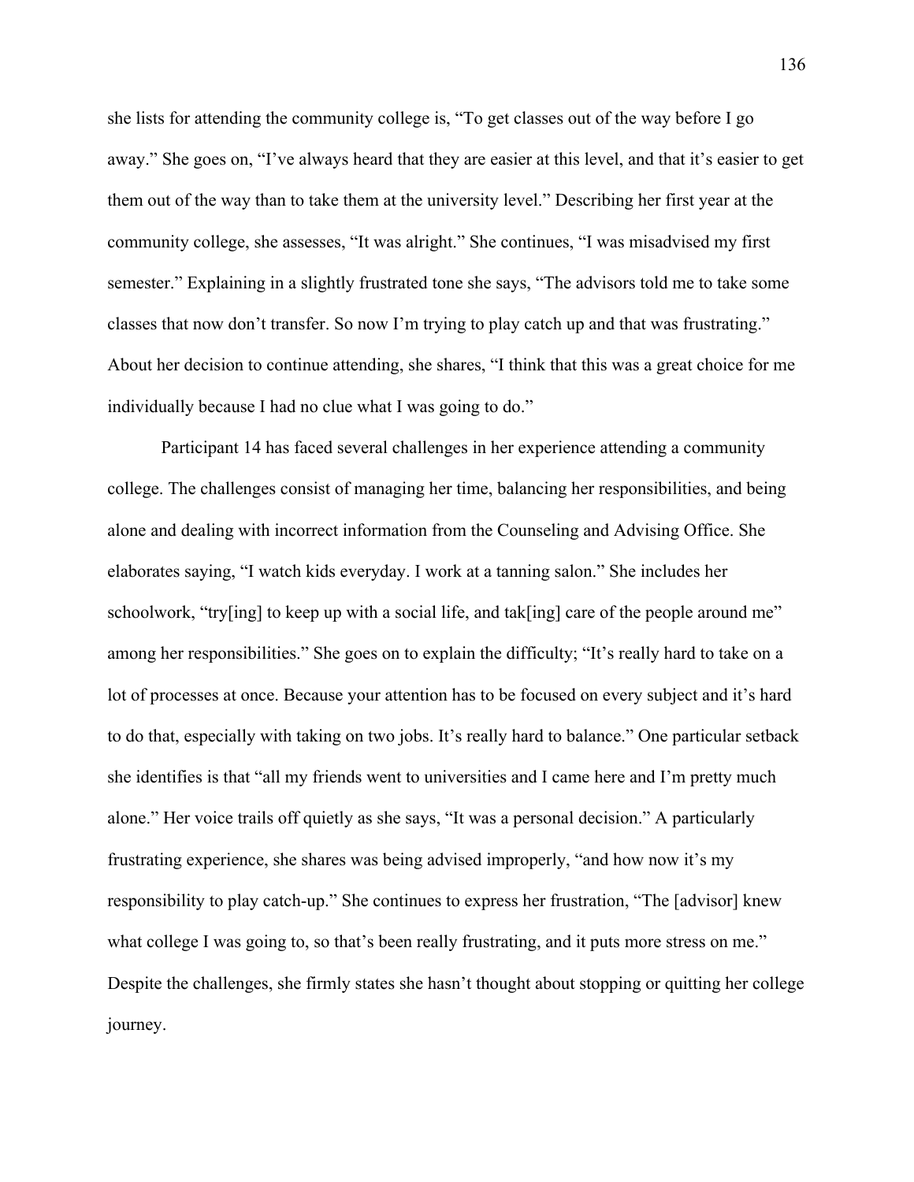she lists for attending the community college is, "To get classes out of the way before I go away." She goes on, "I've always heard that they are easier at this level, and that it's easier to get them out of the way than to take them at the university level." Describing her first year at the community college, she assesses, "It was alright." She continues, "I was misadvised my first semester." Explaining in a slightly frustrated tone she says, "The advisors told me to take some classes that now don't transfer. So now I'm trying to play catch up and that was frustrating." About her decision to continue attending, she shares, "I think that this was a great choice for me individually because I had no clue what I was going to do."

Participant 14 has faced several challenges in her experience attending a community college. The challenges consist of managing her time, balancing her responsibilities, and being alone and dealing with incorrect information from the Counseling and Advising Office. She elaborates saying, "I watch kids everyday. I work at a tanning salon." She includes her schoolwork, "try[ing] to keep up with a social life, and tak[ing] care of the people around me" among her responsibilities." She goes on to explain the difficulty; "It's really hard to take on a lot of processes at once. Because your attention has to be focused on every subject and it's hard to do that, especially with taking on two jobs. It's really hard to balance." One particular setback she identifies is that "all my friends went to universities and I came here and I'm pretty much alone." Her voice trails off quietly as she says, "It was a personal decision." A particularly frustrating experience, she shares was being advised improperly, "and how now it's my responsibility to play catch-up." She continues to express her frustration, "The [advisor] knew what college I was going to, so that's been really frustrating, and it puts more stress on me." Despite the challenges, she firmly states she hasn't thought about stopping or quitting her college journey.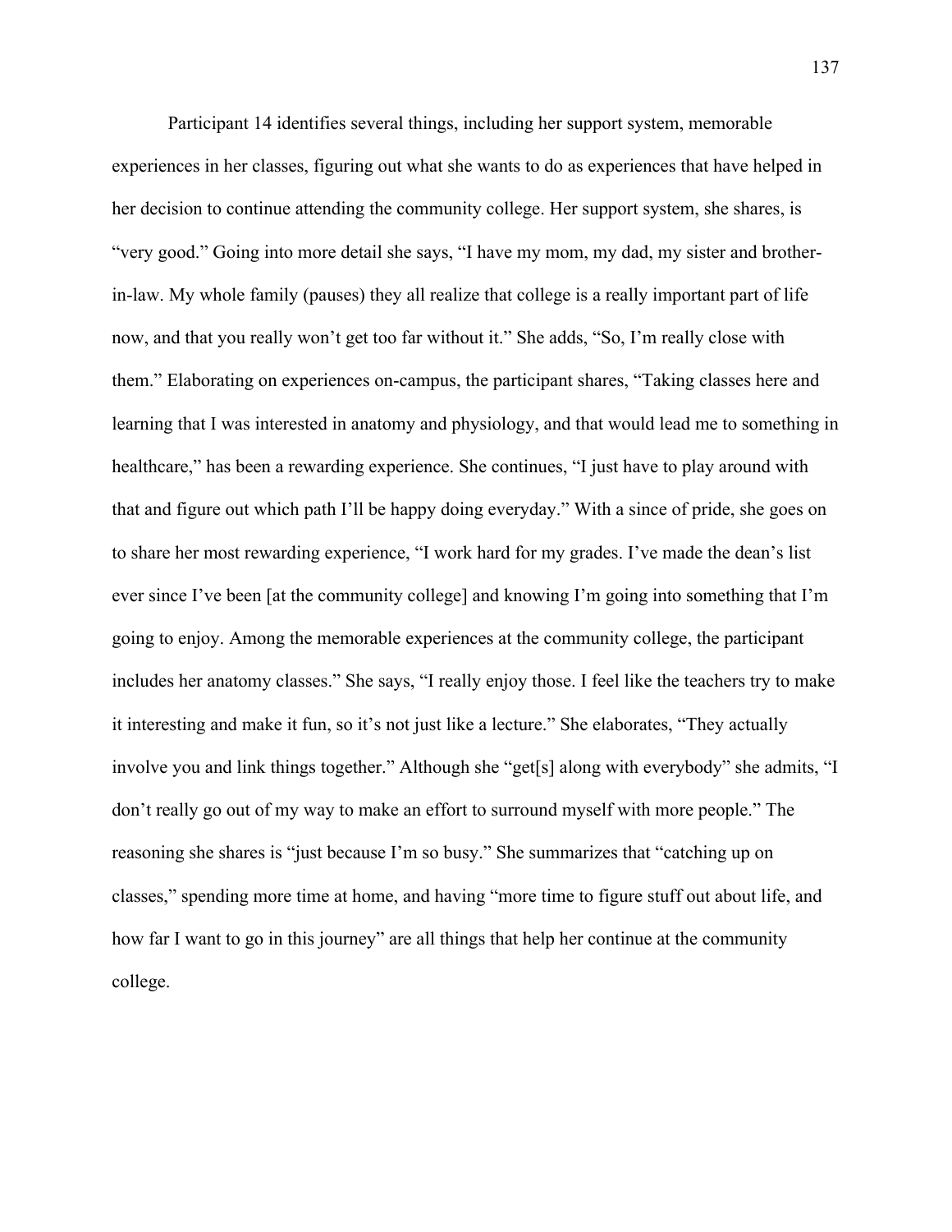Participant 14 identifies several things, including her support system, memorable experiences in her classes, figuring out what she wants to do as experiences that have helped in her decision to continue attending the community college. Her support system, she shares, is "very good." Going into more detail she says, "I have my mom, my dad, my sister and brother-in-law. My whole family (pauses) they all realize that college is a really important part of life now, and that you really won't get too far without it." She adds, "So, I'm really close with them." Elaborating on experiences on-campus, the participant shares, "Taking classes here and learning that I was interested in anatomy and physiology, and that would lead me to something in healthcare," has been a rewarding experience. She continues, "I just have to play around with that and figure out which path I'll be happy doing everyday." With a since of pride, she goes on to share her most rewarding experience, "I work hard for my grades. I've made the dean's list ever since I've been [at the community college] and knowing I'm going into something that I'm going to enjoy. Among the memorable experiences at the community college, the participant includes her anatomy classes." She says, "I really enjoy those. I feel like the teachers try to make it interesting and make it fun, so it's not just like a lecture." She elaborates, "They actually involve you and link things together." Although she "get[s] along with everybody" she admits, "I don't really go out of my way to make an effort to surround myself with more people." The reasoning she shares is "just because I'm so busy." She summarizes that "catching up on classes," spending more time at home, and having "more time to figure stuff out about life, and how far I want to go in this journey" are all things that help her continue at the community college.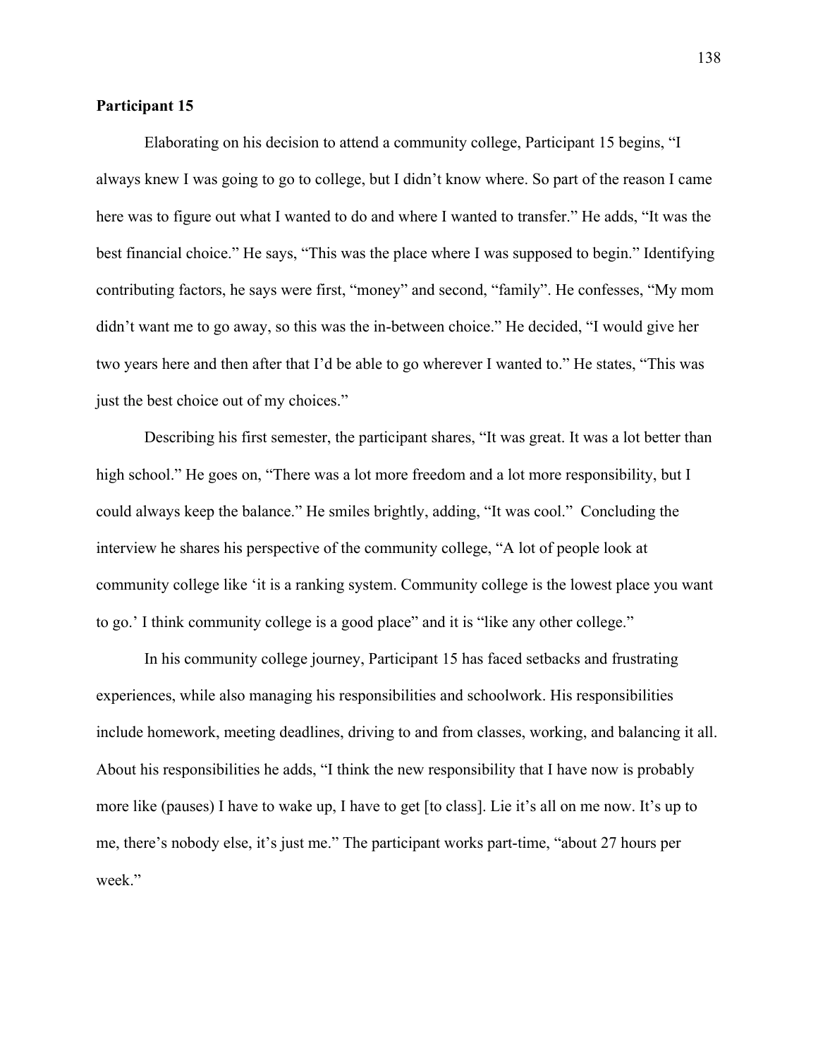**Participant 15**

Elaborating on his decision to attend a community college, Participant 15 begins, "I always knew I was going to go to college, but I didn't know where. So part of the reason I came here was to figure out what I wanted to do and where I wanted to transfer." He adds, "It was the best financial choice." He says, "This was the place where I was supposed to begin." Identifying contributing factors, he says were first, "money" and second, "family". He confesses, "My mom didn't want me to go away, so this was the in-between choice." He decided, "I would give her two years here and then after that I'd be able to go wherever I wanted to." He states, "This was just the best choice out of my choices."

Describing his first semester, the participant shares, "It was great. It was a lot better than high school." He goes on, "There was a lot more freedom and a lot more responsibility, but I could always keep the balance." He smiles brightly, adding, "It was cool." Concluding the interview he shares his perspective of the community college, "A lot of people look at community college like 'it is a ranking system. Community college is the lowest place you want to go.' I think community college is a good place" and it is "like any other college."

In his community college journey, Participant 15 has faced setbacks and frustrating experiences, while also managing his responsibilities and schoolwork. His responsibilities include homework, meeting deadlines, driving to and from classes, working, and balancing it all. About his responsibilities he adds, "I think the new responsibility that I have now is probably more like (pauses) I have to wake up, I have to get [to class]. Lie it's all on me now. It's up to me, there's nobody else, it's just me." The participant works part-time, "about 27 hours per week."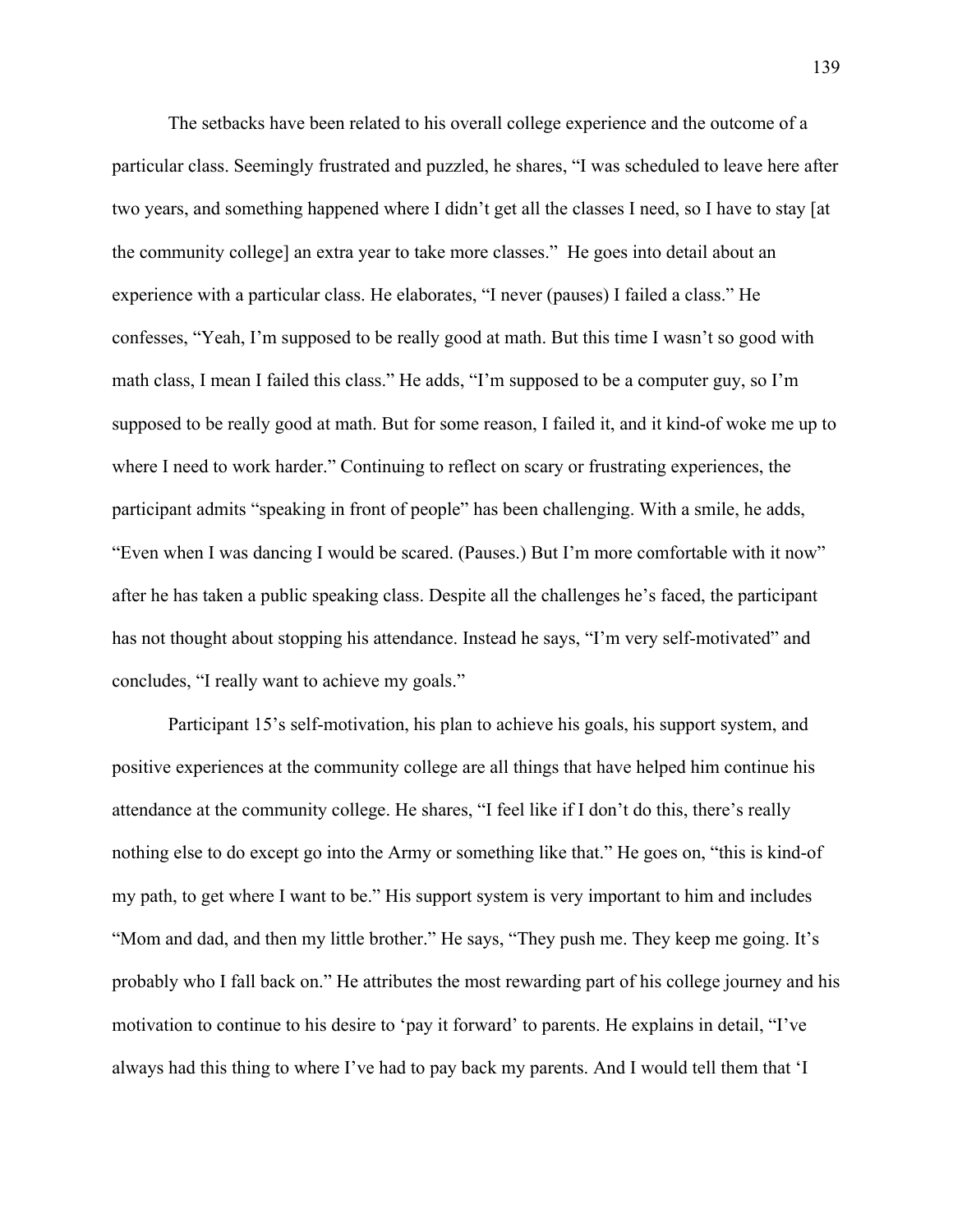The setbacks have been related to his overall college experience and the outcome of a particular class. Seemingly frustrated and puzzled, he shares, "I was scheduled to leave here after two years, and something happened where I didn't get all the classes I need, so I have to stay [at the community college] an extra year to take more classes." He goes into detail about an experience with a particular class. He elaborates, "I never (pauses) I failed a class." He confesses, "Yeah, I'm supposed to be really good at math. But this time I wasn't so good with math class, I mean I failed this class." He adds, "I'm supposed to be a computer guy, so I'm supposed to be really good at math. But for some reason, I failed it, and it kind-of woke me up to where I need to work harder." Continuing to reflect on scary or frustrating experiences, the participant admits "speaking in front of people" has been challenging. With a smile, he adds, "Even when I was dancing I would be scared. (Pauses.) But I'm more comfortable with it now" after he has taken a public speaking class. Despite all the challenges he's faced, the participant has not thought about stopping his attendance. Instead he says, "I'm very self-motivated" and concludes, "I really want to achieve my goals."

Participant 15's self-motivation, his plan to achieve his goals, his support system, and positive experiences at the community college are all things that have helped him continue his attendance at the community college. He shares, "I feel like if I don't do this, there's really nothing else to do except go into the Army or something like that." He goes on, "this is kind-of my path, to get where I want to be." His support system is very important to him and includes "Mom and dad, and then my little brother." He says, "They push me. They keep me going. It's probably who I fall back on." He attributes the most rewarding part of his college journey and his motivation to continue to his desire to 'pay it forward' to parents. He explains in detail, "I've always had this thing to where I've had to pay back my parents. And I would tell them that 'I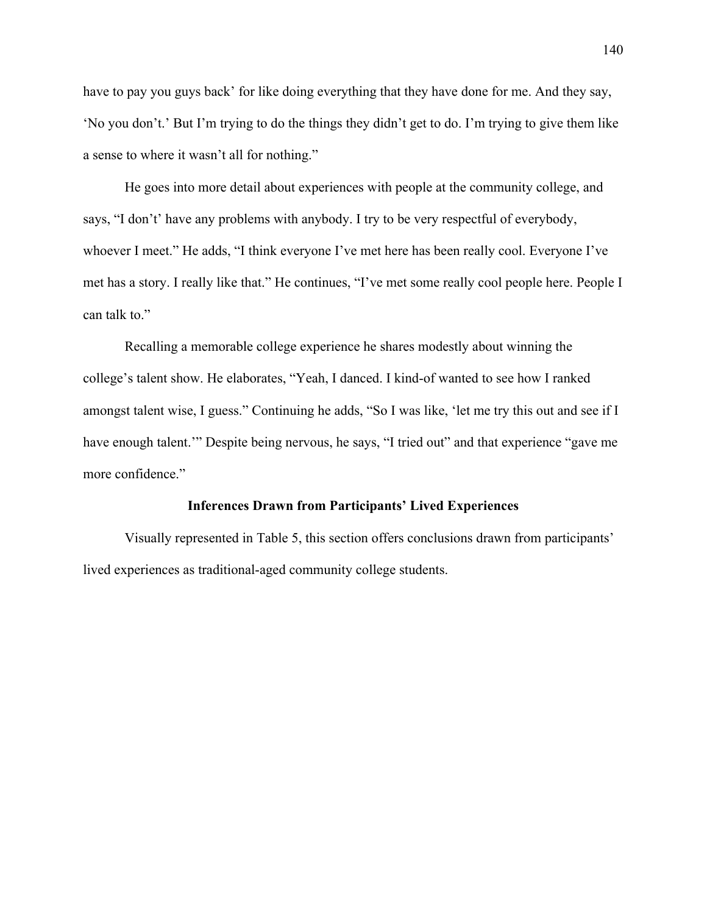have to pay you guys back' for like doing everything that they have done for me. And they say, 'No you don't.' But I'm trying to do the things they didn't get to do. I'm trying to give them like a sense to where it wasn't all for nothing."

He goes into more detail about experiences with people at the community college, and says, "I don't' have any problems with anybody. I try to be very respectful of everybody, whoever I meet." He adds, "I think everyone I've met here has been really cool. Everyone I've met has a story. I really like that." He continues, "I've met some really cool people here. People I can talk to."

Recalling a memorable college experience he shares modestly about winning the college's talent show. He elaborates, "Yeah, I danced. I kind-of wanted to see how I ranked amongst talent wise, I guess." Continuing he adds, "So I was like, 'let me try this out and see if I have enough talent.'" Despite being nervous, he says, "I tried out" and that experience "gave me more confidence."

## Inferences Drawn from Participants' Lived Experiences

Visually represented in Table 5, this section offers conclusions drawn from participants' lived experiences as traditional-aged community college students.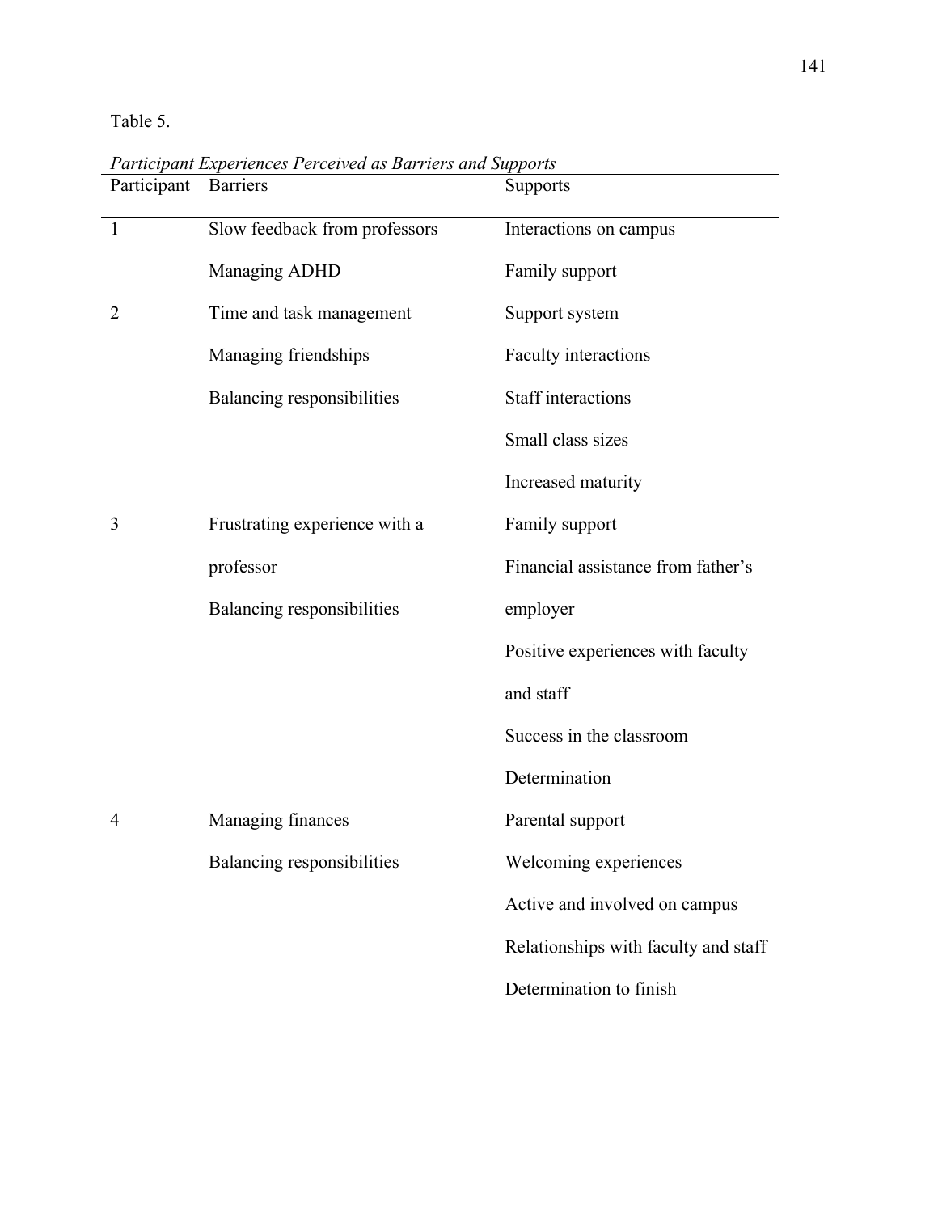Table 5.

*Participant Experiences Perceived as Barriers and Supports*

| Participant | Barriers | Supports |
|---|---|---|
| 1 | Slow feedback from professors | Interactions on campus |
| | Managing ADHD | Family support |
| 2 | Time and task management | Support system |
| | Managing friendships | Faculty interactions |
| | Balancing responsibilities | Staff interactions |
| | | Small class sizes |
| | | Increased maturity |
| 3 | Frustrating experience with a professor | Family support |
| | Balancing responsibilities | Financial assistance from father's employer |
| | | Positive experiences with faculty and staff |
| | | Success in the classroom |
| | | Determination |
| 4 | Managing finances | Parental support |
| | Balancing responsibilities | Welcoming experiences |
| | | Active and involved on campus |
| | | Relationships with faculty and staff |
| | | Determination to finish |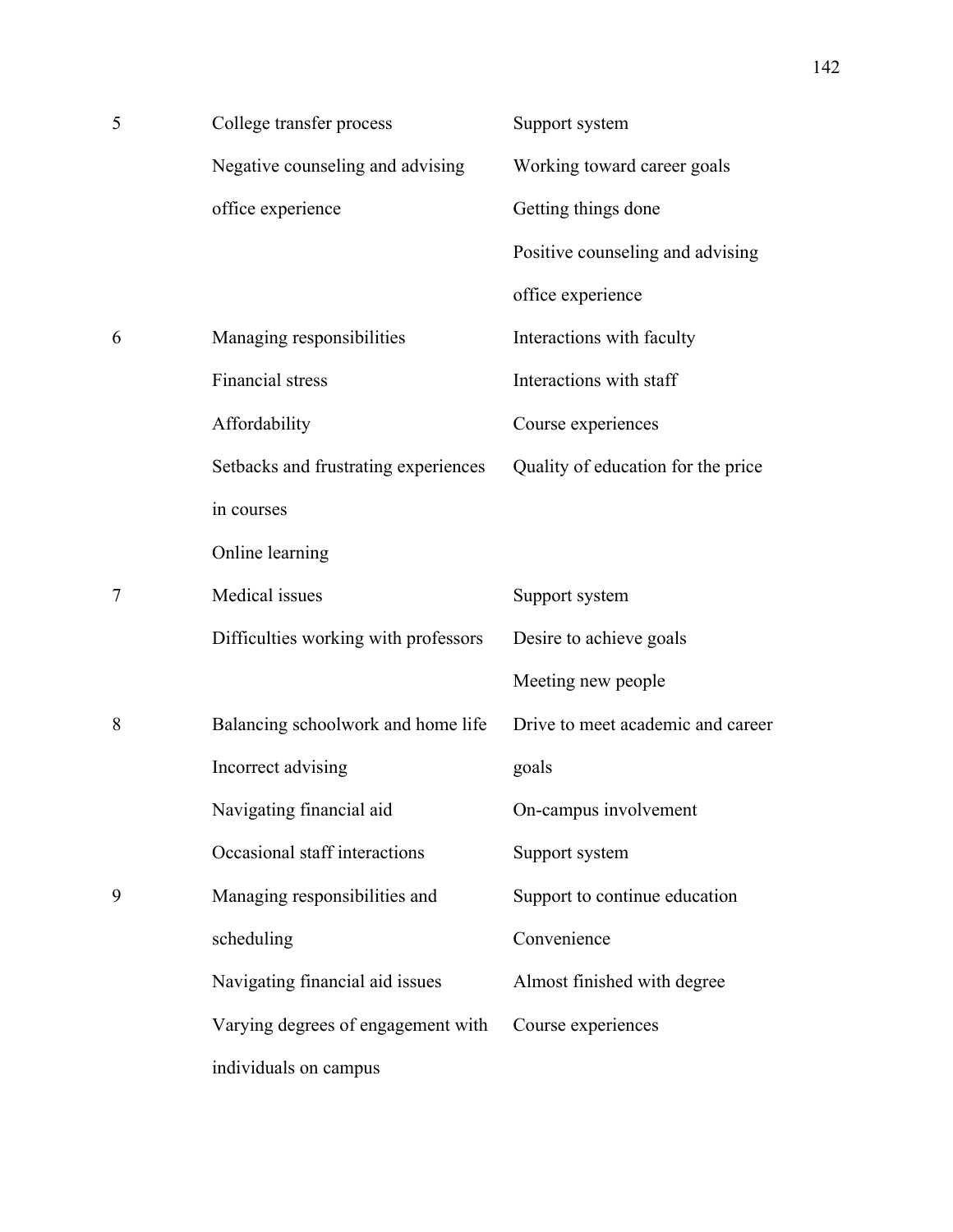| | | |
|---|---|---|
| 5 | College transfer process<br>Negative counseling and advising office experience | Support system<br>Working toward career goals<br>Getting things done<br>Positive counseling and advising office experience |
| 6 | Managing responsibilities<br>Financial stress<br>Affordability<br>Setbacks and frustrating experiences in courses<br>Online learning | Interactions with faculty<br>Interactions with staff<br>Course experiences<br>Quality of education for the price |
| 7 | Medical issues<br>Difficulties working with professors | Support system<br>Desire to achieve goals<br>Meeting new people |
| 8 | Balancing schoolwork and home life<br>Incorrect advising<br>Navigating financial aid<br>Occasional staff interactions | Drive to meet academic and career goals<br>On-campus involvement<br>Support system |
| 9 | Managing responsibilities and scheduling<br>Navigating financial aid issues<br>Varying degrees of engagement with individuals on campus | Support to continue education<br>Convenience<br>Almost finished with degree<br>Course experiences |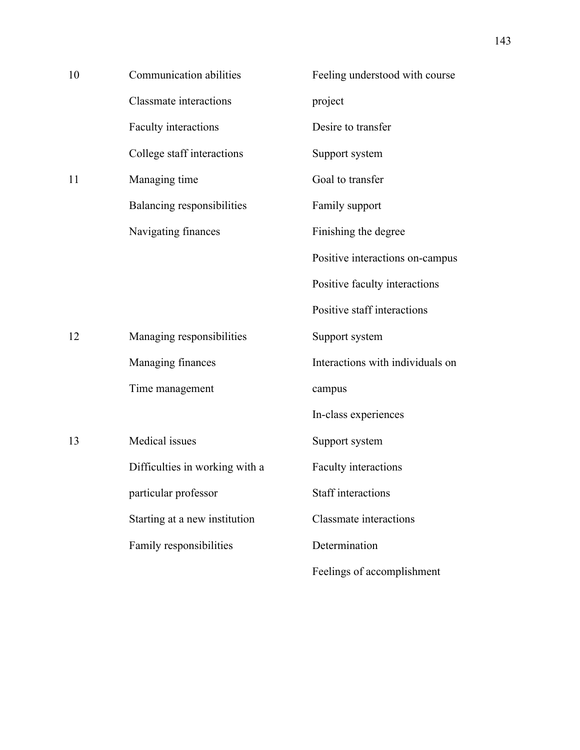| | | |
|---|---|---|
| 10 | Communication abilities | Feeling understood with course project |
| | Classmate interactions | Desire to transfer |
| | Faculty interactions | Support system |
| | College staff interactions | |
| 11 | Managing time | Goal to transfer |
| | Balancing responsibilities | Family support |
| | Navigating finances | Finishing the degree |
| | | Positive interactions on-campus |
| | | Positive faculty interactions |
| | | Positive staff interactions |
| 12 | Managing responsibilities | Support system |
| | Managing finances | Interactions with individuals on campus |
| | Time management | In-class experiences |
| 13 | Medical issues | Support system |
| | Difficulties in working with a particular professor | Faculty interactions |
| | | Staff interactions |
| | Starting at a new institution | Classmate interactions |
| | Family responsibilities | Determination |
| | | Feelings of accomplishment |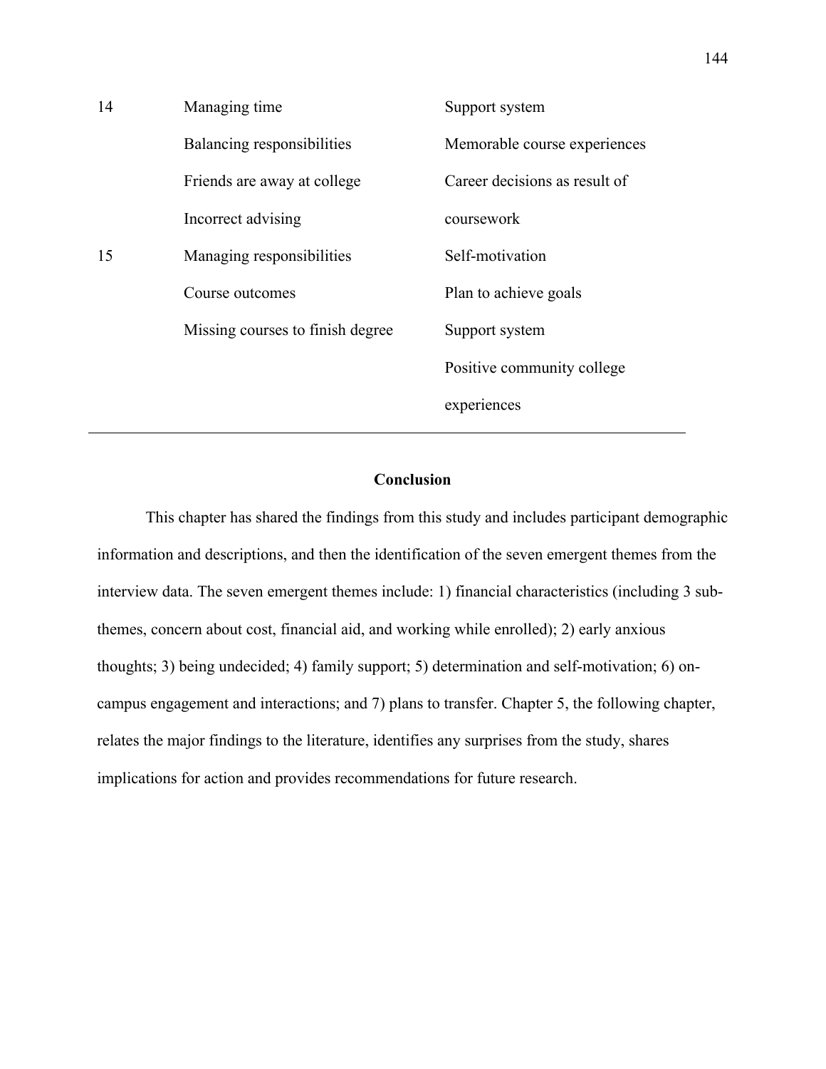| | | |
|---|---|---|
| 14 | Managing time | Support system |
| | Balancing responsibilities | Memorable course experiences |
| | Friends are away at college | Career decisions as result of coursework |
| | Incorrect advising | |
| 15 | Managing responsibilities | Self-motivation |
| | Course outcomes | Plan to achieve goals |
| | Missing courses to finish degree | Support system |
| | | Positive community college experiences |

## Conclusion

This chapter has shared the findings from this study and includes participant demographic information and descriptions, and then the identification of the seven emergent themes from the interview data. The seven emergent themes include: 1) financial characteristics (including 3 sub-themes, concern about cost, financial aid, and working while enrolled); 2) early anxious thoughts; 3) being undecided; 4) family support; 5) determination and self-motivation; 6) on-campus engagement and interactions; and 7) plans to transfer. Chapter 5, the following chapter, relates the major findings to the literature, identifies any surprises from the study, shares implications for action and provides recommendations for future research.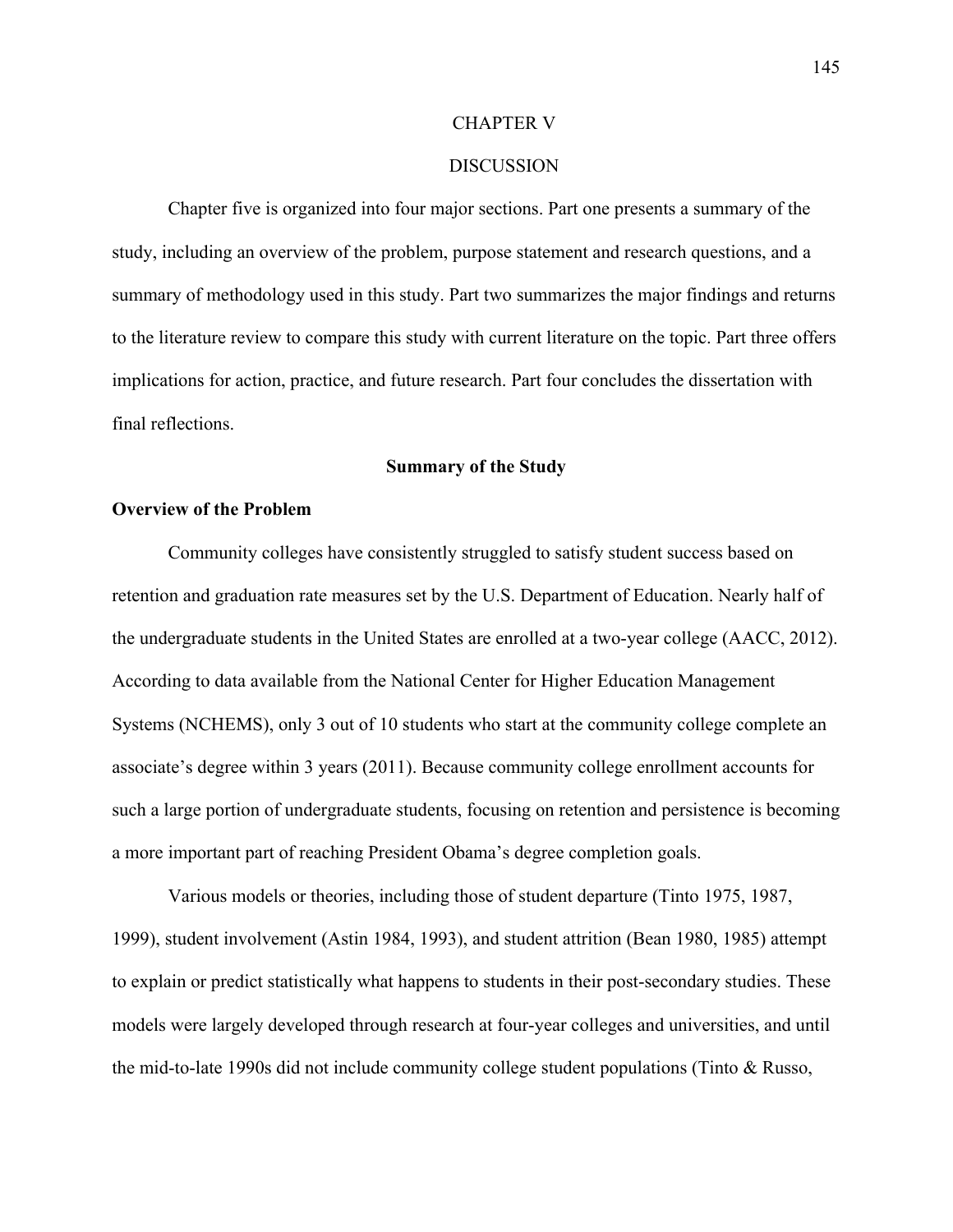# CHAPTER V

# DISCUSSION

Chapter five is organized into four major sections. Part one presents a summary of the study, including an overview of the problem, purpose statement and research questions, and a summary of methodology used in this study. Part two summarizes the major findings and returns to the literature review to compare this study with current literature on the topic. Part three offers implications for action, practice, and future research. Part four concludes the dissertation with final reflections.

## Summary of the Study

### Overview of the Problem

Community colleges have consistently struggled to satisfy student success based on retention and graduation rate measures set by the U.S. Department of Education. Nearly half of the undergraduate students in the United States are enrolled at a two-year college (AACC, 2012). According to data available from the National Center for Higher Education Management Systems (NCHEMS), only 3 out of 10 students who start at the community college complete an associate's degree within 3 years (2011). Because community college enrollment accounts for such a large portion of undergraduate students, focusing on retention and persistence is becoming a more important part of reaching President Obama's degree completion goals.

Various models or theories, including those of student departure (Tinto 1975, 1987, 1999), student involvement (Astin 1984, 1993), and student attrition (Bean 1980, 1985) attempt to explain or predict statistically what happens to students in their post-secondary studies. These models were largely developed through research at four-year colleges and universities, and until the mid-to-late 1990s did not include community college student populations (Tinto & Russo,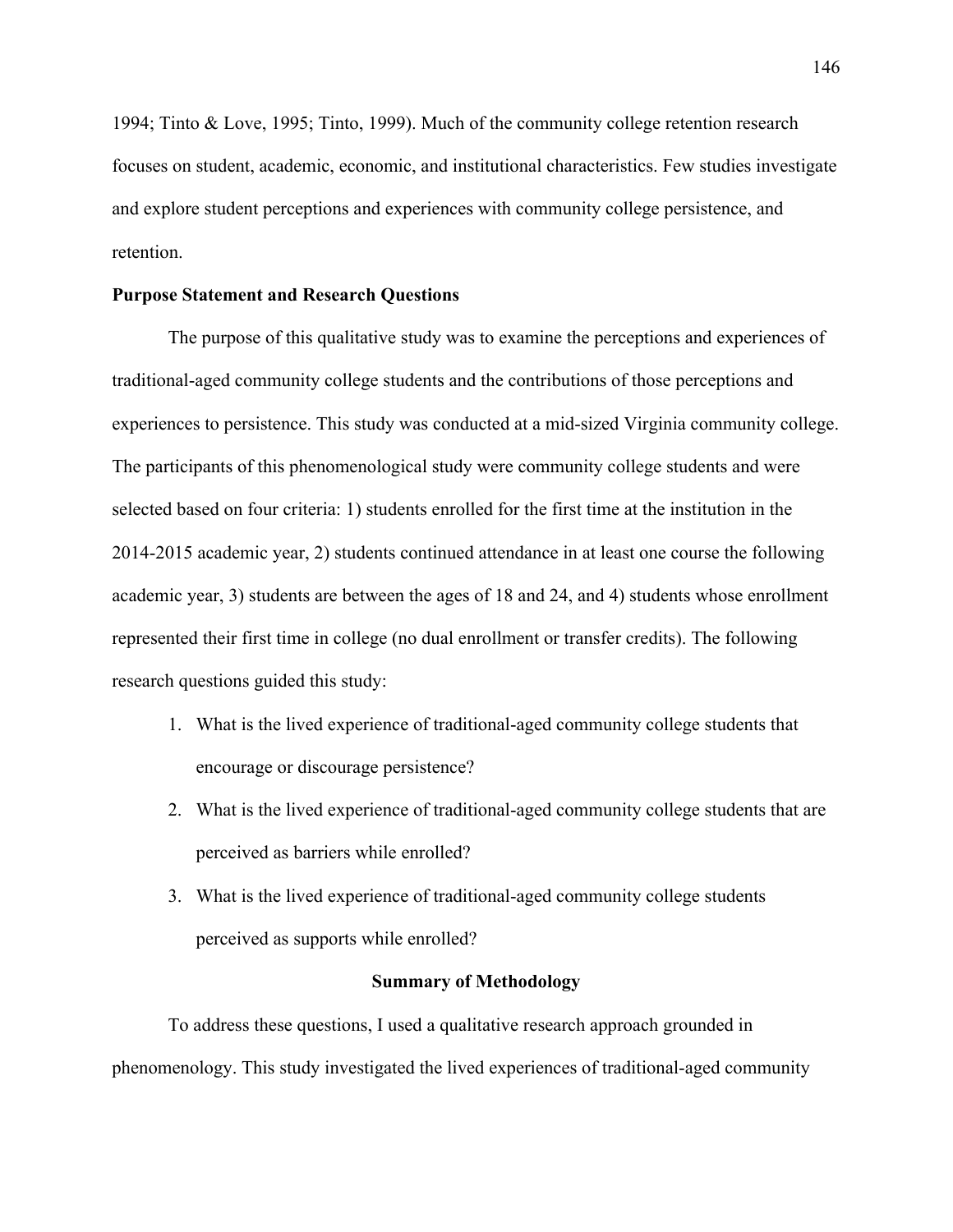1994; Tinto & Love, 1995; Tinto, 1999). Much of the community college retention research focuses on student, academic, economic, and institutional characteristics. Few studies investigate and explore student perceptions and experiences with community college persistence, and retention.

**Purpose Statement and Research Questions**

The purpose of this qualitative study was to examine the perceptions and experiences of traditional-aged community college students and the contributions of those perceptions and experiences to persistence. This study was conducted at a mid-sized Virginia community college. The participants of this phenomenological study were community college students and were selected based on four criteria: 1) students enrolled for the first time at the institution in the 2014-2015 academic year, 2) students continued attendance in at least one course the following academic year, 3) students are between the ages of 18 and 24, and 4) students whose enrollment represented their first time in college (no dual enrollment or transfer credits). The following research questions guided this study:

1. What is the lived experience of traditional-aged community college students that encourage or discourage persistence?
2. What is the lived experience of traditional-aged community college students that are perceived as barriers while enrolled?
3. What is the lived experience of traditional-aged community college students perceived as supports while enrolled?

## Summary of Methodology

To address these questions, I used a qualitative research approach grounded in phenomenology. This study investigated the lived experiences of traditional-aged community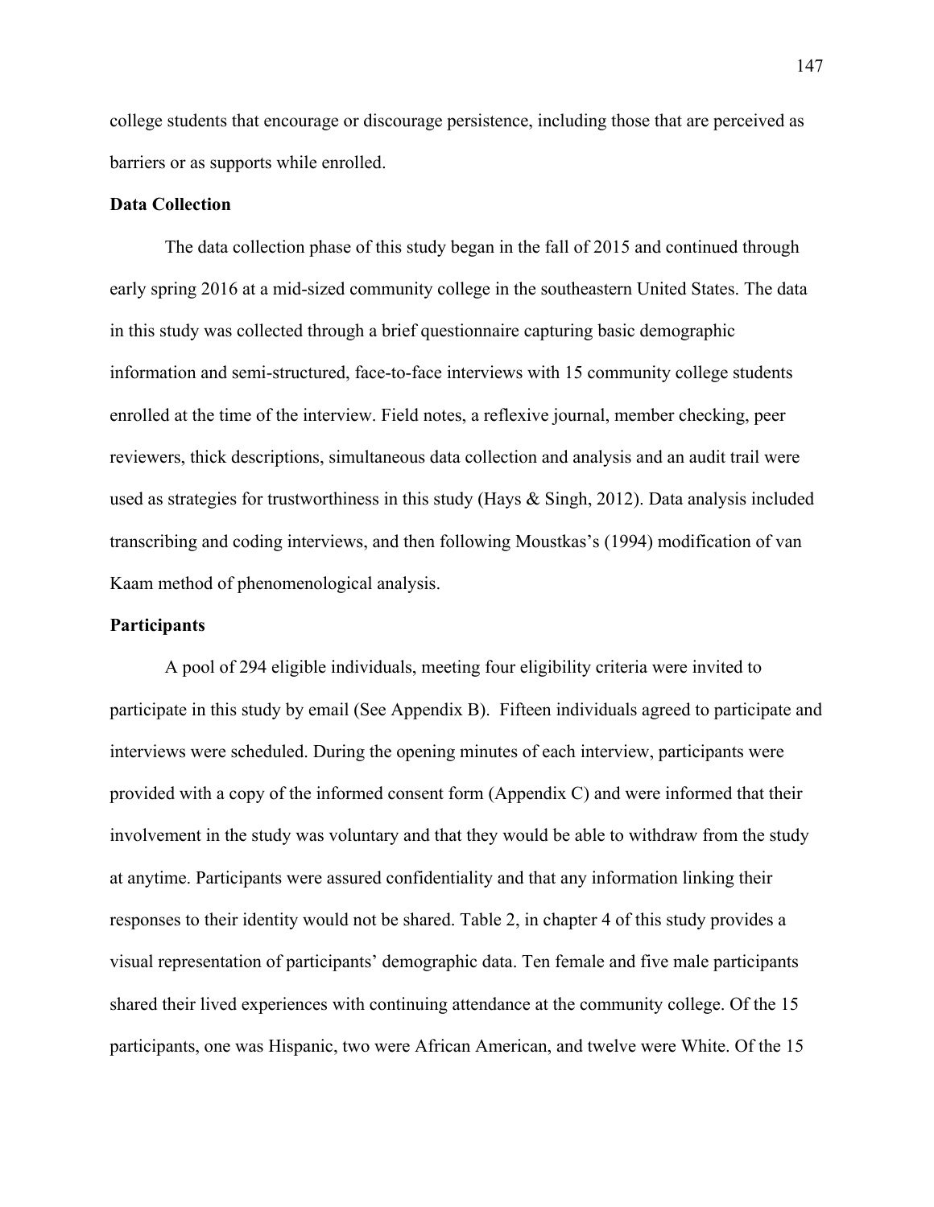college students that encourage or discourage persistence, including those that are perceived as barriers or as supports while enrolled.

**Data Collection**

The data collection phase of this study began in the fall of 2015 and continued through early spring 2016 at a mid-sized community college in the southeastern United States. The data in this study was collected through a brief questionnaire capturing basic demographic information and semi-structured, face-to-face interviews with 15 community college students enrolled at the time of the interview. Field notes, a reflexive journal, member checking, peer reviewers, thick descriptions, simultaneous data collection and analysis and an audit trail were used as strategies for trustworthiness in this study (Hays & Singh, 2012). Data analysis included transcribing and coding interviews, and then following Moustkas's (1994) modification of van Kaam method of phenomenological analysis.

**Participants**

A pool of 294 eligible individuals, meeting four eligibility criteria were invited to participate in this study by email (See Appendix B). Fifteen individuals agreed to participate and interviews were scheduled. During the opening minutes of each interview, participants were provided with a copy of the informed consent form (Appendix C) and were informed that their involvement in the study was voluntary and that they would be able to withdraw from the study at anytime. Participants were assured confidentiality and that any information linking their responses to their identity would not be shared. Table 2, in chapter 4 of this study provides a visual representation of participants' demographic data. Ten female and five male participants shared their lived experiences with continuing attendance at the community college. Of the 15 participants, one was Hispanic, two were African American, and twelve were White. Of the 15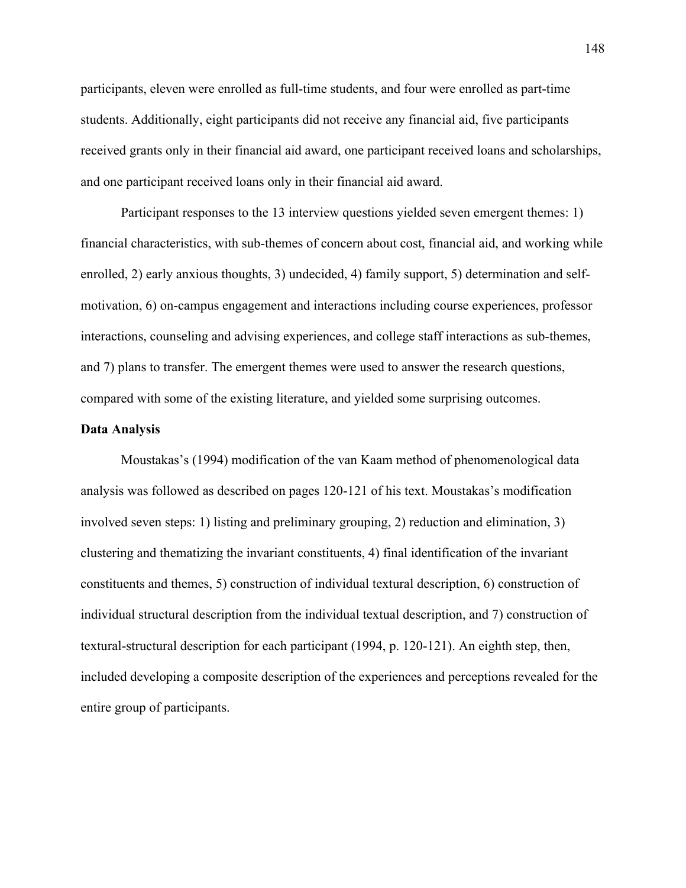participants, eleven were enrolled as full-time students, and four were enrolled as part-time students. Additionally, eight participants did not receive any financial aid, five participants received grants only in their financial aid award, one participant received loans and scholarships, and one participant received loans only in their financial aid award.

Participant responses to the 13 interview questions yielded seven emergent themes: 1) financial characteristics, with sub-themes of concern about cost, financial aid, and working while enrolled, 2) early anxious thoughts, 3) undecided, 4) family support, 5) determination and self-motivation, 6) on-campus engagement and interactions including course experiences, professor interactions, counseling and advising experiences, and college staff interactions as sub-themes, and 7) plans to transfer. The emergent themes were used to answer the research questions, compared with some of the existing literature, and yielded some surprising outcomes.

**Data Analysis**

Moustakas's (1994) modification of the van Kaam method of phenomenological data analysis was followed as described on pages 120-121 of his text. Moustakas's modification involved seven steps: 1) listing and preliminary grouping, 2) reduction and elimination, 3) clustering and thematizing the invariant constituents, 4) final identification of the invariant constituents and themes, 5) construction of individual textural description, 6) construction of individual structural description from the individual textual description, and 7) construction of textural-structural description for each participant (1994, p. 120-121). An eighth step, then, included developing a composite description of the experiences and perceptions revealed for the entire group of participants.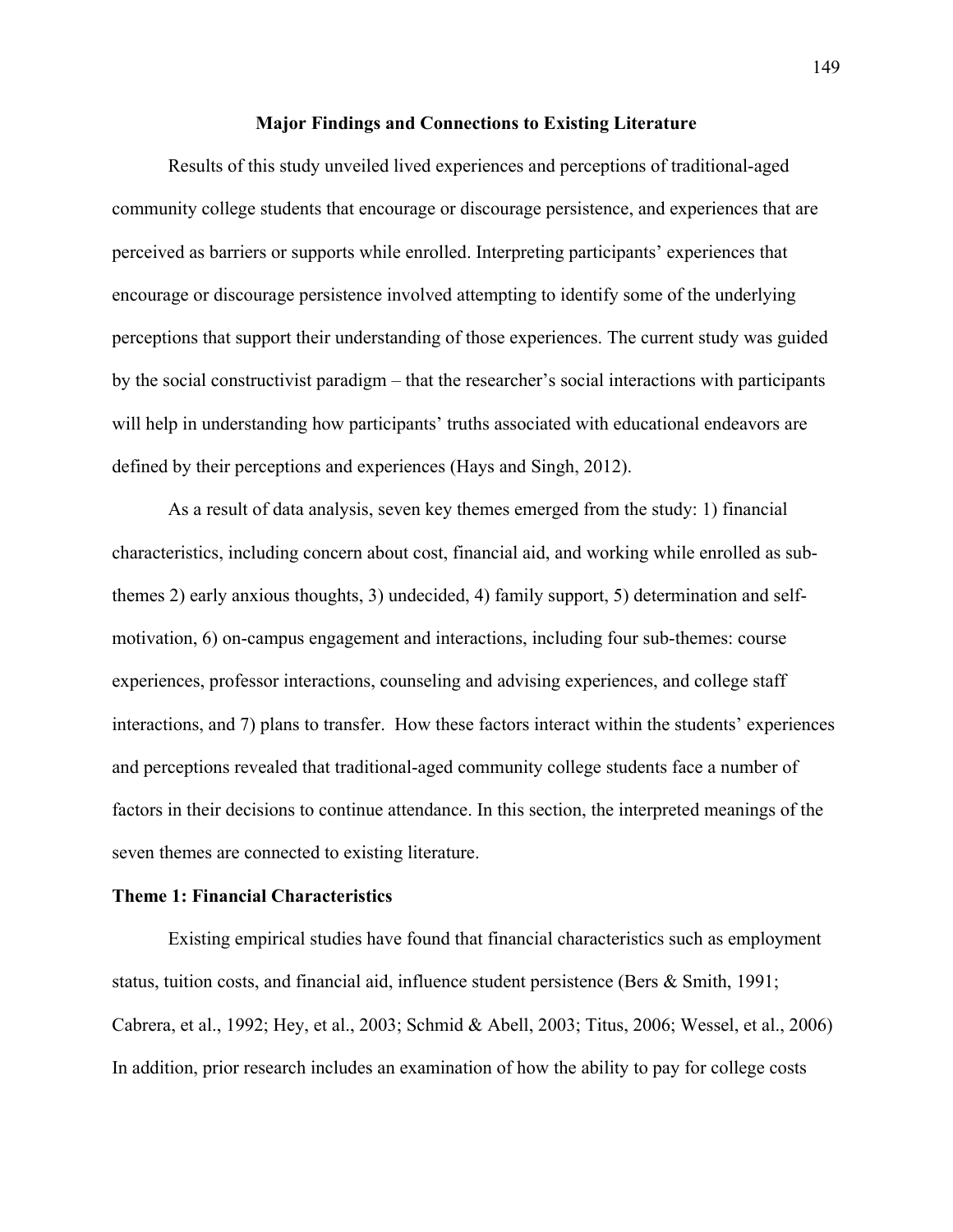## Major Findings and Connections to Existing Literature

Results of this study unveiled lived experiences and perceptions of traditional-aged community college students that encourage or discourage persistence, and experiences that are perceived as barriers or supports while enrolled. Interpreting participants' experiences that encourage or discourage persistence involved attempting to identify some of the underlying perceptions that support their understanding of those experiences. The current study was guided by the social constructivist paradigm – that the researcher's social interactions with participants will help in understanding how participants' truths associated with educational endeavors are defined by their perceptions and experiences (Hays and Singh, 2012).

As a result of data analysis, seven key themes emerged from the study: 1) financial characteristics, including concern about cost, financial aid, and working while enrolled as sub-themes 2) early anxious thoughts, 3) undecided, 4) family support, 5) determination and self-motivation, 6) on-campus engagement and interactions, including four sub-themes: course experiences, professor interactions, counseling and advising experiences, and college staff interactions, and 7) plans to transfer. How these factors interact within the students' experiences and perceptions revealed that traditional-aged community college students face a number of factors in their decisions to continue attendance. In this section, the interpreted meanings of the seven themes are connected to existing literature.

### Theme 1: Financial Characteristics

Existing empirical studies have found that financial characteristics such as employment status, tuition costs, and financial aid, influence student persistence (Bers & Smith, 1991; Cabrera, et al., 1992; Hey, et al., 2003; Schmid & Abell, 2003; Titus, 2006; Wessel, et al., 2006) In addition, prior research includes an examination of how the ability to pay for college costs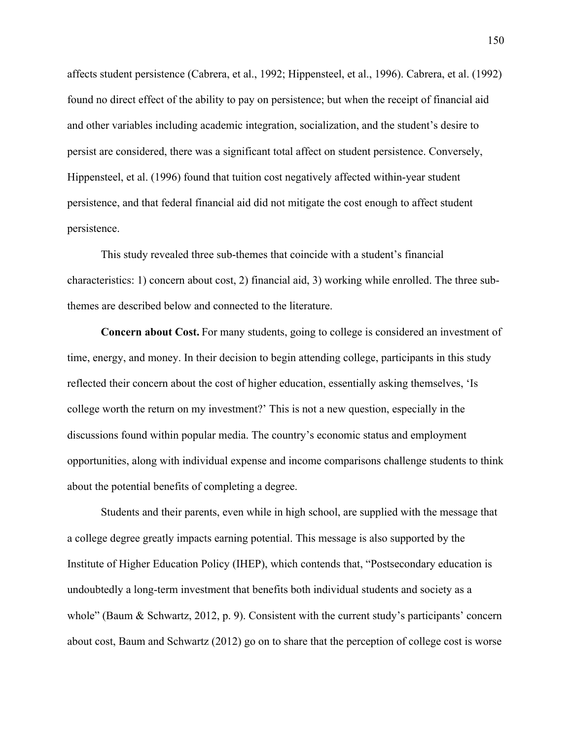affects student persistence (Cabrera, et al., 1992; Hippensteel, et al., 1996). Cabrera, et al. (1992) found no direct effect of the ability to pay on persistence; but when the receipt of financial aid and other variables including academic integration, socialization, and the student's desire to persist are considered, there was a significant total affect on student persistence. Conversely, Hippensteel, et al. (1996) found that tuition cost negatively affected within-year student persistence, and that federal financial aid did not mitigate the cost enough to affect student persistence.

This study revealed three sub-themes that coincide with a student's financial characteristics: 1) concern about cost, 2) financial aid, 3) working while enrolled. The three sub-themes are described below and connected to the literature.

**Concern about Cost.** For many students, going to college is considered an investment of time, energy, and money. In their decision to begin attending college, participants in this study reflected their concern about the cost of higher education, essentially asking themselves, 'Is college worth the return on my investment?' This is not a new question, especially in the discussions found within popular media. The country's economic status and employment opportunities, along with individual expense and income comparisons challenge students to think about the potential benefits of completing a degree.

Students and their parents, even while in high school, are supplied with the message that a college degree greatly impacts earning potential. This message is also supported by the Institute of Higher Education Policy (IHEP), which contends that, "Postsecondary education is undoubtedly a long-term investment that benefits both individual students and society as a whole" (Baum & Schwartz, 2012, p. 9). Consistent with the current study's participants' concern about cost, Baum and Schwartz (2012) go on to share that the perception of college cost is worse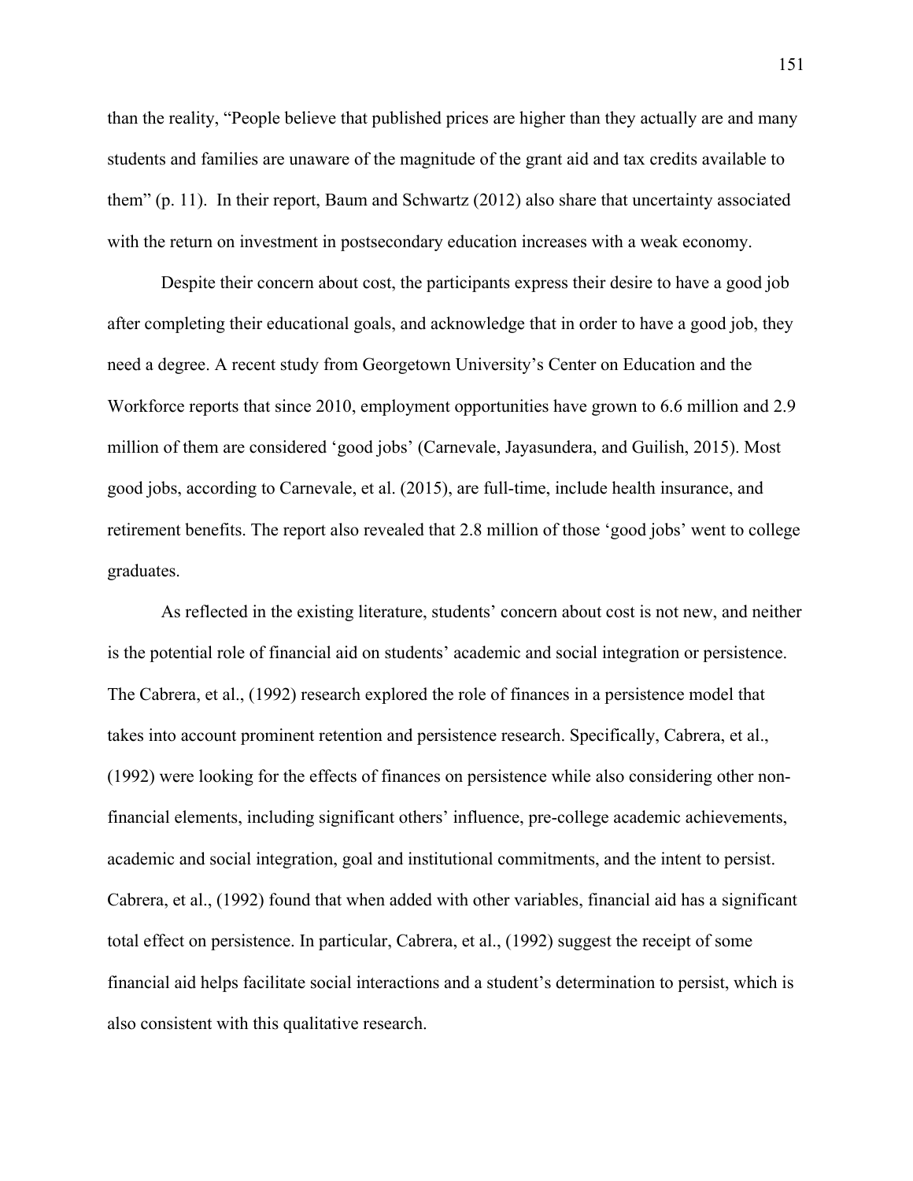than the reality, "People believe that published prices are higher than they actually are and many students and families are unaware of the magnitude of the grant aid and tax credits available to them" (p. 11). In their report, Baum and Schwartz (2012) also share that uncertainty associated with the return on investment in postsecondary education increases with a weak economy.

Despite their concern about cost, the participants express their desire to have a good job after completing their educational goals, and acknowledge that in order to have a good job, they need a degree. A recent study from Georgetown University's Center on Education and the Workforce reports that since 2010, employment opportunities have grown to 6.6 million and 2.9 million of them are considered 'good jobs' (Carnevale, Jayasundera, and Guilish, 2015). Most good jobs, according to Carnevale, et al. (2015), are full-time, include health insurance, and retirement benefits. The report also revealed that 2.8 million of those 'good jobs' went to college graduates.

As reflected in the existing literature, students' concern about cost is not new, and neither is the potential role of financial aid on students' academic and social integration or persistence. The Cabrera, et al., (1992) research explored the role of finances in a persistence model that takes into account prominent retention and persistence research. Specifically, Cabrera, et al., (1992) were looking for the effects of finances on persistence while also considering other non-financial elements, including significant others' influence, pre-college academic achievements, academic and social integration, goal and institutional commitments, and the intent to persist. Cabrera, et al., (1992) found that when added with other variables, financial aid has a significant total effect on persistence. In particular, Cabrera, et al., (1992) suggest the receipt of some financial aid helps facilitate social interactions and a student's determination to persist, which is also consistent with this qualitative research.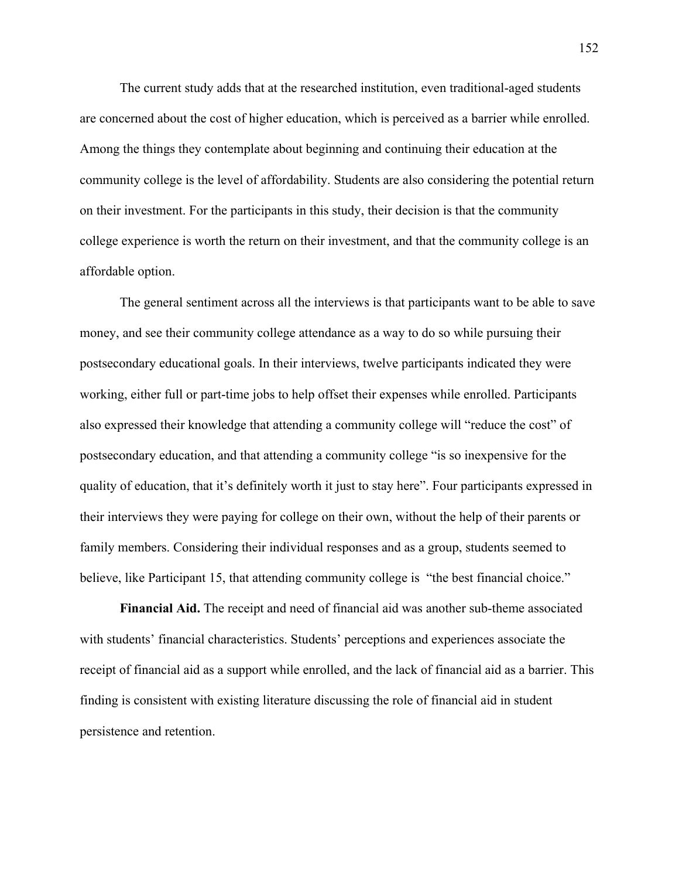The current study adds that at the researched institution, even traditional-aged students are concerned about the cost of higher education, which is perceived as a barrier while enrolled. Among the things they contemplate about beginning and continuing their education at the community college is the level of affordability. Students are also considering the potential return on their investment. For the participants in this study, their decision is that the community college experience is worth the return on their investment, and that the community college is an affordable option.

The general sentiment across all the interviews is that participants want to be able to save money, and see their community college attendance as a way to do so while pursuing their postsecondary educational goals. In their interviews, twelve participants indicated they were working, either full or part-time jobs to help offset their expenses while enrolled. Participants also expressed their knowledge that attending a community college will "reduce the cost" of postsecondary education, and that attending a community college "is so inexpensive for the quality of education, that it's definitely worth it just to stay here". Four participants expressed in their interviews they were paying for college on their own, without the help of their parents or family members. Considering their individual responses and as a group, students seemed to believe, like Participant 15, that attending community college is "the best financial choice."

**Financial Aid.** The receipt and need of financial aid was another sub-theme associated with students' financial characteristics. Students' perceptions and experiences associate the receipt of financial aid as a support while enrolled, and the lack of financial aid as a barrier. This finding is consistent with existing literature discussing the role of financial aid in student persistence and retention.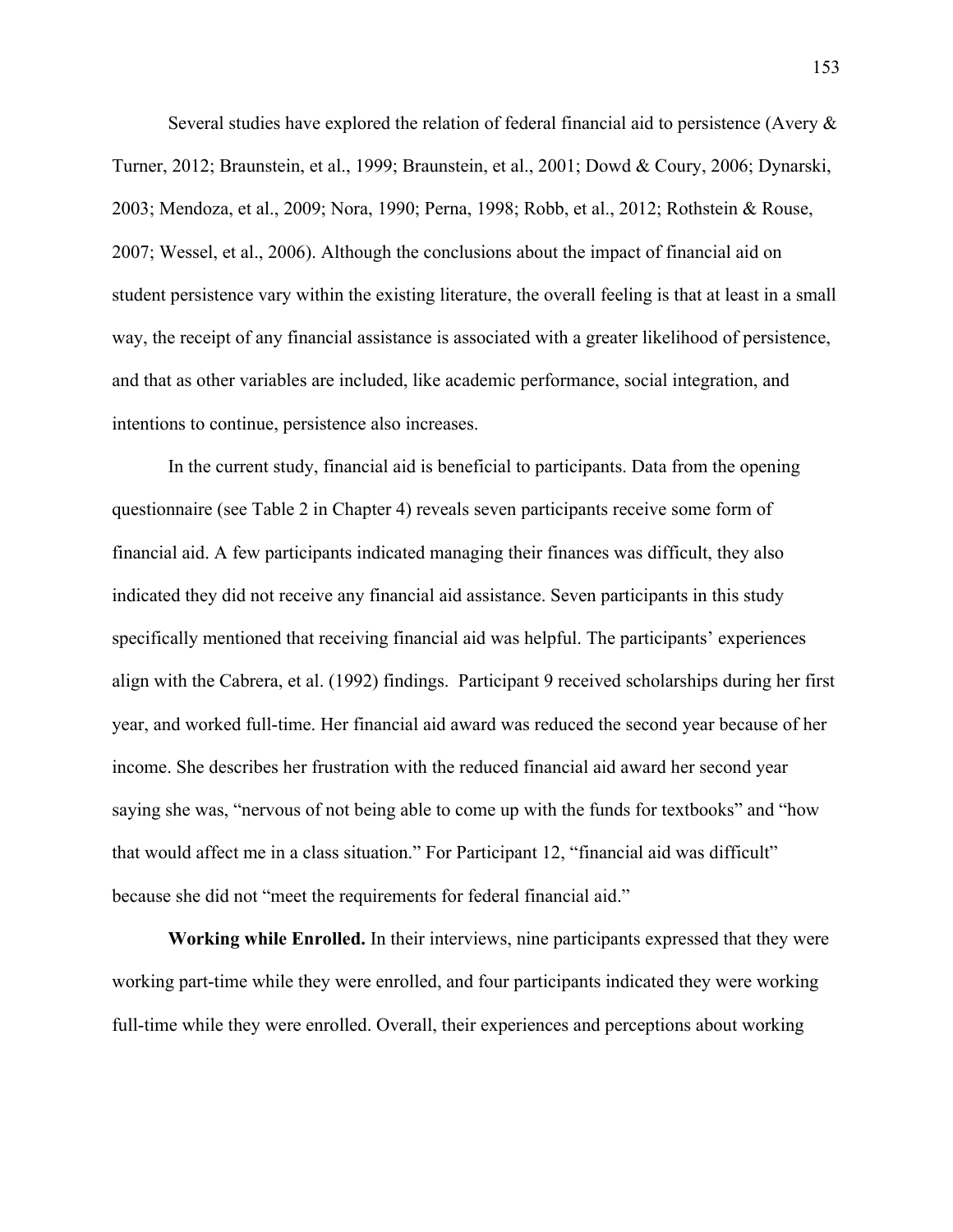Several studies have explored the relation of federal financial aid to persistence (Avery & Turner, 2012; Braunstein, et al., 1999; Braunstein, et al., 2001; Dowd & Coury, 2006; Dynarski, 2003; Mendoza, et al., 2009; Nora, 1990; Perna, 1998; Robb, et al., 2012; Rothstein & Rouse, 2007; Wessel, et al., 2006). Although the conclusions about the impact of financial aid on student persistence vary within the existing literature, the overall feeling is that at least in a small way, the receipt of any financial assistance is associated with a greater likelihood of persistence, and that as other variables are included, like academic performance, social integration, and intentions to continue, persistence also increases.

In the current study, financial aid is beneficial to participants. Data from the opening questionnaire (see Table 2 in Chapter 4) reveals seven participants receive some form of financial aid. A few participants indicated managing their finances was difficult, they also indicated they did not receive any financial aid assistance. Seven participants in this study specifically mentioned that receiving financial aid was helpful. The participants' experiences align with the Cabrera, et al. (1992) findings. Participant 9 received scholarships during her first year, and worked full-time. Her financial aid award was reduced the second year because of her income. She describes her frustration with the reduced financial aid award her second year saying she was, "nervous of not being able to come up with the funds for textbooks" and "how that would affect me in a class situation." For Participant 12, "financial aid was difficult" because she did not "meet the requirements for federal financial aid."

**Working while Enrolled.** In their interviews, nine participants expressed that they were working part-time while they were enrolled, and four participants indicated they were working full-time while they were enrolled. Overall, their experiences and perceptions about working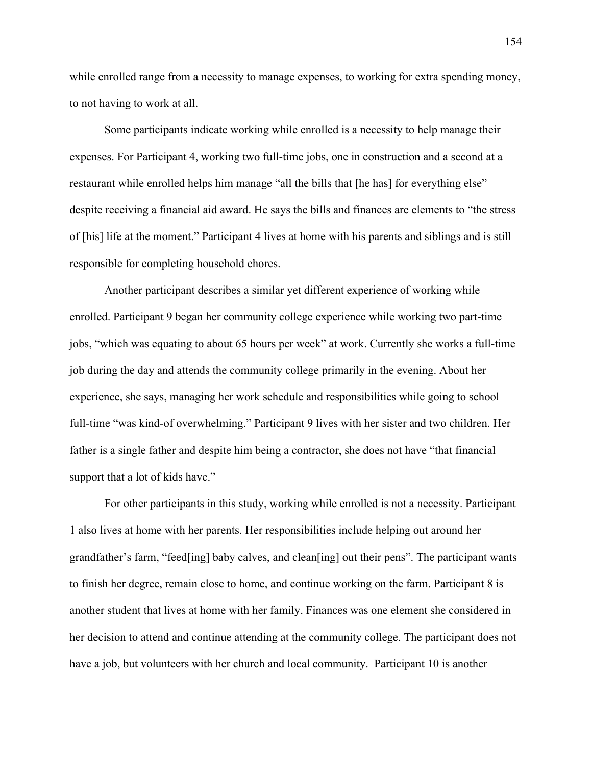while enrolled range from a necessity to manage expenses, to working for extra spending money, to not having to work at all.

Some participants indicate working while enrolled is a necessity to help manage their expenses. For Participant 4, working two full-time jobs, one in construction and a second at a restaurant while enrolled helps him manage "all the bills that [he has] for everything else" despite receiving a financial aid award. He says the bills and finances are elements to "the stress of [his] life at the moment." Participant 4 lives at home with his parents and siblings and is still responsible for completing household chores.

Another participant describes a similar yet different experience of working while enrolled. Participant 9 began her community college experience while working two part-time jobs, "which was equating to about 65 hours per week" at work. Currently she works a full-time job during the day and attends the community college primarily in the evening. About her experience, she says, managing her work schedule and responsibilities while going to school full-time "was kind-of overwhelming." Participant 9 lives with her sister and two children. Her father is a single father and despite him being a contractor, she does not have "that financial support that a lot of kids have."

For other participants in this study, working while enrolled is not a necessity. Participant 1 also lives at home with her parents. Her responsibilities include helping out around her grandfather's farm, "feed[ing] baby calves, and clean[ing] out their pens". The participant wants to finish her degree, remain close to home, and continue working on the farm. Participant 8 is another student that lives at home with her family. Finances was one element she considered in her decision to attend and continue attending at the community college. The participant does not have a job, but volunteers with her church and local community. Participant 10 is another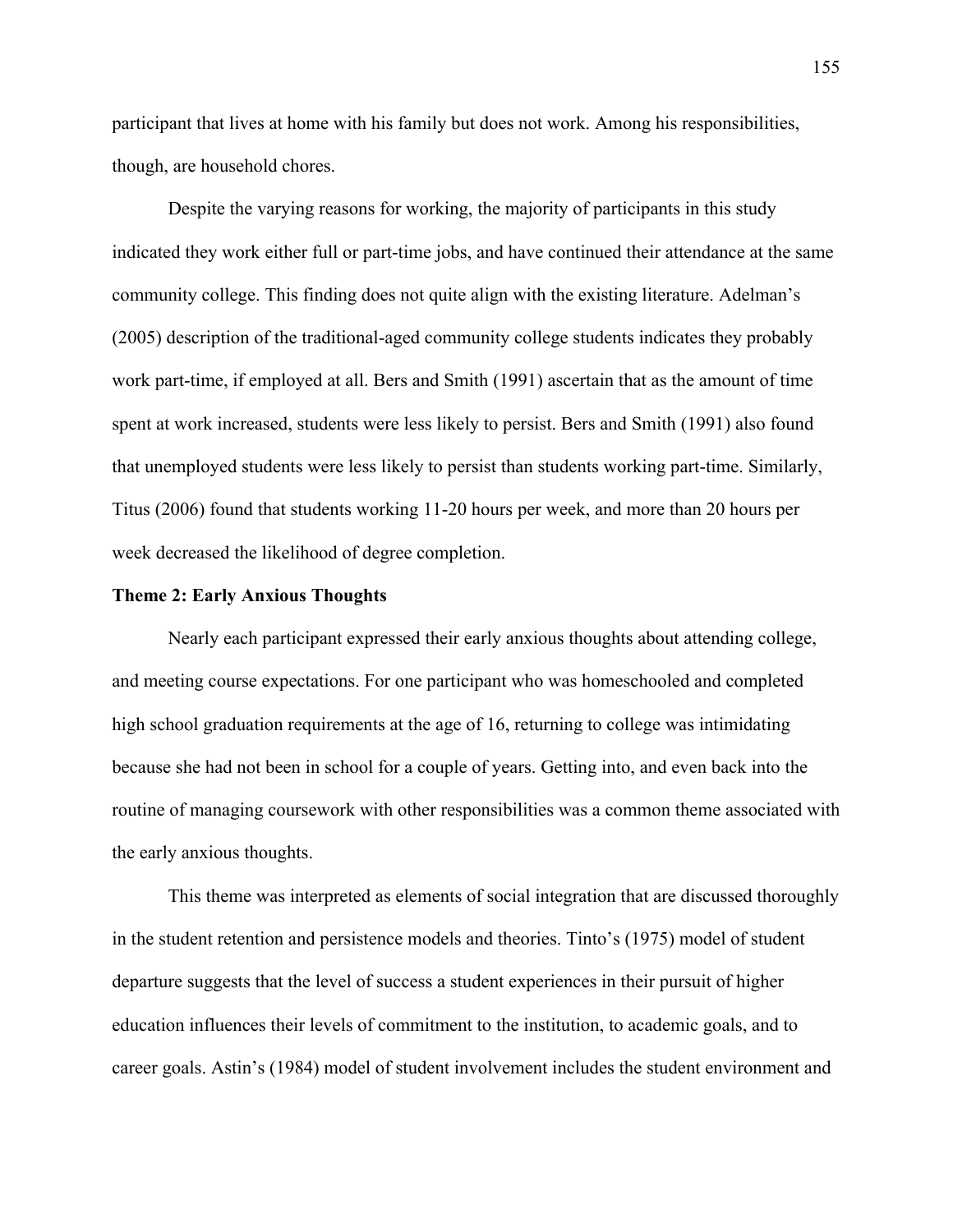participant that lives at home with his family but does not work. Among his responsibilities, though, are household chores.

Despite the varying reasons for working, the majority of participants in this study indicated they work either full or part-time jobs, and have continued their attendance at the same community college. This finding does not quite align with the existing literature. Adelman's (2005) description of the traditional-aged community college students indicates they probably work part-time, if employed at all. Bers and Smith (1991) ascertain that as the amount of time spent at work increased, students were less likely to persist. Bers and Smith (1991) also found that unemployed students were less likely to persist than students working part-time. Similarly, Titus (2006) found that students working 11-20 hours per week, and more than 20 hours per week decreased the likelihood of degree completion.

**Theme 2: Early Anxious Thoughts**

Nearly each participant expressed their early anxious thoughts about attending college, and meeting course expectations. For one participant who was homeschooled and completed high school graduation requirements at the age of 16, returning to college was intimidating because she had not been in school for a couple of years. Getting into, and even back into the routine of managing coursework with other responsibilities was a common theme associated with the early anxious thoughts.

This theme was interpreted as elements of social integration that are discussed thoroughly in the student retention and persistence models and theories. Tinto's (1975) model of student departure suggests that the level of success a student experiences in their pursuit of higher education influences their levels of commitment to the institution, to academic goals, and to career goals. Astin's (1984) model of student involvement includes the student environment and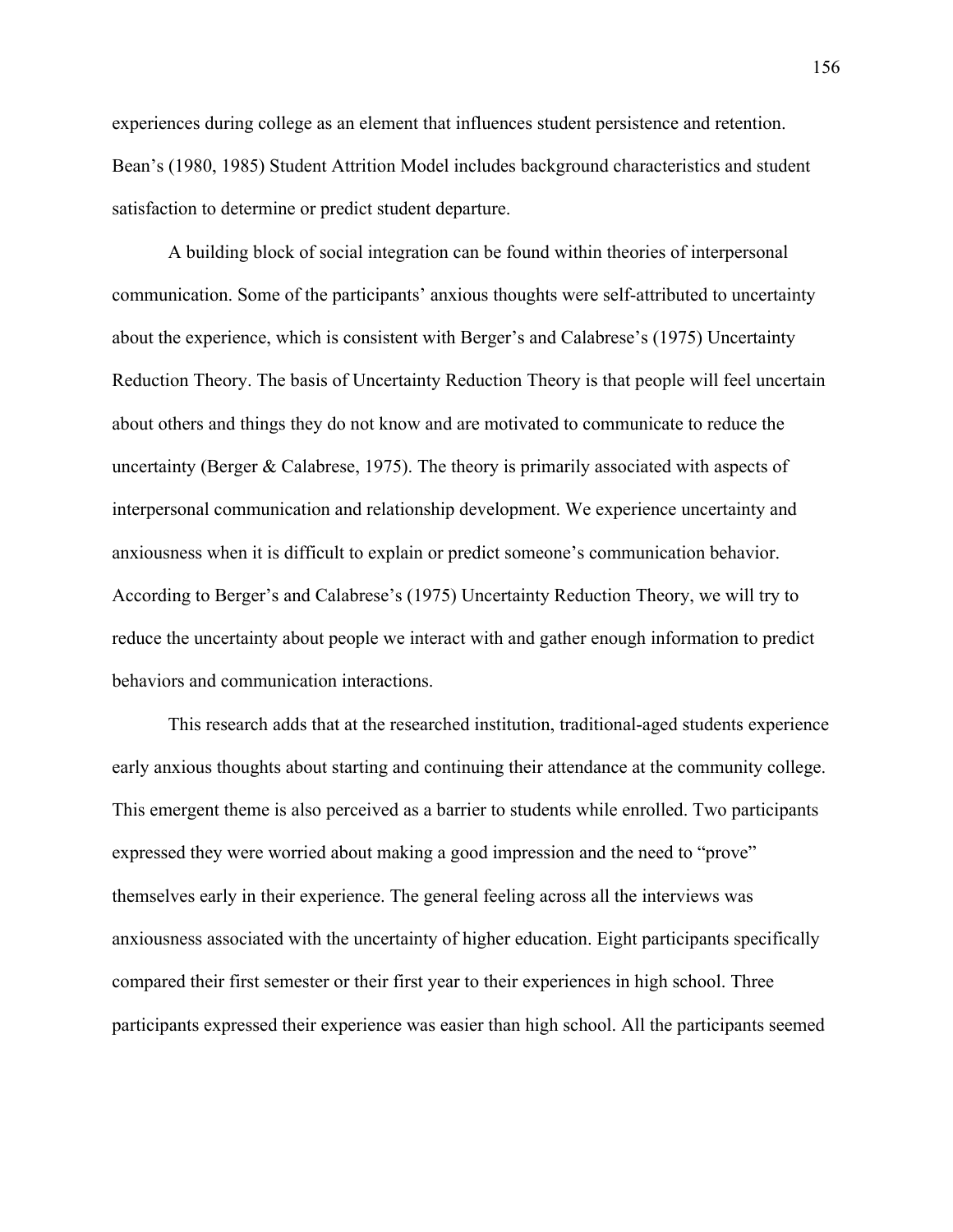experiences during college as an element that influences student persistence and retention. Bean's (1980, 1985) Student Attrition Model includes background characteristics and student satisfaction to determine or predict student departure.

A building block of social integration can be found within theories of interpersonal communication. Some of the participants' anxious thoughts were self-attributed to uncertainty about the experience, which is consistent with Berger's and Calabrese's (1975) Uncertainty Reduction Theory. The basis of Uncertainty Reduction Theory is that people will feel uncertain about others and things they do not know and are motivated to communicate to reduce the uncertainty (Berger & Calabrese, 1975). The theory is primarily associated with aspects of interpersonal communication and relationship development. We experience uncertainty and anxiousness when it is difficult to explain or predict someone's communication behavior. According to Berger's and Calabrese's (1975) Uncertainty Reduction Theory, we will try to reduce the uncertainty about people we interact with and gather enough information to predict behaviors and communication interactions.

This research adds that at the researched institution, traditional-aged students experience early anxious thoughts about starting and continuing their attendance at the community college. This emergent theme is also perceived as a barrier to students while enrolled. Two participants expressed they were worried about making a good impression and the need to "prove" themselves early in their experience. The general feeling across all the interviews was anxiousness associated with the uncertainty of higher education. Eight participants specifically compared their first semester or their first year to their experiences in high school. Three participants expressed their experience was easier than high school. All the participants seemed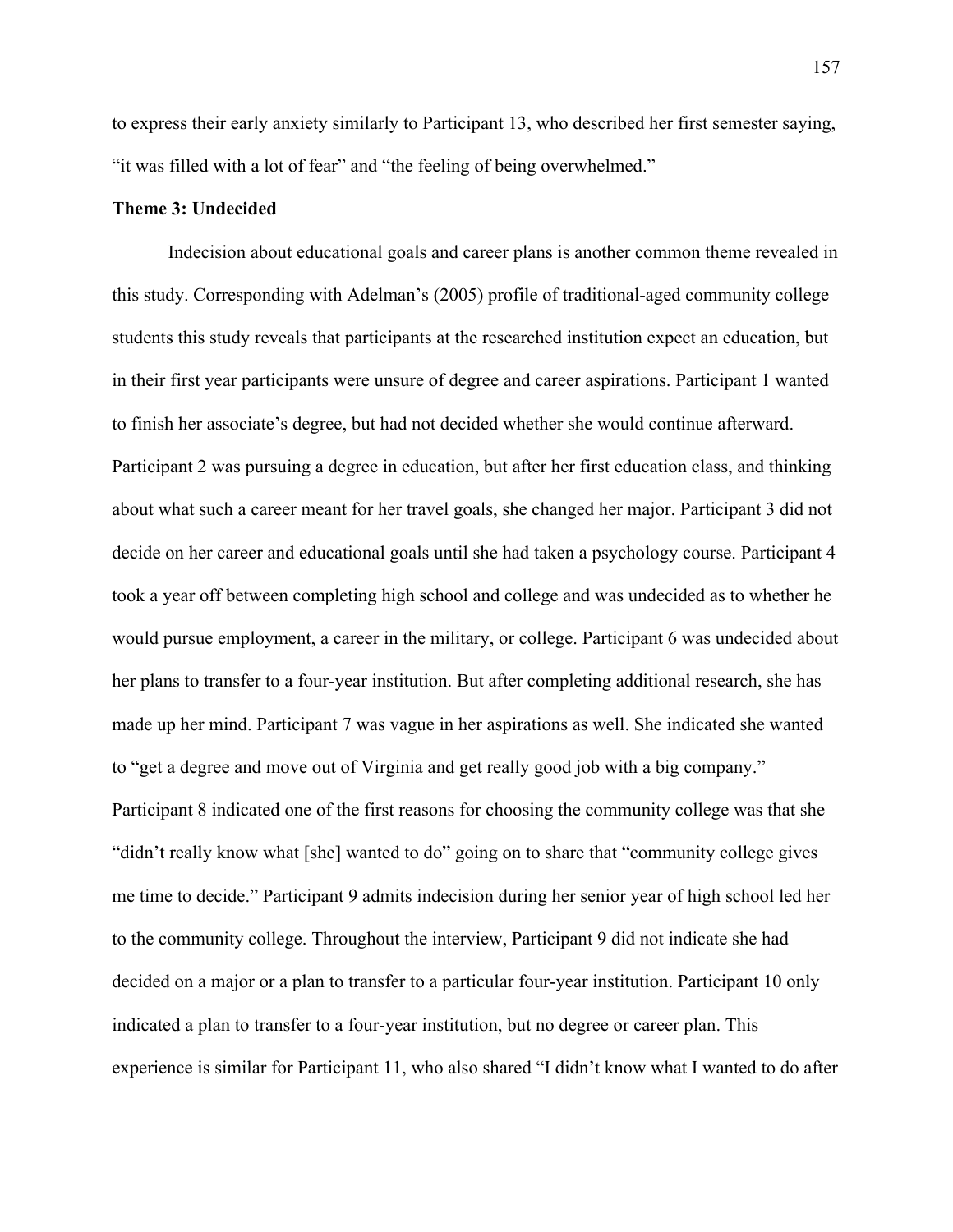to express their early anxiety similarly to Participant 13, who described her first semester saying, "it was filled with a lot of fear" and "the feeling of being overwhelmed."

**Theme 3: Undecided**

Indecision about educational goals and career plans is another common theme revealed in this study. Corresponding with Adelman's (2005) profile of traditional-aged community college students this study reveals that participants at the researched institution expect an education, but in their first year participants were unsure of degree and career aspirations. Participant 1 wanted to finish her associate's degree, but had not decided whether she would continue afterward. Participant 2 was pursuing a degree in education, but after her first education class, and thinking about what such a career meant for her travel goals, she changed her major. Participant 3 did not decide on her career and educational goals until she had taken a psychology course. Participant 4 took a year off between completing high school and college and was undecided as to whether he would pursue employment, a career in the military, or college. Participant 6 was undecided about her plans to transfer to a four-year institution. But after completing additional research, she has made up her mind. Participant 7 was vague in her aspirations as well. She indicated she wanted to "get a degree and move out of Virginia and get really good job with a big company." Participant 8 indicated one of the first reasons for choosing the community college was that she "didn't really know what [she] wanted to do" going on to share that "community college gives me time to decide." Participant 9 admits indecision during her senior year of high school led her to the community college. Throughout the interview, Participant 9 did not indicate she had decided on a major or a plan to transfer to a particular four-year institution. Participant 10 only indicated a plan to transfer to a four-year institution, but no degree or career plan. This experience is similar for Participant 11, who also shared "I didn't know what I wanted to do after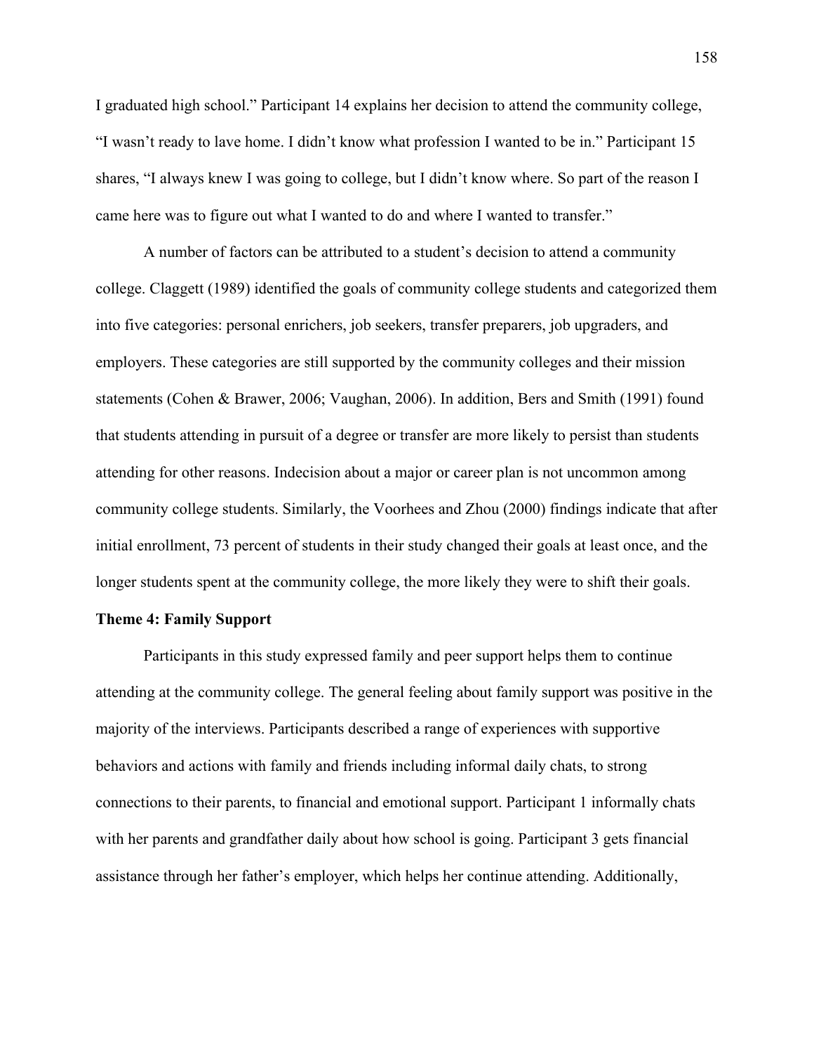I graduated high school." Participant 14 explains her decision to attend the community college, "I wasn't ready to lave home. I didn't know what profession I wanted to be in." Participant 15 shares, "I always knew I was going to college, but I didn't know where. So part of the reason I came here was to figure out what I wanted to do and where I wanted to transfer."

A number of factors can be attributed to a student's decision to attend a community college. Claggett (1989) identified the goals of community college students and categorized them into five categories: personal enrichers, job seekers, transfer preparers, job upgraders, and employers. These categories are still supported by the community colleges and their mission statements (Cohen & Brawer, 2006; Vaughan, 2006). In addition, Bers and Smith (1991) found that students attending in pursuit of a degree or transfer are more likely to persist than students attending for other reasons. Indecision about a major or career plan is not uncommon among community college students. Similarly, the Voorhees and Zhou (2000) findings indicate that after initial enrollment, 73 percent of students in their study changed their goals at least once, and the longer students spent at the community college, the more likely they were to shift their goals.

**Theme 4: Family Support**

Participants in this study expressed family and peer support helps them to continue attending at the community college. The general feeling about family support was positive in the majority of the interviews. Participants described a range of experiences with supportive behaviors and actions with family and friends including informal daily chats, to strong connections to their parents, to financial and emotional support. Participant 1 informally chats with her parents and grandfather daily about how school is going. Participant 3 gets financial assistance through her father's employer, which helps her continue attending. Additionally,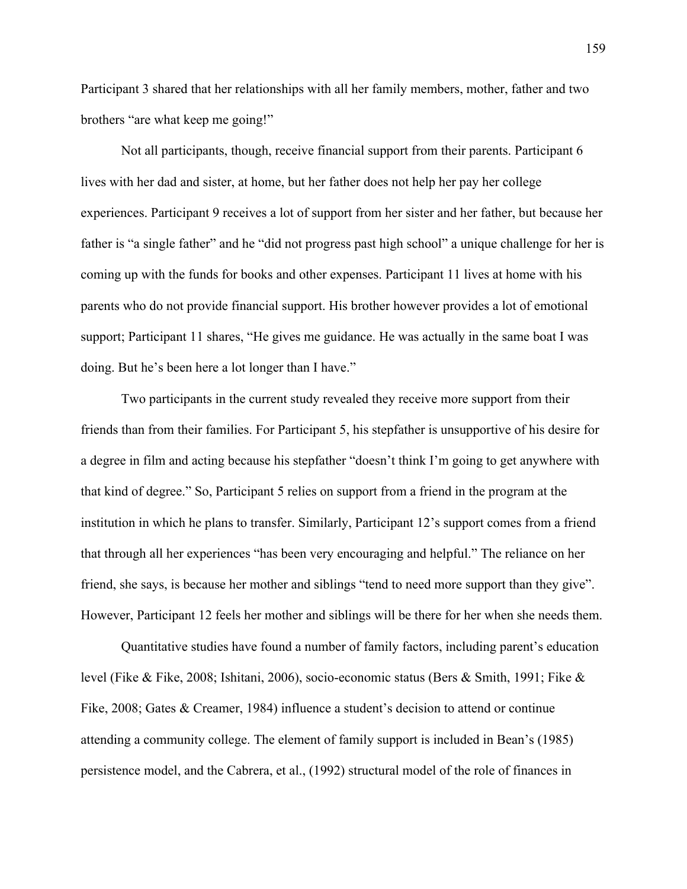Participant 3 shared that her relationships with all her family members, mother, father and two brothers "are what keep me going!"

Not all participants, though, receive financial support from their parents. Participant 6 lives with her dad and sister, at home, but her father does not help her pay her college experiences. Participant 9 receives a lot of support from her sister and her father, but because her father is "a single father" and he "did not progress past high school" a unique challenge for her is coming up with the funds for books and other expenses. Participant 11 lives at home with his parents who do not provide financial support. His brother however provides a lot of emotional support; Participant 11 shares, "He gives me guidance. He was actually in the same boat I was doing. But he's been here a lot longer than I have."

Two participants in the current study revealed they receive more support from their friends than from their families. For Participant 5, his stepfather is unsupportive of his desire for a degree in film and acting because his stepfather "doesn't think I'm going to get anywhere with that kind of degree." So, Participant 5 relies on support from a friend in the program at the institution in which he plans to transfer. Similarly, Participant 12's support comes from a friend that through all her experiences "has been very encouraging and helpful." The reliance on her friend, she says, is because her mother and siblings "tend to need more support than they give". However, Participant 12 feels her mother and siblings will be there for her when she needs them.

Quantitative studies have found a number of family factors, including parent's education level (Fike & Fike, 2008; Ishitani, 2006), socio-economic status (Bers & Smith, 1991; Fike & Fike, 2008; Gates & Creamer, 1984) influence a student's decision to attend or continue attending a community college. The element of family support is included in Bean's (1985) persistence model, and the Cabrera, et al., (1992) structural model of the role of finances in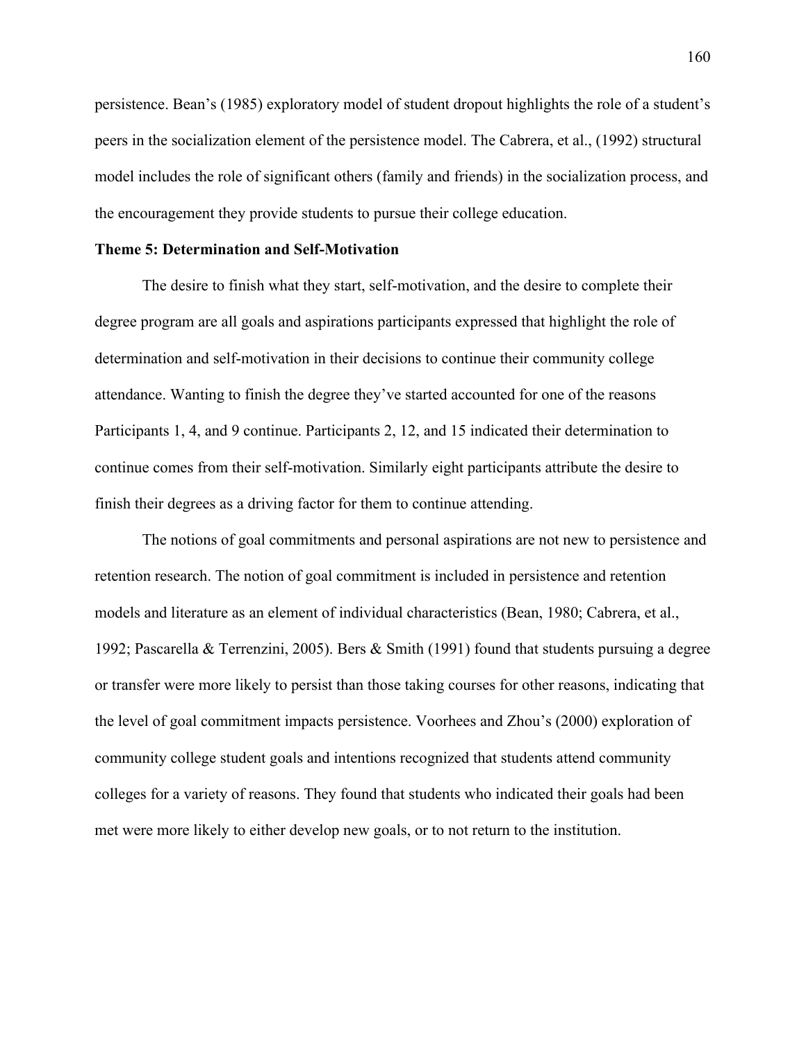persistence. Bean's (1985) exploratory model of student dropout highlights the role of a student's peers in the socialization element of the persistence model. The Cabrera, et al., (1992) structural model includes the role of significant others (family and friends) in the socialization process, and the encouragement they provide students to pursue their college education.

### Theme 5: Determination and Self-Motivation

The desire to finish what they start, self-motivation, and the desire to complete their degree program are all goals and aspirations participants expressed that highlight the role of determination and self-motivation in their decisions to continue their community college attendance. Wanting to finish the degree they've started accounted for one of the reasons Participants 1, 4, and 9 continue. Participants 2, 12, and 15 indicated their determination to continue comes from their self-motivation. Similarly eight participants attribute the desire to finish their degrees as a driving factor for them to continue attending.

The notions of goal commitments and personal aspirations are not new to persistence and retention research. The notion of goal commitment is included in persistence and retention models and literature as an element of individual characteristics (Bean, 1980; Cabrera, et al., 1992; Pascarella & Terrenzini, 2005). Bers & Smith (1991) found that students pursuing a degree or transfer were more likely to persist than those taking courses for other reasons, indicating that the level of goal commitment impacts persistence. Voorhees and Zhou's (2000) exploration of community college student goals and intentions recognized that students attend community colleges for a variety of reasons. They found that students who indicated their goals had been met were more likely to either develop new goals, or to not return to the institution.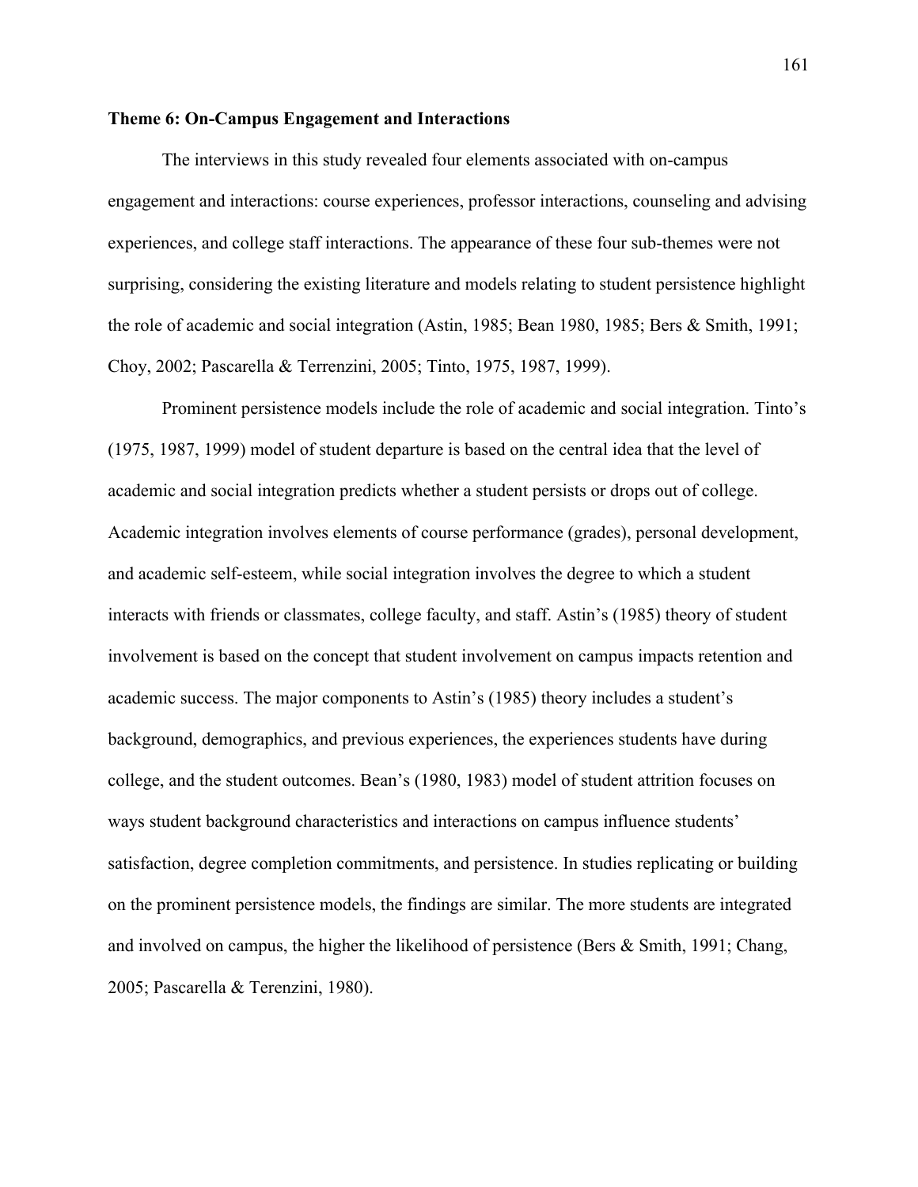**Theme 6: On-Campus Engagement and Interactions**

The interviews in this study revealed four elements associated with on-campus engagement and interactions: course experiences, professor interactions, counseling and advising experiences, and college staff interactions. The appearance of these four sub-themes were not surprising, considering the existing literature and models relating to student persistence highlight the role of academic and social integration (Astin, 1985; Bean 1980, 1985; Bers & Smith, 1991; Choy, 2002; Pascarella & Terrenzini, 2005; Tinto, 1975, 1987, 1999).

Prominent persistence models include the role of academic and social integration. Tinto's (1975, 1987, 1999) model of student departure is based on the central idea that the level of academic and social integration predicts whether a student persists or drops out of college. Academic integration involves elements of course performance (grades), personal development, and academic self-esteem, while social integration involves the degree to which a student interacts with friends or classmates, college faculty, and staff. Astin's (1985) theory of student involvement is based on the concept that student involvement on campus impacts retention and academic success. The major components to Astin's (1985) theory includes a student's background, demographics, and previous experiences, the experiences students have during college, and the student outcomes. Bean's (1980, 1983) model of student attrition focuses on ways student background characteristics and interactions on campus influence students' satisfaction, degree completion commitments, and persistence. In studies replicating or building on the prominent persistence models, the findings are similar. The more students are integrated and involved on campus, the higher the likelihood of persistence (Bers & Smith, 1991; Chang, 2005; Pascarella & Terenzini, 1980).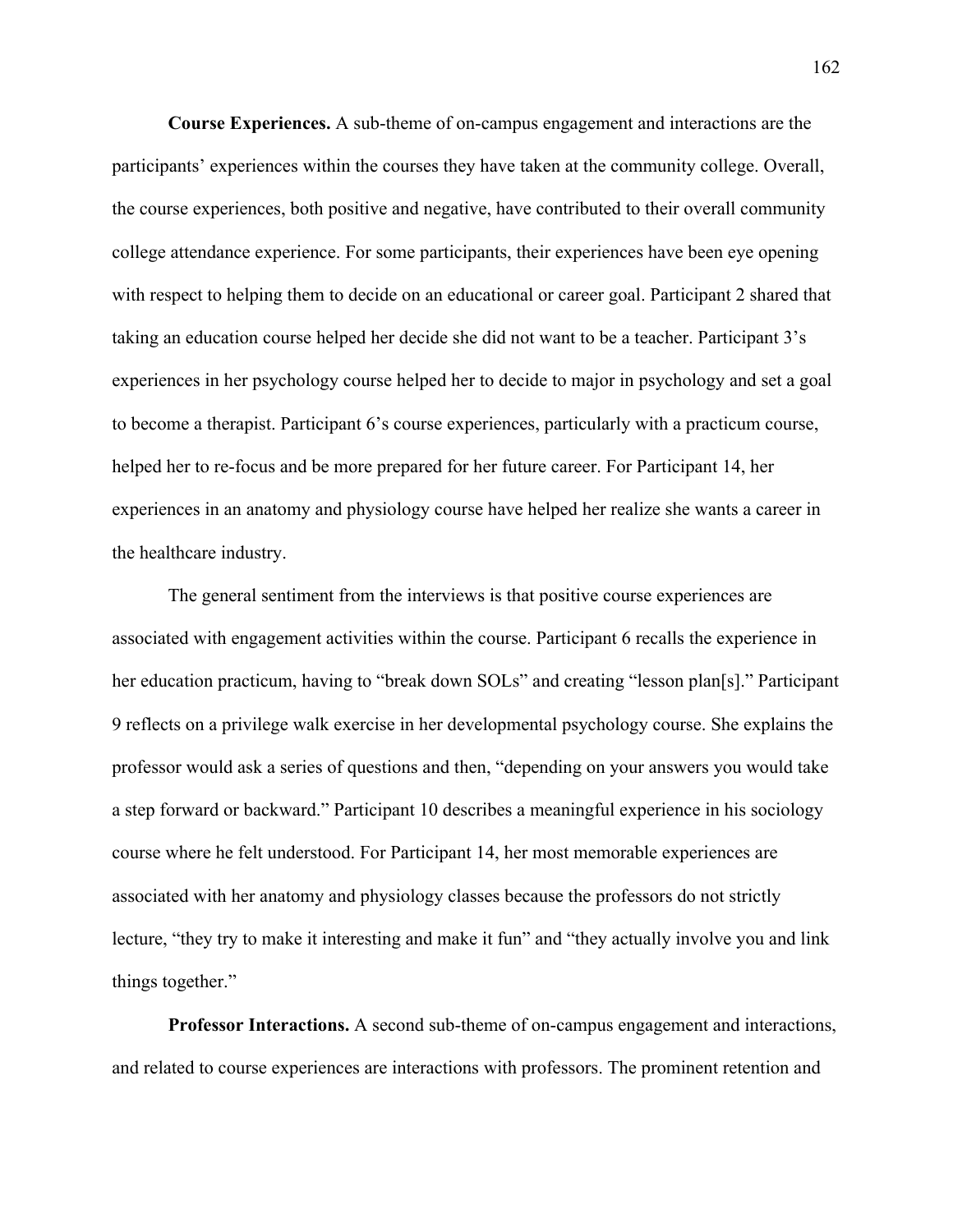**Course Experiences.** A sub-theme of on-campus engagement and interactions are the participants' experiences within the courses they have taken at the community college. Overall, the course experiences, both positive and negative, have contributed to their overall community college attendance experience. For some participants, their experiences have been eye opening with respect to helping them to decide on an educational or career goal. Participant 2 shared that taking an education course helped her decide she did not want to be a teacher. Participant 3's experiences in her psychology course helped her to decide to major in psychology and set a goal to become a therapist. Participant 6's course experiences, particularly with a practicum course, helped her to re-focus and be more prepared for her future career. For Participant 14, her experiences in an anatomy and physiology course have helped her realize she wants a career in the healthcare industry.

The general sentiment from the interviews is that positive course experiences are associated with engagement activities within the course. Participant 6 recalls the experience in her education practicum, having to "break down SOLs" and creating "lesson plan[s]." Participant 9 reflects on a privilege walk exercise in her developmental psychology course. She explains the professor would ask a series of questions and then, "depending on your answers you would take a step forward or backward." Participant 10 describes a meaningful experience in his sociology course where he felt understood. For Participant 14, her most memorable experiences are associated with her anatomy and physiology classes because the professors do not strictly lecture, "they try to make it interesting and make it fun" and "they actually involve you and link things together."

**Professor Interactions.** A second sub-theme of on-campus engagement and interactions, and related to course experiences are interactions with professors. The prominent retention and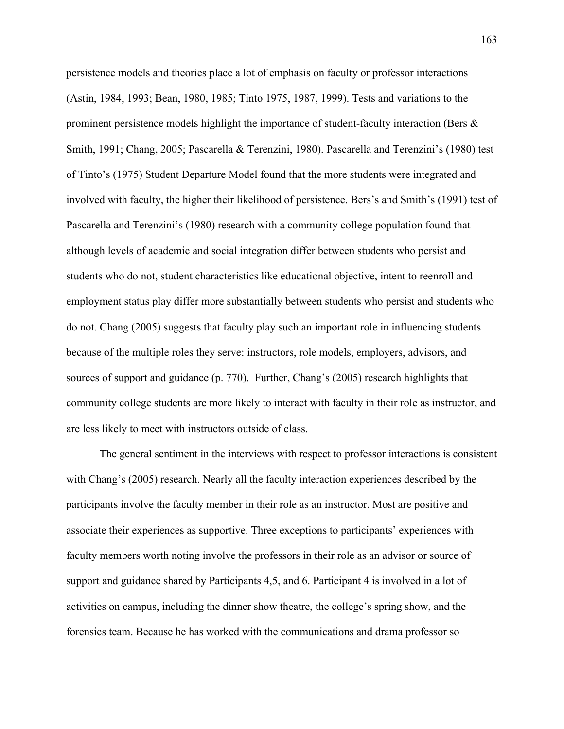persistence models and theories place a lot of emphasis on faculty or professor interactions (Astin, 1984, 1993; Bean, 1980, 1985; Tinto 1975, 1987, 1999). Tests and variations to the prominent persistence models highlight the importance of student-faculty interaction (Bers & Smith, 1991; Chang, 2005; Pascarella & Terenzini, 1980). Pascarella and Terenzini's (1980) test of Tinto's (1975) Student Departure Model found that the more students were integrated and involved with faculty, the higher their likelihood of persistence. Bers's and Smith's (1991) test of Pascarella and Terenzini's (1980) research with a community college population found that although levels of academic and social integration differ between students who persist and students who do not, student characteristics like educational objective, intent to reenroll and employment status play differ more substantially between students who persist and students who do not. Chang (2005) suggests that faculty play such an important role in influencing students because of the multiple roles they serve: instructors, role models, employers, advisors, and sources of support and guidance (p. 770). Further, Chang's (2005) research highlights that community college students are more likely to interact with faculty in their role as instructor, and are less likely to meet with instructors outside of class.

The general sentiment in the interviews with respect to professor interactions is consistent with Chang's (2005) research. Nearly all the faculty interaction experiences described by the participants involve the faculty member in their role as an instructor. Most are positive and associate their experiences as supportive. Three exceptions to participants' experiences with faculty members worth noting involve the professors in their role as an advisor or source of support and guidance shared by Participants 4,5, and 6. Participant 4 is involved in a lot of activities on campus, including the dinner show theatre, the college's spring show, and the forensics team. Because he has worked with the communications and drama professor so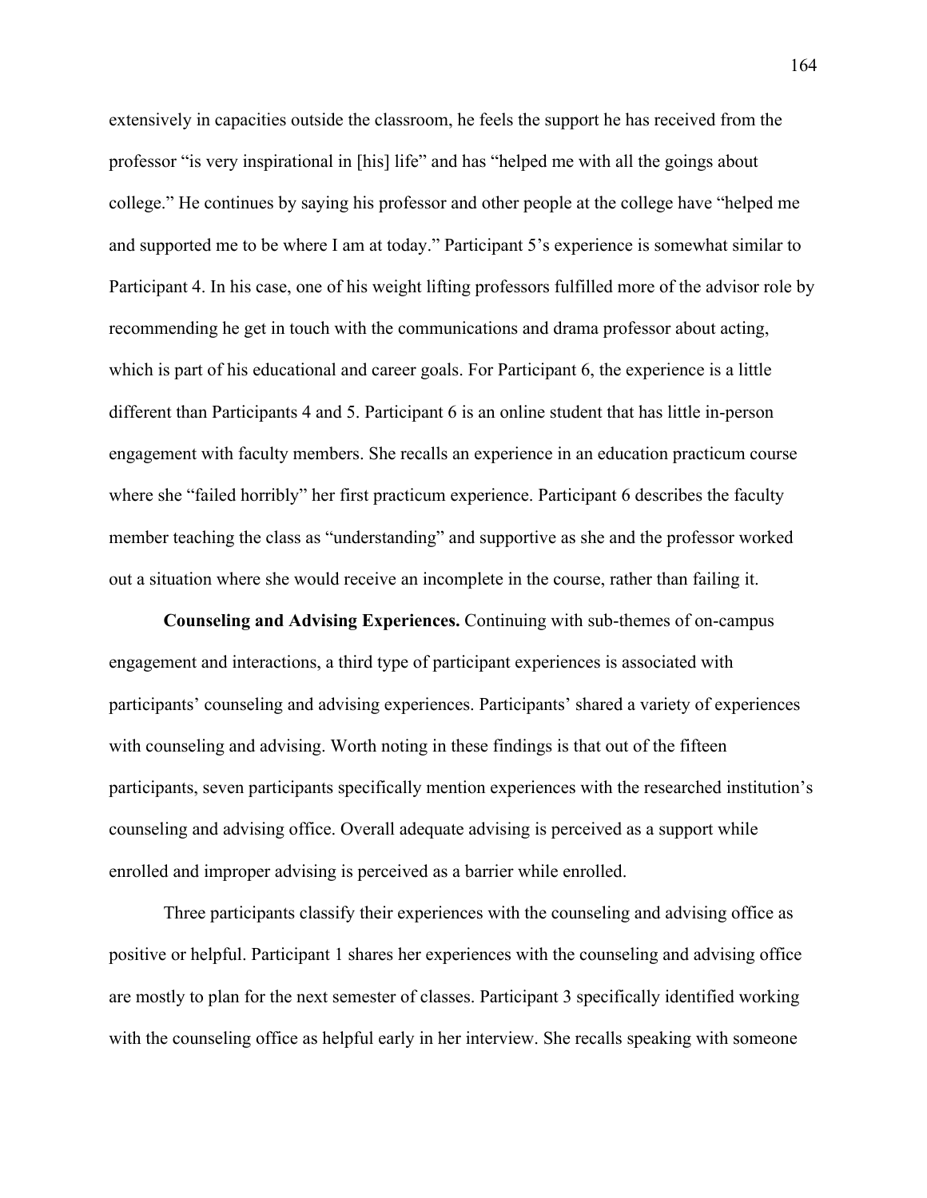extensively in capacities outside the classroom, he feels the support he has received from the professor "is very inspirational in [his] life" and has "helped me with all the goings about college." He continues by saying his professor and other people at the college have "helped me and supported me to be where I am at today." Participant 5's experience is somewhat similar to Participant 4. In his case, one of his weight lifting professors fulfilled more of the advisor role by recommending he get in touch with the communications and drama professor about acting, which is part of his educational and career goals. For Participant 6, the experience is a little different than Participants 4 and 5. Participant 6 is an online student that has little in-person engagement with faculty members. She recalls an experience in an education practicum course where she "failed horribly" her first practicum experience. Participant 6 describes the faculty member teaching the class as "understanding" and supportive as she and the professor worked out a situation where she would receive an incomplete in the course, rather than failing it.

**Counseling and Advising Experiences.** Continuing with sub-themes of on-campus engagement and interactions, a third type of participant experiences is associated with participants' counseling and advising experiences. Participants' shared a variety of experiences with counseling and advising. Worth noting in these findings is that out of the fifteen participants, seven participants specifically mention experiences with the researched institution's counseling and advising office. Overall adequate advising is perceived as a support while enrolled and improper advising is perceived as a barrier while enrolled.

Three participants classify their experiences with the counseling and advising office as positive or helpful. Participant 1 shares her experiences with the counseling and advising office are mostly to plan for the next semester of classes. Participant 3 specifically identified working with the counseling office as helpful early in her interview. She recalls speaking with someone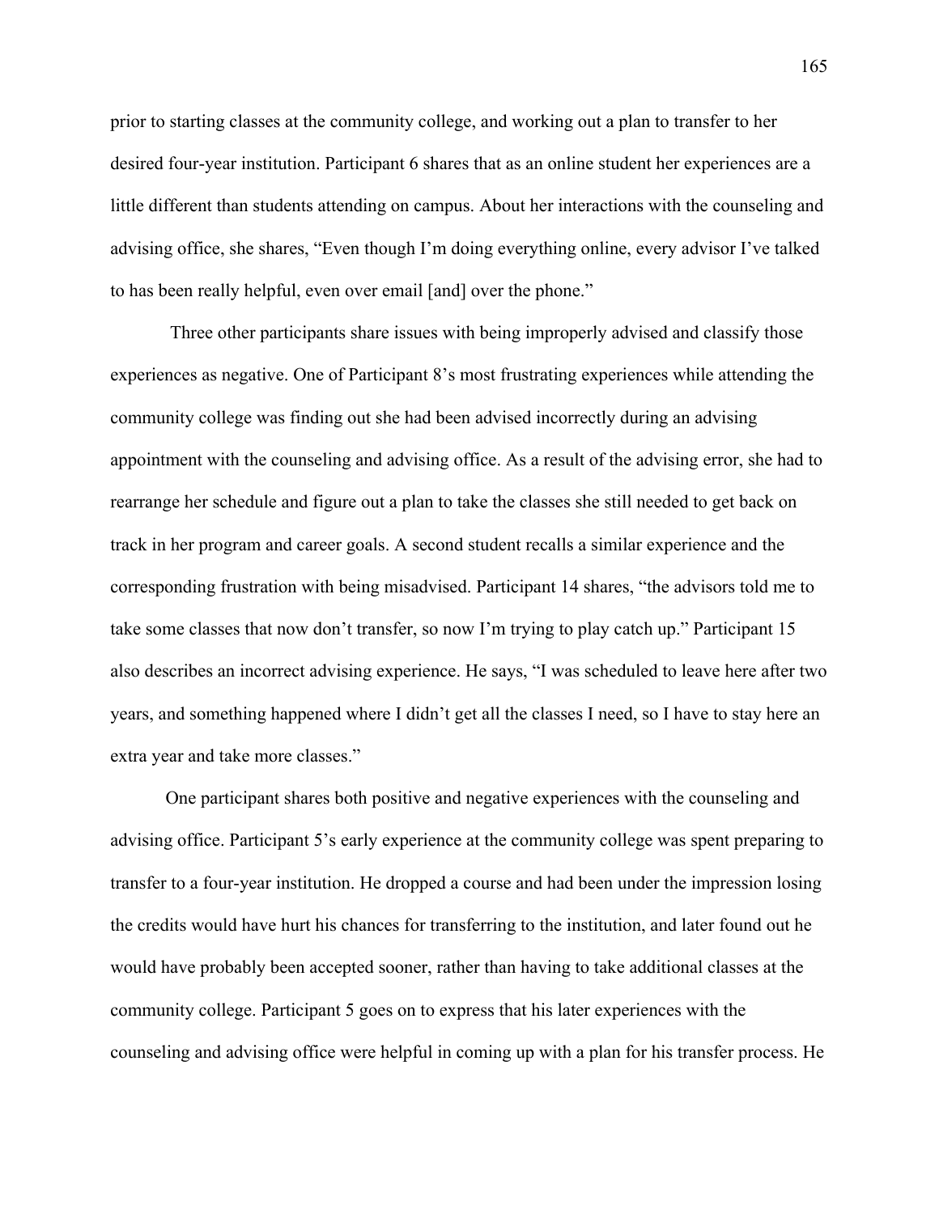prior to starting classes at the community college, and working out a plan to transfer to her desired four-year institution. Participant 6 shares that as an online student her experiences are a little different than students attending on campus. About her interactions with the counseling and advising office, she shares, "Even though I'm doing everything online, every advisor I've talked to has been really helpful, even over email [and] over the phone."

Three other participants share issues with being improperly advised and classify those experiences as negative. One of Participant 8's most frustrating experiences while attending the community college was finding out she had been advised incorrectly during an advising appointment with the counseling and advising office. As a result of the advising error, she had to rearrange her schedule and figure out a plan to take the classes she still needed to get back on track in her program and career goals. A second student recalls a similar experience and the corresponding frustration with being misadvised. Participant 14 shares, "the advisors told me to take some classes that now don't transfer, so now I'm trying to play catch up." Participant 15 also describes an incorrect advising experience. He says, "I was scheduled to leave here after two years, and something happened where I didn't get all the classes I need, so I have to stay here an extra year and take more classes."

One participant shares both positive and negative experiences with the counseling and advising office. Participant 5's early experience at the community college was spent preparing to transfer to a four-year institution. He dropped a course and had been under the impression losing the credits would have hurt his chances for transferring to the institution, and later found out he would have probably been accepted sooner, rather than having to take additional classes at the community college. Participant 5 goes on to express that his later experiences with the counseling and advising office were helpful in coming up with a plan for his transfer process. He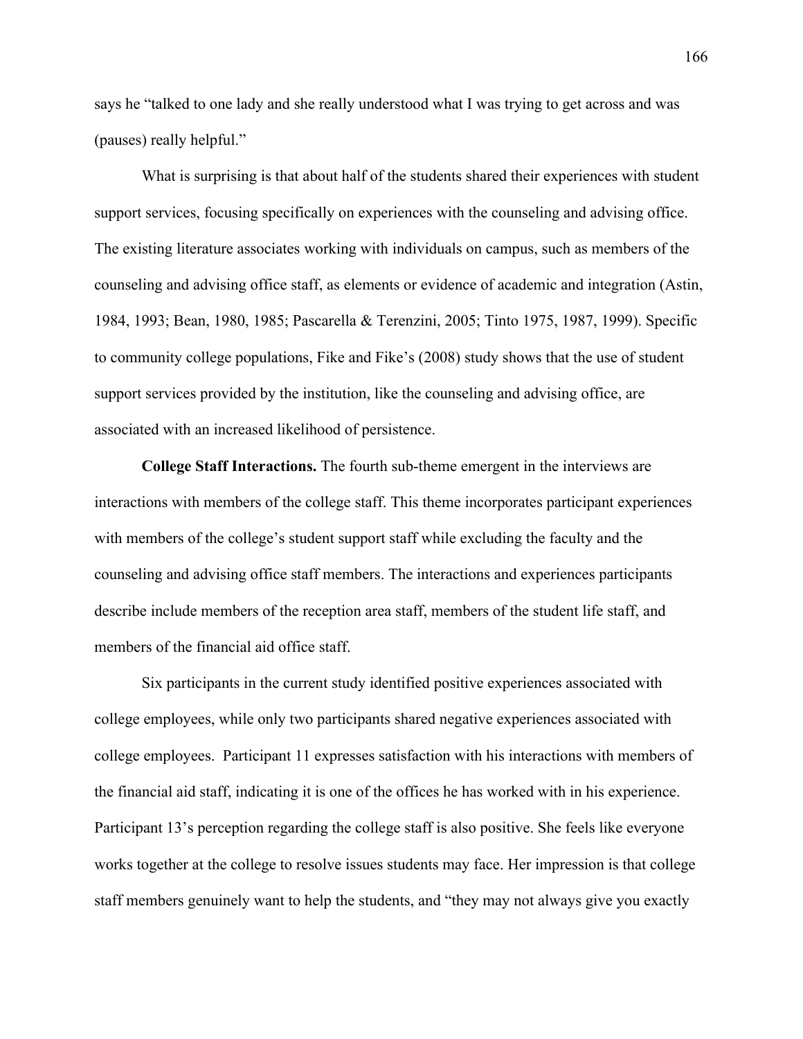says he "talked to one lady and she really understood what I was trying to get across and was (pauses) really helpful."

What is surprising is that about half of the students shared their experiences with student support services, focusing specifically on experiences with the counseling and advising office. The existing literature associates working with individuals on campus, such as members of the counseling and advising office staff, as elements or evidence of academic and integration (Astin, 1984, 1993; Bean, 1980, 1985; Pascarella & Terenzini, 2005; Tinto 1975, 1987, 1999). Specific to community college populations, Fike and Fike's (2008) study shows that the use of student support services provided by the institution, like the counseling and advising office, are associated with an increased likelihood of persistence.

**College Staff Interactions.** The fourth sub-theme emergent in the interviews are interactions with members of the college staff. This theme incorporates participant experiences with members of the college's student support staff while excluding the faculty and the counseling and advising office staff members. The interactions and experiences participants describe include members of the reception area staff, members of the student life staff, and members of the financial aid office staff.

Six participants in the current study identified positive experiences associated with college employees, while only two participants shared negative experiences associated with college employees. Participant 11 expresses satisfaction with his interactions with members of the financial aid staff, indicating it is one of the offices he has worked with in his experience. Participant 13's perception regarding the college staff is also positive. She feels like everyone works together at the college to resolve issues students may face. Her impression is that college staff members genuinely want to help the students, and "they may not always give you exactly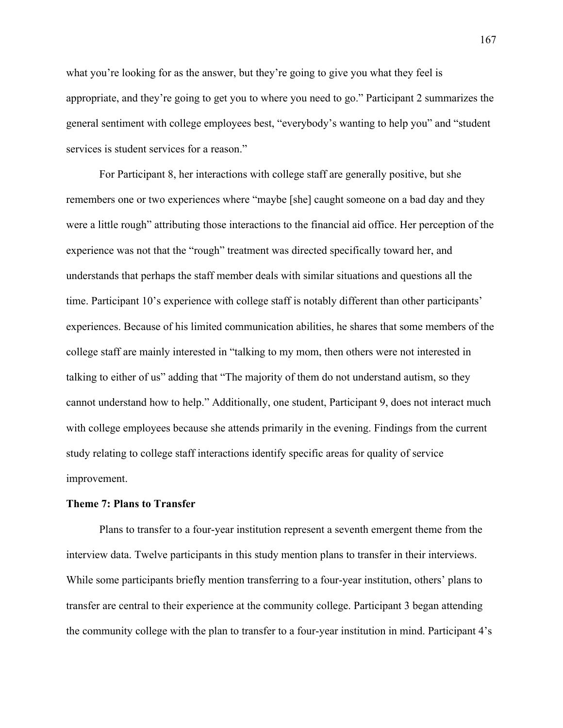what you're looking for as the answer, but they're going to give you what they feel is appropriate, and they're going to get you to where you need to go." Participant 2 summarizes the general sentiment with college employees best, "everybody's wanting to help you" and "student services is student services for a reason."

For Participant 8, her interactions with college staff are generally positive, but she remembers one or two experiences where "maybe [she] caught someone on a bad day and they were a little rough" attributing those interactions to the financial aid office. Her perception of the experience was not that the "rough" treatment was directed specifically toward her, and understands that perhaps the staff member deals with similar situations and questions all the time. Participant 10's experience with college staff is notably different than other participants' experiences. Because of his limited communication abilities, he shares that some members of the college staff are mainly interested in "talking to my mom, then others were not interested in talking to either of us" adding that "The majority of them do not understand autism, so they cannot understand how to help." Additionally, one student, Participant 9, does not interact much with college employees because she attends primarily in the evening. Findings from the current study relating to college staff interactions identify specific areas for quality of service improvement.

**Theme 7: Plans to Transfer**

Plans to transfer to a four-year institution represent a seventh emergent theme from the interview data. Twelve participants in this study mention plans to transfer in their interviews. While some participants briefly mention transferring to a four-year institution, others' plans to transfer are central to their experience at the community college. Participant 3 began attending the community college with the plan to transfer to a four-year institution in mind. Participant 4's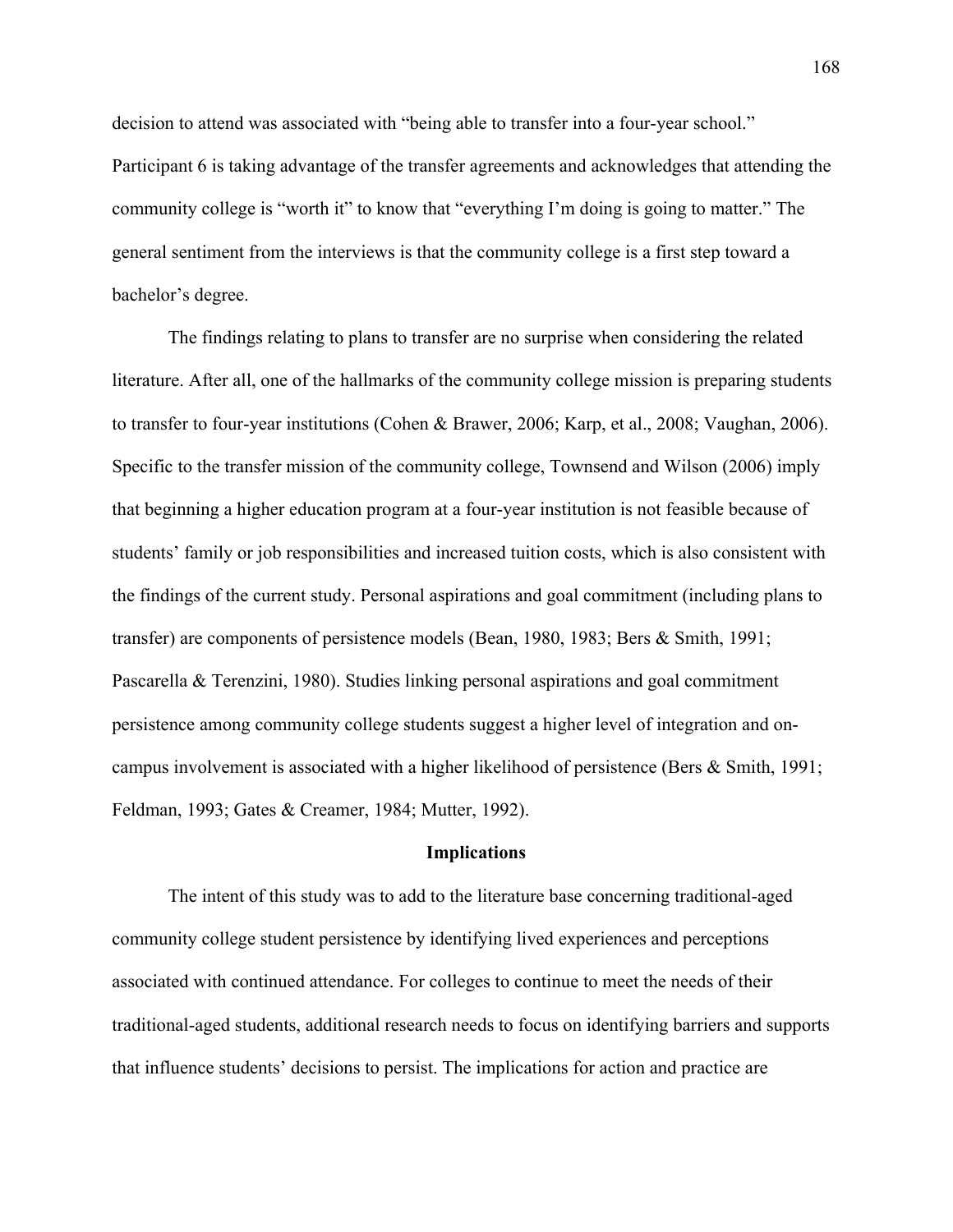decision to attend was associated with "being able to transfer into a four-year school." Participant 6 is taking advantage of the transfer agreements and acknowledges that attending the community college is "worth it" to know that "everything I'm doing is going to matter." The general sentiment from the interviews is that the community college is a first step toward a bachelor's degree.

The findings relating to plans to transfer are no surprise when considering the related literature. After all, one of the hallmarks of the community college mission is preparing students to transfer to four-year institutions (Cohen & Brawer, 2006; Karp, et al., 2008; Vaughan, 2006). Specific to the transfer mission of the community college, Townsend and Wilson (2006) imply that beginning a higher education program at a four-year institution is not feasible because of students' family or job responsibilities and increased tuition costs, which is also consistent with the findings of the current study. Personal aspirations and goal commitment (including plans to transfer) are components of persistence models (Bean, 1980, 1983; Bers & Smith, 1991; Pascarella & Terenzini, 1980). Studies linking personal aspirations and goal commitment persistence among community college students suggest a higher level of integration and on-campus involvement is associated with a higher likelihood of persistence (Bers & Smith, 1991; Feldman, 1993; Gates & Creamer, 1984; Mutter, 1992).

## Implications

The intent of this study was to add to the literature base concerning traditional-aged community college student persistence by identifying lived experiences and perceptions associated with continued attendance. For colleges to continue to meet the needs of their traditional-aged students, additional research needs to focus on identifying barriers and supports that influence students' decisions to persist. The implications for action and practice are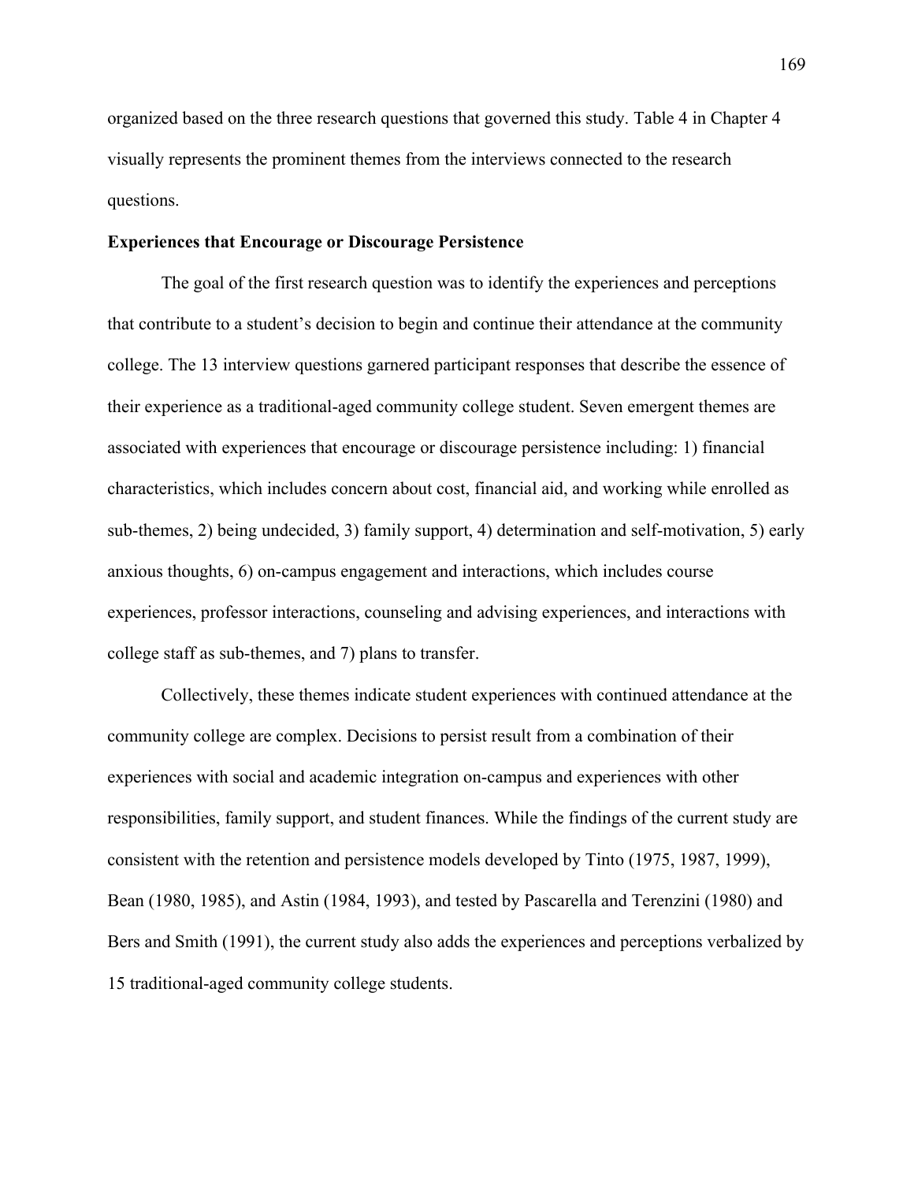organized based on the three research questions that governed this study. Table 4 in Chapter 4 visually represents the prominent themes from the interviews connected to the research questions.

**Experiences that Encourage or Discourage Persistence**

The goal of the first research question was to identify the experiences and perceptions that contribute to a student's decision to begin and continue their attendance at the community college. The 13 interview questions garnered participant responses that describe the essence of their experience as a traditional-aged community college student. Seven emergent themes are associated with experiences that encourage or discourage persistence including: 1) financial characteristics, which includes concern about cost, financial aid, and working while enrolled as sub-themes, 2) being undecided, 3) family support, 4) determination and self-motivation, 5) early anxious thoughts, 6) on-campus engagement and interactions, which includes course experiences, professor interactions, counseling and advising experiences, and interactions with college staff as sub-themes, and 7) plans to transfer.

Collectively, these themes indicate student experiences with continued attendance at the community college are complex. Decisions to persist result from a combination of their experiences with social and academic integration on-campus and experiences with other responsibilities, family support, and student finances. While the findings of the current study are consistent with the retention and persistence models developed by Tinto (1975, 1987, 1999), Bean (1980, 1985), and Astin (1984, 1993), and tested by Pascarella and Terenzini (1980) and Bers and Smith (1991), the current study also adds the experiences and perceptions verbalized by 15 traditional-aged community college students.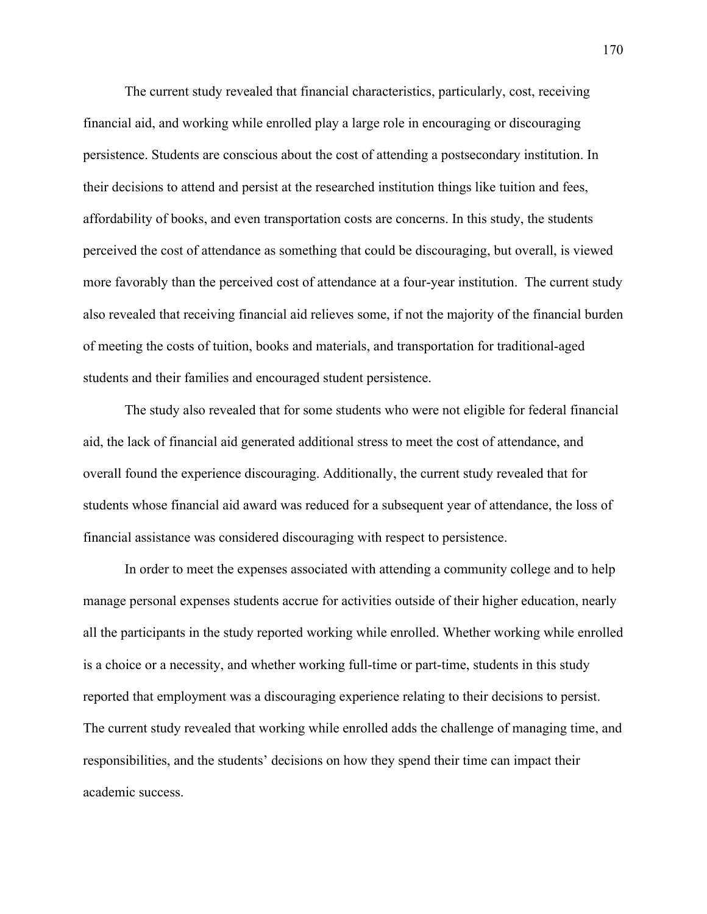The current study revealed that financial characteristics, particularly, cost, receiving financial aid, and working while enrolled play a large role in encouraging or discouraging persistence. Students are conscious about the cost of attending a postsecondary institution. In their decisions to attend and persist at the researched institution things like tuition and fees, affordability of books, and even transportation costs are concerns. In this study, the students perceived the cost of attendance as something that could be discouraging, but overall, is viewed more favorably than the perceived cost of attendance at a four-year institution. The current study also revealed that receiving financial aid relieves some, if not the majority of the financial burden of meeting the costs of tuition, books and materials, and transportation for traditional-aged students and their families and encouraged student persistence.

The study also revealed that for some students who were not eligible for federal financial aid, the lack of financial aid generated additional stress to meet the cost of attendance, and overall found the experience discouraging. Additionally, the current study revealed that for students whose financial aid award was reduced for a subsequent year of attendance, the loss of financial assistance was considered discouraging with respect to persistence.

In order to meet the expenses associated with attending a community college and to help manage personal expenses students accrue for activities outside of their higher education, nearly all the participants in the study reported working while enrolled. Whether working while enrolled is a choice or a necessity, and whether working full-time or part-time, students in this study reported that employment was a discouraging experience relating to their decisions to persist. The current study revealed that working while enrolled adds the challenge of managing time, and responsibilities, and the students' decisions on how they spend their time can impact their academic success.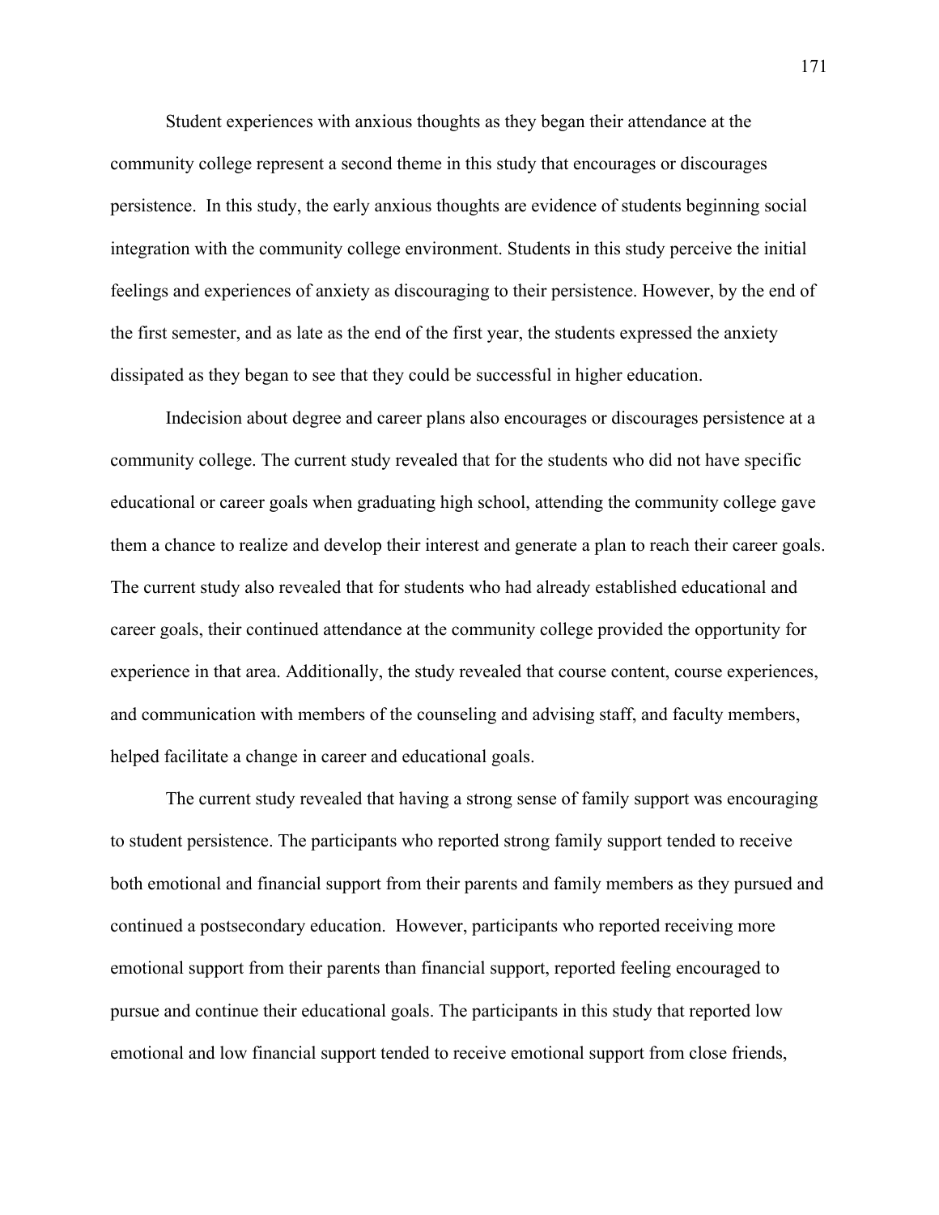Student experiences with anxious thoughts as they began their attendance at the community college represent a second theme in this study that encourages or discourages persistence. In this study, the early anxious thoughts are evidence of students beginning social integration with the community college environment. Students in this study perceive the initial feelings and experiences of anxiety as discouraging to their persistence. However, by the end of the first semester, and as late as the end of the first year, the students expressed the anxiety dissipated as they began to see that they could be successful in higher education.

Indecision about degree and career plans also encourages or discourages persistence at a community college. The current study revealed that for the students who did not have specific educational or career goals when graduating high school, attending the community college gave them a chance to realize and develop their interest and generate a plan to reach their career goals. The current study also revealed that for students who had already established educational and career goals, their continued attendance at the community college provided the opportunity for experience in that area. Additionally, the study revealed that course content, course experiences, and communication with members of the counseling and advising staff, and faculty members, helped facilitate a change in career and educational goals.

The current study revealed that having a strong sense of family support was encouraging to student persistence. The participants who reported strong family support tended to receive both emotional and financial support from their parents and family members as they pursued and continued a postsecondary education. However, participants who reported receiving more emotional support from their parents than financial support, reported feeling encouraged to pursue and continue their educational goals. The participants in this study that reported low emotional and low financial support tended to receive emotional support from close friends,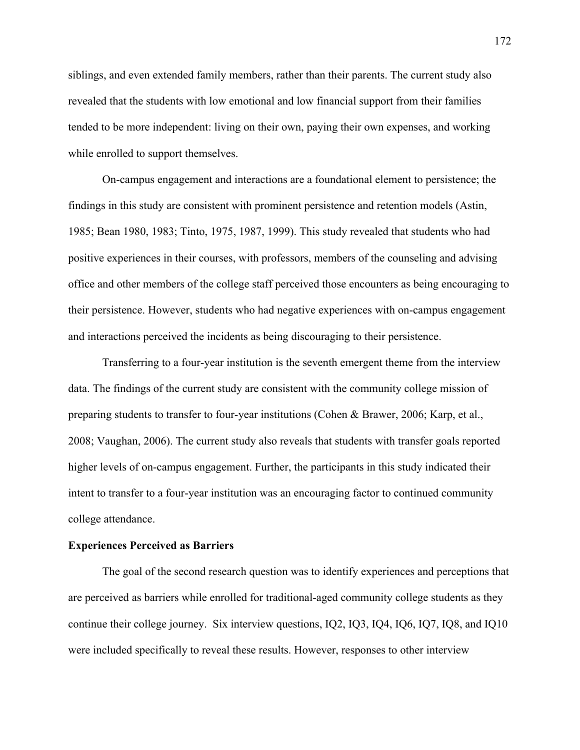siblings, and even extended family members, rather than their parents. The current study also revealed that the students with low emotional and low financial support from their families tended to be more independent: living on their own, paying their own expenses, and working while enrolled to support themselves.

On-campus engagement and interactions are a foundational element to persistence; the findings in this study are consistent with prominent persistence and retention models (Astin, 1985; Bean 1980, 1983; Tinto, 1975, 1987, 1999). This study revealed that students who had positive experiences in their courses, with professors, members of the counseling and advising office and other members of the college staff perceived those encounters as being encouraging to their persistence. However, students who had negative experiences with on-campus engagement and interactions perceived the incidents as being discouraging to their persistence.

Transferring to a four-year institution is the seventh emergent theme from the interview data. The findings of the current study are consistent with the community college mission of preparing students to transfer to four-year institutions (Cohen & Brawer, 2006; Karp, et al., 2008; Vaughan, 2006). The current study also reveals that students with transfer goals reported higher levels of on-campus engagement. Further, the participants in this study indicated their intent to transfer to a four-year institution was an encouraging factor to continued community college attendance.

**Experiences Perceived as Barriers**

The goal of the second research question was to identify experiences and perceptions that are perceived as barriers while enrolled for traditional-aged community college students as they continue their college journey. Six interview questions, IQ2, IQ3, IQ4, IQ6, IQ7, IQ8, and IQ10 were included specifically to reveal these results. However, responses to other interview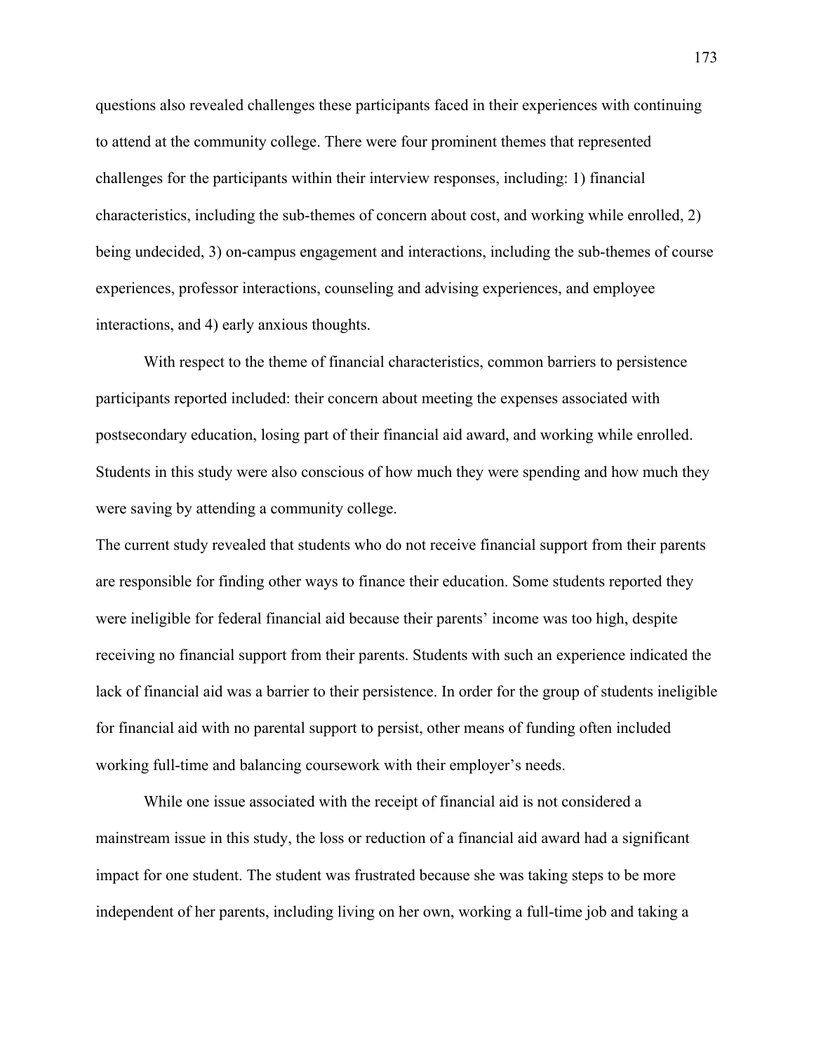questions also revealed challenges these participants faced in their experiences with continuing to attend at the community college. There were four prominent themes that represented challenges for the participants within their interview responses, including: 1) financial characteristics, including the sub-themes of concern about cost, and working while enrolled, 2) being undecided, 3) on-campus engagement and interactions, including the sub-themes of course experiences, professor interactions, counseling and advising experiences, and employee interactions, and 4) early anxious thoughts.

With respect to the theme of financial characteristics, common barriers to persistence participants reported included: their concern about meeting the expenses associated with postsecondary education, losing part of their financial aid award, and working while enrolled. Students in this study were also conscious of how much they were spending and how much they were saving by attending a community college.

The current study revealed that students who do not receive financial support from their parents are responsible for finding other ways to finance their education. Some students reported they were ineligible for federal financial aid because their parents' income was too high, despite receiving no financial support from their parents. Students with such an experience indicated the lack of financial aid was a barrier to their persistence. In order for the group of students ineligible for financial aid with no parental support to persist, other means of funding often included working full-time and balancing coursework with their employer's needs.

While one issue associated with the receipt of financial aid is not considered a mainstream issue in this study, the loss or reduction of a financial aid award had a significant impact for one student. The student was frustrated because she was taking steps to be more independent of her parents, including living on her own, working a full-time job and taking a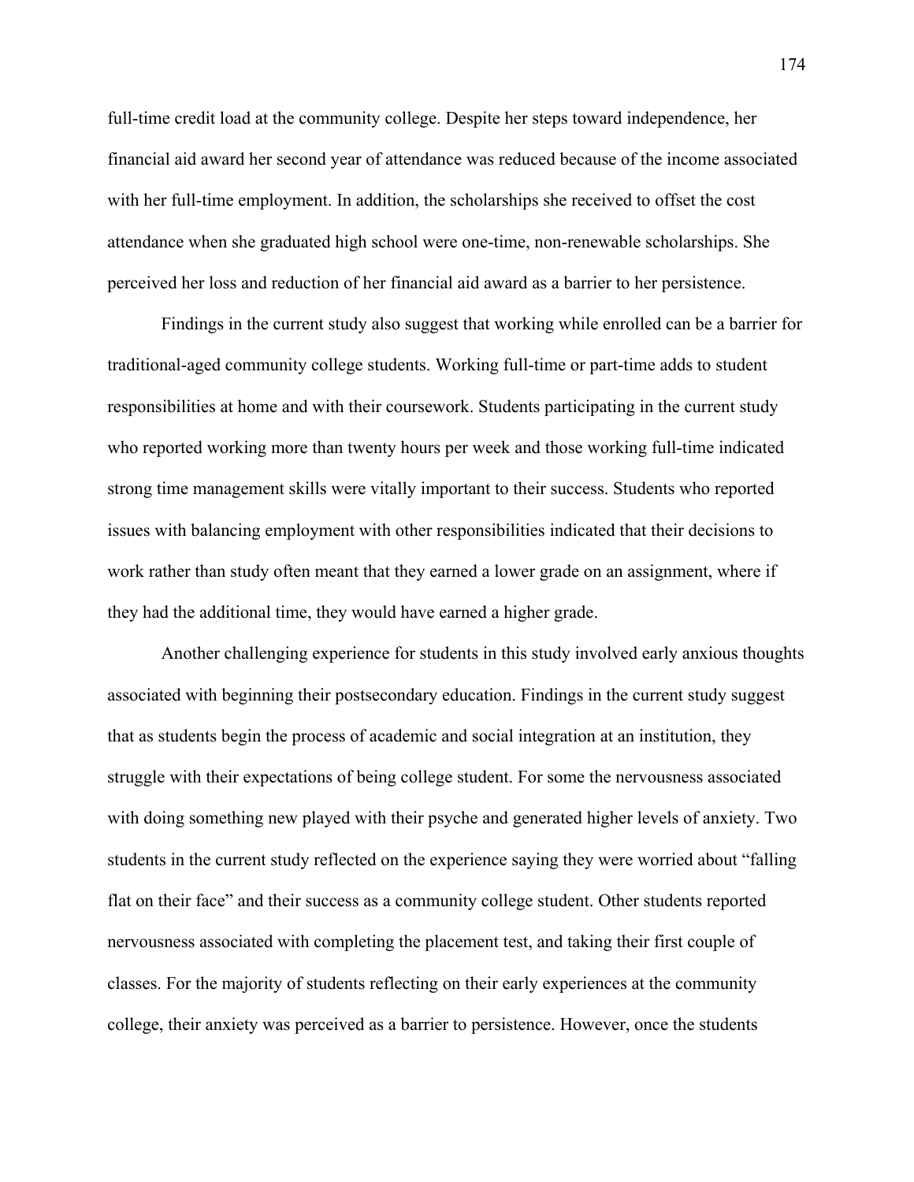full-time credit load at the community college. Despite her steps toward independence, her financial aid award her second year of attendance was reduced because of the income associated with her full-time employment. In addition, the scholarships she received to offset the cost attendance when she graduated high school were one-time, non-renewable scholarships. She perceived her loss and reduction of her financial aid award as a barrier to her persistence.

Findings in the current study also suggest that working while enrolled can be a barrier for traditional-aged community college students. Working full-time or part-time adds to student responsibilities at home and with their coursework. Students participating in the current study who reported working more than twenty hours per week and those working full-time indicated strong time management skills were vitally important to their success. Students who reported issues with balancing employment with other responsibilities indicated that their decisions to work rather than study often meant that they earned a lower grade on an assignment, where if they had the additional time, they would have earned a higher grade.

Another challenging experience for students in this study involved early anxious thoughts associated with beginning their postsecondary education. Findings in the current study suggest that as students begin the process of academic and social integration at an institution, they struggle with their expectations of being college student. For some the nervousness associated with doing something new played with their psyche and generated higher levels of anxiety. Two students in the current study reflected on the experience saying they were worried about "falling flat on their face" and their success as a community college student. Other students reported nervousness associated with completing the placement test, and taking their first couple of classes. For the majority of students reflecting on their early experiences at the community college, their anxiety was perceived as a barrier to persistence. However, once the students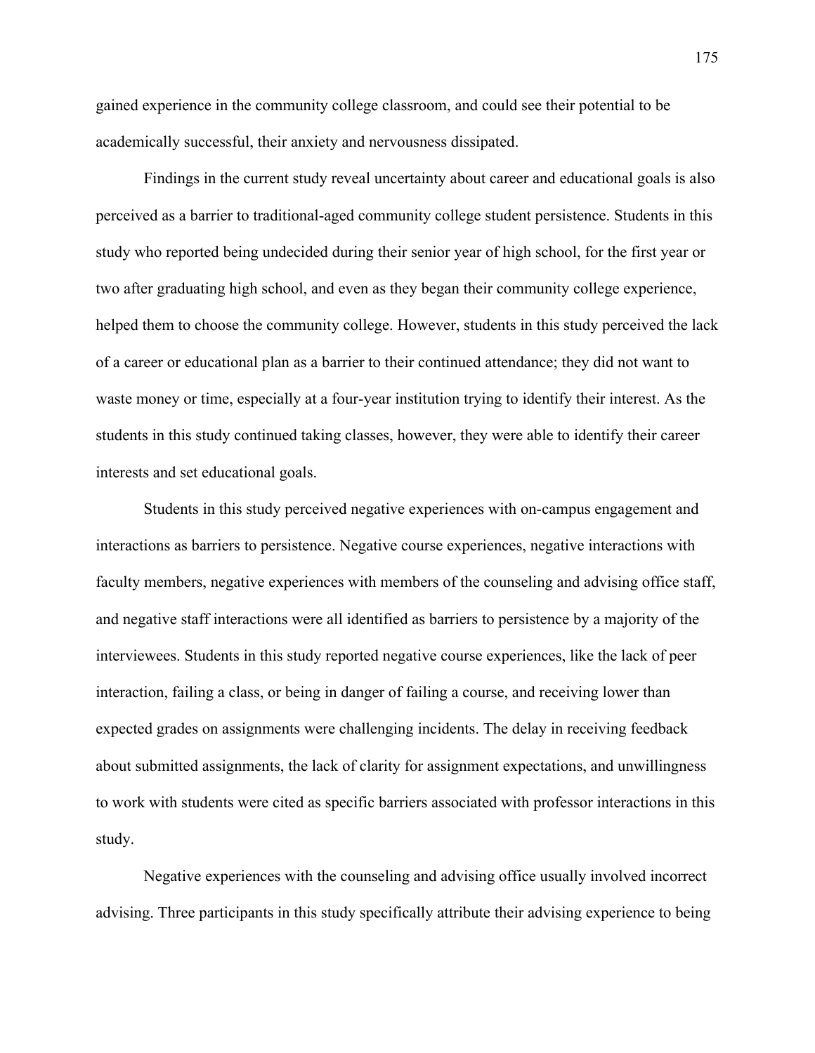gained experience in the community college classroom, and could see their potential to be academically successful, their anxiety and nervousness dissipated.

Findings in the current study reveal uncertainty about career and educational goals is also perceived as a barrier to traditional-aged community college student persistence. Students in this study who reported being undecided during their senior year of high school, for the first year or two after graduating high school, and even as they began their community college experience, helped them to choose the community college. However, students in this study perceived the lack of a career or educational plan as a barrier to their continued attendance; they did not want to waste money or time, especially at a four-year institution trying to identify their interest. As the students in this study continued taking classes, however, they were able to identify their career interests and set educational goals.

Students in this study perceived negative experiences with on-campus engagement and interactions as barriers to persistence. Negative course experiences, negative interactions with faculty members, negative experiences with members of the counseling and advising office staff, and negative staff interactions were all identified as barriers to persistence by a majority of the interviewees. Students in this study reported negative course experiences, like the lack of peer interaction, failing a class, or being in danger of failing a course, and receiving lower than expected grades on assignments were challenging incidents. The delay in receiving feedback about submitted assignments, the lack of clarity for assignment expectations, and unwillingness to work with students were cited as specific barriers associated with professor interactions in this study.

Negative experiences with the counseling and advising office usually involved incorrect advising. Three participants in this study specifically attribute their advising experience to being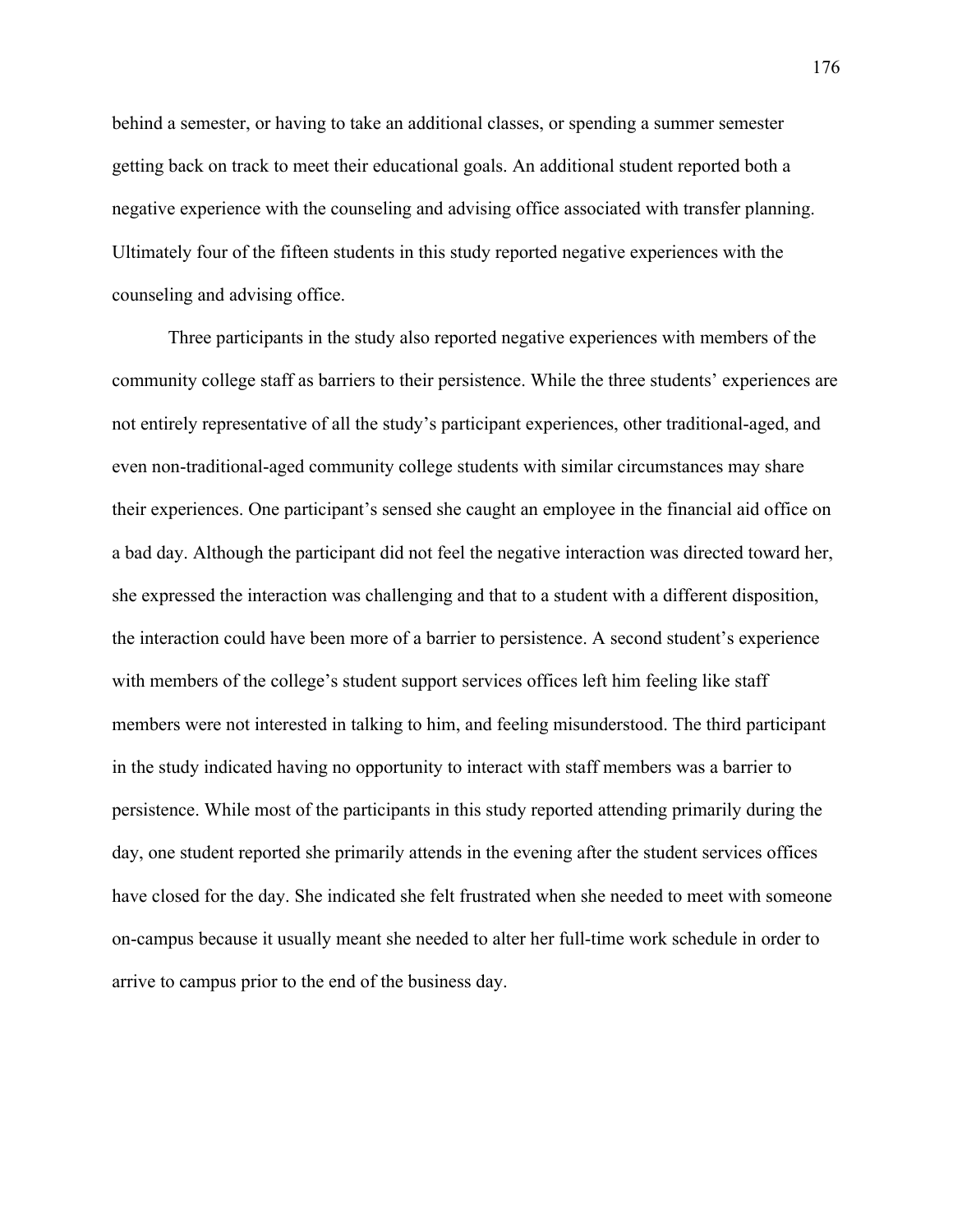behind a semester, or having to take an additional classes, or spending a summer semester getting back on track to meet their educational goals. An additional student reported both a negative experience with the counseling and advising office associated with transfer planning. Ultimately four of the fifteen students in this study reported negative experiences with the counseling and advising office.

Three participants in the study also reported negative experiences with members of the community college staff as barriers to their persistence. While the three students' experiences are not entirely representative of all the study's participant experiences, other traditional-aged, and even non-traditional-aged community college students with similar circumstances may share their experiences. One participant's sensed she caught an employee in the financial aid office on a bad day. Although the participant did not feel the negative interaction was directed toward her, she expressed the interaction was challenging and that to a student with a different disposition, the interaction could have been more of a barrier to persistence. A second student's experience with members of the college's student support services offices left him feeling like staff members were not interested in talking to him, and feeling misunderstood. The third participant in the study indicated having no opportunity to interact with staff members was a barrier to persistence. While most of the participants in this study reported attending primarily during the day, one student reported she primarily attends in the evening after the student services offices have closed for the day. She indicated she felt frustrated when she needed to meet with someone on-campus because it usually meant she needed to alter her full-time work schedule in order to arrive to campus prior to the end of the business day.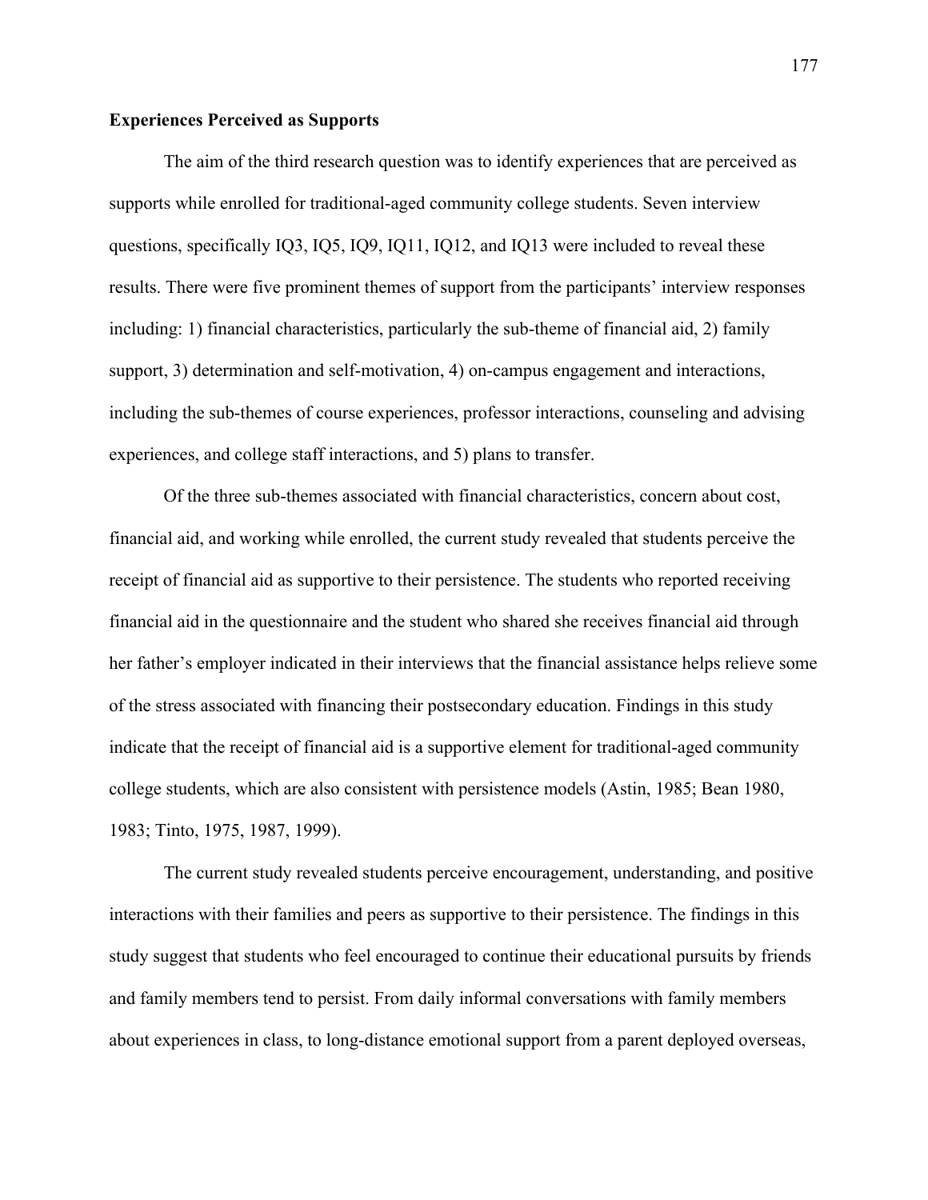**Experiences Perceived as Supports**

The aim of the third research question was to identify experiences that are perceived as supports while enrolled for traditional-aged community college students. Seven interview questions, specifically IQ3, IQ5, IQ9, IQ11, IQ12, and IQ13 were included to reveal these results. There were five prominent themes of support from the participants' interview responses including: 1) financial characteristics, particularly the sub-theme of financial aid, 2) family support, 3) determination and self-motivation, 4) on-campus engagement and interactions, including the sub-themes of course experiences, professor interactions, counseling and advising experiences, and college staff interactions, and 5) plans to transfer.

Of the three sub-themes associated with financial characteristics, concern about cost, financial aid, and working while enrolled, the current study revealed that students perceive the receipt of financial aid as supportive to their persistence. The students who reported receiving financial aid in the questionnaire and the student who shared she receives financial aid through her father's employer indicated in their interviews that the financial assistance helps relieve some of the stress associated with financing their postsecondary education. Findings in this study indicate that the receipt of financial aid is a supportive element for traditional-aged community college students, which are also consistent with persistence models (Astin, 1985; Bean 1980, 1983; Tinto, 1975, 1987, 1999).

The current study revealed students perceive encouragement, understanding, and positive interactions with their families and peers as supportive to their persistence. The findings in this study suggest that students who feel encouraged to continue their educational pursuits by friends and family members tend to persist. From daily informal conversations with family members about experiences in class, to long-distance emotional support from a parent deployed overseas,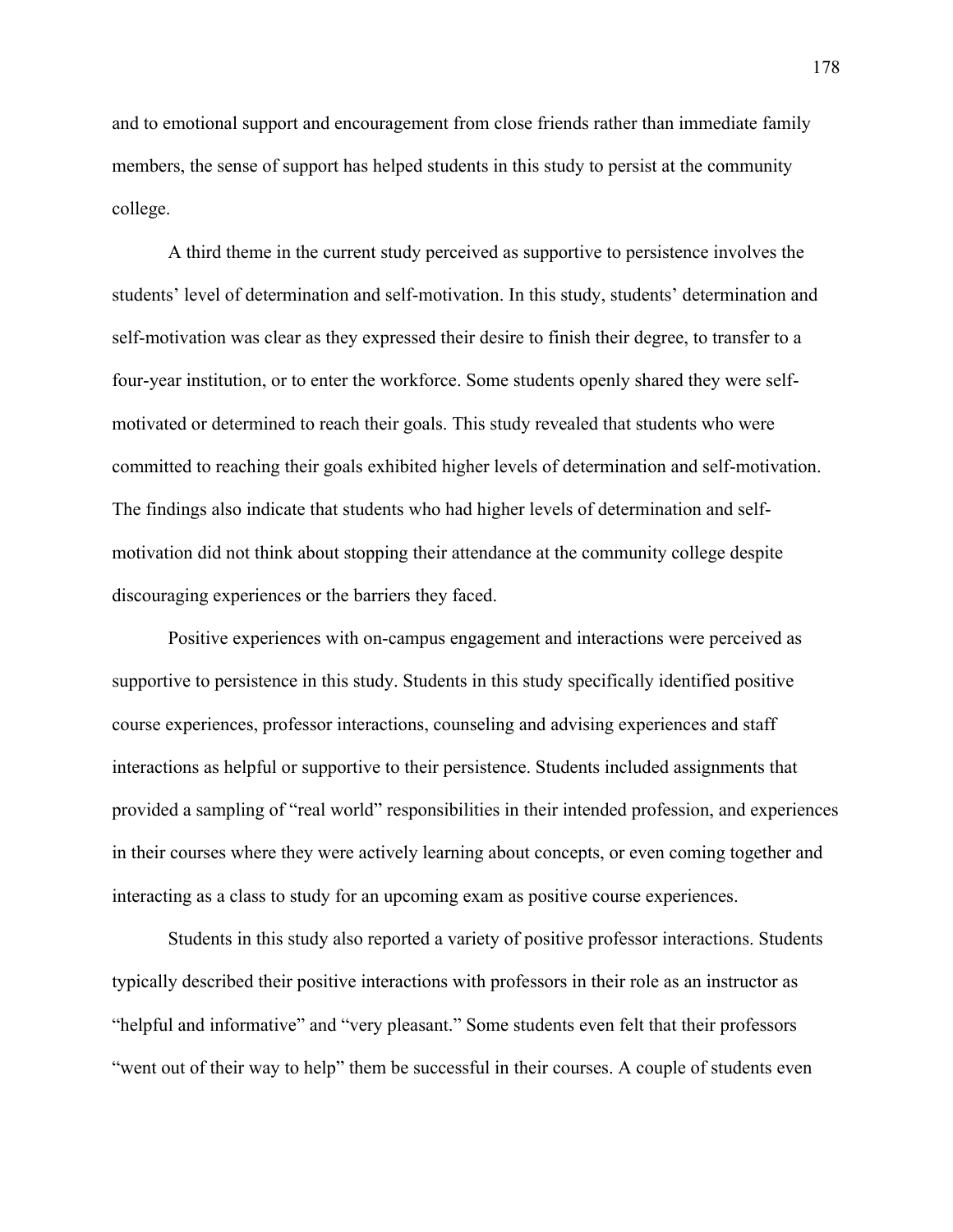and to emotional support and encouragement from close friends rather than immediate family members, the sense of support has helped students in this study to persist at the community college.

A third theme in the current study perceived as supportive to persistence involves the students' level of determination and self-motivation. In this study, students' determination and self-motivation was clear as they expressed their desire to finish their degree, to transfer to a four-year institution, or to enter the workforce. Some students openly shared they were self-motivated or determined to reach their goals. This study revealed that students who were committed to reaching their goals exhibited higher levels of determination and self-motivation. The findings also indicate that students who had higher levels of determination and self-motivation did not think about stopping their attendance at the community college despite discouraging experiences or the barriers they faced.

Positive experiences with on-campus engagement and interactions were perceived as supportive to persistence in this study. Students in this study specifically identified positive course experiences, professor interactions, counseling and advising experiences and staff interactions as helpful or supportive to their persistence. Students included assignments that provided a sampling of "real world" responsibilities in their intended profession, and experiences in their courses where they were actively learning about concepts, or even coming together and interacting as a class to study for an upcoming exam as positive course experiences.

Students in this study also reported a variety of positive professor interactions. Students typically described their positive interactions with professors in their role as an instructor as "helpful and informative" and "very pleasant." Some students even felt that their professors "went out of their way to help" them be successful in their courses. A couple of students even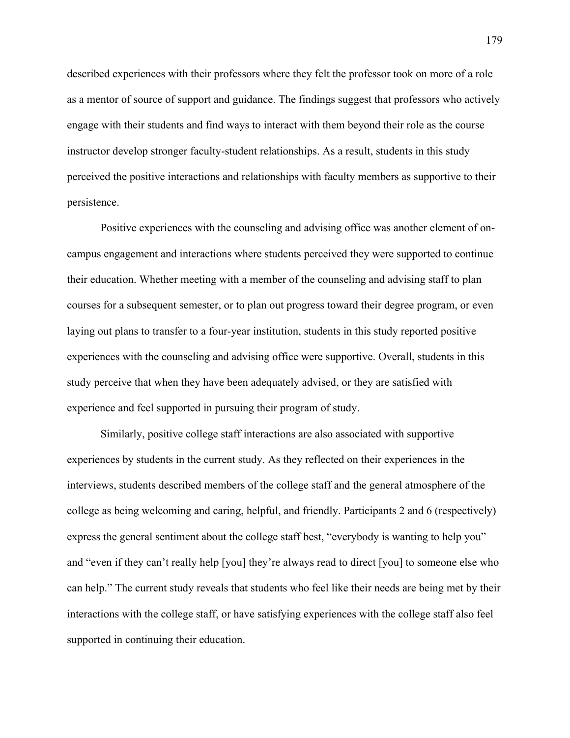described experiences with their professors where they felt the professor took on more of a role as a mentor of source of support and guidance. The findings suggest that professors who actively engage with their students and find ways to interact with them beyond their role as the course instructor develop stronger faculty-student relationships. As a result, students in this study perceived the positive interactions and relationships with faculty members as supportive to their persistence.

Positive experiences with the counseling and advising office was another element of on-campus engagement and interactions where students perceived they were supported to continue their education. Whether meeting with a member of the counseling and advising staff to plan courses for a subsequent semester, or to plan out progress toward their degree program, or even laying out plans to transfer to a four-year institution, students in this study reported positive experiences with the counseling and advising office were supportive. Overall, students in this study perceive that when they have been adequately advised, or they are satisfied with experience and feel supported in pursuing their program of study.

Similarly, positive college staff interactions are also associated with supportive experiences by students in the current study. As they reflected on their experiences in the interviews, students described members of the college staff and the general atmosphere of the college as being welcoming and caring, helpful, and friendly. Participants 2 and 6 (respectively) express the general sentiment about the college staff best, "everybody is wanting to help you" and "even if they can't really help [you] they're always read to direct [you] to someone else who can help." The current study reveals that students who feel like their needs are being met by their interactions with the college staff, or have satisfying experiences with the college staff also feel supported in continuing their education.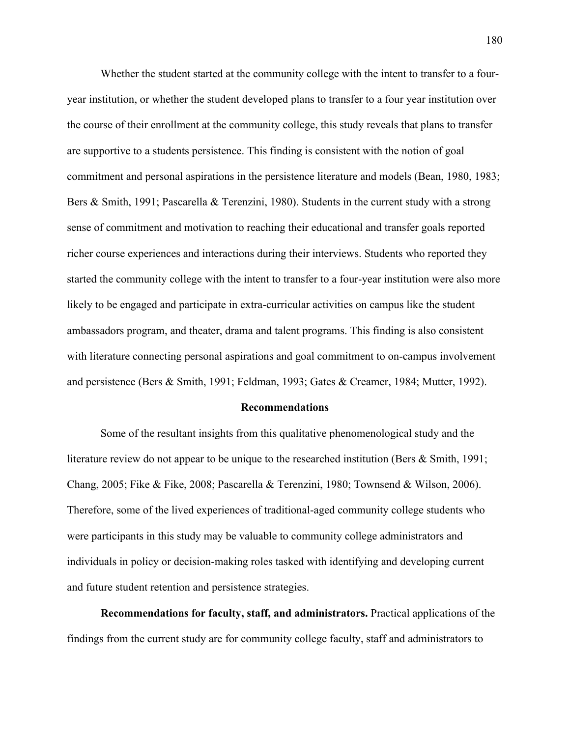Whether the student started at the community college with the intent to transfer to a four-year institution, or whether the student developed plans to transfer to a four year institution over the course of their enrollment at the community college, this study reveals that plans to transfer are supportive to a students persistence. This finding is consistent with the notion of goal commitment and personal aspirations in the persistence literature and models (Bean, 1980, 1983; Bers & Smith, 1991; Pascarella & Terenzini, 1980). Students in the current study with a strong sense of commitment and motivation to reaching their educational and transfer goals reported richer course experiences and interactions during their interviews. Students who reported they started the community college with the intent to transfer to a four-year institution were also more likely to be engaged and participate in extra-curricular activities on campus like the student ambassadors program, and theater, drama and talent programs. This finding is also consistent with literature connecting personal aspirations and goal commitment to on-campus involvement and persistence (Bers & Smith, 1991; Feldman, 1993; Gates & Creamer, 1984; Mutter, 1992).

## Recommendations

Some of the resultant insights from this qualitative phenomenological study and the literature review do not appear to be unique to the researched institution (Bers & Smith, 1991; Chang, 2005; Fike & Fike, 2008; Pascarella & Terenzini, 1980; Townsend & Wilson, 2006). Therefore, some of the lived experiences of traditional-aged community college students who were participants in this study may be valuable to community college administrators and individuals in policy or decision-making roles tasked with identifying and developing current and future student retention and persistence strategies.

**Recommendations for faculty, staff, and administrators.** Practical applications of the findings from the current study are for community college faculty, staff and administrators to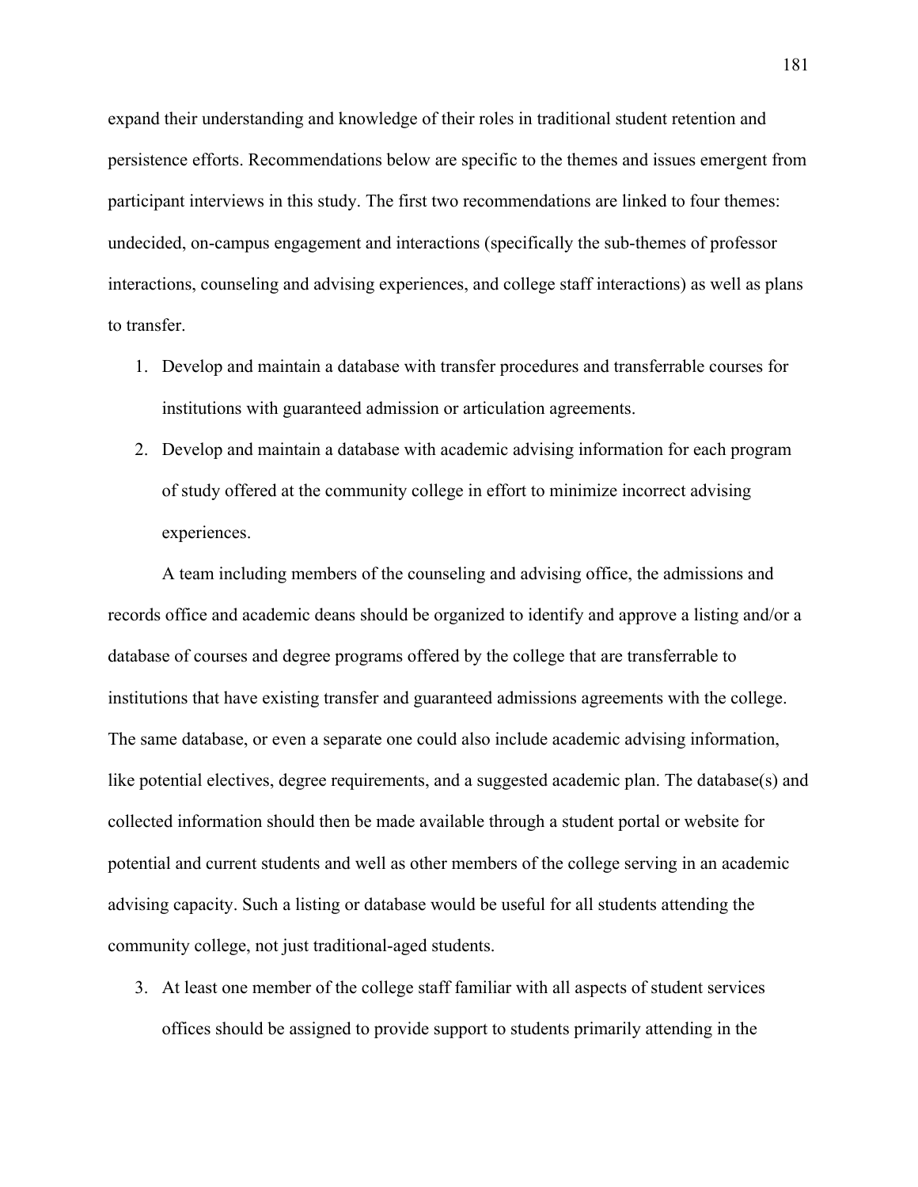expand their understanding and knowledge of their roles in traditional student retention and persistence efforts. Recommendations below are specific to the themes and issues emergent from participant interviews in this study. The first two recommendations are linked to four themes: undecided, on-campus engagement and interactions (specifically the sub-themes of professor interactions, counseling and advising experiences, and college staff interactions) as well as plans to transfer.

1. Develop and maintain a database with transfer procedures and transferrable courses for institutions with guaranteed admission or articulation agreements.
2. Develop and maintain a database with academic advising information for each program of study offered at the community college in effort to minimize incorrect advising experiences.

A team including members of the counseling and advising office, the admissions and records office and academic deans should be organized to identify and approve a listing and/or a database of courses and degree programs offered by the college that are transferrable to institutions that have existing transfer and guaranteed admissions agreements with the college. The same database, or even a separate one could also include academic advising information, like potential electives, degree requirements, and a suggested academic plan. The database(s) and collected information should then be made available through a student portal or website for potential and current students and well as other members of the college serving in an academic advising capacity. Such a listing or database would be useful for all students attending the community college, not just traditional-aged students.

3. At least one member of the college staff familiar with all aspects of student services offices should be assigned to provide support to students primarily attending in the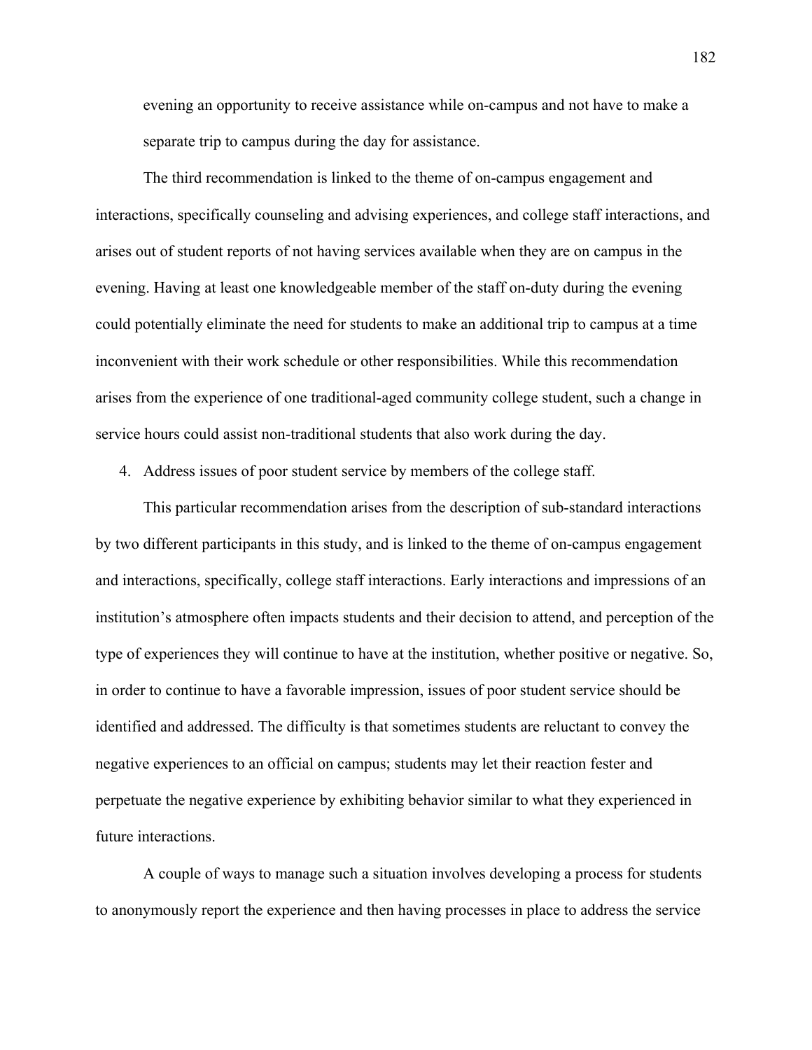evening an opportunity to receive assistance while on-campus and not have to make a separate trip to campus during the day for assistance.

The third recommendation is linked to the theme of on-campus engagement and interactions, specifically counseling and advising experiences, and college staff interactions, and arises out of student reports of not having services available when they are on campus in the evening. Having at least one knowledgeable member of the staff on-duty during the evening could potentially eliminate the need for students to make an additional trip to campus at a time inconvenient with their work schedule or other responsibilities. While this recommendation arises from the experience of one traditional-aged community college student, such a change in service hours could assist non-traditional students that also work during the day.

4. Address issues of poor student service by members of the college staff.

This particular recommendation arises from the description of sub-standard interactions by two different participants in this study, and is linked to the theme of on-campus engagement and interactions, specifically, college staff interactions. Early interactions and impressions of an institution's atmosphere often impacts students and their decision to attend, and perception of the type of experiences they will continue to have at the institution, whether positive or negative. So, in order to continue to have a favorable impression, issues of poor student service should be identified and addressed. The difficulty is that sometimes students are reluctant to convey the negative experiences to an official on campus; students may let their reaction fester and perpetuate the negative experience by exhibiting behavior similar to what they experienced in future interactions.

A couple of ways to manage such a situation involves developing a process for students to anonymously report the experience and then having processes in place to address the service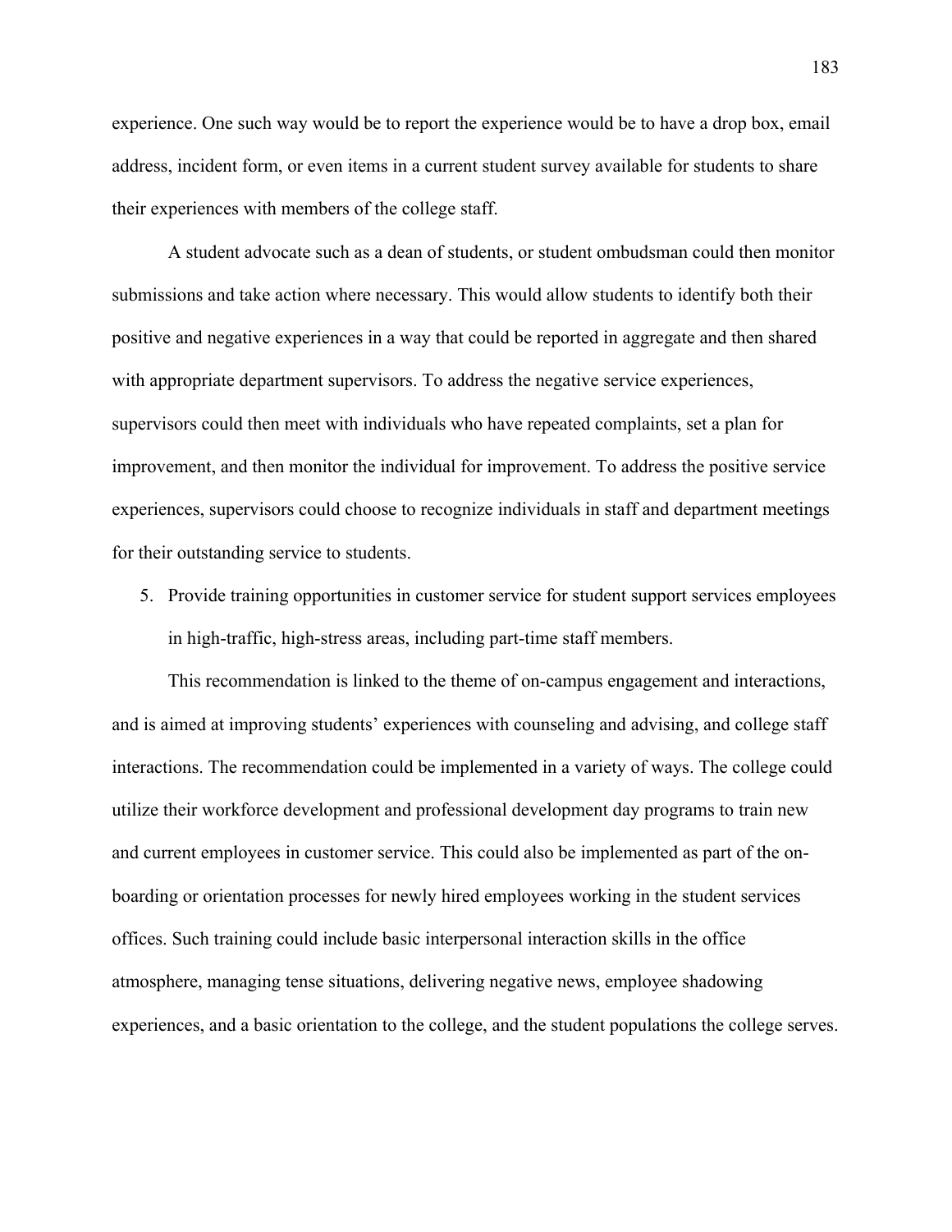experience. One such way would be to report the experience would be to have a drop box, email address, incident form, or even items in a current student survey available for students to share their experiences with members of the college staff.

A student advocate such as a dean of students, or student ombudsman could then monitor submissions and take action where necessary. This would allow students to identify both their positive and negative experiences in a way that could be reported in aggregate and then shared with appropriate department supervisors. To address the negative service experiences, supervisors could then meet with individuals who have repeated complaints, set a plan for improvement, and then monitor the individual for improvement. To address the positive service experiences, supervisors could choose to recognize individuals in staff and department meetings for their outstanding service to students.

5. Provide training opportunities in customer service for student support services employees in high-traffic, high-stress areas, including part-time staff members.

This recommendation is linked to the theme of on-campus engagement and interactions, and is aimed at improving students' experiences with counseling and advising, and college staff interactions. The recommendation could be implemented in a variety of ways. The college could utilize their workforce development and professional development day programs to train new and current employees in customer service. This could also be implemented as part of the on-boarding or orientation processes for newly hired employees working in the student services offices. Such training could include basic interpersonal interaction skills in the office atmosphere, managing tense situations, delivering negative news, employee shadowing experiences, and a basic orientation to the college, and the student populations the college serves.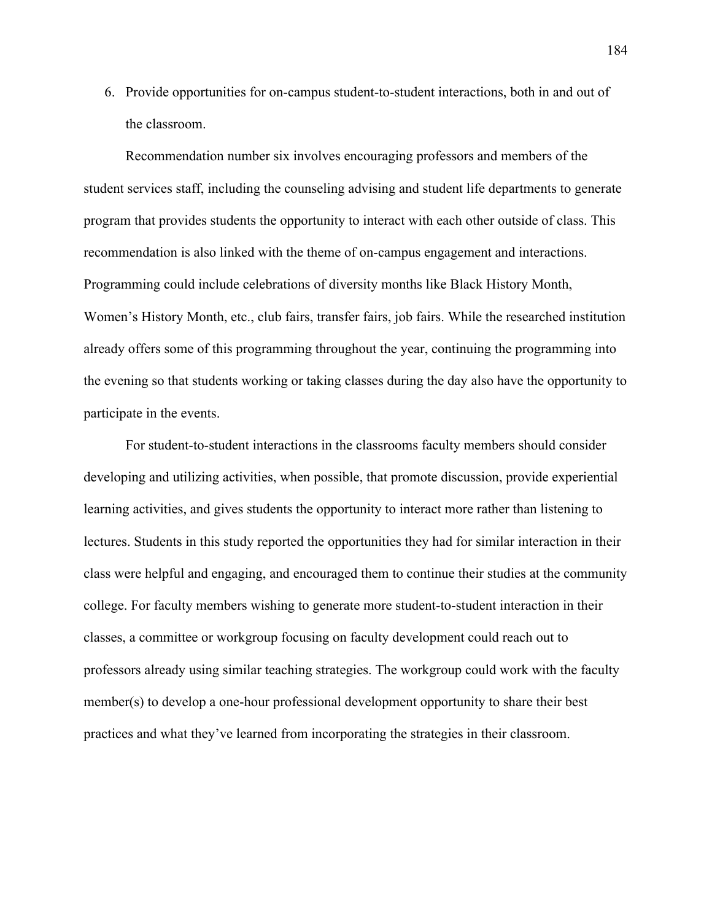6. Provide opportunities for on-campus student-to-student interactions, both in and out of the classroom.

Recommendation number six involves encouraging professors and members of the student services staff, including the counseling advising and student life departments to generate program that provides students the opportunity to interact with each other outside of class. This recommendation is also linked with the theme of on-campus engagement and interactions. Programming could include celebrations of diversity months like Black History Month, Women's History Month, etc., club fairs, transfer fairs, job fairs. While the researched institution already offers some of this programming throughout the year, continuing the programming into the evening so that students working or taking classes during the day also have the opportunity to participate in the events.

For student-to-student interactions in the classrooms faculty members should consider developing and utilizing activities, when possible, that promote discussion, provide experiential learning activities, and gives students the opportunity to interact more rather than listening to lectures. Students in this study reported the opportunities they had for similar interaction in their class were helpful and engaging, and encouraged them to continue their studies at the community college. For faculty members wishing to generate more student-to-student interaction in their classes, a committee or workgroup focusing on faculty development could reach out to professors already using similar teaching strategies. The workgroup could work with the faculty member(s) to develop a one-hour professional development opportunity to share their best practices and what they've learned from incorporating the strategies in their classroom.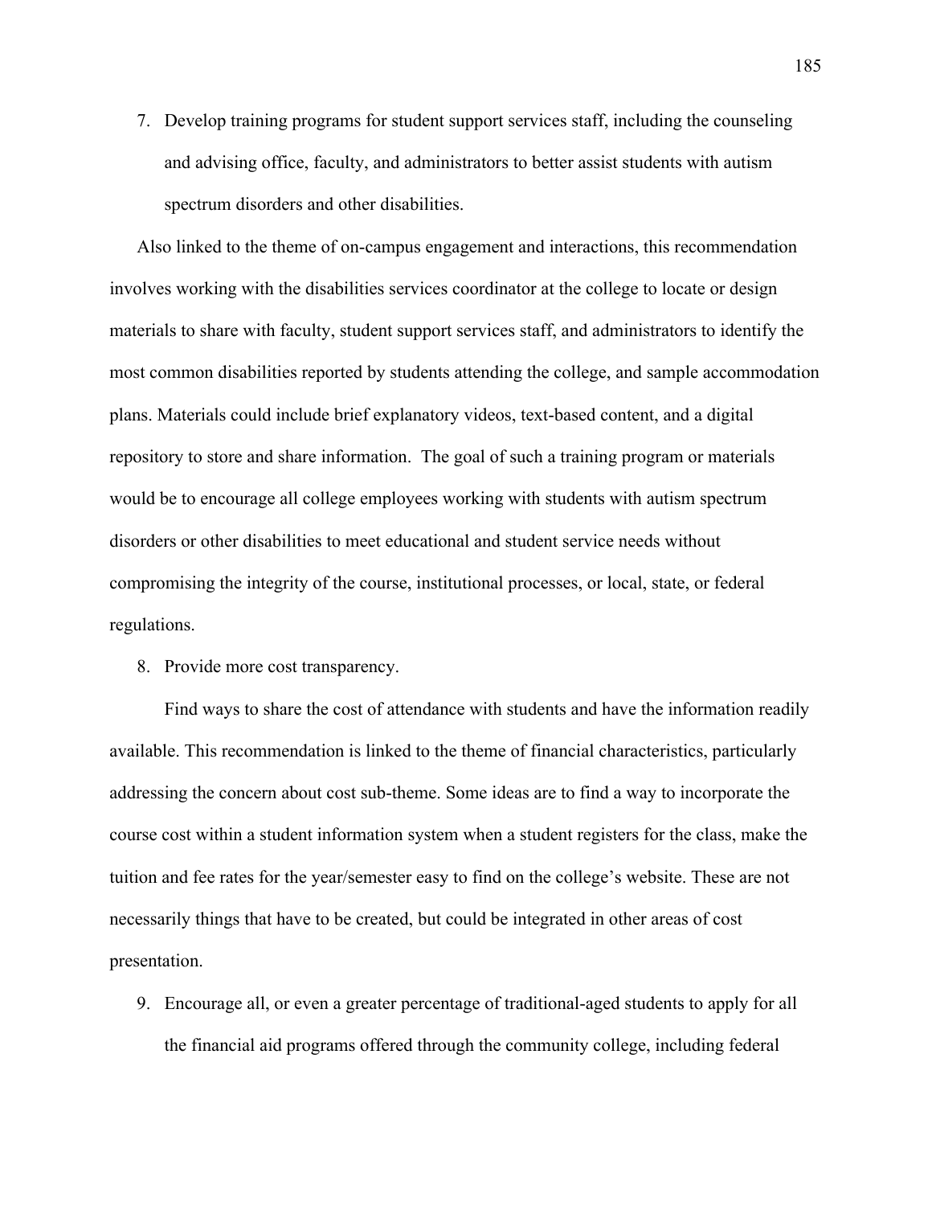7. Develop training programs for student support services staff, including the counseling and advising office, faculty, and administrators to better assist students with autism spectrum disorders and other disabilities.

Also linked to the theme of on-campus engagement and interactions, this recommendation involves working with the disabilities services coordinator at the college to locate or design materials to share with faculty, student support services staff, and administrators to identify the most common disabilities reported by students attending the college, and sample accommodation plans. Materials could include brief explanatory videos, text-based content, and a digital repository to store and share information. The goal of such a training program or materials would be to encourage all college employees working with students with autism spectrum disorders or other disabilities to meet educational and student service needs without compromising the integrity of the course, institutional processes, or local, state, or federal regulations.

8. Provide more cost transparency.

Find ways to share the cost of attendance with students and have the information readily available. This recommendation is linked to the theme of financial characteristics, particularly addressing the concern about cost sub-theme. Some ideas are to find a way to incorporate the course cost within a student information system when a student registers for the class, make the tuition and fee rates for the year/semester easy to find on the college's website. These are not necessarily things that have to be created, but could be integrated in other areas of cost presentation.

9. Encourage all, or even a greater percentage of traditional-aged students to apply for all the financial aid programs offered through the community college, including federal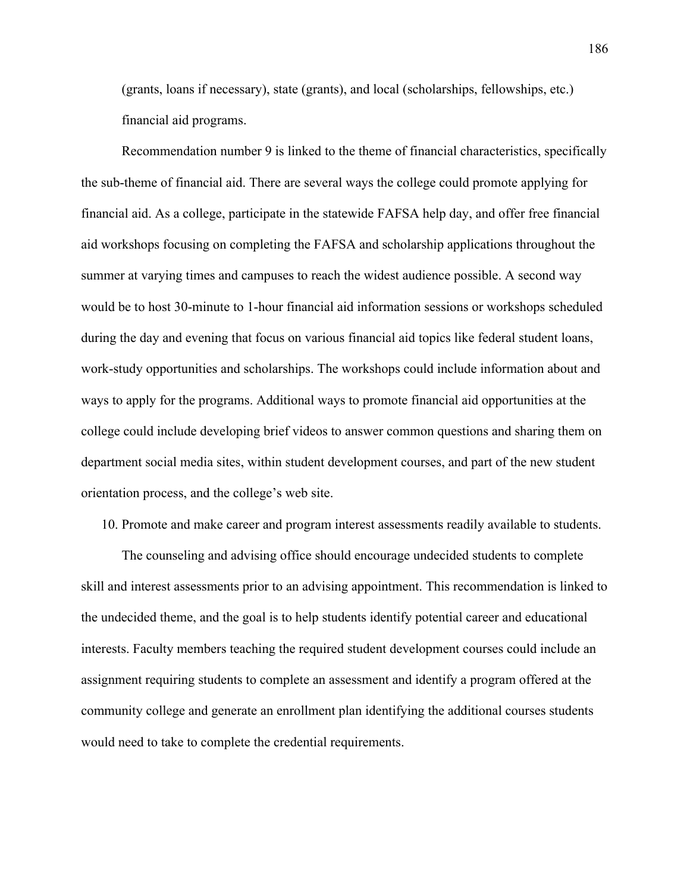(grants, loans if necessary), state (grants), and local (scholarships, fellowships, etc.) financial aid programs.

Recommendation number 9 is linked to the theme of financial characteristics, specifically the sub-theme of financial aid. There are several ways the college could promote applying for financial aid. As a college, participate in the statewide FAFSA help day, and offer free financial aid workshops focusing on completing the FAFSA and scholarship applications throughout the summer at varying times and campuses to reach the widest audience possible. A second way would be to host 30-minute to 1-hour financial aid information sessions or workshops scheduled during the day and evening that focus on various financial aid topics like federal student loans, work-study opportunities and scholarships. The workshops could include information about and ways to apply for the programs. Additional ways to promote financial aid opportunities at the college could include developing brief videos to answer common questions and sharing them on department social media sites, within student development courses, and part of the new student orientation process, and the college's web site.

10. Promote and make career and program interest assessments readily available to students.

The counseling and advising office should encourage undecided students to complete skill and interest assessments prior to an advising appointment. This recommendation is linked to the undecided theme, and the goal is to help students identify potential career and educational interests. Faculty members teaching the required student development courses could include an assignment requiring students to complete an assessment and identify a program offered at the community college and generate an enrollment plan identifying the additional courses students would need to take to complete the credential requirements.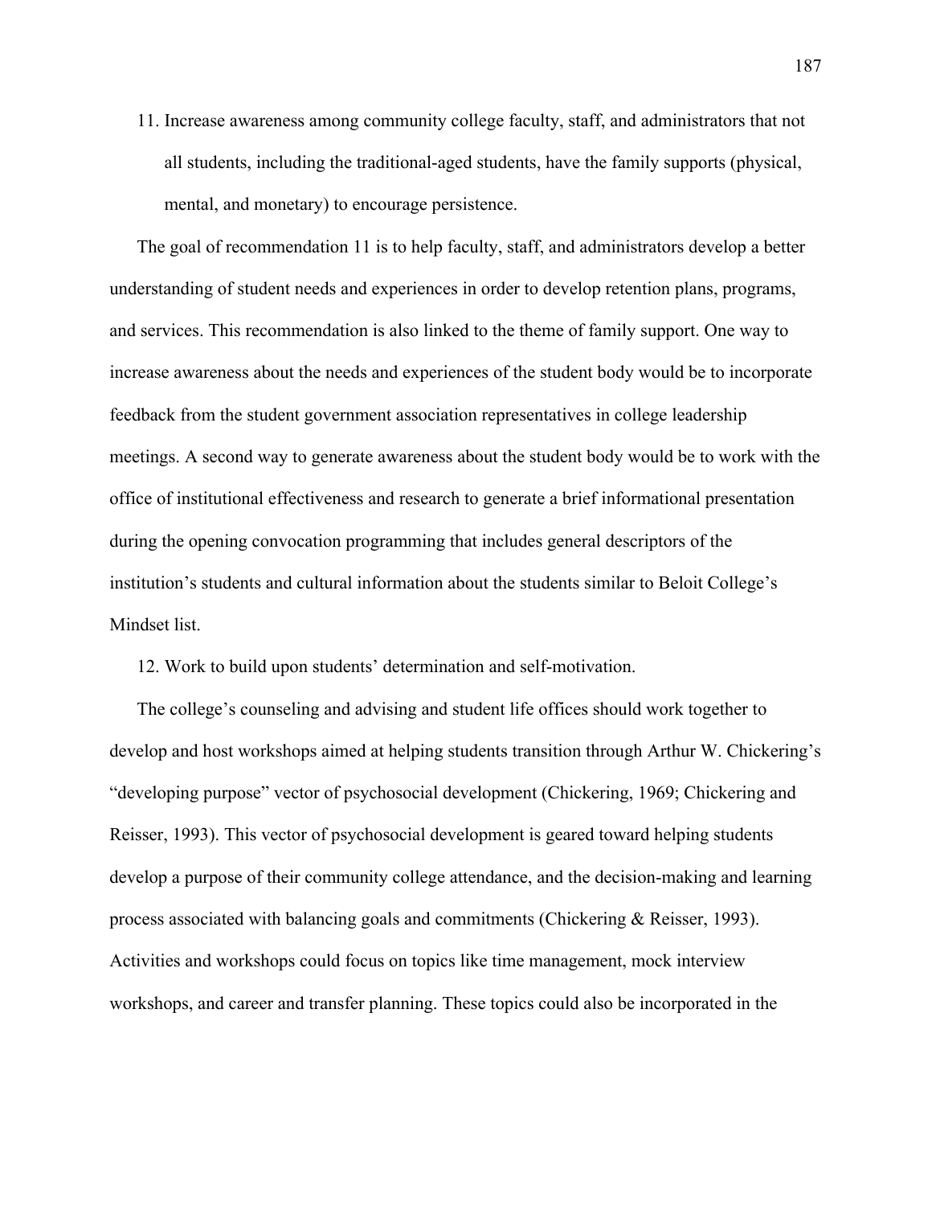11. Increase awareness among community college faculty, staff, and administrators that not all students, including the traditional-aged students, have the family supports (physical, mental, and monetary) to encourage persistence.

The goal of recommendation 11 is to help faculty, staff, and administrators develop a better understanding of student needs and experiences in order to develop retention plans, programs, and services. This recommendation is also linked to the theme of family support. One way to increase awareness about the needs and experiences of the student body would be to incorporate feedback from the student government association representatives in college leadership meetings. A second way to generate awareness about the student body would be to work with the office of institutional effectiveness and research to generate a brief informational presentation during the opening convocation programming that includes general descriptors of the institution's students and cultural information about the students similar to Beloit College's Mindset list.

12. Work to build upon students' determination and self-motivation.

The college's counseling and advising and student life offices should work together to develop and host workshops aimed at helping students transition through Arthur W. Chickering's "developing purpose" vector of psychosocial development (Chickering, 1969; Chickering and Reisser, 1993). This vector of psychosocial development is geared toward helping students develop a purpose of their community college attendance, and the decision-making and learning process associated with balancing goals and commitments (Chickering & Reisser, 1993). Activities and workshops could focus on topics like time management, mock interview workshops, and career and transfer planning. These topics could also be incorporated in the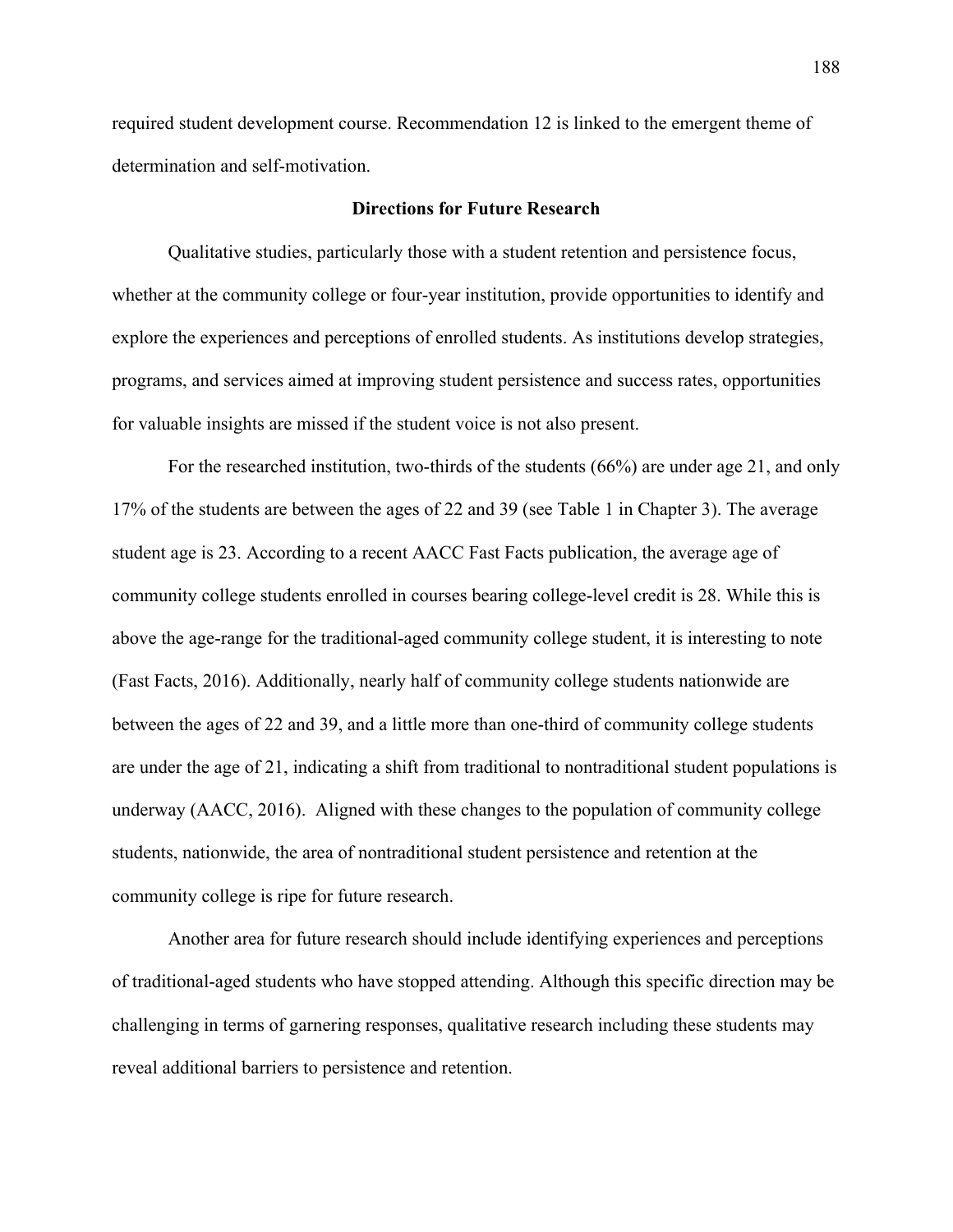required student development course. Recommendation 12 is linked to the emergent theme of determination and self-motivation.

## Directions for Future Research

Qualitative studies, particularly those with a student retention and persistence focus, whether at the community college or four-year institution, provide opportunities to identify and explore the experiences and perceptions of enrolled students. As institutions develop strategies, programs, and services aimed at improving student persistence and success rates, opportunities for valuable insights are missed if the student voice is not also present.

For the researched institution, two-thirds of the students (66%) are under age 21, and only 17% of the students are between the ages of 22 and 39 (see Table 1 in Chapter 3). The average student age is 23. According to a recent AACC Fast Facts publication, the average age of community college students enrolled in courses bearing college-level credit is 28. While this is above the age-range for the traditional-aged community college student, it is interesting to note (Fast Facts, 2016). Additionally, nearly half of community college students nationwide are between the ages of 22 and 39, and a little more than one-third of community college students are under the age of 21, indicating a shift from traditional to nontraditional student populations is underway (AACC, 2016). Aligned with these changes to the population of community college students, nationwide, the area of nontraditional student persistence and retention at the community college is ripe for future research.

Another area for future research should include identifying experiences and perceptions of traditional-aged students who have stopped attending. Although this specific direction may be challenging in terms of garnering responses, qualitative research including these students may reveal additional barriers to persistence and retention.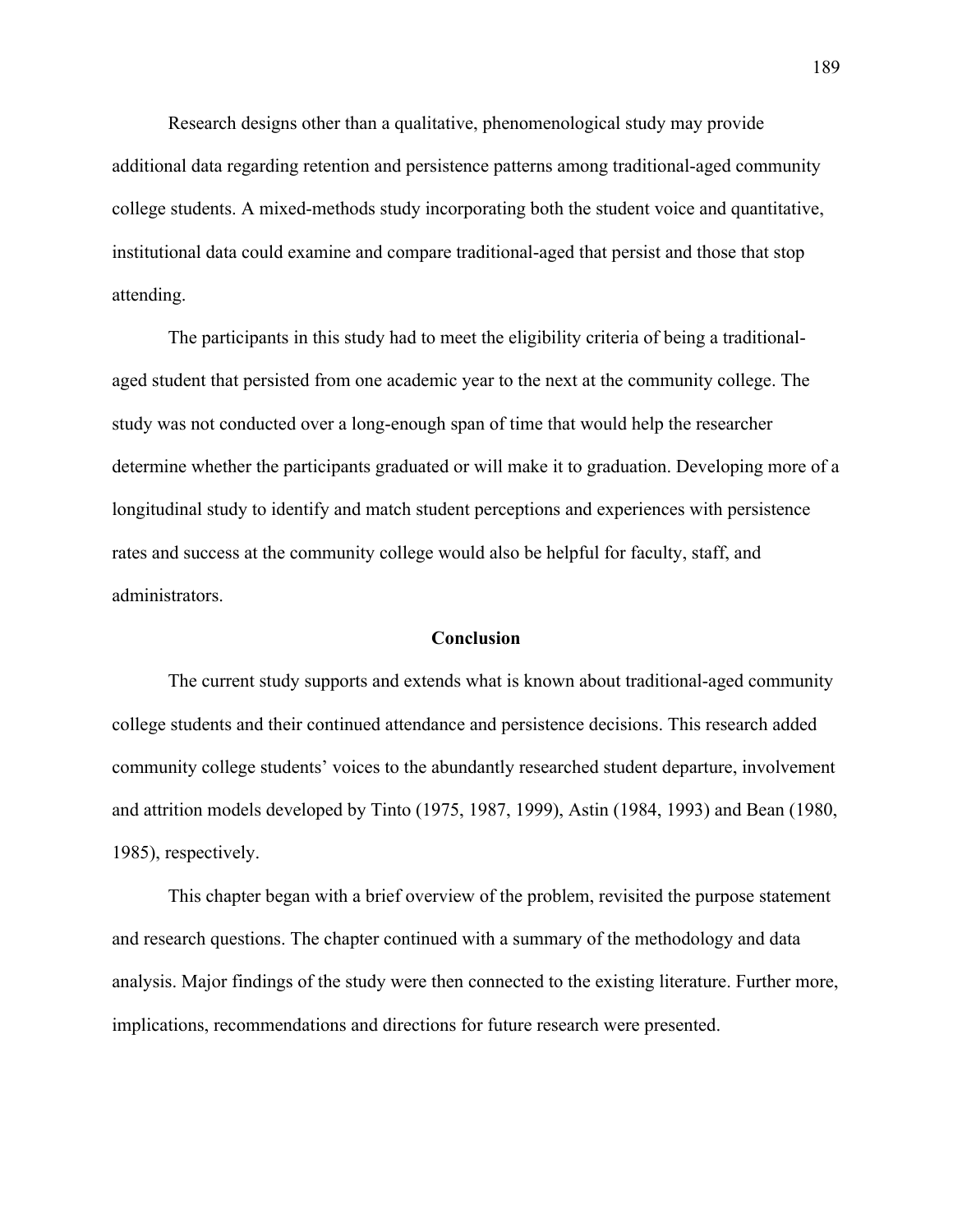Research designs other than a qualitative, phenomenological study may provide additional data regarding retention and persistence patterns among traditional-aged community college students. A mixed-methods study incorporating both the student voice and quantitative, institutional data could examine and compare traditional-aged that persist and those that stop attending.

The participants in this study had to meet the eligibility criteria of being a traditional-aged student that persisted from one academic year to the next at the community college. The study was not conducted over a long-enough span of time that would help the researcher determine whether the participants graduated or will make it to graduation. Developing more of a longitudinal study to identify and match student perceptions and experiences with persistence rates and success at the community college would also be helpful for faculty, staff, and administrators.

## Conclusion

The current study supports and extends what is known about traditional-aged community college students and their continued attendance and persistence decisions. This research added community college students' voices to the abundantly researched student departure, involvement and attrition models developed by Tinto (1975, 1987, 1999), Astin (1984, 1993) and Bean (1980, 1985), respectively.

This chapter began with a brief overview of the problem, revisited the purpose statement and research questions. The chapter continued with a summary of the methodology and data analysis. Major findings of the study were then connected to the existing literature. Further more, implications, recommendations and directions for future research were presented.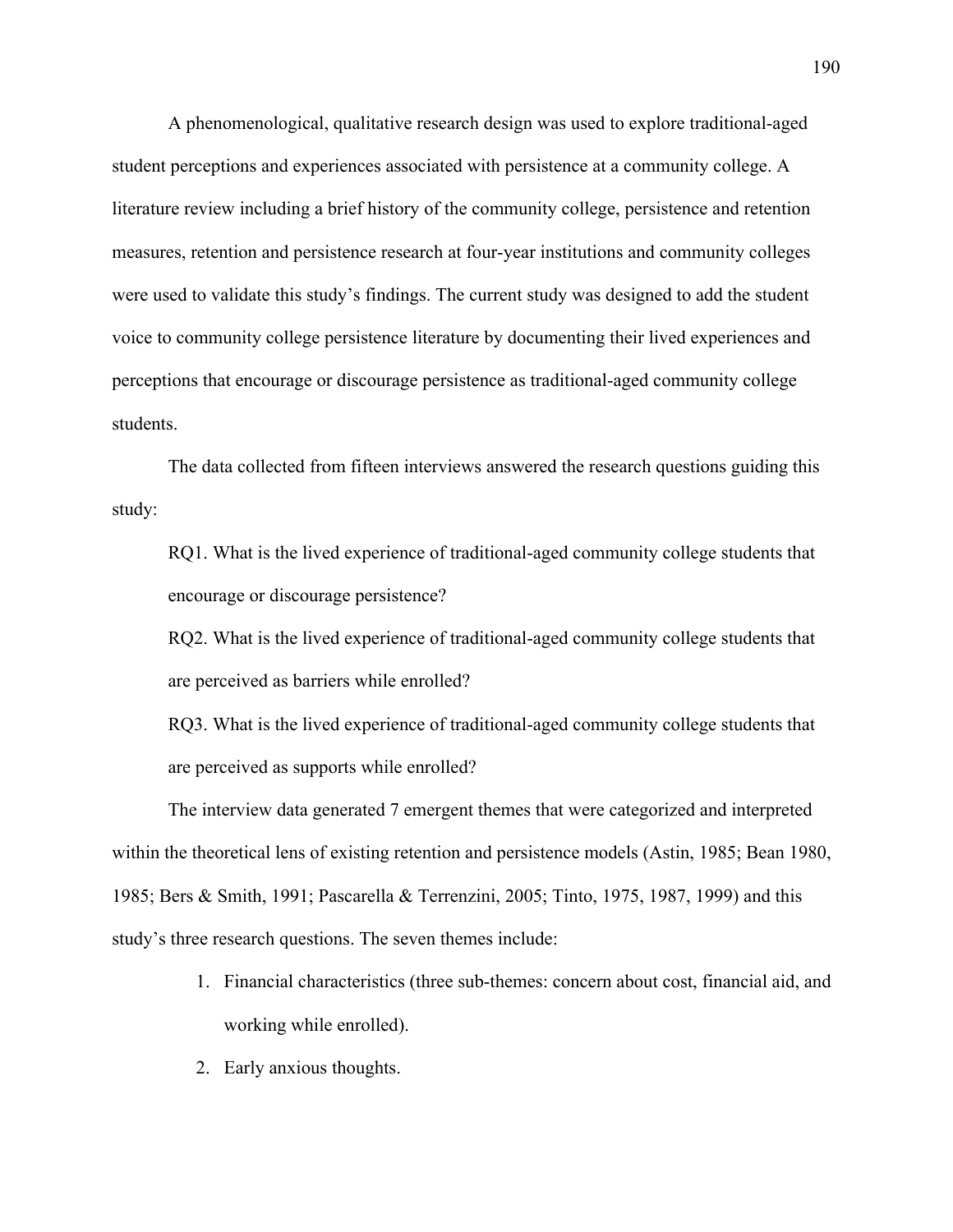A phenomenological, qualitative research design was used to explore traditional-aged student perceptions and experiences associated with persistence at a community college. A literature review including a brief history of the community college, persistence and retention measures, retention and persistence research at four-year institutions and community colleges were used to validate this study's findings. The current study was designed to add the student voice to community college persistence literature by documenting their lived experiences and perceptions that encourage or discourage persistence as traditional-aged community college students.

The data collected from fifteen interviews answered the research questions guiding this study:

RQ1. What is the lived experience of traditional-aged community college students that encourage or discourage persistence?

RQ2. What is the lived experience of traditional-aged community college students that are perceived as barriers while enrolled?

RQ3. What is the lived experience of traditional-aged community college students that are perceived as supports while enrolled?

The interview data generated 7 emergent themes that were categorized and interpreted within the theoretical lens of existing retention and persistence models (Astin, 1985; Bean 1980, 1985; Bers & Smith, 1991; Pascarella & Terrenzini, 2005; Tinto, 1975, 1987, 1999) and this study's three research questions. The seven themes include:

1. Financial characteristics (three sub-themes: concern about cost, financial aid, and working while enrolled).
2. Early anxious thoughts.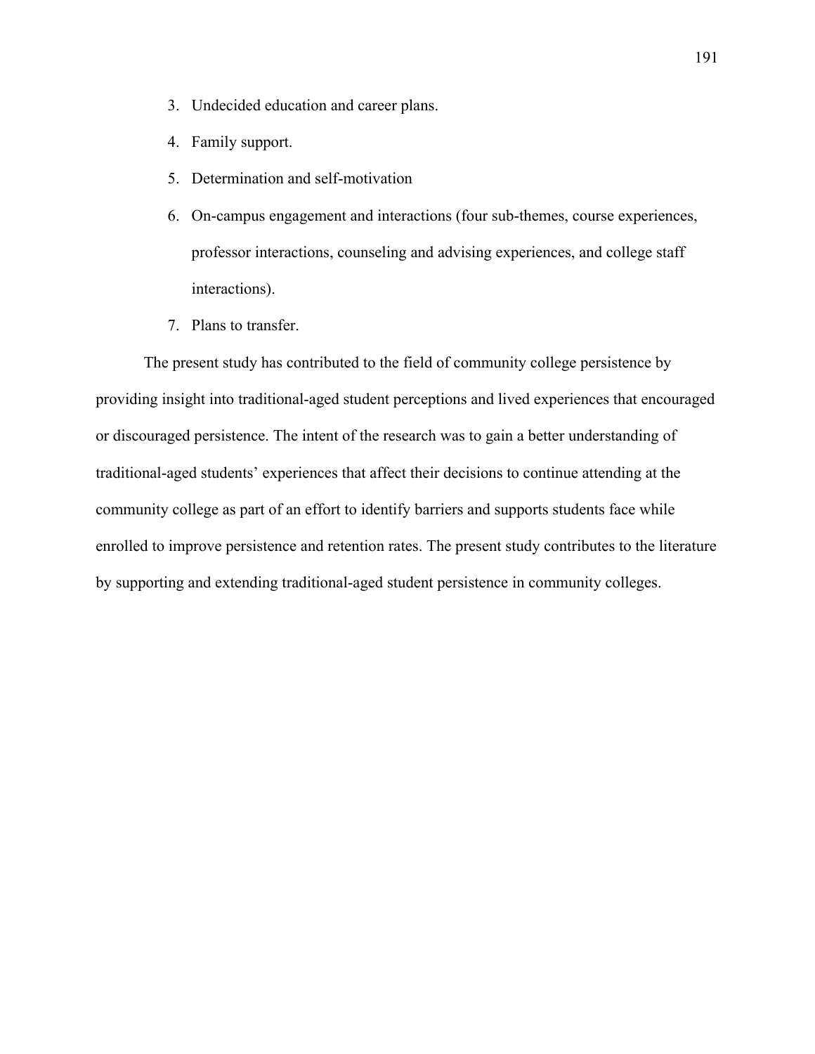3. Undecided education and career plans.
4. Family support.
5. Determination and self-motivation
6. On-campus engagement and interactions (four sub-themes, course experiences, professor interactions, counseling and advising experiences, and college staff interactions).
7. Plans to transfer.

The present study has contributed to the field of community college persistence by providing insight into traditional-aged student perceptions and lived experiences that encouraged or discouraged persistence. The intent of the research was to gain a better understanding of traditional-aged students' experiences that affect their decisions to continue attending at the community college as part of an effort to identify barriers and supports students face while enrolled to improve persistence and retention rates. The present study contributes to the literature by supporting and extending traditional-aged student persistence in community colleges.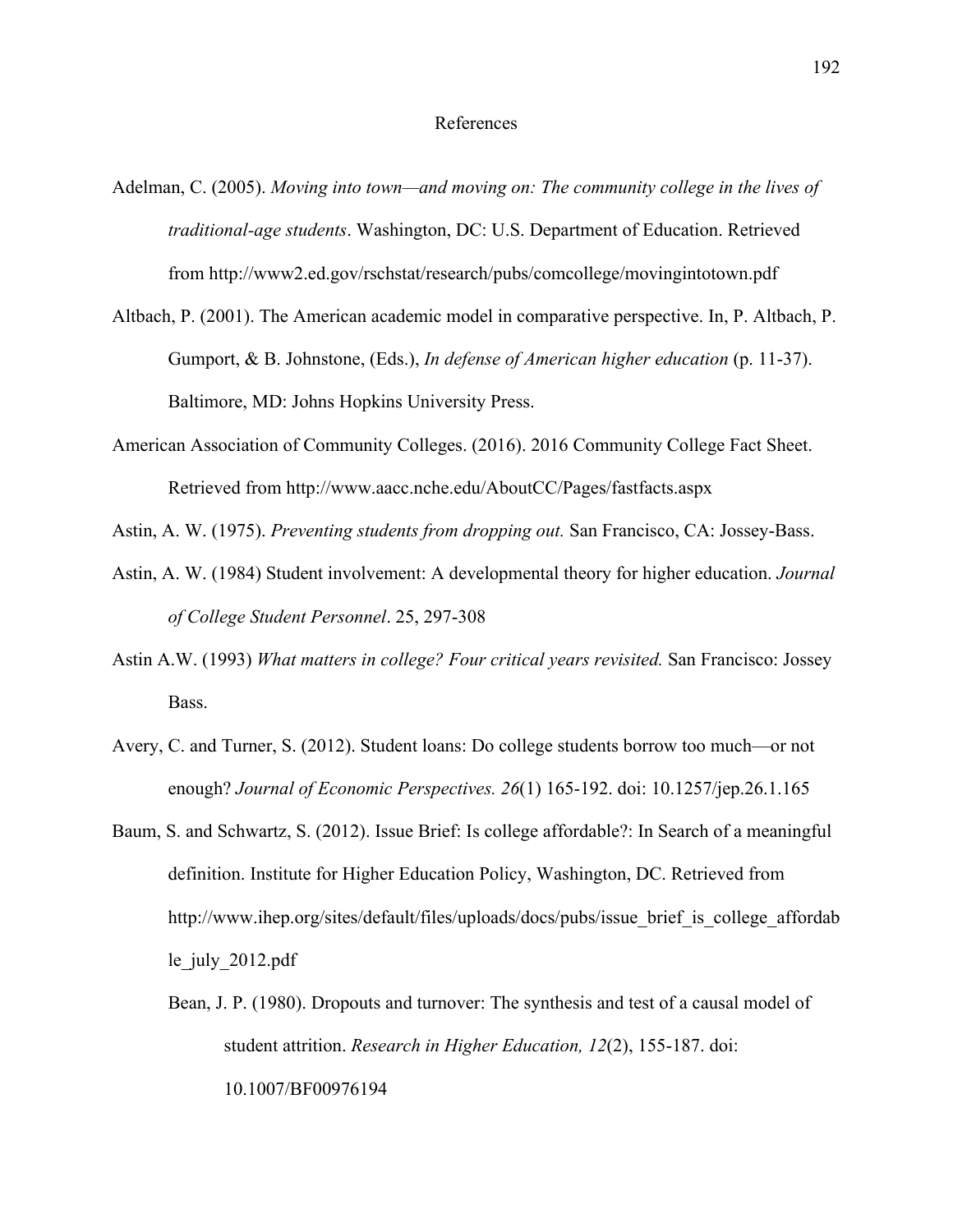# References

Adelman, C. (2005). *Moving into town—and moving on: The community college in the lives of traditional-age students*. Washington, DC: U.S. Department of Education. Retrieved from http://www2.ed.gov/rschstat/research/pubs/comcollege/movingintotown.pdf

Altbach, P. (2001). The American academic model in comparative perspective. In, P. Altbach, P. Gumport, & B. Johnstone, (Eds.), *In defense of American higher education* (p. 11-37). Baltimore, MD: Johns Hopkins University Press.

American Association of Community Colleges. (2016). 2016 Community College Fact Sheet. Retrieved from http://www.aacc.nche.edu/AboutCC/Pages/fastfacts.aspx

Astin, A. W. (1975). *Preventing students from dropping out.* San Francisco, CA: Jossey-Bass.

Astin, A. W. (1984) Student involvement: A developmental theory for higher education. *Journal of College Student Personnel*. 25, 297-308

Astin A.W. (1993) *What matters in college? Four critical years revisited.* San Francisco: Jossey Bass.

Avery, C. and Turner, S. (2012). Student loans: Do college students borrow too much—or not enough? *Journal of Economic Perspectives. 26*(1) 165-192. doi: 10.1257/jep.26.1.165

Baum, S. and Schwartz, S. (2012). Issue Brief: Is college affordable?: In Search of a meaningful definition. Institute for Higher Education Policy, Washington, DC. Retrieved from http://www.ihep.org/sites/default/files/uploads/docs/pubs/issue_brief_is_college_affordable_july_2012.pdf

Bean, J. P. (1980). Dropouts and turnover: The synthesis and test of a causal model of student attrition. *Research in Higher Education, 12*(2), 155-187. doi: 10.1007/BF00976194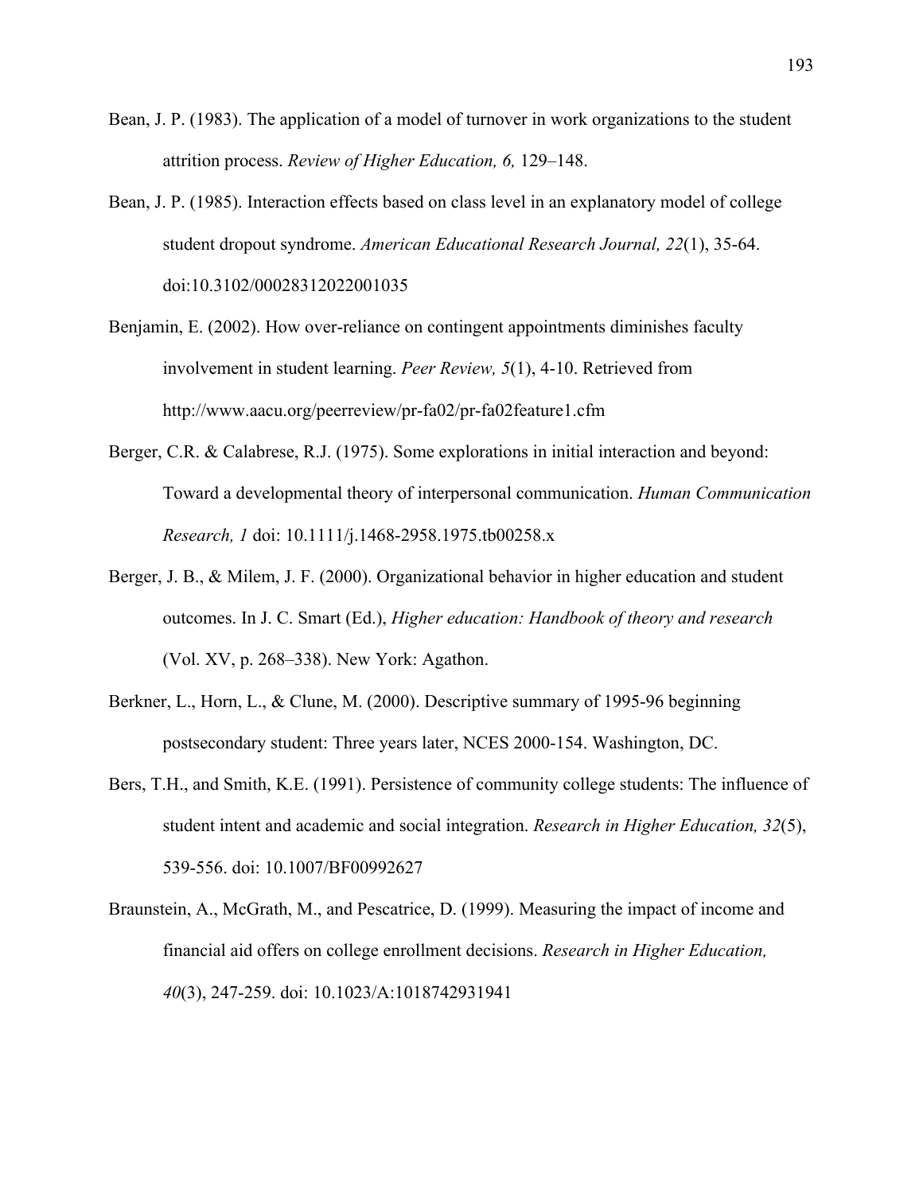Bean, J. P. (1983). The application of a model of turnover in work organizations to the student attrition process. *Review of Higher Education, 6,* 129–148.

Bean, J. P. (1985). Interaction effects based on class level in an explanatory model of college student dropout syndrome. *American Educational Research Journal, 22*(1), 35-64. doi:10.3102/00028312022001035

Benjamin, E. (2002). How over-reliance on contingent appointments diminishes faculty involvement in student learning. *Peer Review, 5*(1), 4-10. Retrieved from http://www.aacu.org/peerreview/pr-fa02/pr-fa02feature1.cfm

Berger, C.R. & Calabrese, R.J. (1975). Some explorations in initial interaction and beyond: Toward a developmental theory of interpersonal communication. *Human Communication Research, 1* doi: 10.1111/j.1468-2958.1975.tb00258.x

Berger, J. B., & Milem, J. F. (2000). Organizational behavior in higher education and student outcomes. In J. C. Smart (Ed.), *Higher education: Handbook of theory and research* (Vol. XV, p. 268–338). New York: Agathon.

Berkner, L., Horn, L., & Clune, M. (2000). Descriptive summary of 1995-96 beginning postsecondary student: Three years later, NCES 2000-154. Washington, DC.

Bers, T.H., and Smith, K.E. (1991). Persistence of community college students: The influence of student intent and academic and social integration. *Research in Higher Education, 32*(5), 539-556. doi: 10.1007/BF00992627

Braunstein, A., McGrath, M., and Pescatrice, D. (1999). Measuring the impact of income and financial aid offers on college enrollment decisions. *Research in Higher Education, 40*(3), 247-259. doi: 10.1023/A:1018742931941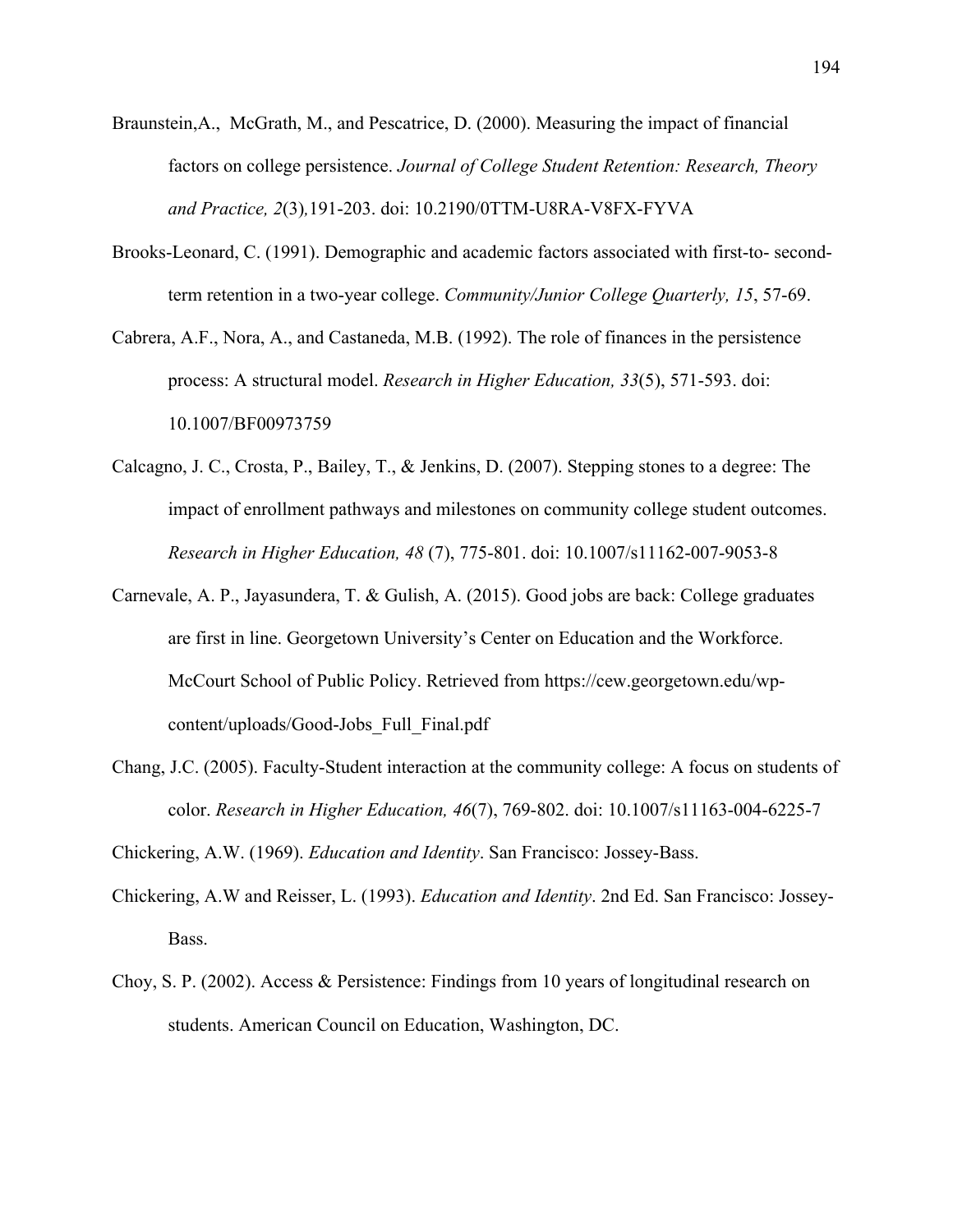Braunstein,A., McGrath, M., and Pescatrice, D. (2000). Measuring the impact of financial factors on college persistence. *Journal of College Student Retention: Research, Theory and Practice, 2*(3)*,*191-203. doi: 10.2190/0TTM-U8RA-V8FX-FYVA

Brooks-Leonard, C. (1991). Demographic and academic factors associated with first-to- second-term retention in a two-year college. *Community/Junior College Quarterly, 15*, 57-69.

Cabrera, A.F., Nora, A., and Castaneda, M.B. (1992). The role of finances in the persistence process: A structural model. *Research in Higher Education, 33*(5), 571-593. doi: 10.1007/BF00973759

Calcagno, J. C., Crosta, P., Bailey, T., & Jenkins, D. (2007). Stepping stones to a degree: The impact of enrollment pathways and milestones on community college student outcomes. *Research in Higher Education, 48* (7), 775-801. doi: 10.1007/s11162-007-9053-8

Carnevale, A. P., Jayasundera, T. & Gulish, A. (2015). Good jobs are back: College graduates are first in line. Georgetown University's Center on Education and the Workforce. McCourt School of Public Policy. Retrieved from https://cew.georgetown.edu/wp-content/uploads/Good-Jobs_Full_Final.pdf

Chang, J.C. (2005). Faculty-Student interaction at the community college: A focus on students of color. *Research in Higher Education, 46*(7), 769-802. doi: 10.1007/s11163-004-6225-7

Chickering, A.W. (1969). *Education and Identity*. San Francisco: Jossey-Bass.

Chickering, A.W and Reisser, L. (1993). *Education and Identity*. 2nd Ed. San Francisco: Jossey-Bass.

Choy, S. P. (2002). Access & Persistence: Findings from 10 years of longitudinal research on students. American Council on Education, Washington, DC.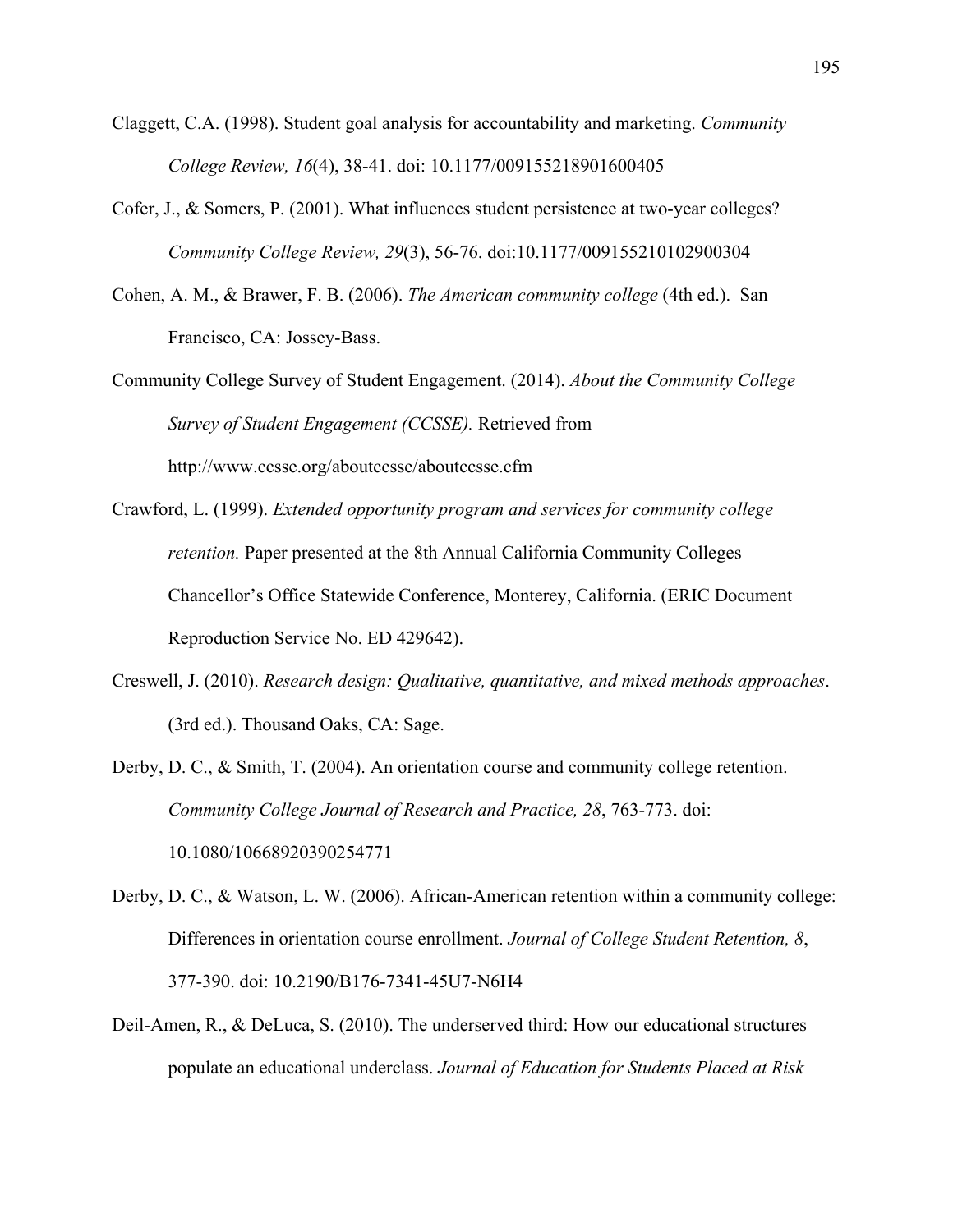Claggett, C.A. (1998). Student goal analysis for accountability and marketing. *Community College Review, 16*(4), 38-41. doi: 10.1177/009155218901600405

Cofer, J., & Somers, P. (2001). What influences student persistence at two-year colleges? *Community College Review, 29*(3), 56-76. doi:10.1177/009155210102900304

Cohen, A. M., & Brawer, F. B. (2006). *The American community college* (4th ed.). San Francisco, CA: Jossey-Bass.

Community College Survey of Student Engagement. (2014). *About the Community College Survey of Student Engagement (CCSSE).* Retrieved from http://www.ccsse.org/aboutccsse/aboutccsse.cfm

Crawford, L. (1999). *Extended opportunity program and services for community college retention.* Paper presented at the 8th Annual California Community Colleges Chancellor's Office Statewide Conference, Monterey, California. (ERIC Document Reproduction Service No. ED 429642).

Creswell, J. (2010). *Research design: Qualitative, quantitative, and mixed methods approaches*. (3rd ed.). Thousand Oaks, CA: Sage.

Derby, D. C., & Smith, T. (2004). An orientation course and community college retention. *Community College Journal of Research and Practice, 28*, 763-773. doi: 10.1080/10668920390254771

Derby, D. C., & Watson, L. W. (2006). African-American retention within a community college: Differences in orientation course enrollment. *Journal of College Student Retention, 8*, 377-390. doi: 10.2190/B176-7341-45U7-N6H4

Deil-Amen, R., & DeLuca, S. (2010). The underserved third: How our educational structures populate an educational underclass. *Journal of Education for Students Placed at Risk*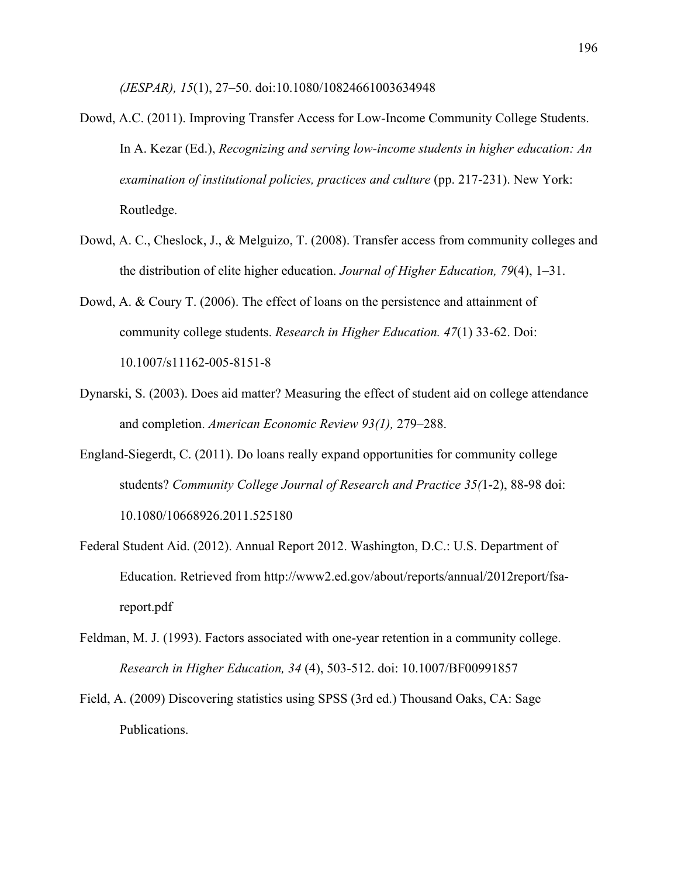*(JESPAR), 15*(1), 27–50. doi:10.1080/10824661003634948

Dowd, A.C. (2011). Improving Transfer Access for Low-Income Community College Students. In A. Kezar (Ed.), *Recognizing and serving low-income students in higher education: An examination of institutional policies, practices and culture* (pp. 217-231). New York: Routledge.

Dowd, A. C., Cheslock, J., & Melguizo, T. (2008). Transfer access from community colleges and the distribution of elite higher education. *Journal of Higher Education, 79*(4), 1–31.

Dowd, A. & Coury T. (2006). The effect of loans on the persistence and attainment of community college students. *Research in Higher Education. 47*(1) 33-62. Doi: 10.1007/s11162-005-8151-8

Dynarski, S. (2003). Does aid matter? Measuring the effect of student aid on college attendance and completion. *American Economic Review 93(1),* 279–288.

England-Siegerdt, C. (2011). Do loans really expand opportunities for community college students? *Community College Journal of Research and Practice 35(*1-2), 88-98 doi: 10.1080/10668926.2011.525180

Federal Student Aid. (2012). Annual Report 2012. Washington, D.C.: U.S. Department of Education. Retrieved from http://www2.ed.gov/about/reports/annual/2012report/fsa-report.pdf

Feldman, M. J. (1993). Factors associated with one-year retention in a community college. *Research in Higher Education, 34* (4), 503-512. doi: 10.1007/BF00991857

Field, A. (2009) Discovering statistics using SPSS (3rd ed.) Thousand Oaks, CA: Sage Publications.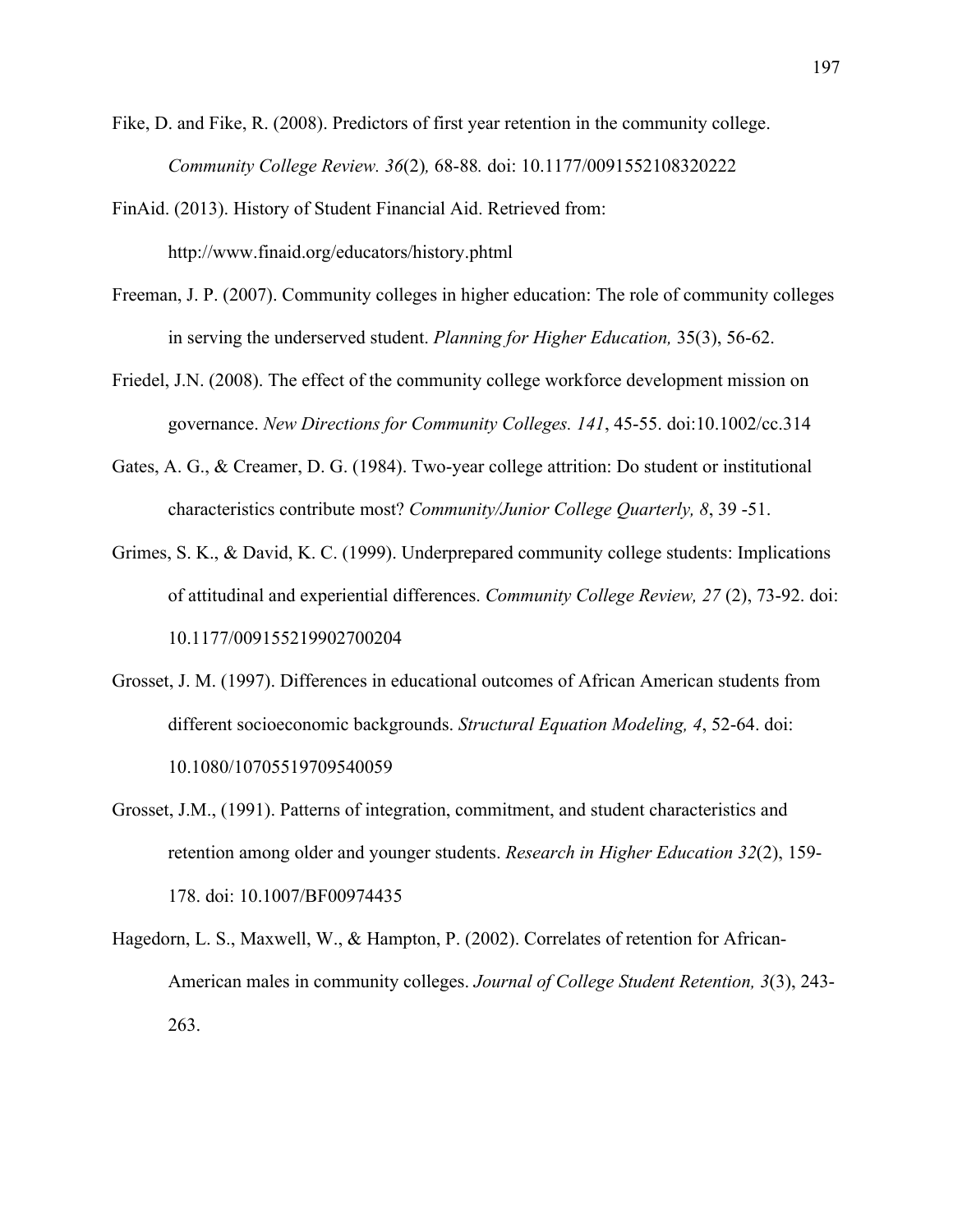Fike, D. and Fike, R. (2008). Predictors of first year retention in the community college. *Community College Review. 36*(2)*,* 68-88*.* doi: 10.1177/0091552108320222

FinAid. (2013). History of Student Financial Aid. Retrieved from: http://www.finaid.org/educators/history.phtml

Freeman, J. P. (2007). Community colleges in higher education: The role of community colleges in serving the underserved student. *Planning for Higher Education,* 35(3), 56-62.

Friedel, J.N. (2008). The effect of the community college workforce development mission on governance. *New Directions for Community Colleges. 141*, 45-55. doi:10.1002/cc.314

Gates, A. G., & Creamer, D. G. (1984). Two-year college attrition: Do student or institutional characteristics contribute most? *Community/Junior College Quarterly, 8*, 39 -51.

Grimes, S. K., & David, K. C. (1999). Underprepared community college students: Implications of attitudinal and experiential differences. *Community College Review, 27* (2), 73-92. doi: 10.1177/009155219902700204

Grosset, J. M. (1997). Differences in educational outcomes of African American students from different socioeconomic backgrounds. *Structural Equation Modeling, 4*, 52-64. doi: 10.1080/10705519709540059

Grosset, J.M., (1991). Patterns of integration, commitment, and student characteristics and retention among older and younger students. *Research in Higher Education 32*(2), 159-178. doi: 10.1007/BF00974435

Hagedorn, L. S., Maxwell, W., & Hampton, P. (2002). Correlates of retention for African-American males in community colleges. *Journal of College Student Retention, 3*(3), 243-263.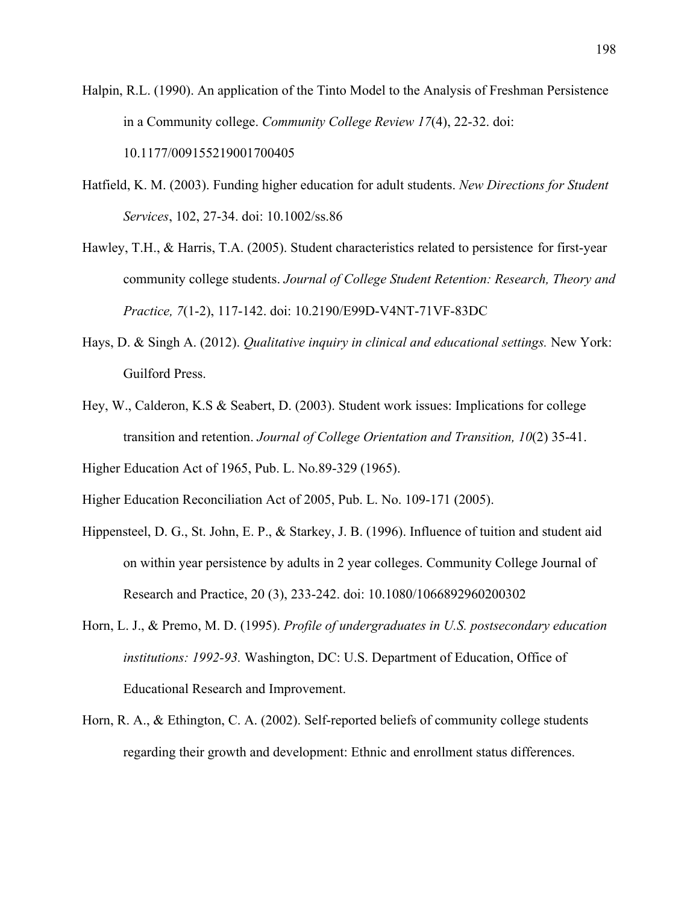Halpin, R.L. (1990). An application of the Tinto Model to the Analysis of Freshman Persistence in a Community college. *Community College Review 17*(4), 22-32. doi: 10.1177/009155219001700405

Hatfield, K. M. (2003). Funding higher education for adult students. *New Directions for Student Services*, 102, 27-34. doi: 10.1002/ss.86

Hawley, T.H., & Harris, T.A. (2005). Student characteristics related to persistence for first-year community college students. *Journal of College Student Retention: Research, Theory and Practice, 7*(1-2), 117-142. doi: 10.2190/E99D-V4NT-71VF-83DC

Hays, D. & Singh A. (2012). *Qualitative inquiry in clinical and educational settings.* New York: Guilford Press.

Hey, W., Calderon, K.S & Seabert, D. (2003). Student work issues: Implications for college transition and retention. *Journal of College Orientation and Transition, 10*(2) 35-41.

Higher Education Act of 1965, Pub. L. No.89-329 (1965).

Higher Education Reconciliation Act of 2005, Pub. L. No. 109-171 (2005).

Hippensteel, D. G., St. John, E. P., & Starkey, J. B. (1996). Influence of tuition and student aid on within year persistence by adults in 2 year colleges. Community College Journal of Research and Practice, 20 (3), 233-242. doi: 10.1080/1066892960200302

Horn, L. J., & Premo, M. D. (1995). *Profile of undergraduates in U.S. postsecondary education institutions: 1992-93.* Washington, DC: U.S. Department of Education, Office of Educational Research and Improvement.

Horn, R. A., & Ethington, C. A. (2002). Self-reported beliefs of community college students regarding their growth and development: Ethnic and enrollment status differences.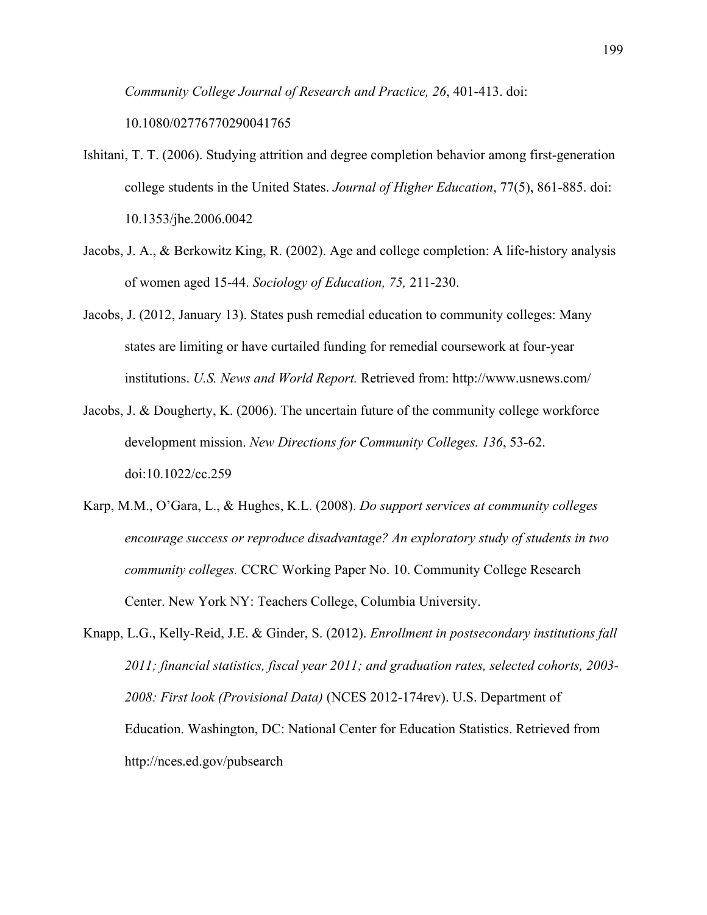*Community College Journal of Research and Practice, 26*, 401-413. doi: 10.1080/02776770290041765

Ishitani, T. T. (2006). Studying attrition and degree completion behavior among first-generation college students in the United States. *Journal of Higher Education*, 77(5), 861-885. doi: 10.1353/jhe.2006.0042

Jacobs, J. A., & Berkowitz King, R. (2002). Age and college completion: A life-history analysis of women aged 15-44. *Sociology of Education, 75,* 211-230.

Jacobs, J. (2012, January 13). States push remedial education to community colleges: Many states are limiting or have curtailed funding for remedial coursework at four-year institutions. *U.S. News and World Report.* Retrieved from: http://www.usnews.com/

Jacobs, J. & Dougherty, K. (2006). The uncertain future of the community college workforce development mission. *New Directions for Community Colleges. 136*, 53-62. doi:10.1022/cc.259

Karp, M.M., O'Gara, L., & Hughes, K.L. (2008). *Do support services at community colleges encourage success or reproduce disadvantage? An exploratory study of students in two community colleges.* CCRC Working Paper No. 10. Community College Research Center. New York NY: Teachers College, Columbia University.

Knapp, L.G., Kelly-Reid, J.E. & Ginder, S. (2012). *Enrollment in postsecondary institutions fall 2011; financial statistics, fiscal year 2011; and graduation rates, selected cohorts, 2003-2008: First look (Provisional Data)* (NCES 2012-174rev). U.S. Department of Education. Washington, DC: National Center for Education Statistics. Retrieved from http://nces.ed.gov/pubsearch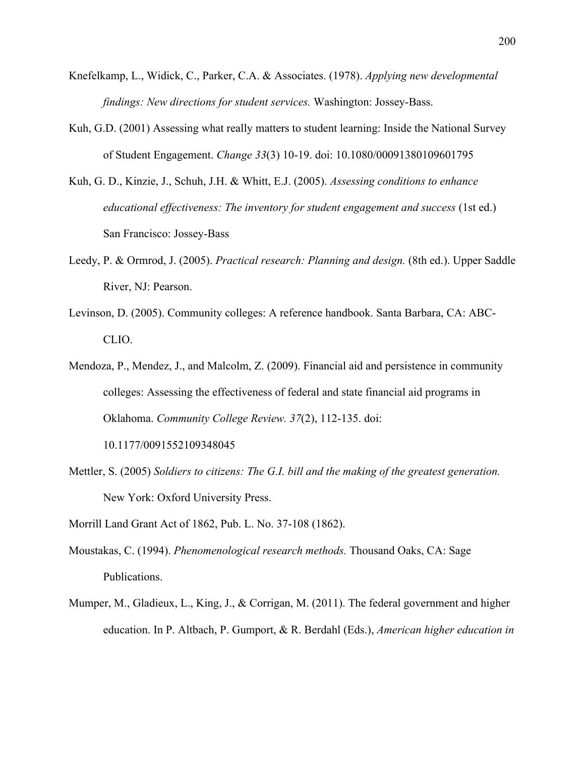Knefelkamp, L., Widick, C., Parker, C.A. & Associates. (1978). *Applying new developmental findings: New directions for student services.* Washington: Jossey-Bass.

Kuh, G.D. (2001) Assessing what really matters to student learning: Inside the National Survey of Student Engagement. *Change 33*(3) 10-19. doi: 10.1080/00091380109601795

Kuh, G. D., Kinzie, J., Schuh, J.H. & Whitt, E.J. (2005). *Assessing conditions to enhance educational effectiveness: The inventory for student engagement and success* (1st ed.) San Francisco: Jossey-Bass

Leedy, P. & Ormrod, J. (2005). *Practical research: Planning and design.* (8th ed.). Upper Saddle River, NJ: Pearson.

Levinson, D. (2005). Community colleges: A reference handbook. Santa Barbara, CA: ABC-CLIO.

Mendoza, P., Mendez, J., and Malcolm, Z. (2009). Financial aid and persistence in community colleges: Assessing the effectiveness of federal and state financial aid programs in Oklahoma. *Community College Review. 37*(2), 112-135. doi: 10.1177/0091552109348045

Mettler, S. (2005) *Soldiers to citizens: The G.I. bill and the making of the greatest generation.* New York: Oxford University Press.

Morrill Land Grant Act of 1862, Pub. L. No. 37-108 (1862).

Moustakas, C. (1994). *Phenomenological research methods.* Thousand Oaks, CA: Sage Publications.

Mumper, M., Gladieux, L., King, J., & Corrigan, M. (2011). The federal government and higher education. In P. Altbach, P. Gumport, & R. Berdahl (Eds.), *American higher education in*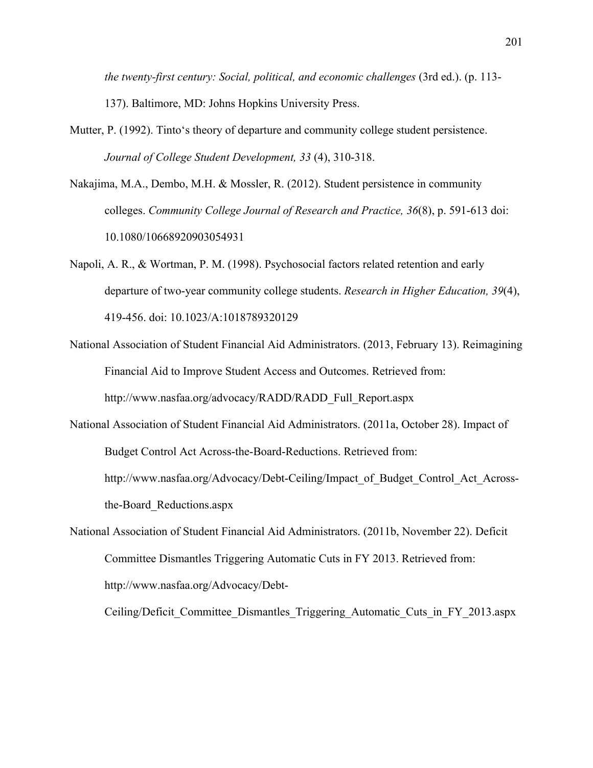*the twenty-first century: Social, political, and economic challenges* (3rd ed.). (p. 113-137). Baltimore, MD: Johns Hopkins University Press.

Mutter, P. (1992). Tinto's theory of departure and community college student persistence. *Journal of College Student Development, 33* (4), 310-318.

Nakajima, M.A., Dembo, M.H. & Mossler, R. (2012). Student persistence in community colleges. *Community College Journal of Research and Practice, 36*(8), p. 591-613 doi: 10.1080/10668920903054931

Napoli, A. R., & Wortman, P. M. (1998). Psychosocial factors related retention and early departure of two-year community college students. *Research in Higher Education, 39*(4), 419-456. doi: 10.1023/A:1018789320129

National Association of Student Financial Aid Administrators. (2013, February 13). Reimagining Financial Aid to Improve Student Access and Outcomes. Retrieved from: http://www.nasfaa.org/advocacy/RADD/RADD_Full_Report.aspx

National Association of Student Financial Aid Administrators. (2011a, October 28). Impact of Budget Control Act Across-the-Board-Reductions. Retrieved from: http://www.nasfaa.org/Advocacy/Debt-Ceiling/Impact_of_Budget_Control_Act_Across-the-Board_Reductions.aspx

National Association of Student Financial Aid Administrators. (2011b, November 22). Deficit Committee Dismantles Triggering Automatic Cuts in FY 2013. Retrieved from: http://www.nasfaa.org/Advocacy/Debt-Ceiling/Deficit_Committee_Dismantles_Triggering_Automatic_Cuts_in_FY_2013.aspx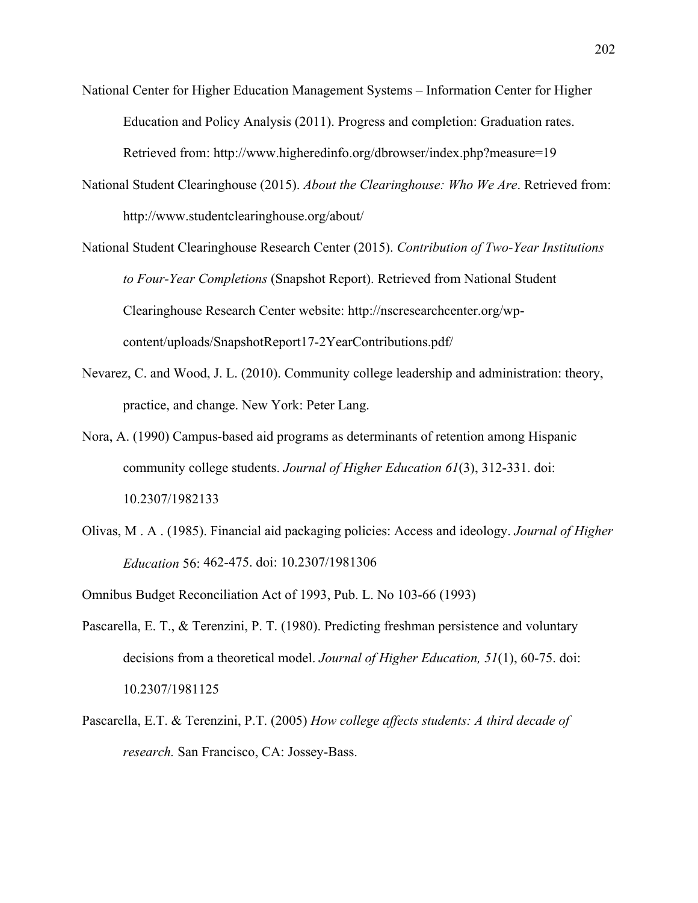National Center for Higher Education Management Systems – Information Center for Higher Education and Policy Analysis (2011). Progress and completion: Graduation rates. Retrieved from: http://www.higheredinfo.org/dbrowser/index.php?measure=19

National Student Clearinghouse (2015). *About the Clearinghouse: Who We Are*. Retrieved from: http://www.studentclearinghouse.org/about/

National Student Clearinghouse Research Center (2015). *Contribution of Two-Year Institutions to Four-Year Completions* (Snapshot Report). Retrieved from National Student Clearinghouse Research Center website: http://nscresearchcenter.org/wp-content/uploads/SnapshotReport17-2YearContributions.pdf/

Nevarez, C. and Wood, J. L. (2010). Community college leadership and administration: theory, practice, and change. New York: Peter Lang.

Nora, A. (1990) Campus-based aid programs as determinants of retention among Hispanic community college students. *Journal of Higher Education 61*(3), 312-331. doi: 10.2307/1982133

Olivas, M . A . (1985). Financial aid packaging policies: Access and ideology. *Journal of Higher Education* 56: 462-475. doi: 10.2307/1981306

Omnibus Budget Reconciliation Act of 1993, Pub. L. No 103-66 (1993)

Pascarella, E. T., & Terenzini, P. T. (1980). Predicting freshman persistence and voluntary decisions from a theoretical model. *Journal of Higher Education, 51*(1), 60-75. doi: 10.2307/1981125

Pascarella, E.T. & Terenzini, P.T. (2005) *How college affects students: A third decade of research.* San Francisco, CA: Jossey-Bass.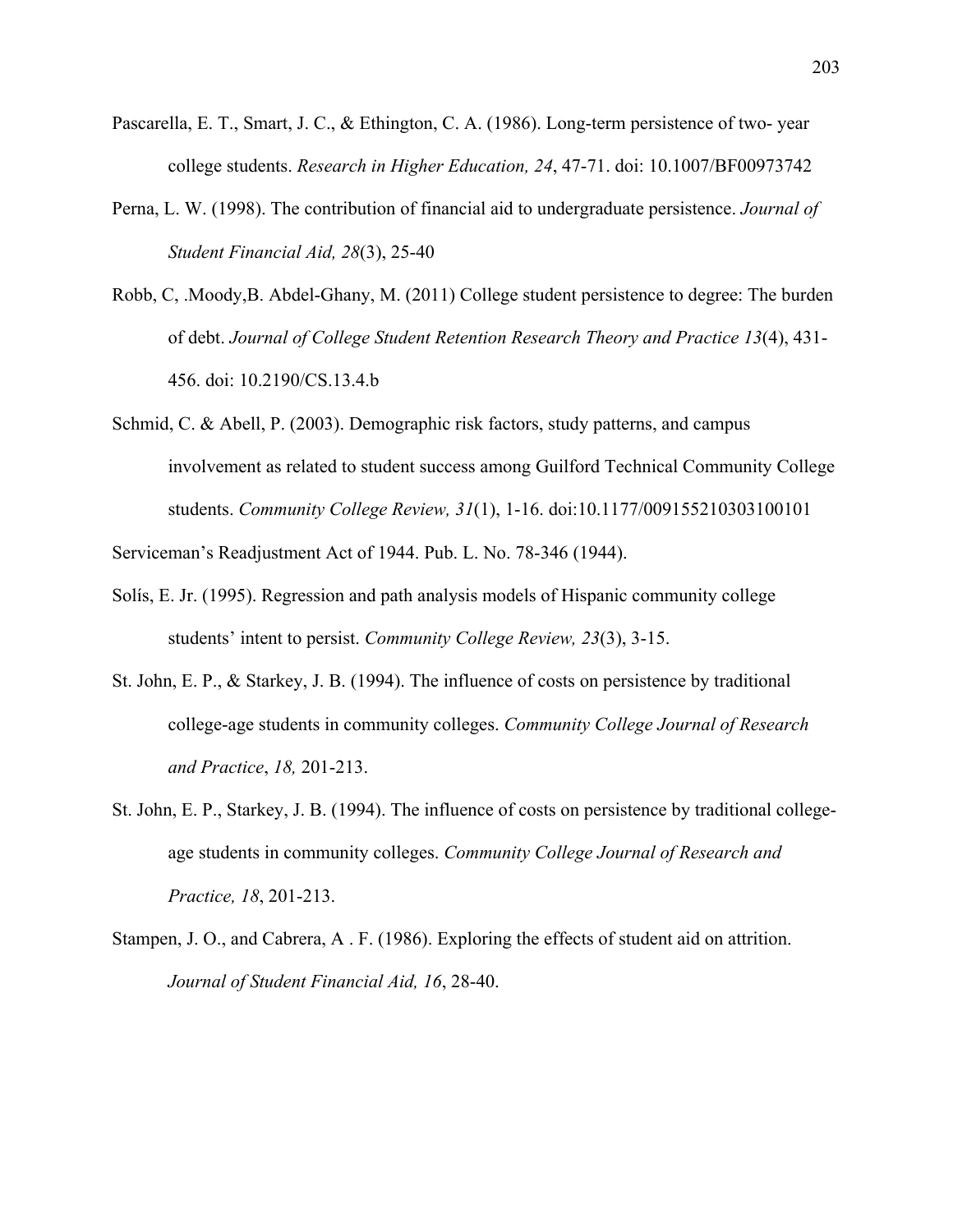Pascarella, E. T., Smart, J. C., & Ethington, C. A. (1986). Long-term persistence of two- year college students. *Research in Higher Education, 24*, 47-71. doi: 10.1007/BF00973742

Perna, L. W. (1998). The contribution of financial aid to undergraduate persistence. *Journal of Student Financial Aid, 28*(3), 25-40

Robb, C, .Moody,B. Abdel-Ghany, M. (2011) College student persistence to degree: The burden of debt. *Journal of College Student Retention Research Theory and Practice 13*(4), 431-456. doi: 10.2190/CS.13.4.b

Schmid, C. & Abell, P. (2003). Demographic risk factors, study patterns, and campus involvement as related to student success among Guilford Technical Community College students. *Community College Review, 31*(1), 1-16. doi:10.1177/009155210303100101

Serviceman's Readjustment Act of 1944. Pub. L. No. 78-346 (1944).

Solís, E. Jr. (1995). Regression and path analysis models of Hispanic community college students' intent to persist. *Community College Review, 23*(3), 3-15.

St. John, E. P., & Starkey, J. B. (1994). The influence of costs on persistence by traditional college-age students in community colleges. *Community College Journal of Research and Practice*, *18,* 201-213.

St. John, E. P., Starkey, J. B. (1994). The influence of costs on persistence by traditional college-age students in community colleges. *Community College Journal of Research and Practice, 18*, 201-213.

Stampen, J. O., and Cabrera, A . F. (1986). Exploring the effects of student aid on attrition. *Journal of Student Financial Aid, 16*, 28-40.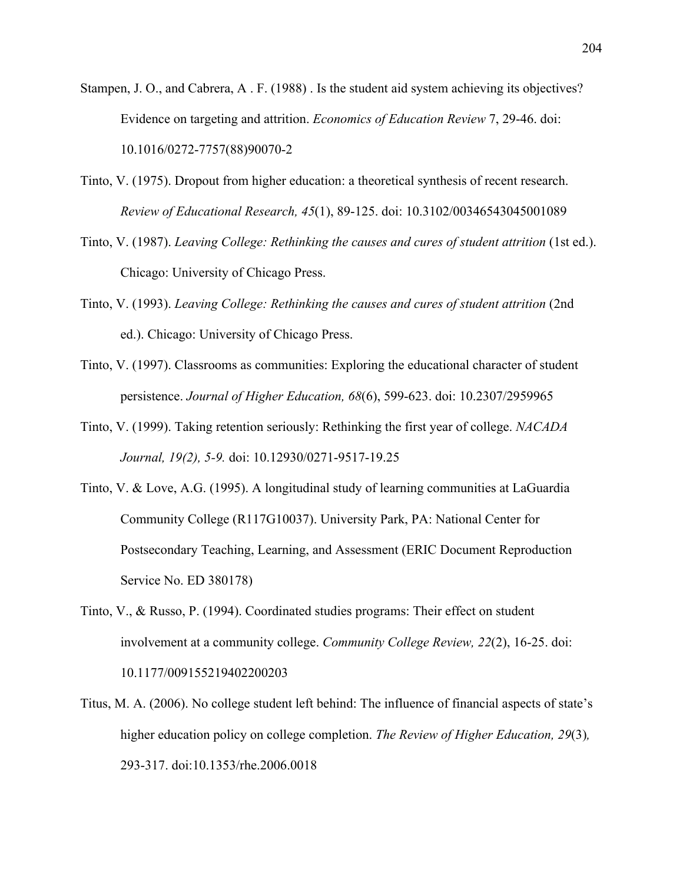Stampen, J. O., and Cabrera, A . F. (1988) . Is the student aid system achieving its objectives? Evidence on targeting and attrition. *Economics of Education Review* 7, 29-46. doi: 10.1016/0272-7757(88)90070-2

Tinto, V. (1975). Dropout from higher education: a theoretical synthesis of recent research. *Review of Educational Research, 45*(1), 89-125. doi: 10.3102/00346543045001089

Tinto, V. (1987). *Leaving College: Rethinking the causes and cures of student attrition* (1st ed.). Chicago: University of Chicago Press.

Tinto, V. (1993). *Leaving College: Rethinking the causes and cures of student attrition* (2nd ed.). Chicago: University of Chicago Press.

Tinto, V. (1997). Classrooms as communities: Exploring the educational character of student persistence. *Journal of Higher Education, 68*(6), 599-623. doi: 10.2307/2959965

Tinto, V. (1999). Taking retention seriously: Rethinking the first year of college. *NACADA Journal, 19(2), 5-9.* doi: 10.12930/0271-9517-19.25

Tinto, V. & Love, A.G. (1995). A longitudinal study of learning communities at LaGuardia Community College (R117G10037). University Park, PA: National Center for Postsecondary Teaching, Learning, and Assessment (ERIC Document Reproduction Service No. ED 380178)

Tinto, V., & Russo, P. (1994). Coordinated studies programs: Their effect on student involvement at a community college. *Community College Review, 22*(2), 16-25. doi: 10.1177/009155219402200203

Titus, M. A. (2006). No college student left behind: The influence of financial aspects of state's higher education policy on college completion. *The Review of Higher Education, 29*(3)*,* 293-317. doi:10.1353/rhe.2006.0018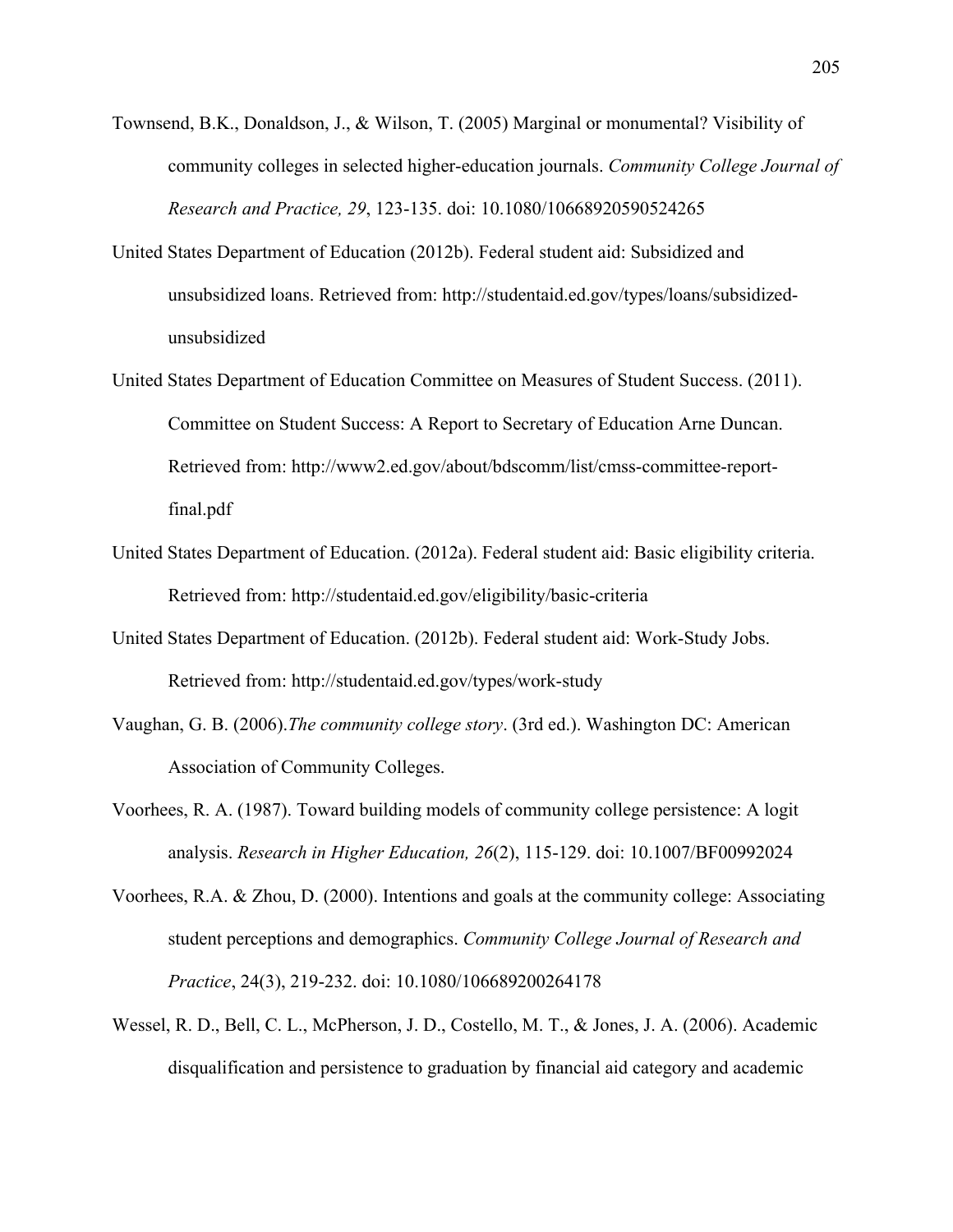Townsend, B.K., Donaldson, J., & Wilson, T. (2005) Marginal or monumental? Visibility of community colleges in selected higher-education journals. *Community College Journal of Research and Practice, 29*, 123-135. doi: 10.1080/10668920590524265

United States Department of Education (2012b). Federal student aid: Subsidized and unsubsidized loans. Retrieved from: http://studentaid.ed.gov/types/loans/subsidized-unsubsidized

United States Department of Education Committee on Measures of Student Success. (2011). Committee on Student Success: A Report to Secretary of Education Arne Duncan. Retrieved from: http://www2.ed.gov/about/bdscomm/list/cmss-committee-report-final.pdf

United States Department of Education. (2012a). Federal student aid: Basic eligibility criteria. Retrieved from: http://studentaid.ed.gov/eligibility/basic-criteria

United States Department of Education. (2012b). Federal student aid: Work-Study Jobs. Retrieved from: http://studentaid.ed.gov/types/work-study

Vaughan, G. B. (2006).*The community college story*. (3rd ed.). Washington DC: American Association of Community Colleges.

Voorhees, R. A. (1987). Toward building models of community college persistence: A logit analysis. *Research in Higher Education, 26*(2), 115-129. doi: 10.1007/BF00992024

Voorhees, R.A. & Zhou, D. (2000). Intentions and goals at the community college: Associating student perceptions and demographics. *Community College Journal of Research and Practice*, 24(3), 219-232. doi: 10.1080/106689200264178

Wessel, R. D., Bell, C. L., McPherson, J. D., Costello, M. T., & Jones, J. A. (2006). Academic disqualification and persistence to graduation by financial aid category and academic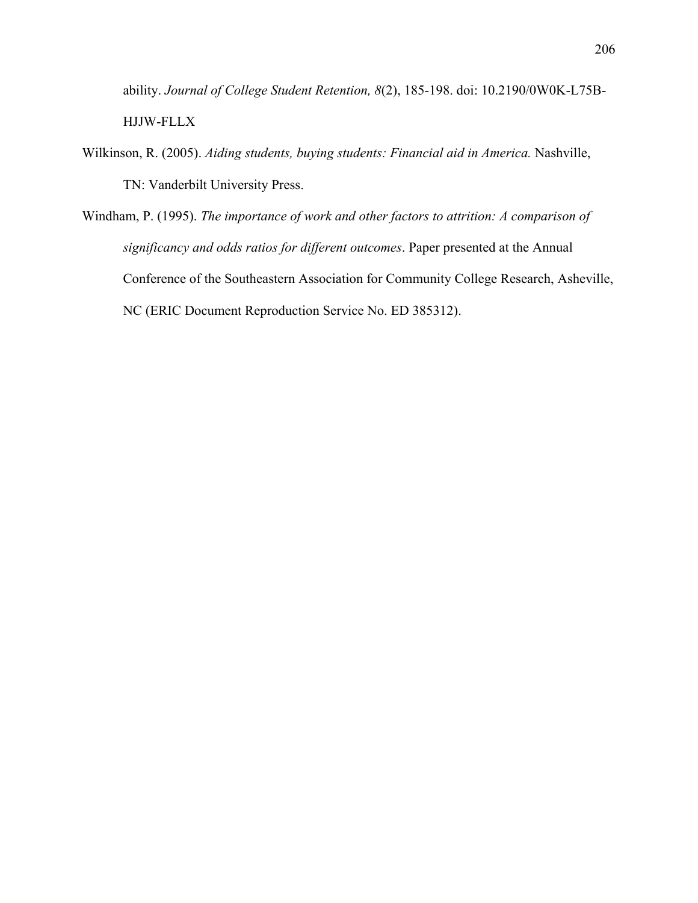ability. *Journal of College Student Retention, 8*(2), 185-198. doi: 10.2190/0W0K-L75B-HJJW-FLLX

Wilkinson, R. (2005). *Aiding students, buying students: Financial aid in America.* Nashville, TN: Vanderbilt University Press.

Windham, P. (1995). *The importance of work and other factors to attrition: A comparison of significancy and odds ratios for different outcomes*. Paper presented at the Annual Conference of the Southeastern Association for Community College Research, Asheville, NC (ERIC Document Reproduction Service No. ED 385312).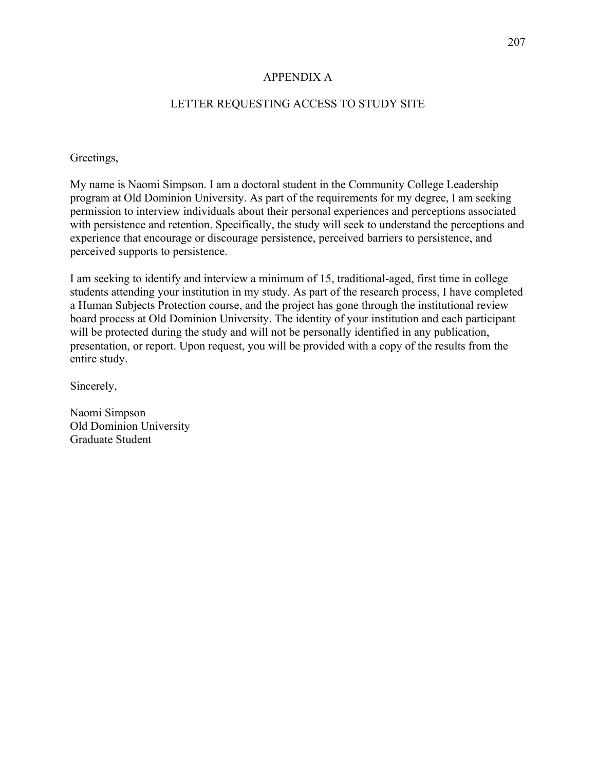# APPENDIX A

## LETTER REQUESTING ACCESS TO STUDY SITE

Greetings,

My name is Naomi Simpson. I am a doctoral student in the Community College Leadership program at Old Dominion University. As part of the requirements for my degree, I am seeking permission to interview individuals about their personal experiences and perceptions associated with persistence and retention. Specifically, the study will seek to understand the perceptions and experience that encourage or discourage persistence, perceived barriers to persistence, and perceived supports to persistence.

I am seeking to identify and interview a minimum of 15, traditional-aged, first time in college students attending your institution in my study. As part of the research process, I have completed a Human Subjects Protection course, and the project has gone through the institutional review board process at Old Dominion University. The identity of your institution and each participant will be protected during the study and will not be personally identified in any publication, presentation, or report. Upon request, you will be provided with a copy of the results from the entire study.

Sincerely,

Naomi Simpson
Old Dominion University
Graduate Student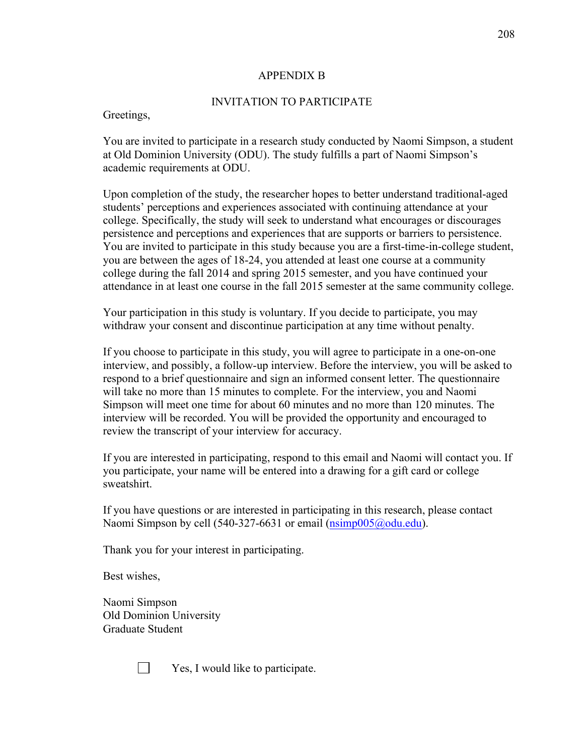# APPENDIX B

## INVITATION TO PARTICIPATE

Greetings,

You are invited to participate in a research study conducted by Naomi Simpson, a student at Old Dominion University (ODU). The study fulfills a part of Naomi Simpson's academic requirements at ODU.

Upon completion of the study, the researcher hopes to better understand traditional-aged students' perceptions and experiences associated with continuing attendance at your college. Specifically, the study will seek to understand what encourages or discourages persistence and perceptions and experiences that are supports or barriers to persistence. You are invited to participate in this study because you are a first-time-in-college student, you are between the ages of 18-24, you attended at least one course at a community college during the fall 2014 and spring 2015 semester, and you have continued your attendance in at least one course in the fall 2015 semester at the same community college.

Your participation in this study is voluntary. If you decide to participate, you may withdraw your consent and discontinue participation at any time without penalty.

If you choose to participate in this study, you will agree to participate in a one-on-one interview, and possibly, a follow-up interview. Before the interview, you will be asked to respond to a brief questionnaire and sign an informed consent letter. The questionnaire will take no more than 15 minutes to complete. For the interview, you and Naomi Simpson will meet one time for about 60 minutes and no more than 120 minutes. The interview will be recorded. You will be provided the opportunity and encouraged to review the transcript of your interview for accuracy.

If you are interested in participating, respond to this email and Naomi will contact you. If you participate, your name will be entered into a drawing for a gift card or college sweatshirt.

If you have questions or are interested in participating in this research, please contact Naomi Simpson by cell (540-327-6631 or email (nsimp005@odu.edu).

Thank you for your interest in participating.

Best wishes,

Naomi Simpson  
Old Dominion University  
Graduate Student

☐ Yes, I would like to participate.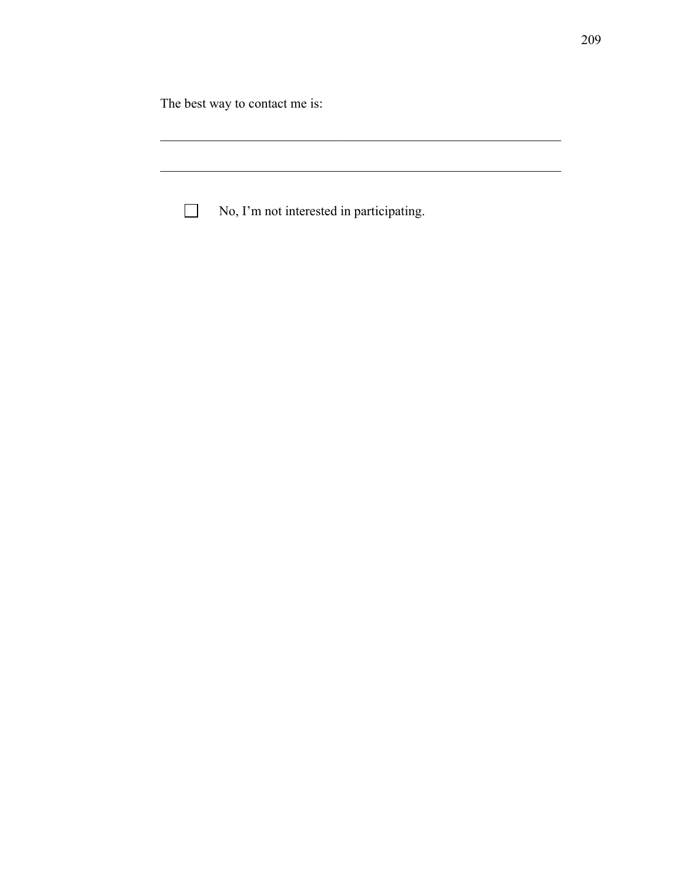The best way to contact me is:

_______________________________________________________________

_______________________________________________________________

☐ No, I'm not interested in participating.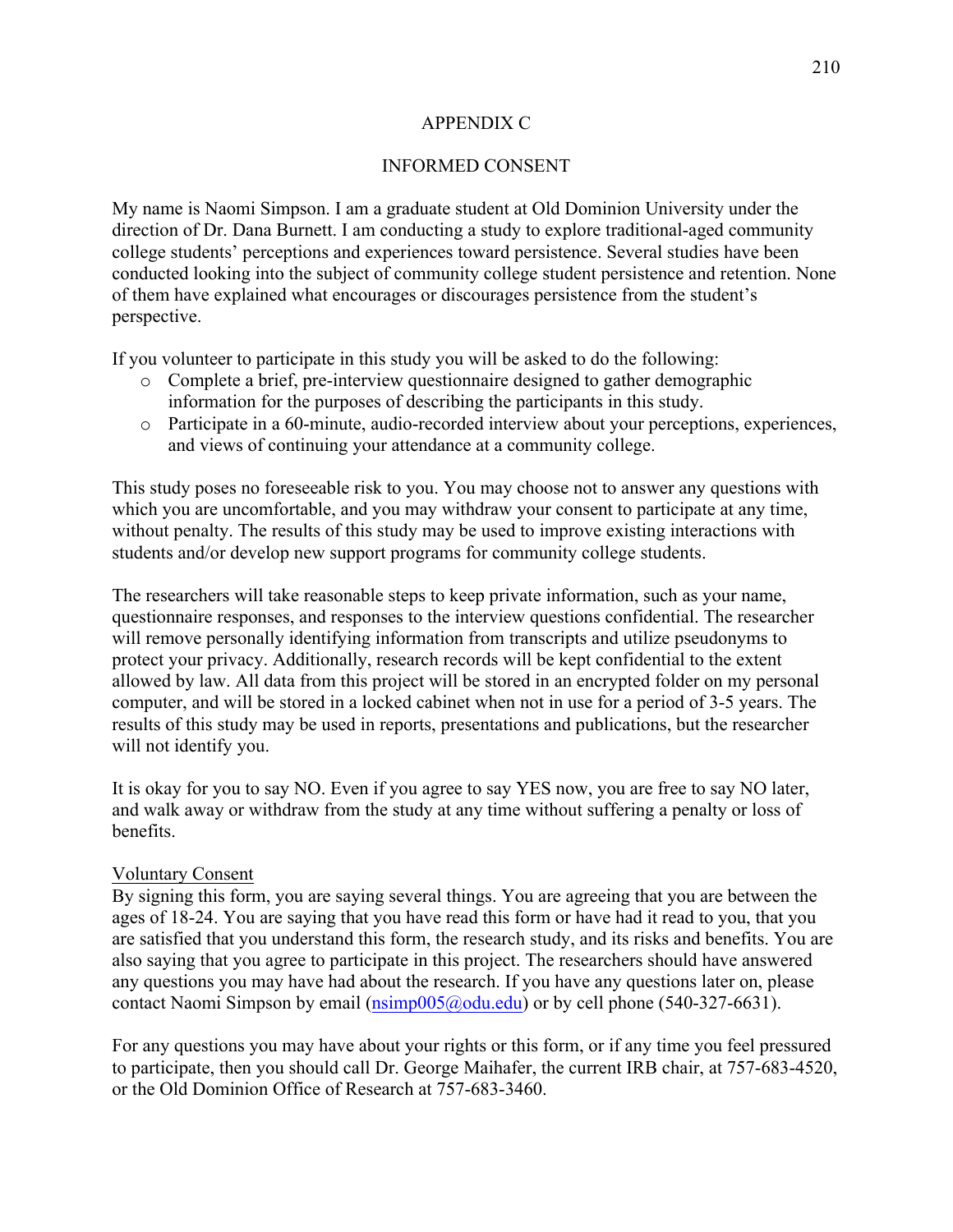# APPENDIX C

## INFORMED CONSENT

My name is Naomi Simpson. I am a graduate student at Old Dominion University under the direction of Dr. Dana Burnett. I am conducting a study to explore traditional-aged community college students' perceptions and experiences toward persistence. Several studies have been conducted looking into the subject of community college student persistence and retention. None of them have explained what encourages or discourages persistence from the student's perspective.

If you volunteer to participate in this study you will be asked to do the following:

- Complete a brief, pre-interview questionnaire designed to gather demographic information for the purposes of describing the participants in this study.
- Participate in a 60-minute, audio-recorded interview about your perceptions, experiences, and views of continuing your attendance at a community college.

This study poses no foreseeable risk to you. You may choose not to answer any questions with which you are uncomfortable, and you may withdraw your consent to participate at any time, without penalty. The results of this study may be used to improve existing interactions with students and/or develop new support programs for community college students.

The researchers will take reasonable steps to keep private information, such as your name, questionnaire responses, and responses to the interview questions confidential. The researcher will remove personally identifying information from transcripts and utilize pseudonyms to protect your privacy. Additionally, research records will be kept confidential to the extent allowed by law. All data from this project will be stored in an encrypted folder on my personal computer, and will be stored in a locked cabinet when not in use for a period of 3-5 years. The results of this study may be used in reports, presentations and publications, but the researcher will not identify you.

It is okay for you to say NO. Even if you agree to say YES now, you are free to say NO later, and walk away or withdraw from the study at any time without suffering a penalty or loss of benefits.

Voluntary Consent

By signing this form, you are saying several things. You are agreeing that you are between the ages of 18-24. You are saying that you have read this form or have had it read to you, that you are satisfied that you understand this form, the research study, and its risks and benefits. You are also saying that you agree to participate in this project. The researchers should have answered any questions you may have had about the research. If you have any questions later on, please contact Naomi Simpson by email (nsimp005@odu.edu) or by cell phone (540-327-6631).

For any questions you may have about your rights or this form, or if any time you feel pressured to participate, then you should call Dr. George Maihafer, the current IRB chair, at 757-683-4520, or the Old Dominion Office of Research at 757-683-3460.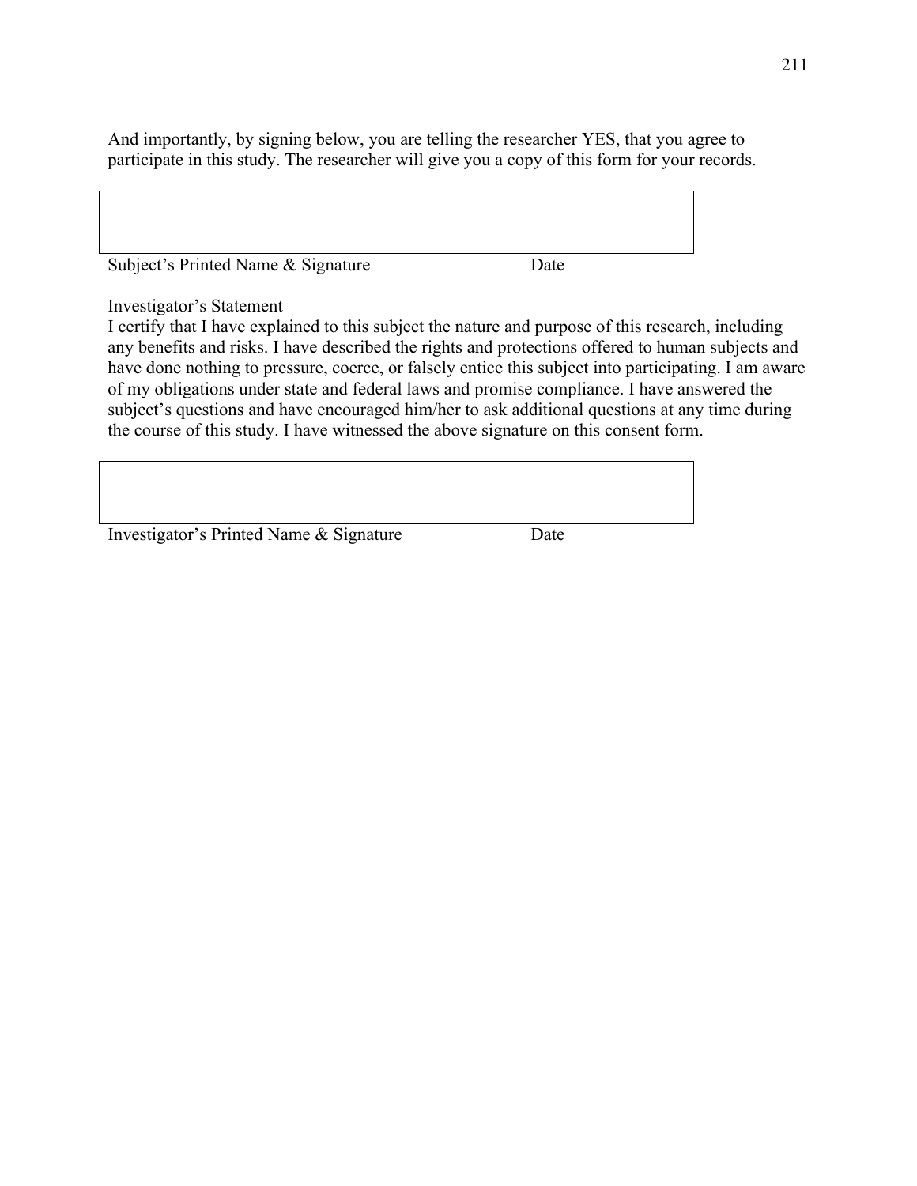And importantly, by signing below, you are telling the researcher YES, that you agree to participate in this study. The researcher will give you a copy of this form for your records.

| | |
|---|---|
| | |
| Subject's Printed Name & Signature | Date |

<u>Investigator's Statement</u>

I certify that I have explained to this subject the nature and purpose of this research, including any benefits and risks. I have described the rights and protections offered to human subjects and have done nothing to pressure, coerce, or falsely entice this subject into participating. I am aware of my obligations under state and federal laws and promise compliance. I have answered the subject's questions and have encouraged him/her to ask additional questions at any time during the course of this study. I have witnessed the above signature on this consent form.

| | |
|---|---|
| | |
| Investigator's Printed Name & Signature | Date |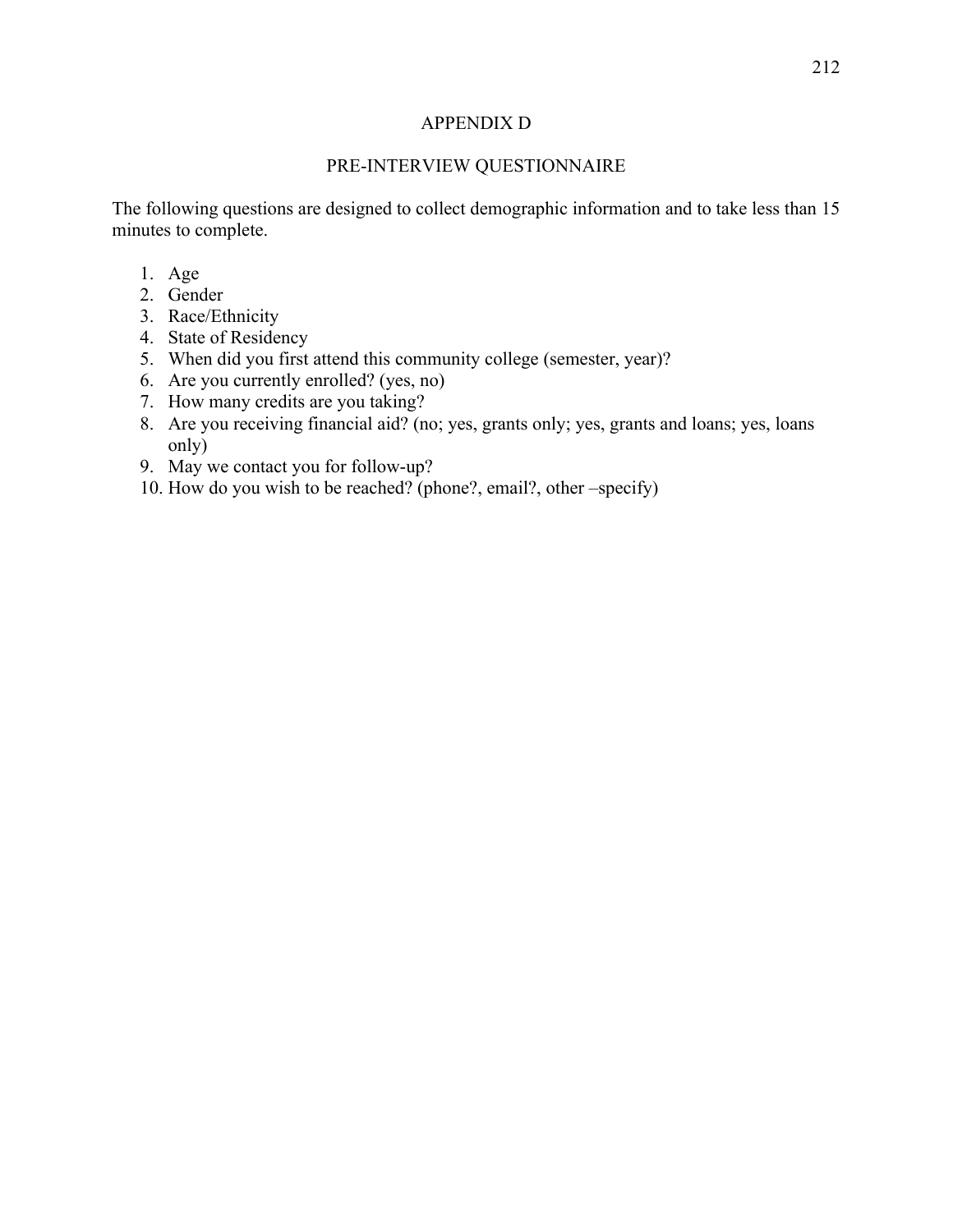# APPENDIX D

## PRE-INTERVIEW QUESTIONNAIRE

The following questions are designed to collect demographic information and to take less than 15 minutes to complete.

1. Age
2. Gender
3. Race/Ethnicity
4. State of Residency
5. When did you first attend this community college (semester, year)?
6. Are you currently enrolled? (yes, no)
7. How many credits are you taking?
8. Are you receiving financial aid? (no; yes, grants only; yes, grants and loans; yes, loans only)
9. May we contact you for follow-up?
10. How do you wish to be reached? (phone?, email?, other –specify)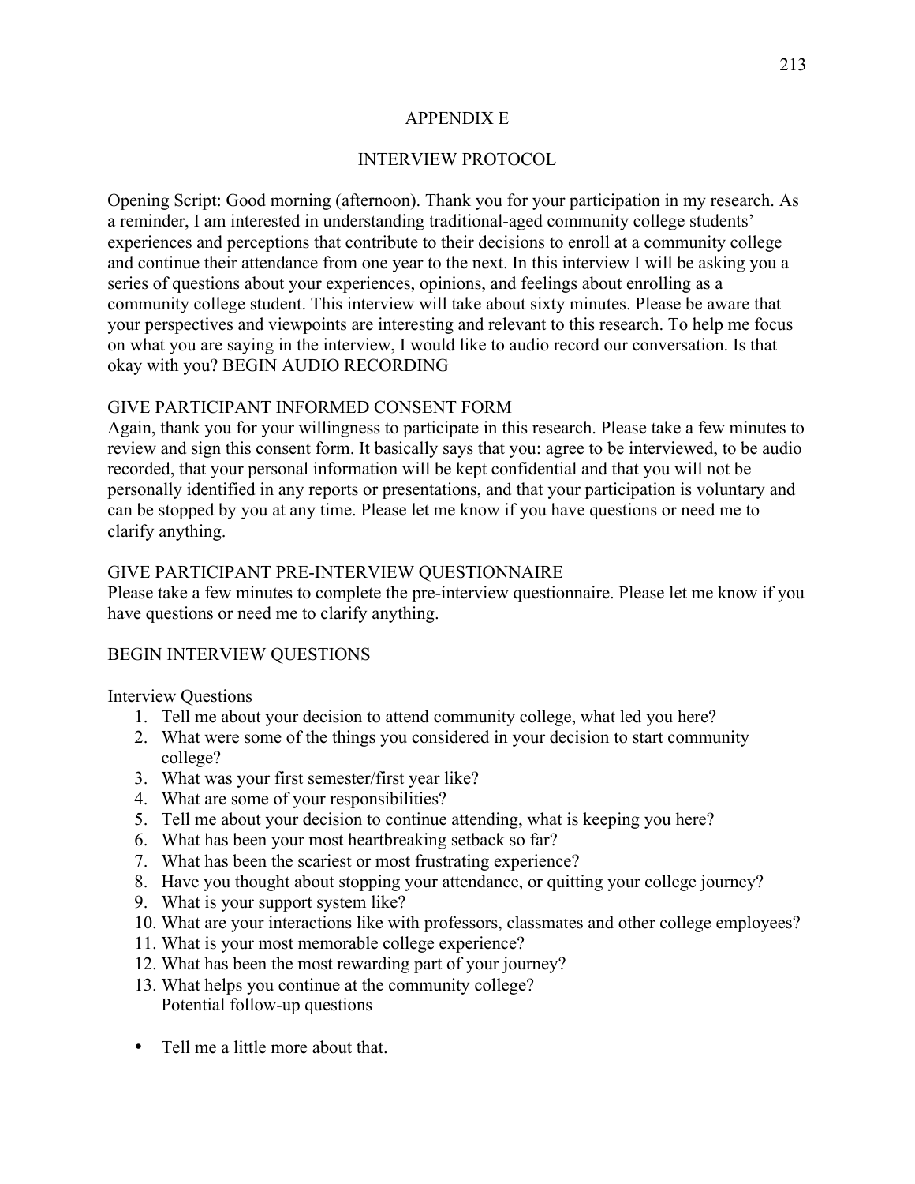# APPENDIX E

## INTERVIEW PROTOCOL

Opening Script: Good morning (afternoon). Thank you for your participation in my research. As a reminder, I am interested in understanding traditional-aged community college students' experiences and perceptions that contribute to their decisions to enroll at a community college and continue their attendance from one year to the next. In this interview I will be asking you a series of questions about your experiences, opinions, and feelings about enrolling as a community college student. This interview will take about sixty minutes. Please be aware that your perspectives and viewpoints are interesting and relevant to this research. To help me focus on what you are saying in the interview, I would like to audio record our conversation. Is that okay with you? BEGIN AUDIO RECORDING

GIVE PARTICIPANT INFORMED CONSENT FORM

Again, thank you for your willingness to participate in this research. Please take a few minutes to review and sign this consent form. It basically says that you: agree to be interviewed, to be audio recorded, that your personal information will be kept confidential and that you will not be personally identified in any reports or presentations, and that your participation is voluntary and can be stopped by you at any time. Please let me know if you have questions or need me to clarify anything.

GIVE PARTICIPANT PRE-INTERVIEW QUESTIONNAIRE

Please take a few minutes to complete the pre-interview questionnaire. Please let me know if you have questions or need me to clarify anything.

BEGIN INTERVIEW QUESTIONS

Interview Questions

1. Tell me about your decision to attend community college, what led you here?
2. What were some of the things you considered in your decision to start community college?
3. What was your first semester/first year like?
4. What are some of your responsibilities?
5. Tell me about your decision to continue attending, what is keeping you here?
6. What has been your most heartbreaking setback so far?
7. What has been the scariest or most frustrating experience?
8. Have you thought about stopping your attendance, or quitting your college journey?
9. What is your support system like?
10. What are your interactions like with professors, classmates and other college employees?
11. What is your most memorable college experience?
12. What has been the most rewarding part of your journey?
13. What helps you continue at the community college?
    Potential follow-up questions

- Tell me a little more about that.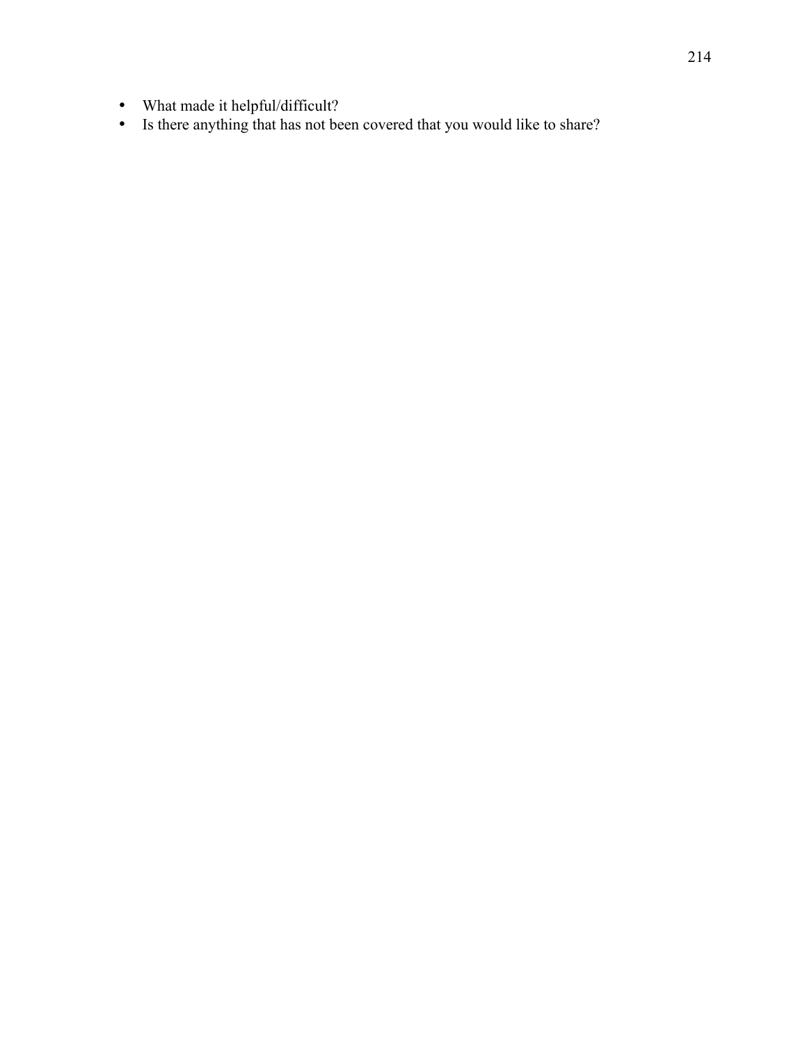- What made it helpful/difficult?
- Is there anything that has not been covered that you would like to share?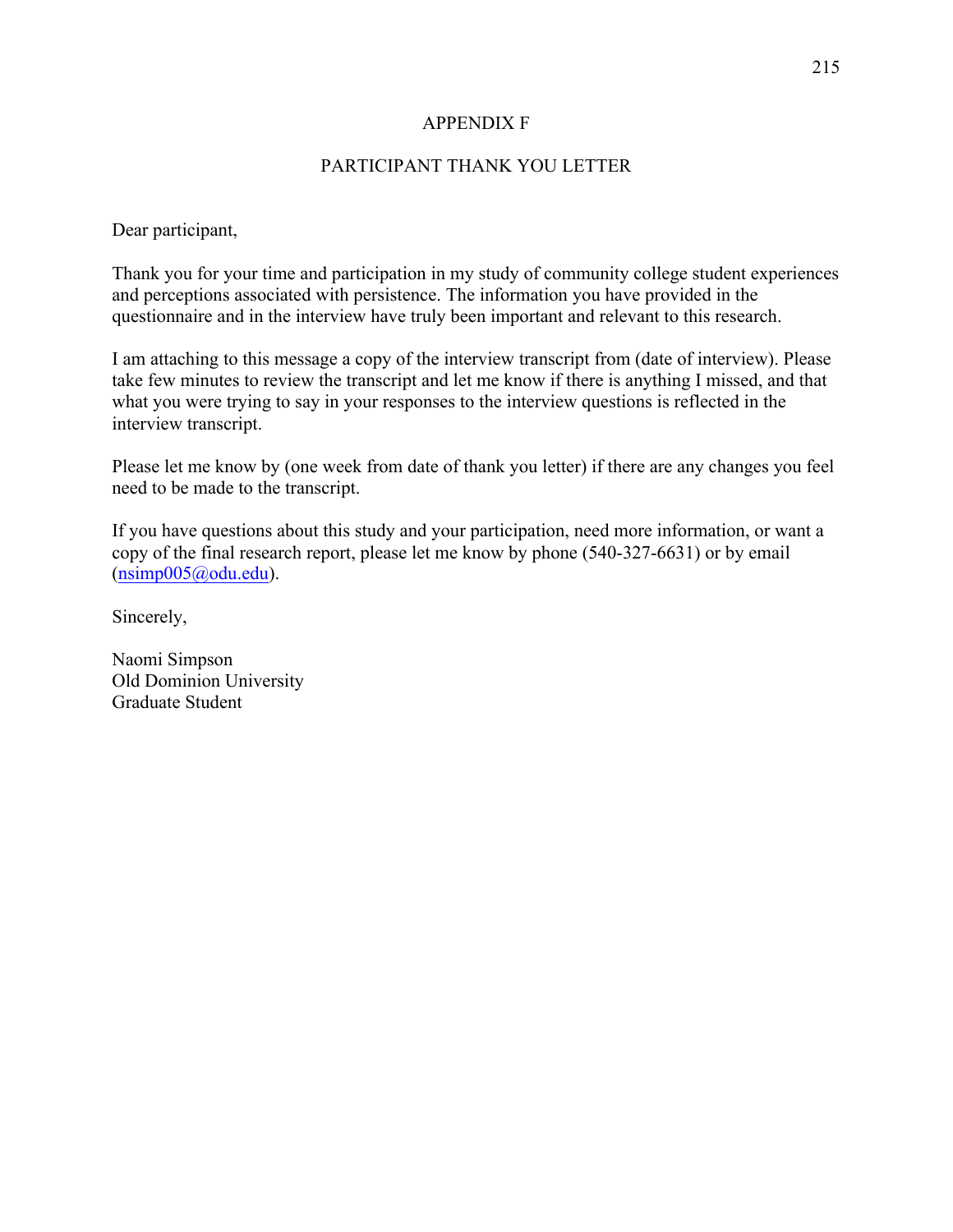# APPENDIX F

## PARTICIPANT THANK YOU LETTER

Dear participant,

Thank you for your time and participation in my study of community college student experiences and perceptions associated with persistence. The information you have provided in the questionnaire and in the interview have truly been important and relevant to this research.

I am attaching to this message a copy of the interview transcript from (date of interview). Please take few minutes to review the transcript and let me know if there is anything I missed, and that what you were trying to say in your responses to the interview questions is reflected in the interview transcript.

Please let me know by (one week from date of thank you letter) if there are any changes you feel need to be made to the transcript.

If you have questions about this study and your participation, need more information, or want a copy of the final research report, please let me know by phone (540-327-6631) or by email (nsimp005@odu.edu).

Sincerely,

Naomi Simpson
Old Dominion University
Graduate Student